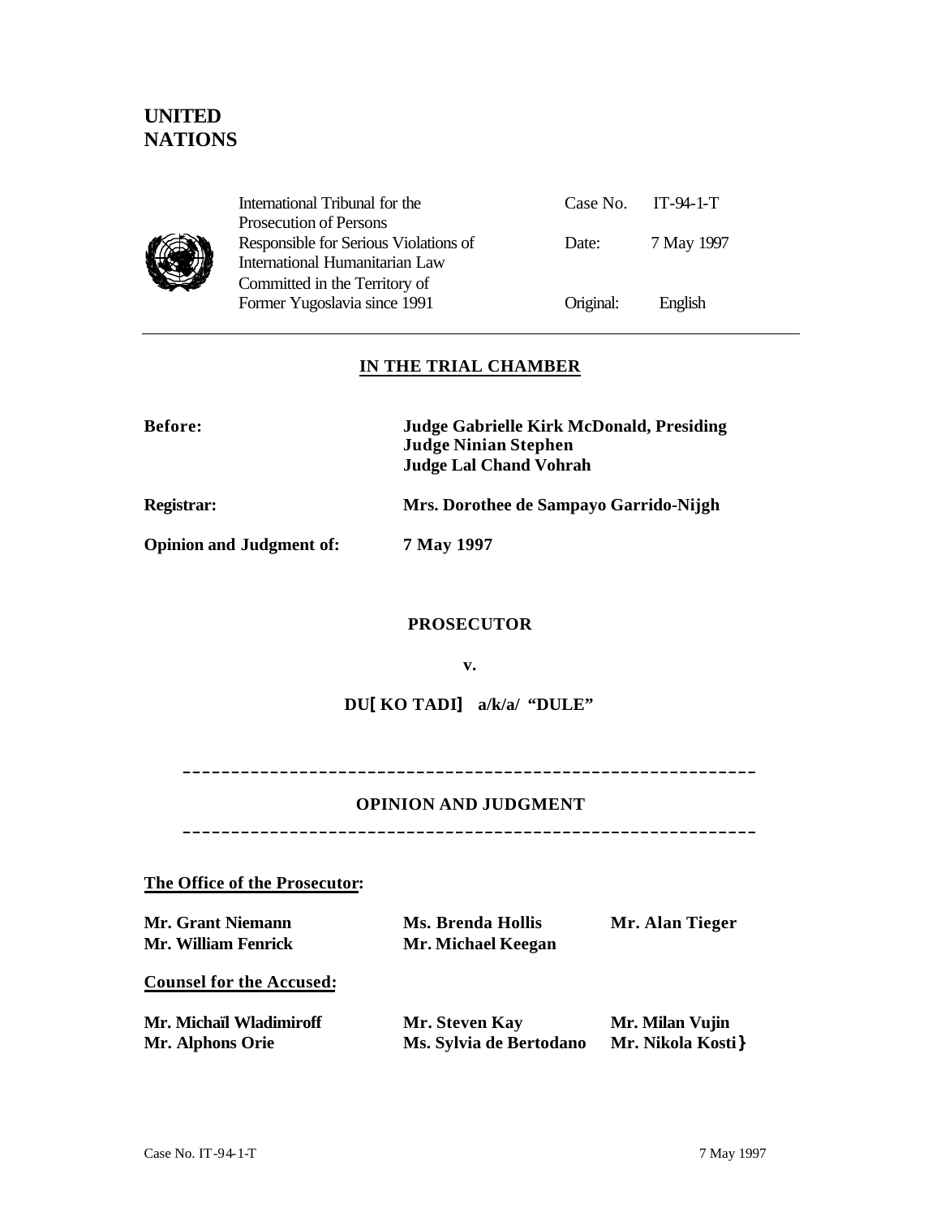# UNITED NATIONS

| International Tribunal for the Prosecution of Persons Responsible for Serious Violations of International Humanitarian Law Committed in the Territory of Former Yugoslavia since 1991 | Case No. | IT-94-1-T |
|---|---|---|
| | Date: | 7 May 1997 |
| | Original: | English |

---

## IN THE TRIAL CHAMBER

**Before:** **Judge Gabrielle Kirk McDonald, Presiding**
**Judge Ninian Stephen**
**Judge Lal Chand Vohrah**

**Registrar:** **Mrs. Dorothee de Sampayo Garrido-Nijgh**

**Opinion and Judgment of:** **7 May 1997**

**PROSECUTOR**

**v.**

**DU[ KO TADI] a/k/a/ "DULE"**

---

## OPINION AND JUDGMENT

---

**The Office of the Prosecutor:**

**Mr. Grant Niemann** **Ms. Brenda Hollis** **Mr. Alan Tieger**
**Mr. William Fenrick** **Mr. Michael Keegan**

**Counsel for the Accused:**

**Mr. Michaïl Wladimiroff** **Mr. Steven Kay** **Mr. Milan Vujin**
**Mr. Alphons Orie** **Ms. Sylvia de Bertodano** **Mr. Nikola Kosti}**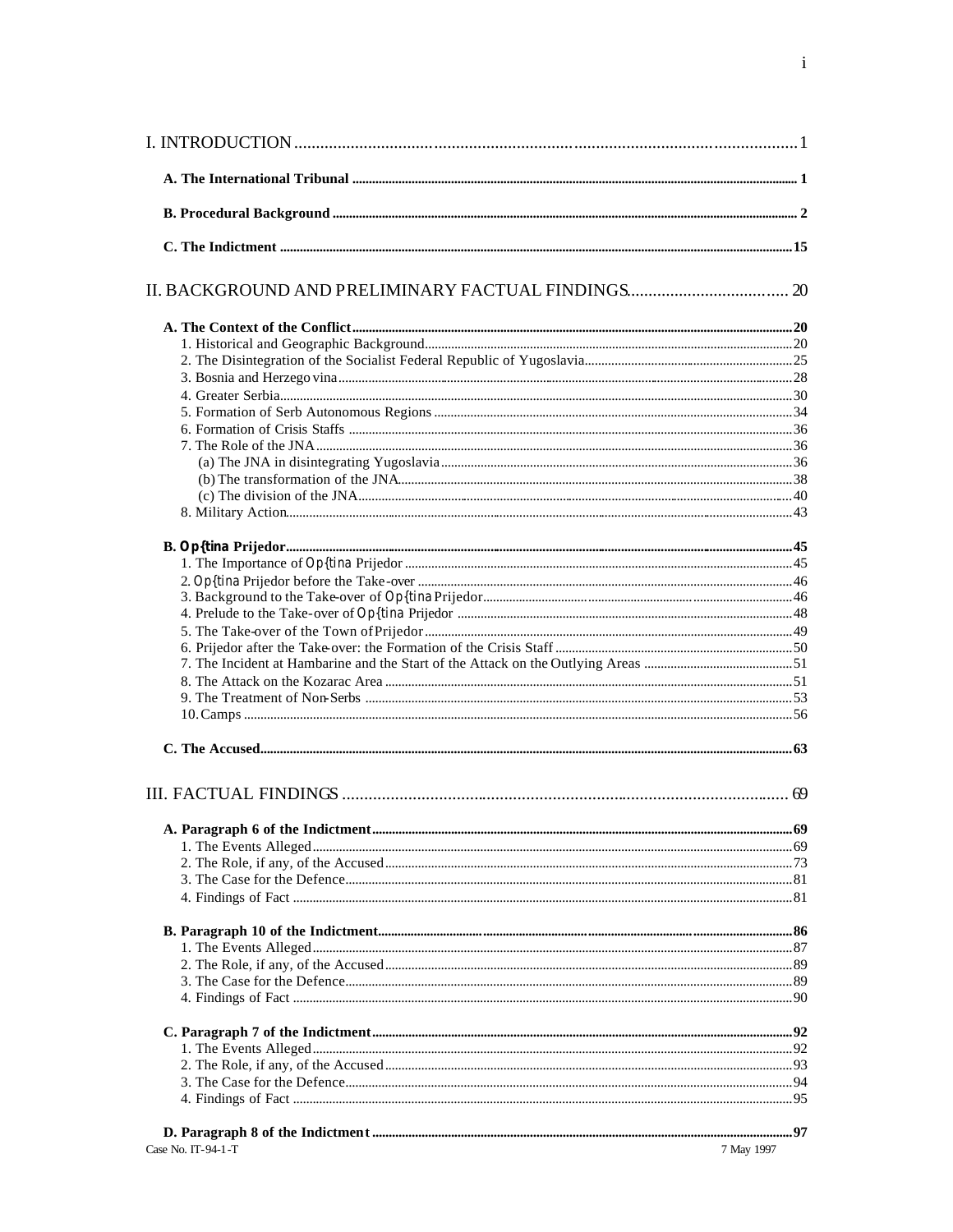I. INTRODUCTION ........................................................................................................... 1

**A. The International Tribunal** ........................................................................................... 1

**B. Procedural Background** ................................................................................................ 2

**C. The Indictment** ............................................................................................................ 15

II. BACKGROUND AND PRELIMINARY FACTUAL FINDINGS.................................... 20

**A. The Context of the Conflict** ........................................................................................ 20

1. Historical and Geographic Background ........................................................................ 20
2. The Disintegration of the Socialist Federal Republic of Yugoslavia ............................ 25
3. Bosnia and Herzegovina ................................................................................................ 28
4. Greater Serbia ............................................................................................................... 30
5. Formation of Serb Autonomous Regions ...................................................................... 34
6. Formation of Crisis Staffs ............................................................................................. 36
7. The Role of the JNA ...................................................................................................... 36
   - (a) The JNA in disintegrating Yugoslavia ................................................................... 36
   - (b) The transformation of the JNA .............................................................................. 38
   - (c) The division of the JNA ......................................................................................... 40
8. Military Action .............................................................................................................. 43

**B. Op{tina Prijedor** ............................................................................................................ 45

1. The Importance of Op{tina Prijedor .............................................................................. 45
2. Op{tina Prijedor before the Take-over .......................................................................... 46
3. Background to the Take-over of Op{tina Prijedor ......................................................... 46
4. Prelude to the Take-over of Op{tina Prijedor ................................................................ 48
5. The Take-over of the Town of Prijedor ......................................................................... 49
6. Prijedor after the Take-over: the Formation of the Crisis Staff ..................................... 50
7. The Incident at Hambarine and the Start of the Attack on the Outlying Areas ............. 51
8. The Attack on the Kozarac Area ................................................................................... 51
9. The Treatment of Non-Serbs ......................................................................................... 53
10. Camps .......................................................................................................................... 56

**C. The Accused** ................................................................................................................ 63

III. FACTUAL FINDINGS ................................................................................................. 69

**A. Paragraph 6 of the Indictment** .................................................................................... 69

1. The Events Alleged ....................................................................................................... 69
2. The Role, if any, of the Accused ................................................................................... 73
3. The Case for the Defence .............................................................................................. 81
4. Findings of Fact ............................................................................................................. 81

**B. Paragraph 10 of the Indictment** .................................................................................. 86

1. The Events Alleged ....................................................................................................... 87
2. The Role, if any, of the Accused ................................................................................... 89
3. The Case for the Defence .............................................................................................. 89
4. Findings of Fact ............................................................................................................. 90

**C. Paragraph 7 of the Indictment** .................................................................................... 92

1. The Events Alleged ....................................................................................................... 92
2. The Role, if any, of the Accused ................................................................................... 93
3. The Case for the Defence .............................................................................................. 94
4. Findings of Fact ............................................................................................................. 95

**D. Paragraph 8 of the Indictment** .................................................................................... 97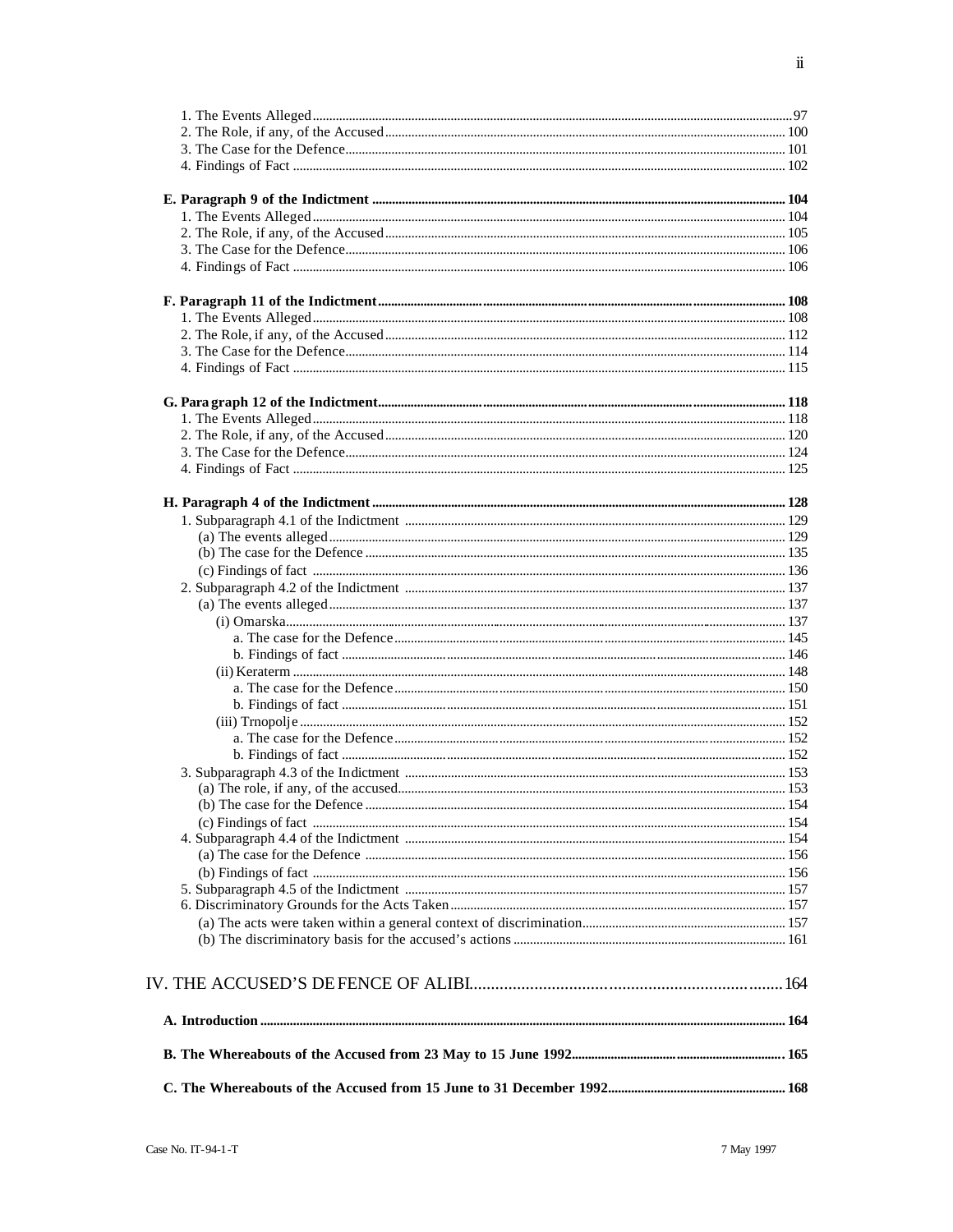1. The Events Alleged ... 97
2. The Role, if any, of the Accused ... 100
3. The Case for the Defence ... 101
4. Findings of Fact ... 102

**E. Paragraph 9 of the Indictment ... 104**

1. The Events Alleged ... 104
2. The Role, if any, of the Accused ... 105
3. The Case for the Defence ... 106
4. Findings of Fact ... 106

**F. Paragraph 11 of the Indictment ... 108**

1. The Events Alleged ... 108
2. The Role, if any, of the Accused ... 112
3. The Case for the Defence ... 114
4. Findings of Fact ... 115

**G. Paragraph 12 of the Indictment ... 118**

1. The Events Alleged ... 118
2. The Role, if any, of the Accused ... 120
3. The Case for the Defence ... 124
4. Findings of Fact ... 125

**H. Paragraph 4 of the Indictment ... 128**

1. Subparagraph 4.1 of the Indictment ... 129
   - (a) The events alleged ... 129
   - (b) The case for the Defence ... 135
   - (c) Findings of fact ... 136
2. Subparagraph 4.2 of the Indictment ... 137
   - (a) The events alleged ... 137
     - (i) Omarska ... 137
       - a. The case for the Defence ... 145
       - b. Findings of fact ... 146
     - (ii) Keraterm ... 148
       - a. The case for the Defence ... 150
       - b. Findings of fact ... 151
     - (iii) Trnopolje ... 152
       - a. The case for the Defence ... 152
       - b. Findings of fact ... 152
3. Subparagraph 4.3 of the Indictment ... 153
   - (a) The role, if any, of the accused ... 153
   - (b) The case for the Defence ... 154
   - (c) Findings of fact ... 154
4. Subparagraph 4.4 of the Indictment ... 154
   - (a) The case for the Defence ... 156
   - (b) Findings of fact ... 156
5. Subparagraph 4.5 of the Indictment ... 157
6. Discriminatory Grounds for the Acts Taken ... 157
   - (a) The acts were taken within a general context of discrimination ... 157
   - (b) The discriminatory basis for the accused's actions ... 161

## IV. THE ACCUSED'S DEFENCE OF ALIBI ... 164

**A. Introduction ... 164**

**B. The Whereabouts of the Accused from 23 May to 15 June 1992 ... 165**

**C. The Whereabouts of the Accused from 15 June to 31 December 1992 ... 168**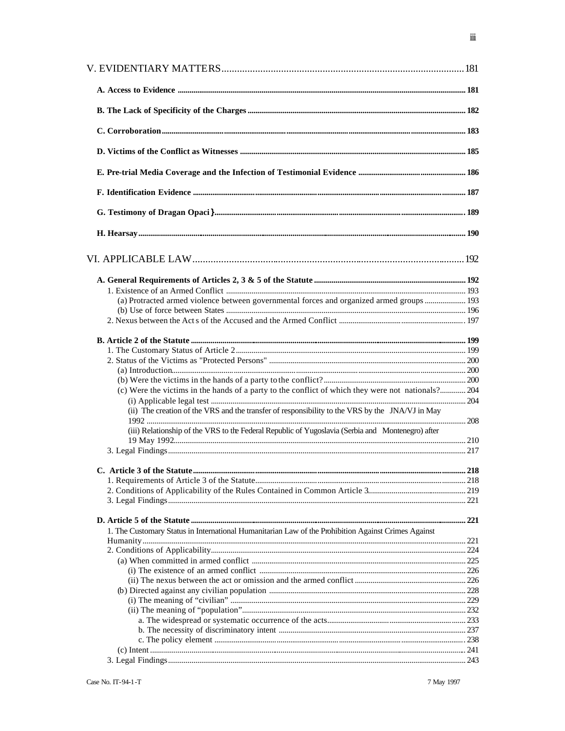V. EVIDENTIARY MATTERS ..... 181

**A. Access to Evidence** ..... 181

**B. The Lack of Specificity of the Charges** ..... 182

**C. Corroboration** ..... 183

**D. Victims of the Conflict as Witnesses** ..... 185

**E. Pre-trial Media Coverage and the Infection of Testimonial Evidence** ..... 186

**F. Identification Evidence** ..... 187

**G. Testimony of Dragan Opaci}** ..... 189

**H. Hearsay** ..... 190

VI. APPLICABLE LAW ..... 192

**A. General Requirements of Articles 2, 3 & 5 of the Statute** ..... 192
- 1. Existence of an Armed Conflict ..... 193
  - (a) Protracted armed violence between governmental forces and organized armed groups ..... 193
  - (b) Use of force between States ..... 196
- 2. Nexus between the Acts of the Accused and the Armed Conflict ..... 197

**B. Article 2 of the Statute** ..... 199
- 1. The Customary Status of Article 2 ..... 199
- 2. Status of the Victims as "Protected Persons" ..... 200
  - (a) Introduction ..... 200
  - (b) Were the victims in the hands of a party to the conflict? ..... 200
  - (c) Were the victims in the hands of a party to the conflict of which they were not nationals? ..... 204
    - (i) Applicable legal test ..... 204
    - (ii) The creation of the VRS and the transfer of responsibility to the VRS by the JNA/VJ in May 1992 ..... 208
    - (iii) Relationship of the VRS to the Federal Republic of Yugoslavia (Serbia and Montenegro) after 19 May 1992 ..... 210
- 3. Legal Findings ..... 217

**C. Article 3 of the Statute** ..... 218
- 1. Requirements of Article 3 of the Statute ..... 218
- 2. Conditions of Applicability of the Rules Contained in Common Article 3 ..... 219
- 3. Legal Findings ..... 221

**D. Article 5 of the Statute** ..... 221
- 1. The Customary Status in International Humanitarian Law of the Prohibition Against Crimes Against Humanity ..... 221
- 2. Conditions of Applicability ..... 224
  - (a) When committed in armed conflict ..... 225
    - (i) The existence of an armed conflict ..... 226
    - (ii) The nexus between the act or omission and the armed conflict ..... 226
  - (b) Directed against any civilian population ..... 228
    - (i) The meaning of "civilian" ..... 229
    - (ii) The meaning of "population" ..... 232
      - a. The widespread or systematic occurrence of the acts ..... 233
      - b. The necessity of discriminatory intent ..... 237
      - c. The policy element ..... 238
  - (c) Intent ..... 241
- 3. Legal Findings ..... 243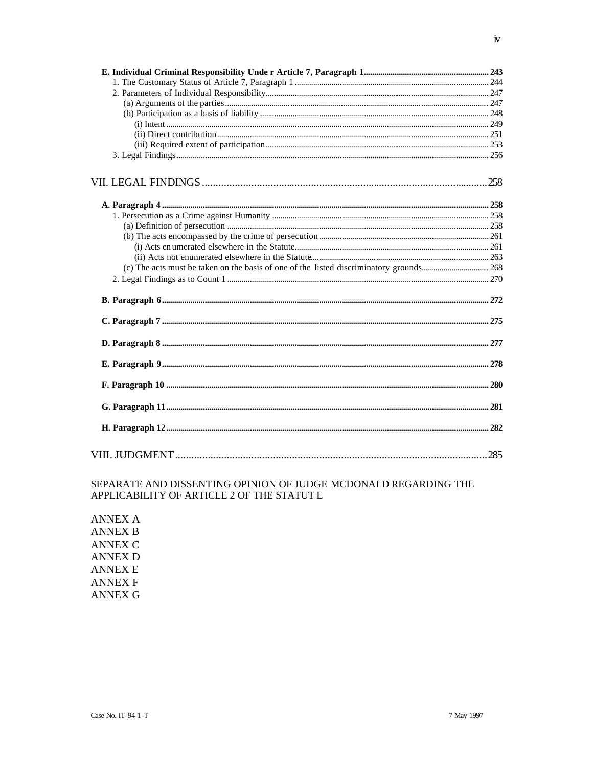**E. Individual Criminal Responsibility Under Article 7, Paragraph 1** ........ **243**
- 1. The Customary Status of Article 7, Paragraph 1 ........ 244
- 2. Parameters of Individual Responsibility ........ 247
  - (a) Arguments of the parties ........ 247
  - (b) Participation as a basis of liability ........ 248
    - (i) Intent ........ 249
    - (ii) Direct contribution ........ 251
    - (iii) Required extent of participation ........ 253
- 3. Legal Findings ........ 256

VII. LEGAL FINDINGS ........ 258

**A. Paragraph 4** ........ **258**
- 1. Persecution as a Crime against Humanity ........ 258
  - (a) Definition of persecution ........ 258
  - (b) The acts encompassed by the crime of persecution ........ 261
    - (i) Acts enumerated elsewhere in the Statute ........ 261
    - (ii) Acts not enumerated elsewhere in the Statute ........ 263
  - (c) The acts must be taken on the basis of one of the listed discriminatory grounds ........ 268
- 2. Legal Findings as to Count 1 ........ 270

**B. Paragraph 6** ........ **272**

**C. Paragraph 7** ........ **275**

**D. Paragraph 8** ........ **277**

**E. Paragraph 9** ........ **278**

**F. Paragraph 10** ........ **280**

**G. Paragraph 11** ........ **281**

**H. Paragraph 12** ........ **282**

VIII. JUDGMENT ........ 285

SEPARATE AND DISSENTING OPINION OF JUDGE MCDONALD REGARDING THE APPLICABILITY OF ARTICLE 2 OF THE STATUTE

ANNEX A
ANNEX B
ANNEX C
ANNEX D
ANNEX E
ANNEX F
ANNEX G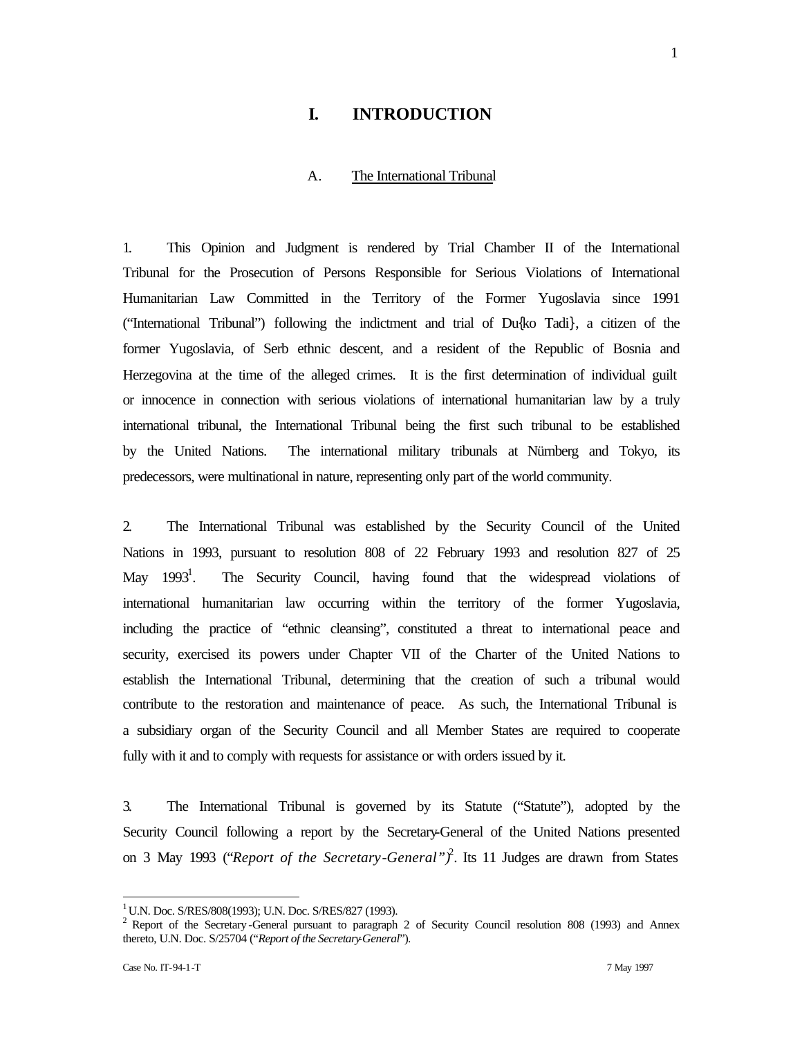# I. INTRODUCTION

## A. The International Tribunal

1. This Opinion and Judgment is rendered by Trial Chamber II of the International Tribunal for the Prosecution of Persons Responsible for Serious Violations of International Humanitarian Law Committed in the Territory of the Former Yugoslavia since 1991 ("International Tribunal") following the indictment and trial of Du{ko Tadi}, a citizen of the former Yugoslavia, of Serb ethnic descent, and a resident of the Republic of Bosnia and Herzegovina at the time of the alleged crimes. It is the first determination of individual guilt or innocence in connection with serious violations of international humanitarian law by a truly international tribunal, the International Tribunal being the first such tribunal to be established by the United Nations. The international military tribunals at Nürnberg and Tokyo, its predecessors, were multinational in nature, representing only part of the world community.

2. The International Tribunal was established by the Security Council of the United Nations in 1993, pursuant to resolution 808 of 22 February 1993 and resolution 827 of 25 May 1993[1]. The Security Council, having found that the widespread violations of international humanitarian law occurring within the territory of the former Yugoslavia, including the practice of "ethnic cleansing", constituted a threat to international peace and security, exercised its powers under Chapter VII of the Charter of the United Nations to establish the International Tribunal, determining that the creation of such a tribunal would contribute to the restoration and maintenance of peace. As such, the International Tribunal is a subsidiary organ of the Security Council and all Member States are required to cooperate fully with it and to comply with requests for assistance or with orders issued by it.

3. The International Tribunal is governed by its Statute ("Statute"), adopted by the Security Council following a report by the Secretary-General of the United Nations presented on 3 May 1993 ("*Report of the Secretary-General*")[2]. Its 11 Judges are drawn from States

---

[1] U.N. Doc. S/RES/808(1993); U.N. Doc. S/RES/827 (1993).

[2] Report of the Secretary-General pursuant to paragraph 2 of Security Council resolution 808 (1993) and Annex thereto, U.N. Doc. S/25704 ("*Report of the Secretary-General*").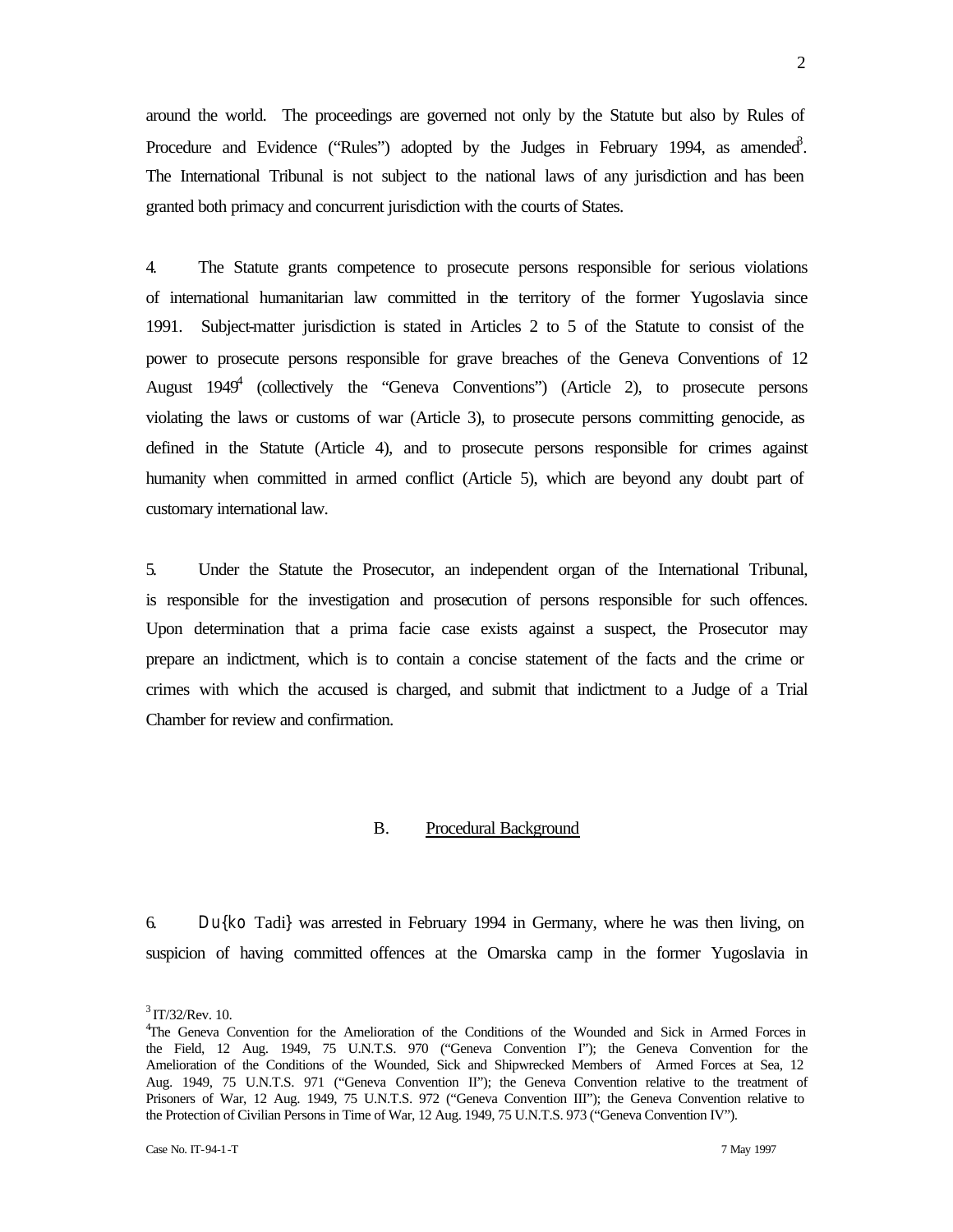around the world. The proceedings are governed not only by the Statute but also by Rules of Procedure and Evidence ("Rules") adopted by the Judges in February 1994, as amended[3]. The International Tribunal is not subject to the national laws of any jurisdiction and has been granted both primacy and concurrent jurisdiction with the courts of States.

4. The Statute grants competence to prosecute persons responsible for serious violations of international humanitarian law committed in the territory of the former Yugoslavia since 1991. Subject-matter jurisdiction is stated in Articles 2 to 5 of the Statute to consist of the power to prosecute persons responsible for grave breaches of the Geneva Conventions of 12 August 1949[4] (collectively the "Geneva Conventions") (Article 2), to prosecute persons violating the laws or customs of war (Article 3), to prosecute persons committing genocide, as defined in the Statute (Article 4), and to prosecute persons responsible for crimes against humanity when committed in armed conflict (Article 5), which are beyond any doubt part of customary international law.

5. Under the Statute the Prosecutor, an independent organ of the International Tribunal, is responsible for the investigation and prosecution of persons responsible for such offences. Upon determination that a prima facie case exists against a suspect, the Prosecutor may prepare an indictment, which is to contain a concise statement of the facts and the crime or crimes with which the accused is charged, and submit that indictment to a Judge of a Trial Chamber for review and confirmation.

## B. Procedural Background

6. Du{ko Tadi} was arrested in February 1994 in Germany, where he was then living, on suspicion of having committed offences at the Omarska camp in the former Yugoslavia in

[3] IT/32/Rev. 10.

[4] The Geneva Convention for the Amelioration of the Conditions of the Wounded and Sick in Armed Forces in the Field, 12 Aug. 1949, 75 U.N.T.S. 970 ("Geneva Convention I"); the Geneva Convention for the Amelioration of the Conditions of the Wounded, Sick and Shipwrecked Members of Armed Forces at Sea, 12 Aug. 1949, 75 U.N.T.S. 971 ("Geneva Convention II"); the Geneva Convention relative to the treatment of Prisoners of War, 12 Aug. 1949, 75 U.N.T.S. 972 ("Geneva Convention III"); the Geneva Convention relative to the Protection of Civilian Persons in Time of War, 12 Aug. 1949, 75 U.N.T.S. 973 ("Geneva Convention IV").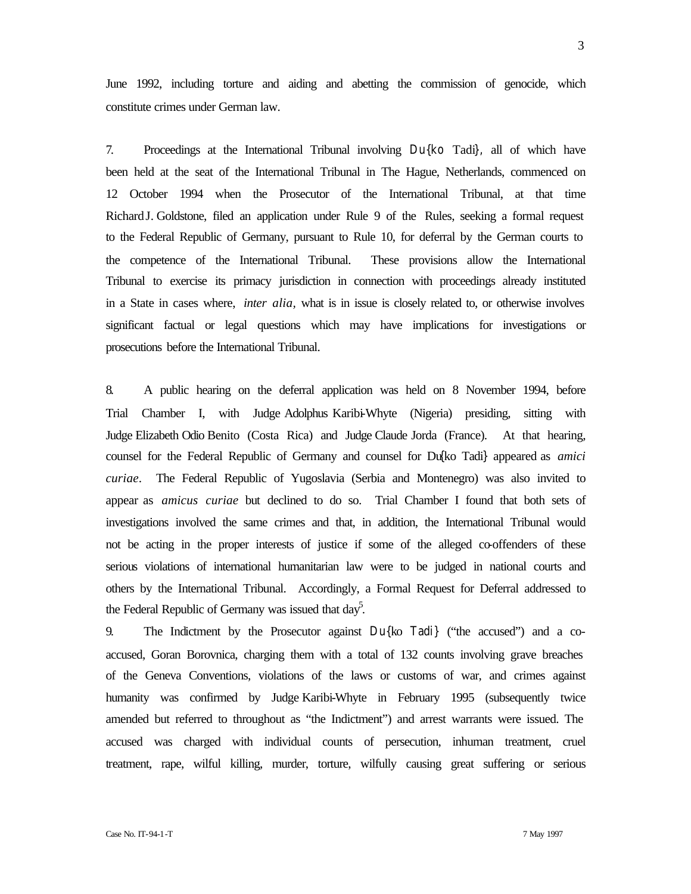June 1992, including torture and aiding and abetting the commission of genocide, which constitute crimes under German law.

7. Proceedings at the International Tribunal involving Du{ko Tadi}, all of which have been held at the seat of the International Tribunal in The Hague, Netherlands, commenced on 12 October 1994 when the Prosecutor of the International Tribunal, at that time Richard J. Goldstone, filed an application under Rule 9 of the Rules, seeking a formal request to the Federal Republic of Germany, pursuant to Rule 10, for deferral by the German courts to the competence of the International Tribunal. These provisions allow the International Tribunal to exercise its primacy jurisdiction in connection with proceedings already instituted in a State in cases where, *inter alia*, what is in issue is closely related to, or otherwise involves significant factual or legal questions which may have implications for investigations or prosecutions before the International Tribunal.

8. A public hearing on the deferral application was held on 8 November 1994, before Trial Chamber I, with Judge Adolphus Karibi-Whyte (Nigeria) presiding, sitting with Judge Elizabeth Odio Benito (Costa Rica) and Judge Claude Jorda (France). At that hearing, counsel for the Federal Republic of Germany and counsel for Du{ko Tadi} appeared as *amici curiae*. The Federal Republic of Yugoslavia (Serbia and Montenegro) was also invited to appear as *amicus curiae* but declined to do so. Trial Chamber I found that both sets of investigations involved the same crimes and that, in addition, the International Tribunal would not be acting in the proper interests of justice if some of the alleged co-offenders of these serious violations of international humanitarian law were to be judged in national courts and others by the International Tribunal. Accordingly, a Formal Request for Deferral addressed to the Federal Republic of Germany was issued that day[5].

9. The Indictment by the Prosecutor against Du{ko Tadi} ("the accused") and a co-accused, Goran Borovnica, charging them with a total of 132 counts involving grave breaches of the Geneva Conventions, violations of the laws or customs of war, and crimes against humanity was confirmed by Judge Karibi-Whyte in February 1995 (subsequently twice amended but referred to throughout as "the Indictment") and arrest warrants were issued. The accused was charged with individual counts of persecution, inhuman treatment, cruel treatment, rape, wilful killing, murder, torture, wilfully causing great suffering or serious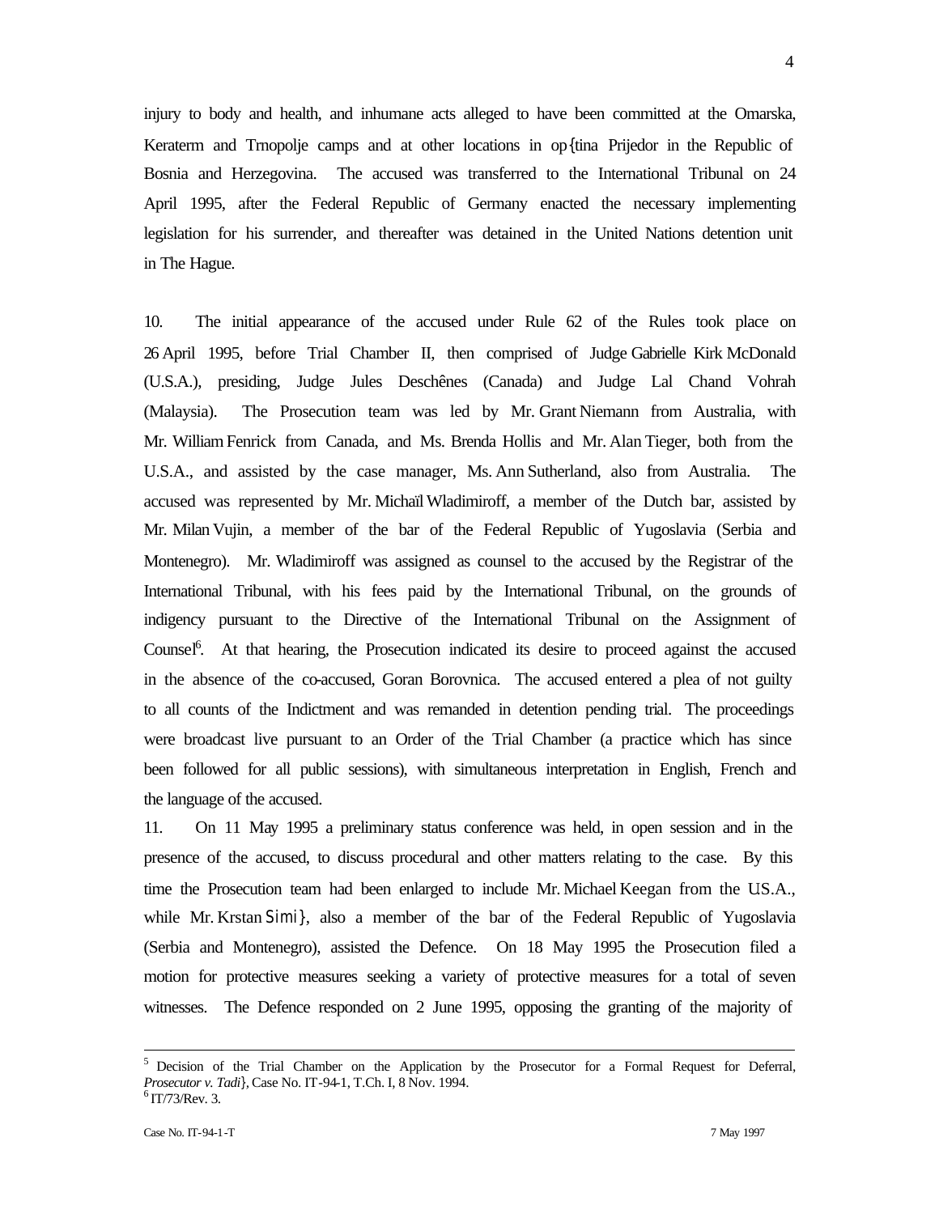injury to body and health, and inhumane acts alleged to have been committed at the Omarska, Keraterm and Trnopolje camps and at other locations in op{tina Prijedor in the Republic of Bosnia and Herzegovina. The accused was transferred to the International Tribunal on 24 April 1995, after the Federal Republic of Germany enacted the necessary implementing legislation for his surrender, and thereafter was detained in the United Nations detention unit in The Hague.

10. The initial appearance of the accused under Rule 62 of the Rules took place on 26 April 1995, before Trial Chamber II, then comprised of Judge Gabrielle Kirk McDonald (U.S.A.), presiding, Judge Jules Deschênes (Canada) and Judge Lal Chand Vohrah (Malaysia). The Prosecution team was led by Mr. Grant Niemann from Australia, with Mr. William Fenrick from Canada, and Ms. Brenda Hollis and Mr. Alan Tieger, both from the U.S.A., and assisted by the case manager, Ms. Ann Sutherland, also from Australia. The accused was represented by Mr. Michaïl Wladimiroff, a member of the Dutch bar, assisted by Mr. Milan Vujin, a member of the bar of the Federal Republic of Yugoslavia (Serbia and Montenegro). Mr. Wladimiroff was assigned as counsel to the accused by the Registrar of the International Tribunal, with his fees paid by the International Tribunal, on the grounds of indigency pursuant to the Directive of the International Tribunal on the Assignment of Counsel[6]. At that hearing, the Prosecution indicated its desire to proceed against the accused in the absence of the co-accused, Goran Borovnica. The accused entered a plea of not guilty to all counts of the Indictment and was remanded in detention pending trial. The proceedings were broadcast live pursuant to an Order of the Trial Chamber (a practice which has since been followed for all public sessions), with simultaneous interpretation in English, French and the language of the accused.

11. On 11 May 1995 a preliminary status conference was held, in open session and in the presence of the accused, to discuss procedural and other matters relating to the case. By this time the Prosecution team had been enlarged to include Mr. Michael Keegan from the U.S.A., while Mr. Krstan Simi}, also a member of the bar of the Federal Republic of Yugoslavia (Serbia and Montenegro), assisted the Defence. On 18 May 1995 the Prosecution filed a motion for protective measures seeking a variety of protective measures for a total of seven witnesses. The Defence responded on 2 June 1995, opposing the granting of the majority of

---

[5] Decision of the Trial Chamber on the Application by the Prosecutor for a Formal Request for Deferral, *Prosecutor v. Tadi}*, Case No. IT-94-1, T.Ch. I, 8 Nov. 1994.

[6] IT/73/Rev. 3.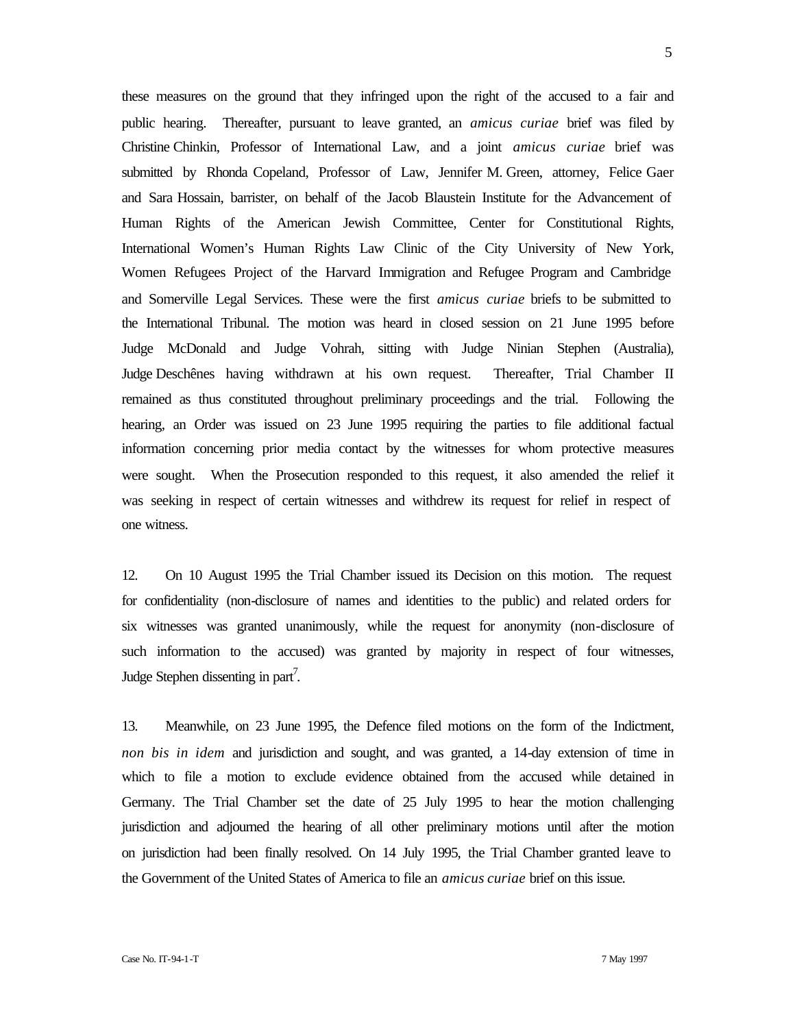these measures on the ground that they infringed upon the right of the accused to a fair and public hearing. Thereafter, pursuant to leave granted, an *amicus curiae* brief was filed by Christine Chinkin, Professor of International Law, and a joint *amicus curiae* brief was submitted by Rhonda Copeland, Professor of Law, Jennifer M. Green, attorney, Felice Gaer and Sara Hossain, barrister, on behalf of the Jacob Blaustein Institute for the Advancement of Human Rights of the American Jewish Committee, Center for Constitutional Rights, International Women's Human Rights Law Clinic of the City University of New York, Women Refugees Project of the Harvard Immigration and Refugee Program and Cambridge and Somerville Legal Services. These were the first *amicus curiae* briefs to be submitted to the International Tribunal. The motion was heard in closed session on 21 June 1995 before Judge McDonald and Judge Vohrah, sitting with Judge Ninian Stephen (Australia), Judge Deschênes having withdrawn at his own request. Thereafter, Trial Chamber II remained as thus constituted throughout preliminary proceedings and the trial. Following the hearing, an Order was issued on 23 June 1995 requiring the parties to file additional factual information concerning prior media contact by the witnesses for whom protective measures were sought. When the Prosecution responded to this request, it also amended the relief it was seeking in respect of certain witnesses and withdrew its request for relief in respect of one witness.

12. On 10 August 1995 the Trial Chamber issued its Decision on this motion. The request for confidentiality (non-disclosure of names and identities to the public) and related orders for six witnesses was granted unanimously, while the request for anonymity (non-disclosure of such information to the accused) was granted by majority in respect of four witnesses, Judge Stephen dissenting in part[7].

13. Meanwhile, on 23 June 1995, the Defence filed motions on the form of the Indictment, *non bis in idem* and jurisdiction and sought, and was granted, a 14-day extension of time in which to file a motion to exclude evidence obtained from the accused while detained in Germany. The Trial Chamber set the date of 25 July 1995 to hear the motion challenging jurisdiction and adjourned the hearing of all other preliminary motions until after the motion on jurisdiction had been finally resolved. On 14 July 1995, the Trial Chamber granted leave to the Government of the United States of America to file an *amicus curiae* brief on this issue.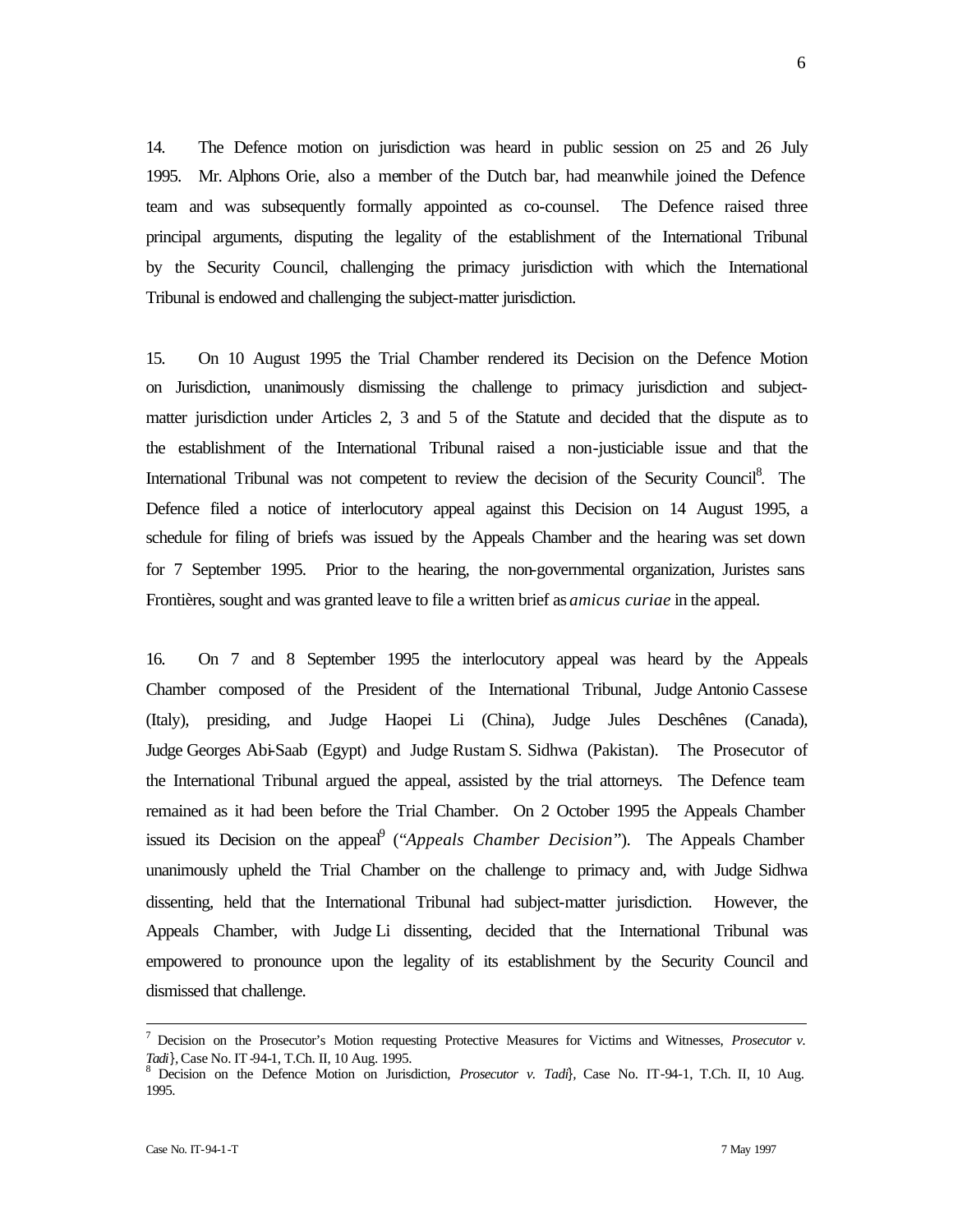14. The Defence motion on jurisdiction was heard in public session on 25 and 26 July 1995. Mr. Alphons Orie, also a member of the Dutch bar, had meanwhile joined the Defence team and was subsequently formally appointed as co-counsel. The Defence raised three principal arguments, disputing the legality of the establishment of the International Tribunal by the Security Council, challenging the primacy jurisdiction with which the International Tribunal is endowed and challenging the subject-matter jurisdiction.

15. On 10 August 1995 the Trial Chamber rendered its Decision on the Defence Motion on Jurisdiction, unanimously dismissing the challenge to primacy jurisdiction and subject-matter jurisdiction under Articles 2, 3 and 5 of the Statute and decided that the dispute as to the establishment of the International Tribunal raised a non-justiciable issue and that the International Tribunal was not competent to review the decision of the Security Council[8]. The Defence filed a notice of interlocutory appeal against this Decision on 14 August 1995, a schedule for filing of briefs was issued by the Appeals Chamber and the hearing was set down for 7 September 1995. Prior to the hearing, the non-governmental organization, Juristes sans Frontières, sought and was granted leave to file a written brief as *amicus curiae* in the appeal.

16. On 7 and 8 September 1995 the interlocutory appeal was heard by the Appeals Chamber composed of the President of the International Tribunal, Judge Antonio Cassese (Italy), presiding, and Judge Haopei Li (China), Judge Jules Deschênes (Canada), Judge Georges Abi-Saab (Egypt) and Judge Rustam S. Sidhwa (Pakistan). The Prosecutor of the International Tribunal argued the appeal, assisted by the trial attorneys. The Defence team remained as it had been before the Trial Chamber. On 2 October 1995 the Appeals Chamber issued its Decision on the appeal[9] ("*Appeals Chamber Decision*"). The Appeals Chamber unanimously upheld the Trial Chamber on the challenge to primacy and, with Judge Sidhwa dissenting, held that the International Tribunal had subject-matter jurisdiction. However, the Appeals Chamber, with Judge Li dissenting, decided that the International Tribunal was empowered to pronounce upon the legality of its establishment by the Security Council and dismissed that challenge.

---

[7] Decision on the Prosecutor's Motion requesting Protective Measures for Victims and Witnesses, *Prosecutor v. Tadi}*, Case No. IT-94-1, T.Ch. II, 10 Aug. 1995.

[8] Decision on the Defence Motion on Jurisdiction, *Prosecutor v. Tadi}*, Case No. IT-94-1, T.Ch. II, 10 Aug. 1995.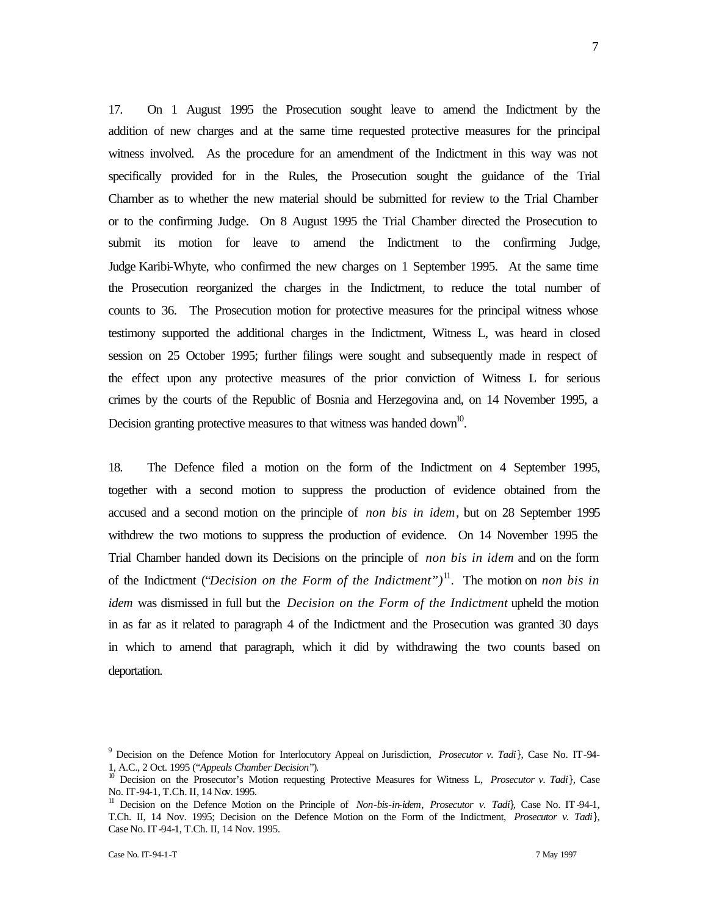17. On 1 August 1995 the Prosecution sought leave to amend the Indictment by the addition of new charges and at the same time requested protective measures for the principal witness involved. As the procedure for an amendment of the Indictment in this way was not specifically provided for in the Rules, the Prosecution sought the guidance of the Trial Chamber as to whether the new material should be submitted for review to the Trial Chamber or to the confirming Judge. On 8 August 1995 the Trial Chamber directed the Prosecution to submit its motion for leave to amend the Indictment to the confirming Judge, Judge Karibi-Whyte, who confirmed the new charges on 1 September 1995. At the same time the Prosecution reorganized the charges in the Indictment, to reduce the total number of counts to 36. The Prosecution motion for protective measures for the principal witness whose testimony supported the additional charges in the Indictment, Witness L, was heard in closed session on 25 October 1995; further filings were sought and subsequently made in respect of the effect upon any protective measures of the prior conviction of Witness L for serious crimes by the courts of the Republic of Bosnia and Herzegovina and, on 14 November 1995, a Decision granting protective measures to that witness was handed down[10].

18. The Defence filed a motion on the form of the Indictment on 4 September 1995, together with a second motion to suppress the production of evidence obtained from the accused and a second motion on the principle of *non bis in idem*, but on 28 September 1995 withdrew the two motions to suppress the production of evidence. On 14 November 1995 the Trial Chamber handed down its Decisions on the principle of *non bis in idem* and on the form of the Indictment ("*Decision on the Form of the Indictment*")[11]. The motion on *non bis in idem* was dismissed in full but the *Decision on the Form of the Indictment* upheld the motion in as far as it related to paragraph 4 of the Indictment and the Prosecution was granted 30 days in which to amend that paragraph, which it did by withdrawing the two counts based on deportation.

---

[9] Decision on the Defence Motion for Interlocutory Appeal on Jurisdiction, *Prosecutor v. Tadi}*, Case No. IT-94-1, A.C., 2 Oct. 1995 ("*Appeals Chamber Decision*").

[10] Decision on the Prosecutor's Motion requesting Protective Measures for Witness L, *Prosecutor v. Tadi}*, Case No. IT-94-1, T.Ch. II, 14 Nov. 1995.

[11] Decision on the Defence Motion on the Principle of *Non-bis-in-idem*, *Prosecutor v. Tadi}*, Case No. IT-94-1, T.Ch. II, 14 Nov. 1995; Decision on the Defence Motion on the Form of the Indictment, *Prosecutor v. Tadi}*, Case No. IT-94-1, T.Ch. II, 14 Nov. 1995.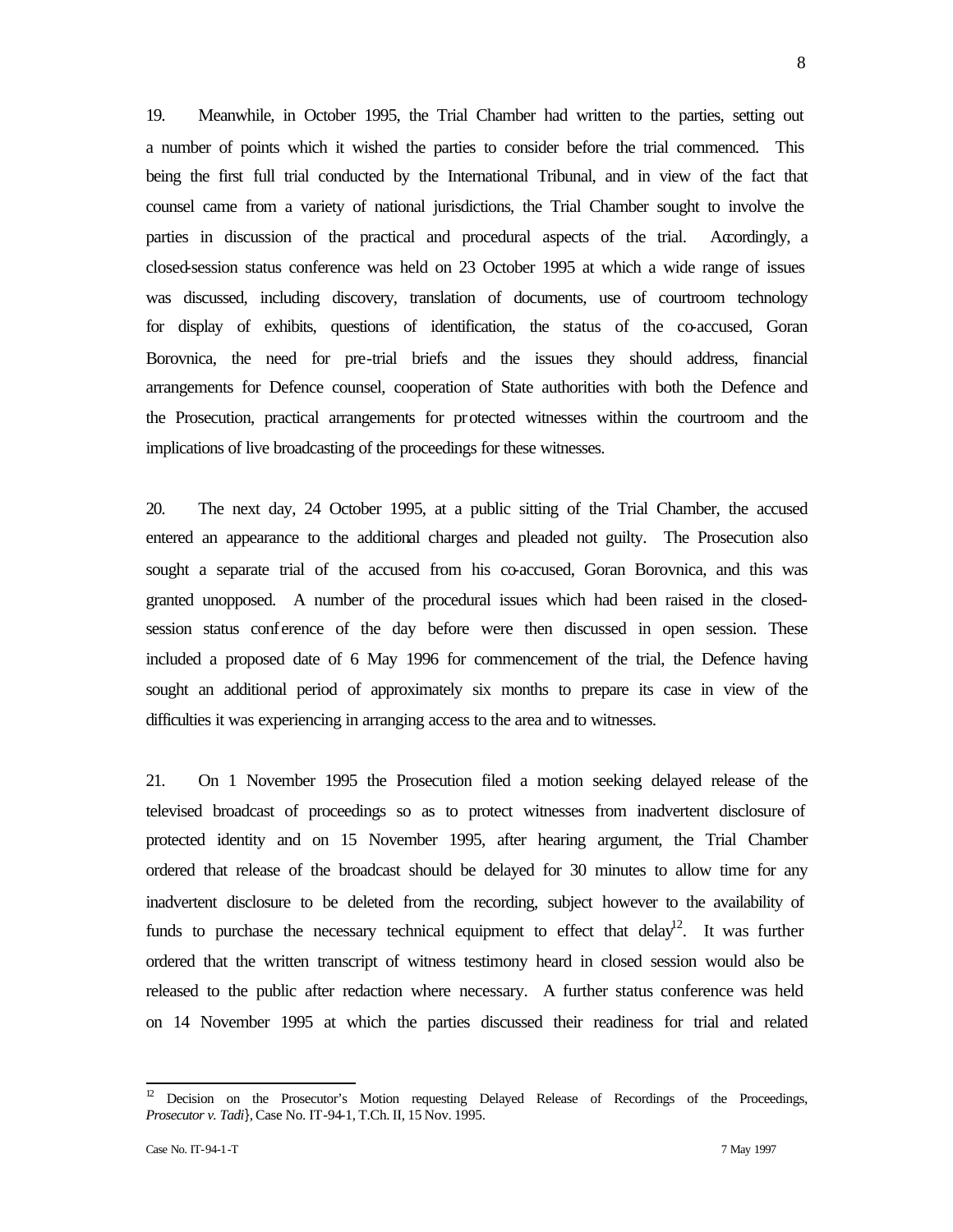19. Meanwhile, in October 1995, the Trial Chamber had written to the parties, setting out a number of points which it wished the parties to consider before the trial commenced. This being the first full trial conducted by the International Tribunal, and in view of the fact that counsel came from a variety of national jurisdictions, the Trial Chamber sought to involve the parties in discussion of the practical and procedural aspects of the trial. Accordingly, a closed-session status conference was held on 23 October 1995 at which a wide range of issues was discussed, including discovery, translation of documents, use of courtroom technology for display of exhibits, questions of identification, the status of the co-accused, Goran Borovnica, the need for pre-trial briefs and the issues they should address, financial arrangements for Defence counsel, cooperation of State authorities with both the Defence and the Prosecution, practical arrangements for protected witnesses within the courtroom and the implications of live broadcasting of the proceedings for these witnesses.

20. The next day, 24 October 1995, at a public sitting of the Trial Chamber, the accused entered an appearance to the additional charges and pleaded not guilty. The Prosecution also sought a separate trial of the accused from his co-accused, Goran Borovnica, and this was granted unopposed. A number of the procedural issues which had been raised in the closed-session status conference of the day before were then discussed in open session. These included a proposed date of 6 May 1996 for commencement of the trial, the Defence having sought an additional period of approximately six months to prepare its case in view of the difficulties it was experiencing in arranging access to the area and to witnesses.

21. On 1 November 1995 the Prosecution filed a motion seeking delayed release of the televised broadcast of proceedings so as to protect witnesses from inadvertent disclosure of protected identity and on 15 November 1995, after hearing argument, the Trial Chamber ordered that release of the broadcast should be delayed for 30 minutes to allow time for any inadvertent disclosure to be deleted from the recording, subject however to the availability of funds to purchase the necessary technical equipment to effect that delay[12]. It was further ordered that the written transcript of witness testimony heard in closed session would also be released to the public after redaction where necessary. A further status conference was held on 14 November 1995 at which the parties discussed their readiness for trial and related

---

[12] Decision on the Prosecutor's Motion requesting Delayed Release of Recordings of the Proceedings, *Prosecutor v. Tadi}*, Case No. IT-94-1, T.Ch. II, 15 Nov. 1995.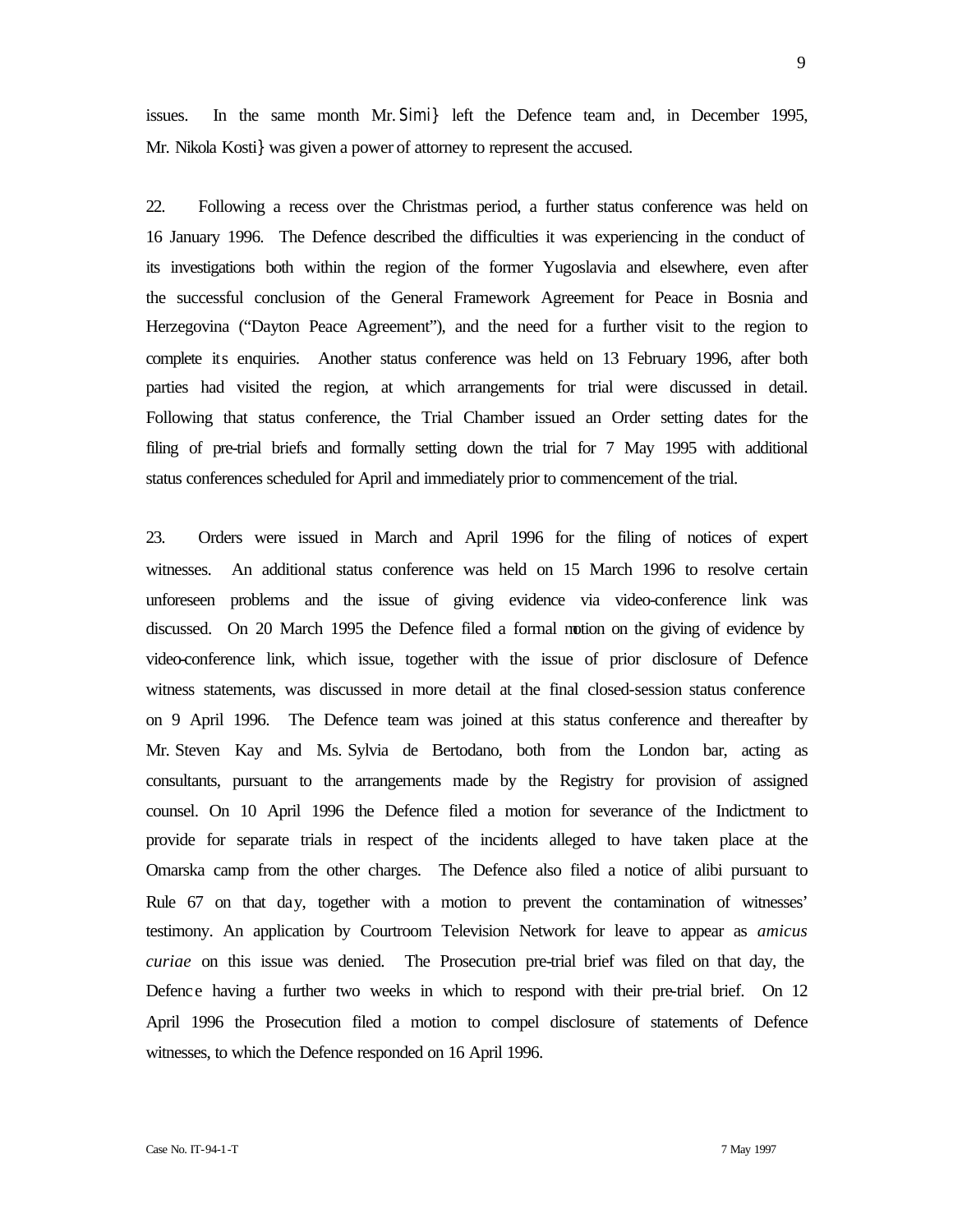issues. In the same month Mr. Simi} left the Defence team and, in December 1995, Mr. Nikola Kosti} was given a power of attorney to represent the accused.

22. Following a recess over the Christmas period, a further status conference was held on 16 January 1996. The Defence described the difficulties it was experiencing in the conduct of its investigations both within the region of the former Yugoslavia and elsewhere, even after the successful conclusion of the General Framework Agreement for Peace in Bosnia and Herzegovina ("Dayton Peace Agreement"), and the need for a further visit to the region to complete its enquiries. Another status conference was held on 13 February 1996, after both parties had visited the region, at which arrangements for trial were discussed in detail. Following that status conference, the Trial Chamber issued an Order setting dates for the filing of pre-trial briefs and formally setting down the trial for 7 May 1995 with additional status conferences scheduled for April and immediately prior to commencement of the trial.

23. Orders were issued in March and April 1996 for the filing of notices of expert witnesses. An additional status conference was held on 15 March 1996 to resolve certain unforeseen problems and the issue of giving evidence via video-conference link was discussed. On 20 March 1995 the Defence filed a formal motion on the giving of evidence by video-conference link, which issue, together with the issue of prior disclosure of Defence witness statements, was discussed in more detail at the final closed-session status conference on 9 April 1996. The Defence team was joined at this status conference and thereafter by Mr. Steven Kay and Ms. Sylvia de Bertodano, both from the London bar, acting as consultants, pursuant to the arrangements made by the Registry for provision of assigned counsel. On 10 April 1996 the Defence filed a motion for severance of the Indictment to provide for separate trials in respect of the incidents alleged to have taken place at the Omarska camp from the other charges. The Defence also filed a notice of alibi pursuant to Rule 67 on that day, together with a motion to prevent the contamination of witnesses' testimony. An application by Courtroom Television Network for leave to appear as *amicus curiae* on this issue was denied. The Prosecution pre-trial brief was filed on that day, the Defence having a further two weeks in which to respond with their pre-trial brief. On 12 April 1996 the Prosecution filed a motion to compel disclosure of statements of Defence witnesses, to which the Defence responded on 16 April 1996.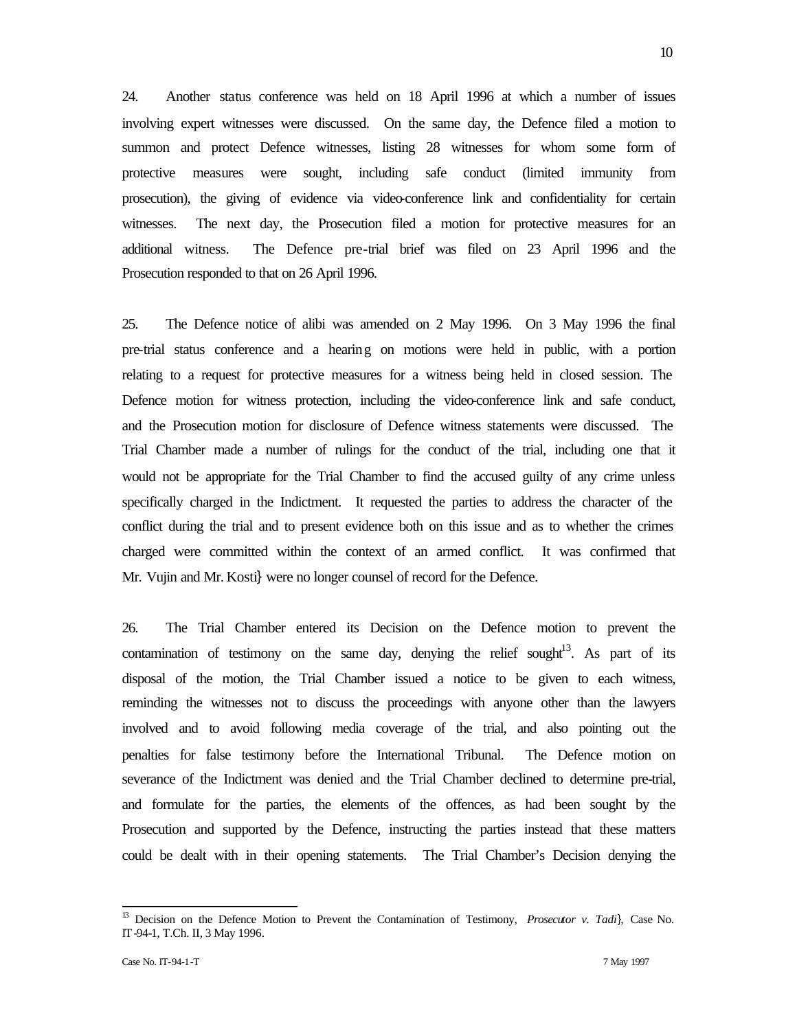24. Another status conference was held on 18 April 1996 at which a number of issues involving expert witnesses were discussed. On the same day, the Defence filed a motion to summon and protect Defence witnesses, listing 28 witnesses for whom some form of protective measures were sought, including safe conduct (limited immunity from prosecution), the giving of evidence via video-conference link and confidentiality for certain witnesses. The next day, the Prosecution filed a motion for protective measures for an additional witness. The Defence pre-trial brief was filed on 23 April 1996 and the Prosecution responded to that on 26 April 1996.

25. The Defence notice of alibi was amended on 2 May 1996. On 3 May 1996 the final pre-trial status conference and a hearing on motions were held in public, with a portion relating to a request for protective measures for a witness being held in closed session. The Defence motion for witness protection, including the video-conference link and safe conduct, and the Prosecution motion for disclosure of Defence witness statements were discussed. The Trial Chamber made a number of rulings for the conduct of the trial, including one that it would not be appropriate for the Trial Chamber to find the accused guilty of any crime unless specifically charged in the Indictment. It requested the parties to address the character of the conflict during the trial and to present evidence both on this issue and as to whether the crimes charged were committed within the context of an armed conflict. It was confirmed that Mr. Vujin and Mr. Kosti} were no longer counsel of record for the Defence.

26. The Trial Chamber entered its Decision on the Defence motion to prevent the contamination of testimony on the same day, denying the relief sought[13]. As part of its disposal of the motion, the Trial Chamber issued a notice to be given to each witness, reminding the witnesses not to discuss the proceedings with anyone other than the lawyers involved and to avoid following media coverage of the trial, and also pointing out the penalties for false testimony before the International Tribunal. The Defence motion on severance of the Indictment was denied and the Trial Chamber declined to determine pre-trial, and formulate for the parties, the elements of the offences, as had been sought by the Prosecution and supported by the Defence, instructing the parties instead that these matters could be dealt with in their opening statements. The Trial Chamber's Decision denying the

[13] Decision on the Defence Motion to Prevent the Contamination of Testimony, *Prosecutor v. Tadi}*, Case No. IT-94-1, T.Ch. II, 3 May 1996.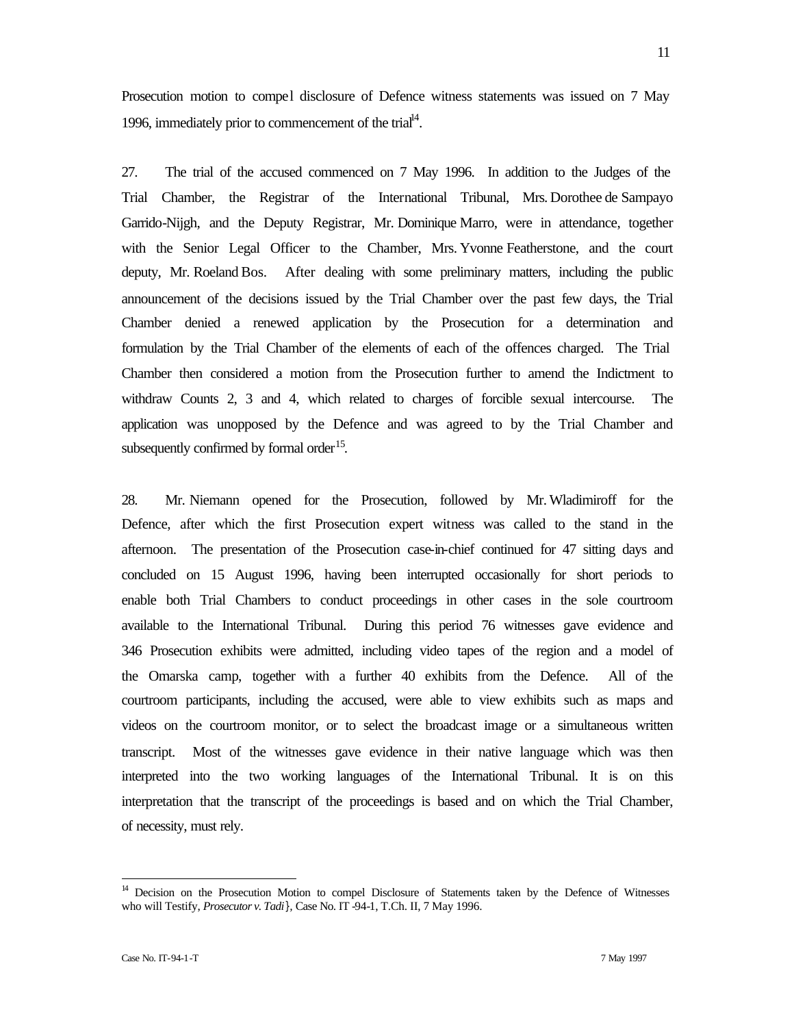Prosecution motion to compel disclosure of Defence witness statements was issued on 7 May 1996, immediately prior to commencement of the trial[14].

27. The trial of the accused commenced on 7 May 1996. In addition to the Judges of the Trial Chamber, the Registrar of the International Tribunal, Mrs. Dorothee de Sampayo Garrido-Nijgh, and the Deputy Registrar, Mr. Dominique Marro, were in attendance, together with the Senior Legal Officer to the Chamber, Mrs. Yvonne Featherstone, and the court deputy, Mr. Roeland Bos. After dealing with some preliminary matters, including the public announcement of the decisions issued by the Trial Chamber over the past few days, the Trial Chamber denied a renewed application by the Prosecution for a determination and formulation by the Trial Chamber of the elements of each of the offences charged. The Trial Chamber then considered a motion from the Prosecution further to amend the Indictment to withdraw Counts 2, 3 and 4, which related to charges of forcible sexual intercourse. The application was unopposed by the Defence and was agreed to by the Trial Chamber and subsequently confirmed by formal order[15].

28. Mr. Niemann opened for the Prosecution, followed by Mr. Wladimiroff for the Defence, after which the first Prosecution expert witness was called to the stand in the afternoon. The presentation of the Prosecution case-in-chief continued for 47 sitting days and concluded on 15 August 1996, having been interrupted occasionally for short periods to enable both Trial Chambers to conduct proceedings in other cases in the sole courtroom available to the International Tribunal. During this period 76 witnesses gave evidence and 346 Prosecution exhibits were admitted, including video tapes of the region and a model of the Omarska camp, together with a further 40 exhibits from the Defence. All of the courtroom participants, including the accused, were able to view exhibits such as maps and videos on the courtroom monitor, or to select the broadcast image or a simultaneous written transcript. Most of the witnesses gave evidence in their native language which was then interpreted into the two working languages of the International Tribunal. It is on this interpretation that the transcript of the proceedings is based and on which the Trial Chamber, of necessity, must rely.

---

[14] Decision on the Prosecution Motion to compel Disclosure of Statements taken by the Defence of Witnesses who will Testify, *Prosecutor v. Tadi}*, Case No. IT-94-1, T.Ch. II, 7 May 1996.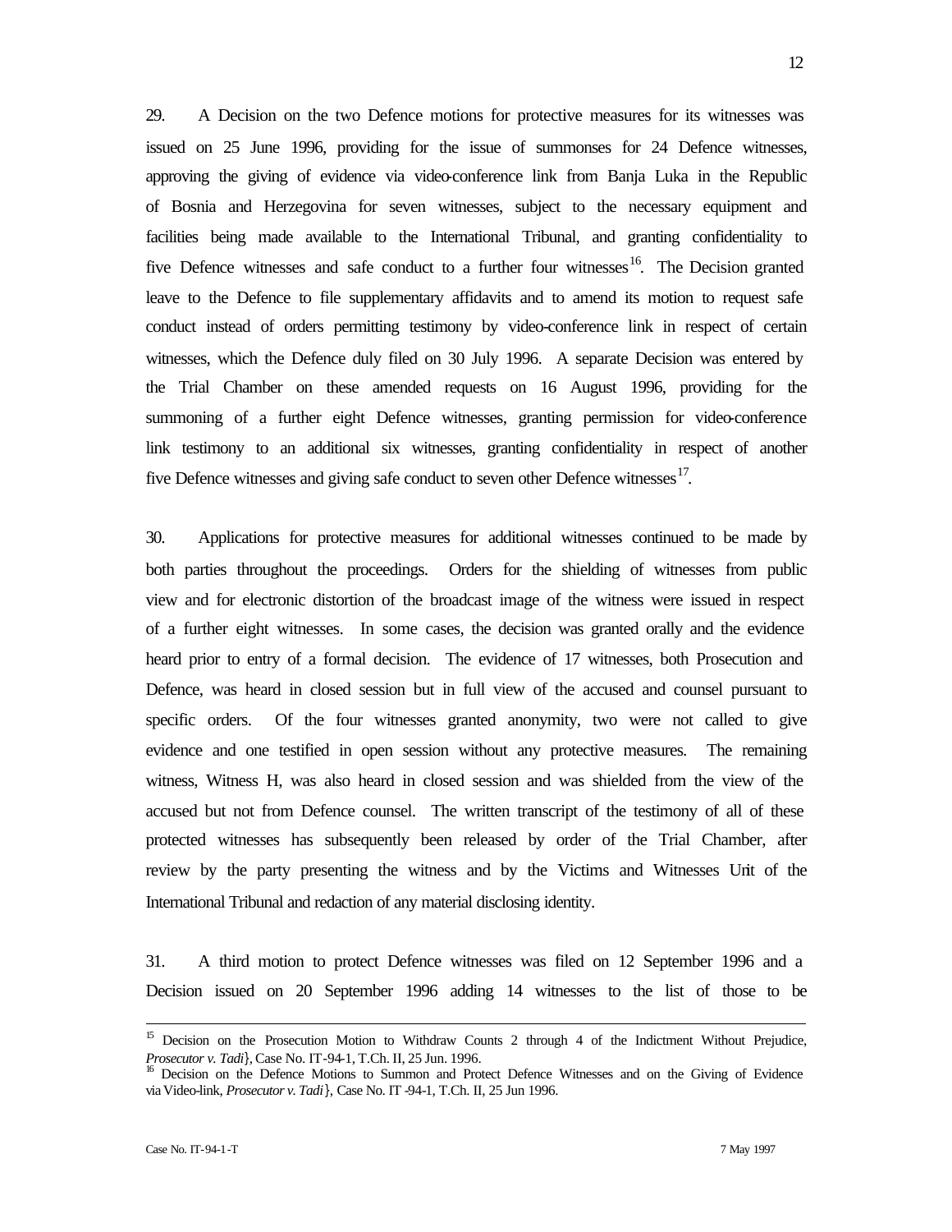29. A Decision on the two Defence motions for protective measures for its witnesses was issued on 25 June 1996, providing for the issue of summonses for 24 Defence witnesses, approving the giving of evidence via video-conference link from Banja Luka in the Republic of Bosnia and Herzegovina for seven witnesses, subject to the necessary equipment and facilities being made available to the International Tribunal, and granting confidentiality to five Defence witnesses and safe conduct to a further four witnesses[16]. The Decision granted leave to the Defence to file supplementary affidavits and to amend its motion to request safe conduct instead of orders permitting testimony by video-conference link in respect of certain witnesses, which the Defence duly filed on 30 July 1996. A separate Decision was entered by the Trial Chamber on these amended requests on 16 August 1996, providing for the summoning of a further eight Defence witnesses, granting permission for video-conference link testimony to an additional six witnesses, granting confidentiality in respect of another five Defence witnesses and giving safe conduct to seven other Defence witnesses[17].

30. Applications for protective measures for additional witnesses continued to be made by both parties throughout the proceedings. Orders for the shielding of witnesses from public view and for electronic distortion of the broadcast image of the witness were issued in respect of a further eight witnesses. In some cases, the decision was granted orally and the evidence heard prior to entry of a formal decision. The evidence of 17 witnesses, both Prosecution and Defence, was heard in closed session but in full view of the accused and counsel pursuant to specific orders. Of the four witnesses granted anonymity, two were not called to give evidence and one testified in open session without any protective measures. The remaining witness, Witness H, was also heard in closed session and was shielded from the view of the accused but not from Defence counsel. The written transcript of the testimony of all of these protected witnesses has subsequently been released by order of the Trial Chamber, after review by the party presenting the witness and by the Victims and Witnesses Unit of the International Tribunal and redaction of any material disclosing identity.

31. A third motion to protect Defence witnesses was filed on 12 September 1996 and a Decision issued on 20 September 1996 adding 14 witnesses to the list of those to be

---

[15] Decision on the Prosecution Motion to Withdraw Counts 2 through 4 of the Indictment Without Prejudice, *Prosecutor v. Tadi},* Case No. IT-94-1, T.Ch. II, 25 Jun. 1996.

[16] Decision on the Defence Motions to Summon and Protect Defence Witnesses and on the Giving of Evidence via Video-link, *Prosecutor v. Tadi},* Case No. IT -94-1, T.Ch. II, 25 Jun 1996.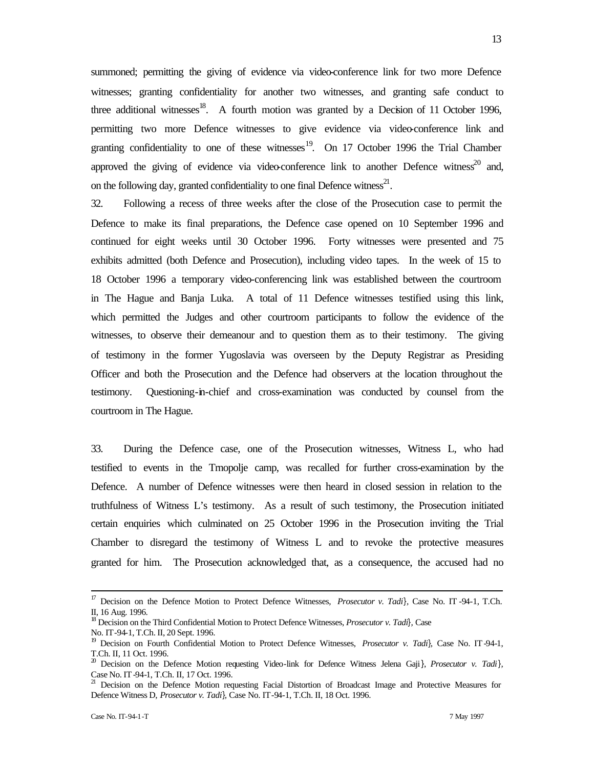summoned; permitting the giving of evidence via video-conference link for two more Defence witnesses; granting confidentiality for another two witnesses, and granting safe conduct to three additional witnesses[18]. A fourth motion was granted by a Decision of 11 October 1996, permitting two more Defence witnesses to give evidence via video-conference link and granting confidentiality to one of these witnesses[19]. On 17 October 1996 the Trial Chamber approved the giving of evidence via video-conference link to another Defence witness[20] and, on the following day, granted confidentiality to one final Defence witness[21].

32. Following a recess of three weeks after the close of the Prosecution case to permit the Defence to make its final preparations, the Defence case opened on 10 September 1996 and continued for eight weeks until 30 October 1996. Forty witnesses were presented and 75 exhibits admitted (both Defence and Prosecution), including video tapes. In the week of 15 to 18 October 1996 a temporary video-conferencing link was established between the courtroom in The Hague and Banja Luka. A total of 11 Defence witnesses testified using this link, which permitted the Judges and other courtroom participants to follow the evidence of the witnesses, to observe their demeanour and to question them as to their testimony. The giving of testimony in the former Yugoslavia was overseen by the Deputy Registrar as Presiding Officer and both the Prosecution and the Defence had observers at the location throughout the testimony. Questioning-in-chief and cross-examination was conducted by counsel from the courtroom in The Hague.

33. During the Defence case, one of the Prosecution witnesses, Witness L, who had testified to events in the Trnopolje camp, was recalled for further cross-examination by the Defence. A number of Defence witnesses were then heard in closed session in relation to the truthfulness of Witness L's testimony. As a result of such testimony, the Prosecution initiated certain enquiries which culminated on 25 October 1996 in the Prosecution inviting the Trial Chamber to disregard the testimony of Witness L and to revoke the protective measures granted for him. The Prosecution acknowledged that, as a consequence, the accused had no

---

[17] Decision on the Defence Motion to Protect Defence Witnesses, *Prosecutor v. Tadi}*, Case No. IT-94-1, T.Ch. II, 16 Aug. 1996.

[18] Decision on the Third Confidential Motion to Protect Defence Witnesses, *Prosecutor v. Tadi}*, Case No. IT-94-1, T.Ch. II, 20 Sept. 1996.

[19] Decision on Fourth Confidential Motion to Protect Defence Witnesses, *Prosecutor v. Tadi}*, Case No. IT-94-1, T.Ch. II, 11 Oct. 1996.

[20] Decision on the Defence Motion requesting Video-link for Defence Witness Jelena Gaji}, *Prosecutor v. Tadi}*, Case No. IT-94-1, T.Ch. II, 17 Oct. 1996.

[21] Decision on the Defence Motion requesting Facial Distortion of Broadcast Image and Protective Measures for Defence Witness D, *Prosecutor v. Tadi}*, Case No. IT-94-1, T.Ch. II, 18 Oct. 1996.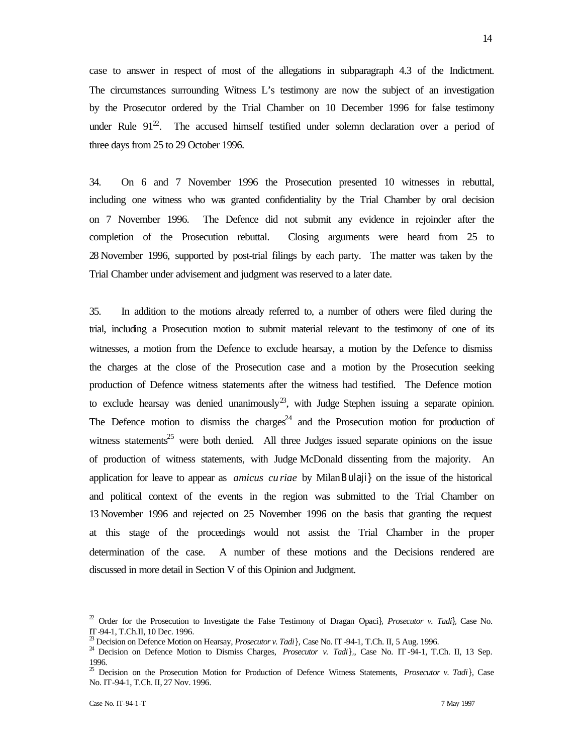case to answer in respect of most of the allegations in subparagraph 4.3 of the Indictment. The circumstances surrounding Witness L's testimony are now the subject of an investigation by the Prosecutor ordered by the Trial Chamber on 10 December 1996 for false testimony under Rule 91[22]. The accused himself testified under solemn declaration over a period of three days from 25 to 29 October 1996.

34. On 6 and 7 November 1996 the Prosecution presented 10 witnesses in rebuttal, including one witness who was granted confidentiality by the Trial Chamber by oral decision on 7 November 1996. The Defence did not submit any evidence in rejoinder after the completion of the Prosecution rebuttal. Closing arguments were heard from 25 to 28 November 1996, supported by post-trial filings by each party. The matter was taken by the Trial Chamber under advisement and judgment was reserved to a later date.

35. In addition to the motions already referred to, a number of others were filed during the trial, including a Prosecution motion to submit material relevant to the testimony of one of its witnesses, a motion from the Defence to exclude hearsay, a motion by the Defence to dismiss the charges at the close of the Prosecution case and a motion by the Prosecution seeking production of Defence witness statements after the witness had testified. The Defence motion to exclude hearsay was denied unanimously[23], with Judge Stephen issuing a separate opinion. The Defence motion to dismiss the charges[24] and the Prosecution motion for production of witness statements[25] were both denied. All three Judges issued separate opinions on the issue of production of witness statements, with Judge McDonald dissenting from the majority. An application for leave to appear as *amicus curiae* by Milan Bulaji} on the issue of the historical and political context of the events in the region was submitted to the Trial Chamber on 13 November 1996 and rejected on 25 November 1996 on the basis that granting the request at this stage of the proceedings would not assist the Trial Chamber in the proper determination of the case. A number of these motions and the Decisions rendered are discussed in more detail in Section V of this Opinion and Judgment.

---

[22] Order for the Prosecution to Investigate the False Testimony of Dragan Opaci}, *Prosecutor v. Tadi}*, Case No. IT-94-1, T.Ch.II, 10 Dec. 1996.

[23] Decision on Defence Motion on Hearsay, *Prosecutor v. Tadi}*, Case No. IT-94-1, T.Ch. II, 5 Aug. 1996.

[24] Decision on Defence Motion to Dismiss Charges, *Prosecutor v. Tadi}*,, Case No. IT-94-1, T.Ch. II, 13 Sep. 1996.

[25] Decision on the Prosecution Motion for Production of Defence Witness Statements, *Prosecutor v. Tadi}*, Case No. IT-94-1, T.Ch. II, 27 Nov. 1996.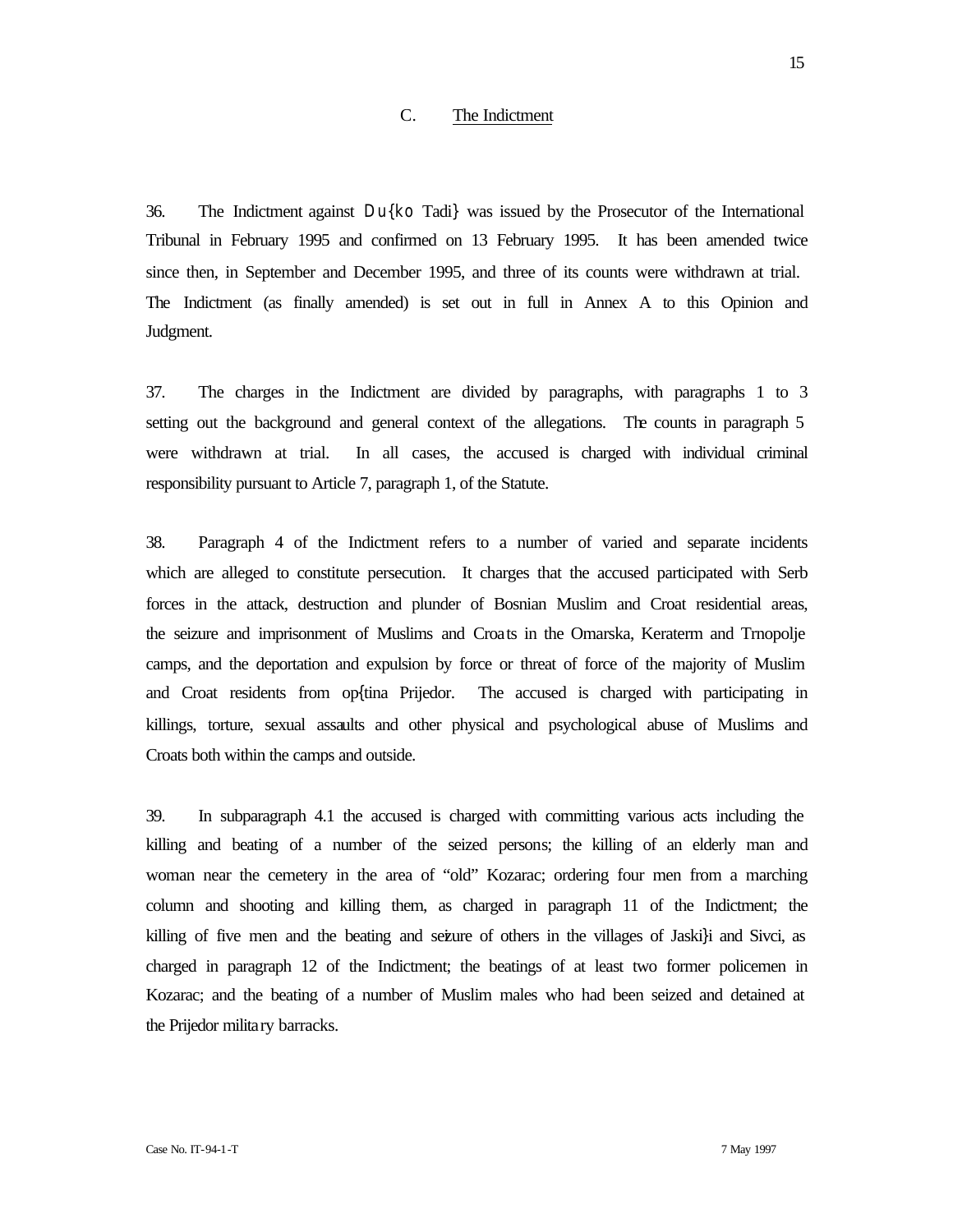## C. The Indictment

36. The Indictment against Du{ko Tadi} was issued by the Prosecutor of the International Tribunal in February 1995 and confirmed on 13 February 1995. It has been amended twice since then, in September and December 1995, and three of its counts were withdrawn at trial. The Indictment (as finally amended) is set out in full in Annex A to this Opinion and Judgment.

37. The charges in the Indictment are divided by paragraphs, with paragraphs 1 to 3 setting out the background and general context of the allegations. The counts in paragraph 5 were withdrawn at trial. In all cases, the accused is charged with individual criminal responsibility pursuant to Article 7, paragraph 1, of the Statute.

38. Paragraph 4 of the Indictment refers to a number of varied and separate incidents which are alleged to constitute persecution. It charges that the accused participated with Serb forces in the attack, destruction and plunder of Bosnian Muslim and Croat residential areas, the seizure and imprisonment of Muslims and Croats in the Omarska, Keraterm and Trnopolje camps, and the deportation and expulsion by force or threat of force of the majority of Muslim and Croat residents from op{tina Prijedor. The accused is charged with participating in killings, torture, sexual assaults and other physical and psychological abuse of Muslims and Croats both within the camps and outside.

39. In subparagraph 4.1 the accused is charged with committing various acts including the killing and beating of a number of the seized persons; the killing of an elderly man and woman near the cemetery in the area of "old" Kozarac; ordering four men from a marching column and shooting and killing them, as charged in paragraph 11 of the Indictment; the killing of five men and the beating and seizure of others in the villages of Jaski}i and Sivci, as charged in paragraph 12 of the Indictment; the beatings of at least two former policemen in Kozarac; and the beating of a number of Muslim males who had been seized and detained at the Prijedor military barracks.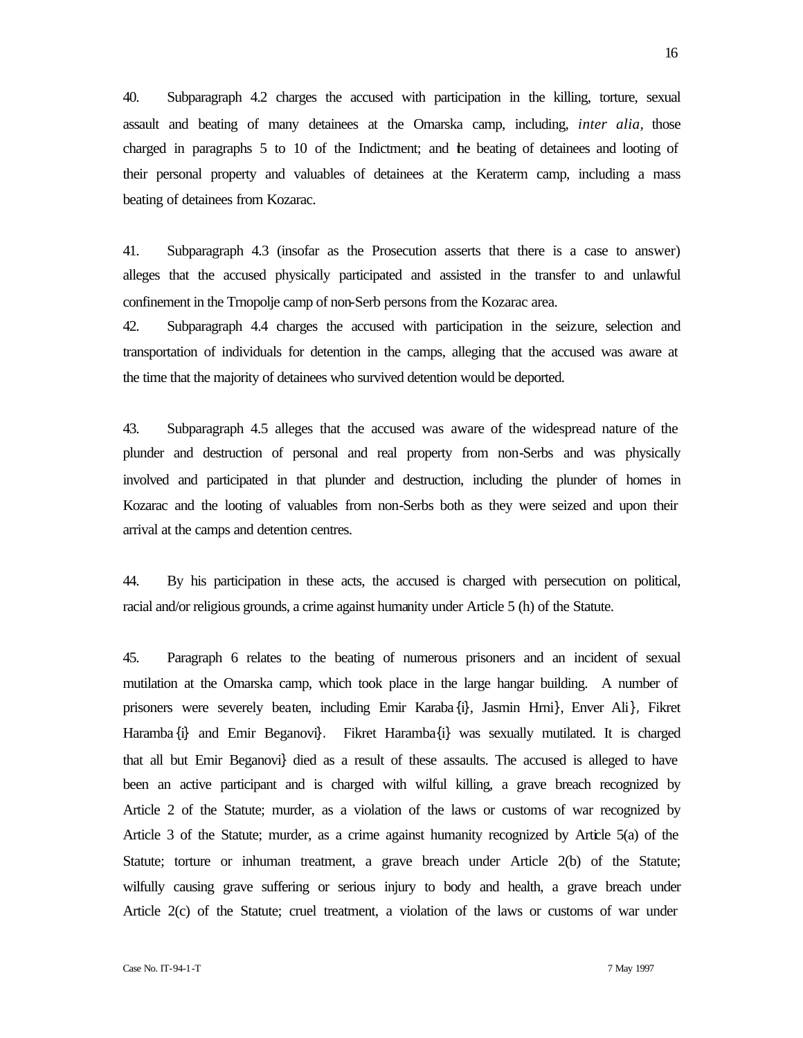40. Subparagraph 4.2 charges the accused with participation in the killing, torture, sexual assault and beating of many detainees at the Omarska camp, including, *inter alia*, those charged in paragraphs 5 to 10 of the Indictment; and the beating of detainees and looting of their personal property and valuables of detainees at the Keraterm camp, including a mass beating of detainees from Kozarac.

41. Subparagraph 4.3 (insofar as the Prosecution asserts that there is a case to answer) alleges that the accused physically participated and assisted in the transfer to and unlawful confinement in the Trnopolje camp of non-Serb persons from the Kozarac area.

42. Subparagraph 4.4 charges the accused with participation in the seizure, selection and transportation of individuals for detention in the camps, alleging that the accused was aware at the time that the majority of detainees who survived detention would be deported.

43. Subparagraph 4.5 alleges that the accused was aware of the widespread nature of the plunder and destruction of personal and real property from non-Serbs and was physically involved and participated in that plunder and destruction, including the plunder of homes in Kozarac and the looting of valuables from non-Serbs both as they were seized and upon their arrival at the camps and detention centres.

44. By his participation in these acts, the accused is charged with persecution on political, racial and/or religious grounds, a crime against humanity under Article 5 (h) of the Statute.

45. Paragraph 6 relates to the beating of numerous prisoners and an incident of sexual mutilation at the Omarska camp, which took place in the large hangar building. A number of prisoners were severely beaten, including Emir Karaba{i}, Jasmin Hrni}, Enver Ali}, Fikret Haramba{i} and Emir Beganovi}. Fikret Haramba{i} was sexually mutilated. It is charged that all but Emir Beganovi} died as a result of these assaults. The accused is alleged to have been an active participant and is charged with wilful killing, a grave breach recognized by Article 2 of the Statute; murder, as a violation of the laws or customs of war recognized by Article 3 of the Statute; murder, as a crime against humanity recognized by Article 5(a) of the Statute; torture or inhuman treatment, a grave breach under Article 2(b) of the Statute; wilfully causing grave suffering or serious injury to body and health, a grave breach under Article 2(c) of the Statute; cruel treatment, a violation of the laws or customs of war under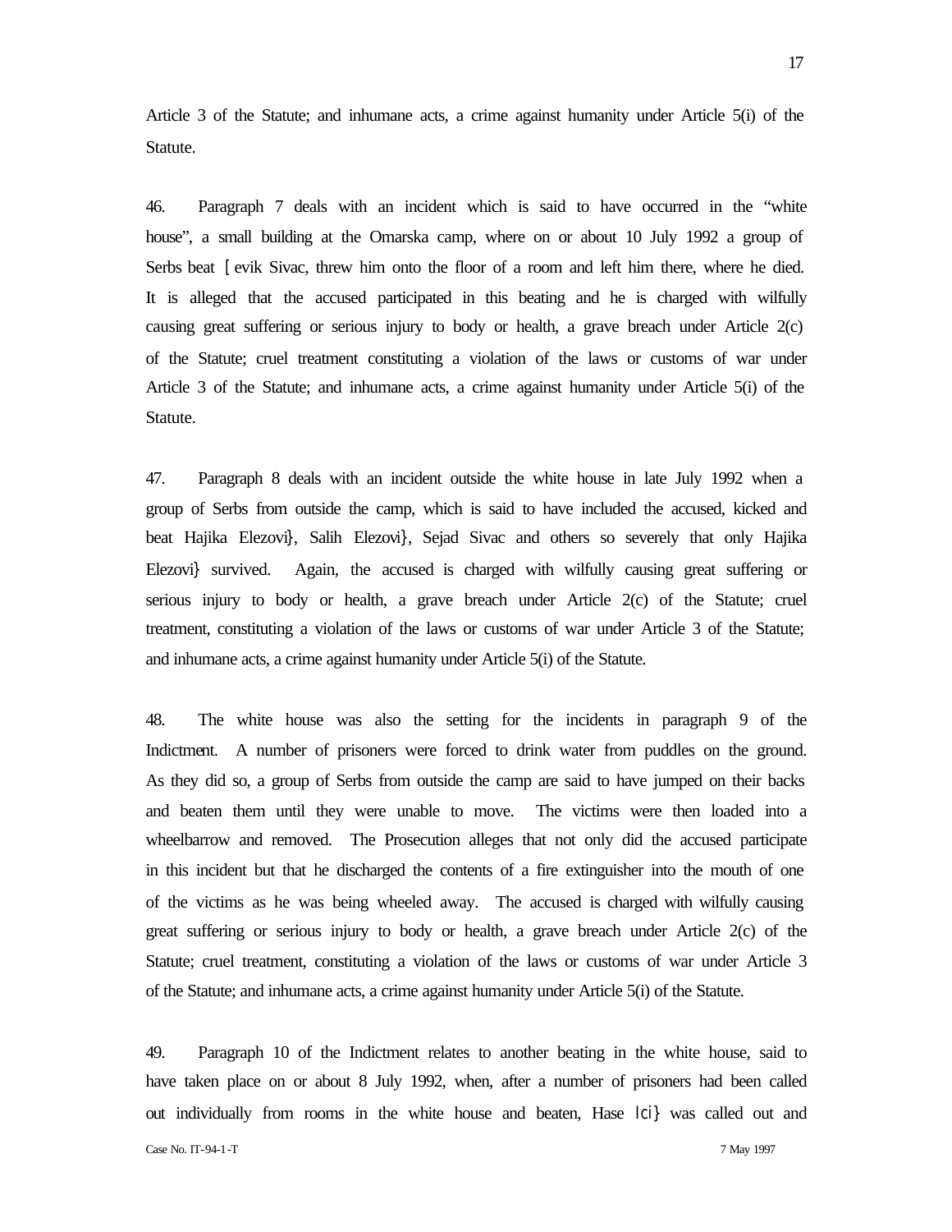Article 3 of the Statute; and inhumane acts, a crime against humanity under Article 5(i) of the Statute.

46. Paragraph 7 deals with an incident which is said to have occurred in the "white house", a small building at the Omarska camp, where on or about 10 July 1992 a group of Serbs beat [evik Sivac, threw him onto the floor of a room and left him there, where he died. It is alleged that the accused participated in this beating and he is charged with wilfully causing great suffering or serious injury to body or health, a grave breach under Article 2(c) of the Statute; cruel treatment constituting a violation of the laws or customs of war under Article 3 of the Statute; and inhumane acts, a crime against humanity under Article 5(i) of the Statute.

47. Paragraph 8 deals with an incident outside the white house in late July 1992 when a group of Serbs from outside the camp, which is said to have included the accused, kicked and beat Hajika Elezovi}, Salih Elezovi}, Sejad Sivac and others so severely that only Hajika Elezovi} survived. Again, the accused is charged with wilfully causing great suffering or serious injury to body or health, a grave breach under Article 2(c) of the Statute; cruel treatment, constituting a violation of the laws or customs of war under Article 3 of the Statute; and inhumane acts, a crime against humanity under Article 5(i) of the Statute.

48. The white house was also the setting for the incidents in paragraph 9 of the Indictment. A number of prisoners were forced to drink water from puddles on the ground. As they did so, a group of Serbs from outside the camp are said to have jumped on their backs and beaten them until they were unable to move. The victims were then loaded into a wheelbarrow and removed. The Prosecution alleges that not only did the accused participate in this incident but that he discharged the contents of a fire extinguisher into the mouth of one of the victims as he was being wheeled away. The accused is charged with wilfully causing great suffering or serious injury to body or health, a grave breach under Article 2(c) of the Statute; cruel treatment, constituting a violation of the laws or customs of war under Article 3 of the Statute; and inhumane acts, a crime against humanity under Article 5(i) of the Statute.

49. Paragraph 10 of the Indictment relates to another beating in the white house, said to have taken place on or about 8 July 1992, when, after a number of prisoners had been called out individually from rooms in the white house and beaten, Hase Ici} was called out and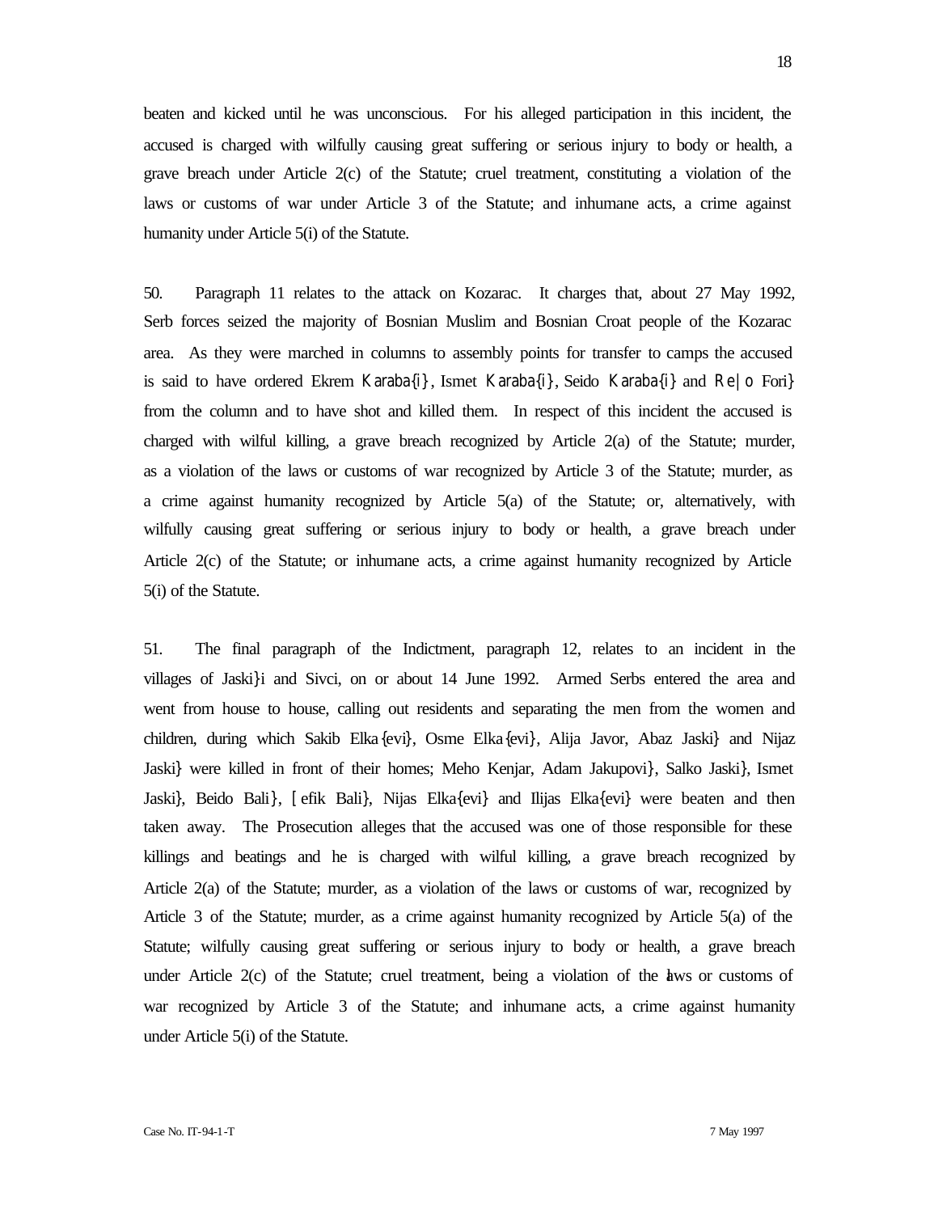beaten and kicked until he was unconscious. For his alleged participation in this incident, the accused is charged with wilfully causing great suffering or serious injury to body or health, a grave breach under Article 2(c) of the Statute; cruel treatment, constituting a violation of the laws or customs of war under Article 3 of the Statute; and inhumane acts, a crime against humanity under Article 5(i) of the Statute.

50. Paragraph 11 relates to the attack on Kozarac. It charges that, about 27 May 1992, Serb forces seized the majority of Bosnian Muslim and Bosnian Croat people of the Kozarac area. As they were marched in columns to assembly points for transfer to camps the accused is said to have ordered Ekrem Karaba{i}, Ismet Karaba{i}, Seido Karaba{i} and Re|o Fori} from the column and to have shot and killed them. In respect of this incident the accused is charged with wilful killing, a grave breach recognized by Article 2(a) of the Statute; murder, as a violation of the laws or customs of war recognized by Article 3 of the Statute; murder, as a crime against humanity recognized by Article 5(a) of the Statute; or, alternatively, with wilfully causing great suffering or serious injury to body or health, a grave breach under Article 2(c) of the Statute; or inhumane acts, a crime against humanity recognized by Article 5(i) of the Statute.

51. The final paragraph of the Indictment, paragraph 12, relates to an incident in the villages of Jaski}i and Sivci, on or about 14 June 1992. Armed Serbs entered the area and went from house to house, calling out residents and separating the men from the women and children, during which Sakib Elka{evi}, Osme Elka{evi}, Alija Javor, Abaz Jaski} and Nijaz Jaski} were killed in front of their homes; Meho Kenjar, Adam Jakupovi}, Salko Jaski}, Ismet Jaski}, Beido Bali}, [efik Bali}, Nijas Elka{evi} and Ilijas Elka{evi} were beaten and then taken away. The Prosecution alleges that the accused was one of those responsible for these killings and beatings and he is charged with wilful killing, a grave breach recognized by Article 2(a) of the Statute; murder, as a violation of the laws or customs of war, recognized by Article 3 of the Statute; murder, as a crime against humanity recognized by Article 5(a) of the Statute; wilfully causing great suffering or serious injury to body or health, a grave breach under Article 2(c) of the Statute; cruel treatment, being a violation of the laws or customs of war recognized by Article 3 of the Statute; and inhumane acts, a crime against humanity under Article 5(i) of the Statute.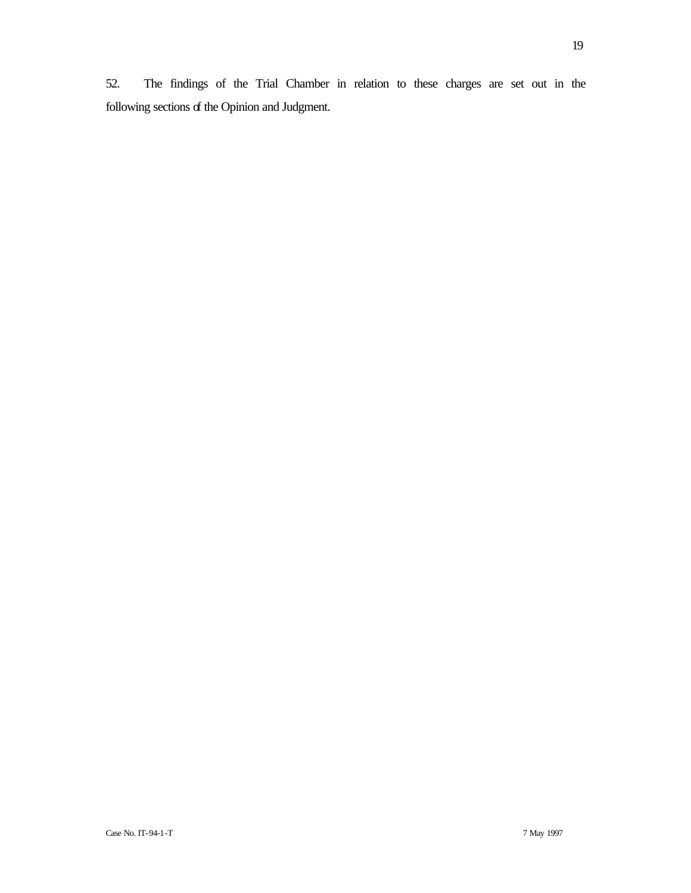52. The findings of the Trial Chamber in relation to these charges are set out in the following sections of the Opinion and Judgment.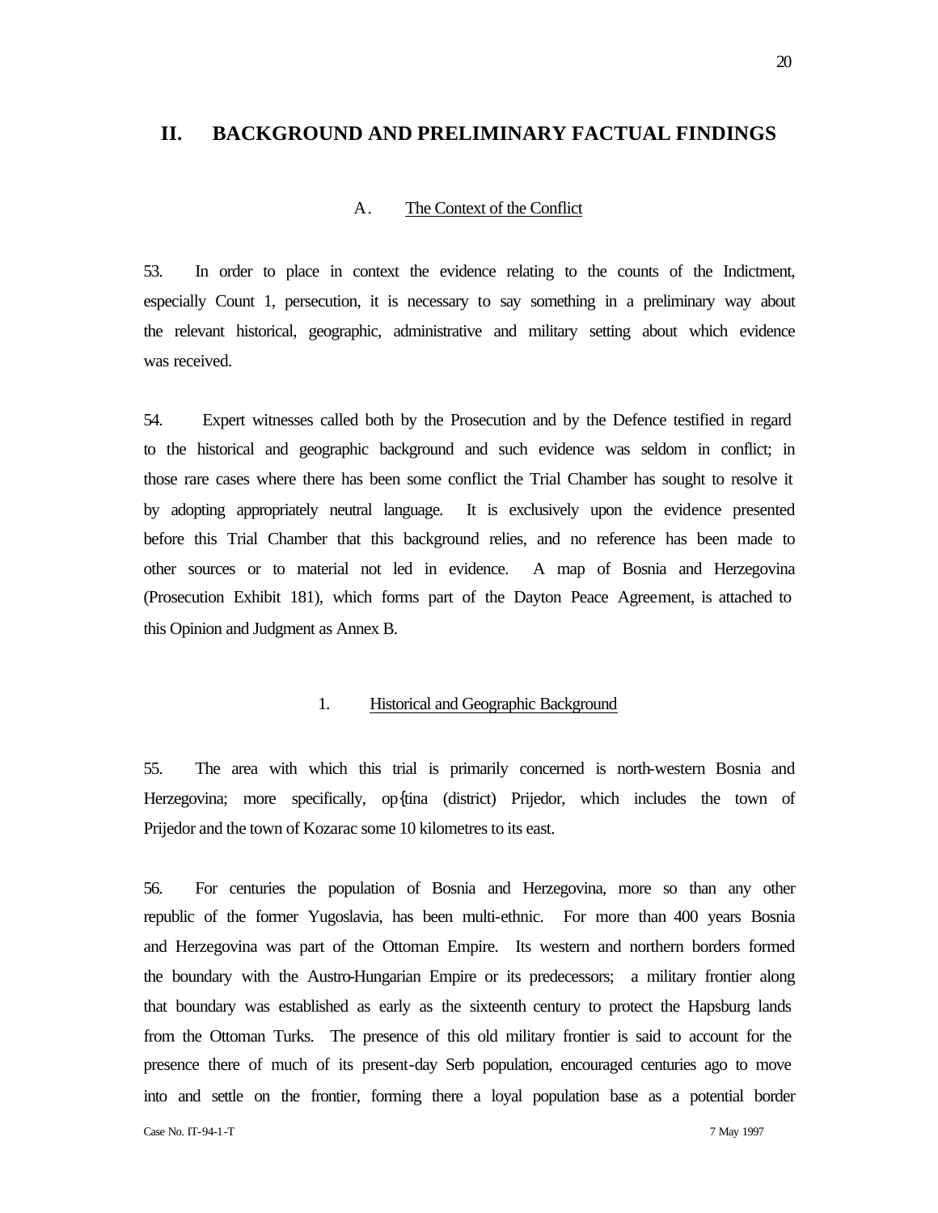## II. BACKGROUND AND PRELIMINARY FACTUAL FINDINGS

### A. The Context of the Conflict

53. In order to place in context the evidence relating to the counts of the Indictment, especially Count 1, persecution, it is necessary to say something in a preliminary way about the relevant historical, geographic, administrative and military setting about which evidence was received.

54. Expert witnesses called both by the Prosecution and by the Defence testified in regard to the historical and geographic background and such evidence was seldom in conflict; in those rare cases where there has been some conflict the Trial Chamber has sought to resolve it by adopting appropriately neutral language. It is exclusively upon the evidence presented before this Trial Chamber that this background relies, and no reference has been made to other sources or to material not led in evidence. A map of Bosnia and Herzegovina (Prosecution Exhibit 181), which forms part of the Dayton Peace Agreement, is attached to this Opinion and Judgment as Annex B.

#### 1. Historical and Geographic Background

55. The area with which this trial is primarily concerned is north-western Bosnia and Herzegovina; more specifically, op{tina (district) Prijedor, which includes the town of Prijedor and the town of Kozarac some 10 kilometres to its east.

56. For centuries the population of Bosnia and Herzegovina, more so than any other republic of the former Yugoslavia, has been multi-ethnic. For more than 400 years Bosnia and Herzegovina was part of the Ottoman Empire. Its western and northern borders formed the boundary with the Austro-Hungarian Empire or its predecessors; a military frontier along that boundary was established as early as the sixteenth century to protect the Hapsburg lands from the Ottoman Turks. The presence of this old military frontier is said to account for the presence there of much of its present-day Serb population, encouraged centuries ago to move into and settle on the frontier, forming there a loyal population base as a potential border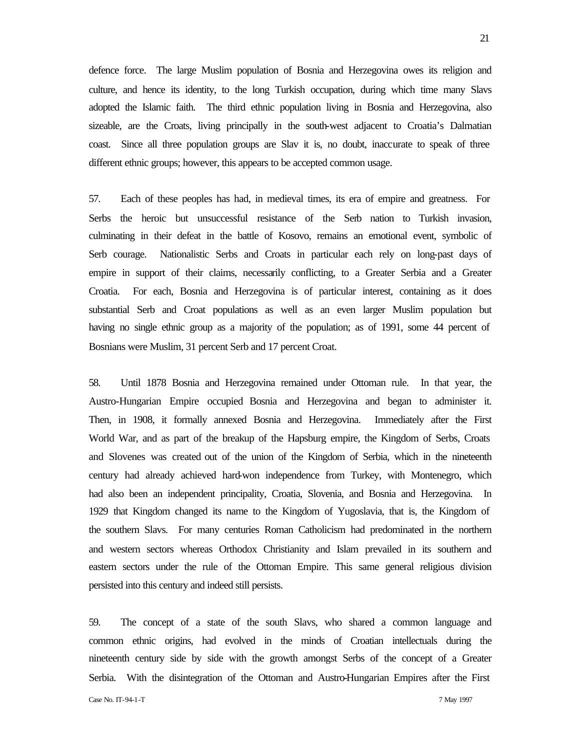defence force. The large Muslim population of Bosnia and Herzegovina owes its religion and culture, and hence its identity, to the long Turkish occupation, during which time many Slavs adopted the Islamic faith. The third ethnic population living in Bosnia and Herzegovina, also sizeable, are the Croats, living principally in the south-west adjacent to Croatia's Dalmatian coast. Since all three population groups are Slav it is, no doubt, inaccurate to speak of three different ethnic groups; however, this appears to be accepted common usage.

57. Each of these peoples has had, in medieval times, its era of empire and greatness. For Serbs the heroic but unsuccessful resistance of the Serb nation to Turkish invasion, culminating in their defeat in the battle of Kosovo, remains an emotional event, symbolic of Serb courage. Nationalistic Serbs and Croats in particular each rely on long-past days of empire in support of their claims, necessarily conflicting, to a Greater Serbia and a Greater Croatia. For each, Bosnia and Herzegovina is of particular interest, containing as it does substantial Serb and Croat populations as well as an even larger Muslim population but having no single ethnic group as a majority of the population; as of 1991, some 44 percent of Bosnians were Muslim, 31 percent Serb and 17 percent Croat.

58. Until 1878 Bosnia and Herzegovina remained under Ottoman rule. In that year, the Austro-Hungarian Empire occupied Bosnia and Herzegovina and began to administer it. Then, in 1908, it formally annexed Bosnia and Herzegovina. Immediately after the First World War, and as part of the breakup of the Hapsburg empire, the Kingdom of Serbs, Croats and Slovenes was created out of the union of the Kingdom of Serbia, which in the nineteenth century had already achieved hard-won independence from Turkey, with Montenegro, which had also been an independent principality, Croatia, Slovenia, and Bosnia and Herzegovina. In 1929 that Kingdom changed its name to the Kingdom of Yugoslavia, that is, the Kingdom of the southern Slavs. For many centuries Roman Catholicism had predominated in the northern and western sectors whereas Orthodox Christianity and Islam prevailed in its southern and eastern sectors under the rule of the Ottoman Empire. This same general religious division persisted into this century and indeed still persists.

59. The concept of a state of the south Slavs, who shared a common language and common ethnic origins, had evolved in the minds of Croatian intellectuals during the nineteenth century side by side with the growth amongst Serbs of the concept of a Greater Serbia. With the disintegration of the Ottoman and Austro-Hungarian Empires after the First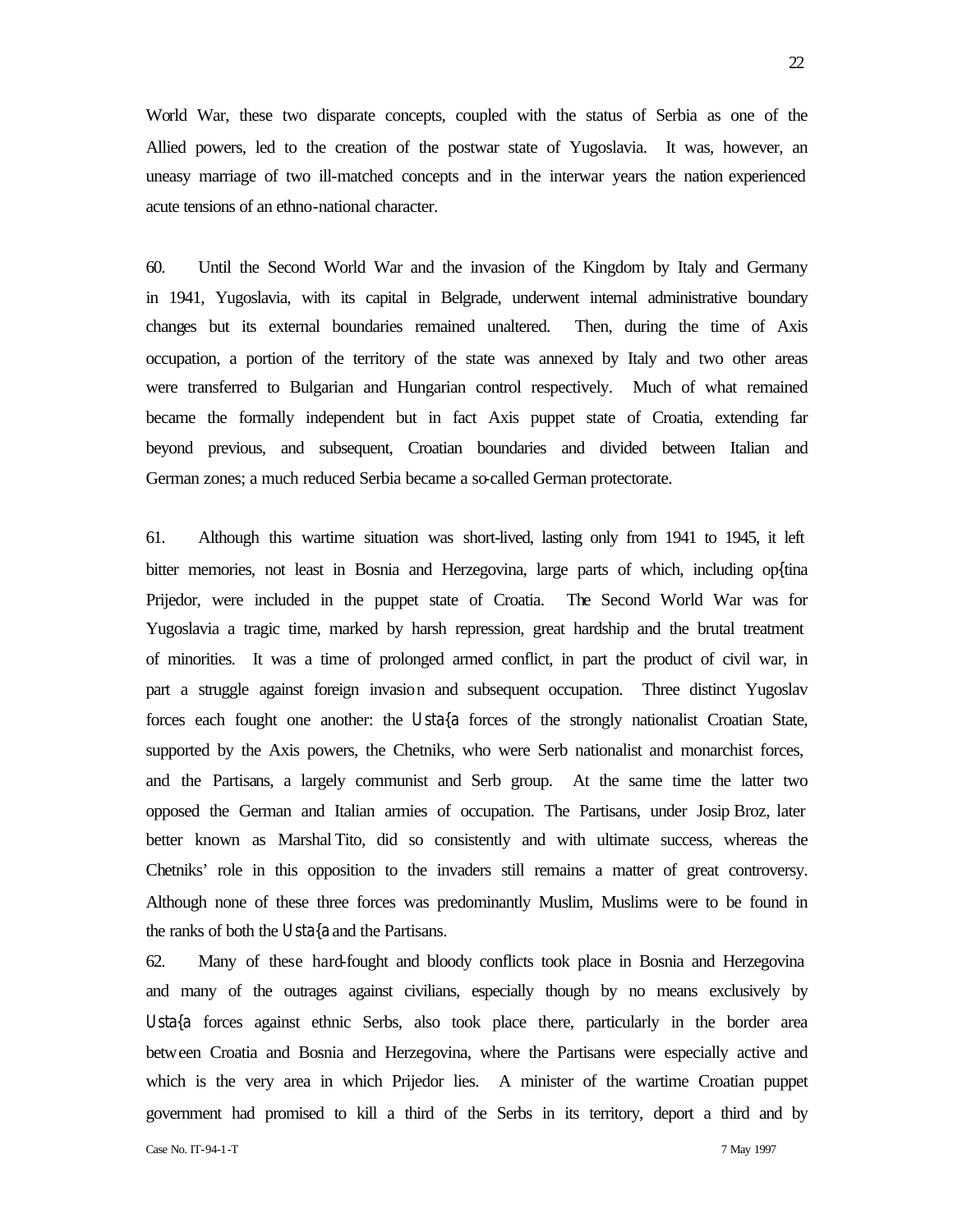World War, these two disparate concepts, coupled with the status of Serbia as one of the Allied powers, led to the creation of the postwar state of Yugoslavia. It was, however, an uneasy marriage of two ill-matched concepts and in the interwar years the nation experienced acute tensions of an ethno-national character.

60. Until the Second World War and the invasion of the Kingdom by Italy and Germany in 1941, Yugoslavia, with its capital in Belgrade, underwent internal administrative boundary changes but its external boundaries remained unaltered. Then, during the time of Axis occupation, a portion of the territory of the state was annexed by Italy and two other areas were transferred to Bulgarian and Hungarian control respectively. Much of what remained became the formally independent but in fact Axis puppet state of Croatia, extending far beyond previous, and subsequent, Croatian boundaries and divided between Italian and German zones; a much reduced Serbia became a so-called German protectorate.

61. Although this wartime situation was short-lived, lasting only from 1941 to 1945, it left bitter memories, not least in Bosnia and Herzegovina, large parts of which, including op{tina Prijedor, were included in the puppet state of Croatia. The Second World War was for Yugoslavia a tragic time, marked by harsh repression, great hardship and the brutal treatment of minorities. It was a time of prolonged armed conflict, in part the product of civil war, in part a struggle against foreign invasion and subsequent occupation. Three distinct Yugoslav forces each fought one another: the Usta{a forces of the strongly nationalist Croatian State, supported by the Axis powers, the Chetniks, who were Serb nationalist and monarchist forces, and the Partisans, a largely communist and Serb group. At the same time the latter two opposed the German and Italian armies of occupation. The Partisans, under Josip Broz, later better known as Marshal Tito, did so consistently and with ultimate success, whereas the Chetniks' role in this opposition to the invaders still remains a matter of great controversy. Although none of these three forces was predominantly Muslim, Muslims were to be found in the ranks of both the Usta{a and the Partisans.

62. Many of these hard-fought and bloody conflicts took place in Bosnia and Herzegovina and many of the outrages against civilians, especially though by no means exclusively by Usta{a forces against ethnic Serbs, also took place there, particularly in the border area between Croatia and Bosnia and Herzegovina, where the Partisans were especially active and which is the very area in which Prijedor lies. A minister of the wartime Croatian puppet government had promised to kill a third of the Serbs in its territory, deport a third and by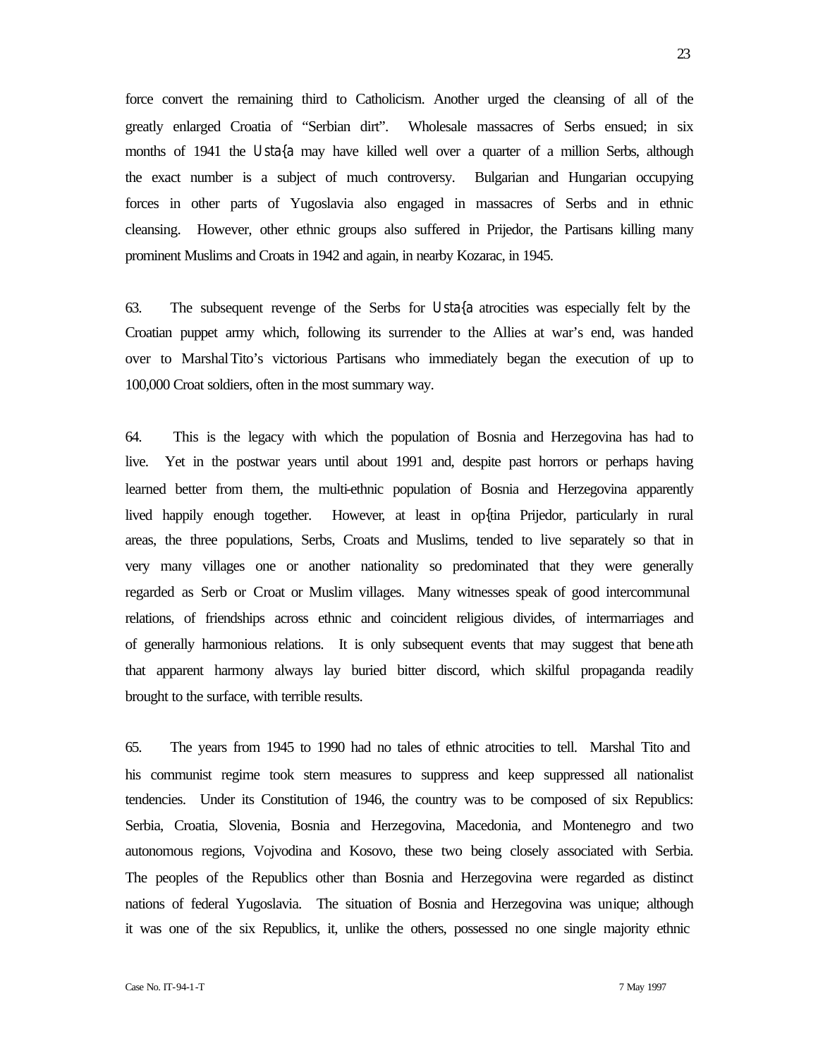force convert the remaining third to Catholicism. Another urged the cleansing of all of the greatly enlarged Croatia of "Serbian dirt". Wholesale massacres of Serbs ensued; in six months of 1941 the Usta{a may have killed well over a quarter of a million Serbs, although the exact number is a subject of much controversy. Bulgarian and Hungarian occupying forces in other parts of Yugoslavia also engaged in massacres of Serbs and in ethnic cleansing. However, other ethnic groups also suffered in Prijedor, the Partisans killing many prominent Muslims and Croats in 1942 and again, in nearby Kozarac, in 1945.

63. The subsequent revenge of the Serbs for Usta{a atrocities was especially felt by the Croatian puppet army which, following its surrender to the Allies at war's end, was handed over to Marshal Tito's victorious Partisans who immediately began the execution of up to 100,000 Croat soldiers, often in the most summary way.

64. This is the legacy with which the population of Bosnia and Herzegovina has had to live. Yet in the postwar years until about 1991 and, despite past horrors or perhaps having learned better from them, the multi-ethnic population of Bosnia and Herzegovina apparently lived happily enough together. However, at least in op{tina Prijedor, particularly in rural areas, the three populations, Serbs, Croats and Muslims, tended to live separately so that in very many villages one or another nationality so predominated that they were generally regarded as Serb or Croat or Muslim villages. Many witnesses speak of good intercommunal relations, of friendships across ethnic and coincident religious divides, of intermarriages and of generally harmonious relations. It is only subsequent events that may suggest that beneath that apparent harmony always lay buried bitter discord, which skilful propaganda readily brought to the surface, with terrible results.

65. The years from 1945 to 1990 had no tales of ethnic atrocities to tell. Marshal Tito and his communist regime took stern measures to suppress and keep suppressed all nationalist tendencies. Under its Constitution of 1946, the country was to be composed of six Republics: Serbia, Croatia, Slovenia, Bosnia and Herzegovina, Macedonia, and Montenegro and two autonomous regions, Vojvodina and Kosovo, these two being closely associated with Serbia. The peoples of the Republics other than Bosnia and Herzegovina were regarded as distinct nations of federal Yugoslavia. The situation of Bosnia and Herzegovina was unique; although it was one of the six Republics, it, unlike the others, possessed no one single majority ethnic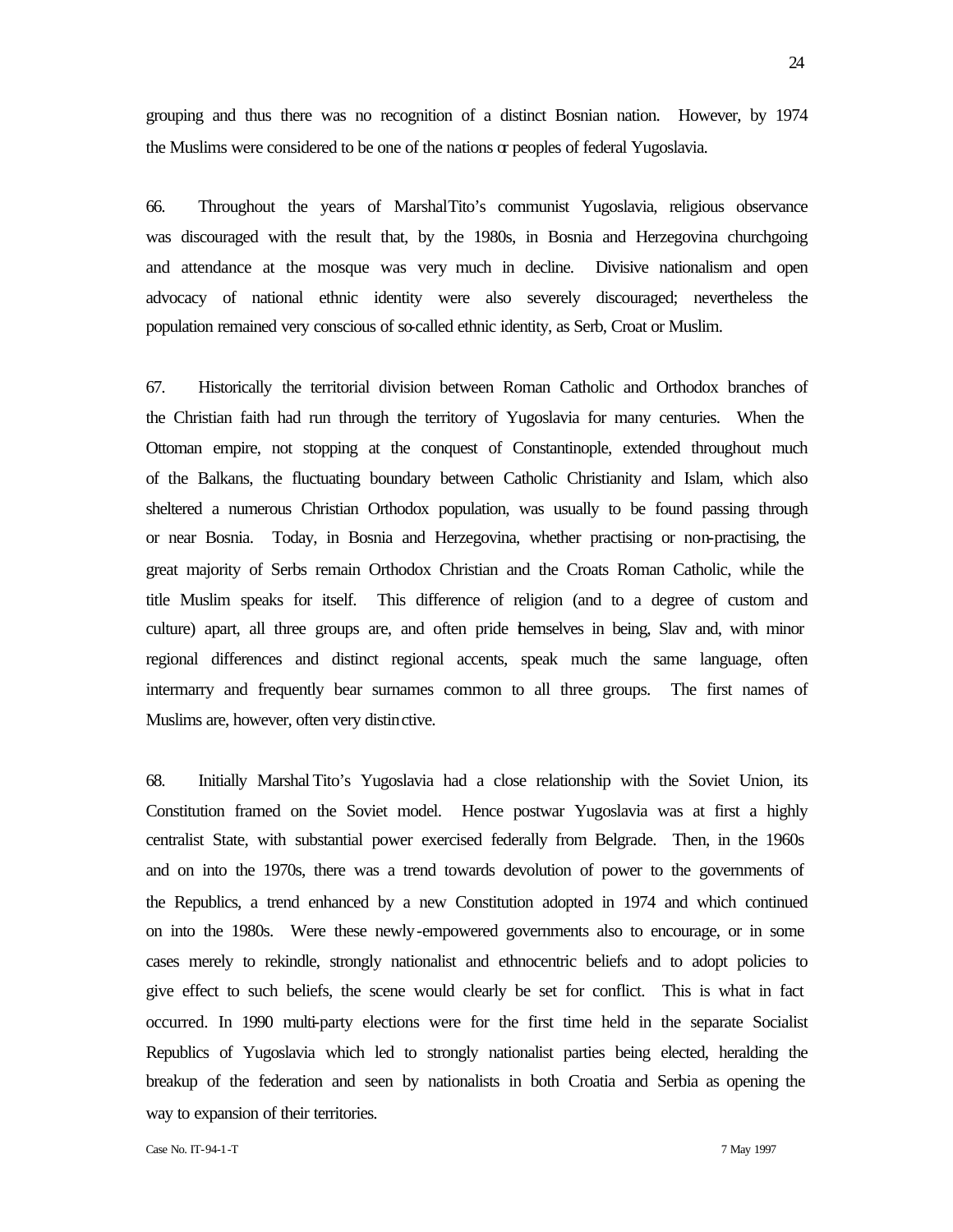grouping and thus there was no recognition of a distinct Bosnian nation. However, by 1974 the Muslims were considered to be one of the nations or peoples of federal Yugoslavia.

66. Throughout the years of Marshal Tito's communist Yugoslavia, religious observance was discouraged with the result that, by the 1980s, in Bosnia and Herzegovina churchgoing and attendance at the mosque was very much in decline. Divisive nationalism and open advocacy of national ethnic identity were also severely discouraged; nevertheless the population remained very conscious of so-called ethnic identity, as Serb, Croat or Muslim.

67. Historically the territorial division between Roman Catholic and Orthodox branches of the Christian faith had run through the territory of Yugoslavia for many centuries. When the Ottoman empire, not stopping at the conquest of Constantinople, extended throughout much of the Balkans, the fluctuating boundary between Catholic Christianity and Islam, which also sheltered a numerous Christian Orthodox population, was usually to be found passing through or near Bosnia. Today, in Bosnia and Herzegovina, whether practising or non-practising, the great majority of Serbs remain Orthodox Christian and the Croats Roman Catholic, while the title Muslim speaks for itself. This difference of religion (and to a degree of custom and culture) apart, all three groups are, and often pride themselves in being, Slav and, with minor regional differences and distinct regional accents, speak much the same language, often intermarry and frequently bear surnames common to all three groups. The first names of Muslims are, however, often very distinctive.

68. Initially Marshal Tito's Yugoslavia had a close relationship with the Soviet Union, its Constitution framed on the Soviet model. Hence postwar Yugoslavia was at first a highly centralist State, with substantial power exercised federally from Belgrade. Then, in the 1960s and on into the 1970s, there was a trend towards devolution of power to the governments of the Republics, a trend enhanced by a new Constitution adopted in 1974 and which continued on into the 1980s. Were these newly-empowered governments also to encourage, or in some cases merely to rekindle, strongly nationalist and ethnocentric beliefs and to adopt policies to give effect to such beliefs, the scene would clearly be set for conflict. This is what in fact occurred. In 1990 multi-party elections were for the first time held in the separate Socialist Republics of Yugoslavia which led to strongly nationalist parties being elected, heralding the breakup of the federation and seen by nationalists in both Croatia and Serbia as opening the way to expansion of their territories.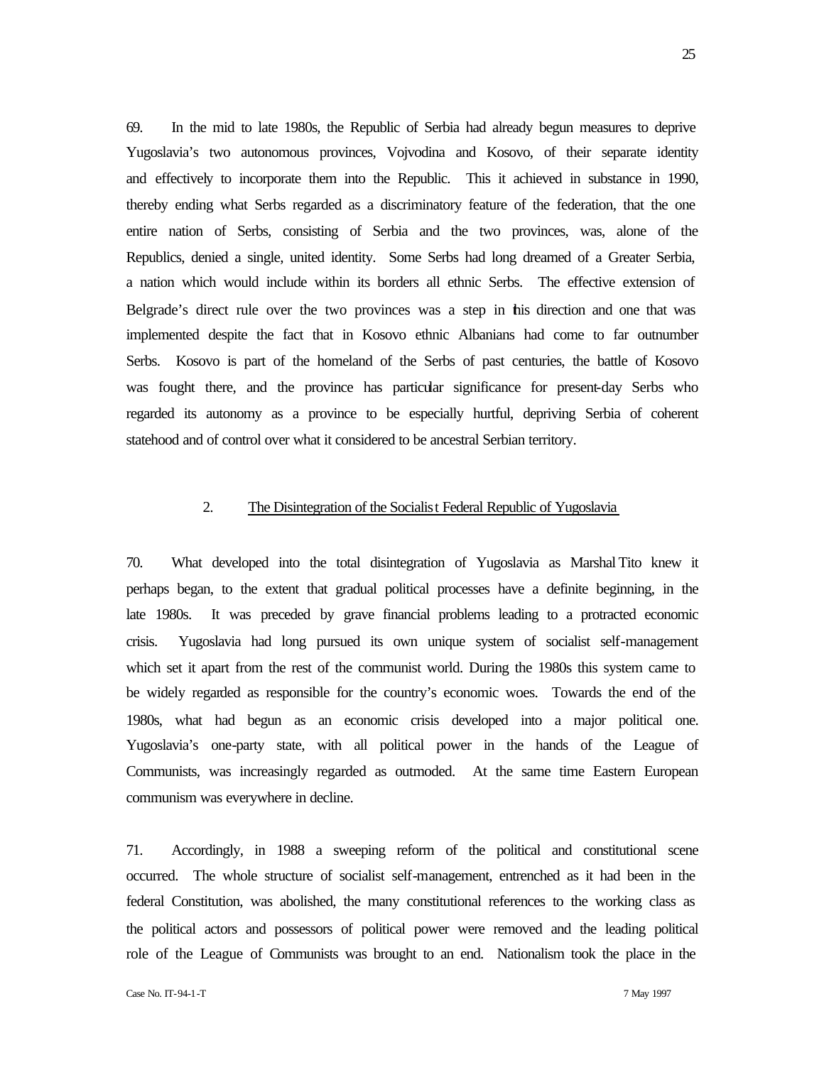69. In the mid to late 1980s, the Republic of Serbia had already begun measures to deprive Yugoslavia's two autonomous provinces, Vojvodina and Kosovo, of their separate identity and effectively to incorporate them into the Republic. This it achieved in substance in 1990, thereby ending what Serbs regarded as a discriminatory feature of the federation, that the one entire nation of Serbs, consisting of Serbia and the two provinces, was, alone of the Republics, denied a single, united identity. Some Serbs had long dreamed of a Greater Serbia, a nation which would include within its borders all ethnic Serbs. The effective extension of Belgrade's direct rule over the two provinces was a step in this direction and one that was implemented despite the fact that in Kosovo ethnic Albanians had come to far outnumber Serbs. Kosovo is part of the homeland of the Serbs of past centuries, the battle of Kosovo was fought there, and the province has particular significance for present-day Serbs who regarded its autonomy as a province to be especially hurtful, depriving Serbia of coherent statehood and of control over what it considered to be ancestral Serbian territory.

## 2. The Disintegration of the Socialist Federal Republic of Yugoslavia

70. What developed into the total disintegration of Yugoslavia as Marshal Tito knew it perhaps began, to the extent that gradual political processes have a definite beginning, in the late 1980s. It was preceded by grave financial problems leading to a protracted economic crisis. Yugoslavia had long pursued its own unique system of socialist self-management which set it apart from the rest of the communist world. During the 1980s this system came to be widely regarded as responsible for the country's economic woes. Towards the end of the 1980s, what had begun as an economic crisis developed into a major political one. Yugoslavia's one-party state, with all political power in the hands of the League of Communists, was increasingly regarded as outmoded. At the same time Eastern European communism was everywhere in decline.

71. Accordingly, in 1988 a sweeping reform of the political and constitutional scene occurred. The whole structure of socialist self-management, entrenched as it had been in the federal Constitution, was abolished, the many constitutional references to the working class as the political actors and possessors of political power were removed and the leading political role of the League of Communists was brought to an end. Nationalism took the place in the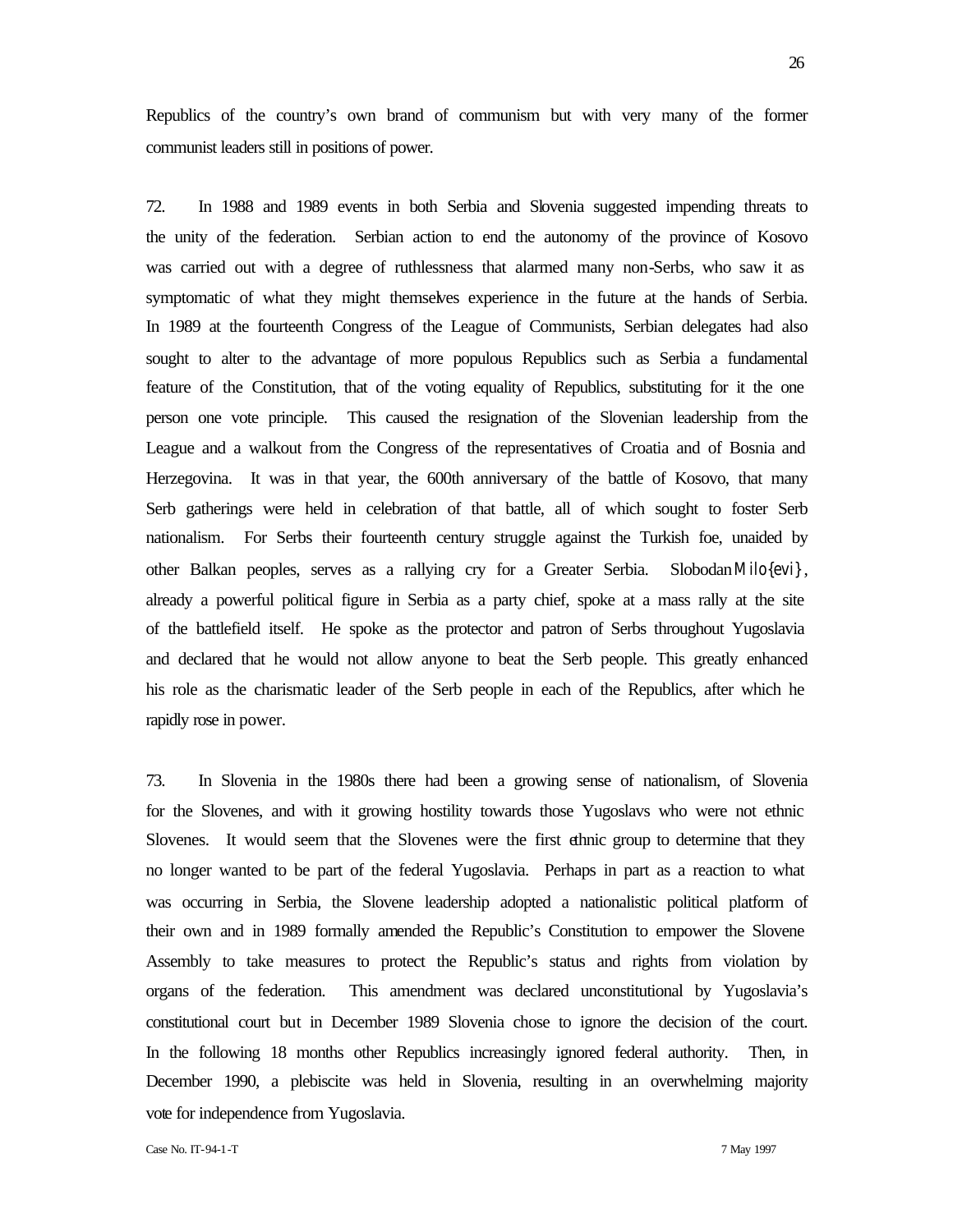Republics of the country's own brand of communism but with very many of the former communist leaders still in positions of power.

72. In 1988 and 1989 events in both Serbia and Slovenia suggested impending threats to the unity of the federation. Serbian action to end the autonomy of the province of Kosovo was carried out with a degree of ruthlessness that alarmed many non-Serbs, who saw it as symptomatic of what they might themselves experience in the future at the hands of Serbia. In 1989 at the fourteenth Congress of the League of Communists, Serbian delegates had also sought to alter to the advantage of more populous Republics such as Serbia a fundamental feature of the Constitution, that of the voting equality of Republics, substituting for it the one person one vote principle. This caused the resignation of the Slovenian leadership from the League and a walkout from the Congress of the representatives of Croatia and of Bosnia and Herzegovina. It was in that year, the 600th anniversary of the battle of Kosovo, that many Serb gatherings were held in celebration of that battle, all of which sought to foster Serb nationalism. For Serbs their fourteenth century struggle against the Turkish foe, unaided by other Balkan peoples, serves as a rallying cry for a Greater Serbia. Slobodan Milo{evi}, already a powerful political figure in Serbia as a party chief, spoke at a mass rally at the site of the battlefield itself. He spoke as the protector and patron of Serbs throughout Yugoslavia and declared that he would not allow anyone to beat the Serb people. This greatly enhanced his role as the charismatic leader of the Serb people in each of the Republics, after which he rapidly rose in power.

73. In Slovenia in the 1980s there had been a growing sense of nationalism, of Slovenia for the Slovenes, and with it growing hostility towards those Yugoslavs who were not ethnic Slovenes. It would seem that the Slovenes were the first ethnic group to determine that they no longer wanted to be part of the federal Yugoslavia. Perhaps in part as a reaction to what was occurring in Serbia, the Slovene leadership adopted a nationalistic political platform of their own and in 1989 formally amended the Republic's Constitution to empower the Slovene Assembly to take measures to protect the Republic's status and rights from violation by organs of the federation. This amendment was declared unconstitutional by Yugoslavia's constitutional court but in December 1989 Slovenia chose to ignore the decision of the court. In the following 18 months other Republics increasingly ignored federal authority. Then, in December 1990, a plebiscite was held in Slovenia, resulting in an overwhelming majority vote for independence from Yugoslavia.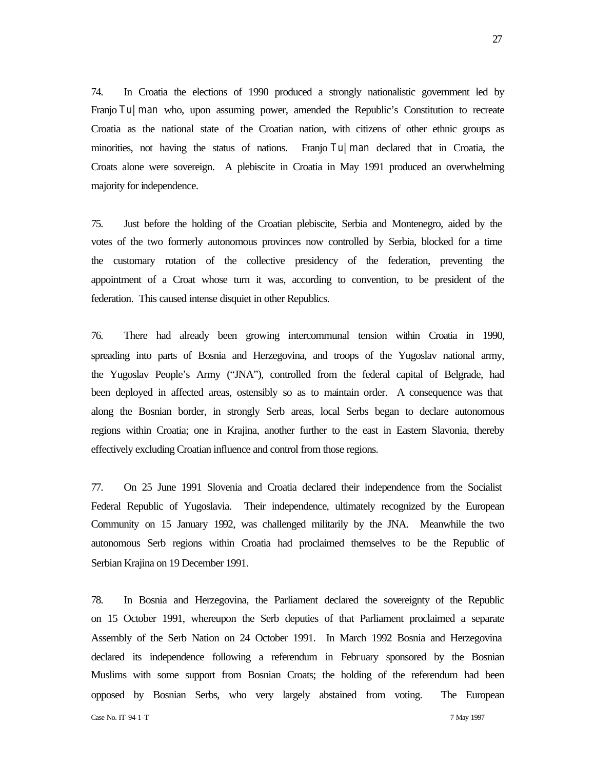74. In Croatia the elections of 1990 produced a strongly nationalistic government led by Franjo Tu|man who, upon assuming power, amended the Republic's Constitution to recreate Croatia as the national state of the Croatian nation, with citizens of other ethnic groups as minorities, not having the status of nations. Franjo Tu|man declared that in Croatia, the Croats alone were sovereign. A plebiscite in Croatia in May 1991 produced an overwhelming majority for independence.

75. Just before the holding of the Croatian plebiscite, Serbia and Montenegro, aided by the votes of the two formerly autonomous provinces now controlled by Serbia, blocked for a time the customary rotation of the collective presidency of the federation, preventing the appointment of a Croat whose turn it was, according to convention, to be president of the federation. This caused intense disquiet in other Republics.

76. There had already been growing intercommunal tension within Croatia in 1990, spreading into parts of Bosnia and Herzegovina, and troops of the Yugoslav national army, the Yugoslav People's Army ("JNA"), controlled from the federal capital of Belgrade, had been deployed in affected areas, ostensibly so as to maintain order. A consequence was that along the Bosnian border, in strongly Serb areas, local Serbs began to declare autonomous regions within Croatia; one in Krajina, another further to the east in Eastern Slavonia, thereby effectively excluding Croatian influence and control from those regions.

77. On 25 June 1991 Slovenia and Croatia declared their independence from the Socialist Federal Republic of Yugoslavia. Their independence, ultimately recognized by the European Community on 15 January 1992, was challenged militarily by the JNA. Meanwhile the two autonomous Serb regions within Croatia had proclaimed themselves to be the Republic of Serbian Krajina on 19 December 1991.

78. In Bosnia and Herzegovina, the Parliament declared the sovereignty of the Republic on 15 October 1991, whereupon the Serb deputies of that Parliament proclaimed a separate Assembly of the Serb Nation on 24 October 1991. In March 1992 Bosnia and Herzegovina declared its independence following a referendum in February sponsored by the Bosnian Muslims with some support from Bosnian Croats; the holding of the referendum had been opposed by Bosnian Serbs, who very largely abstained from voting. The European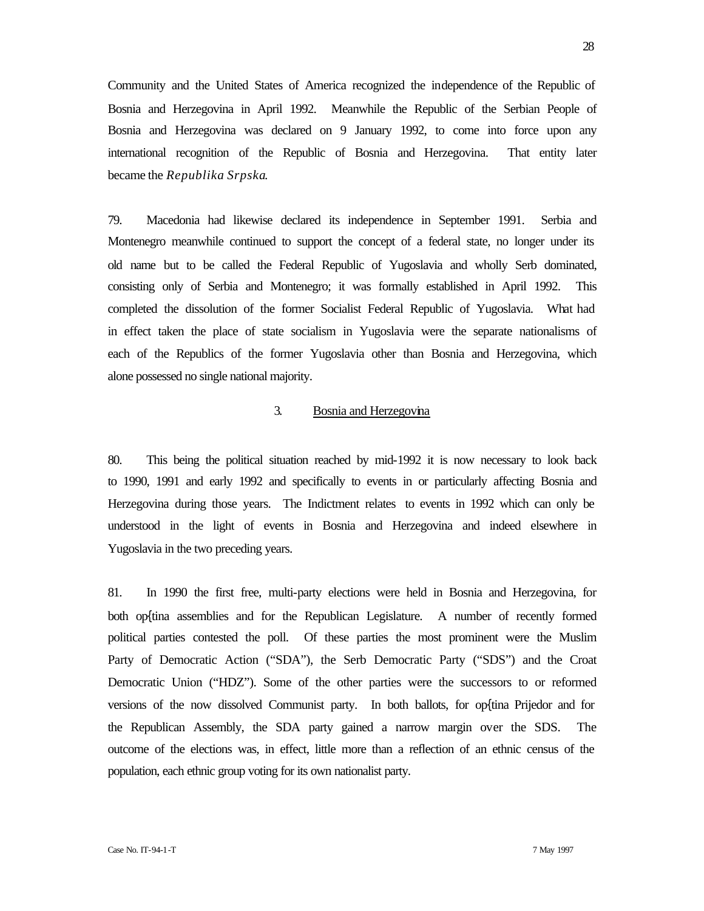Community and the United States of America recognized the independence of the Republic of Bosnia and Herzegovina in April 1992. Meanwhile the Republic of the Serbian People of Bosnia and Herzegovina was declared on 9 January 1992, to come into force upon any international recognition of the Republic of Bosnia and Herzegovina. That entity later became the *Republika Srpska*.

79. Macedonia had likewise declared its independence in September 1991. Serbia and Montenegro meanwhile continued to support the concept of a federal state, no longer under its old name but to be called the Federal Republic of Yugoslavia and wholly Serb dominated, consisting only of Serbia and Montenegro; it was formally established in April 1992. This completed the dissolution of the former Socialist Federal Republic of Yugoslavia. What had in effect taken the place of state socialism in Yugoslavia were the separate nationalisms of each of the Republics of the former Yugoslavia other than Bosnia and Herzegovina, which alone possessed no single national majority.

### 3. Bosnia and Herzegovina

80. This being the political situation reached by mid-1992 it is now necessary to look back to 1990, 1991 and early 1992 and specifically to events in or particularly affecting Bosnia and Herzegovina during those years. The Indictment relates to events in 1992 which can only be understood in the light of events in Bosnia and Herzegovina and indeed elsewhere in Yugoslavia in the two preceding years.

81. In 1990 the first free, multi-party elections were held in Bosnia and Herzegovina, for both op{tina assemblies and for the Republican Legislature. A number of recently formed political parties contested the poll. Of these parties the most prominent were the Muslim Party of Democratic Action ("SDA"), the Serb Democratic Party ("SDS") and the Croat Democratic Union ("HDZ"). Some of the other parties were the successors to or reformed versions of the now dissolved Communist party. In both ballots, for op{tina Prijedor and for the Republican Assembly, the SDA party gained a narrow margin over the SDS. The outcome of the elections was, in effect, little more than a reflection of an ethnic census of the population, each ethnic group voting for its own nationalist party.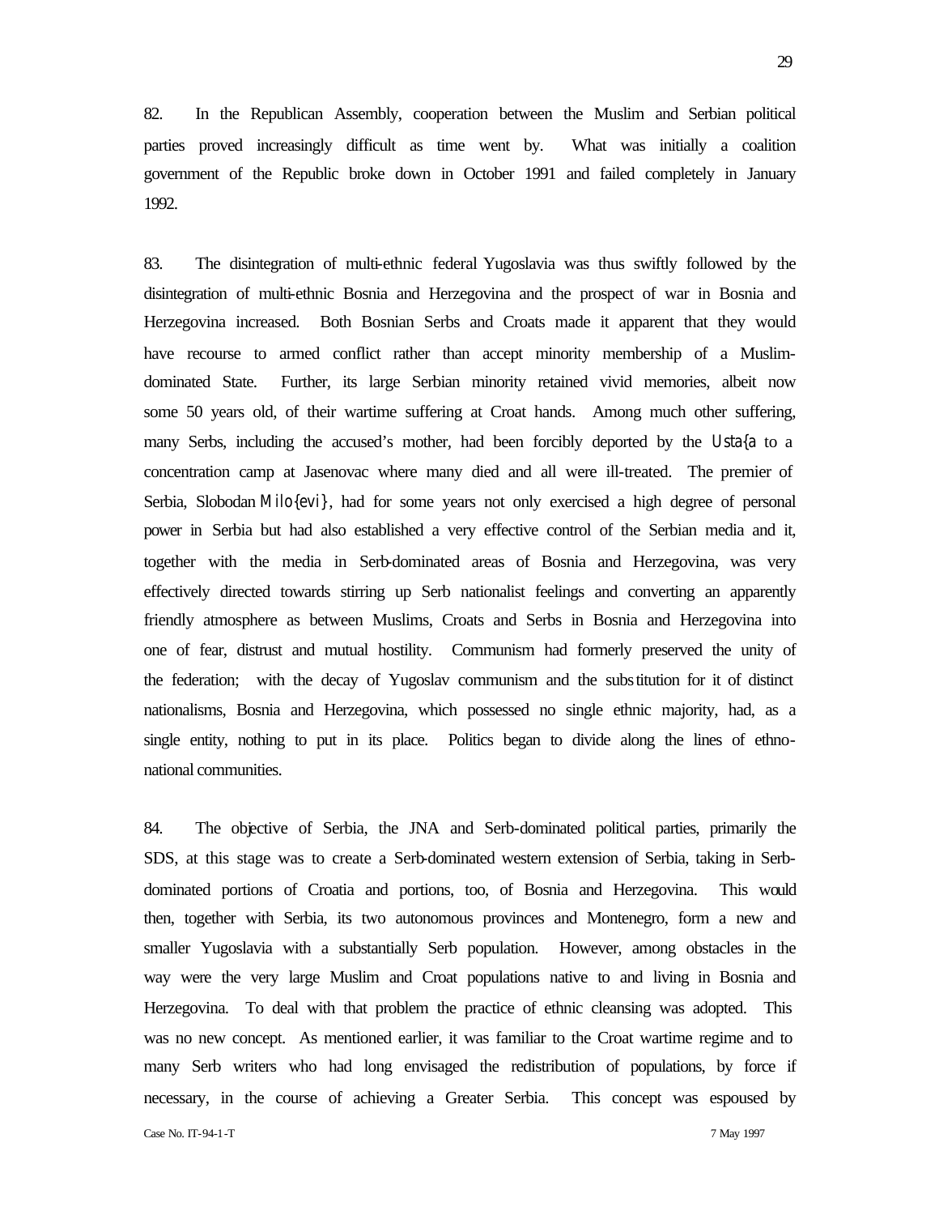82. In the Republican Assembly, cooperation between the Muslim and Serbian political parties proved increasingly difficult as time went by. What was initially a coalition government of the Republic broke down in October 1991 and failed completely in January 1992.

83. The disintegration of multi-ethnic federal Yugoslavia was thus swiftly followed by the disintegration of multi-ethnic Bosnia and Herzegovina and the prospect of war in Bosnia and Herzegovina increased. Both Bosnian Serbs and Croats made it apparent that they would have recourse to armed conflict rather than accept minority membership of a Muslim-dominated State. Further, its large Serbian minority retained vivid memories, albeit now some 50 years old, of their wartime suffering at Croat hands. Among much other suffering, many Serbs, including the accused's mother, had been forcibly deported by the Usta{a to a concentration camp at Jasenovac where many died and all were ill-treated. The premier of Serbia, Slobodan Milo{evi}, had for some years not only exercised a high degree of personal power in Serbia but had also established a very effective control of the Serbian media and it, together with the media in Serb-dominated areas of Bosnia and Herzegovina, was very effectively directed towards stirring up Serb nationalist feelings and converting an apparently friendly atmosphere as between Muslims, Croats and Serbs in Bosnia and Herzegovina into one of fear, distrust and mutual hostility. Communism had formerly preserved the unity of the federation; with the decay of Yugoslav communism and the substitution for it of distinct nationalisms, Bosnia and Herzegovina, which possessed no single ethnic majority, had, as a single entity, nothing to put in its place. Politics began to divide along the lines of ethno-national communities.

84. The objective of Serbia, the JNA and Serb-dominated political parties, primarily the SDS, at this stage was to create a Serb-dominated western extension of Serbia, taking in Serb-dominated portions of Croatia and portions, too, of Bosnia and Herzegovina. This would then, together with Serbia, its two autonomous provinces and Montenegro, form a new and smaller Yugoslavia with a substantially Serb population. However, among obstacles in the way were the very large Muslim and Croat populations native to and living in Bosnia and Herzegovina. To deal with that problem the practice of ethnic cleansing was adopted. This was no new concept. As mentioned earlier, it was familiar to the Croat wartime regime and to many Serb writers who had long envisaged the redistribution of populations, by force if necessary, in the course of achieving a Greater Serbia. This concept was espoused by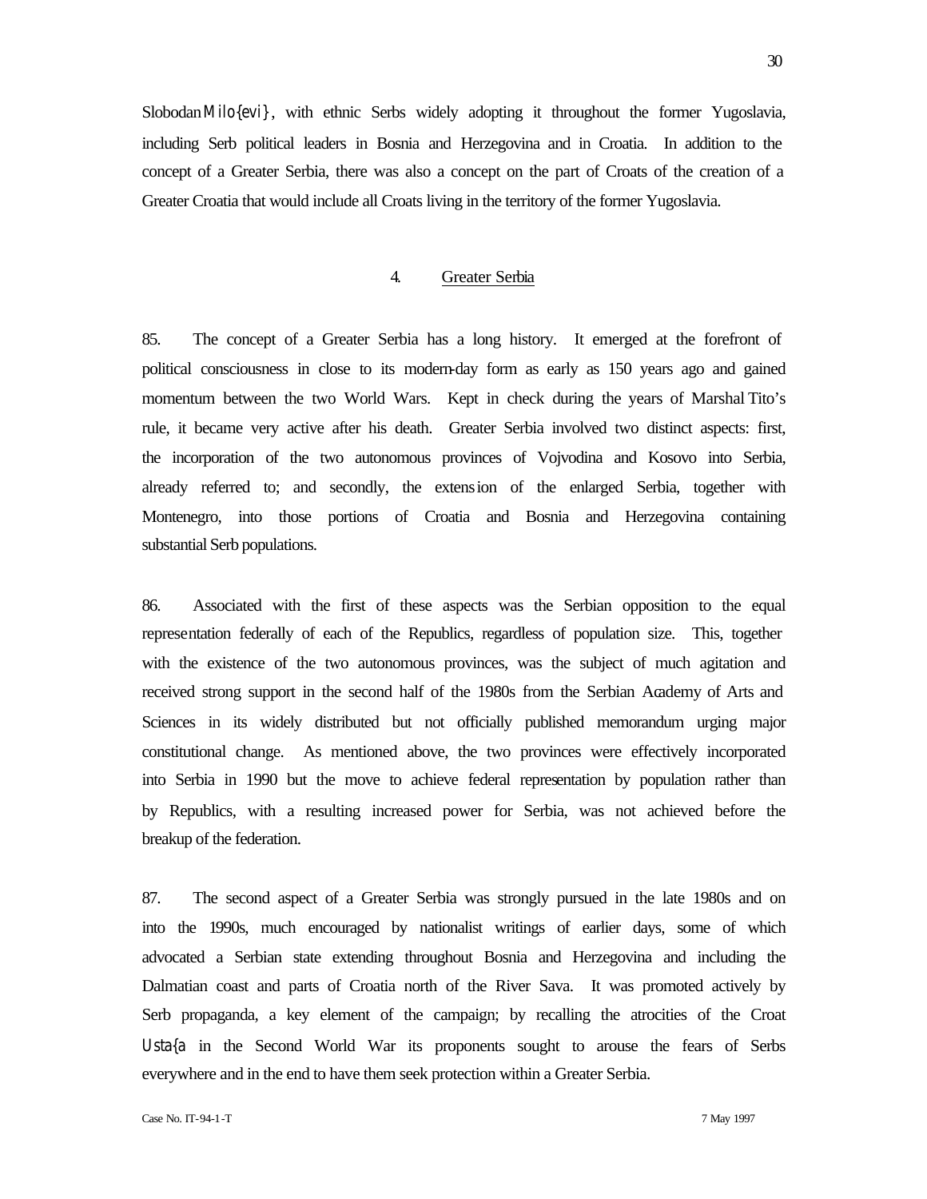Slobodan Milo{evi}, with ethnic Serbs widely adopting it throughout the former Yugoslavia, including Serb political leaders in Bosnia and Herzegovina and in Croatia. In addition to the concept of a Greater Serbia, there was also a concept on the part of Croats of the creation of a Greater Croatia that would include all Croats living in the territory of the former Yugoslavia.

### 4. Greater Serbia

85. The concept of a Greater Serbia has a long history. It emerged at the forefront of political consciousness in close to its modern-day form as early as 150 years ago and gained momentum between the two World Wars. Kept in check during the years of Marshal Tito's rule, it became very active after his death. Greater Serbia involved two distinct aspects: first, the incorporation of the two autonomous provinces of Vojvodina and Kosovo into Serbia, already referred to; and secondly, the extension of the enlarged Serbia, together with Montenegro, into those portions of Croatia and Bosnia and Herzegovina containing substantial Serb populations.

86. Associated with the first of these aspects was the Serbian opposition to the equal representation federally of each of the Republics, regardless of population size. This, together with the existence of the two autonomous provinces, was the subject of much agitation and received strong support in the second half of the 1980s from the Serbian Academy of Arts and Sciences in its widely distributed but not officially published memorandum urging major constitutional change. As mentioned above, the two provinces were effectively incorporated into Serbia in 1990 but the move to achieve federal representation by population rather than by Republics, with a resulting increased power for Serbia, was not achieved before the breakup of the federation.

87. The second aspect of a Greater Serbia was strongly pursued in the late 1980s and on into the 1990s, much encouraged by nationalist writings of earlier days, some of which advocated a Serbian state extending throughout Bosnia and Herzegovina and including the Dalmatian coast and parts of Croatia north of the River Sava. It was promoted actively by Serb propaganda, a key element of the campaign; by recalling the atrocities of the Croat Usta{a in the Second World War its proponents sought to arouse the fears of Serbs everywhere and in the end to have them seek protection within a Greater Serbia.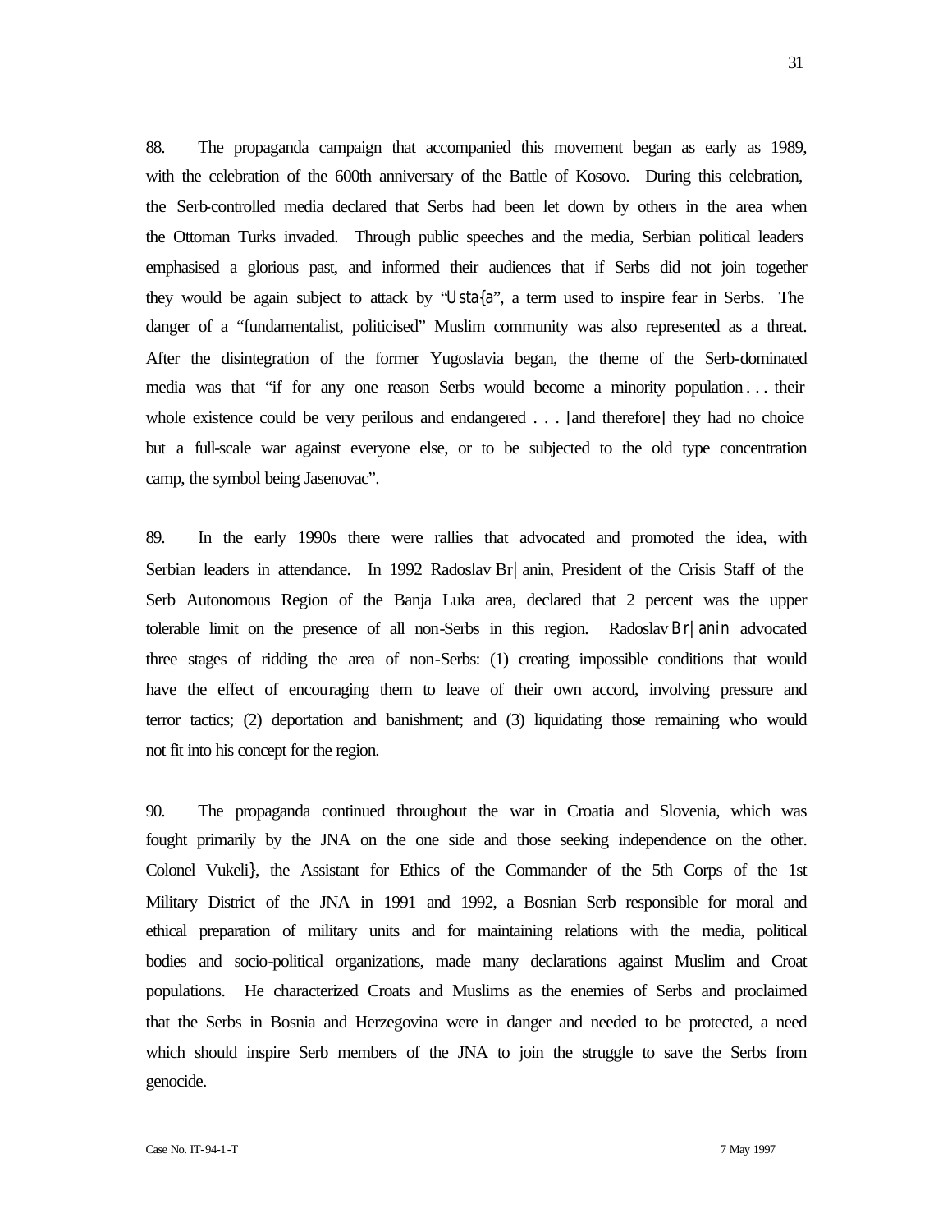88. The propaganda campaign that accompanied this movement began as early as 1989, with the celebration of the 600th anniversary of the Battle of Kosovo. During this celebration, the Serb-controlled media declared that Serbs had been let down by others in the area when the Ottoman Turks invaded. Through public speeches and the media, Serbian political leaders emphasised a glorious past, and informed their audiences that if Serbs did not join together they would be again subject to attack by "Usta{a", a term used to inspire fear in Serbs. The danger of a "fundamentalist, politicised" Muslim community was also represented as a threat. After the disintegration of the former Yugoslavia began, the theme of the Serb-dominated media was that "if for any one reason Serbs would become a minority population . . . their whole existence could be very perilous and endangered . . . [and therefore] they had no choice but a full-scale war against everyone else, or to be subjected to the old type concentration camp, the symbol being Jasenovac".

89. In the early 1990s there were rallies that advocated and promoted the idea, with Serbian leaders in attendance. In 1992 Radoslav Br|anin, President of the Crisis Staff of the Serb Autonomous Region of the Banja Luka area, declared that 2 percent was the upper tolerable limit on the presence of all non-Serbs in this region. Radoslav Br|anin advocated three stages of ridding the area of non-Serbs: (1) creating impossible conditions that would have the effect of encouraging them to leave of their own accord, involving pressure and terror tactics; (2) deportation and banishment; and (3) liquidating those remaining who would not fit into his concept for the region.

90. The propaganda continued throughout the war in Croatia and Slovenia, which was fought primarily by the JNA on the one side and those seeking independence on the other. Colonel Vukeli}, the Assistant for Ethics of the Commander of the 5th Corps of the 1st Military District of the JNA in 1991 and 1992, a Bosnian Serb responsible for moral and ethical preparation of military units and for maintaining relations with the media, political bodies and socio-political organizations, made many declarations against Muslim and Croat populations. He characterized Croats and Muslims as the enemies of Serbs and proclaimed that the Serbs in Bosnia and Herzegovina were in danger and needed to be protected, a need which should inspire Serb members of the JNA to join the struggle to save the Serbs from genocide.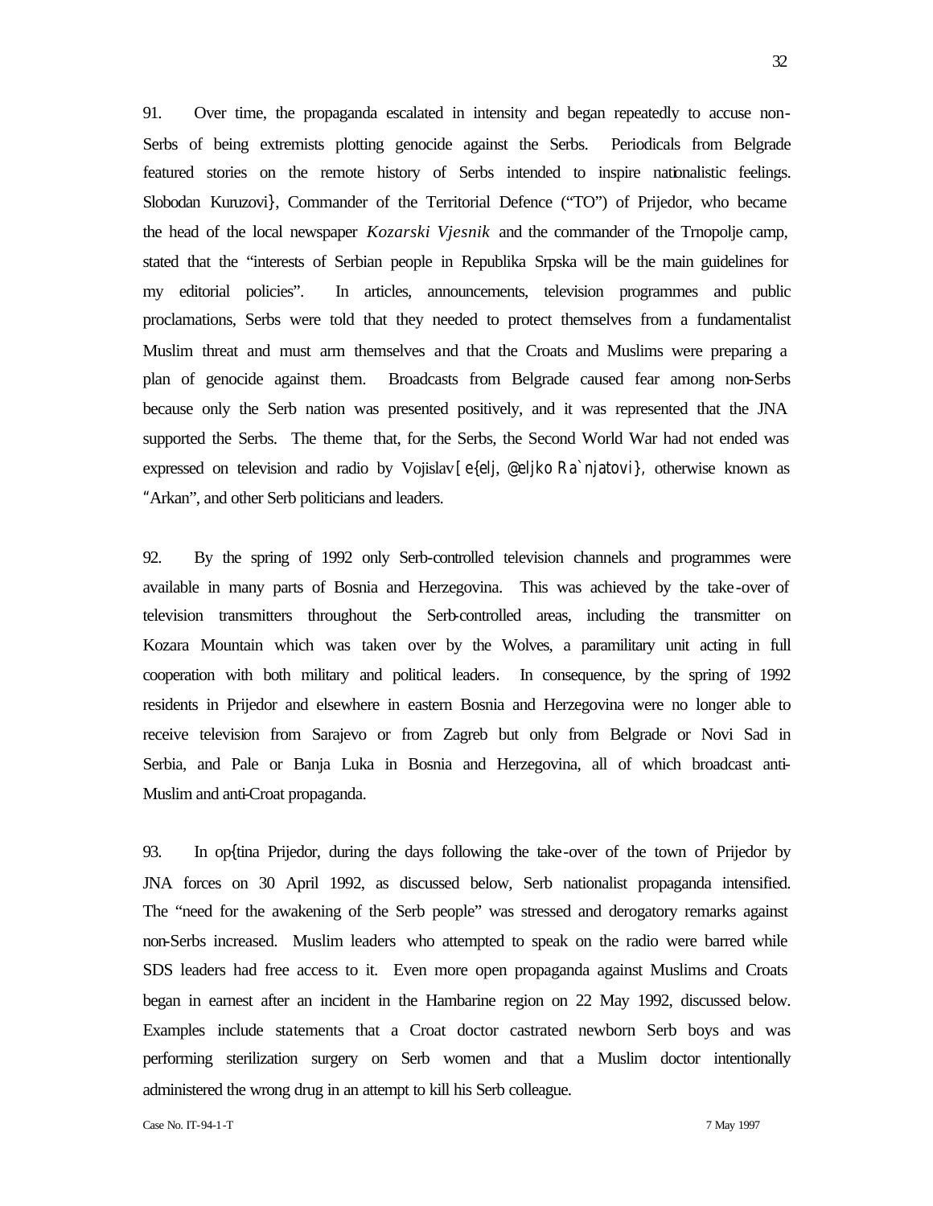91. Over time, the propaganda escalated in intensity and began repeatedly to accuse non-Serbs of being extremists plotting genocide against the Serbs. Periodicals from Belgrade featured stories on the remote history of Serbs intended to inspire nationalistic feelings. Slobodan Kuruzovi}, Commander of the Territorial Defence ("TO") of Prijedor, who became the head of the local newspaper *Kozarski Vjesnik* and the commander of the Trnopolje camp, stated that the "interests of Serbian people in Republika Srpska will be the main guidelines for my editorial policies". In articles, announcements, television programmes and public proclamations, Serbs were told that they needed to protect themselves from a fundamentalist Muslim threat and must arm themselves and that the Croats and Muslims were preparing a plan of genocide against them. Broadcasts from Belgrade caused fear among non-Serbs because only the Serb nation was presented positively, and it was represented that the JNA supported the Serbs. The theme that, for the Serbs, the Second World War had not ended was expressed on television and radio by Vojislav [e{elj, @eljko Ra`njatovi}, otherwise known as "Arkan", and other Serb politicians and leaders.

92. By the spring of 1992 only Serb-controlled television channels and programmes were available in many parts of Bosnia and Herzegovina. This was achieved by the take-over of television transmitters throughout the Serb-controlled areas, including the transmitter on Kozara Mountain which was taken over by the Wolves, a paramilitary unit acting in full cooperation with both military and political leaders. In consequence, by the spring of 1992 residents in Prijedor and elsewhere in eastern Bosnia and Herzegovina were no longer able to receive television from Sarajevo or from Zagreb but only from Belgrade or Novi Sad in Serbia, and Pale or Banja Luka in Bosnia and Herzegovina, all of which broadcast anti-Muslim and anti-Croat propaganda.

93. In op{tina Prijedor, during the days following the take-over of the town of Prijedor by JNA forces on 30 April 1992, as discussed below, Serb nationalist propaganda intensified. The "need for the awakening of the Serb people" was stressed and derogatory remarks against non-Serbs increased. Muslim leaders who attempted to speak on the radio were barred while SDS leaders had free access to it. Even more open propaganda against Muslims and Croats began in earnest after an incident in the Hambarine region on 22 May 1992, discussed below. Examples include statements that a Croat doctor castrated newborn Serb boys and was performing sterilization surgery on Serb women and that a Muslim doctor intentionally administered the wrong drug in an attempt to kill his Serb colleague.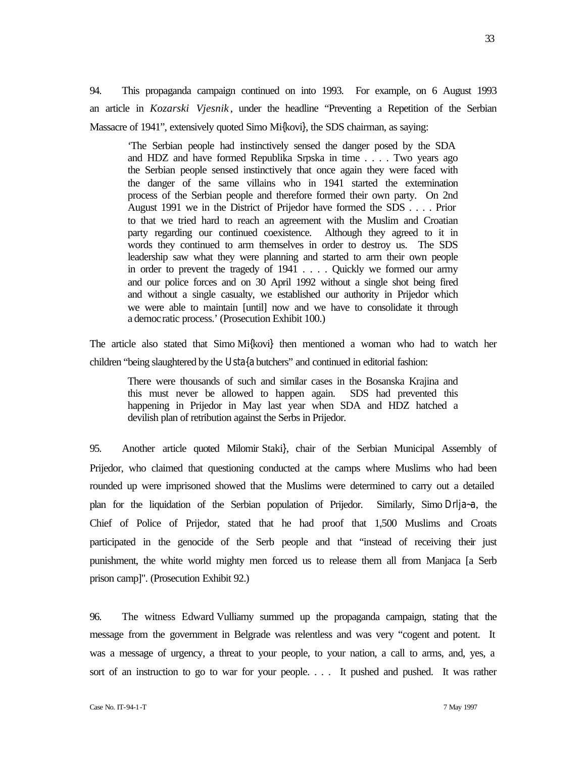94. This propaganda campaign continued on into 1993. For example, on 6 August 1993 an article in *Kozarski Vjesnik*, under the headline "Preventing a Repetition of the Serbian Massacre of 1941", extensively quoted Simo Mi{kovi}, the SDS chairman, as saying:

> 'The Serbian people had instinctively sensed the danger posed by the SDA and HDZ and have formed Republika Srpska in time . . . . Two years ago the Serbian people sensed instinctively that once again they were faced with the danger of the same villains who in 1941 started the extermination process of the Serbian people and therefore formed their own party. On 2nd August 1991 we in the District of Prijedor have formed the SDS . . . . Prior to that we tried hard to reach an agreement with the Muslim and Croatian party regarding our continued coexistence. Although they agreed to it in words they continued to arm themselves in order to destroy us. The SDS leadership saw what they were planning and started to arm their own people in order to prevent the tragedy of 1941 . . . . Quickly we formed our army and our police forces and on 30 April 1992 without a single shot being fired and without a single casualty, we established our authority in Prijedor which we were able to maintain [until] now and we have to consolidate it through a democratic process.' (Prosecution Exhibit 100.)

The article also stated that Simo Mi{kovi} then mentioned a woman who had to watch her children "being slaughtered by the Usta{a butchers" and continued in editorial fashion:

> There were thousands of such and similar cases in the Bosanska Krajina and this must never be allowed to happen again. SDS had prevented this happening in Prijedor in May last year when SDA and HDZ hatched a devilish plan of retribution against the Serbs in Prijedor.

95. Another article quoted Milomir Staki}, chair of the Serbian Municipal Assembly of Prijedor, who claimed that questioning conducted at the camps where Muslims who had been rounded up were imprisoned showed that the Muslims were determined to carry out a detailed plan for the liquidation of the Serbian population of Prijedor. Similarly, Simo Drlja~a, the Chief of Police of Prijedor, stated that he had proof that 1,500 Muslims and Croats participated in the genocide of the Serb people and that "instead of receiving their just punishment, the white world mighty men forced us to release them all from Manjaca [a Serb prison camp]". (Prosecution Exhibit 92.)

96. The witness Edward Vulliamy summed up the propaganda campaign, stating that the message from the government in Belgrade was relentless and was very "cogent and potent. It was a message of urgency, a threat to your people, to your nation, a call to arms, and, yes, a sort of an instruction to go to war for your people. . . . It pushed and pushed. It was rather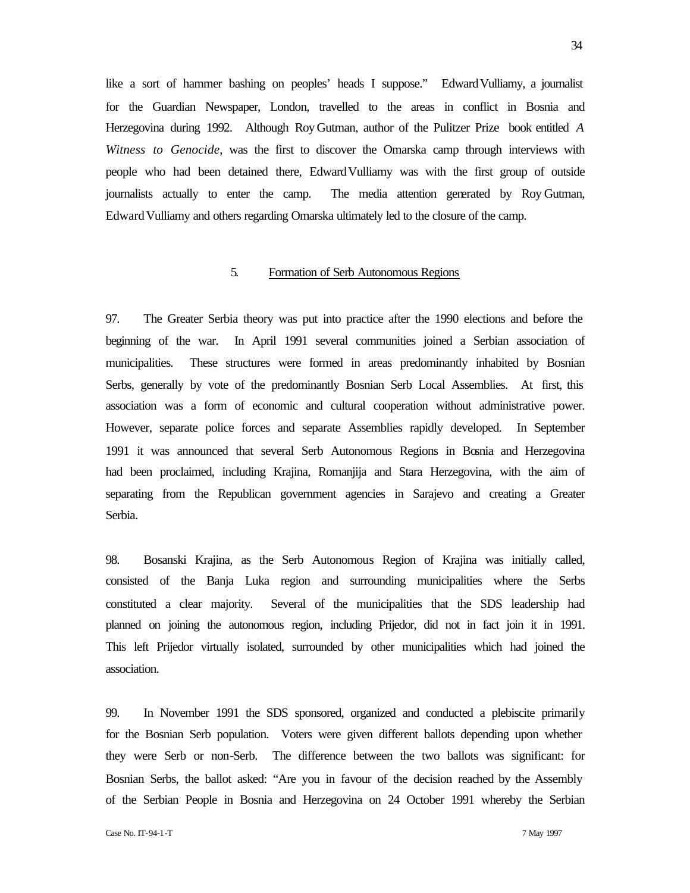like a sort of hammer bashing on peoples' heads I suppose." Edward Vulliamy, a journalist for the Guardian Newspaper, London, travelled to the areas in conflict in Bosnia and Herzegovina during 1992. Although Roy Gutman, author of the Pulitzer Prize book entitled *A Witness to Genocide*, was the first to discover the Omarska camp through interviews with people who had been detained there, Edward Vulliamy was with the first group of outside journalists actually to enter the camp. The media attention generated by Roy Gutman, Edward Vulliamy and others regarding Omarska ultimately led to the closure of the camp.

### 5. Formation of Serb Autonomous Regions

97. The Greater Serbia theory was put into practice after the 1990 elections and before the beginning of the war. In April 1991 several communities joined a Serbian association of municipalities. These structures were formed in areas predominantly inhabited by Bosnian Serbs, generally by vote of the predominantly Bosnian Serb Local Assemblies. At first, this association was a form of economic and cultural cooperation without administrative power. However, separate police forces and separate Assemblies rapidly developed. In September 1991 it was announced that several Serb Autonomous Regions in Bosnia and Herzegovina had been proclaimed, including Krajina, Romanjija and Stara Herzegovina, with the aim of separating from the Republican government agencies in Sarajevo and creating a Greater Serbia.

98. Bosanski Krajina, as the Serb Autonomous Region of Krajina was initially called, consisted of the Banja Luka region and surrounding municipalities where the Serbs constituted a clear majority. Several of the municipalities that the SDS leadership had planned on joining the autonomous region, including Prijedor, did not in fact join it in 1991. This left Prijedor virtually isolated, surrounded by other municipalities which had joined the association.

99. In November 1991 the SDS sponsored, organized and conducted a plebiscite primarily for the Bosnian Serb population. Voters were given different ballots depending upon whether they were Serb or non-Serb. The difference between the two ballots was significant: for Bosnian Serbs, the ballot asked: "Are you in favour of the decision reached by the Assembly of the Serbian People in Bosnia and Herzegovina on 24 October 1991 whereby the Serbian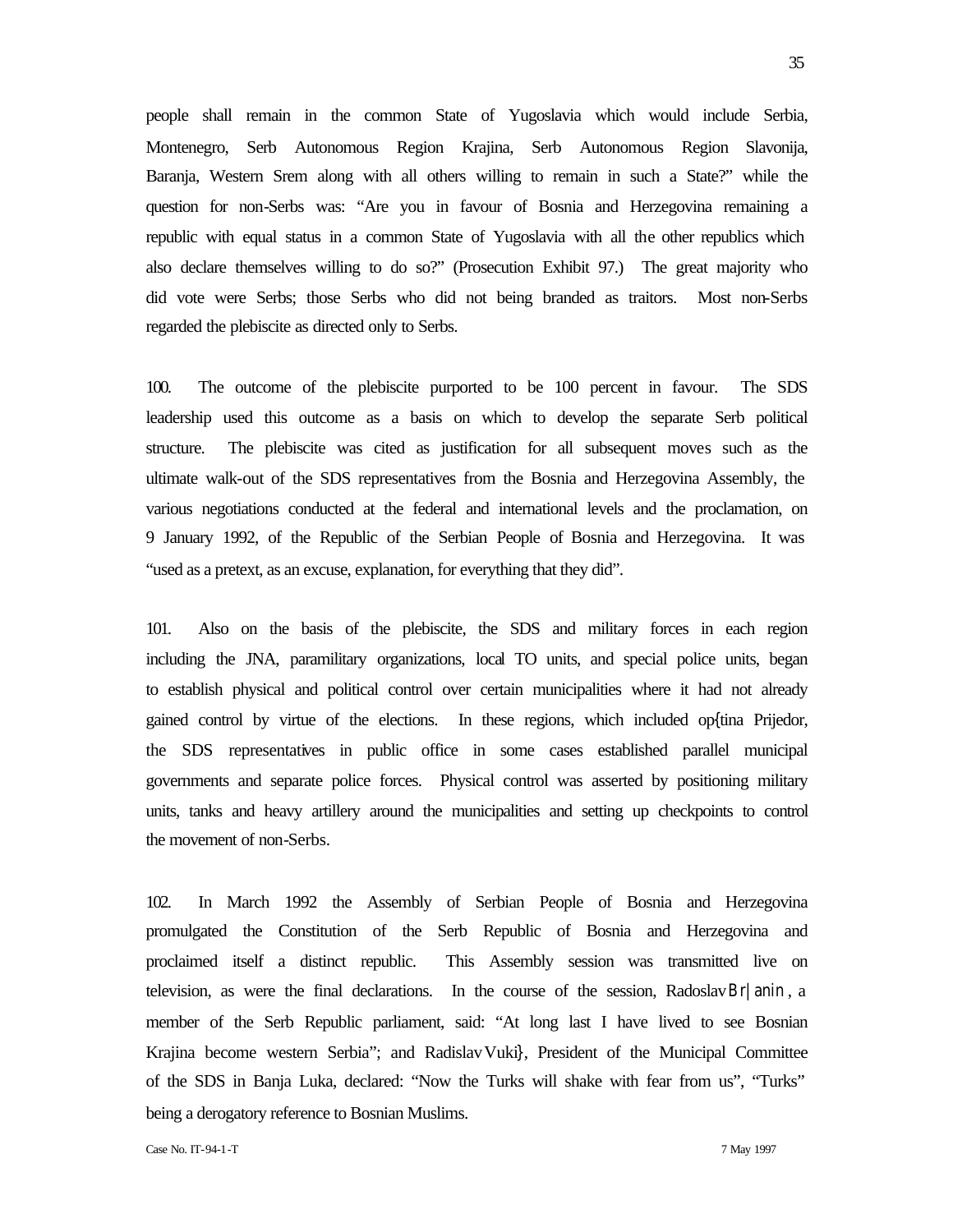people shall remain in the common State of Yugoslavia which would include Serbia, Montenegro, Serb Autonomous Region Krajina, Serb Autonomous Region Slavonija, Baranja, Western Srem along with all others willing to remain in such a State?" while the question for non-Serbs was: "Are you in favour of Bosnia and Herzegovina remaining a republic with equal status in a common State of Yugoslavia with all the other republics which also declare themselves willing to do so?" (Prosecution Exhibit 97.) The great majority who did vote were Serbs; those Serbs who did not being branded as traitors. Most non-Serbs regarded the plebiscite as directed only to Serbs.

100. The outcome of the plebiscite purported to be 100 percent in favour. The SDS leadership used this outcome as a basis on which to develop the separate Serb political structure. The plebiscite was cited as justification for all subsequent moves such as the ultimate walk-out of the SDS representatives from the Bosnia and Herzegovina Assembly, the various negotiations conducted at the federal and international levels and the proclamation, on 9 January 1992, of the Republic of the Serbian People of Bosnia and Herzegovina. It was "used as a pretext, as an excuse, explanation, for everything that they did".

101. Also on the basis of the plebiscite, the SDS and military forces in each region including the JNA, paramilitary organizations, local TO units, and special police units, began to establish physical and political control over certain municipalities where it had not already gained control by virtue of the elections. In these regions, which included op{tina Prijedor, the SDS representatives in public office in some cases established parallel municipal governments and separate police forces. Physical control was asserted by positioning military units, tanks and heavy artillery around the municipalities and setting up checkpoints to control the movement of non-Serbs.

102. In March 1992 the Assembly of Serbian People of Bosnia and Herzegovina promulgated the Constitution of the Serb Republic of Bosnia and Herzegovina and proclaimed itself a distinct republic. This Assembly session was transmitted live on television, as were the final declarations. In the course of the session, Radoslav Br|anin, a member of the Serb Republic parliament, said: "At long last I have lived to see Bosnian Krajina become western Serbia"; and Radislav Vuki}, President of the Municipal Committee of the SDS in Banja Luka, declared: "Now the Turks will shake with fear from us", "Turks" being a derogatory reference to Bosnian Muslims.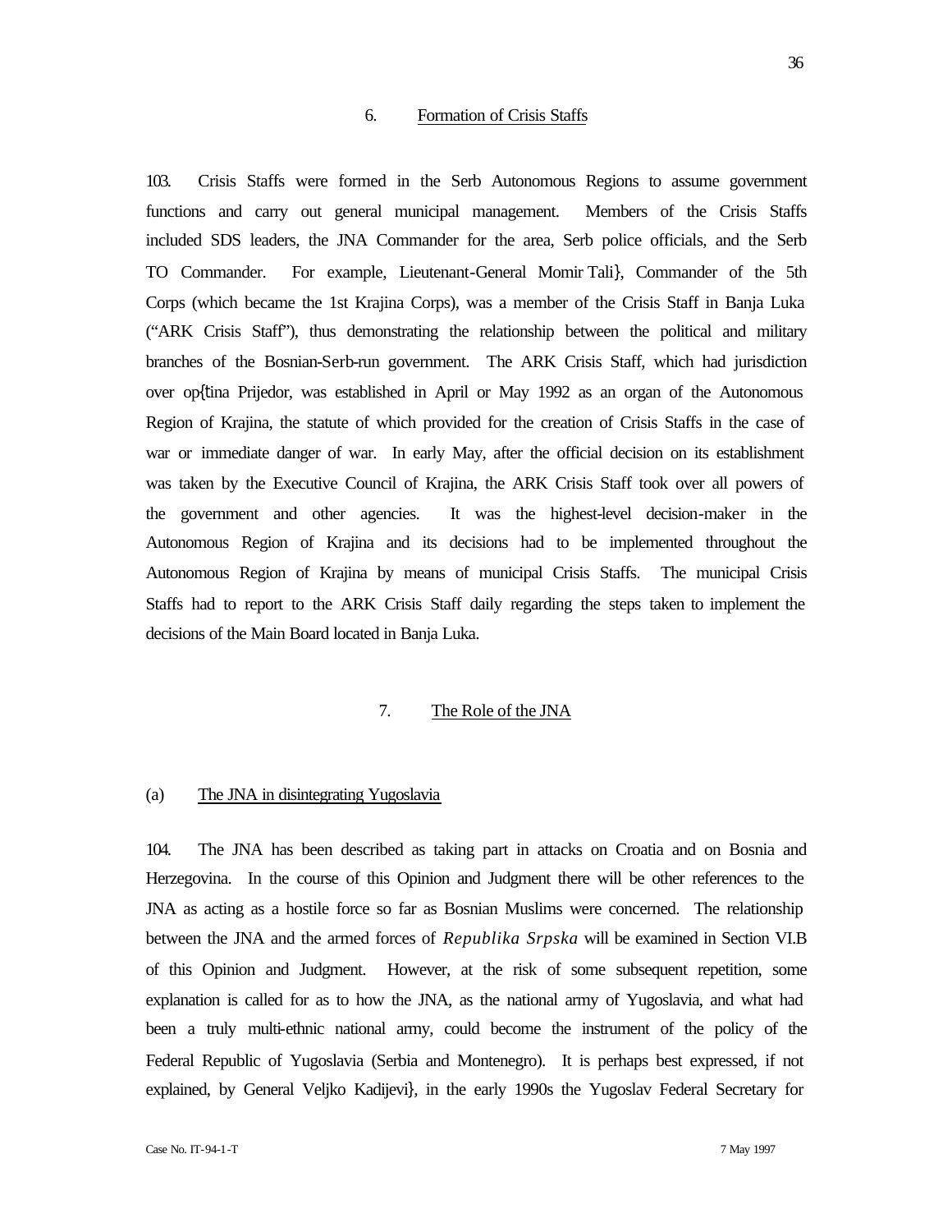## 6. Formation of Crisis Staffs

103. Crisis Staffs were formed in the Serb Autonomous Regions to assume government functions and carry out general municipal management. Members of the Crisis Staffs included SDS leaders, the JNA Commander for the area, Serb police officials, and the Serb TO Commander. For example, Lieutenant-General Momir Tali}, Commander of the 5th Corps (which became the 1st Krajina Corps), was a member of the Crisis Staff in Banja Luka ("ARK Crisis Staff"), thus demonstrating the relationship between the political and military branches of the Bosnian-Serb-run government. The ARK Crisis Staff, which had jurisdiction over op{tina Prijedor, was established in April or May 1992 as an organ of the Autonomous Region of Krajina, the statute of which provided for the creation of Crisis Staffs in the case of war or immediate danger of war. In early May, after the official decision on its establishment was taken by the Executive Council of Krajina, the ARK Crisis Staff took over all powers of the government and other agencies. It was the highest-level decision-maker in the Autonomous Region of Krajina and its decisions had to be implemented throughout the Autonomous Region of Krajina by means of municipal Crisis Staffs. The municipal Crisis Staffs had to report to the ARK Crisis Staff daily regarding the steps taken to implement the decisions of the Main Board located in Banja Luka.

## 7. The Role of the JNA

### (a) The JNA in disintegrating Yugoslavia

104. The JNA has been described as taking part in attacks on Croatia and on Bosnia and Herzegovina. In the course of this Opinion and Judgment there will be other references to the JNA as acting as a hostile force so far as Bosnian Muslims were concerned. The relationship between the JNA and the armed forces of *Republika Srpska* will be examined in Section VI.B of this Opinion and Judgment. However, at the risk of some subsequent repetition, some explanation is called for as to how the JNA, as the national army of Yugoslavia, and what had been a truly multi-ethnic national army, could become the instrument of the policy of the Federal Republic of Yugoslavia (Serbia and Montenegro). It is perhaps best expressed, if not explained, by General Veljko Kadijevi}, in the early 1990s the Yugoslav Federal Secretary for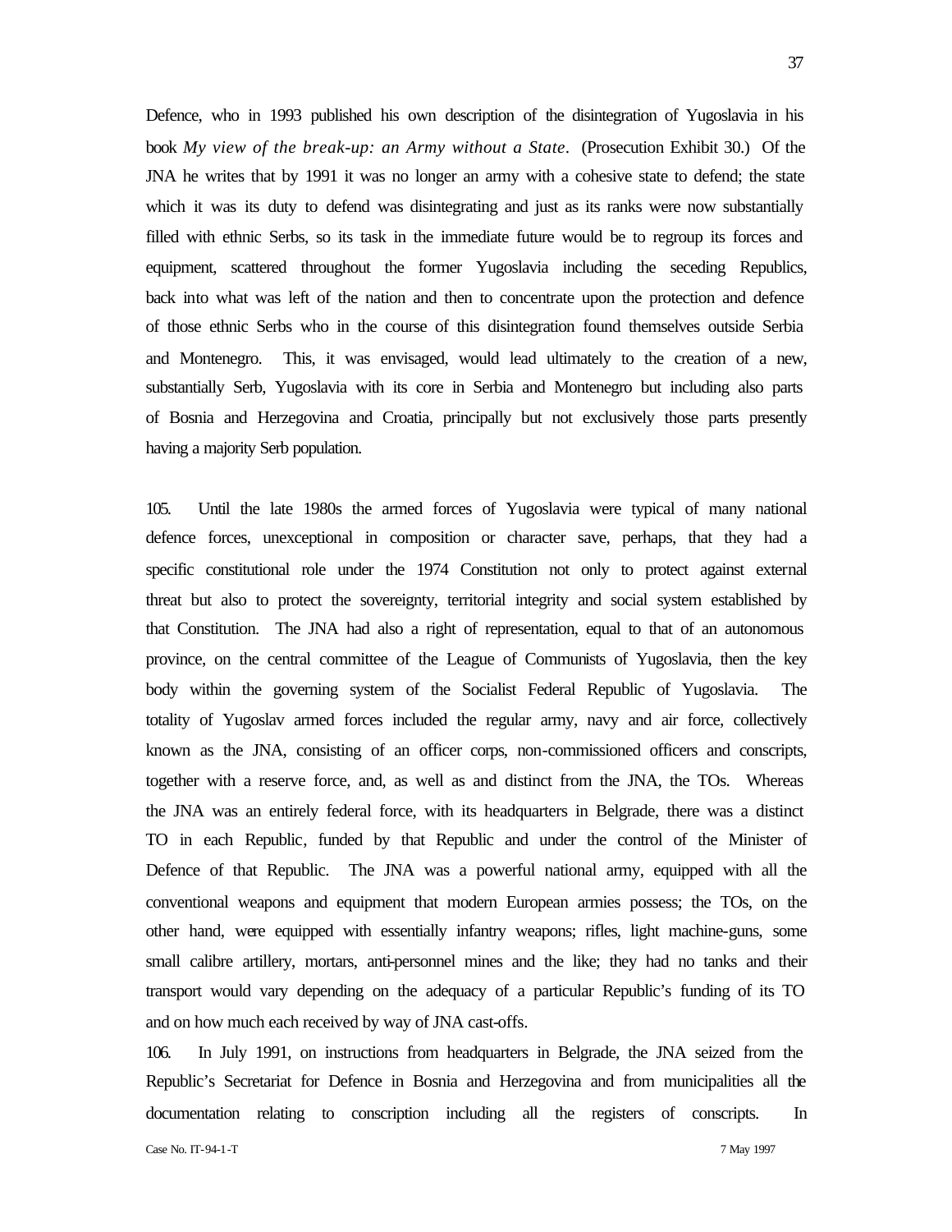Defence, who in 1993 published his own description of the disintegration of Yugoslavia in his book *My view of the break-up: an Army without a State*. (Prosecution Exhibit 30.) Of the JNA he writes that by 1991 it was no longer an army with a cohesive state to defend; the state which it was its duty to defend was disintegrating and just as its ranks were now substantially filled with ethnic Serbs, so its task in the immediate future would be to regroup its forces and equipment, scattered throughout the former Yugoslavia including the seceding Republics, back into what was left of the nation and then to concentrate upon the protection and defence of those ethnic Serbs who in the course of this disintegration found themselves outside Serbia and Montenegro. This, it was envisaged, would lead ultimately to the creation of a new, substantially Serb, Yugoslavia with its core in Serbia and Montenegro but including also parts of Bosnia and Herzegovina and Croatia, principally but not exclusively those parts presently having a majority Serb population.

105. Until the late 1980s the armed forces of Yugoslavia were typical of many national defence forces, unexceptional in composition or character save, perhaps, that they had a specific constitutional role under the 1974 Constitution not only to protect against external threat but also to protect the sovereignty, territorial integrity and social system established by that Constitution. The JNA had also a right of representation, equal to that of an autonomous province, on the central committee of the League of Communists of Yugoslavia, then the key body within the governing system of the Socialist Federal Republic of Yugoslavia. The totality of Yugoslav armed forces included the regular army, navy and air force, collectively known as the JNA, consisting of an officer corps, non-commissioned officers and conscripts, together with a reserve force, and, as well as and distinct from the JNA, the TOs. Whereas the JNA was an entirely federal force, with its headquarters in Belgrade, there was a distinct TO in each Republic, funded by that Republic and under the control of the Minister of Defence of that Republic. The JNA was a powerful national army, equipped with all the conventional weapons and equipment that modern European armies possess; the TOs, on the other hand, were equipped with essentially infantry weapons; rifles, light machine-guns, some small calibre artillery, mortars, anti-personnel mines and the like; they had no tanks and their transport would vary depending on the adequacy of a particular Republic's funding of its TO and on how much each received by way of JNA cast-offs.

106. In July 1991, on instructions from headquarters in Belgrade, the JNA seized from the Republic's Secretariat for Defence in Bosnia and Herzegovina and from municipalities all the documentation relating to conscription including all the registers of conscripts. In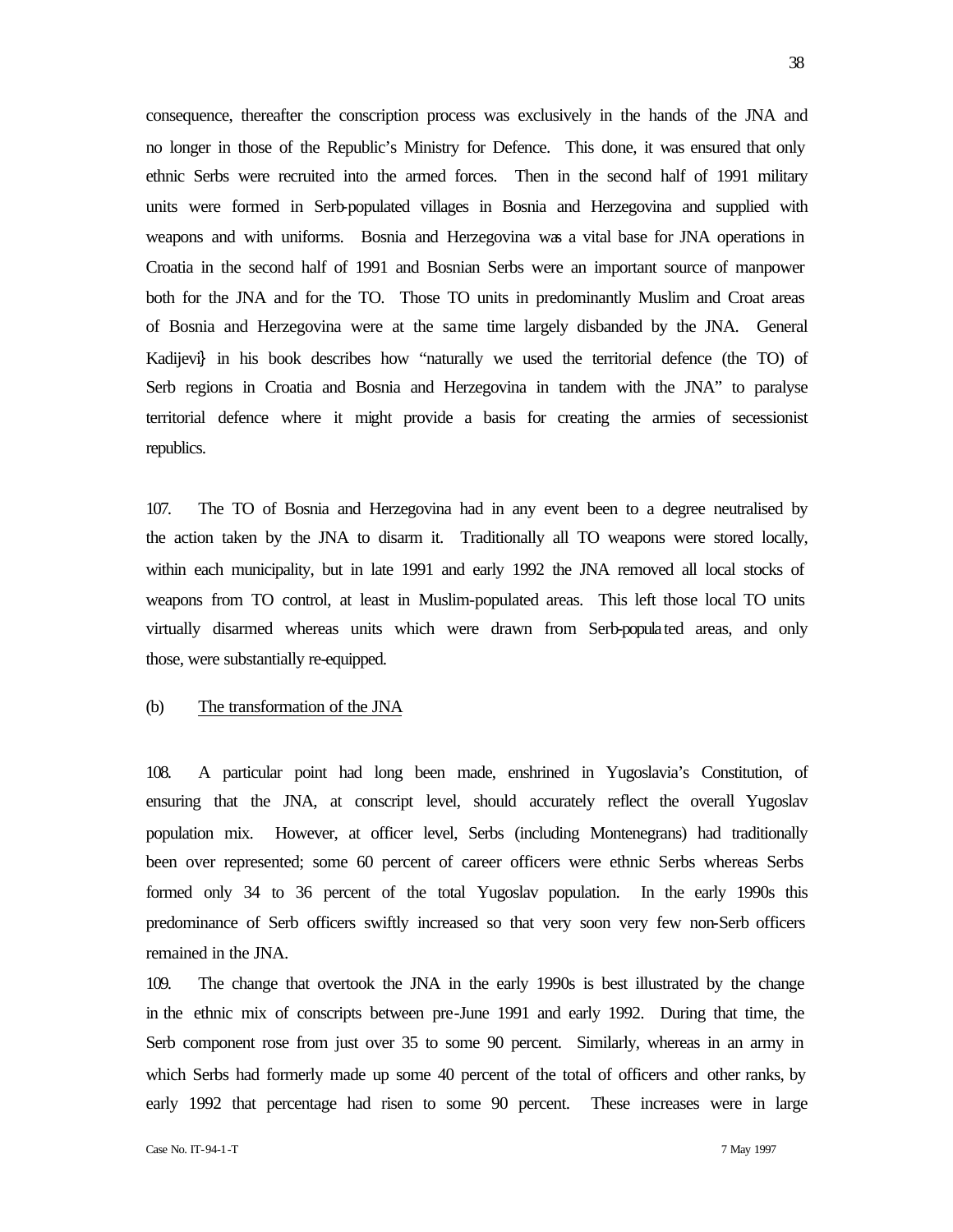consequence, thereafter the conscription process was exclusively in the hands of the JNA and no longer in those of the Republic's Ministry for Defence. This done, it was ensured that only ethnic Serbs were recruited into the armed forces. Then in the second half of 1991 military units were formed in Serb-populated villages in Bosnia and Herzegovina and supplied with weapons and with uniforms. Bosnia and Herzegovina was a vital base for JNA operations in Croatia in the second half of 1991 and Bosnian Serbs were an important source of manpower both for the JNA and for the TO. Those TO units in predominantly Muslim and Croat areas of Bosnia and Herzegovina were at the same time largely disbanded by the JNA. General Kadijevi} in his book describes how "naturally we used the territorial defence (the TO) of Serb regions in Croatia and Bosnia and Herzegovina in tandem with the JNA" to paralyse territorial defence where it might provide a basis for creating the armies of secessionist republics.

107. The TO of Bosnia and Herzegovina had in any event been to a degree neutralised by the action taken by the JNA to disarm it. Traditionally all TO weapons were stored locally, within each municipality, but in late 1991 and early 1992 the JNA removed all local stocks of weapons from TO control, at least in Muslim-populated areas. This left those local TO units virtually disarmed whereas units which were drawn from Serb-populated areas, and only those, were substantially re-equipped.

(b) <u>The transformation of the JNA</u>

108. A particular point had long been made, enshrined in Yugoslavia's Constitution, of ensuring that the JNA, at conscript level, should accurately reflect the overall Yugoslav population mix. However, at officer level, Serbs (including Montenegrans) had traditionally been over represented; some 60 percent of career officers were ethnic Serbs whereas Serbs formed only 34 to 36 percent of the total Yugoslav population. In the early 1990s this predominance of Serb officers swiftly increased so that very soon very few non-Serb officers remained in the JNA.

109. The change that overtook the JNA in the early 1990s is best illustrated by the change in the ethnic mix of conscripts between pre-June 1991 and early 1992. During that time, the Serb component rose from just over 35 to some 90 percent. Similarly, whereas in an army in which Serbs had formerly made up some 40 percent of the total of officers and other ranks, by early 1992 that percentage had risen to some 90 percent. These increases were in large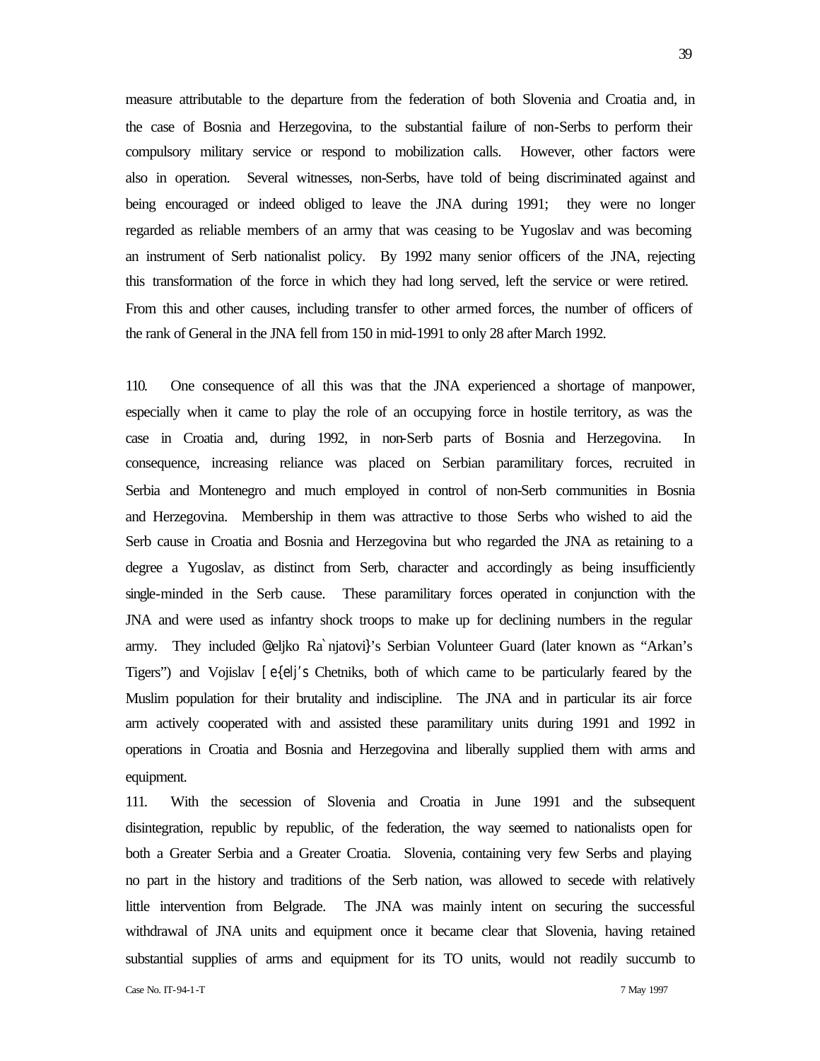measure attributable to the departure from the federation of both Slovenia and Croatia and, in the case of Bosnia and Herzegovina, to the substantial failure of non-Serbs to perform their compulsory military service or respond to mobilization calls. However, other factors were also in operation. Several witnesses, non-Serbs, have told of being discriminated against and being encouraged or indeed obliged to leave the JNA during 1991; they were no longer regarded as reliable members of an army that was ceasing to be Yugoslav and was becoming an instrument of Serb nationalist policy. By 1992 many senior officers of the JNA, rejecting this transformation of the force in which they had long served, left the service or were retired. From this and other causes, including transfer to other armed forces, the number of officers of the rank of General in the JNA fell from 150 in mid-1991 to only 28 after March 1992.

110. One consequence of all this was that the JNA experienced a shortage of manpower, especially when it came to play the role of an occupying force in hostile territory, as was the case in Croatia and, during 1992, in non-Serb parts of Bosnia and Herzegovina. In consequence, increasing reliance was placed on Serbian paramilitary forces, recruited in Serbia and Montenegro and much employed in control of non-Serb communities in Bosnia and Herzegovina. Membership in them was attractive to those Serbs who wished to aid the Serb cause in Croatia and Bosnia and Herzegovina but who regarded the JNA as retaining to a degree a Yugoslav, as distinct from Serb, character and accordingly as being insufficiently single-minded in the Serb cause. These paramilitary forces operated in conjunction with the JNA and were used as infantry shock troops to make up for declining numbers in the regular army. They included @eljko Ra`njatovi}'s Serbian Volunteer Guard (later known as "Arkan's Tigers") and Vojislav [e{elj's Chetniks, both of which came to be particularly feared by the Muslim population for their brutality and indiscipline. The JNA and in particular its air force arm actively cooperated with and assisted these paramilitary units during 1991 and 1992 in operations in Croatia and Bosnia and Herzegovina and liberally supplied them with arms and equipment.

111. With the secession of Slovenia and Croatia in June 1991 and the subsequent disintegration, republic by republic, of the federation, the way seemed to nationalists open for both a Greater Serbia and a Greater Croatia. Slovenia, containing very few Serbs and playing no part in the history and traditions of the Serb nation, was allowed to secede with relatively little intervention from Belgrade. The JNA was mainly intent on securing the successful withdrawal of JNA units and equipment once it became clear that Slovenia, having retained substantial supplies of arms and equipment for its TO units, would not readily succumb to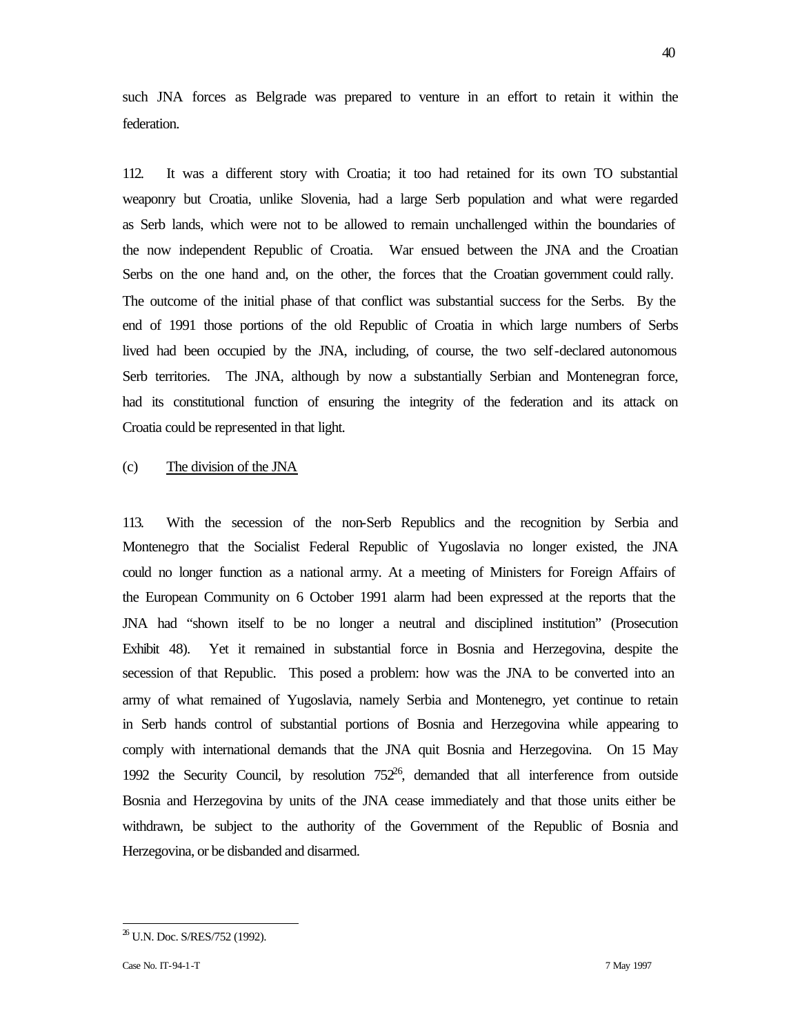such JNA forces as Belgrade was prepared to venture in an effort to retain it within the federation.

112. It was a different story with Croatia; it too had retained for its own TO substantial weaponry but Croatia, unlike Slovenia, had a large Serb population and what were regarded as Serb lands, which were not to be allowed to remain unchallenged within the boundaries of the now independent Republic of Croatia. War ensued between the JNA and the Croatian Serbs on the one hand and, on the other, the forces that the Croatian government could rally. The outcome of the initial phase of that conflict was substantial success for the Serbs. By the end of 1991 those portions of the old Republic of Croatia in which large numbers of Serbs lived had been occupied by the JNA, including, of course, the two self-declared autonomous Serb territories. The JNA, although by now a substantially Serbian and Montenegran force, had its constitutional function of ensuring the integrity of the federation and its attack on Croatia could be represented in that light.

(c) <u>The division of the JNA</u>

113. With the secession of the non-Serb Republics and the recognition by Serbia and Montenegro that the Socialist Federal Republic of Yugoslavia no longer existed, the JNA could no longer function as a national army. At a meeting of Ministers for Foreign Affairs of the European Community on 6 October 1991 alarm had been expressed at the reports that the JNA had "shown itself to be no longer a neutral and disciplined institution" (Prosecution Exhibit 48). Yet it remained in substantial force in Bosnia and Herzegovina, despite the secession of that Republic. This posed a problem: how was the JNA to be converted into an army of what remained of Yugoslavia, namely Serbia and Montenegro, yet continue to retain in Serb hands control of substantial portions of Bosnia and Herzegovina while appearing to comply with international demands that the JNA quit Bosnia and Herzegovina. On 15 May 1992 the Security Council, by resolution 752[26], demanded that all interference from outside Bosnia and Herzegovina by units of the JNA cease immediately and that those units either be withdrawn, be subject to the authority of the Government of the Republic of Bosnia and Herzegovina, or be disbanded and disarmed.

[26] U.N. Doc. S/RES/752 (1992).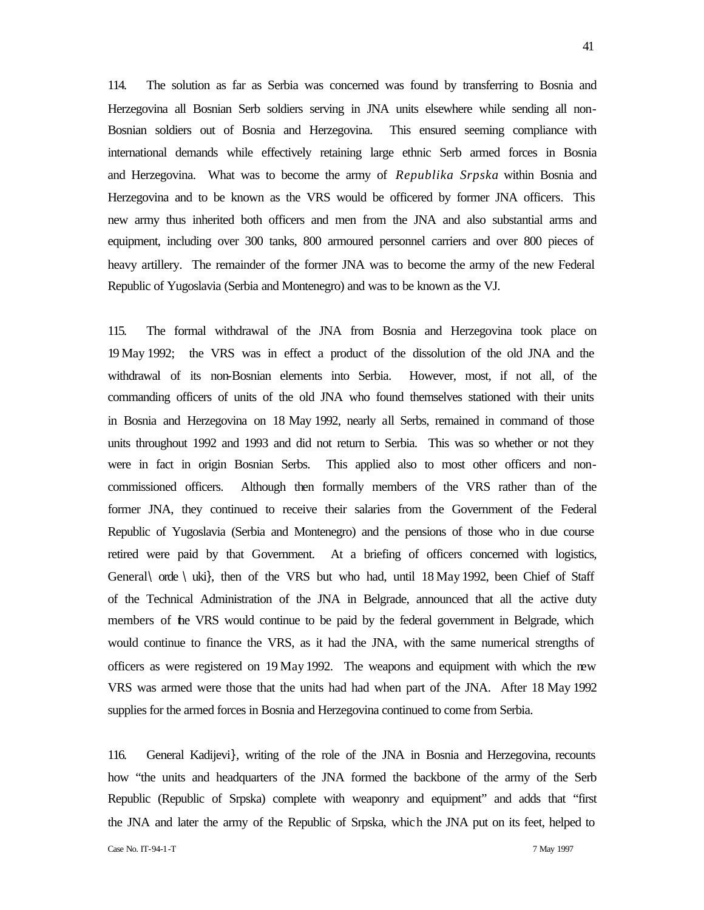114. The solution as far as Serbia was concerned was found by transferring to Bosnia and Herzegovina all Bosnian Serb soldiers serving in JNA units elsewhere while sending all non-Bosnian soldiers out of Bosnia and Herzegovina. This ensured seeming compliance with international demands while effectively retaining large ethnic Serb armed forces in Bosnia and Herzegovina. What was to become the army of *Republika Srpska* within Bosnia and Herzegovina and to be known as the VRS would be officered by former JNA officers. This new army thus inherited both officers and men from the JNA and also substantial arms and equipment, including over 300 tanks, 800 armoured personnel carriers and over 800 pieces of heavy artillery. The remainder of the former JNA was to become the army of the new Federal Republic of Yugoslavia (Serbia and Montenegro) and was to be known as the VJ.

115. The formal withdrawal of the JNA from Bosnia and Herzegovina took place on 19 May 1992; the VRS was in effect a product of the dissolution of the old JNA and the withdrawal of its non-Bosnian elements into Serbia. However, most, if not all, of the commanding officers of units of the old JNA who found themselves stationed with their units in Bosnia and Herzegovina on 18 May 1992, nearly all Serbs, remained in command of those units throughout 1992 and 1993 and did not return to Serbia. This was so whether or not they were in fact in origin Bosnian Serbs. This applied also to most other officers and non-commissioned officers. Although then formally members of the VRS rather than of the former JNA, they continued to receive their salaries from the Government of the Federal Republic of Yugoslavia (Serbia and Montenegro) and the pensions of those who in due course retired were paid by that Government. At a briefing of officers concerned with logistics, General \ orde \ uki}, then of the VRS but who had, until 18 May 1992, been Chief of Staff of the Technical Administration of the JNA in Belgrade, announced that all the active duty members of the VRS would continue to be paid by the federal government in Belgrade, which would continue to finance the VRS, as it had the JNA, with the same numerical strengths of officers as were registered on 19 May 1992. The weapons and equipment with which the new VRS was armed were those that the units had had when part of the JNA. After 18 May 1992 supplies for the armed forces in Bosnia and Herzegovina continued to come from Serbia.

116. General Kadijevi}, writing of the role of the JNA in Bosnia and Herzegovina, recounts how "the units and headquarters of the JNA formed the backbone of the army of the Serb Republic (Republic of Srpska) complete with weaponry and equipment" and adds that "first the JNA and later the army of the Republic of Srpska, which the JNA put on its feet, helped to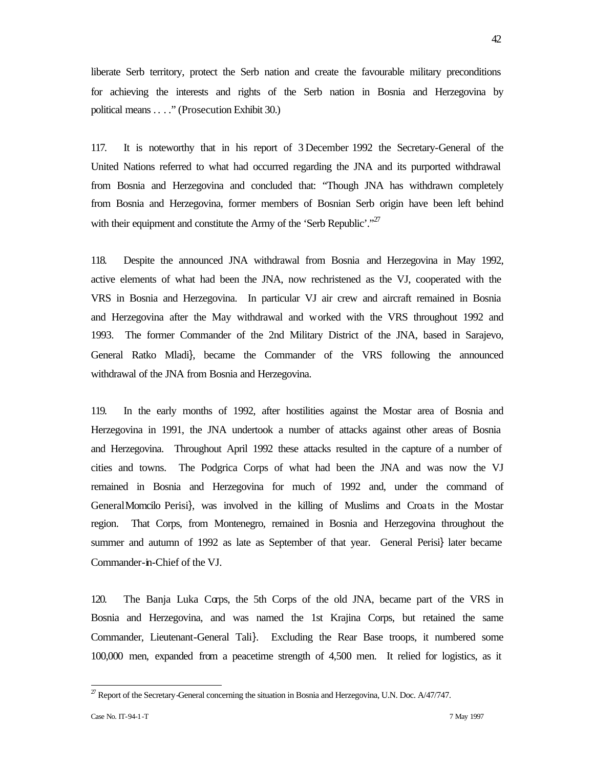liberate Serb territory, protect the Serb nation and create the favourable military preconditions for achieving the interests and rights of the Serb nation in Bosnia and Herzegovina by political means . . . ." (Prosecution Exhibit 30.)

117. It is noteworthy that in his report of 3 December 1992 the Secretary-General of the United Nations referred to what had occurred regarding the JNA and its purported withdrawal from Bosnia and Herzegovina and concluded that: "Though JNA has withdrawn completely from Bosnia and Herzegovina, former members of Bosnian Serb origin have been left behind with their equipment and constitute the Army of the 'Serb Republic'."[27]

118. Despite the announced JNA withdrawal from Bosnia and Herzegovina in May 1992, active elements of what had been the JNA, now rechristened as the VJ, cooperated with the VRS in Bosnia and Herzegovina. In particular VJ air crew and aircraft remained in Bosnia and Herzegovina after the May withdrawal and worked with the VRS throughout 1992 and 1993. The former Commander of the 2nd Military District of the JNA, based in Sarajevo, General Ratko Mladi}, became the Commander of the VRS following the announced withdrawal of the JNA from Bosnia and Herzegovina.

119. In the early months of 1992, after hostilities against the Mostar area of Bosnia and Herzegovina in 1991, the JNA undertook a number of attacks against other areas of Bosnia and Herzegovina. Throughout April 1992 these attacks resulted in the capture of a number of cities and towns. The Podgrica Corps of what had been the JNA and was now the VJ remained in Bosnia and Herzegovina for much of 1992 and, under the command of General Momcilo Perisi}, was involved in the killing of Muslims and Croats in the Mostar region. That Corps, from Montenegro, remained in Bosnia and Herzegovina throughout the summer and autumn of 1992 as late as September of that year. General Perisi} later became Commander-in-Chief of the VJ.

120. The Banja Luka Corps, the 5th Corps of the old JNA, became part of the VRS in Bosnia and Herzegovina, and was named the 1st Krajina Corps, but retained the same Commander, Lieutenant-General Tali}. Excluding the Rear Base troops, it numbered some 100,000 men, expanded from a peacetime strength of 4,500 men. It relied for logistics, as it

---

[27] Report of the Secretary-General concerning the situation in Bosnia and Herzegovina, U.N. Doc. A/47/747.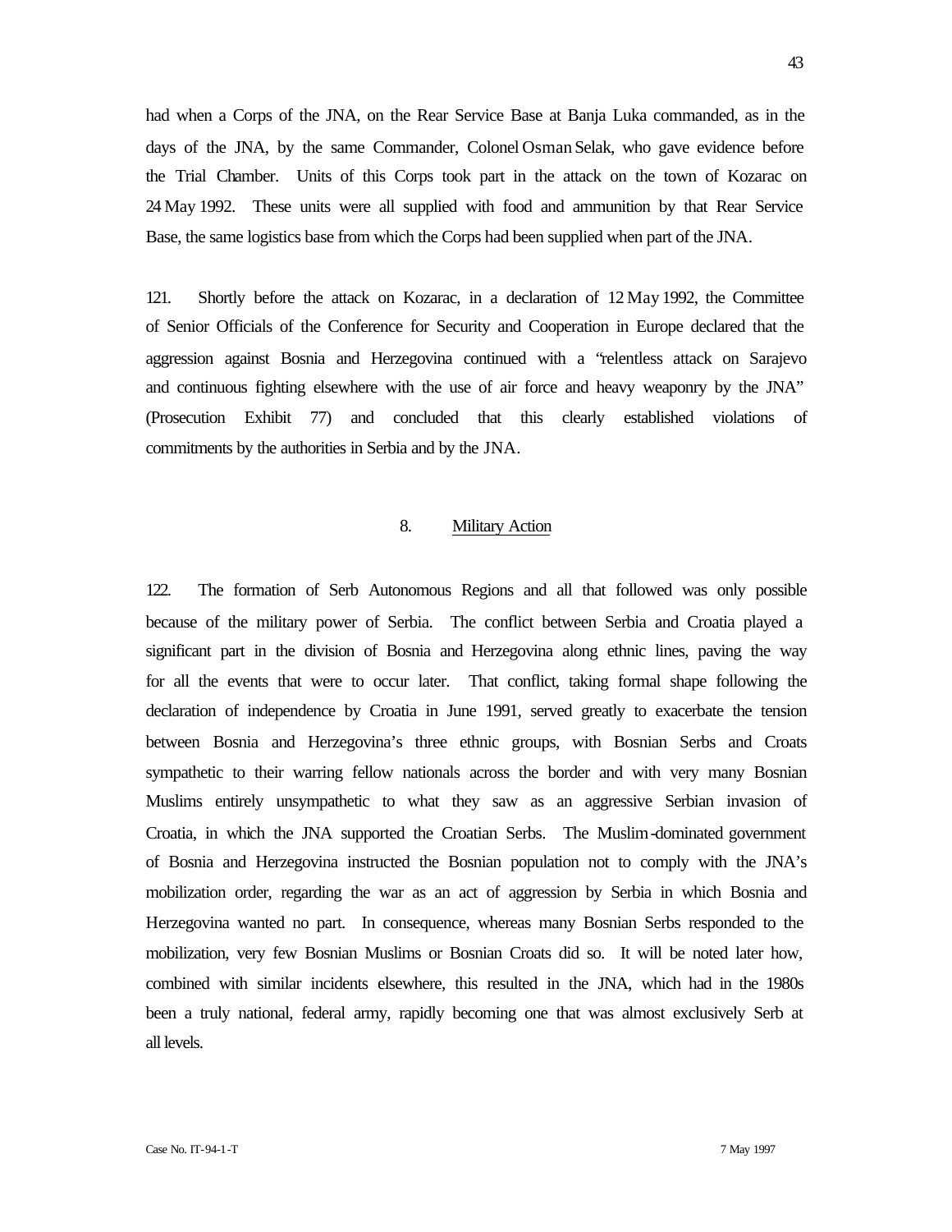had when a Corps of the JNA, on the Rear Service Base at Banja Luka commanded, as in the days of the JNA, by the same Commander, Colonel Osman Selak, who gave evidence before the Trial Chamber. Units of this Corps took part in the attack on the town of Kozarac on 24 May 1992. These units were all supplied with food and ammunition by that Rear Service Base, the same logistics base from which the Corps had been supplied when part of the JNA.

121. Shortly before the attack on Kozarac, in a declaration of 12 May 1992, the Committee of Senior Officials of the Conference for Security and Cooperation in Europe declared that the aggression against Bosnia and Herzegovina continued with a "relentless attack on Sarajevo and continuous fighting elsewhere with the use of air force and heavy weaponry by the JNA" (Prosecution Exhibit 77) and concluded that this clearly established violations of commitments by the authorities in Serbia and by the JNA.

## 8. Military Action

122. The formation of Serb Autonomous Regions and all that followed was only possible because of the military power of Serbia. The conflict between Serbia and Croatia played a significant part in the division of Bosnia and Herzegovina along ethnic lines, paving the way for all the events that were to occur later. That conflict, taking formal shape following the declaration of independence by Croatia in June 1991, served greatly to exacerbate the tension between Bosnia and Herzegovina's three ethnic groups, with Bosnian Serbs and Croats sympathetic to their warring fellow nationals across the border and with very many Bosnian Muslims entirely unsympathetic to what they saw as an aggressive Serbian invasion of Croatia, in which the JNA supported the Croatian Serbs. The Muslim-dominated government of Bosnia and Herzegovina instructed the Bosnian population not to comply with the JNA's mobilization order, regarding the war as an act of aggression by Serbia in which Bosnia and Herzegovina wanted no part. In consequence, whereas many Bosnian Serbs responded to the mobilization, very few Bosnian Muslims or Bosnian Croats did so. It will be noted later how, combined with similar incidents elsewhere, this resulted in the JNA, which had in the 1980s been a truly national, federal army, rapidly becoming one that was almost exclusively Serb at all levels.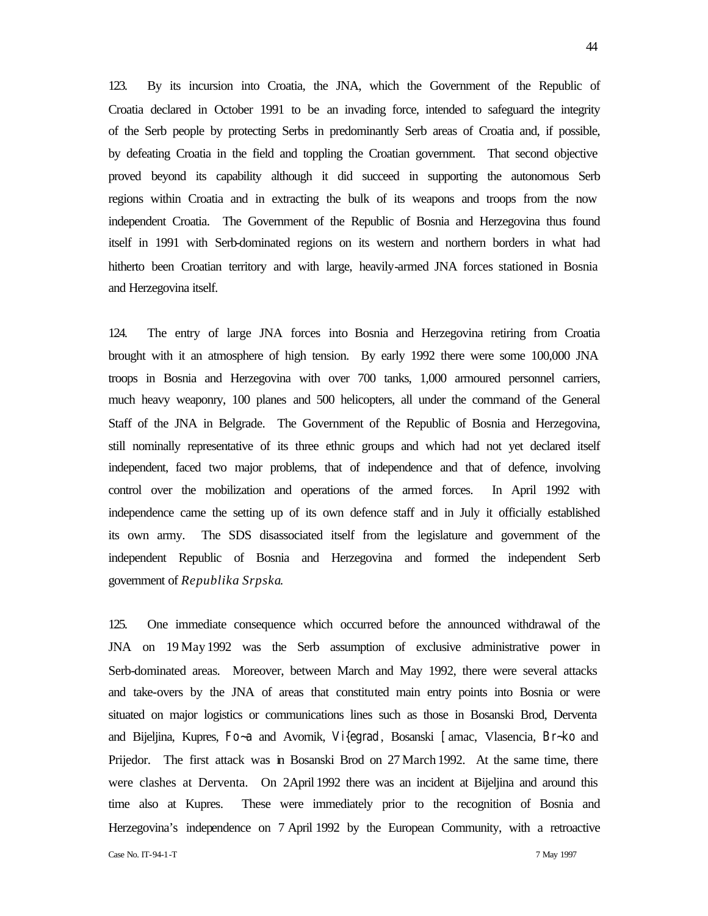123. By its incursion into Croatia, the JNA, which the Government of the Republic of Croatia declared in October 1991 to be an invading force, intended to safeguard the integrity of the Serb people by protecting Serbs in predominantly Serb areas of Croatia and, if possible, by defeating Croatia in the field and toppling the Croatian government. That second objective proved beyond its capability although it did succeed in supporting the autonomous Serb regions within Croatia and in extracting the bulk of its weapons and troops from the now independent Croatia. The Government of the Republic of Bosnia and Herzegovina thus found itself in 1991 with Serb-dominated regions on its western and northern borders in what had hitherto been Croatian territory and with large, heavily-armed JNA forces stationed in Bosnia and Herzegovina itself.

124. The entry of large JNA forces into Bosnia and Herzegovina retiring from Croatia brought with it an atmosphere of high tension. By early 1992 there were some 100,000 JNA troops in Bosnia and Herzegovina with over 700 tanks, 1,000 armoured personnel carriers, much heavy weaponry, 100 planes and 500 helicopters, all under the command of the General Staff of the JNA in Belgrade. The Government of the Republic of Bosnia and Herzegovina, still nominally representative of its three ethnic groups and which had not yet declared itself independent, faced two major problems, that of independence and that of defence, involving control over the mobilization and operations of the armed forces. In April 1992 with independence came the setting up of its own defence staff and in July it officially established its own army. The SDS disassociated itself from the legislature and government of the independent Republic of Bosnia and Herzegovina and formed the independent Serb government of *Republika Srpska*.

125. One immediate consequence which occurred before the announced withdrawal of the JNA on 19 May 1992 was the Serb assumption of exclusive administrative power in Serb-dominated areas. Moreover, between March and May 1992, there were several attacks and take-overs by the JNA of areas that constituted main entry points into Bosnia or were situated on major logistics or communications lines such as those in Bosanski Brod, Derventa and Bijeljina, Kupres, Fo~a and Avornik, Vi{egrad, Bosanski [amac, Vlasencia, Br~ko and Prijedor. The first attack was in Bosanski Brod on 27 March 1992. At the same time, there were clashes at Derventa. On 2 April 1992 there was an incident at Bijeljina and around this time also at Kupres. These were immediately prior to the recognition of Bosnia and Herzegovina's independence on 7 April 1992 by the European Community, with a retroactive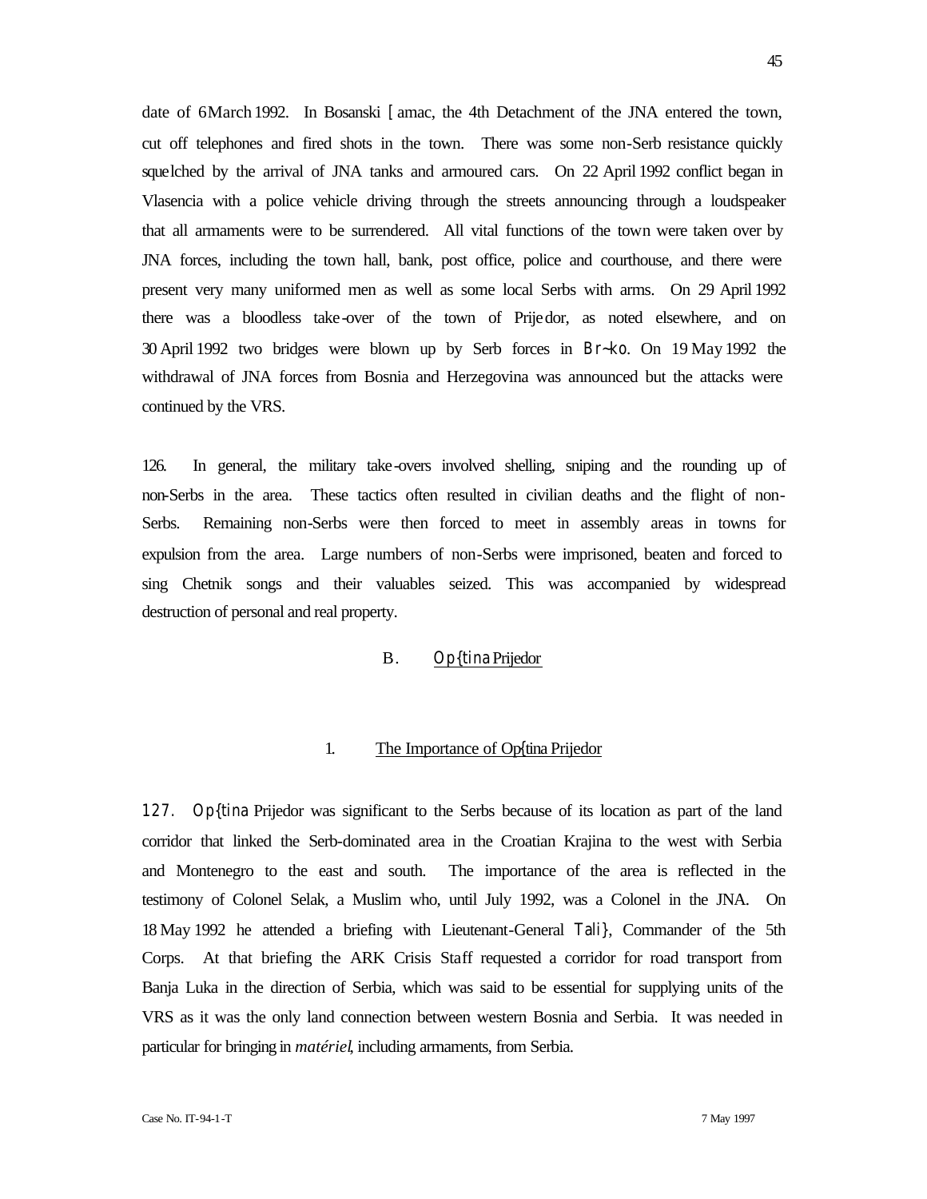date of 6 March 1992. In Bosanski [amac, the 4th Detachment of the JNA entered the town, cut off telephones and fired shots in the town. There was some non-Serb resistance quickly squelched by the arrival of JNA tanks and armoured cars. On 22 April 1992 conflict began in Vlasencia with a police vehicle driving through the streets announcing through a loudspeaker that all armaments were to be surrendered. All vital functions of the town were taken over by JNA forces, including the town hall, bank, post office, police and courthouse, and there were present very many uniformed men as well as some local Serbs with arms. On 29 April 1992 there was a bloodless take-over of the town of Prijedor, as noted elsewhere, and on 30 April 1992 two bridges were blown up by Serb forces in Br~ko. On 19 May 1992 the withdrawal of JNA forces from Bosnia and Herzegovina was announced but the attacks were continued by the VRS.

126. In general, the military take-overs involved shelling, sniping and the rounding up of non-Serbs in the area. These tactics often resulted in civilian deaths and the flight of non-Serbs. Remaining non-Serbs were then forced to meet in assembly areas in towns for expulsion from the area. Large numbers of non-Serbs were imprisoned, beaten and forced to sing Chetnik songs and their valuables seized. This was accompanied by widespread destruction of personal and real property.

## B. Op{tina Prijedor

### 1. The Importance of Op{tina Prijedor

127. Op{tina Prijedor was significant to the Serbs because of its location as part of the land corridor that linked the Serb-dominated area in the Croatian Krajina to the west with Serbia and Montenegro to the east and south. The importance of the area is reflected in the testimony of Colonel Selak, a Muslim who, until July 1992, was a Colonel in the JNA. On 18 May 1992 he attended a briefing with Lieutenant-General Tali}, Commander of the 5th Corps. At that briefing the ARK Crisis Staff requested a corridor for road transport from Banja Luka in the direction of Serbia, which was said to be essential for supplying units of the VRS as it was the only land connection between western Bosnia and Serbia. It was needed in particular for bringing in *matériel*, including armaments, from Serbia.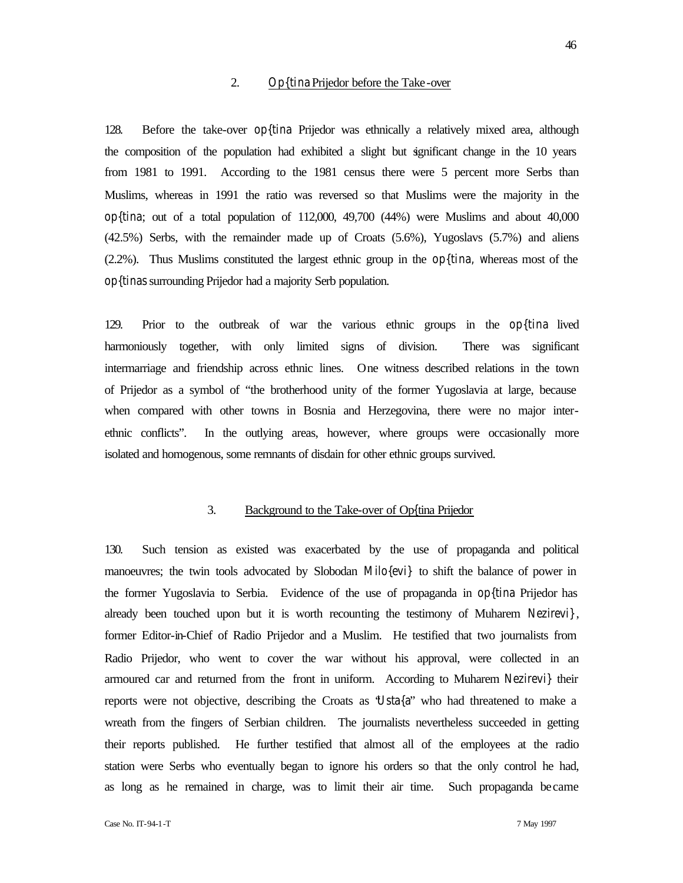## 2. Op{tina Prijedor before the Take-over

128. Before the take-over op{tina Prijedor was ethnically a relatively mixed area, although the composition of the population had exhibited a slight but significant change in the 10 years from 1981 to 1991. According to the 1981 census there were 5 percent more Serbs than Muslims, whereas in 1991 the ratio was reversed so that Muslims were the majority in the op{tina; out of a total population of 112,000, 49,700 (44%) were Muslims and about 40,000 (42.5%) Serbs, with the remainder made up of Croats (5.6%), Yugoslavs (5.7%) and aliens (2.2%). Thus Muslims constituted the largest ethnic group in the op{tina, whereas most of the op{tinas surrounding Prijedor had a majority Serb population.

129. Prior to the outbreak of war the various ethnic groups in the op{tina lived harmoniously together, with only limited signs of division. There was significant intermarriage and friendship across ethnic lines. One witness described relations in the town of Prijedor as a symbol of "the brotherhood unity of the former Yugoslavia at large, because when compared with other towns in Bosnia and Herzegovina, there were no major inter-ethnic conflicts". In the outlying areas, however, where groups were occasionally more isolated and homogenous, some remnants of disdain for other ethnic groups survived.

## 3. Background to the Take-over of Op{tina Prijedor

130. Such tension as existed was exacerbated by the use of propaganda and political manoeuvres; the twin tools advocated by Slobodan Milo{evi} to shift the balance of power in the former Yugoslavia to Serbia. Evidence of the use of propaganda in op{tina Prijedor has already been touched upon but it is worth recounting the testimony of Muharem Nezirevi}, former Editor-in-Chief of Radio Prijedor and a Muslim. He testified that two journalists from Radio Prijedor, who went to cover the war without his approval, were collected in an armoured car and returned from the front in uniform. According to Muharem Nezirevi} their reports were not objective, describing the Croats as "Usta{a" who had threatened to make a wreath from the fingers of Serbian children. The journalists nevertheless succeeded in getting their reports published. He further testified that almost all of the employees at the radio station were Serbs who eventually began to ignore his orders so that the only control he had, as long as he remained in charge, was to limit their air time. Such propaganda became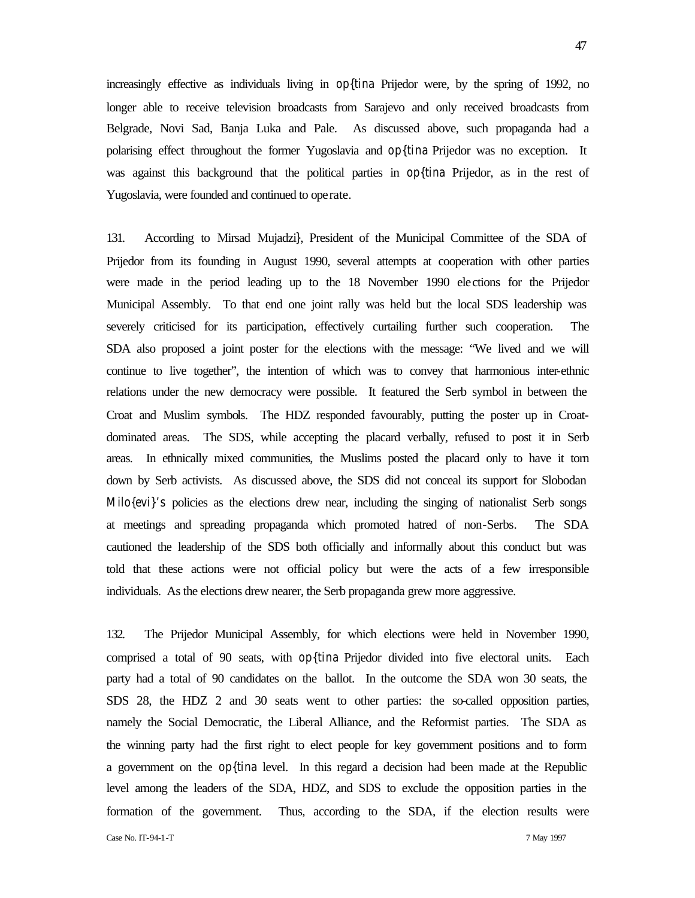increasingly effective as individuals living in op{tina Prijedor were, by the spring of 1992, no longer able to receive television broadcasts from Sarajevo and only received broadcasts from Belgrade, Novi Sad, Banja Luka and Pale. As discussed above, such propaganda had a polarising effect throughout the former Yugoslavia and op{tina Prijedor was no exception. It was against this background that the political parties in op{tina Prijedor, as in the rest of Yugoslavia, were founded and continued to operate.

131. According to Mirsad Mujadzi}, President of the Municipal Committee of the SDA of Prijedor from its founding in August 1990, several attempts at cooperation with other parties were made in the period leading up to the 18 November 1990 elections for the Prijedor Municipal Assembly. To that end one joint rally was held but the local SDS leadership was severely criticised for its participation, effectively curtailing further such cooperation. The SDA also proposed a joint poster for the elections with the message: "We lived and we will continue to live together", the intention of which was to convey that harmonious inter-ethnic relations under the new democracy were possible. It featured the Serb symbol in between the Croat and Muslim symbols. The HDZ responded favourably, putting the poster up in Croat-dominated areas. The SDS, while accepting the placard verbally, refused to post it in Serb areas. In ethnically mixed communities, the Muslims posted the placard only to have it torn down by Serb activists. As discussed above, the SDS did not conceal its support for Slobodan Milo{evi}'s policies as the elections drew near, including the singing of nationalist Serb songs at meetings and spreading propaganda which promoted hatred of non-Serbs. The SDA cautioned the leadership of the SDS both officially and informally about this conduct but was told that these actions were not official policy but were the acts of a few irresponsible individuals. As the elections drew nearer, the Serb propaganda grew more aggressive.

132. The Prijedor Municipal Assembly, for which elections were held in November 1990, comprised a total of 90 seats, with op{tina Prijedor divided into five electoral units. Each party had a total of 90 candidates on the ballot. In the outcome the SDA won 30 seats, the SDS 28, the HDZ 2 and 30 seats went to other parties: the so-called opposition parties, namely the Social Democratic, the Liberal Alliance, and the Reformist parties. The SDA as the winning party had the first right to elect people for key government positions and to form a government on the op{tina level. In this regard a decision had been made at the Republic level among the leaders of the SDA, HDZ, and SDS to exclude the opposition parties in the formation of the government. Thus, according to the SDA, if the election results were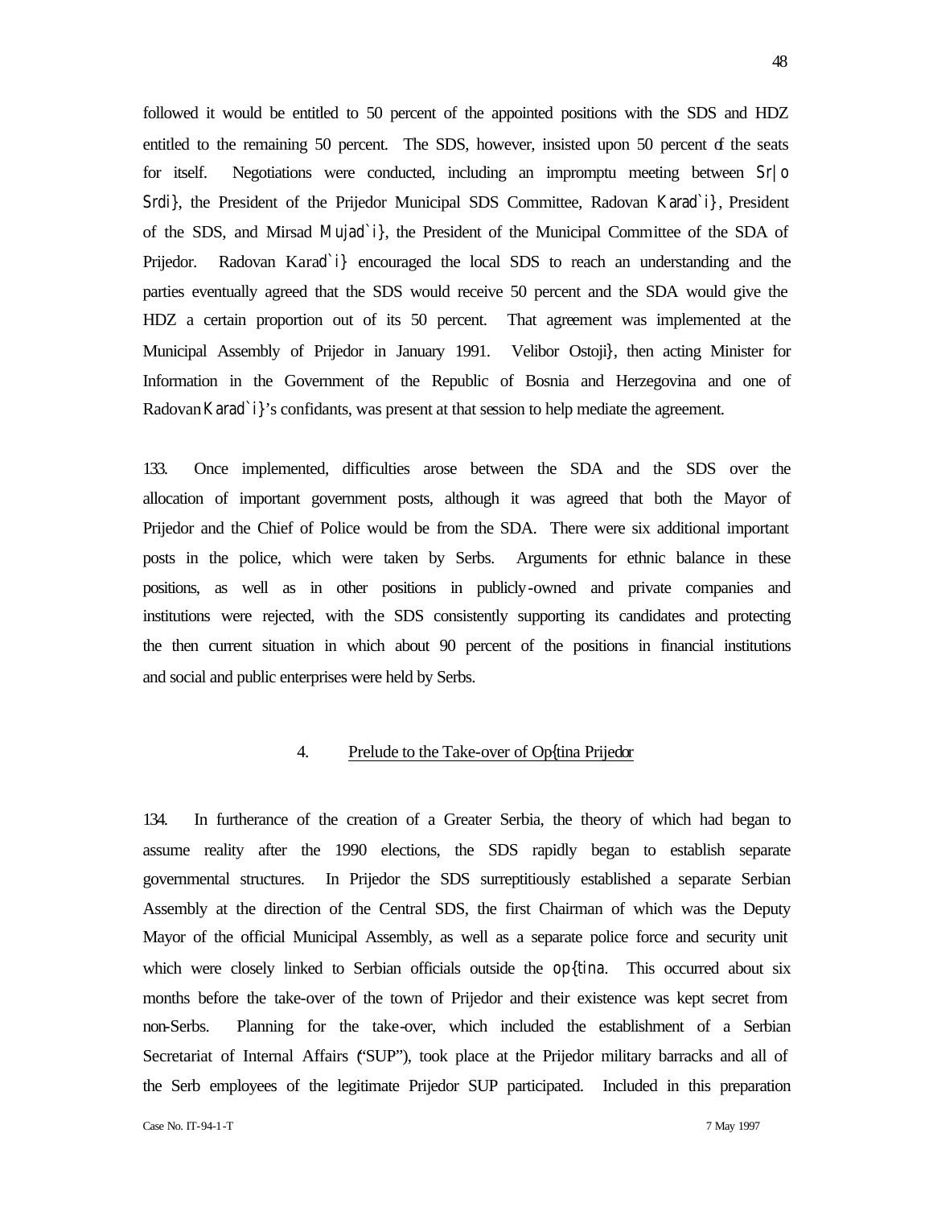followed it would be entitled to 50 percent of the appointed positions with the SDS and HDZ entitled to the remaining 50 percent. The SDS, however, insisted upon 50 percent of the seats for itself. Negotiations were conducted, including an impromptu meeting between Sr|o Srdi}, the President of the Prijedor Municipal SDS Committee, Radovan Karad`i}, President of the SDS, and Mirsad Mujad`i}, the President of the Municipal Committee of the SDA of Prijedor. Radovan Karad`i} encouraged the local SDS to reach an understanding and the parties eventually agreed that the SDS would receive 50 percent and the SDA would give the HDZ a certain proportion out of its 50 percent. That agreement was implemented at the Municipal Assembly of Prijedor in January 1991. Velibor Ostoji}, then acting Minister for Information in the Government of the Republic of Bosnia and Herzegovina and one of Radovan Karad`i}'s confidants, was present at that session to help mediate the agreement.

133. Once implemented, difficulties arose between the SDA and the SDS over the allocation of important government posts, although it was agreed that both the Mayor of Prijedor and the Chief of Police would be from the SDA. There were six additional important posts in the police, which were taken by Serbs. Arguments for ethnic balance in these positions, as well as in other positions in publicly-owned and private companies and institutions were rejected, with the SDS consistently supporting its candidates and protecting the then current situation in which about 90 percent of the positions in financial institutions and social and public enterprises were held by Serbs.

### 4. Prelude to the Take-over of Op{tina Prijedor

134. In furtherance of the creation of a Greater Serbia, the theory of which had began to assume reality after the 1990 elections, the SDS rapidly began to establish separate governmental structures. In Prijedor the SDS surreptitiously established a separate Serbian Assembly at the direction of the Central SDS, the first Chairman of which was the Deputy Mayor of the official Municipal Assembly, as well as a separate police force and security unit which were closely linked to Serbian officials outside the op{tina. This occurred about six months before the take-over of the town of Prijedor and their existence was kept secret from non-Serbs. Planning for the take-over, which included the establishment of a Serbian Secretariat of Internal Affairs ("SUP"), took place at the Prijedor military barracks and all of the Serb employees of the legitimate Prijedor SUP participated. Included in this preparation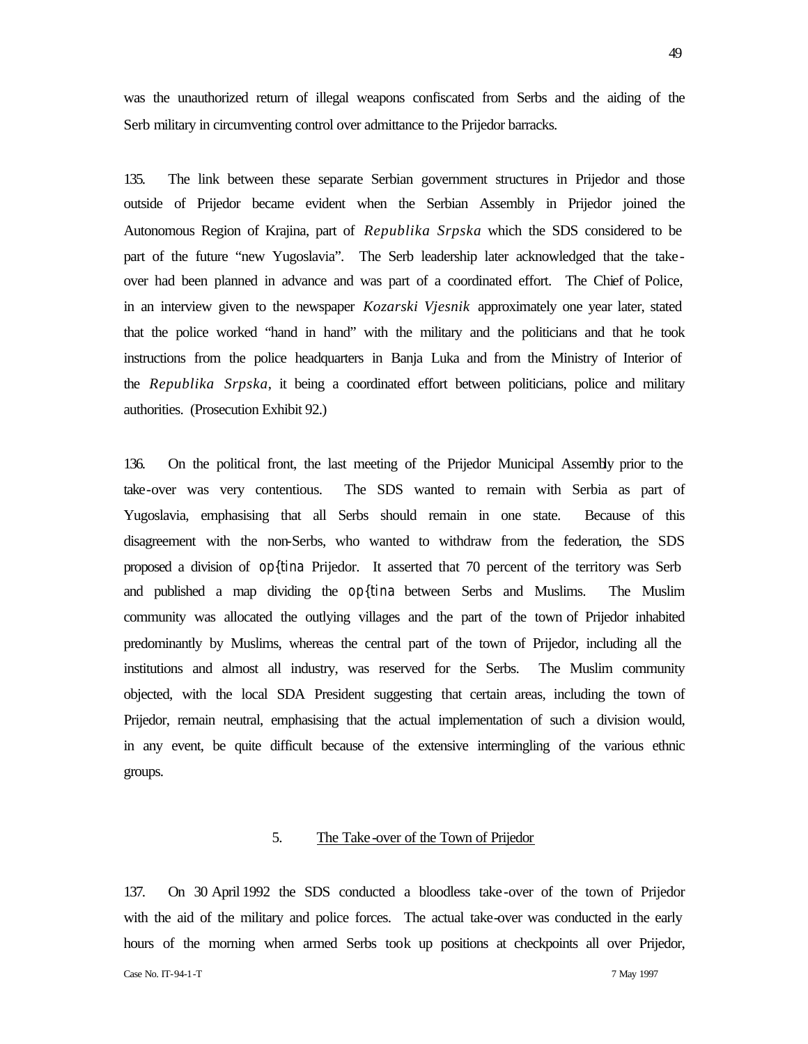was the unauthorized return of illegal weapons confiscated from Serbs and the aiding of the Serb military in circumventing control over admittance to the Prijedor barracks.

135. The link between these separate Serbian government structures in Prijedor and those outside of Prijedor became evident when the Serbian Assembly in Prijedor joined the Autonomous Region of Krajina, part of *Republika Srpska* which the SDS considered to be part of the future "new Yugoslavia". The Serb leadership later acknowledged that the take-over had been planned in advance and was part of a coordinated effort. The Chief of Police, in an interview given to the newspaper *Kozarski Vjesnik* approximately one year later, stated that the police worked "hand in hand" with the military and the politicians and that he took instructions from the police headquarters in Banja Luka and from the Ministry of Interior of the *Republika Srpska*, it being a coordinated effort between politicians, police and military authorities. (Prosecution Exhibit 92.)

136. On the political front, the last meeting of the Prijedor Municipal Assembly prior to the take-over was very contentious. The SDS wanted to remain with Serbia as part of Yugoslavia, emphasising that all Serbs should remain in one state. Because of this disagreement with the non-Serbs, who wanted to withdraw from the federation, the SDS proposed a division of op{tina Prijedor. It asserted that 70 percent of the territory was Serb and published a map dividing the op{tina between Serbs and Muslims. The Muslim community was allocated the outlying villages and the part of the town of Prijedor inhabited predominantly by Muslims, whereas the central part of the town of Prijedor, including all the institutions and almost all industry, was reserved for the Serbs. The Muslim community objected, with the local SDA President suggesting that certain areas, including the town of Prijedor, remain neutral, emphasising that the actual implementation of such a division would, in any event, be quite difficult because of the extensive intermingling of the various ethnic groups.

### 5. The Take-over of the Town of Prijedor

137. On 30 April 1992 the SDS conducted a bloodless take-over of the town of Prijedor with the aid of the military and police forces. The actual take-over was conducted in the early hours of the morning when armed Serbs took up positions at checkpoints all over Prijedor,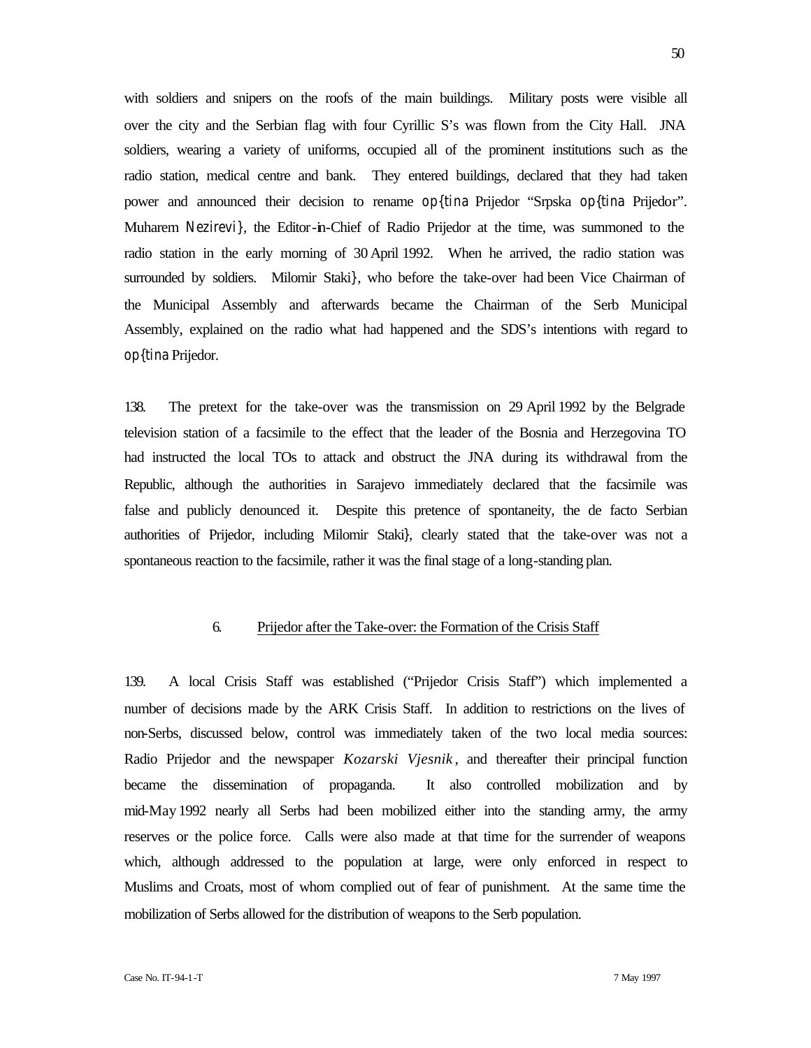with soldiers and snipers on the roofs of the main buildings. Military posts were visible all over the city and the Serbian flag with four Cyrillic S's was flown from the City Hall. JNA soldiers, wearing a variety of uniforms, occupied all of the prominent institutions such as the radio station, medical centre and bank. They entered buildings, declared that they had taken power and announced their decision to rename op{tina Prijedor "Srpska op{tina Prijedor". Muharem Nezirevi}, the Editor-in-Chief of Radio Prijedor at the time, was summoned to the radio station in the early morning of 30 April 1992. When he arrived, the radio station was surrounded by soldiers. Milomir Staki}, who before the take-over had been Vice Chairman of the Municipal Assembly and afterwards became the Chairman of the Serb Municipal Assembly, explained on the radio what had happened and the SDS's intentions with regard to op{tina Prijedor.

138. The pretext for the take-over was the transmission on 29 April 1992 by the Belgrade television station of a facsimile to the effect that the leader of the Bosnia and Herzegovina TO had instructed the local TOs to attack and obstruct the JNA during its withdrawal from the Republic, although the authorities in Sarajevo immediately declared that the facsimile was false and publicly denounced it. Despite this pretence of spontaneity, the de facto Serbian authorities of Prijedor, including Milomir Staki}, clearly stated that the take-over was not a spontaneous reaction to the facsimile, rather it was the final stage of a long-standing plan.

### 6. Prijedor after the Take-over: the Formation of the Crisis Staff

139. A local Crisis Staff was established ("Prijedor Crisis Staff") which implemented a number of decisions made by the ARK Crisis Staff. In addition to restrictions on the lives of non-Serbs, discussed below, control was immediately taken of the two local media sources: Radio Prijedor and the newspaper *Kozarski Vjesnik*, and thereafter their principal function became the dissemination of propaganda. It also controlled mobilization and by mid-May 1992 nearly all Serbs had been mobilized either into the standing army, the army reserves or the police force. Calls were also made at that time for the surrender of weapons which, although addressed to the population at large, were only enforced in respect to Muslims and Croats, most of whom complied out of fear of punishment. At the same time the mobilization of Serbs allowed for the distribution of weapons to the Serb population.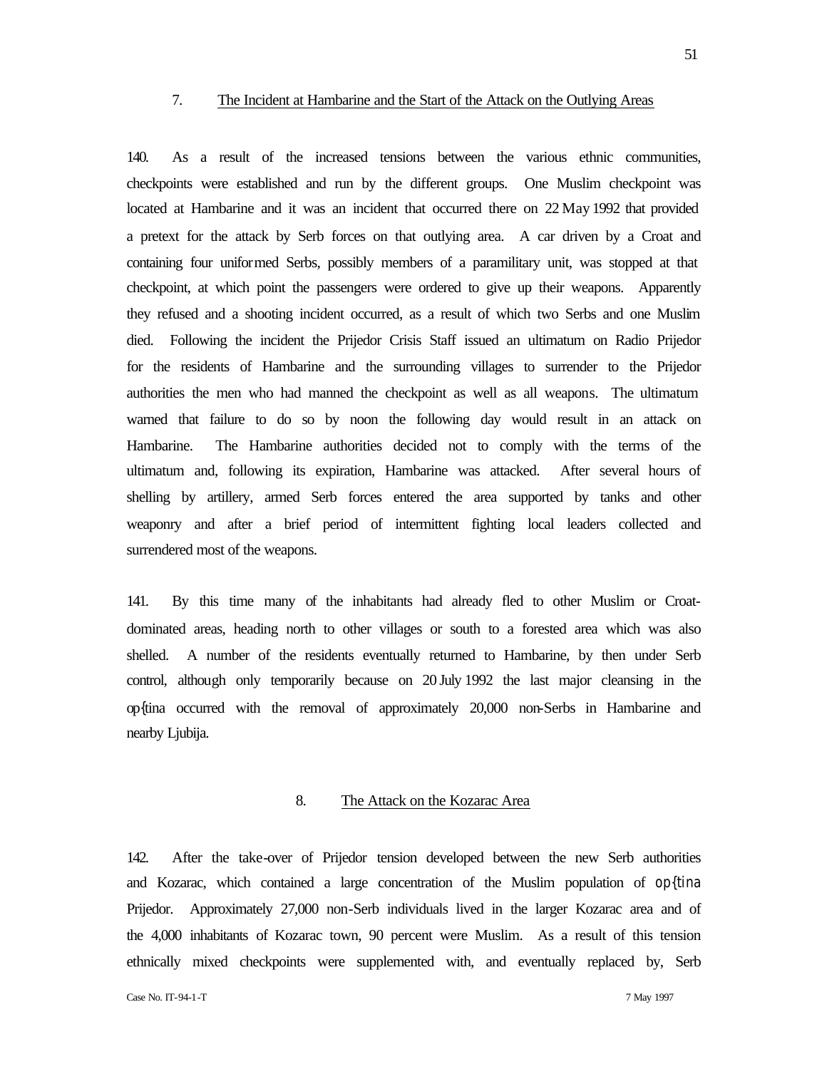### 7. The Incident at Hambarine and the Start of the Attack on the Outlying Areas

140. As a result of the increased tensions between the various ethnic communities, checkpoints were established and run by the different groups. One Muslim checkpoint was located at Hambarine and it was an incident that occurred there on 22 May 1992 that provided a pretext for the attack by Serb forces on that outlying area. A car driven by a Croat and containing four uniformed Serbs, possibly members of a paramilitary unit, was stopped at that checkpoint, at which point the passengers were ordered to give up their weapons. Apparently they refused and a shooting incident occurred, as a result of which two Serbs and one Muslim died. Following the incident the Prijedor Crisis Staff issued an ultimatum on Radio Prijedor for the residents of Hambarine and the surrounding villages to surrender to the Prijedor authorities the men who had manned the checkpoint as well as all weapons. The ultimatum warned that failure to do so by noon the following day would result in an attack on Hambarine. The Hambarine authorities decided not to comply with the terms of the ultimatum and, following its expiration, Hambarine was attacked. After several hours of shelling by artillery, armed Serb forces entered the area supported by tanks and other weaponry and after a brief period of intermittent fighting local leaders collected and surrendered most of the weapons.

141. By this time many of the inhabitants had already fled to other Muslim or Croat-dominated areas, heading north to other villages or south to a forested area which was also shelled. A number of the residents eventually returned to Hambarine, by then under Serb control, although only temporarily because on 20 July 1992 the last major cleansing in the op{tina occurred with the removal of approximately 20,000 non-Serbs in Hambarine and nearby Ljubija.

### 8. The Attack on the Kozarac Area

142. After the take-over of Prijedor tension developed between the new Serb authorities and Kozarac, which contained a large concentration of the Muslim population of op{tina Prijedor. Approximately 27,000 non-Serb individuals lived in the larger Kozarac area and of the 4,000 inhabitants of Kozarac town, 90 percent were Muslim. As a result of this tension ethnically mixed checkpoints were supplemented with, and eventually replaced by, Serb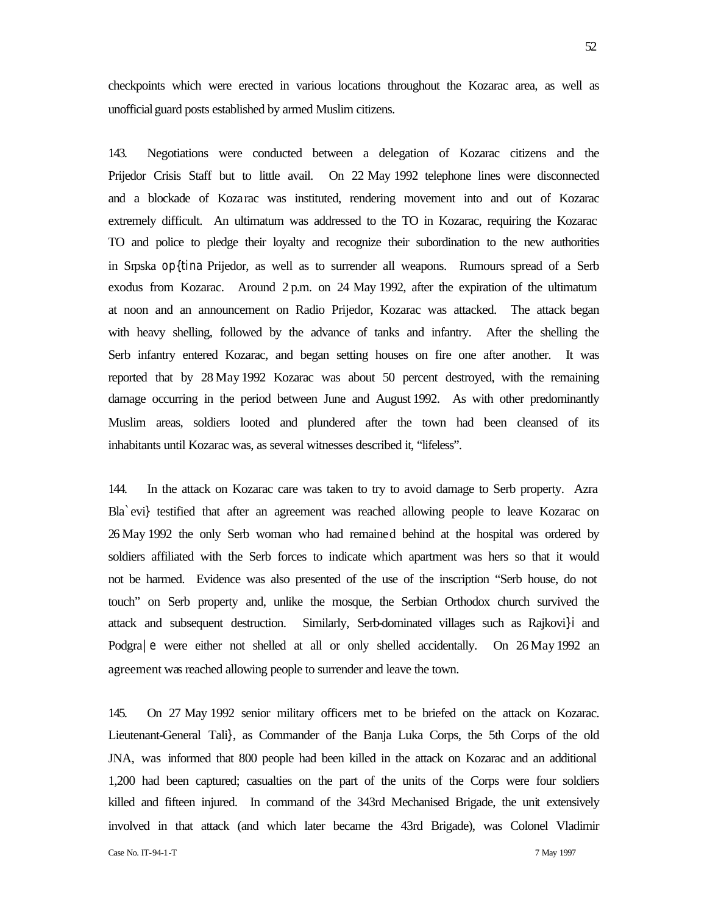checkpoints which were erected in various locations throughout the Kozarac area, as well as unofficial guard posts established by armed Muslim citizens.

143. Negotiations were conducted between a delegation of Kozarac citizens and the Prijedor Crisis Staff but to little avail. On 22 May 1992 telephone lines were disconnected and a blockade of Kozarac was instituted, rendering movement into and out of Kozarac extremely difficult. An ultimatum was addressed to the TO in Kozarac, requiring the Kozarac TO and police to pledge their loyalty and recognize their subordination to the new authorities in Srpska op{tina Prijedor, as well as to surrender all weapons. Rumours spread of a Serb exodus from Kozarac. Around 2 p.m. on 24 May 1992, after the expiration of the ultimatum at noon and an announcement on Radio Prijedor, Kozarac was attacked. The attack began with heavy shelling, followed by the advance of tanks and infantry. After the shelling the Serb infantry entered Kozarac, and began setting houses on fire one after another. It was reported that by 28 May 1992 Kozarac was about 50 percent destroyed, with the remaining damage occurring in the period between June and August 1992. As with other predominantly Muslim areas, soldiers looted and plundered after the town had been cleansed of its inhabitants until Kozarac was, as several witnesses described it, "lifeless".

144. In the attack on Kozarac care was taken to try to avoid damage to Serb property. Azra Bla`evi} testified that after an agreement was reached allowing people to leave Kozarac on 26 May 1992 the only Serb woman who had remained behind at the hospital was ordered by soldiers affiliated with the Serb forces to indicate which apartment was hers so that it would not be harmed. Evidence was also presented of the use of the inscription "Serb house, do not touch" on Serb property and, unlike the mosque, the Serbian Orthodox church survived the attack and subsequent destruction. Similarly, Serb-dominated villages such as Rajkovi}i and Podgra|e were either not shelled at all or only shelled accidentally. On 26 May 1992 an agreement was reached allowing people to surrender and leave the town.

145. On 27 May 1992 senior military officers met to be briefed on the attack on Kozarac. Lieutenant-General Tali}, as Commander of the Banja Luka Corps, the 5th Corps of the old JNA, was informed that 800 people had been killed in the attack on Kozarac and an additional 1,200 had been captured; casualties on the part of the units of the Corps were four soldiers killed and fifteen injured. In command of the 343rd Mechanised Brigade, the unit extensively involved in that attack (and which later became the 43rd Brigade), was Colonel Vladimir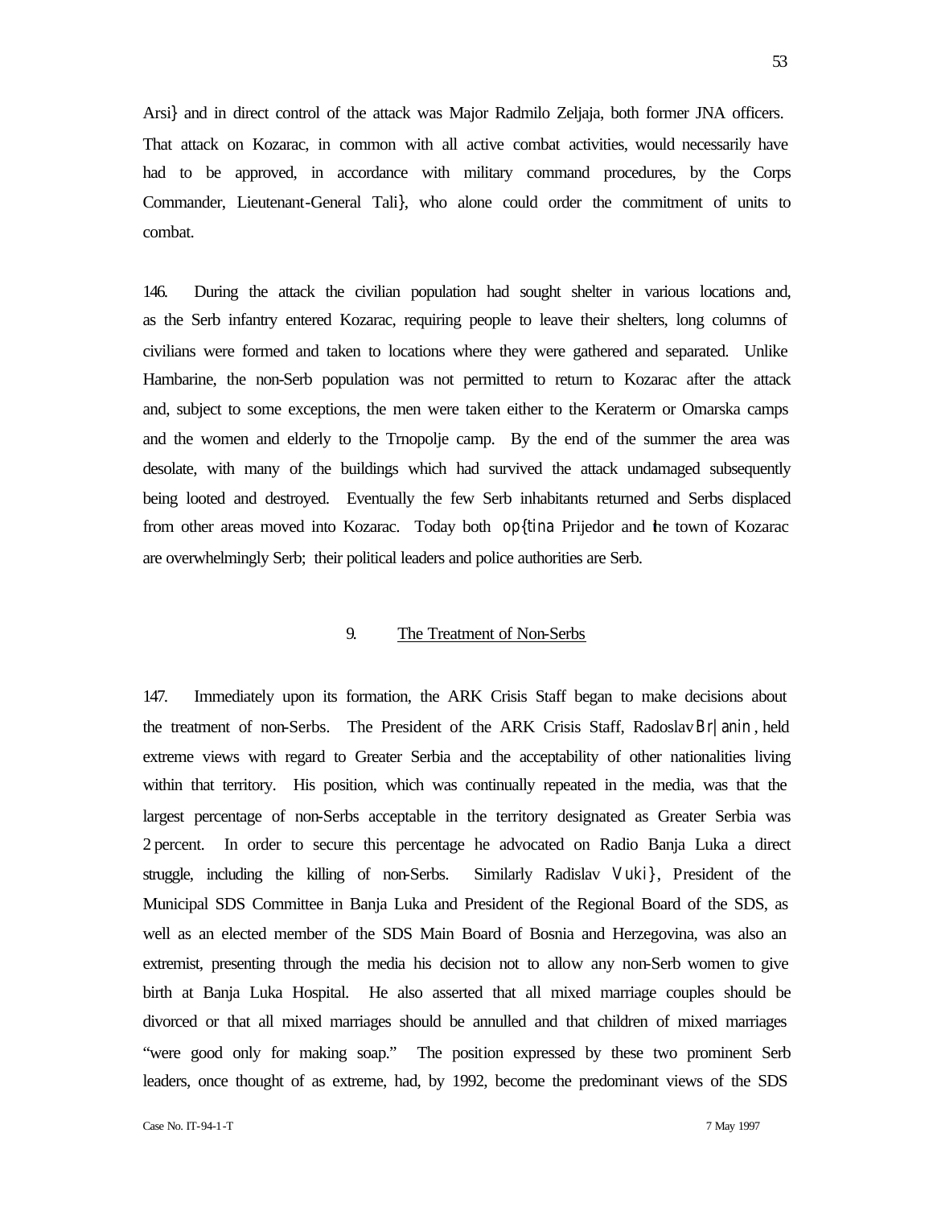Arsi} and in direct control of the attack was Major Radmilo Zeljaja, both former JNA officers. That attack on Kozarac, in common with all active combat activities, would necessarily have had to be approved, in accordance with military command procedures, by the Corps Commander, Lieutenant-General Tali}, who alone could order the commitment of units to combat.

146. During the attack the civilian population had sought shelter in various locations and, as the Serb infantry entered Kozarac, requiring people to leave their shelters, long columns of civilians were formed and taken to locations where they were gathered and separated. Unlike Hambarine, the non-Serb population was not permitted to return to Kozarac after the attack and, subject to some exceptions, the men were taken either to the Keraterm or Omarska camps and the women and elderly to the Trnopolje camp. By the end of the summer the area was desolate, with many of the buildings which had survived the attack undamaged subsequently being looted and destroyed. Eventually the few Serb inhabitants returned and Serbs displaced from other areas moved into Kozarac. Today both op{tina Prijedor and the town of Kozarac are overwhelmingly Serb; their political leaders and police authorities are Serb.

## 9. The Treatment of Non-Serbs

147. Immediately upon its formation, the ARK Crisis Staff began to make decisions about the treatment of non-Serbs. The President of the ARK Crisis Staff, Radoslav Br|anin, held extreme views with regard to Greater Serbia and the acceptability of other nationalities living within that territory. His position, which was continually repeated in the media, was that the largest percentage of non-Serbs acceptable in the territory designated as Greater Serbia was 2 percent. In order to secure this percentage he advocated on Radio Banja Luka a direct struggle, including the killing of non-Serbs. Similarly Radislav Vuki}, President of the Municipal SDS Committee in Banja Luka and President of the Regional Board of the SDS, as well as an elected member of the SDS Main Board of Bosnia and Herzegovina, was also an extremist, presenting through the media his decision not to allow any non-Serb women to give birth at Banja Luka Hospital. He also asserted that all mixed marriage couples should be divorced or that all mixed marriages should be annulled and that children of mixed marriages "were good only for making soap." The position expressed by these two prominent Serb leaders, once thought of as extreme, had, by 1992, become the predominant views of the SDS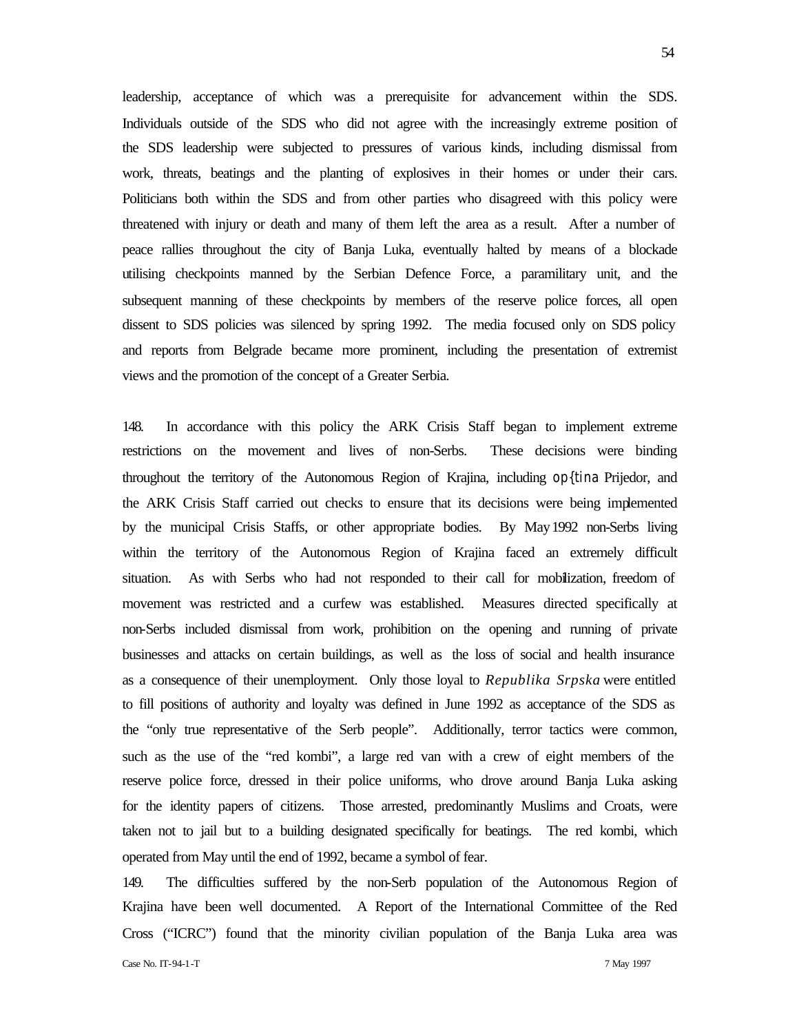leadership, acceptance of which was a prerequisite for advancement within the SDS. Individuals outside of the SDS who did not agree with the increasingly extreme position of the SDS leadership were subjected to pressures of various kinds, including dismissal from work, threats, beatings and the planting of explosives in their homes or under their cars. Politicians both within the SDS and from other parties who disagreed with this policy were threatened with injury or death and many of them left the area as a result. After a number of peace rallies throughout the city of Banja Luka, eventually halted by means of a blockade utilising checkpoints manned by the Serbian Defence Force, a paramilitary unit, and the subsequent manning of these checkpoints by members of the reserve police forces, all open dissent to SDS policies was silenced by spring 1992. The media focused only on SDS policy and reports from Belgrade became more prominent, including the presentation of extremist views and the promotion of the concept of a Greater Serbia.

148. In accordance with this policy the ARK Crisis Staff began to implement extreme restrictions on the movement and lives of non-Serbs. These decisions were binding throughout the territory of the Autonomous Region of Krajina, including op{tina Prijedor, and the ARK Crisis Staff carried out checks to ensure that its decisions were being implemented by the municipal Crisis Staffs, or other appropriate bodies. By May 1992 non-Serbs living within the territory of the Autonomous Region of Krajina faced an extremely difficult situation. As with Serbs who had not responded to their call for mobilization, freedom of movement was restricted and a curfew was established. Measures directed specifically at non-Serbs included dismissal from work, prohibition on the opening and running of private businesses and attacks on certain buildings, as well as the loss of social and health insurance as a consequence of their unemployment. Only those loyal to *Republika Srpska* were entitled to fill positions of authority and loyalty was defined in June 1992 as acceptance of the SDS as the "only true representative of the Serb people". Additionally, terror tactics were common, such as the use of the "red kombi", a large red van with a crew of eight members of the reserve police force, dressed in their police uniforms, who drove around Banja Luka asking for the identity papers of citizens. Those arrested, predominantly Muslims and Croats, were taken not to jail but to a building designated specifically for beatings. The red kombi, which operated from May until the end of 1992, became a symbol of fear.

149. The difficulties suffered by the non-Serb population of the Autonomous Region of Krajina have been well documented. A Report of the International Committee of the Red Cross ("ICRC") found that the minority civilian population of the Banja Luka area was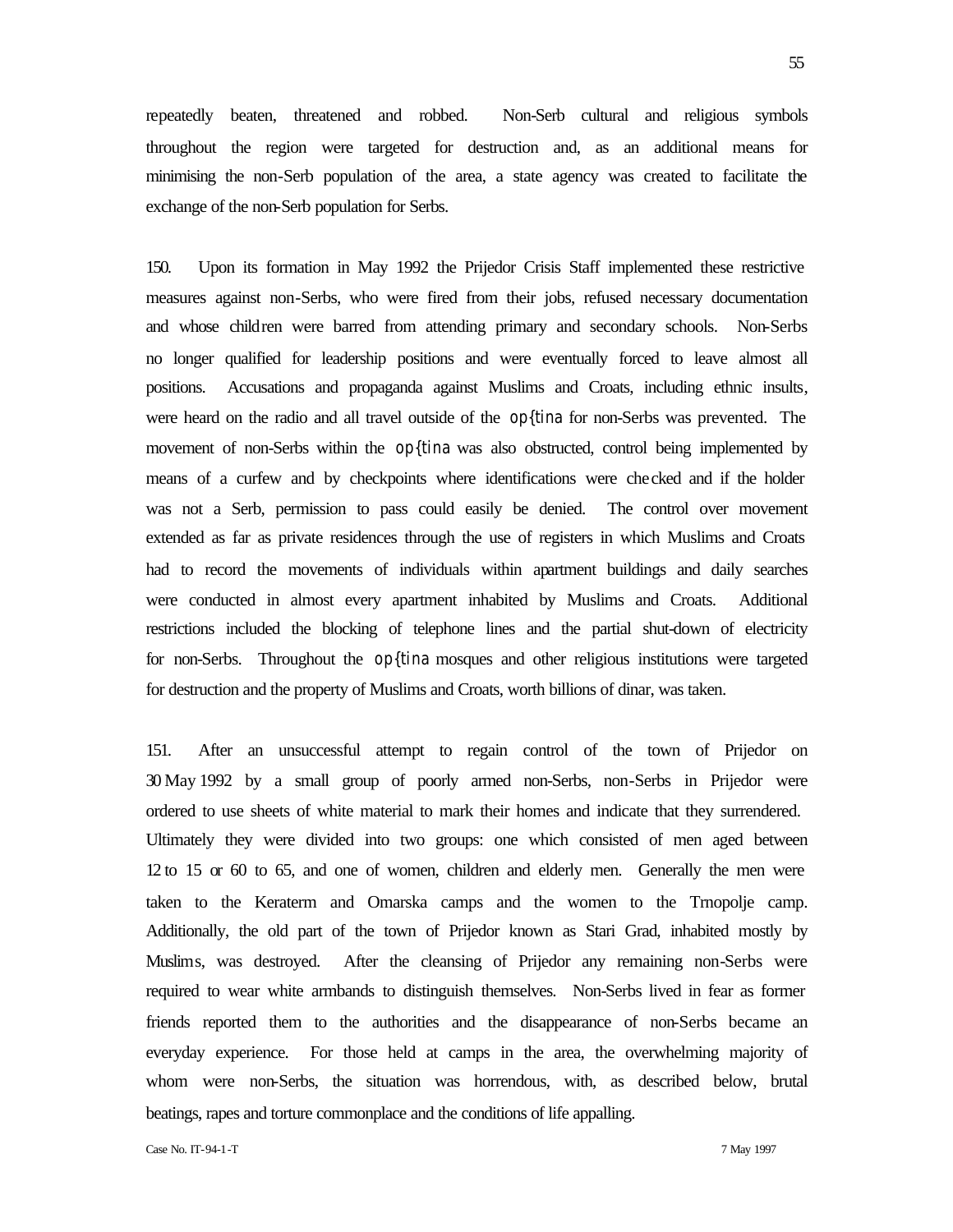repeatedly beaten, threatened and robbed. Non-Serb cultural and religious symbols throughout the region were targeted for destruction and, as an additional means for minimising the non-Serb population of the area, a state agency was created to facilitate the exchange of the non-Serb population for Serbs.

150. Upon its formation in May 1992 the Prijedor Crisis Staff implemented these restrictive measures against non-Serbs, who were fired from their jobs, refused necessary documentation and whose children were barred from attending primary and secondary schools. Non-Serbs no longer qualified for leadership positions and were eventually forced to leave almost all positions. Accusations and propaganda against Muslims and Croats, including ethnic insults, were heard on the radio and all travel outside of the op{tina for non-Serbs was prevented. The movement of non-Serbs within the op{tina was also obstructed, control being implemented by means of a curfew and by checkpoints where identifications were checked and if the holder was not a Serb, permission to pass could easily be denied. The control over movement extended as far as private residences through the use of registers in which Muslims and Croats had to record the movements of individuals within apartment buildings and daily searches were conducted in almost every apartment inhabited by Muslims and Croats. Additional restrictions included the blocking of telephone lines and the partial shut-down of electricity for non-Serbs. Throughout the op{tina mosques and other religious institutions were targeted for destruction and the property of Muslims and Croats, worth billions of dinar, was taken.

151. After an unsuccessful attempt to regain control of the town of Prijedor on 30 May 1992 by a small group of poorly armed non-Serbs, non-Serbs in Prijedor were ordered to use sheets of white material to mark their homes and indicate that they surrendered. Ultimately they were divided into two groups: one which consisted of men aged between 12 to 15 or 60 to 65, and one of women, children and elderly men. Generally the men were taken to the Keraterm and Omarska camps and the women to the Trnopolje camp. Additionally, the old part of the town of Prijedor known as Stari Grad, inhabited mostly by Muslims, was destroyed. After the cleansing of Prijedor any remaining non-Serbs were required to wear white armbands to distinguish themselves. Non-Serbs lived in fear as former friends reported them to the authorities and the disappearance of non-Serbs became an everyday experience. For those held at camps in the area, the overwhelming majority of whom were non-Serbs, the situation was horrendous, with, as described below, brutal beatings, rapes and torture commonplace and the conditions of life appalling.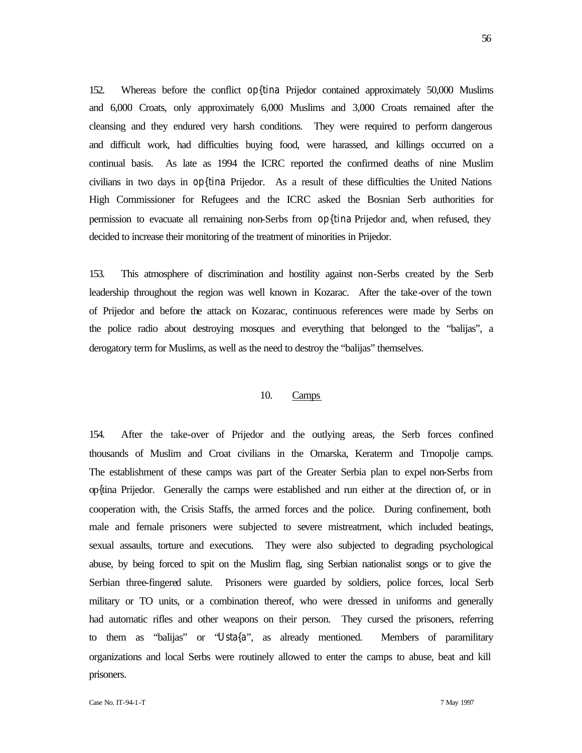152. Whereas before the conflict op{tina Prijedor contained approximately 50,000 Muslims and 6,000 Croats, only approximately 6,000 Muslims and 3,000 Croats remained after the cleansing and they endured very harsh conditions. They were required to perform dangerous and difficult work, had difficulties buying food, were harassed, and killings occurred on a continual basis. As late as 1994 the ICRC reported the confirmed deaths of nine Muslim civilians in two days in op{tina Prijedor. As a result of these difficulties the United Nations High Commissioner for Refugees and the ICRC asked the Bosnian Serb authorities for permission to evacuate all remaining non-Serbs from op{tina Prijedor and, when refused, they decided to increase their monitoring of the treatment of minorities in Prijedor.

153. This atmosphere of discrimination and hostility against non-Serbs created by the Serb leadership throughout the region was well known in Kozarac. After the take-over of the town of Prijedor and before the attack on Kozarac, continuous references were made by Serbs on the police radio about destroying mosques and everything that belonged to the "balijas", a derogatory term for Muslims, as well as the need to destroy the "balijas" themselves.

## 10. Camps

154. After the take-over of Prijedor and the outlying areas, the Serb forces confined thousands of Muslim and Croat civilians in the Omarska, Keraterm and Trnopolje camps. The establishment of these camps was part of the Greater Serbia plan to expel non-Serbs from op{tina Prijedor. Generally the camps were established and run either at the direction of, or in cooperation with, the Crisis Staffs, the armed forces and the police. During confinement, both male and female prisoners were subjected to severe mistreatment, which included beatings, sexual assaults, torture and executions. They were also subjected to degrading psychological abuse, by being forced to spit on the Muslim flag, sing Serbian nationalist songs or to give the Serbian three-fingered salute. Prisoners were guarded by soldiers, police forces, local Serb military or TO units, or a combination thereof, who were dressed in uniforms and generally had automatic rifles and other weapons on their person. They cursed the prisoners, referring to them as "balijas" or "Usta{a", as already mentioned. Members of paramilitary organizations and local Serbs were routinely allowed to enter the camps to abuse, beat and kill prisoners.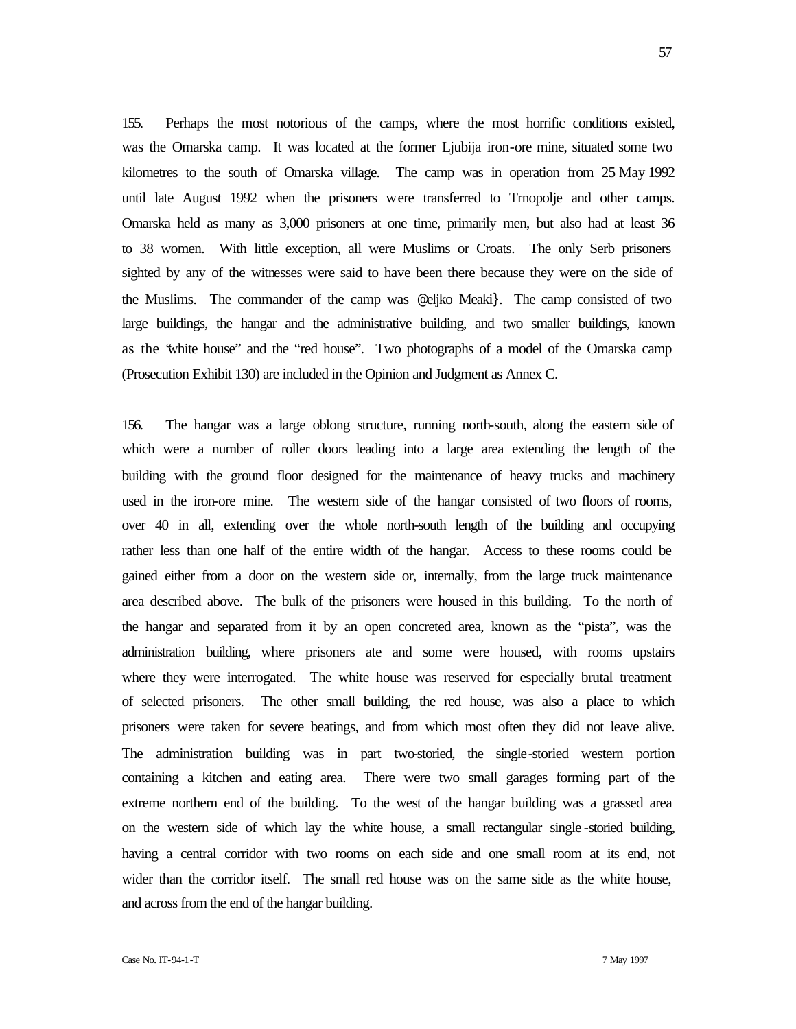155. Perhaps the most notorious of the camps, where the most horrific conditions existed, was the Omarska camp. It was located at the former Ljubija iron-ore mine, situated some two kilometres to the south of Omarska village. The camp was in operation from 25 May 1992 until late August 1992 when the prisoners were transferred to Trnopolje and other camps. Omarska held as many as 3,000 prisoners at one time, primarily men, but also had at least 36 to 38 women. With little exception, all were Muslims or Croats. The only Serb prisoners sighted by any of the witnesses were said to have been there because they were on the side of the Muslims. The commander of the camp was @eljko Meaki}. The camp consisted of two large buildings, the hangar and the administrative building, and two smaller buildings, known as the "white house" and the "red house". Two photographs of a model of the Omarska camp (Prosecution Exhibit 130) are included in the Opinion and Judgment as Annex C.

156. The hangar was a large oblong structure, running north-south, along the eastern side of which were a number of roller doors leading into a large area extending the length of the building with the ground floor designed for the maintenance of heavy trucks and machinery used in the iron-ore mine. The western side of the hangar consisted of two floors of rooms, over 40 in all, extending over the whole north-south length of the building and occupying rather less than one half of the entire width of the hangar. Access to these rooms could be gained either from a door on the western side or, internally, from the large truck maintenance area described above. The bulk of the prisoners were housed in this building. To the north of the hangar and separated from it by an open concreted area, known as the "pista", was the administration building, where prisoners ate and some were housed, with rooms upstairs where they were interrogated. The white house was reserved for especially brutal treatment of selected prisoners. The other small building, the red house, was also a place to which prisoners were taken for severe beatings, and from which most often they did not leave alive. The administration building was in part two-storied, the single-storied western portion containing a kitchen and eating area. There were two small garages forming part of the extreme northern end of the building. To the west of the hangar building was a grassed area on the western side of which lay the white house, a small rectangular single-storied building, having a central corridor with two rooms on each side and one small room at its end, not wider than the corridor itself. The small red house was on the same side as the white house, and across from the end of the hangar building.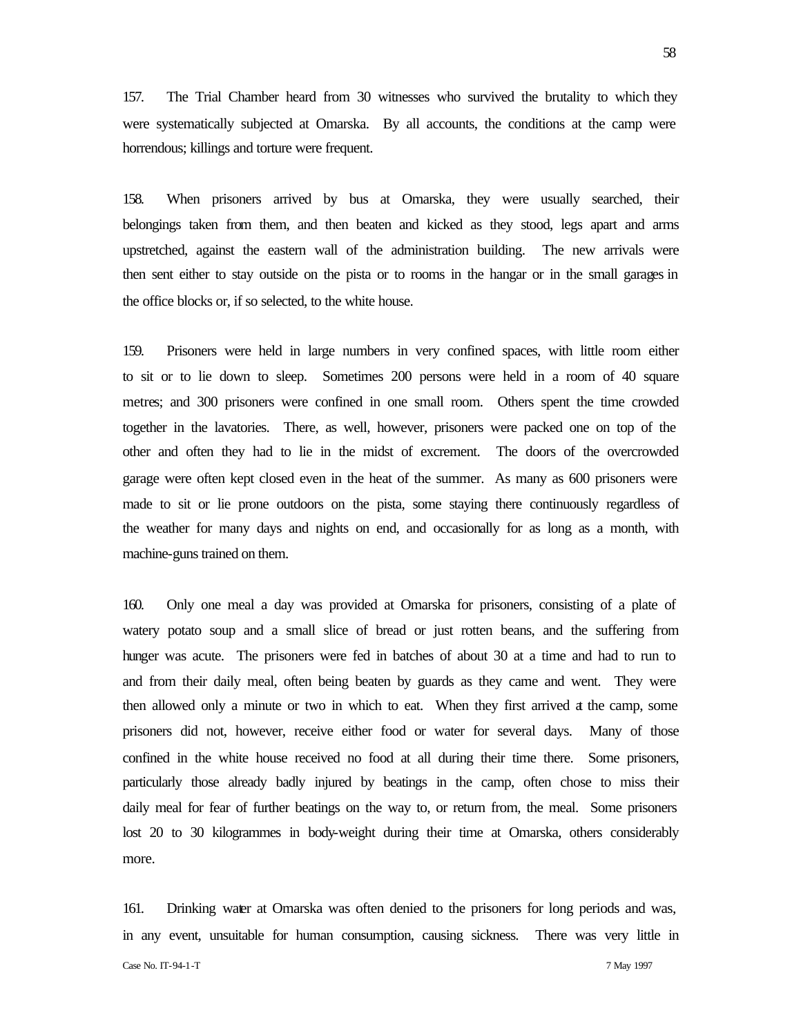157. The Trial Chamber heard from 30 witnesses who survived the brutality to which they were systematically subjected at Omarska. By all accounts, the conditions at the camp were horrendous; killings and torture were frequent.

158. When prisoners arrived by bus at Omarska, they were usually searched, their belongings taken from them, and then beaten and kicked as they stood, legs apart and arms upstretched, against the eastern wall of the administration building. The new arrivals were then sent either to stay outside on the pista or to rooms in the hangar or in the small garages in the office blocks or, if so selected, to the white house.

159. Prisoners were held in large numbers in very confined spaces, with little room either to sit or to lie down to sleep. Sometimes 200 persons were held in a room of 40 square metres; and 300 prisoners were confined in one small room. Others spent the time crowded together in the lavatories. There, as well, however, prisoners were packed one on top of the other and often they had to lie in the midst of excrement. The doors of the overcrowded garage were often kept closed even in the heat of the summer. As many as 600 prisoners were made to sit or lie prone outdoors on the pista, some staying there continuously regardless of the weather for many days and nights on end, and occasionally for as long as a month, with machine-guns trained on them.

160. Only one meal a day was provided at Omarska for prisoners, consisting of a plate of watery potato soup and a small slice of bread or just rotten beans, and the suffering from hunger was acute. The prisoners were fed in batches of about 30 at a time and had to run to and from their daily meal, often being beaten by guards as they came and went. They were then allowed only a minute or two in which to eat. When they first arrived at the camp, some prisoners did not, however, receive either food or water for several days. Many of those confined in the white house received no food at all during their time there. Some prisoners, particularly those already badly injured by beatings in the camp, often chose to miss their daily meal for fear of further beatings on the way to, or return from, the meal. Some prisoners lost 20 to 30 kilogrammes in body-weight during their time at Omarska, others considerably more.

161. Drinking water at Omarska was often denied to the prisoners for long periods and was, in any event, unsuitable for human consumption, causing sickness. There was very little in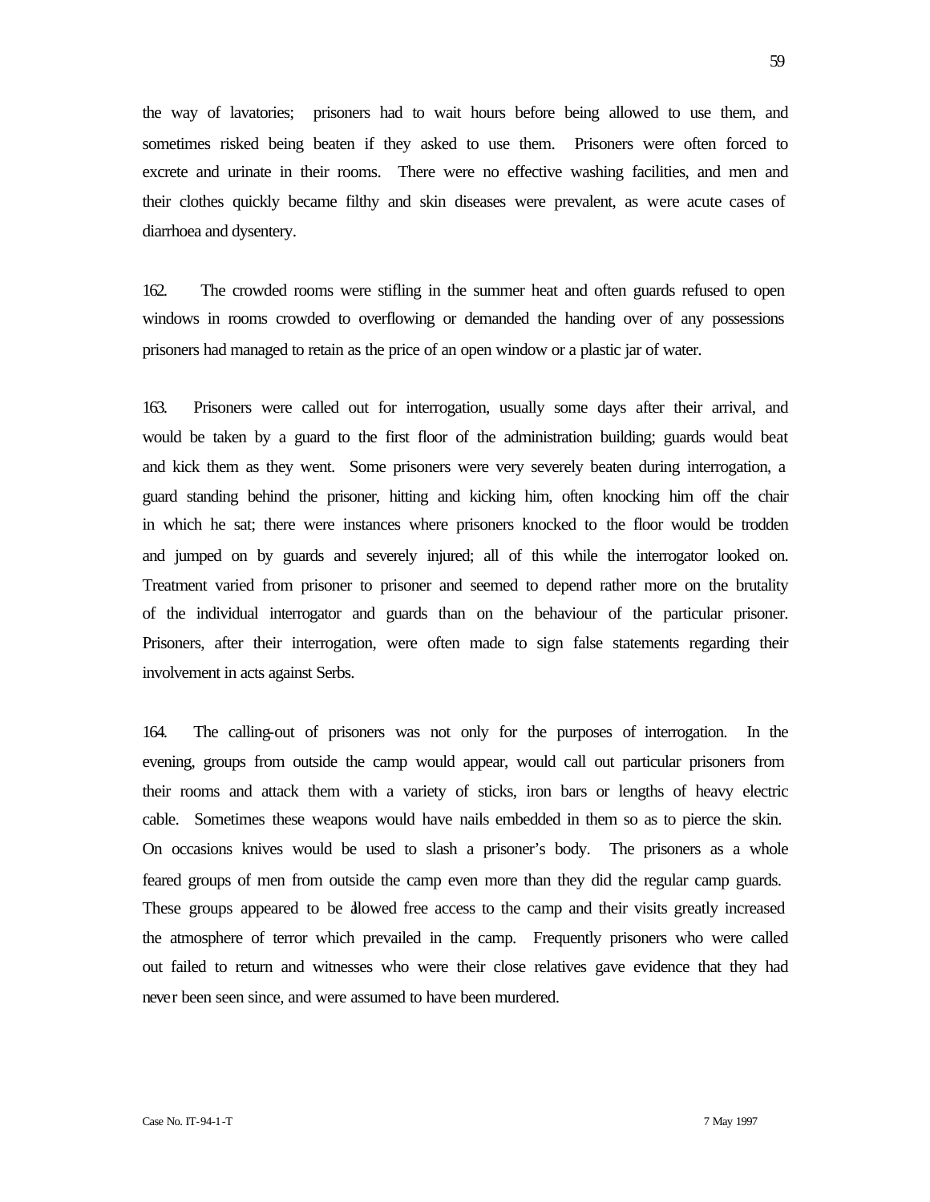the way of lavatories; prisoners had to wait hours before being allowed to use them, and sometimes risked being beaten if they asked to use them. Prisoners were often forced to excrete and urinate in their rooms. There were no effective washing facilities, and men and their clothes quickly became filthy and skin diseases were prevalent, as were acute cases of diarrhoea and dysentery.

162. The crowded rooms were stifling in the summer heat and often guards refused to open windows in rooms crowded to overflowing or demanded the handing over of any possessions prisoners had managed to retain as the price of an open window or a plastic jar of water.

163. Prisoners were called out for interrogation, usually some days after their arrival, and would be taken by a guard to the first floor of the administration building; guards would beat and kick them as they went. Some prisoners were very severely beaten during interrogation, a guard standing behind the prisoner, hitting and kicking him, often knocking him off the chair in which he sat; there were instances where prisoners knocked to the floor would be trodden and jumped on by guards and severely injured; all of this while the interrogator looked on. Treatment varied from prisoner to prisoner and seemed to depend rather more on the brutality of the individual interrogator and guards than on the behaviour of the particular prisoner. Prisoners, after their interrogation, were often made to sign false statements regarding their involvement in acts against Serbs.

164. The calling-out of prisoners was not only for the purposes of interrogation. In the evening, groups from outside the camp would appear, would call out particular prisoners from their rooms and attack them with a variety of sticks, iron bars or lengths of heavy electric cable. Sometimes these weapons would have nails embedded in them so as to pierce the skin. On occasions knives would be used to slash a prisoner's body. The prisoners as a whole feared groups of men from outside the camp even more than they did the regular camp guards. These groups appeared to be allowed free access to the camp and their visits greatly increased the atmosphere of terror which prevailed in the camp. Frequently prisoners who were called out failed to return and witnesses who were their close relatives gave evidence that they had never been seen since, and were assumed to have been murdered.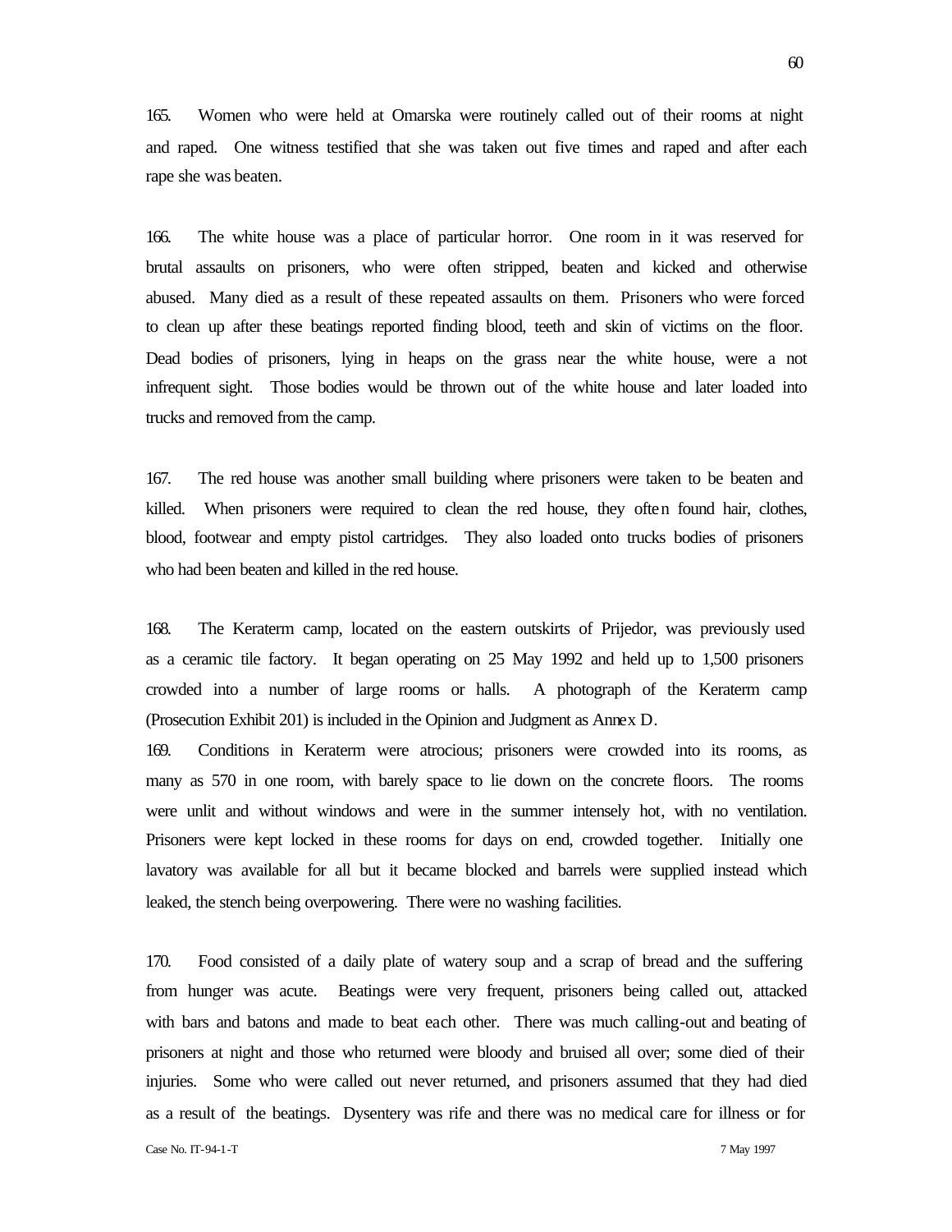165. Women who were held at Omarska were routinely called out of their rooms at night and raped. One witness testified that she was taken out five times and raped and after each rape she was beaten.

166. The white house was a place of particular horror. One room in it was reserved for brutal assaults on prisoners, who were often stripped, beaten and kicked and otherwise abused. Many died as a result of these repeated assaults on them. Prisoners who were forced to clean up after these beatings reported finding blood, teeth and skin of victims on the floor. Dead bodies of prisoners, lying in heaps on the grass near the white house, were a not infrequent sight. Those bodies would be thrown out of the white house and later loaded into trucks and removed from the camp.

167. The red house was another small building where prisoners were taken to be beaten and killed. When prisoners were required to clean the red house, they often found hair, clothes, blood, footwear and empty pistol cartridges. They also loaded onto trucks bodies of prisoners who had been beaten and killed in the red house.

168. The Keraterm camp, located on the eastern outskirts of Prijedor, was previously used as a ceramic tile factory. It began operating on 25 May 1992 and held up to 1,500 prisoners crowded into a number of large rooms or halls. A photograph of the Keraterm camp (Prosecution Exhibit 201) is included in the Opinion and Judgment as Annex D.

169. Conditions in Keraterm were atrocious; prisoners were crowded into its rooms, as many as 570 in one room, with barely space to lie down on the concrete floors. The rooms were unlit and without windows and were in the summer intensely hot, with no ventilation. Prisoners were kept locked in these rooms for days on end, crowded together. Initially one lavatory was available for all but it became blocked and barrels were supplied instead which leaked, the stench being overpowering. There were no washing facilities.

170. Food consisted of a daily plate of watery soup and a scrap of bread and the suffering from hunger was acute. Beatings were very frequent, prisoners being called out, attacked with bars and batons and made to beat each other. There was much calling-out and beating of prisoners at night and those who returned were bloody and bruised all over; some died of their injuries. Some who were called out never returned, and prisoners assumed that they had died as a result of the beatings. Dysentery was rife and there was no medical care for illness or for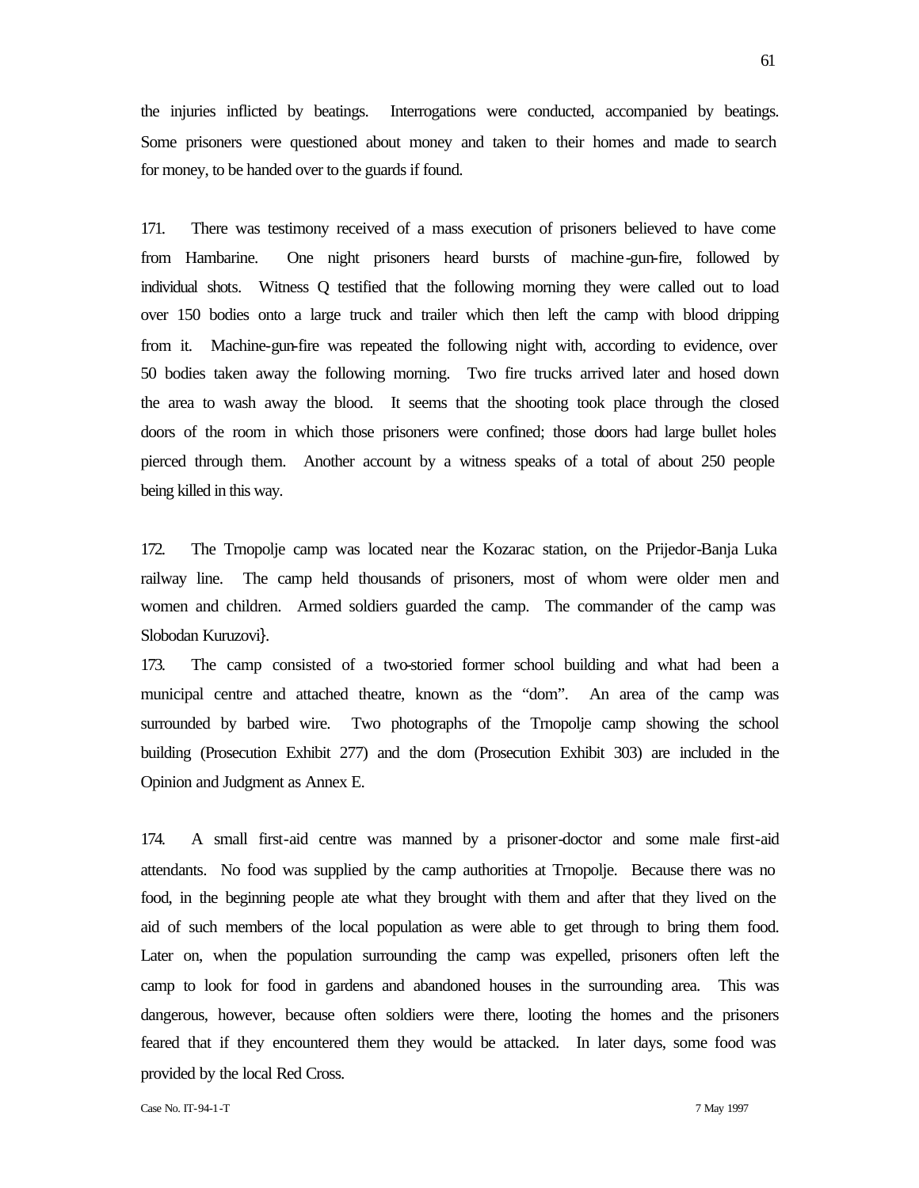the injuries inflicted by beatings. Interrogations were conducted, accompanied by beatings. Some prisoners were questioned about money and taken to their homes and made to search for money, to be handed over to the guards if found.

171. There was testimony received of a mass execution of prisoners believed to have come from Hambarine. One night prisoners heard bursts of machine-gun-fire, followed by individual shots. Witness Q testified that the following morning they were called out to load over 150 bodies onto a large truck and trailer which then left the camp with blood dripping from it. Machine-gun-fire was repeated the following night with, according to evidence, over 50 bodies taken away the following morning. Two fire trucks arrived later and hosed down the area to wash away the blood. It seems that the shooting took place through the closed doors of the room in which those prisoners were confined; those doors had large bullet holes pierced through them. Another account by a witness speaks of a total of about 250 people being killed in this way.

172. The Trnopolje camp was located near the Kozarac station, on the Prijedor-Banja Luka railway line. The camp held thousands of prisoners, most of whom were older men and women and children. Armed soldiers guarded the camp. The commander of the camp was Slobodan Kuruzovi}.

173. The camp consisted of a two-storied former school building and what had been a municipal centre and attached theatre, known as the "dom". An area of the camp was surrounded by barbed wire. Two photographs of the Trnopolje camp showing the school building (Prosecution Exhibit 277) and the dom (Prosecution Exhibit 303) are included in the Opinion and Judgment as Annex E.

174. A small first-aid centre was manned by a prisoner-doctor and some male first-aid attendants. No food was supplied by the camp authorities at Trnopolje. Because there was no food, in the beginning people ate what they brought with them and after that they lived on the aid of such members of the local population as were able to get through to bring them food. Later on, when the population surrounding the camp was expelled, prisoners often left the camp to look for food in gardens and abandoned houses in the surrounding area. This was dangerous, however, because often soldiers were there, looting the homes and the prisoners feared that if they encountered them they would be attacked. In later days, some food was provided by the local Red Cross.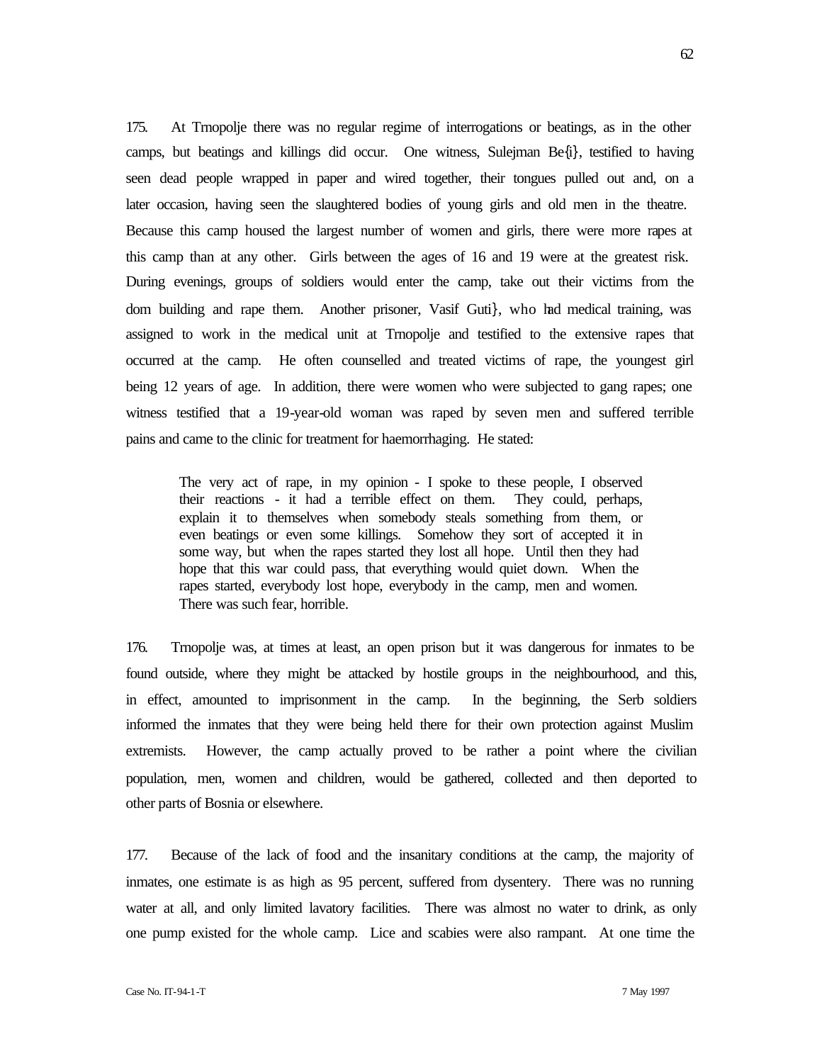175. At Trnopolje there was no regular regime of interrogations or beatings, as in the other camps, but beatings and killings did occur. One witness, Sulejman Be{i}, testified to having seen dead people wrapped in paper and wired together, their tongues pulled out and, on a later occasion, having seen the slaughtered bodies of young girls and old men in the theatre. Because this camp housed the largest number of women and girls, there were more rapes at this camp than at any other. Girls between the ages of 16 and 19 were at the greatest risk. During evenings, groups of soldiers would enter the camp, take out their victims from the dom building and rape them. Another prisoner, Vasif Guti}, who had medical training, was assigned to work in the medical unit at Trnopolje and testified to the extensive rapes that occurred at the camp. He often counselled and treated victims of rape, the youngest girl being 12 years of age. In addition, there were women who were subjected to gang rapes; one witness testified that a 19-year-old woman was raped by seven men and suffered terrible pains and came to the clinic for treatment for haemorrhaging. He stated:

> The very act of rape, in my opinion - I spoke to these people, I observed their reactions - it had a terrible effect on them. They could, perhaps, explain it to themselves when somebody steals something from them, or even beatings or even some killings. Somehow they sort of accepted it in some way, but when the rapes started they lost all hope. Until then they had hope that this war could pass, that everything would quiet down. When the rapes started, everybody lost hope, everybody in the camp, men and women. There was such fear, horrible.

176. Trnopolje was, at times at least, an open prison but it was dangerous for inmates to be found outside, where they might be attacked by hostile groups in the neighbourhood, and this, in effect, amounted to imprisonment in the camp. In the beginning, the Serb soldiers informed the inmates that they were being held there for their own protection against Muslim extremists. However, the camp actually proved to be rather a point where the civilian population, men, women and children, would be gathered, collected and then deported to other parts of Bosnia or elsewhere.

177. Because of the lack of food and the insanitary conditions at the camp, the majority of inmates, one estimate is as high as 95 percent, suffered from dysentery. There was no running water at all, and only limited lavatory facilities. There was almost no water to drink, as only one pump existed for the whole camp. Lice and scabies were also rampant. At one time the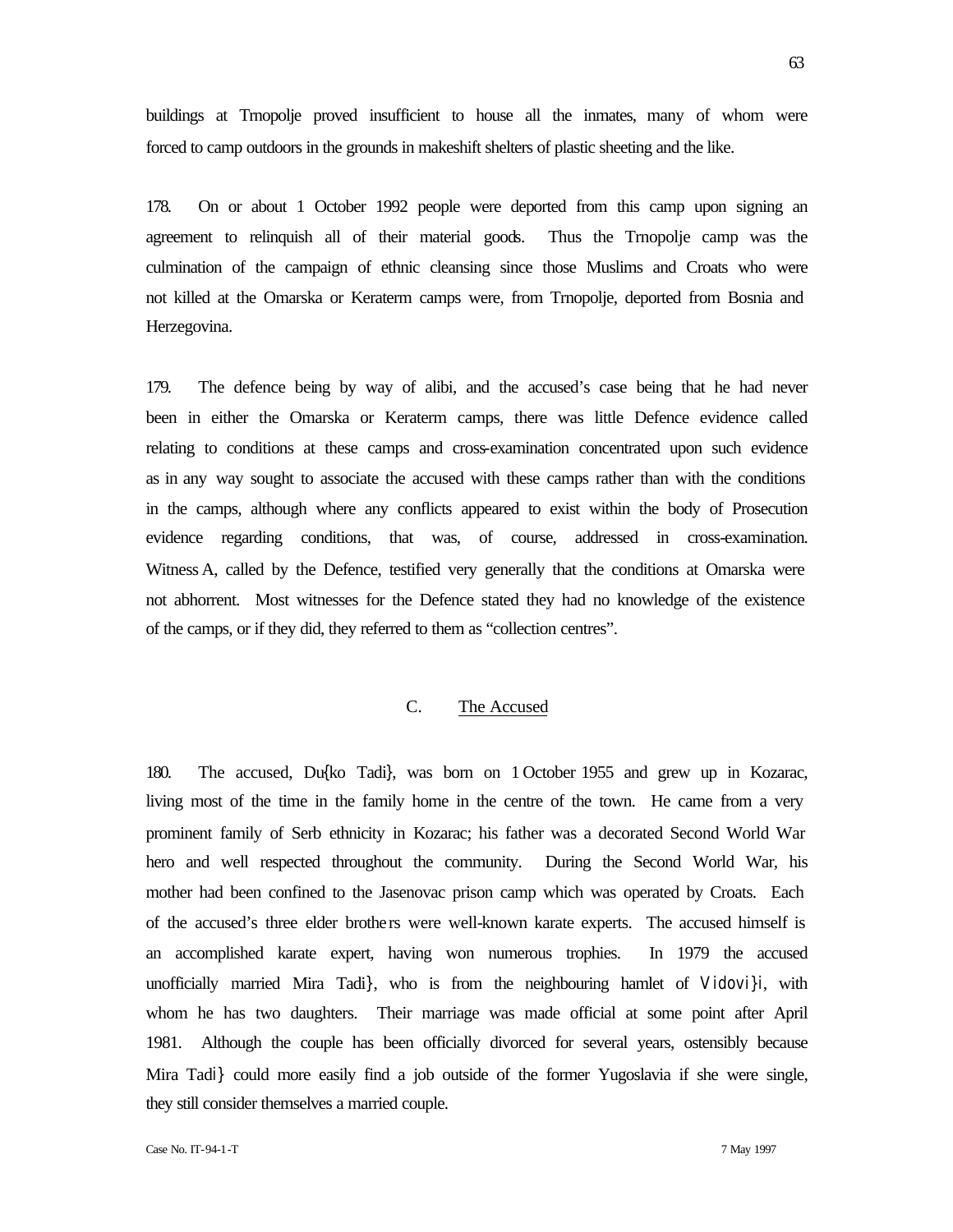buildings at Trnopolje proved insufficient to house all the inmates, many of whom were forced to camp outdoors in the grounds in makeshift shelters of plastic sheeting and the like.

178. On or about 1 October 1992 people were deported from this camp upon signing an agreement to relinquish all of their material goods. Thus the Trnopolje camp was the culmination of the campaign of ethnic cleansing since those Muslims and Croats who were not killed at the Omarska or Keraterm camps were, from Trnopolje, deported from Bosnia and Herzegovina.

179. The defence being by way of alibi, and the accused's case being that he had never been in either the Omarska or Keraterm camps, there was little Defence evidence called relating to conditions at these camps and cross-examination concentrated upon such evidence as in any way sought to associate the accused with these camps rather than with the conditions in the camps, although where any conflicts appeared to exist within the body of Prosecution evidence regarding conditions, that was, of course, addressed in cross-examination. Witness A, called by the Defence, testified very generally that the conditions at Omarska were not abhorrent. Most witnesses for the Defence stated they had no knowledge of the existence of the camps, or if they did, they referred to them as "collection centres".

## C. The Accused

180. The accused, Du{ko Tadi}, was born on 1 October 1955 and grew up in Kozarac, living most of the time in the family home in the centre of the town. He came from a very prominent family of Serb ethnicity in Kozarac; his father was a decorated Second World War hero and well respected throughout the community. During the Second World War, his mother had been confined to the Jasenovac prison camp which was operated by Croats. Each of the accused's three elder brothers were well-known karate experts. The accused himself is an accomplished karate expert, having won numerous trophies. In 1979 the accused unofficially married Mira Tadi}, who is from the neighbouring hamlet of Vidovi}i, with whom he has two daughters. Their marriage was made official at some point after April 1981. Although the couple has been officially divorced for several years, ostensibly because Mira Tadi} could more easily find a job outside of the former Yugoslavia if she were single, they still consider themselves a married couple.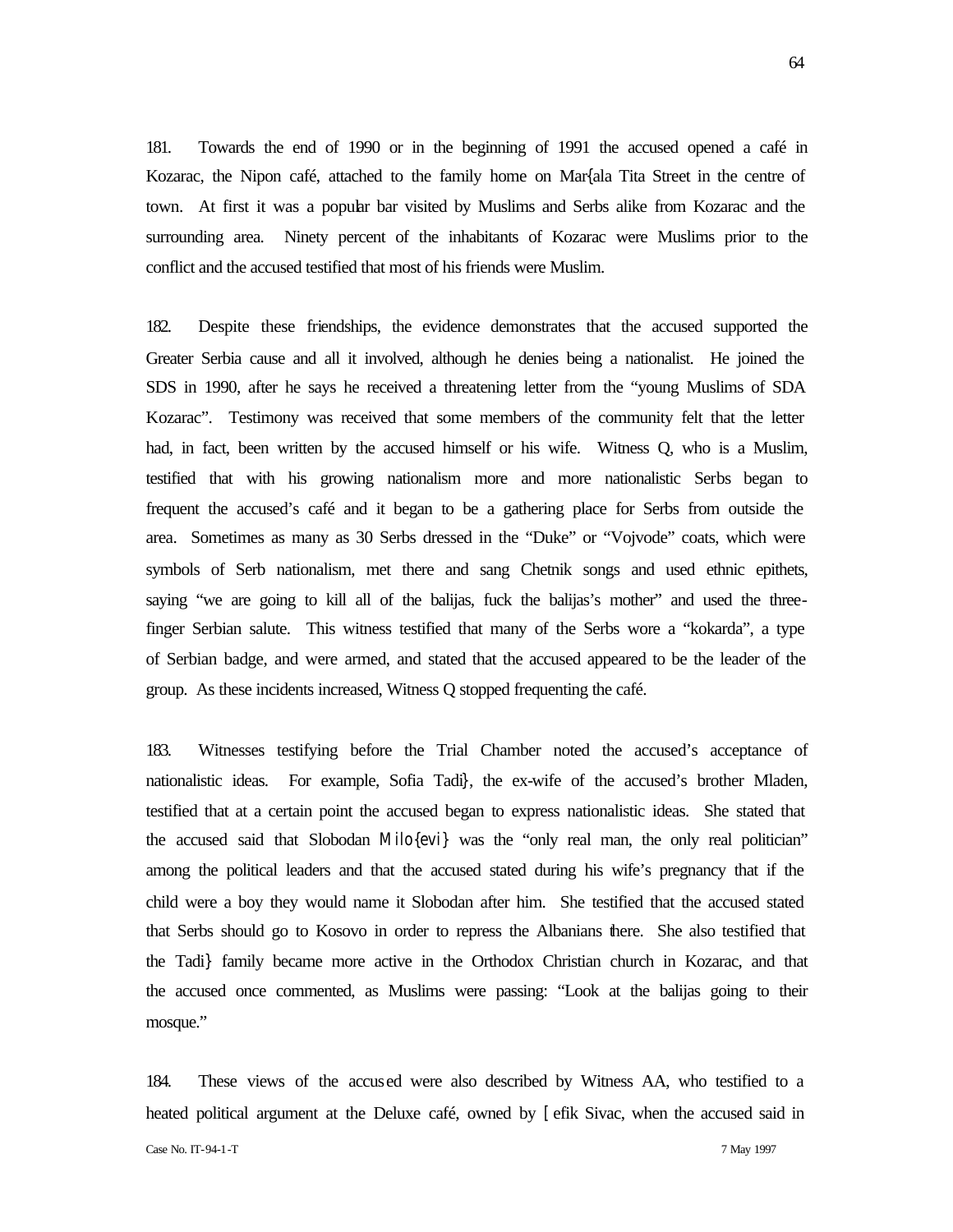181. Towards the end of 1990 or in the beginning of 1991 the accused opened a café in Kozarac, the Nipon café, attached to the family home on Mar{ala Tita Street in the centre of town. At first it was a popular bar visited by Muslims and Serbs alike from Kozarac and the surrounding area. Ninety percent of the inhabitants of Kozarac were Muslims prior to the conflict and the accused testified that most of his friends were Muslim.

182. Despite these friendships, the evidence demonstrates that the accused supported the Greater Serbia cause and all it involved, although he denies being a nationalist. He joined the SDS in 1990, after he says he received a threatening letter from the "young Muslims of SDA Kozarac". Testimony was received that some members of the community felt that the letter had, in fact, been written by the accused himself or his wife. Witness Q, who is a Muslim, testified that with his growing nationalism more and more nationalistic Serbs began to frequent the accused's café and it began to be a gathering place for Serbs from outside the area. Sometimes as many as 30 Serbs dressed in the "Duke" or "Vojvode" coats, which were symbols of Serb nationalism, met there and sang Chetnik songs and used ethnic epithets, saying "we are going to kill all of the balijas, fuck the balijas's mother" and used the three-finger Serbian salute. This witness testified that many of the Serbs wore a "kokarda", a type of Serbian badge, and were armed, and stated that the accused appeared to be the leader of the group. As these incidents increased, Witness Q stopped frequenting the café.

183. Witnesses testifying before the Trial Chamber noted the accused's acceptance of nationalistic ideas. For example, Sofia Tadi}, the ex-wife of the accused's brother Mladen, testified that at a certain point the accused began to express nationalistic ideas. She stated that the accused said that Slobodan Milo{evi} was the "only real man, the only real politician" among the political leaders and that the accused stated during his wife's pregnancy that if the child were a boy they would name it Slobodan after him. She testified that the accused stated that Serbs should go to Kosovo in order to repress the Albanians there. She also testified that the Tadi} family became more active in the Orthodox Christian church in Kozarac, and that the accused once commented, as Muslims were passing: "Look at the balijas going to their mosque."

184. These views of the accused were also described by Witness AA, who testified to a heated political argument at the Deluxe café, owned by [efik Sivac, when the accused said in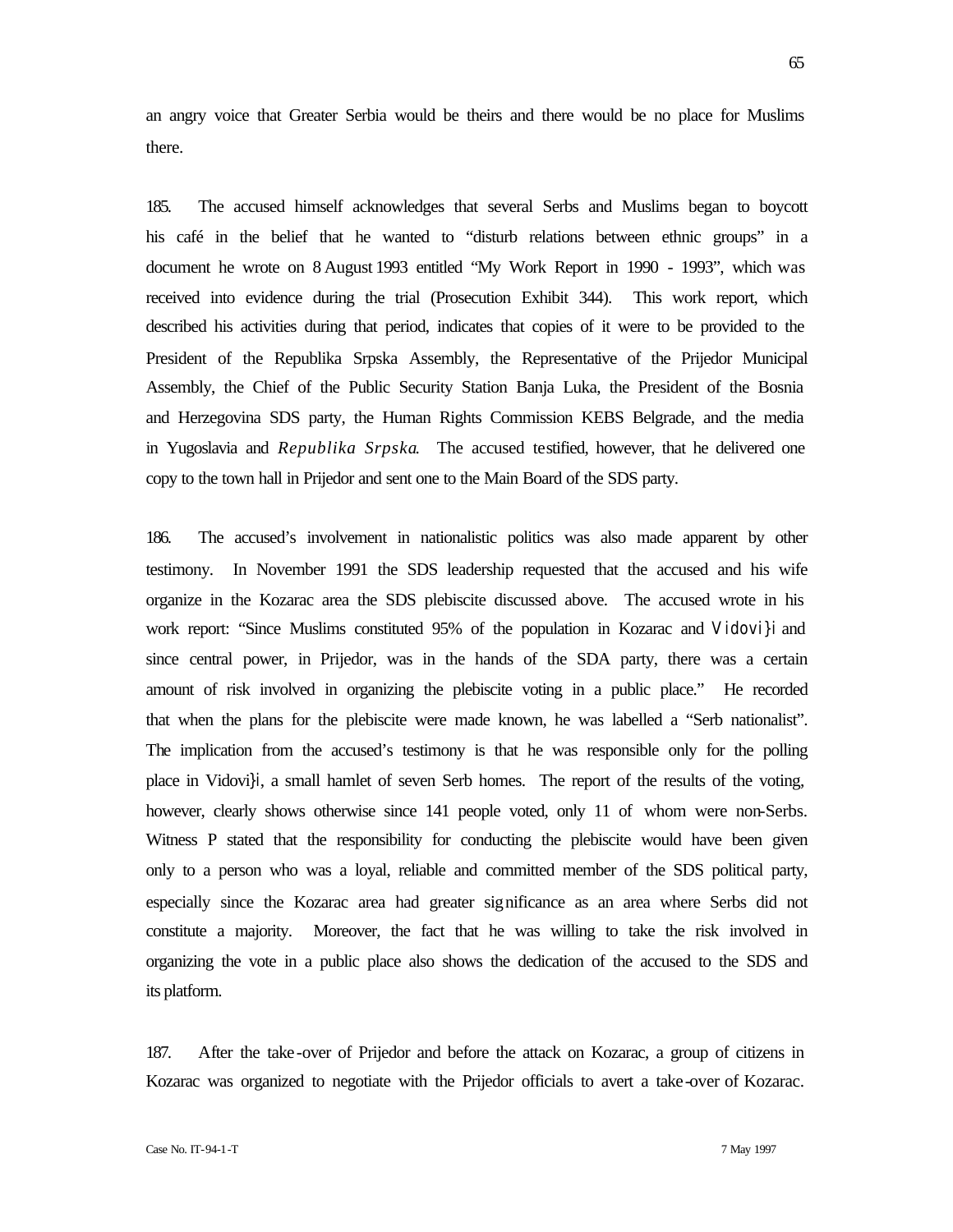an angry voice that Greater Serbia would be theirs and there would be no place for Muslims there.

185. The accused himself acknowledges that several Serbs and Muslims began to boycott his café in the belief that he wanted to "disturb relations between ethnic groups" in a document he wrote on 8 August 1993 entitled "My Work Report in 1990 - 1993", which was received into evidence during the trial (Prosecution Exhibit 344). This work report, which described his activities during that period, indicates that copies of it were to be provided to the President of the Republika Srpska Assembly, the Representative of the Prijedor Municipal Assembly, the Chief of the Public Security Station Banja Luka, the President of the Bosnia and Herzegovina SDS party, the Human Rights Commission KEBS Belgrade, and the media in Yugoslavia and *Republika Srpska*. The accused testified, however, that he delivered one copy to the town hall in Prijedor and sent one to the Main Board of the SDS party.

186. The accused's involvement in nationalistic politics was also made apparent by other testimony. In November 1991 the SDS leadership requested that the accused and his wife organize in the Kozarac area the SDS plebiscite discussed above. The accused wrote in his work report: "Since Muslims constituted 95% of the population in Kozarac and Vidovi}i and since central power, in Prijedor, was in the hands of the SDA party, there was a certain amount of risk involved in organizing the plebiscite voting in a public place." He recorded that when the plans for the plebiscite were made known, he was labelled a "Serb nationalist". The implication from the accused's testimony is that he was responsible only for the polling place in Vidovi}i, a small hamlet of seven Serb homes. The report of the results of the voting, however, clearly shows otherwise since 141 people voted, only 11 of whom were non-Serbs. Witness P stated that the responsibility for conducting the plebiscite would have been given only to a person who was a loyal, reliable and committed member of the SDS political party, especially since the Kozarac area had greater significance as an area where Serbs did not constitute a majority. Moreover, the fact that he was willing to take the risk involved in organizing the vote in a public place also shows the dedication of the accused to the SDS and its platform.

187. After the take-over of Prijedor and before the attack on Kozarac, a group of citizens in Kozarac was organized to negotiate with the Prijedor officials to avert a take-over of Kozarac.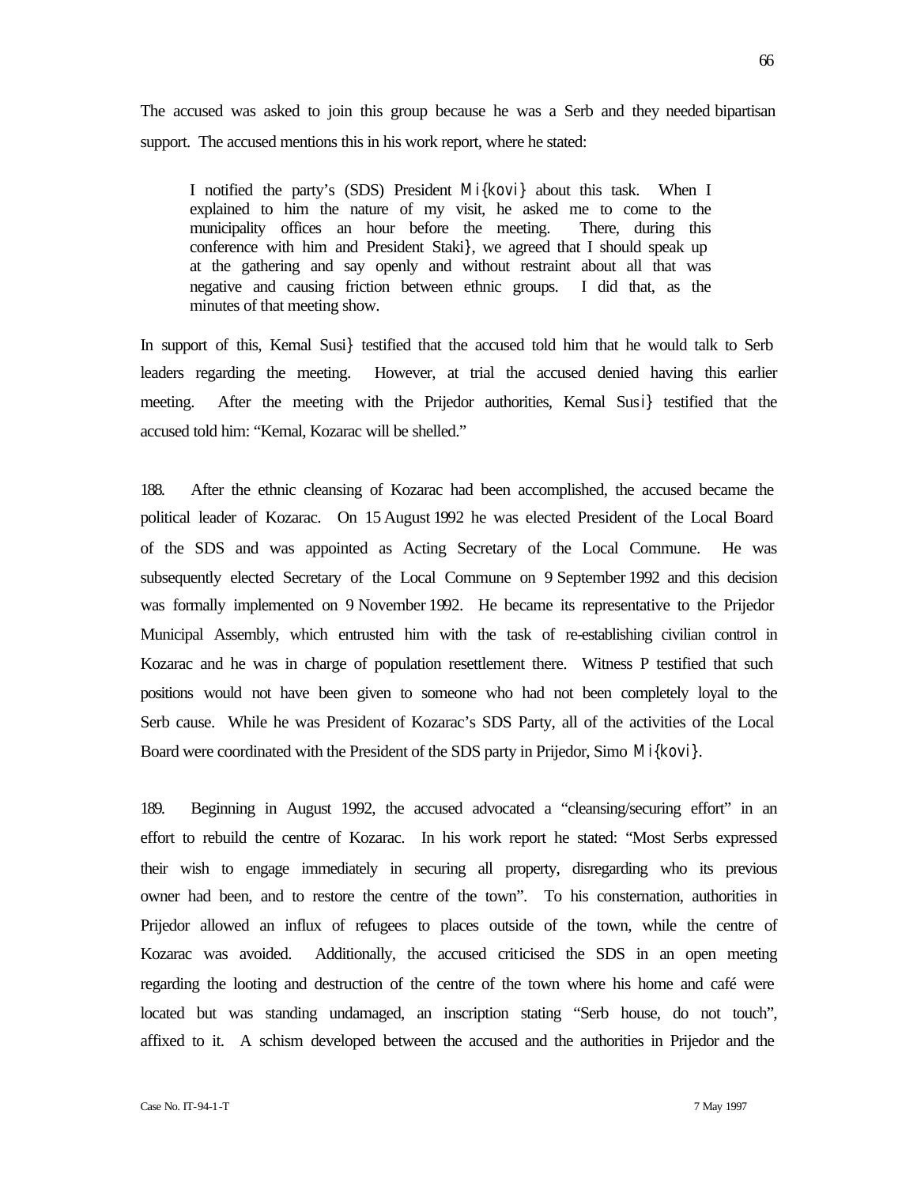The accused was asked to join this group because he was a Serb and they needed bipartisan support. The accused mentions this in his work report, where he stated:

> I notified the party's (SDS) President Mi{kovi} about this task. When I explained to him the nature of my visit, he asked me to come to the municipality offices an hour before the meeting. There, during this conference with him and President Staki}, we agreed that I should speak up at the gathering and say openly and without restraint about all that was negative and causing friction between ethnic groups. I did that, as the minutes of that meeting show.

In support of this, Kemal Susi} testified that the accused told him that he would talk to Serb leaders regarding the meeting. However, at trial the accused denied having this earlier meeting. After the meeting with the Prijedor authorities, Kemal Susi} testified that the accused told him: "Kemal, Kozarac will be shelled."

188. After the ethnic cleansing of Kozarac had been accomplished, the accused became the political leader of Kozarac. On 15 August 1992 he was elected President of the Local Board of the SDS and was appointed as Acting Secretary of the Local Commune. He was subsequently elected Secretary of the Local Commune on 9 September 1992 and this decision was formally implemented on 9 November 1992. He became its representative to the Prijedor Municipal Assembly, which entrusted him with the task of re-establishing civilian control in Kozarac and he was in charge of population resettlement there. Witness P testified that such positions would not have been given to someone who had not been completely loyal to the Serb cause. While he was President of Kozarac's SDS Party, all of the activities of the Local Board were coordinated with the President of the SDS party in Prijedor, Simo Mi{kovi}.

189. Beginning in August 1992, the accused advocated a "cleansing/securing effort" in an effort to rebuild the centre of Kozarac. In his work report he stated: "Most Serbs expressed their wish to engage immediately in securing all property, disregarding who its previous owner had been, and to restore the centre of the town". To his consternation, authorities in Prijedor allowed an influx of refugees to places outside of the town, while the centre of Kozarac was avoided. Additionally, the accused criticised the SDS in an open meeting regarding the looting and destruction of the centre of the town where his home and café were located but was standing undamaged, an inscription stating "Serb house, do not touch", affixed to it. A schism developed between the accused and the authorities in Prijedor and the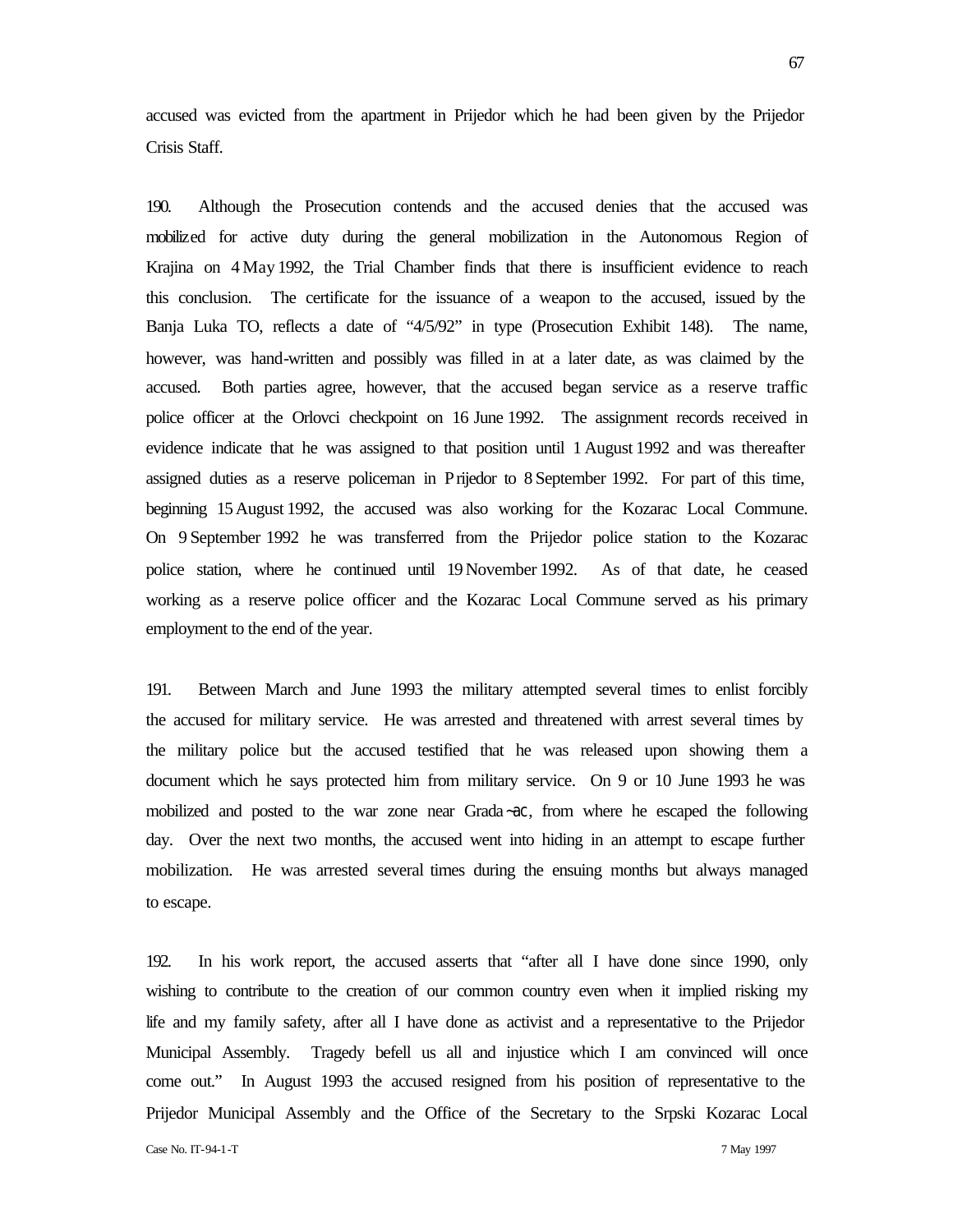accused was evicted from the apartment in Prijedor which he had been given by the Prijedor Crisis Staff.

190. Although the Prosecution contends and the accused denies that the accused was mobilized for active duty during the general mobilization in the Autonomous Region of Krajina on 4 May 1992, the Trial Chamber finds that there is insufficient evidence to reach this conclusion. The certificate for the issuance of a weapon to the accused, issued by the Banja Luka TO, reflects a date of "4/5/92" in type (Prosecution Exhibit 148). The name, however, was hand-written and possibly was filled in at a later date, as was claimed by the accused. Both parties agree, however, that the accused began service as a reserve traffic police officer at the Orlovci checkpoint on 16 June 1992. The assignment records received in evidence indicate that he was assigned to that position until 1 August 1992 and was thereafter assigned duties as a reserve policeman in Prijedor to 8 September 1992. For part of this time, beginning 15 August 1992, the accused was also working for the Kozarac Local Commune. On 9 September 1992 he was transferred from the Prijedor police station to the Kozarac police station, where he continued until 19 November 1992. As of that date, he ceased working as a reserve police officer and the Kozarac Local Commune served as his primary employment to the end of the year.

191. Between March and June 1993 the military attempted several times to enlist forcibly the accused for military service. He was arrested and threatened with arrest several times by the military police but the accused testified that he was released upon showing them a document which he says protected him from military service. On 9 or 10 June 1993 he was mobilized and posted to the war zone near Grada~ac, from where he escaped the following day. Over the next two months, the accused went into hiding in an attempt to escape further mobilization. He was arrested several times during the ensuing months but always managed to escape.

192. In his work report, the accused asserts that "after all I have done since 1990, only wishing to contribute to the creation of our common country even when it implied risking my life and my family safety, after all I have done as activist and a representative to the Prijedor Municipal Assembly. Tragedy befell us all and injustice which I am convinced will once come out." In August 1993 the accused resigned from his position of representative to the Prijedor Municipal Assembly and the Office of the Secretary to the Srpski Kozarac Local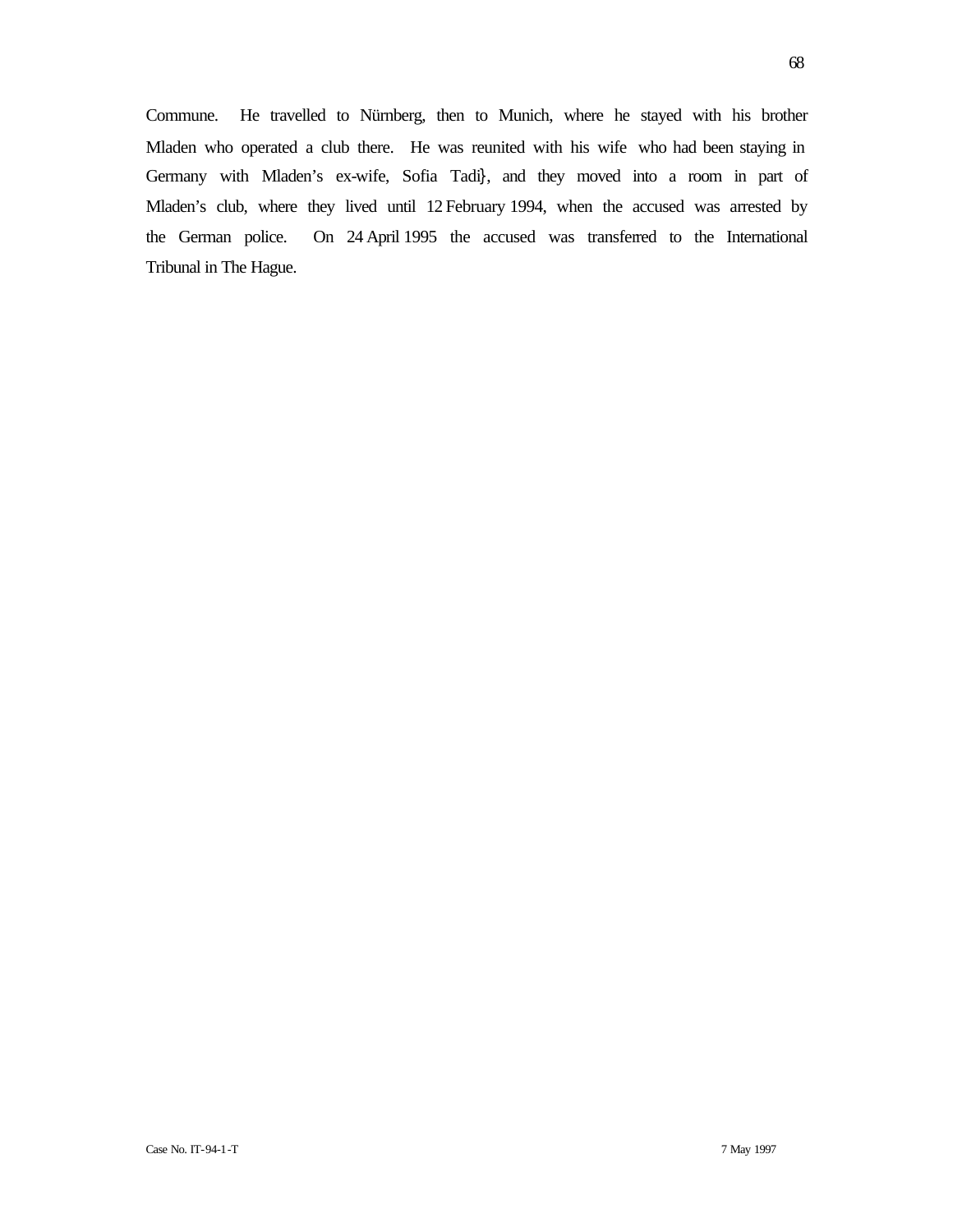Commune. He travelled to Nürnberg, then to Munich, where he stayed with his brother Mladen who operated a club there. He was reunited with his wife who had been staying in Germany with Mladen's ex-wife, Sofia Tadi}, and they moved into a room in part of Mladen's club, where they lived until 12 February 1994, when the accused was arrested by the German police. On 24 April 1995 the accused was transferred to the International Tribunal in The Hague.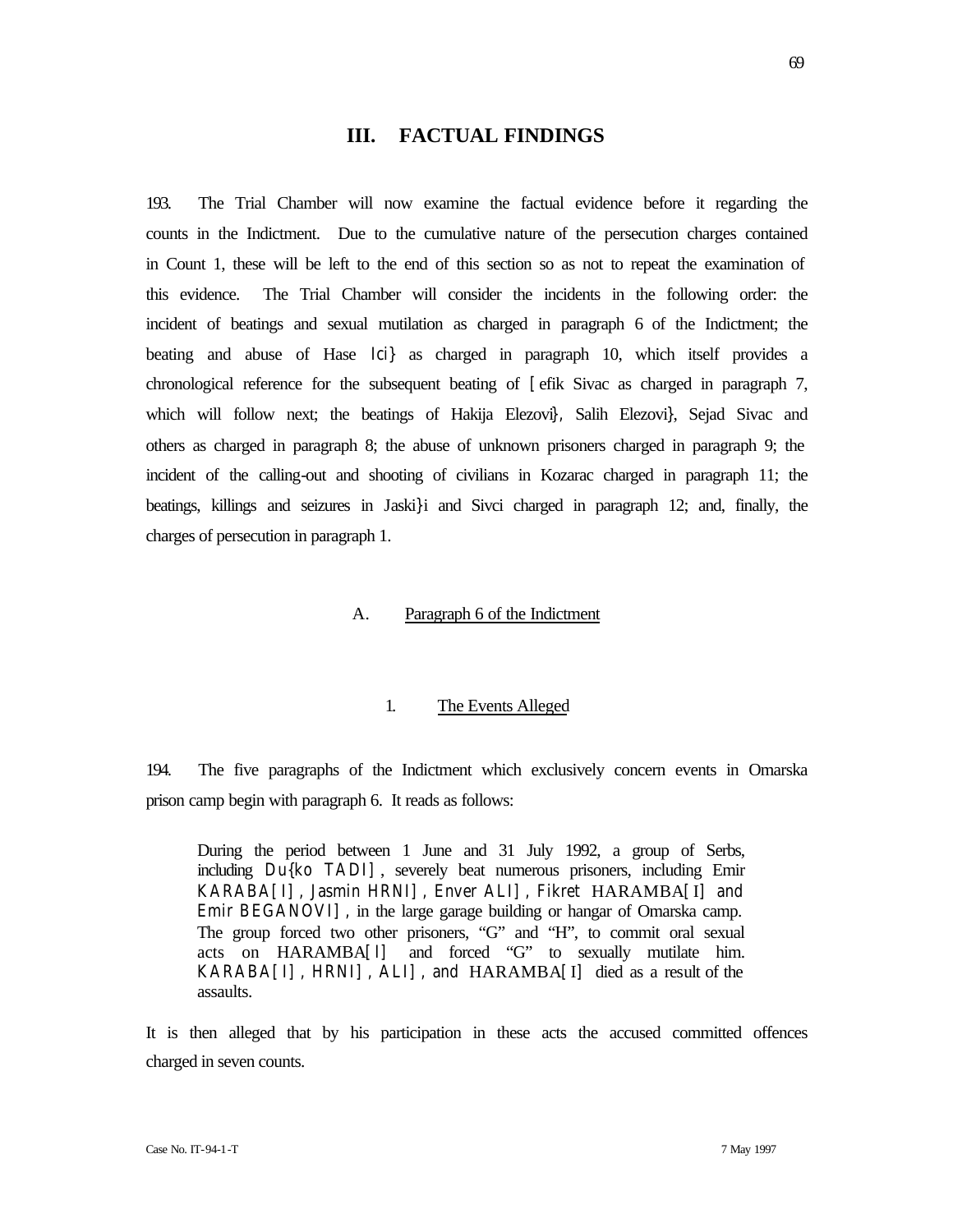# III. FACTUAL FINDINGS

193. The Trial Chamber will now examine the factual evidence before it regarding the counts in the Indictment. Due to the cumulative nature of the persecution charges contained in Count 1, these will be left to the end of this section so as not to repeat the examination of this evidence. The Trial Chamber will consider the incidents in the following order: the incident of beatings and sexual mutilation as charged in paragraph 6 of the Indictment; the beating and abuse of Hase Ici} as charged in paragraph 10, which itself provides a chronological reference for the subsequent beating of [efik Sivac as charged in paragraph 7, which will follow next; the beatings of Hakija Elezovi}, Salih Elezovi}, Sejad Sivac and others as charged in paragraph 8; the abuse of unknown prisoners charged in paragraph 9; the incident of the calling-out and shooting of civilians in Kozarac charged in paragraph 11; the beatings, killings and seizures in Jaski}i and Sivci charged in paragraph 12; and, finally, the charges of persecution in paragraph 1.

## A. Paragraph 6 of the Indictment

### 1. The Events Alleged

194. The five paragraphs of the Indictment which exclusively concern events in Omarska prison camp begin with paragraph 6. It reads as follows:

> During the period between 1 June and 31 July 1992, a group of Serbs, including Du{ko TADI], severely beat numerous prisoners, including Emir KARABA[I], Jasmin HRNI], Enver ALI], Fikret HARAMBA[I] and Emir BEGANOVI], in the large garage building or hangar of Omarska camp. The group forced two other prisoners, "G" and "H", to commit oral sexual acts on HARAMBA[I] and forced "G" to sexually mutilate him. KARABA[I], HRNI], ALI], and HARAMBA[I] died as a result of the assaults.

It is then alleged that by his participation in these acts the accused committed offences charged in seven counts.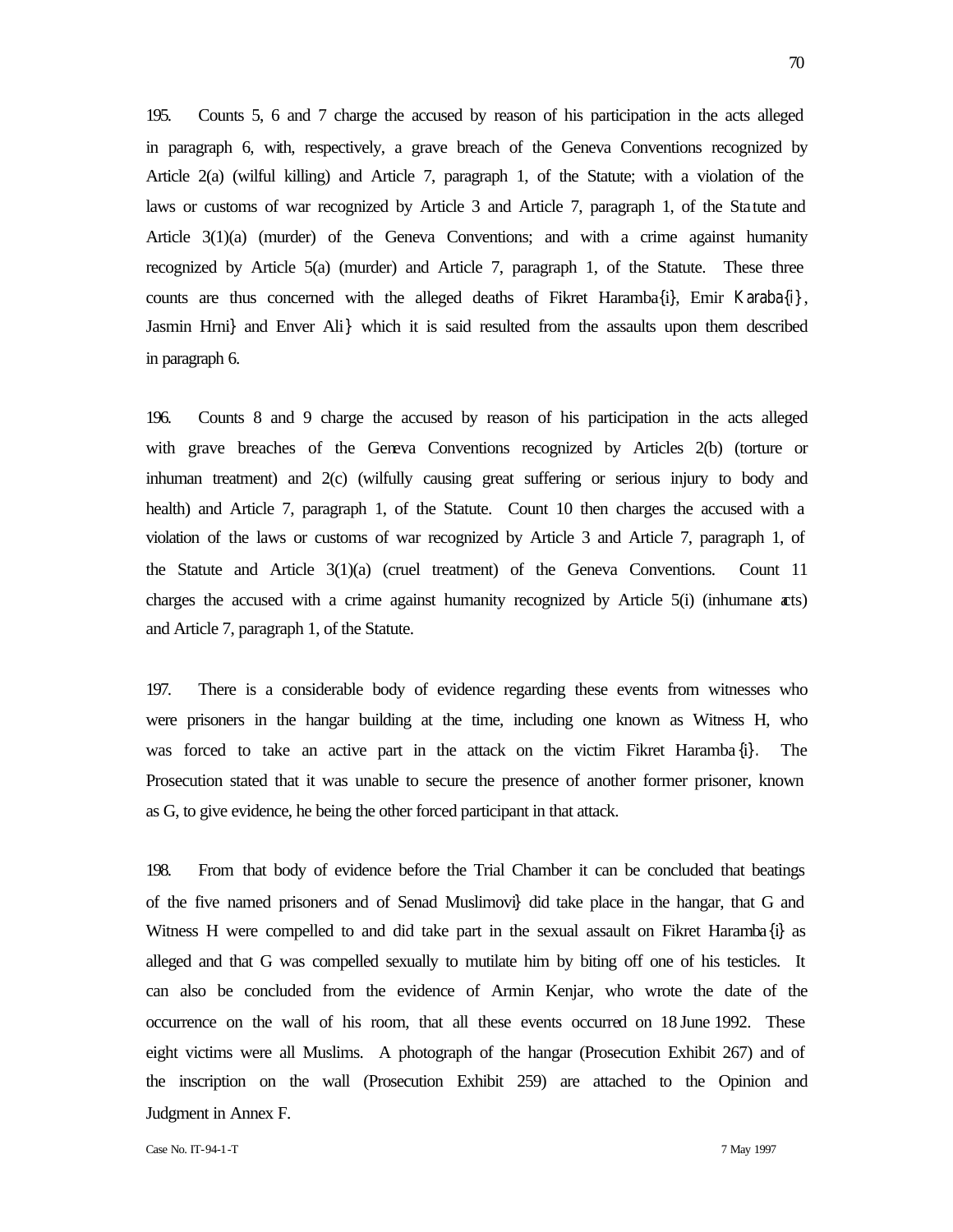195. Counts 5, 6 and 7 charge the accused by reason of his participation in the acts alleged in paragraph 6, with, respectively, a grave breach of the Geneva Conventions recognized by Article 2(a) (wilful killing) and Article 7, paragraph 1, of the Statute; with a violation of the laws or customs of war recognized by Article 3 and Article 7, paragraph 1, of the Statute and Article 3(1)(a) (murder) of the Geneva Conventions; and with a crime against humanity recognized by Article 5(a) (murder) and Article 7, paragraph 1, of the Statute. These three counts are thus concerned with the alleged deaths of Fikret Haramba{i}, Emir Karaba{i}, Jasmin Hrni} and Enver Ali} which it is said resulted from the assaults upon them described in paragraph 6.

196. Counts 8 and 9 charge the accused by reason of his participation in the acts alleged with grave breaches of the Geneva Conventions recognized by Articles 2(b) (torture or inhuman treatment) and 2(c) (wilfully causing great suffering or serious injury to body and health) and Article 7, paragraph 1, of the Statute. Count 10 then charges the accused with a violation of the laws or customs of war recognized by Article 3 and Article 7, paragraph 1, of the Statute and Article 3(1)(a) (cruel treatment) of the Geneva Conventions. Count 11 charges the accused with a crime against humanity recognized by Article 5(i) (inhumane acts) and Article 7, paragraph 1, of the Statute.

197. There is a considerable body of evidence regarding these events from witnesses who were prisoners in the hangar building at the time, including one known as Witness H, who was forced to take an active part in the attack on the victim Fikret Haramba{i}. The Prosecution stated that it was unable to secure the presence of another former prisoner, known as G, to give evidence, he being the other forced participant in that attack.

198. From that body of evidence before the Trial Chamber it can be concluded that beatings of the five named prisoners and of Senad Muslimovi} did take place in the hangar, that G and Witness H were compelled to and did take part in the sexual assault on Fikret Haramba{i} as alleged and that G was compelled sexually to mutilate him by biting off one of his testicles. It can also be concluded from the evidence of Armin Kenjar, who wrote the date of the occurrence on the wall of his room, that all these events occurred on 18 June 1992. These eight victims were all Muslims. A photograph of the hangar (Prosecution Exhibit 267) and of the inscription on the wall (Prosecution Exhibit 259) are attached to the Opinion and Judgment in Annex F.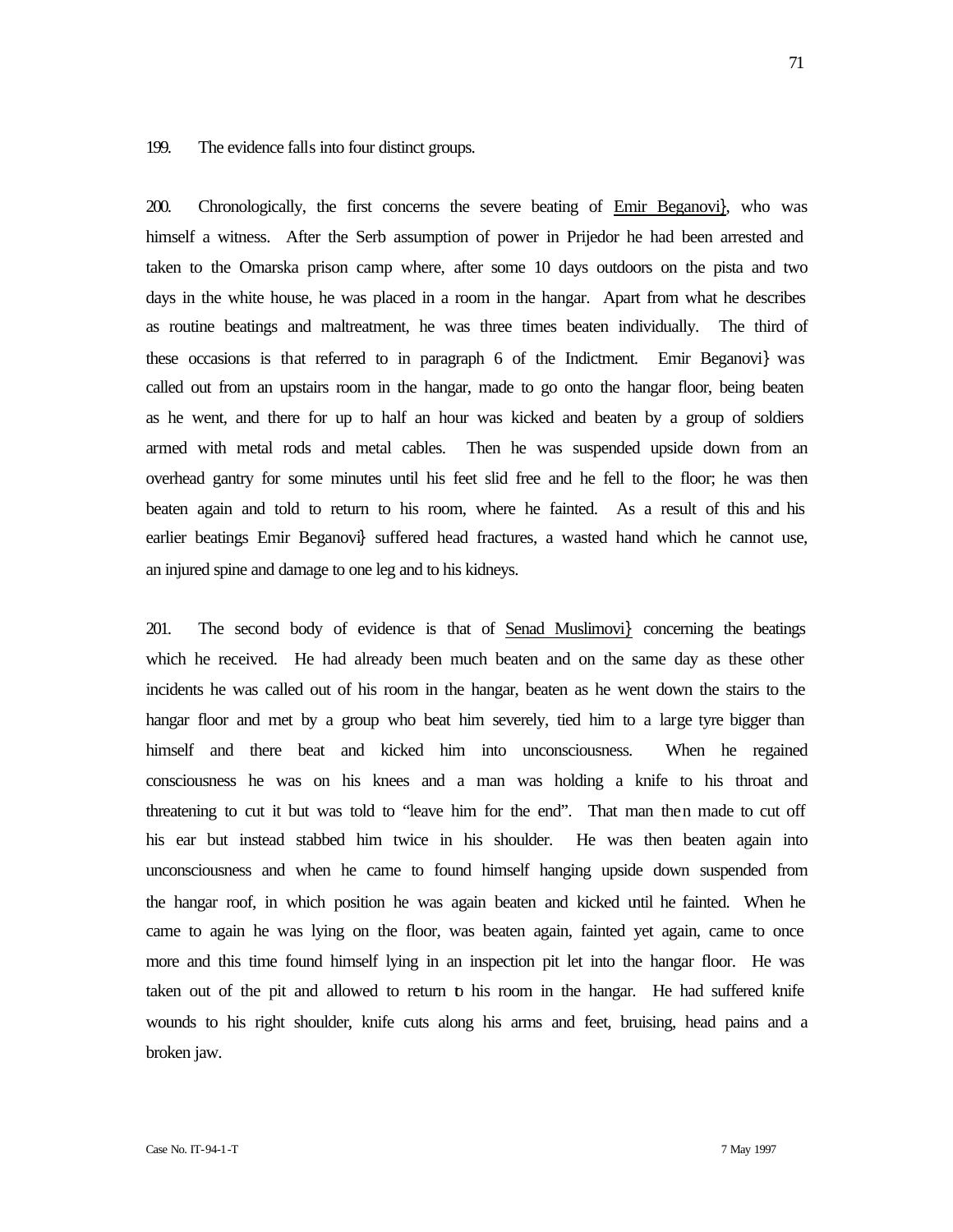199. The evidence falls into four distinct groups.

200. Chronologically, the first concerns the severe beating of Emir Beganovi}, who was himself a witness. After the Serb assumption of power in Prijedor he had been arrested and taken to the Omarska prison camp where, after some 10 days outdoors on the pista and two days in the white house, he was placed in a room in the hangar. Apart from what he describes as routine beatings and maltreatment, he was three times beaten individually. The third of these occasions is that referred to in paragraph 6 of the Indictment. Emir Beganovi} was called out from an upstairs room in the hangar, made to go onto the hangar floor, being beaten as he went, and there for up to half an hour was kicked and beaten by a group of soldiers armed with metal rods and metal cables. Then he was suspended upside down from an overhead gantry for some minutes until his feet slid free and he fell to the floor; he was then beaten again and told to return to his room, where he fainted. As a result of this and his earlier beatings Emir Beganovi} suffered head fractures, a wasted hand which he cannot use, an injured spine and damage to one leg and to his kidneys.

201. The second body of evidence is that of Senad Muslimovi} concerning the beatings which he received. He had already been much beaten and on the same day as these other incidents he was called out of his room in the hangar, beaten as he went down the stairs to the hangar floor and met by a group who beat him severely, tied him to a large tyre bigger than himself and there beat and kicked him into unconsciousness. When he regained consciousness he was on his knees and a man was holding a knife to his throat and threatening to cut it but was told to "leave him for the end". That man then made to cut off his ear but instead stabbed him twice in his shoulder. He was then beaten again into unconsciousness and when he came to found himself hanging upside down suspended from the hangar roof, in which position he was again beaten and kicked until he fainted. When he came to again he was lying on the floor, was beaten again, fainted yet again, came to once more and this time found himself lying in an inspection pit let into the hangar floor. He was taken out of the pit and allowed to return to his room in the hangar. He had suffered knife wounds to his right shoulder, knife cuts along his arms and feet, bruising, head pains and a broken jaw.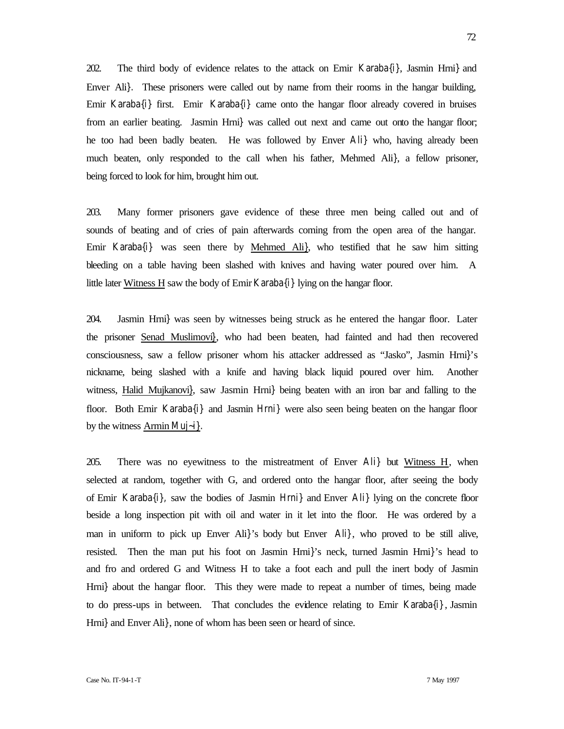202. The third body of evidence relates to the attack on Emir Karaba{i}, Jasmin Hrni} and Enver Ali}. These prisoners were called out by name from their rooms in the hangar building, Emir Karaba{i} first. Emir Karaba{i} came onto the hangar floor already covered in bruises from an earlier beating. Jasmin Hrni} was called out next and came out onto the hangar floor; he too had been badly beaten. He was followed by Enver Ali} who, having already been much beaten, only responded to the call when his father, Mehmed Ali}, a fellow prisoner, being forced to look for him, brought him out.

203. Many former prisoners gave evidence of these three men being called out and of sounds of beating and of cries of pain afterwards coming from the open area of the hangar. Emir Karaba{i} was seen there by Mehmed Ali}, who testified that he saw him sitting bleeding on a table having been slashed with knives and having water poured over him. A little later Witness H saw the body of Emir Karaba{i} lying on the hangar floor.

204. Jasmin Hrni} was seen by witnesses being struck as he entered the hangar floor. Later the prisoner Senad Muslimovi}, who had been beaten, had fainted and had then recovered consciousness, saw a fellow prisoner whom his attacker addressed as "Jasko", Jasmin Hrni}'s nickname, being slashed with a knife and having black liquid poured over him. Another witness, Halid Mujkanovi}, saw Jasmin Hrni} being beaten with an iron bar and falling to the floor. Both Emir Karaba{i} and Jasmin Hrni} were also seen being beaten on the hangar floor by the witness Armin Muj~i}.

205. There was no eyewitness to the mistreatment of Enver Ali} but Witness H, when selected at random, together with G, and ordered onto the hangar floor, after seeing the body of Emir Karaba{i}, saw the bodies of Jasmin Hrni} and Enver Ali} lying on the concrete floor beside a long inspection pit with oil and water in it let into the floor. He was ordered by a man in uniform to pick up Enver Ali}'s body but Enver Ali}, who proved to be still alive, resisted. Then the man put his foot on Jasmin Hrni}'s neck, turned Jasmin Hrni}'s head to and fro and ordered G and Witness H to take a foot each and pull the inert body of Jasmin Hrni} about the hangar floor. This they were made to repeat a number of times, being made to do press-ups in between. That concludes the evidence relating to Emir Karaba{i}, Jasmin Hrni} and Enver Ali}, none of whom has been seen or heard of since.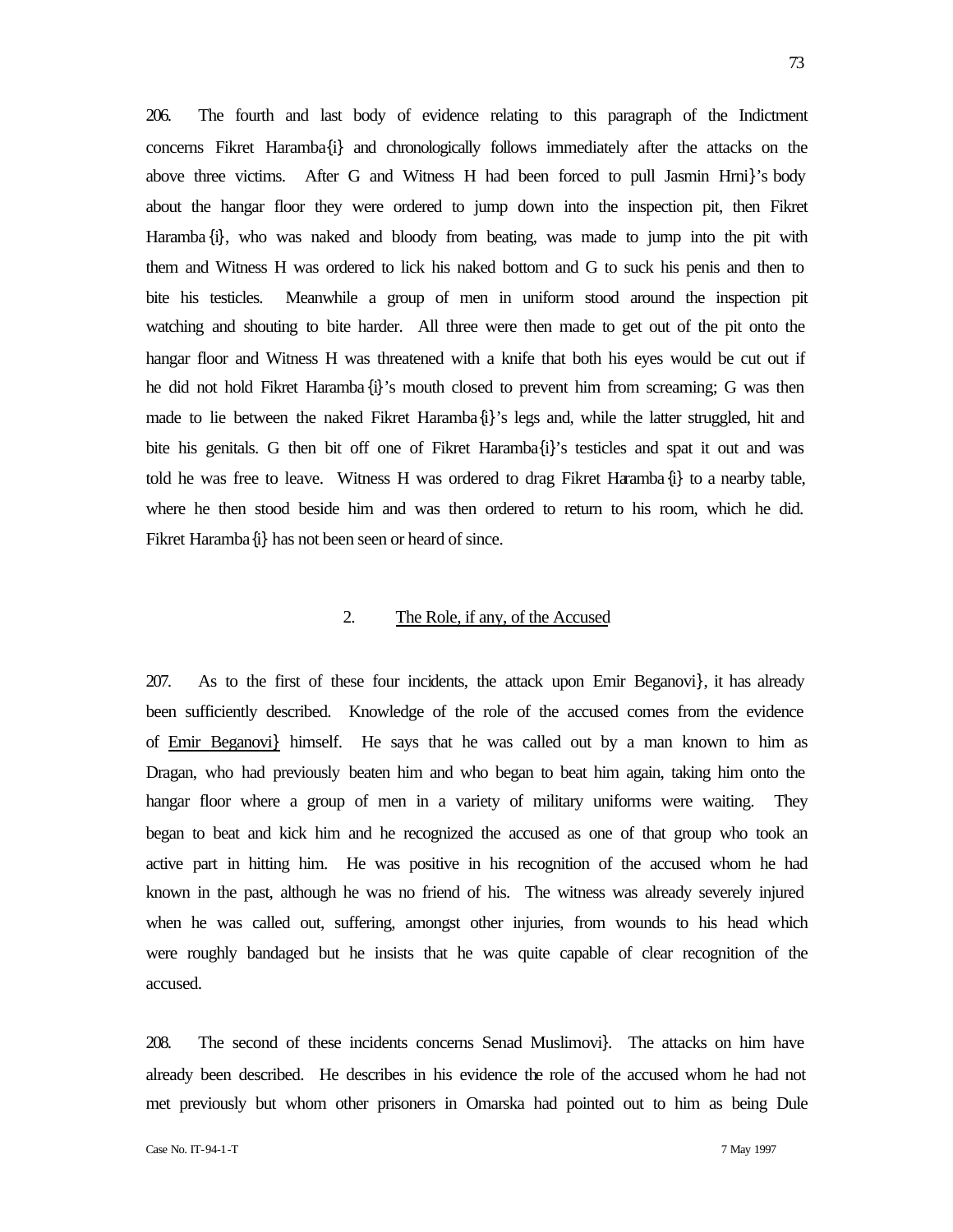206. The fourth and last body of evidence relating to this paragraph of the Indictment concerns Fikret Haramba{i} and chronologically follows immediately after the attacks on the above three victims. After G and Witness H had been forced to pull Jasmin Hrni}'s body about the hangar floor they were ordered to jump down into the inspection pit, then Fikret Haramba{i}, who was naked and bloody from beating, was made to jump into the pit with them and Witness H was ordered to lick his naked bottom and G to suck his penis and then to bite his testicles. Meanwhile a group of men in uniform stood around the inspection pit watching and shouting to bite harder. All three were then made to get out of the pit onto the hangar floor and Witness H was threatened with a knife that both his eyes would be cut out if he did not hold Fikret Haramba{i}'s mouth closed to prevent him from screaming; G was then made to lie between the naked Fikret Haramba{i}'s legs and, while the latter struggled, hit and bite his genitals. G then bit off one of Fikret Haramba{i}'s testicles and spat it out and was told he was free to leave. Witness H was ordered to drag Fikret Haramba{i} to a nearby table, where he then stood beside him and was then ordered to return to his room, which he did. Fikret Haramba{i} has not been seen or heard of since.

## 2. The Role, if any, of the Accused

207. As to the first of these four incidents, the attack upon Emir Beganovi}, it has already been sufficiently described. Knowledge of the role of the accused comes from the evidence of Emir Beganovi} himself. He says that he was called out by a man known to him as Dragan, who had previously beaten him and who began to beat him again, taking him onto the hangar floor where a group of men in a variety of military uniforms were waiting. They began to beat and kick him and he recognized the accused as one of that group who took an active part in hitting him. He was positive in his recognition of the accused whom he had known in the past, although he was no friend of his. The witness was already severely injured when he was called out, suffering, amongst other injuries, from wounds to his head which were roughly bandaged but he insists that he was quite capable of clear recognition of the accused.

208. The second of these incidents concerns Senad Muslimovi}. The attacks on him have already been described. He describes in his evidence the role of the accused whom he had not met previously but whom other prisoners in Omarska had pointed out to him as being Dule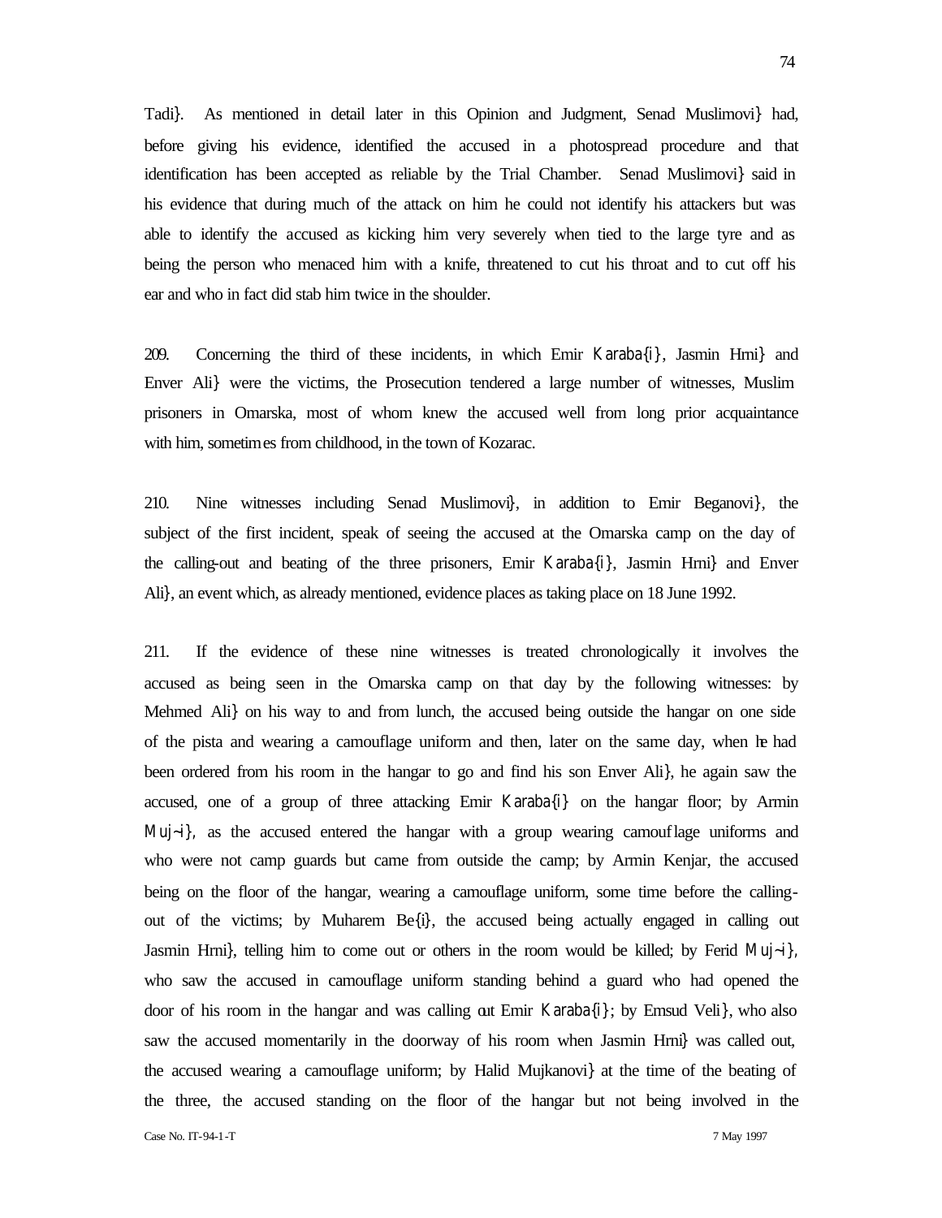Tadi}. As mentioned in detail later in this Opinion and Judgment, Senad Muslimovi} had, before giving his evidence, identified the accused in a photospread procedure and that identification has been accepted as reliable by the Trial Chamber. Senad Muslimovi} said in his evidence that during much of the attack on him he could not identify his attackers but was able to identify the accused as kicking him very severely when tied to the large tyre and as being the person who menaced him with a knife, threatened to cut his throat and to cut off his ear and who in fact did stab him twice in the shoulder.

209. Concerning the third of these incidents, in which Emir Karaba{i}, Jasmin Hrni} and Enver Ali} were the victims, the Prosecution tendered a large number of witnesses, Muslim prisoners in Omarska, most of whom knew the accused well from long prior acquaintance with him, sometimes from childhood, in the town of Kozarac.

210. Nine witnesses including Senad Muslimovi}, in addition to Emir Beganovi}, the subject of the first incident, speak of seeing the accused at the Omarska camp on the day of the calling-out and beating of the three prisoners, Emir Karaba{i}, Jasmin Hrni} and Enver Ali}, an event which, as already mentioned, evidence places as taking place on 18 June 1992.

211. If the evidence of these nine witnesses is treated chronologically it involves the accused as being seen in the Omarska camp on that day by the following witnesses: by Mehmed Ali} on his way to and from lunch, the accused being outside the hangar on one side of the pista and wearing a camouflage uniform and then, later on the same day, when he had been ordered from his room in the hangar to go and find his son Enver Ali}, he again saw the accused, one of a group of three attacking Emir Karaba{i} on the hangar floor; by Armin Muj~i}, as the accused entered the hangar with a group wearing camouflage uniforms and who were not camp guards but came from outside the camp; by Armin Kenjar, the accused being on the floor of the hangar, wearing a camouflage uniform, some time before the calling-out of the victims; by Muharem Be{i}, the accused being actually engaged in calling out Jasmin Hrni}, telling him to come out or others in the room would be killed; by Ferid Muj~i}, who saw the accused in camouflage uniform standing behind a guard who had opened the door of his room in the hangar and was calling out Emir Karaba{i}; by Emsud Veli}, who also saw the accused momentarily in the doorway of his room when Jasmin Hrni} was called out, the accused wearing a camouflage uniform; by Halid Mujkanovi} at the time of the beating of the three, the accused standing on the floor of the hangar but not being involved in the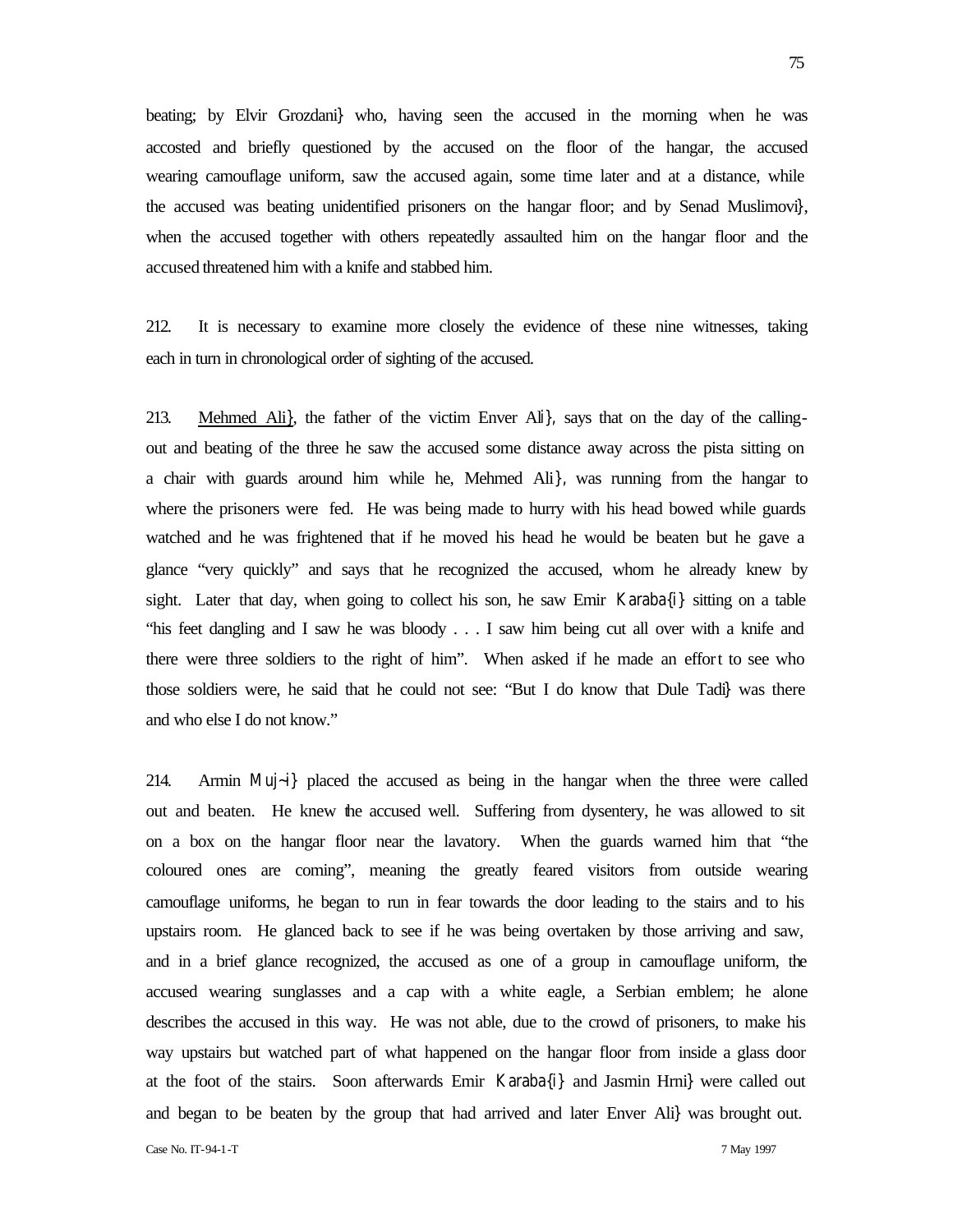beating; by Elvir Grozdani} who, having seen the accused in the morning when he was accosted and briefly questioned by the accused on the floor of the hangar, the accused wearing camouflage uniform, saw the accused again, some time later and at a distance, while the accused was beating unidentified prisoners on the hangar floor; and by Senad Muslimovi}, when the accused together with others repeatedly assaulted him on the hangar floor and the accused threatened him with a knife and stabbed him.

212. It is necessary to examine more closely the evidence of these nine witnesses, taking each in turn in chronological order of sighting of the accused.

213. Mehmed Ali}, the father of the victim Enver Ali}, says that on the day of the calling-out and beating of the three he saw the accused some distance away across the pista sitting on a chair with guards around him while he, Mehmed Ali}, was running from the hangar to where the prisoners were fed. He was being made to hurry with his head bowed while guards watched and he was frightened that if he moved his head he would be beaten but he gave a glance "very quickly" and says that he recognized the accused, whom he already knew by sight. Later that day, when going to collect his son, he saw Emir Karaba{i} sitting on a table "his feet dangling and I saw he was bloody . . . I saw him being cut all over with a knife and there were three soldiers to the right of him". When asked if he made an effort to see who those soldiers were, he said that he could not see: "But I do know that Dule Tadi} was there and who else I do not know."

214. Armin Muj~i} placed the accused as being in the hangar when the three were called out and beaten. He knew the accused well. Suffering from dysentery, he was allowed to sit on a box on the hangar floor near the lavatory. When the guards warned him that "the coloured ones are coming", meaning the greatly feared visitors from outside wearing camouflage uniforms, he began to run in fear towards the door leading to the stairs and to his upstairs room. He glanced back to see if he was being overtaken by those arriving and saw, and in a brief glance recognized, the accused as one of a group in camouflage uniform, the accused wearing sunglasses and a cap with a white eagle, a Serbian emblem; he alone describes the accused in this way. He was not able, due to the crowd of prisoners, to make his way upstairs but watched part of what happened on the hangar floor from inside a glass door at the foot of the stairs. Soon afterwards Emir Karaba{i} and Jasmin Hrni} were called out and began to be beaten by the group that had arrived and later Enver Ali} was brought out.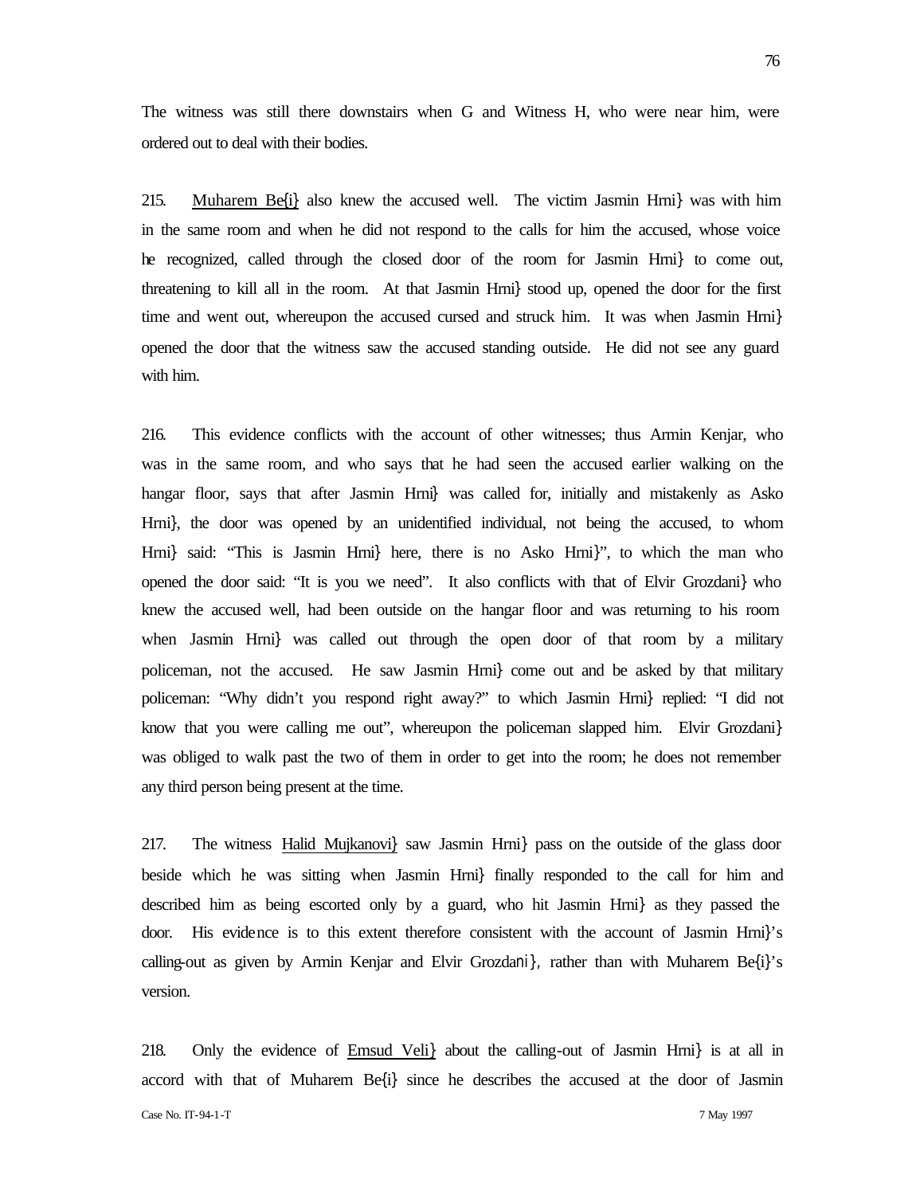The witness was still there downstairs when G and Witness H, who were near him, were ordered out to deal with their bodies.

215. Muharem Be{i} also knew the accused well. The victim Jasmin Hrni} was with him in the same room and when he did not respond to the calls for him the accused, whose voice he recognized, called through the closed door of the room for Jasmin Hrni} to come out, threatening to kill all in the room. At that Jasmin Hrni} stood up, opened the door for the first time and went out, whereupon the accused cursed and struck him. It was when Jasmin Hrni} opened the door that the witness saw the accused standing outside. He did not see any guard with him.

216. This evidence conflicts with the account of other witnesses; thus Armin Kenjar, who was in the same room, and who says that he had seen the accused earlier walking on the hangar floor, says that after Jasmin Hrni} was called for, initially and mistakenly as Asko Hrni}, the door was opened by an unidentified individual, not being the accused, to whom Hrni} said: "This is Jasmin Hrni} here, there is no Asko Hrni}", to which the man who opened the door said: "It is you we need". It also conflicts with that of Elvir Grozdani} who knew the accused well, had been outside on the hangar floor and was returning to his room when Jasmin Hrni} was called out through the open door of that room by a military policeman, not the accused. He saw Jasmin Hrni} come out and be asked by that military policeman: "Why didn't you respond right away?" to which Jasmin Hrni} replied: "I did not know that you were calling me out", whereupon the policeman slapped him. Elvir Grozdani} was obliged to walk past the two of them in order to get into the room; he does not remember any third person being present at the time.

217. The witness Halid Mujkanovi} saw Jasmin Hrni} pass on the outside of the glass door beside which he was sitting when Jasmin Hrni} finally responded to the call for him and described him as being escorted only by a guard, who hit Jasmin Hrni} as they passed the door. His evidence is to this extent therefore consistent with the account of Jasmin Hrni}'s calling-out as given by Armin Kenjar and Elvir Grozdani}, rather than with Muharem Be{i}'s version.

218. Only the evidence of Emsud Veli} about the calling-out of Jasmin Hrni} is at all in accord with that of Muharem Be{i} since he describes the accused at the door of Jasmin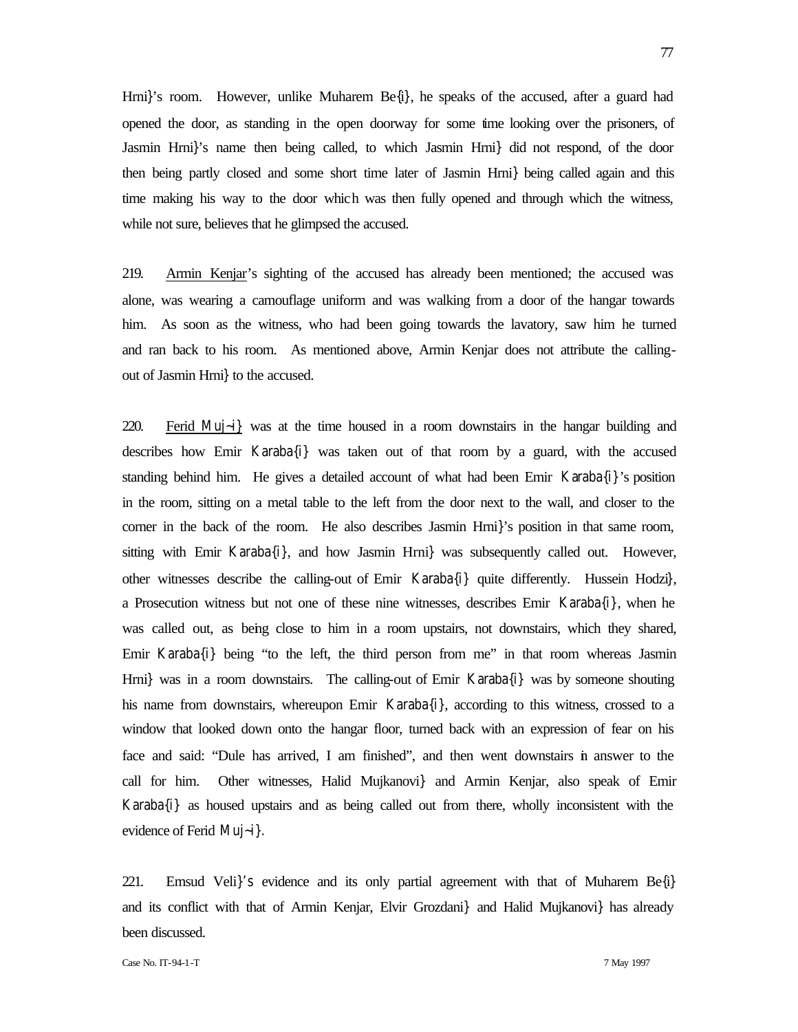Hrni}'s room. However, unlike Muharem Be{i}, he speaks of the accused, after a guard had opened the door, as standing in the open doorway for some time looking over the prisoners, of Jasmin Hrni}'s name then being called, to which Jasmin Hrni} did not respond, of the door then being partly closed and some short time later of Jasmin Hrni} being called again and this time making his way to the door which was then fully opened and through which the witness, while not sure, believes that he glimpsed the accused.

219. Armin Kenjar's sighting of the accused has already been mentioned; the accused was alone, was wearing a camouflage uniform and was walking from a door of the hangar towards him. As soon as the witness, who had been going towards the lavatory, saw him he turned and ran back to his room. As mentioned above, Armin Kenjar does not attribute the calling-out of Jasmin Hrni} to the accused.

220. Ferid Muj~i} was at the time housed in a room downstairs in the hangar building and describes how Emir Karaba{i} was taken out of that room by a guard, with the accused standing behind him. He gives a detailed account of what had been Emir Karaba{i}'s position in the room, sitting on a metal table to the left from the door next to the wall, and closer to the corner in the back of the room. He also describes Jasmin Hrni}'s position in that same room, sitting with Emir Karaba{i}, and how Jasmin Hrni} was subsequently called out. However, other witnesses describe the calling-out of Emir Karaba{i} quite differently. Hussein Hodzi}, a Prosecution witness but not one of these nine witnesses, describes Emir Karaba{i}, when he was called out, as being close to him in a room upstairs, not downstairs, which they shared, Emir Karaba{i} being "to the left, the third person from me" in that room whereas Jasmin Hrni} was in a room downstairs. The calling-out of Emir Karaba{i} was by someone shouting his name from downstairs, whereupon Emir Karaba{i}, according to this witness, crossed to a window that looked down onto the hangar floor, turned back with an expression of fear on his face and said: "Dule has arrived, I am finished", and then went downstairs in answer to the call for him. Other witnesses, Halid Mujkanovi} and Armin Kenjar, also speak of Emir Karaba{i} as housed upstairs and as being called out from there, wholly inconsistent with the evidence of Ferid Muj~i}.

221. Emsud Veli}'s evidence and its only partial agreement with that of Muharem Be{i} and its conflict with that of Armin Kenjar, Elvir Grozdani} and Halid Mujkanovi} has already been discussed.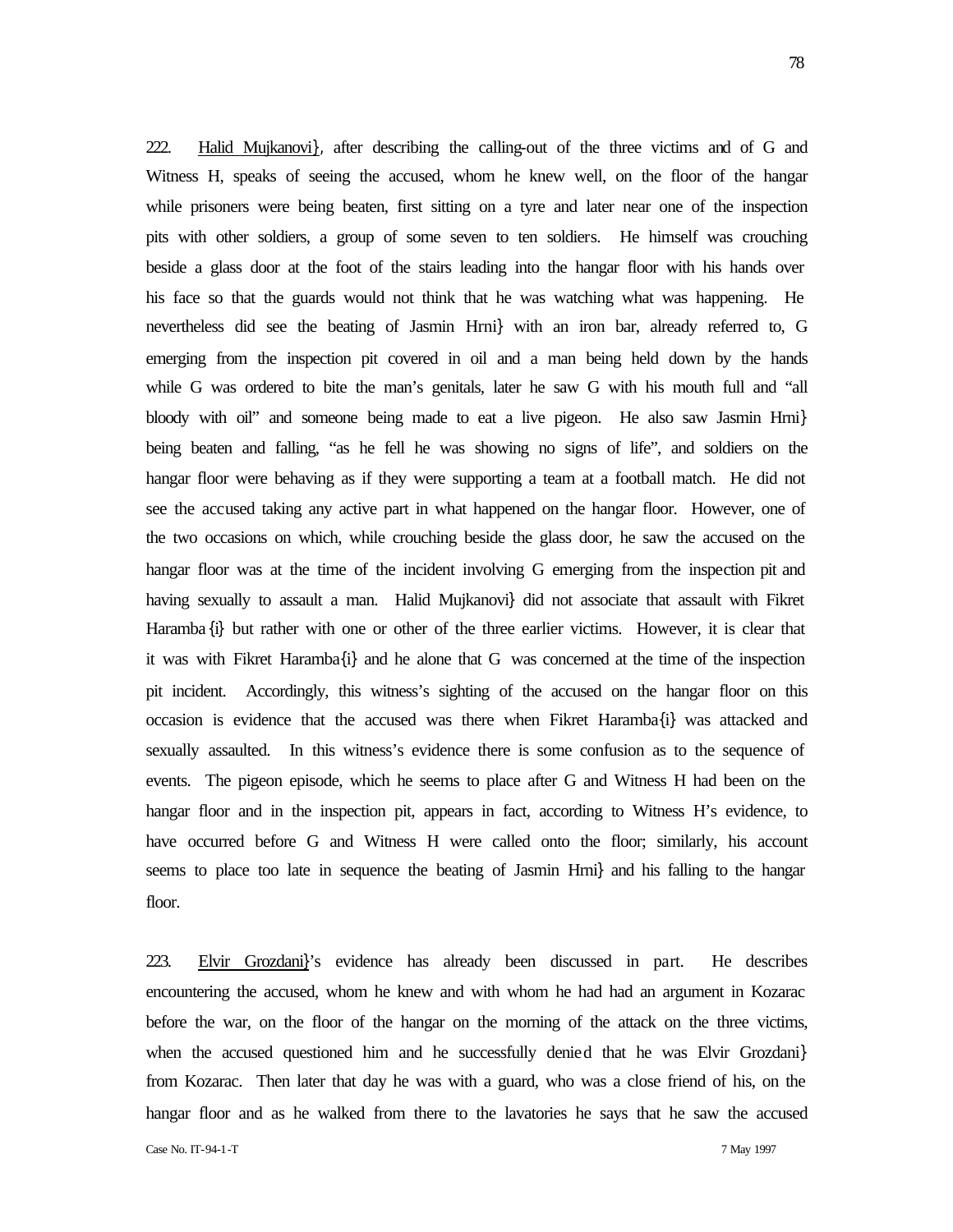222. Halid Mujkanovi}, after describing the calling-out of the three victims and of G and Witness H, speaks of seeing the accused, whom he knew well, on the floor of the hangar while prisoners were being beaten, first sitting on a tyre and later near one of the inspection pits with other soldiers, a group of some seven to ten soldiers. He himself was crouching beside a glass door at the foot of the stairs leading into the hangar floor with his hands over his face so that the guards would not think that he was watching what was happening. He nevertheless did see the beating of Jasmin Hrni} with an iron bar, already referred to, G emerging from the inspection pit covered in oil and a man being held down by the hands while G was ordered to bite the man's genitals, later he saw G with his mouth full and "all bloody with oil" and someone being made to eat a live pigeon. He also saw Jasmin Hrni} being beaten and falling, "as he fell he was showing no signs of life", and soldiers on the hangar floor were behaving as if they were supporting a team at a football match. He did not see the accused taking any active part in what happened on the hangar floor. However, one of the two occasions on which, while crouching beside the glass door, he saw the accused on the hangar floor was at the time of the incident involving G emerging from the inspection pit and having sexually to assault a man. Halid Mujkanovi} did not associate that assault with Fikret Haramba{i} but rather with one or other of the three earlier victims. However, it is clear that it was with Fikret Haramba{i} and he alone that G was concerned at the time of the inspection pit incident. Accordingly, this witness's sighting of the accused on the hangar floor on this occasion is evidence that the accused was there when Fikret Haramba{i} was attacked and sexually assaulted. In this witness's evidence there is some confusion as to the sequence of events. The pigeon episode, which he seems to place after G and Witness H had been on the hangar floor and in the inspection pit, appears in fact, according to Witness H's evidence, to have occurred before G and Witness H were called onto the floor; similarly, his account seems to place too late in sequence the beating of Jasmin Hrni} and his falling to the hangar floor.

223. Elvir Grozdani}'s evidence has already been discussed in part. He describes encountering the accused, whom he knew and with whom he had had an argument in Kozarac before the war, on the floor of the hangar on the morning of the attack on the three victims, when the accused questioned him and he successfully denied that he was Elvir Grozdani} from Kozarac. Then later that day he was with a guard, who was a close friend of his, on the hangar floor and as he walked from there to the lavatories he says that he saw the accused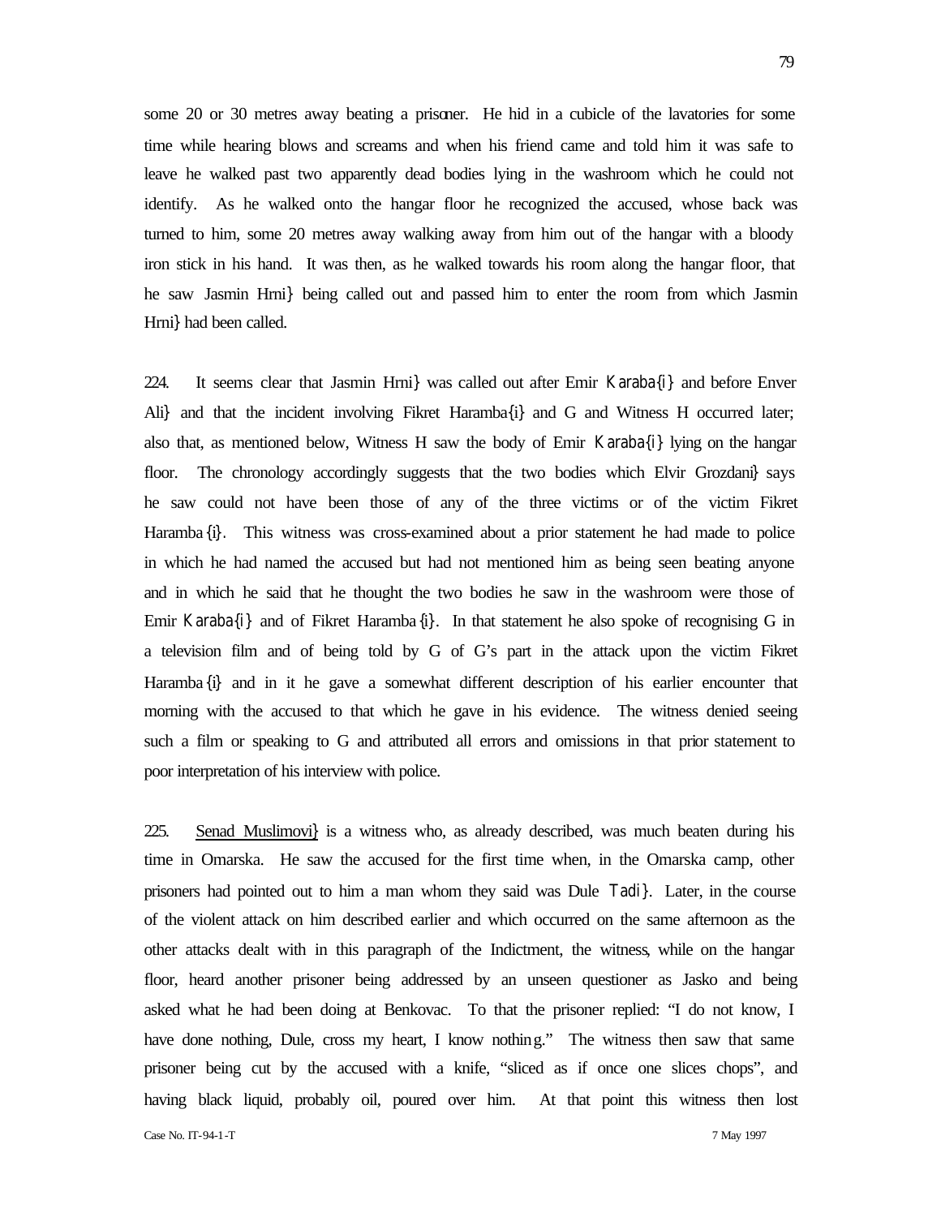some 20 or 30 metres away beating a prisoner. He hid in a cubicle of the lavatories for some time while hearing blows and screams and when his friend came and told him it was safe to leave he walked past two apparently dead bodies lying in the washroom which he could not identify. As he walked onto the hangar floor he recognized the accused, whose back was turned to him, some 20 metres away walking away from him out of the hangar with a bloody iron stick in his hand. It was then, as he walked towards his room along the hangar floor, that he saw Jasmin Hrni} being called out and passed him to enter the room from which Jasmin Hrni} had been called.

224. It seems clear that Jasmin Hrni} was called out after Emir Karaba{i} and before Enver Ali} and that the incident involving Fikret Haramba{i} and G and Witness H occurred later; also that, as mentioned below, Witness H saw the body of Emir Karaba{i} lying on the hangar floor. The chronology accordingly suggests that the two bodies which Elvir Grozdani} says he saw could not have been those of any of the three victims or of the victim Fikret Haramba{i}. This witness was cross-examined about a prior statement he had made to police in which he had named the accused but had not mentioned him as being seen beating anyone and in which he said that he thought the two bodies he saw in the washroom were those of Emir Karaba{i} and of Fikret Haramba{i}. In that statement he also spoke of recognising G in a television film and of being told by G of G's part in the attack upon the victim Fikret Haramba{i} and in it he gave a somewhat different description of his earlier encounter that morning with the accused to that which he gave in his evidence. The witness denied seeing such a film or speaking to G and attributed all errors and omissions in that prior statement to poor interpretation of his interview with police.

225. <u>Senad Muslimovi}</u> is a witness who, as already described, was much beaten during his time in Omarska. He saw the accused for the first time when, in the Omarska camp, other prisoners had pointed out to him a man whom they said was Dule Tadi}. Later, in the course of the violent attack on him described earlier and which occurred on the same afternoon as the other attacks dealt with in this paragraph of the Indictment, the witness, while on the hangar floor, heard another prisoner being addressed by an unseen questioner as Jasko and being asked what he had been doing at Benkovac. To that the prisoner replied: "I do not know, I have done nothing, Dule, cross my heart, I know nothing." The witness then saw that same prisoner being cut by the accused with a knife, "sliced as if once one slices chops", and having black liquid, probably oil, poured over him. At that point this witness then lost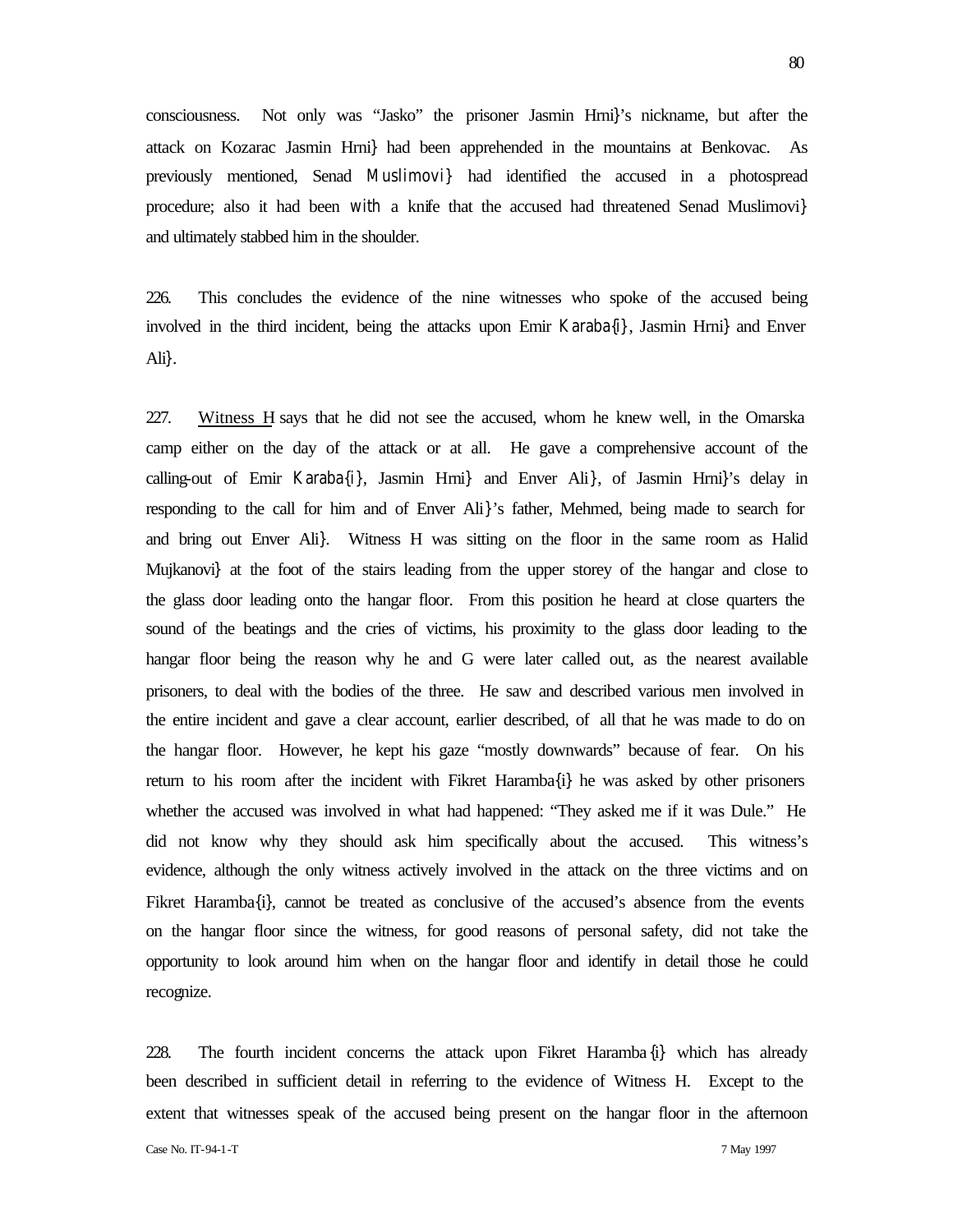consciousness. Not only was "Jasko" the prisoner Jasmin Hrni}'s nickname, but after the attack on Kozarac Jasmin Hrni} had been apprehended in the mountains at Benkovac. As previously mentioned, Senad Muslimovi} had identified the accused in a photospread procedure; also it had been with a knife that the accused had threatened Senad Muslimovi} and ultimately stabbed him in the shoulder.

226. This concludes the evidence of the nine witnesses who spoke of the accused being involved in the third incident, being the attacks upon Emir Karaba{i}, Jasmin Hrni} and Enver Ali}.

227. Witness H says that he did not see the accused, whom he knew well, in the Omarska camp either on the day of the attack or at all. He gave a comprehensive account of the calling-out of Emir Karaba{i}, Jasmin Hrni} and Enver Ali}, of Jasmin Hrni}'s delay in responding to the call for him and of Enver Ali}'s father, Mehmed, being made to search for and bring out Enver Ali}. Witness H was sitting on the floor in the same room as Halid Mujkanovi} at the foot of the stairs leading from the upper storey of the hangar and close to the glass door leading onto the hangar floor. From this position he heard at close quarters the sound of the beatings and the cries of victims, his proximity to the glass door leading to the hangar floor being the reason why he and G were later called out, as the nearest available prisoners, to deal with the bodies of the three. He saw and described various men involved in the entire incident and gave a clear account, earlier described, of all that he was made to do on the hangar floor. However, he kept his gaze "mostly downwards" because of fear. On his return to his room after the incident with Fikret Haramba{i} he was asked by other prisoners whether the accused was involved in what had happened: "They asked me if it was Dule." He did not know why they should ask him specifically about the accused. This witness's evidence, although the only witness actively involved in the attack on the three victims and on Fikret Haramba{i}, cannot be treated as conclusive of the accused's absence from the events on the hangar floor since the witness, for good reasons of personal safety, did not take the opportunity to look around him when on the hangar floor and identify in detail those he could recognize.

228. The fourth incident concerns the attack upon Fikret Haramba{i} which has already been described in sufficient detail in referring to the evidence of Witness H. Except to the extent that witnesses speak of the accused being present on the hangar floor in the afternoon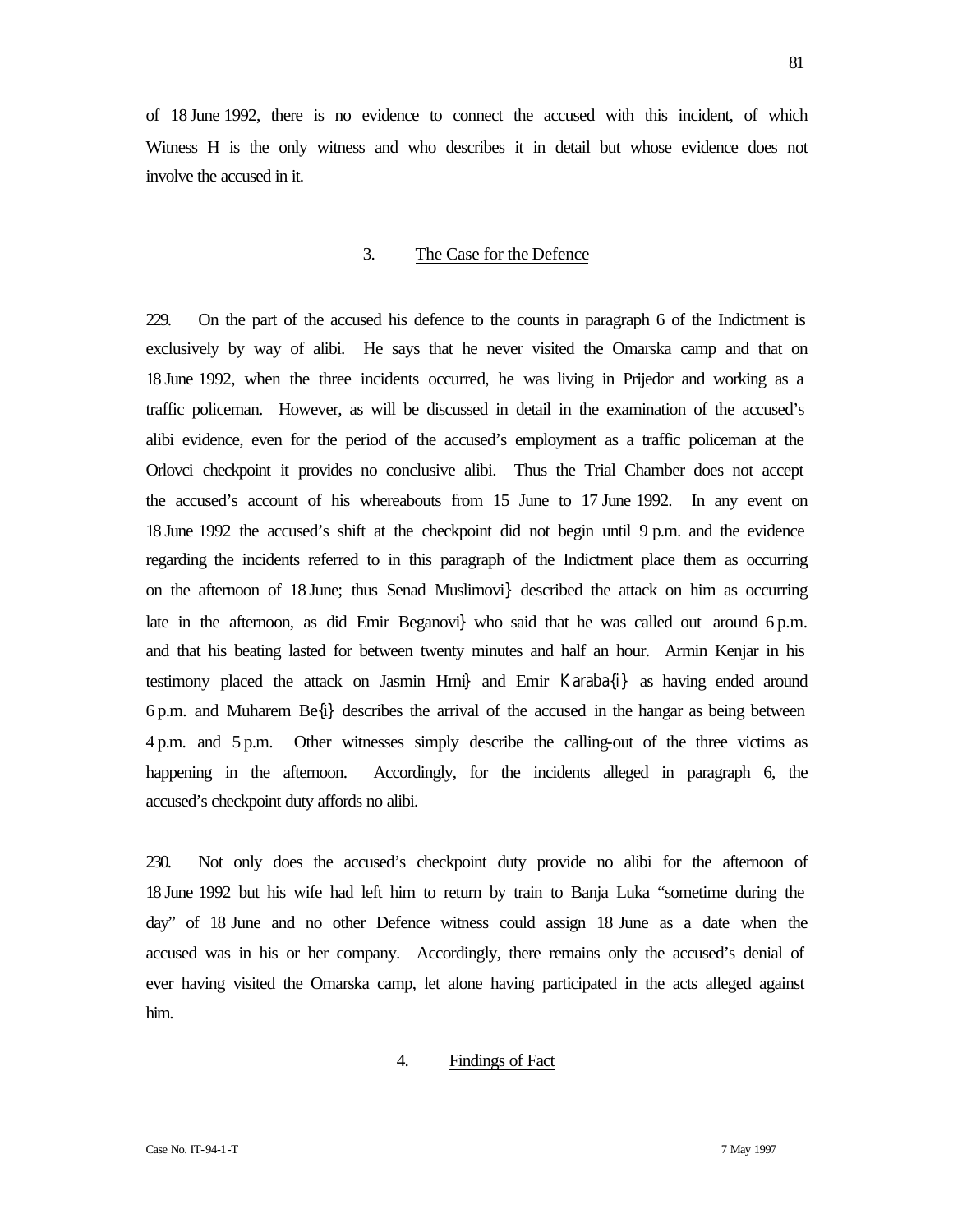of 18 June 1992, there is no evidence to connect the accused with this incident, of which Witness H is the only witness and who describes it in detail but whose evidence does not involve the accused in it.

### 3. The Case for the Defence

229. On the part of the accused his defence to the counts in paragraph 6 of the Indictment is exclusively by way of alibi. He says that he never visited the Omarska camp and that on 18 June 1992, when the three incidents occurred, he was living in Prijedor and working as a traffic policeman. However, as will be discussed in detail in the examination of the accused's alibi evidence, even for the period of the accused's employment as a traffic policeman at the Orlovci checkpoint it provides no conclusive alibi. Thus the Trial Chamber does not accept the accused's account of his whereabouts from 15 June to 17 June 1992. In any event on 18 June 1992 the accused's shift at the checkpoint did not begin until 9 p.m. and the evidence regarding the incidents referred to in this paragraph of the Indictment place them as occurring on the afternoon of 18 June; thus Senad Muslimovi} described the attack on him as occurring late in the afternoon, as did Emir Beganovi} who said that he was called out around 6 p.m. and that his beating lasted for between twenty minutes and half an hour. Armin Kenjar in his testimony placed the attack on Jasmin Hrni} and Emir Karaba{i} as having ended around 6 p.m. and Muharem Be{i} describes the arrival of the accused in the hangar as being between 4 p.m. and 5 p.m. Other witnesses simply describe the calling-out of the three victims as happening in the afternoon. Accordingly, for the incidents alleged in paragraph 6, the accused's checkpoint duty affords no alibi.

230. Not only does the accused's checkpoint duty provide no alibi for the afternoon of 18 June 1992 but his wife had left him to return by train to Banja Luka "sometime during the day" of 18 June and no other Defence witness could assign 18 June as a date when the accused was in his or her company. Accordingly, there remains only the accused's denial of ever having visited the Omarska camp, let alone having participated in the acts alleged against him.

### 4. Findings of Fact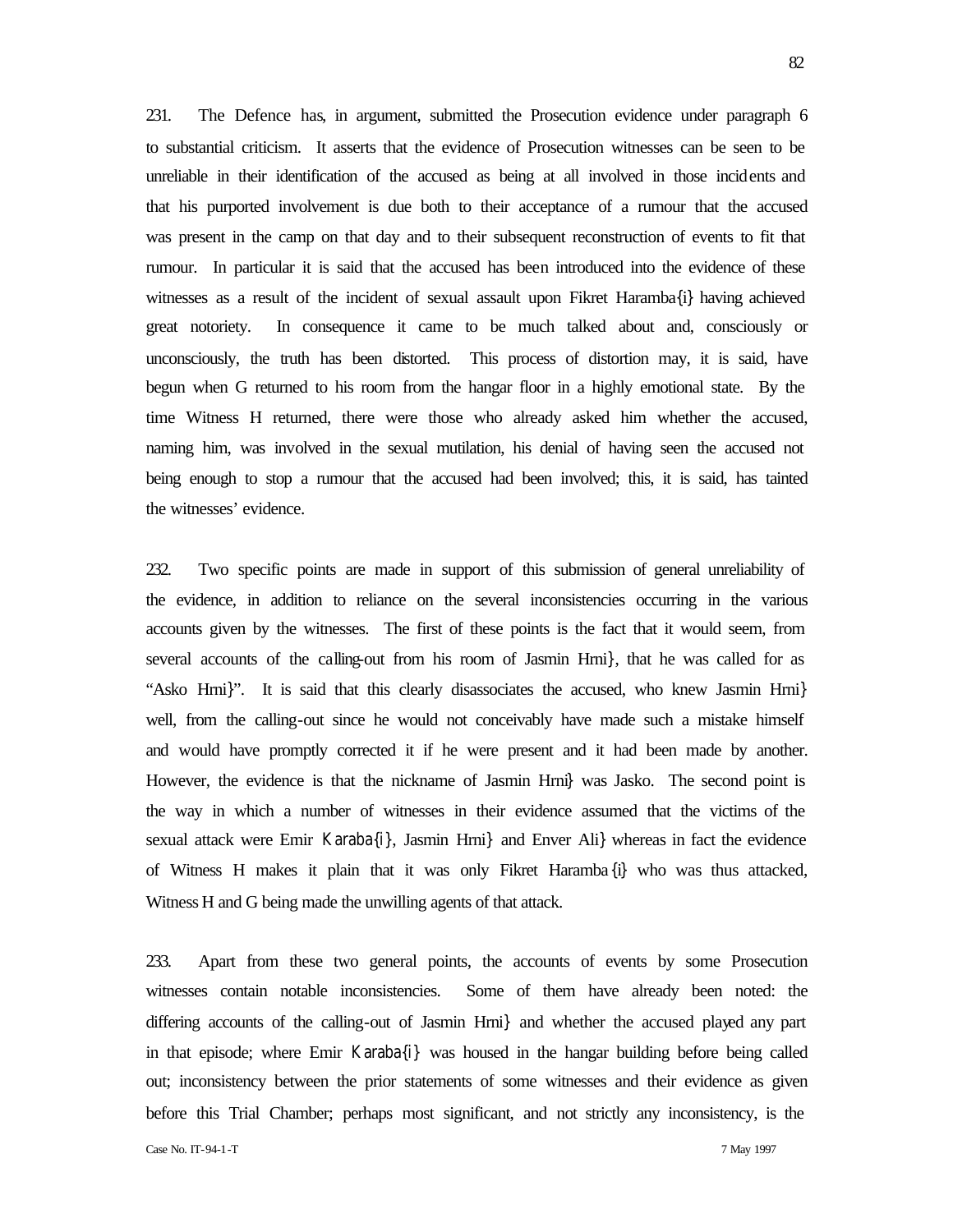231. The Defence has, in argument, submitted the Prosecution evidence under paragraph 6 to substantial criticism. It asserts that the evidence of Prosecution witnesses can be seen to be unreliable in their identification of the accused as being at all involved in those incidents and that his purported involvement is due both to their acceptance of a rumour that the accused was present in the camp on that day and to their subsequent reconstruction of events to fit that rumour. In particular it is said that the accused has been introduced into the evidence of these witnesses as a result of the incident of sexual assault upon Fikret Haramba{i} having achieved great notoriety. In consequence it came to be much talked about and, consciously or unconsciously, the truth has been distorted. This process of distortion may, it is said, have begun when G returned to his room from the hangar floor in a highly emotional state. By the time Witness H returned, there were those who already asked him whether the accused, naming him, was involved in the sexual mutilation, his denial of having seen the accused not being enough to stop a rumour that the accused had been involved; this, it is said, has tainted the witnesses' evidence.

232. Two specific points are made in support of this submission of general unreliability of the evidence, in addition to reliance on the several inconsistencies occurring in the various accounts given by the witnesses. The first of these points is the fact that it would seem, from several accounts of the calling-out from his room of Jasmin Hrni}, that he was called for as "Asko Hrni}". It is said that this clearly disassociates the accused, who knew Jasmin Hrni} well, from the calling-out since he would not conceivably have made such a mistake himself and would have promptly corrected it if he were present and it had been made by another. However, the evidence is that the nickname of Jasmin Hrni} was Jasko. The second point is the way in which a number of witnesses in their evidence assumed that the victims of the sexual attack were Emir Karaba{i}, Jasmin Hrni} and Enver Ali} whereas in fact the evidence of Witness H makes it plain that it was only Fikret Haramba{i} who was thus attacked, Witness H and G being made the unwilling agents of that attack.

233. Apart from these two general points, the accounts of events by some Prosecution witnesses contain notable inconsistencies. Some of them have already been noted: the differing accounts of the calling-out of Jasmin Hrni} and whether the accused played any part in that episode; where Emir Karaba{i} was housed in the hangar building before being called out; inconsistency between the prior statements of some witnesses and their evidence as given before this Trial Chamber; perhaps most significant, and not strictly any inconsistency, is the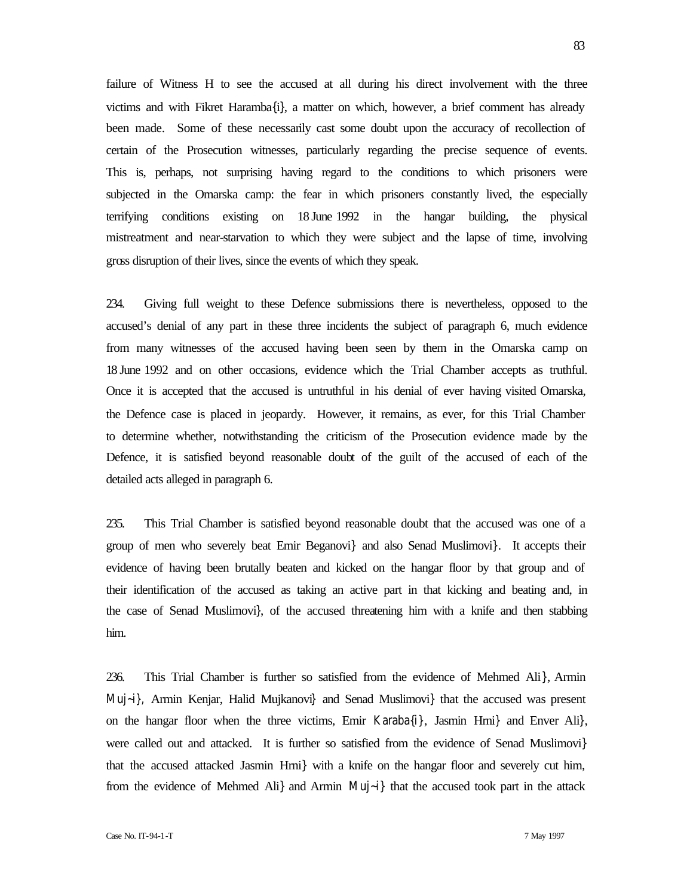failure of Witness H to see the accused at all during his direct involvement with the three victims and with Fikret Haramba{i}, a matter on which, however, a brief comment has already been made. Some of these necessarily cast some doubt upon the accuracy of recollection of certain of the Prosecution witnesses, particularly regarding the precise sequence of events. This is, perhaps, not surprising having regard to the conditions to which prisoners were subjected in the Omarska camp: the fear in which prisoners constantly lived, the especially terrifying conditions existing on 18 June 1992 in the hangar building, the physical mistreatment and near-starvation to which they were subject and the lapse of time, involving gross disruption of their lives, since the events of which they speak.

234. Giving full weight to these Defence submissions there is nevertheless, opposed to the accused's denial of any part in these three incidents the subject of paragraph 6, much evidence from many witnesses of the accused having been seen by them in the Omarska camp on 18 June 1992 and on other occasions, evidence which the Trial Chamber accepts as truthful. Once it is accepted that the accused is untruthful in his denial of ever having visited Omarska, the Defence case is placed in jeopardy. However, it remains, as ever, for this Trial Chamber to determine whether, notwithstanding the criticism of the Prosecution evidence made by the Defence, it is satisfied beyond reasonable doubt of the guilt of the accused of each of the detailed acts alleged in paragraph 6.

235. This Trial Chamber is satisfied beyond reasonable doubt that the accused was one of a group of men who severely beat Emir Beganovi} and also Senad Muslimovi}. It accepts their evidence of having been brutally beaten and kicked on the hangar floor by that group and of their identification of the accused as taking an active part in that kicking and beating and, in the case of Senad Muslimovi}, of the accused threatening him with a knife and then stabbing him.

236. This Trial Chamber is further so satisfied from the evidence of Mehmed Ali}, Armin Muj~i}, Armin Kenjar, Halid Mujkanovi} and Senad Muslimovi} that the accused was present on the hangar floor when the three victims, Emir Karaba{i}, Jasmin Hrni} and Enver Ali}, were called out and attacked. It is further so satisfied from the evidence of Senad Muslimovi} that the accused attacked Jasmin Hrni} with a knife on the hangar floor and severely cut him, from the evidence of Mehmed Ali} and Armin Muj~i} that the accused took part in the attack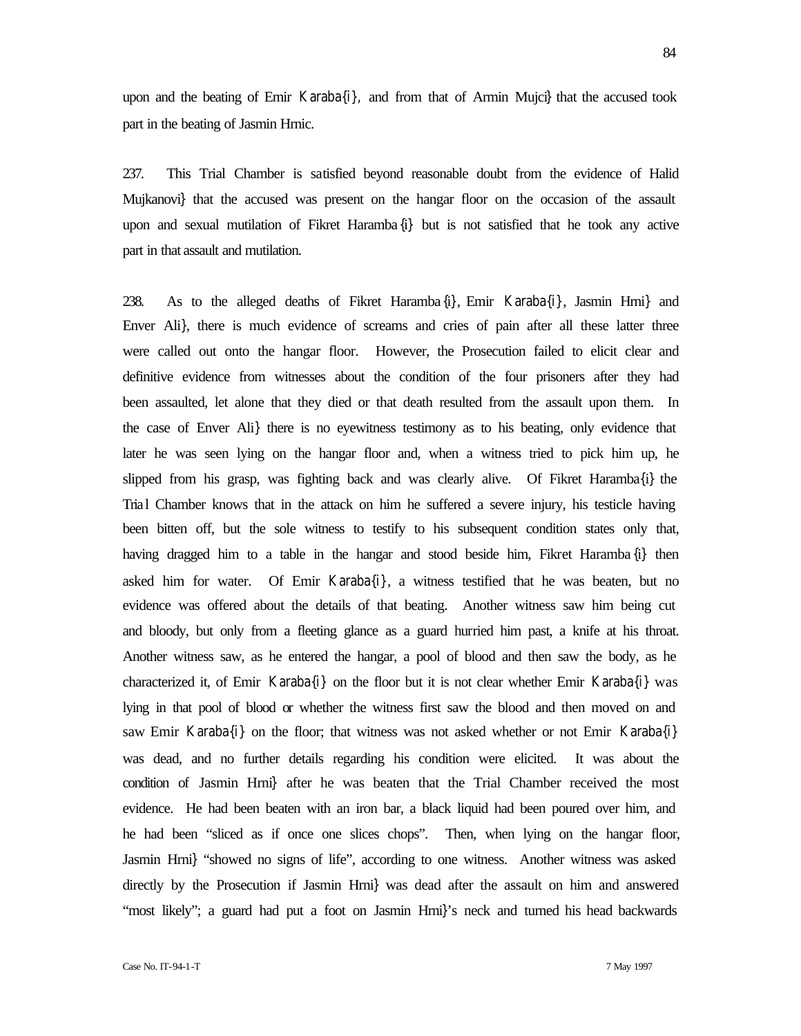upon and the beating of Emir Karaba{i}, and from that of Armin Mujci} that the accused took part in the beating of Jasmin Hrnic.

237. This Trial Chamber is satisfied beyond reasonable doubt from the evidence of Halid Mujkanovi} that the accused was present on the hangar floor on the occasion of the assault upon and sexual mutilation of Fikret Haramba{i} but is not satisfied that he took any active part in that assault and mutilation.

238. As to the alleged deaths of Fikret Haramba{i}, Emir Karaba{i}, Jasmin Hrni} and Enver Ali}, there is much evidence of screams and cries of pain after all these latter three were called out onto the hangar floor. However, the Prosecution failed to elicit clear and definitive evidence from witnesses about the condition of the four prisoners after they had been assaulted, let alone that they died or that death resulted from the assault upon them. In the case of Enver Ali} there is no eyewitness testimony as to his beating, only evidence that later he was seen lying on the hangar floor and, when a witness tried to pick him up, he slipped from his grasp, was fighting back and was clearly alive. Of Fikret Haramba{i} the Trial Chamber knows that in the attack on him he suffered a severe injury, his testicle having been bitten off, but the sole witness to testify to his subsequent condition states only that, having dragged him to a table in the hangar and stood beside him, Fikret Haramba{i} then asked him for water. Of Emir Karaba{i}, a witness testified that he was beaten, but no evidence was offered about the details of that beating. Another witness saw him being cut and bloody, but only from a fleeting glance as a guard hurried him past, a knife at his throat. Another witness saw, as he entered the hangar, a pool of blood and then saw the body, as he characterized it, of Emir Karaba{i} on the floor but it is not clear whether Emir Karaba{i} was lying in that pool of blood or whether the witness first saw the blood and then moved on and saw Emir Karaba{i} on the floor; that witness was not asked whether or not Emir Karaba{i} was dead, and no further details regarding his condition were elicited. It was about the condition of Jasmin Hrni} after he was beaten that the Trial Chamber received the most evidence. He had been beaten with an iron bar, a black liquid had been poured over him, and he had been "sliced as if once one slices chops". Then, when lying on the hangar floor, Jasmin Hrni} "showed no signs of life", according to one witness. Another witness was asked directly by the Prosecution if Jasmin Hrni} was dead after the assault on him and answered "most likely"; a guard had put a foot on Jasmin Hrni}'s neck and turned his head backwards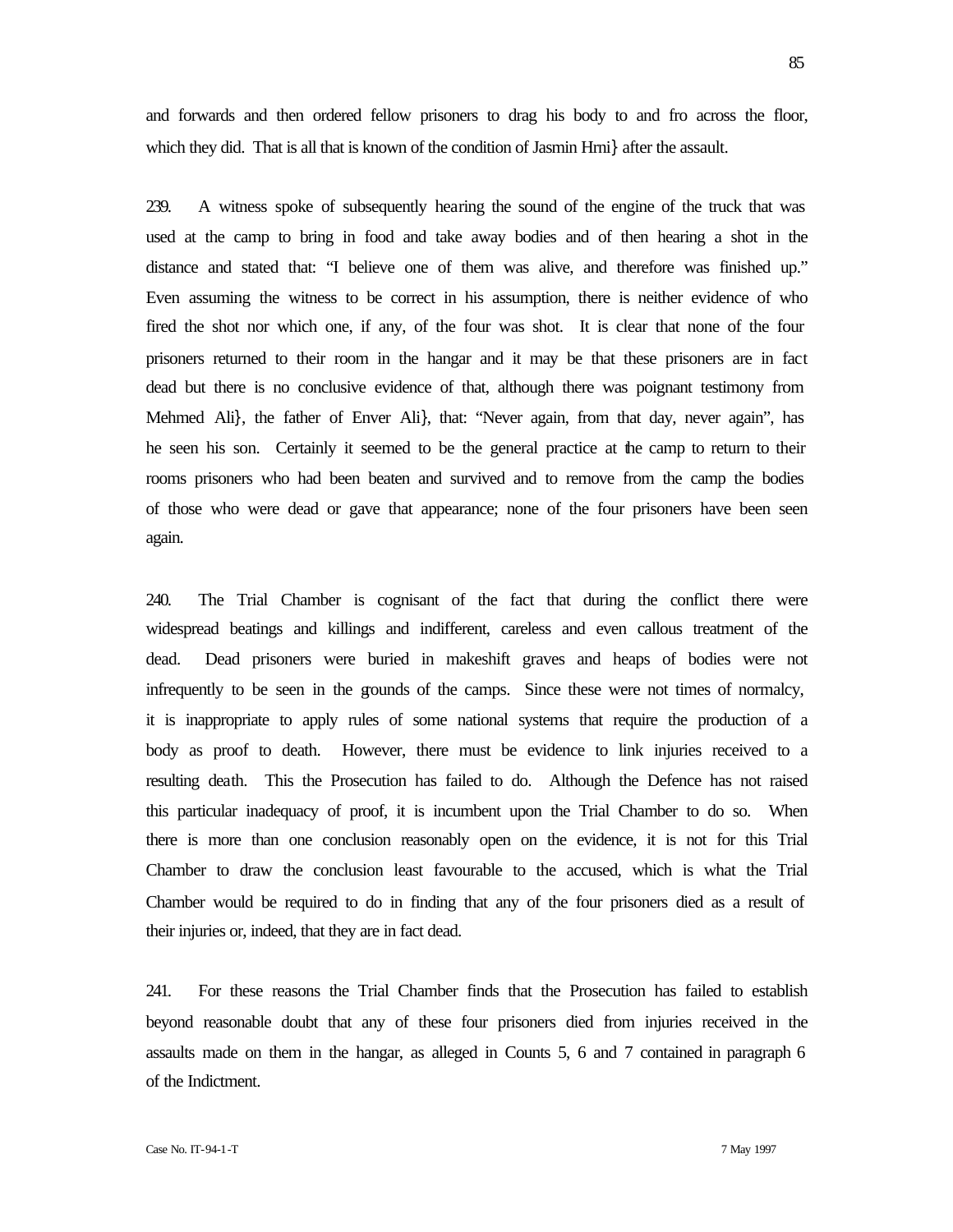and forwards and then ordered fellow prisoners to drag his body to and fro across the floor, which they did. That is all that is known of the condition of Jasmin Hrni} after the assault.

239. A witness spoke of subsequently hearing the sound of the engine of the truck that was used at the camp to bring in food and take away bodies and of then hearing a shot in the distance and stated that: "I believe one of them was alive, and therefore was finished up." Even assuming the witness to be correct in his assumption, there is neither evidence of who fired the shot nor which one, if any, of the four was shot. It is clear that none of the four prisoners returned to their room in the hangar and it may be that these prisoners are in fact dead but there is no conclusive evidence of that, although there was poignant testimony from Mehmed Ali}, the father of Enver Ali}, that: "Never again, from that day, never again", has he seen his son. Certainly it seemed to be the general practice at the camp to return to their rooms prisoners who had been beaten and survived and to remove from the camp the bodies of those who were dead or gave that appearance; none of the four prisoners have been seen again.

240. The Trial Chamber is cognisant of the fact that during the conflict there were widespread beatings and killings and indifferent, careless and even callous treatment of the dead. Dead prisoners were buried in makeshift graves and heaps of bodies were not infrequently to be seen in the grounds of the camps. Since these were not times of normalcy, it is inappropriate to apply rules of some national systems that require the production of a body as proof to death. However, there must be evidence to link injuries received to a resulting death. This the Prosecution has failed to do. Although the Defence has not raised this particular inadequacy of proof, it is incumbent upon the Trial Chamber to do so. When there is more than one conclusion reasonably open on the evidence, it is not for this Trial Chamber to draw the conclusion least favourable to the accused, which is what the Trial Chamber would be required to do in finding that any of the four prisoners died as a result of their injuries or, indeed, that they are in fact dead.

241. For these reasons the Trial Chamber finds that the Prosecution has failed to establish beyond reasonable doubt that any of these four prisoners died from injuries received in the assaults made on them in the hangar, as alleged in Counts 5, 6 and 7 contained in paragraph 6 of the Indictment.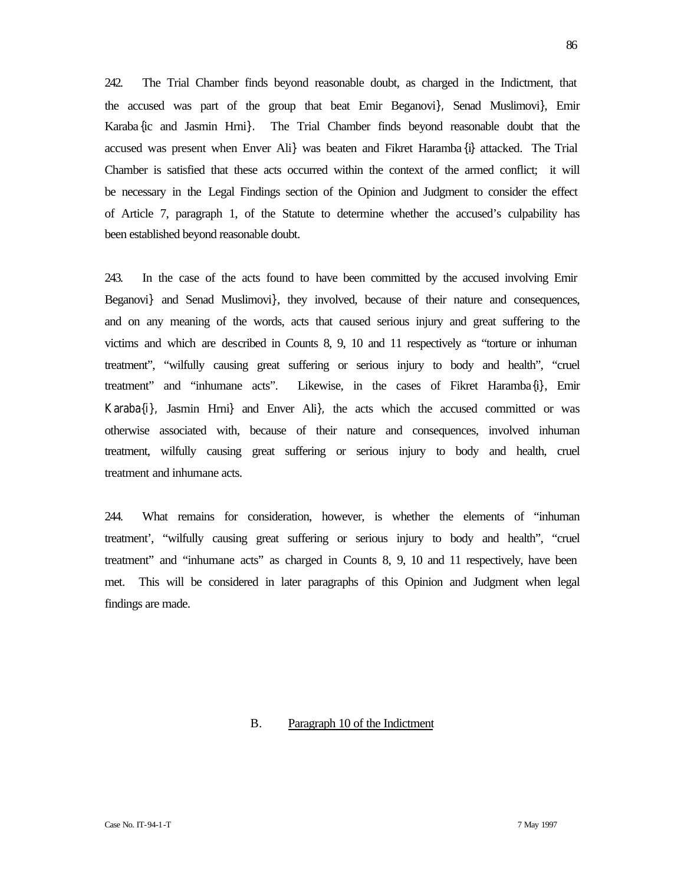242. The Trial Chamber finds beyond reasonable doubt, as charged in the Indictment, that the accused was part of the group that beat Emir Beganovi}, Senad Muslimovi}, Emir Karaba{ic and Jasmin Hrni}. The Trial Chamber finds beyond reasonable doubt that the accused was present when Enver Ali} was beaten and Fikret Haramba{i} attacked. The Trial Chamber is satisfied that these acts occurred within the context of the armed conflict; it will be necessary in the Legal Findings section of the Opinion and Judgment to consider the effect of Article 7, paragraph 1, of the Statute to determine whether the accused's culpability has been established beyond reasonable doubt.

243. In the case of the acts found to have been committed by the accused involving Emir Beganovi} and Senad Muslimovi}, they involved, because of their nature and consequences, and on any meaning of the words, acts that caused serious injury and great suffering to the victims and which are described in Counts 8, 9, 10 and 11 respectively as "torture or inhuman treatment", "wilfully causing great suffering or serious injury to body and health", "cruel treatment" and "inhumane acts". Likewise, in the cases of Fikret Haramba{i}, Emir Karaba{i}, Jasmin Hrni} and Enver Ali}, the acts which the accused committed or was otherwise associated with, because of their nature and consequences, involved inhuman treatment, wilfully causing great suffering or serious injury to body and health, cruel treatment and inhumane acts.

244. What remains for consideration, however, is whether the elements of "inhuman treatment', "wilfully causing great suffering or serious injury to body and health", "cruel treatment" and "inhumane acts" as charged in Counts 8, 9, 10 and 11 respectively, have been met. This will be considered in later paragraphs of this Opinion and Judgment when legal findings are made.

## B. Paragraph 10 of the Indictment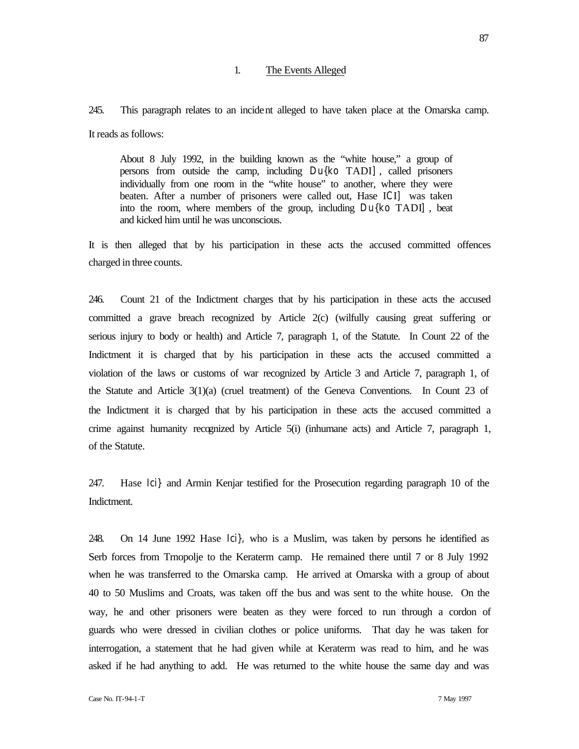## 1. The Events Alleged

245. This paragraph relates to an incident alleged to have taken place at the Omarska camp. It reads as follows:

> About 8 July 1992, in the building known as the "white house," a group of persons from outside the camp, including Du{ko TADI], called prisoners individually from one room in the "white house" to another, where they were beaten. After a number of prisoners were called out, Hase ICI] was taken into the room, where members of the group, including Du{ko TADI], beat and kicked him until he was unconscious.

It is then alleged that by his participation in these acts the accused committed offences charged in three counts.

246. Count 21 of the Indictment charges that by his participation in these acts the accused committed a grave breach recognized by Article 2(c) (wilfully causing great suffering or serious injury to body or health) and Article 7, paragraph 1, of the Statute. In Count 22 of the Indictment it is charged that by his participation in these acts the accused committed a violation of the laws or customs of war recognized by Article 3 and Article 7, paragraph 1, of the Statute and Article 3(1)(a) (cruel treatment) of the Geneva Conventions. In Count 23 of the Indictment it is charged that by his participation in these acts the accused committed a crime against humanity recognized by Article 5(i) (inhumane acts) and Article 7, paragraph 1, of the Statute.

247. Hase Ici} and Armin Kenjar testified for the Prosecution regarding paragraph 10 of the Indictment.

248. On 14 June 1992 Hase Ici}, who is a Muslim, was taken by persons he identified as Serb forces from Trnopolje to the Keraterm camp. He remained there until 7 or 8 July 1992 when he was transferred to the Omarska camp. He arrived at Omarska with a group of about 40 to 50 Muslims and Croats, was taken off the bus and was sent to the white house. On the way, he and other prisoners were beaten as they were forced to run through a cordon of guards who were dressed in civilian clothes or police uniforms. That day he was taken for interrogation, a statement that he had given while at Keraterm was read to him, and he was asked if he had anything to add. He was returned to the white house the same day and was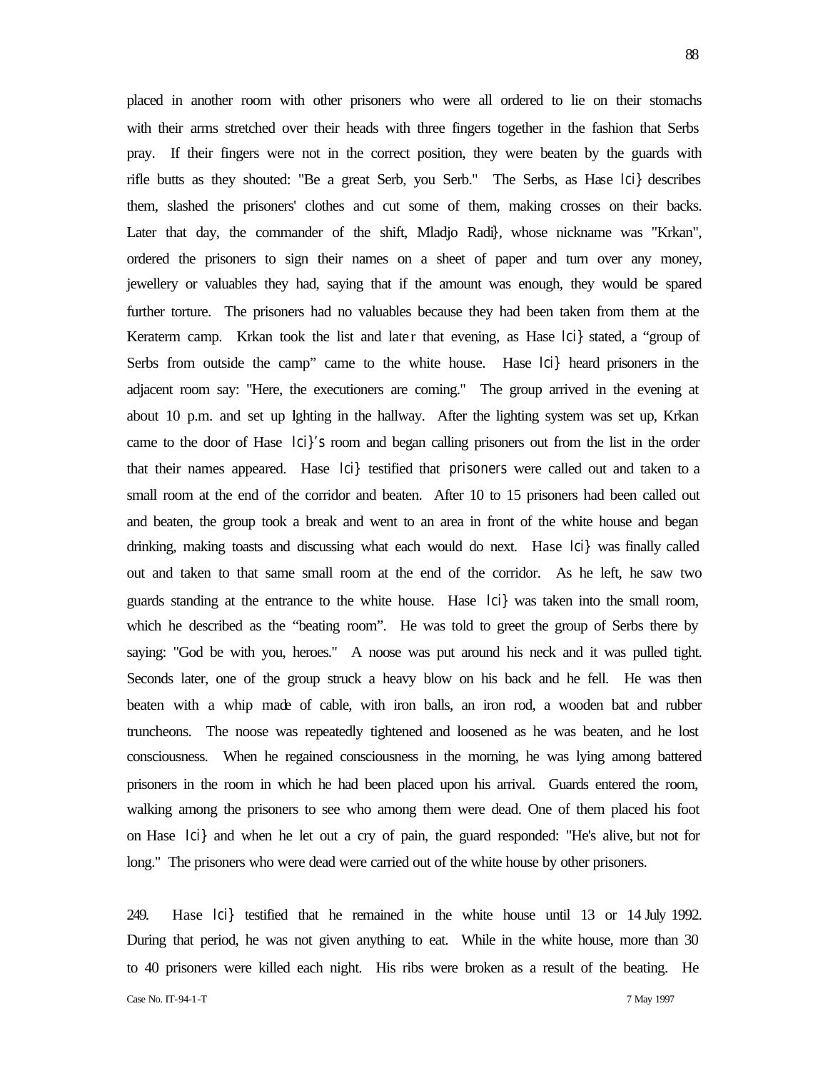placed in another room with other prisoners who were all ordered to lie on their stomachs with their arms stretched over their heads with three fingers together in the fashion that Serbs pray. If their fingers were not in the correct position, they were beaten by the guards with rifle butts as they shouted: "Be a great Serb, you Serb." The Serbs, as Hase Ici} describes them, slashed the prisoners' clothes and cut some of them, making crosses on their backs. Later that day, the commander of the shift, Mladjo Radi}, whose nickname was "Krkan", ordered the prisoners to sign their names on a sheet of paper and turn over any money, jewellery or valuables they had, saying that if the amount was enough, they would be spared further torture. The prisoners had no valuables because they had been taken from them at the Keraterm camp. Krkan took the list and later that evening, as Hase Ici} stated, a "group of Serbs from outside the camp" came to the white house. Hase Ici} heard prisoners in the adjacent room say: "Here, the executioners are coming." The group arrived in the evening at about 10 p.m. and set up lighting in the hallway. After the lighting system was set up, Krkan came to the door of Hase Ici}'s room and began calling prisoners out from the list in the order that their names appeared. Hase Ici} testified that prisoners were called out and taken to a small room at the end of the corridor and beaten. After 10 to 15 prisoners had been called out and beaten, the group took a break and went to an area in front of the white house and began drinking, making toasts and discussing what each would do next. Hase Ici} was finally called out and taken to that same small room at the end of the corridor. As he left, he saw two guards standing at the entrance to the white house. Hase Ici} was taken into the small room, which he described as the "beating room". He was told to greet the group of Serbs there by saying: "God be with you, heroes." A noose was put around his neck and it was pulled tight. Seconds later, one of the group struck a heavy blow on his back and he fell. He was then beaten with a whip made of cable, with iron balls, an iron rod, a wooden bat and rubber truncheons. The noose was repeatedly tightened and loosened as he was beaten, and he lost consciousness. When he regained consciousness in the morning, he was lying among battered prisoners in the room in which he had been placed upon his arrival. Guards entered the room, walking among the prisoners to see who among them were dead. One of them placed his foot on Hase Ici} and when he let out a cry of pain, the guard responded: "He's alive, but not for long." The prisoners who were dead were carried out of the white house by other prisoners.

249. Hase Ici} testified that he remained in the white house until 13 or 14 July 1992. During that period, he was not given anything to eat. While in the white house, more than 30 to 40 prisoners were killed each night. His ribs were broken as a result of the beating. He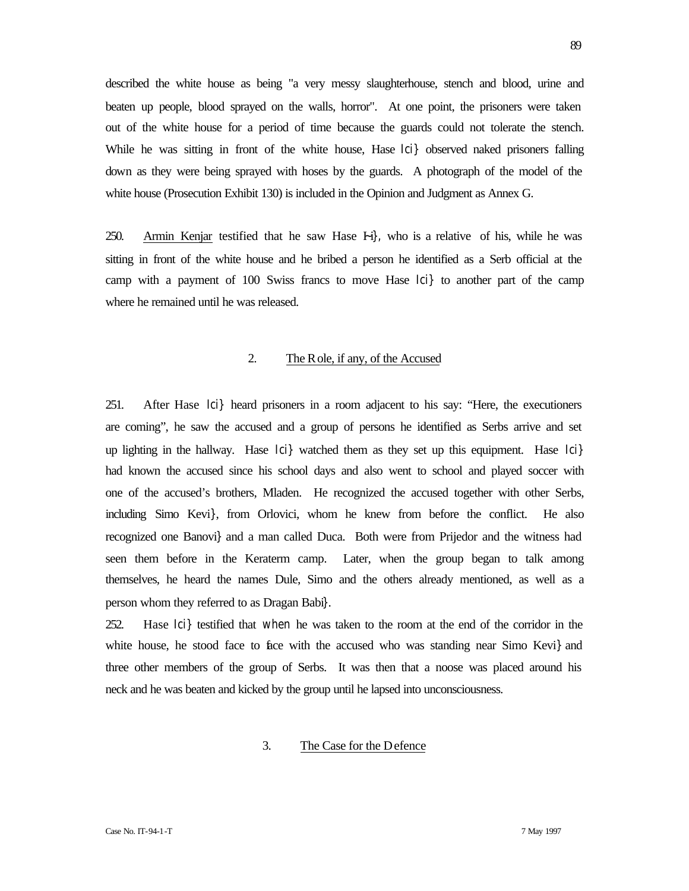described the white house as being "a very messy slaughterhouse, stench and blood, urine and beaten up people, blood sprayed on the walls, horror". At one point, the prisoners were taken out of the white house for a period of time because the guards could not tolerate the stench. While he was sitting in front of the white house, Hase Ici} observed naked prisoners falling down as they were being sprayed with hoses by the guards. A photograph of the model of the white house (Prosecution Exhibit 130) is included in the Opinion and Judgment as Annex G.

250. Armin Kenjar testified that he saw Hase Ici}, who is a relative of his, while he was sitting in front of the white house and he bribed a person he identified as a Serb official at the camp with a payment of 100 Swiss francs to move Hase Ici} to another part of the camp where he remained until he was released.

## 2. The Role, if any, of the Accused

251. After Hase Ici} heard prisoners in a room adjacent to his say: "Here, the executioners are coming", he saw the accused and a group of persons he identified as Serbs arrive and set up lighting in the hallway. Hase Ici} watched them as they set up this equipment. Hase Ici} had known the accused since his school days and also went to school and played soccer with one of the accused's brothers, Mladen. He recognized the accused together with other Serbs, including Simo Kevi}, from Orlovici, whom he knew from before the conflict. He also recognized one Banovi} and a man called Duca. Both were from Prijedor and the witness had seen them before in the Keraterm camp. Later, when the group began to talk among themselves, he heard the names Dule, Simo and the others already mentioned, as well as a person whom they referred to as Dragan Babi}.

252. Hase Ici} testified that when he was taken to the room at the end of the corridor in the white house, he stood face to face with the accused who was standing near Simo Kevi} and three other members of the group of Serbs. It was then that a noose was placed around his neck and he was beaten and kicked by the group until he lapsed into unconsciousness.

## 3. The Case for the Defence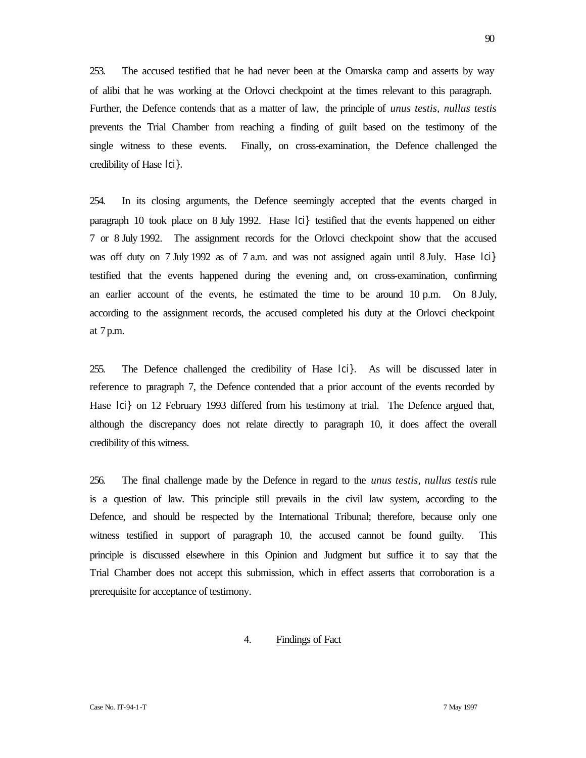253. The accused testified that he had never been at the Omarska camp and asserts by way of alibi that he was working at the Orlovci checkpoint at the times relevant to this paragraph. Further, the Defence contends that as a matter of law, the principle of *unus testis, nullus testis* prevents the Trial Chamber from reaching a finding of guilt based on the testimony of the single witness to these events. Finally, on cross-examination, the Defence challenged the credibility of Hase lci}.

254. In its closing arguments, the Defence seemingly accepted that the events charged in paragraph 10 took place on 8 July 1992. Hase lci} testified that the events happened on either 7 or 8 July 1992. The assignment records for the Orlovci checkpoint show that the accused was off duty on 7 July 1992 as of 7 a.m. and was not assigned again until 8 July. Hase lci} testified that the events happened during the evening and, on cross-examination, confirming an earlier account of the events, he estimated the time to be around 10 p.m. On 8 July, according to the assignment records, the accused completed his duty at the Orlovci checkpoint at 7 p.m.

255. The Defence challenged the credibility of Hase lci}. As will be discussed later in reference to paragraph 7, the Defence contended that a prior account of the events recorded by Hase lci} on 12 February 1993 differed from his testimony at trial. The Defence argued that, although the discrepancy does not relate directly to paragraph 10, it does affect the overall credibility of this witness.

256. The final challenge made by the Defence in regard to the *unus testis, nullus testis* rule is a question of law. This principle still prevails in the civil law system, according to the Defence, and should be respected by the International Tribunal; therefore, because only one witness testified in support of paragraph 10, the accused cannot be found guilty. This principle is discussed elsewhere in this Opinion and Judgment but suffice it to say that the Trial Chamber does not accept this submission, which in effect asserts that corroboration is a prerequisite for acceptance of testimony.

### 4. Findings of Fact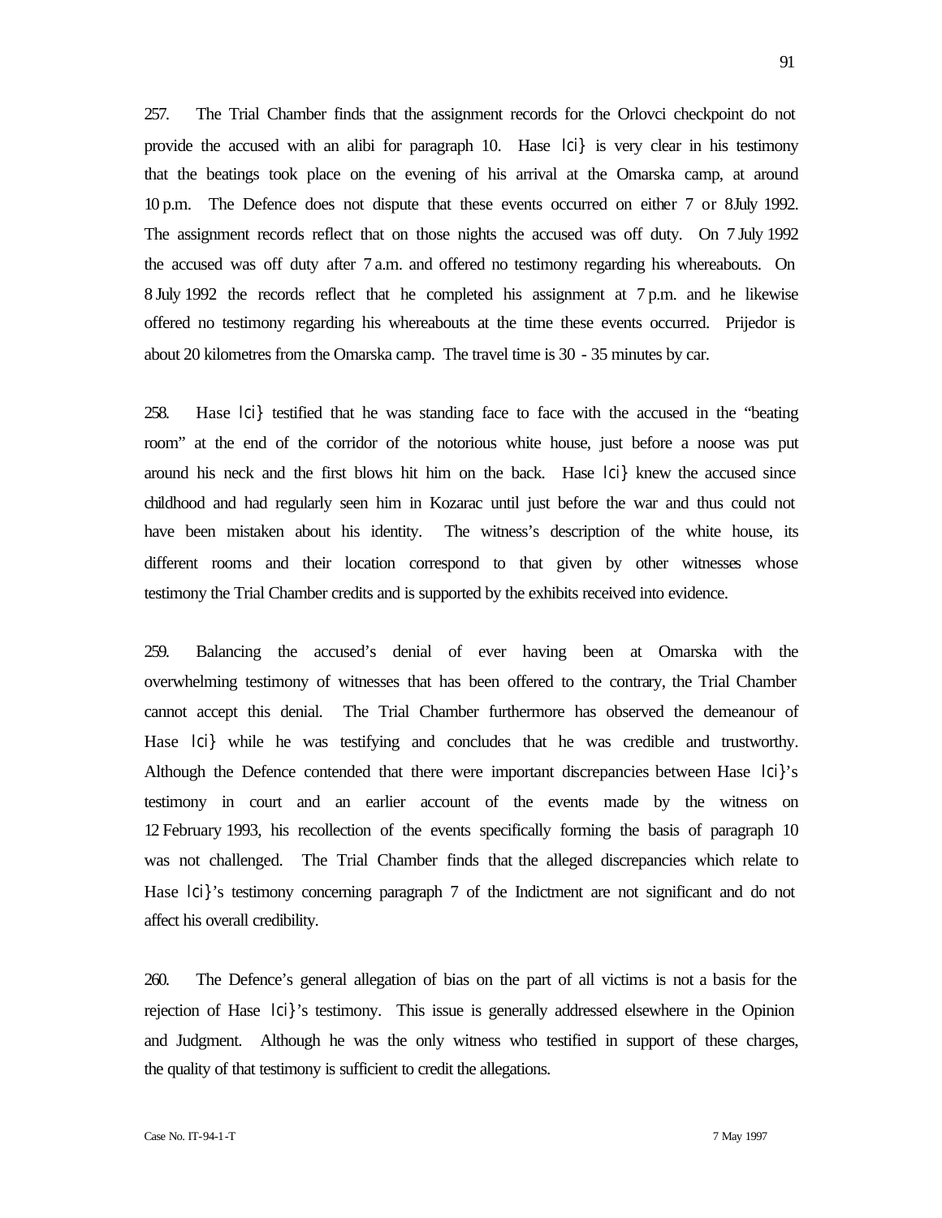257. The Trial Chamber finds that the assignment records for the Orlovci checkpoint do not provide the accused with an alibi for paragraph 10. Hase Ici} is very clear in his testimony that the beatings took place on the evening of his arrival at the Omarska camp, at around 10 p.m. The Defence does not dispute that these events occurred on either 7 or 8 July 1992. The assignment records reflect that on those nights the accused was off duty. On 7 July 1992 the accused was off duty after 7 a.m. and offered no testimony regarding his whereabouts. On 8 July 1992 the records reflect that he completed his assignment at 7 p.m. and he likewise offered no testimony regarding his whereabouts at the time these events occurred. Prijedor is about 20 kilometres from the Omarska camp. The travel time is 30 - 35 minutes by car.

258. Hase Ici} testified that he was standing face to face with the accused in the "beating room" at the end of the corridor of the notorious white house, just before a noose was put around his neck and the first blows hit him on the back. Hase Ici} knew the accused since childhood and had regularly seen him in Kozarac until just before the war and thus could not have been mistaken about his identity. The witness's description of the white house, its different rooms and their location correspond to that given by other witnesses whose testimony the Trial Chamber credits and is supported by the exhibits received into evidence.

259. Balancing the accused's denial of ever having been at Omarska with the overwhelming testimony of witnesses that has been offered to the contrary, the Trial Chamber cannot accept this denial. The Trial Chamber furthermore has observed the demeanour of Hase Ici} while he was testifying and concludes that he was credible and trustworthy. Although the Defence contended that there were important discrepancies between Hase Ici}'s testimony in court and an earlier account of the events made by the witness on 12 February 1993, his recollection of the events specifically forming the basis of paragraph 10 was not challenged. The Trial Chamber finds that the alleged discrepancies which relate to Hase Ici}'s testimony concerning paragraph 7 of the Indictment are not significant and do not affect his overall credibility.

260. The Defence's general allegation of bias on the part of all victims is not a basis for the rejection of Hase Ici}'s testimony. This issue is generally addressed elsewhere in the Opinion and Judgment. Although he was the only witness who testified in support of these charges, the quality of that testimony is sufficient to credit the allegations.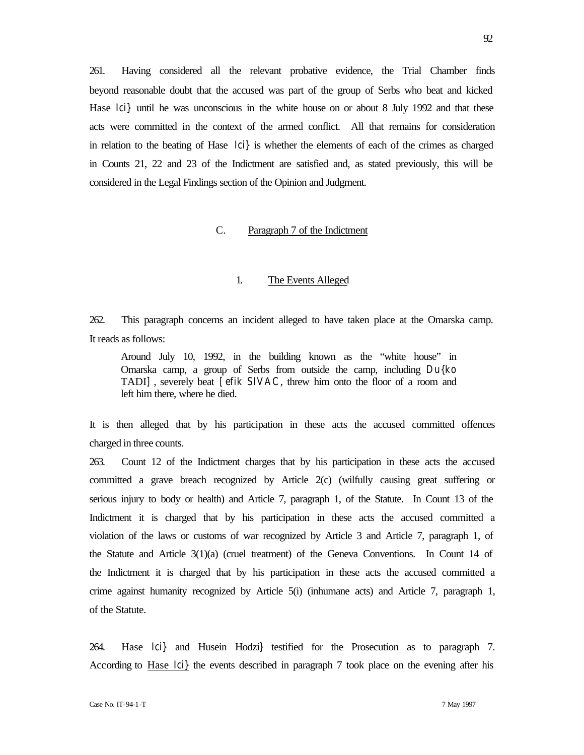261. Having considered all the relevant probative evidence, the Trial Chamber finds beyond reasonable doubt that the accused was part of the group of Serbs who beat and kicked Hase Ici} until he was unconscious in the white house on or about 8 July 1992 and that these acts were committed in the context of the armed conflict. All that remains for consideration in relation to the beating of Hase Ici} is whether the elements of each of the crimes as charged in Counts 21, 22 and 23 of the Indictment are satisfied and, as stated previously, this will be considered in the Legal Findings section of the Opinion and Judgment.

## C. Paragraph 7 of the Indictment

### 1. The Events Alleged

262. This paragraph concerns an incident alleged to have taken place at the Omarska camp. It reads as follows:

> Around July 10, 1992, in the building known as the "white house" in Omarska camp, a group of Serbs from outside the camp, including Du{ko TADI], severely beat [efik SIVAC, threw him onto the floor of a room and left him there, where he died.

It is then alleged that by his participation in these acts the accused committed offences charged in three counts.

263. Count 12 of the Indictment charges that by his participation in these acts the accused committed a grave breach recognized by Article 2(c) (wilfully causing great suffering or serious injury to body or health) and Article 7, paragraph 1, of the Statute. In Count 13 of the Indictment it is charged that by his participation in these acts the accused committed a violation of the laws or customs of war recognized by Article 3 and Article 7, paragraph 1, of the Statute and Article 3(1)(a) (cruel treatment) of the Geneva Conventions. In Count 14 of the Indictment it is charged that by his participation in these acts the accused committed a crime against humanity recognized by Article 5(i) (inhumane acts) and Article 7, paragraph 1, of the Statute.

264. Hase Ici} and Husein Hodzi} testified for the Prosecution as to paragraph 7. According to <u>Hase Ici}</u> the events described in paragraph 7 took place on the evening after his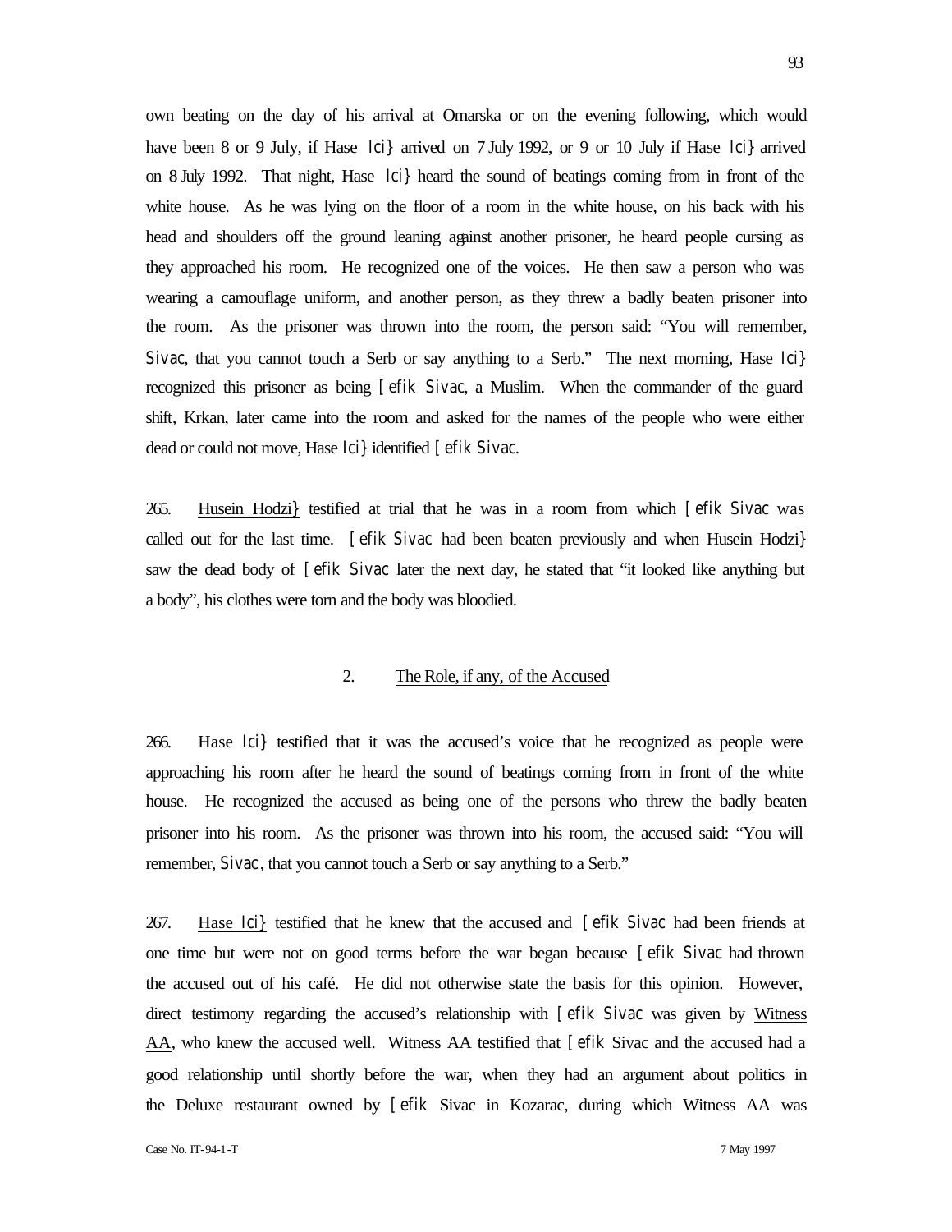own beating on the day of his arrival at Omarska or on the evening following, which would have been 8 or 9 July, if Hase Ici} arrived on 7 July 1992, or 9 or 10 July if Hase Ici} arrived on 8 July 1992. That night, Hase Ici} heard the sound of beatings coming from in front of the white house. As he was lying on the floor of a room in the white house, on his back with his head and shoulders off the ground leaning against another prisoner, he heard people cursing as they approached his room. He recognized one of the voices. He then saw a person who was wearing a camouflage uniform, and another person, as they threw a badly beaten prisoner into the room. As the prisoner was thrown into the room, the person said: "You will remember, Sivac, that you cannot touch a Serb or say anything to a Serb." The next morning, Hase Ici} recognized this prisoner as being [efik Sivac, a Muslim. When the commander of the guard shift, Krkan, later came into the room and asked for the names of the people who were either dead or could not move, Hase Ici} identified [efik Sivac.

265. Husein Hodzi} testified at trial that he was in a room from which [efik Sivac was called out for the last time. [efik Sivac had been beaten previously and when Husein Hodzi} saw the dead body of [efik Sivac later the next day, he stated that "it looked like anything but a body", his clothes were torn and the body was bloodied.

### 2. The Role, if any, of the Accused

266. Hase Ici} testified that it was the accused's voice that he recognized as people were approaching his room after he heard the sound of beatings coming from in front of the white house. He recognized the accused as being one of the persons who threw the badly beaten prisoner into his room. As the prisoner was thrown into his room, the accused said: "You will remember, Sivac, that you cannot touch a Serb or say anything to a Serb."

267. Hase Ici} testified that he knew that the accused and [efik Sivac had been friends at one time but were not on good terms before the war began because [efik Sivac had thrown the accused out of his café. He did not otherwise state the basis for this opinion. However, direct testimony regarding the accused's relationship with [efik Sivac was given by Witness AA, who knew the accused well. Witness AA testified that [efik Sivac and the accused had a good relationship until shortly before the war, when they had an argument about politics in the Deluxe restaurant owned by [efik Sivac in Kozarac, during which Witness AA was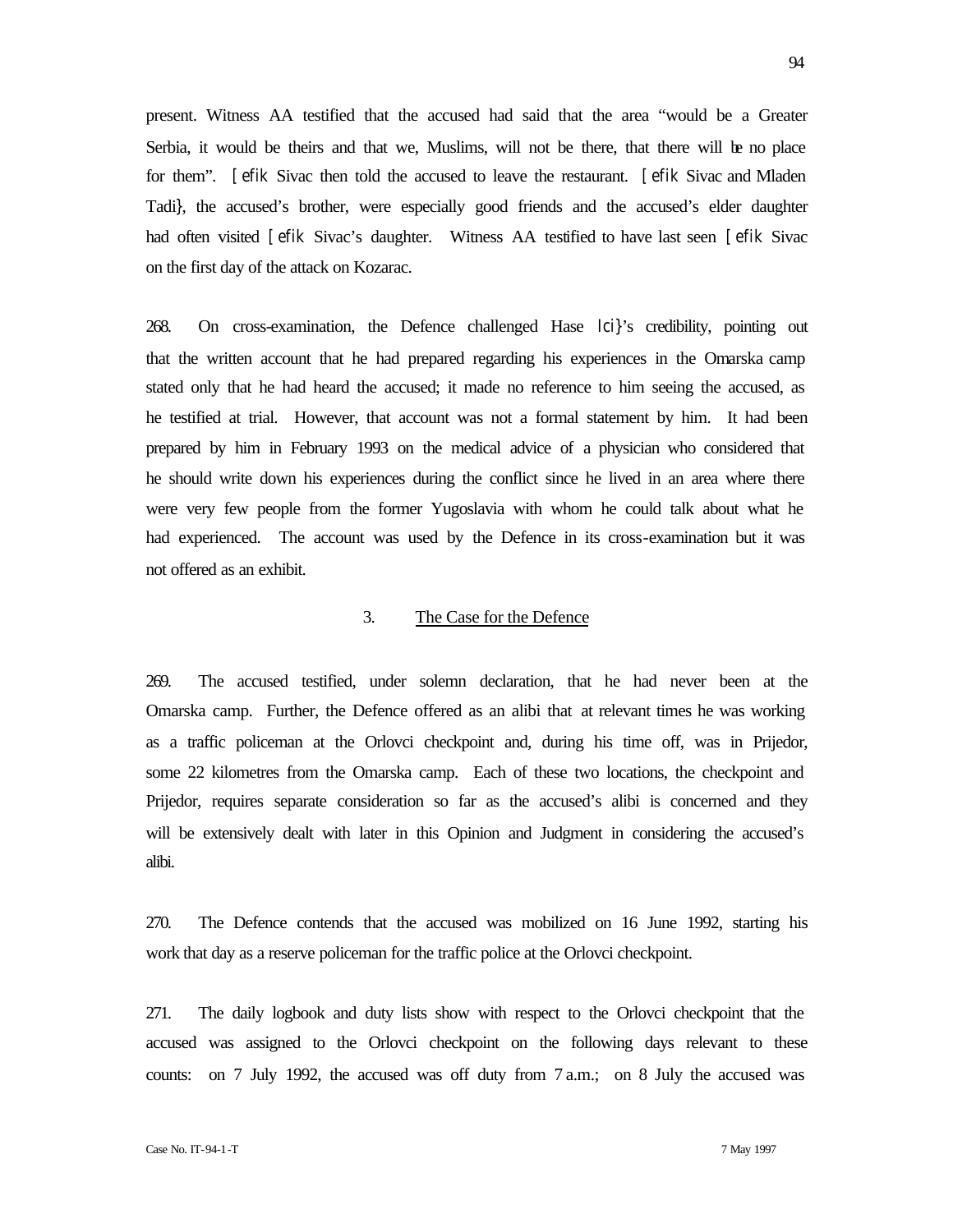present. Witness AA testified that the accused had said that the area "would be a Greater Serbia, it would be theirs and that we, Muslims, will not be there, that there will be no place for them". [efik Sivac then told the accused to leave the restaurant. [efik Sivac and Mladen Tadi}, the accused's brother, were especially good friends and the accused's elder daughter had often visited [efik Sivac's daughter. Witness AA testified to have last seen [efik Sivac on the first day of the attack on Kozarac.

268. On cross-examination, the Defence challenged Hase Ici}'s credibility, pointing out that the written account that he had prepared regarding his experiences in the Omarska camp stated only that he had heard the accused; it made no reference to him seeing the accused, as he testified at trial. However, that account was not a formal statement by him. It had been prepared by him in February 1993 on the medical advice of a physician who considered that he should write down his experiences during the conflict since he lived in an area where there were very few people from the former Yugoslavia with whom he could talk about what he had experienced. The account was used by the Defence in its cross-examination but it was not offered as an exhibit.

### 3. The Case for the Defence

269. The accused testified, under solemn declaration, that he had never been at the Omarska camp. Further, the Defence offered as an alibi that at relevant times he was working as a traffic policeman at the Orlovci checkpoint and, during his time off, was in Prijedor, some 22 kilometres from the Omarska camp. Each of these two locations, the checkpoint and Prijedor, requires separate consideration so far as the accused's alibi is concerned and they will be extensively dealt with later in this Opinion and Judgment in considering the accused's alibi.

270. The Defence contends that the accused was mobilized on 16 June 1992, starting his work that day as a reserve policeman for the traffic police at the Orlovci checkpoint.

271. The daily logbook and duty lists show with respect to the Orlovci checkpoint that the accused was assigned to the Orlovci checkpoint on the following days relevant to these counts: on 7 July 1992, the accused was off duty from 7 a.m.; on 8 July the accused was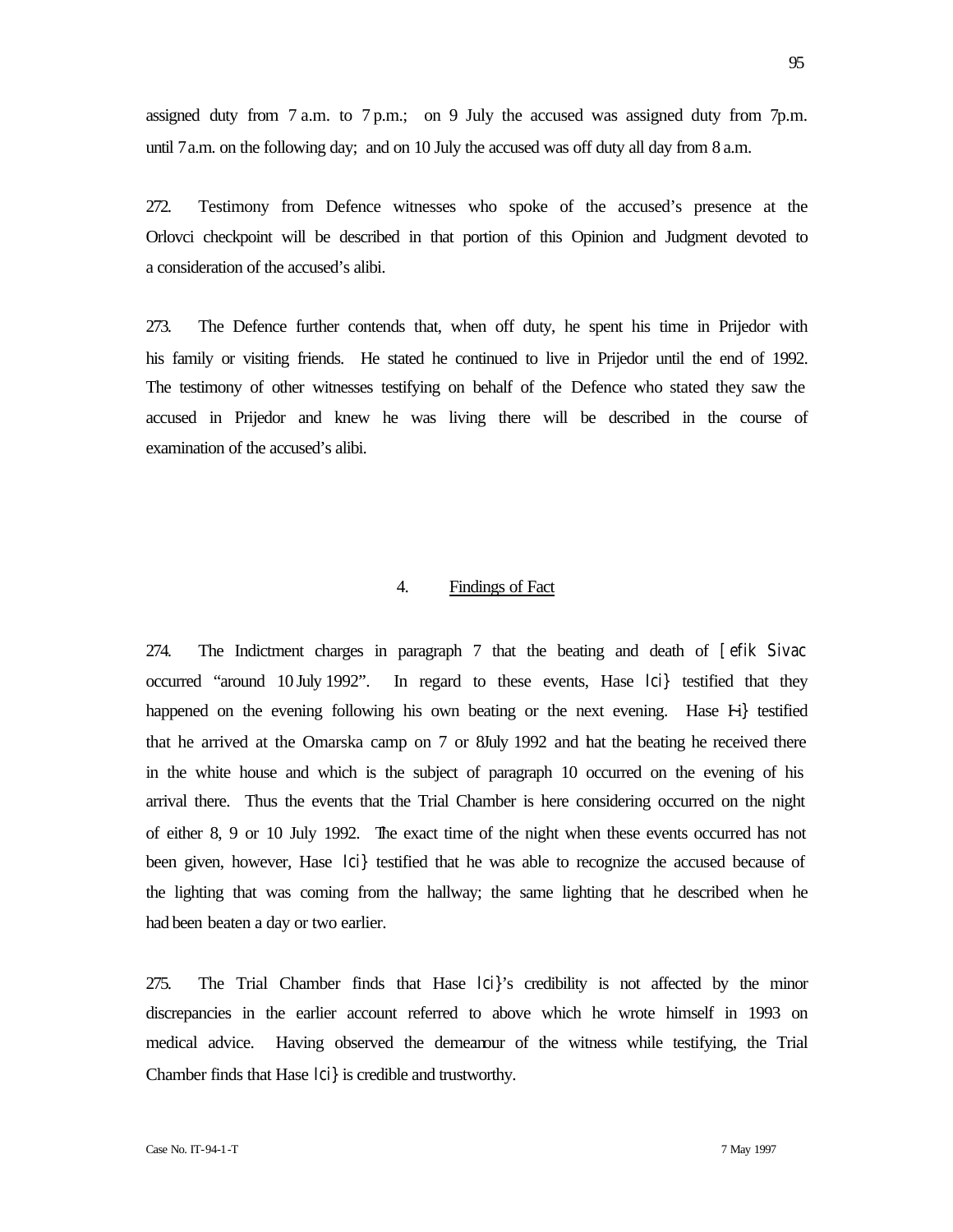assigned duty from 7 a.m. to 7 p.m.; on 9 July the accused was assigned duty from 7p.m. until 7 a.m. on the following day; and on 10 July the accused was off duty all day from 8 a.m.

272. Testimony from Defence witnesses who spoke of the accused's presence at the Orlovci checkpoint will be described in that portion of this Opinion and Judgment devoted to a consideration of the accused's alibi.

273. The Defence further contends that, when off duty, he spent his time in Prijedor with his family or visiting friends. He stated he continued to live in Prijedor until the end of 1992. The testimony of other witnesses testifying on behalf of the Defence who stated they saw the accused in Prijedor and knew he was living there will be described in the course of examination of the accused's alibi.

### 4. Findings of Fact

274. The Indictment charges in paragraph 7 that the beating and death of [efik Sivac occurred "around 10 July 1992". In regard to these events, Hase Icić testified that they happened on the evening following his own beating or the next evening. Hase Icić testified that he arrived at the Omarska camp on 7 or 8 July 1992 and that the beating he received there in the white house and which is the subject of paragraph 10 occurred on the evening of his arrival there. Thus the events that the Trial Chamber is here considering occurred on the night of either 8, 9 or 10 July 1992. The exact time of the night when these events occurred has not been given, however, Hase Icić testified that he was able to recognize the accused because of the lighting that was coming from the hallway; the same lighting that he described when he had been beaten a day or two earlier.

275. The Trial Chamber finds that Hase Icić's credibility is not affected by the minor discrepancies in the earlier account referred to above which he wrote himself in 1993 on medical advice. Having observed the demeanour of the witness while testifying, the Trial Chamber finds that Hase Icić is credible and trustworthy.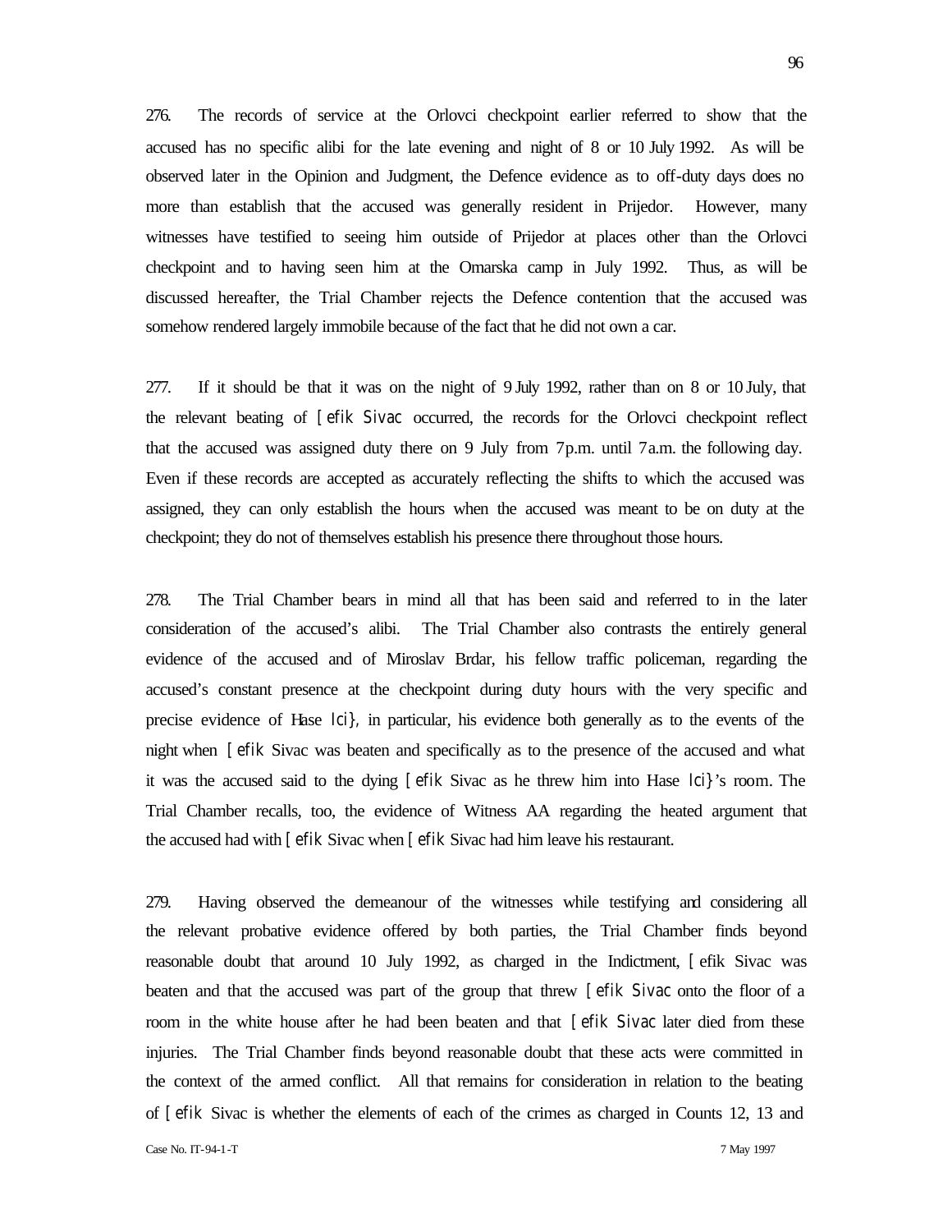276. The records of service at the Orlovci checkpoint earlier referred to show that the accused has no specific alibi for the late evening and night of 8 or 10 July 1992. As will be observed later in the Opinion and Judgment, the Defence evidence as to off-duty days does no more than establish that the accused was generally resident in Prijedor. However, many witnesses have testified to seeing him outside of Prijedor at places other than the Orlovci checkpoint and to having seen him at the Omarska camp in July 1992. Thus, as will be discussed hereafter, the Trial Chamber rejects the Defence contention that the accused was somehow rendered largely immobile because of the fact that he did not own a car.

277. If it should be that it was on the night of 9 July 1992, rather than on 8 or 10 July, that the relevant beating of [efik Sivac occurred, the records for the Orlovci checkpoint reflect that the accused was assigned duty there on 9 July from 7 p.m. until 7 a.m. the following day. Even if these records are accepted as accurately reflecting the shifts to which the accused was assigned, they can only establish the hours when the accused was meant to be on duty at the checkpoint; they do not of themselves establish his presence there throughout those hours.

278. The Trial Chamber bears in mind all that has been said and referred to in the later consideration of the accused's alibi. The Trial Chamber also contrasts the entirely general evidence of the accused and of Miroslav Brdar, his fellow traffic policeman, regarding the accused's constant presence at the checkpoint during duty hours with the very specific and precise evidence of Hase Ici}, in particular, his evidence both generally as to the events of the night when [efik Sivac was beaten and specifically as to the presence of the accused and what it was the accused said to the dying [efik Sivac as he threw him into Hase Ici}'s room. The Trial Chamber recalls, too, the evidence of Witness AA regarding the heated argument that the accused had with [efik Sivac when [efik Sivac had him leave his restaurant.

279. Having observed the demeanour of the witnesses while testifying and considering all the relevant probative evidence offered by both parties, the Trial Chamber finds beyond reasonable doubt that around 10 July 1992, as charged in the Indictment, [efik Sivac was beaten and that the accused was part of the group that threw [efik Sivac onto the floor of a room in the white house after he had been beaten and that [efik Sivac later died from these injuries. The Trial Chamber finds beyond reasonable doubt that these acts were committed in the context of the armed conflict. All that remains for consideration in relation to the beating of [efik Sivac is whether the elements of each of the crimes as charged in Counts 12, 13 and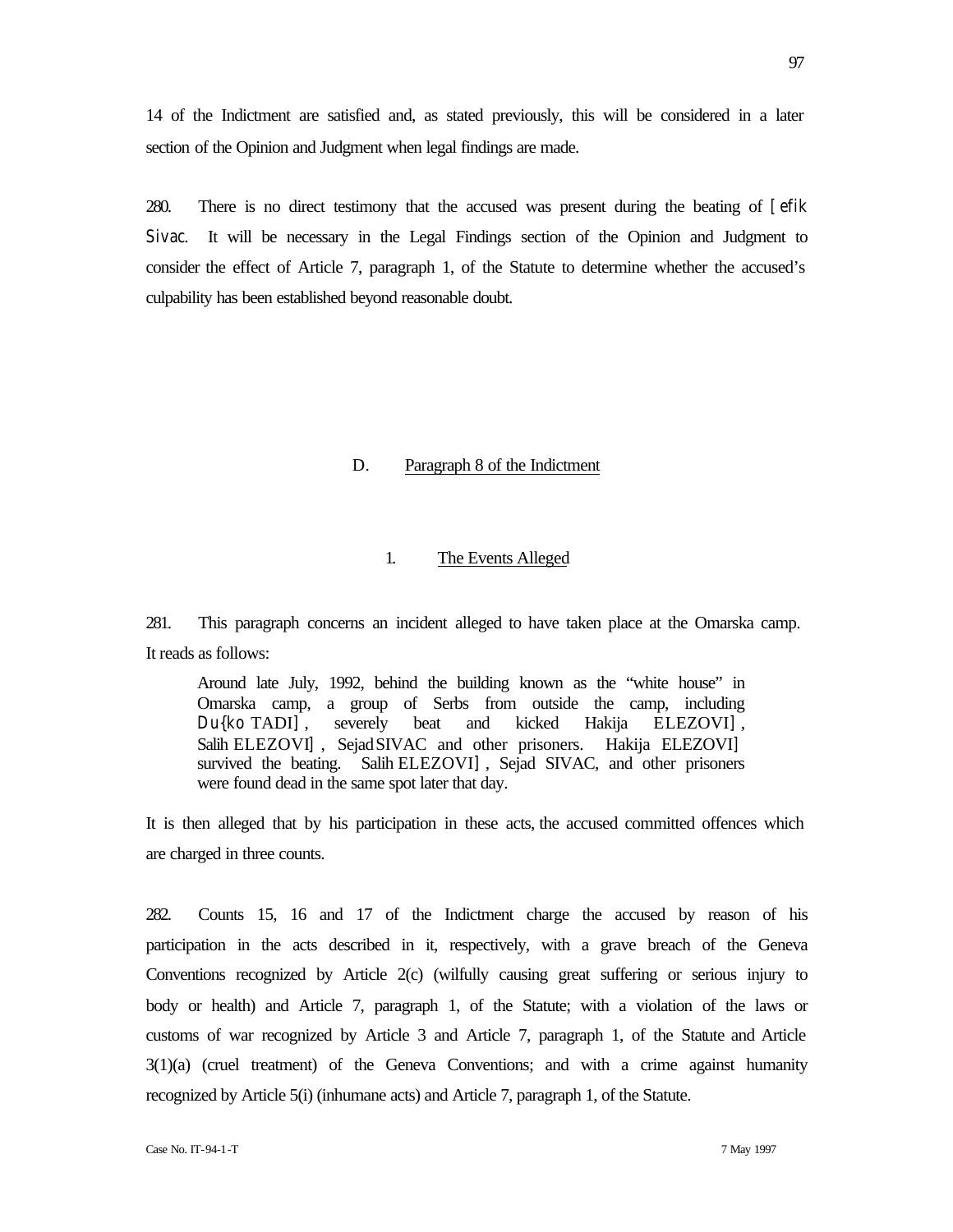14 of the Indictment are satisfied and, as stated previously, this will be considered in a later section of the Opinion and Judgment when legal findings are made.

280. There is no direct testimony that the accused was present during the beating of [efik Sivac. It will be necessary in the Legal Findings section of the Opinion and Judgment to consider the effect of Article 7, paragraph 1, of the Statute to determine whether the accused's culpability has been established beyond reasonable doubt.

## D. Paragraph 8 of the Indictment

### 1. The Events Alleged

281. This paragraph concerns an incident alleged to have taken place at the Omarska camp. It reads as follows:

> Around late July, 1992, behind the building known as the "white house" in Omarska camp, a group of Serbs from outside the camp, including Du{ko TADI], severely beat and kicked Hakija ELEZOVI], Salih ELEZOVI], Sejad SIVAC and other prisoners. Hakija ELEZOVI] survived the beating. Salih ELEZOVI], Sejad SIVAC, and other prisoners were found dead in the same spot later that day.

It is then alleged that by his participation in these acts, the accused committed offences which are charged in three counts.

282. Counts 15, 16 and 17 of the Indictment charge the accused by reason of his participation in the acts described in it, respectively, with a grave breach of the Geneva Conventions recognized by Article 2(c) (wilfully causing great suffering or serious injury to body or health) and Article 7, paragraph 1, of the Statute; with a violation of the laws or customs of war recognized by Article 3 and Article 7, paragraph 1, of the Statute and Article 3(1)(a) (cruel treatment) of the Geneva Conventions; and with a crime against humanity recognized by Article 5(i) (inhumane acts) and Article 7, paragraph 1, of the Statute.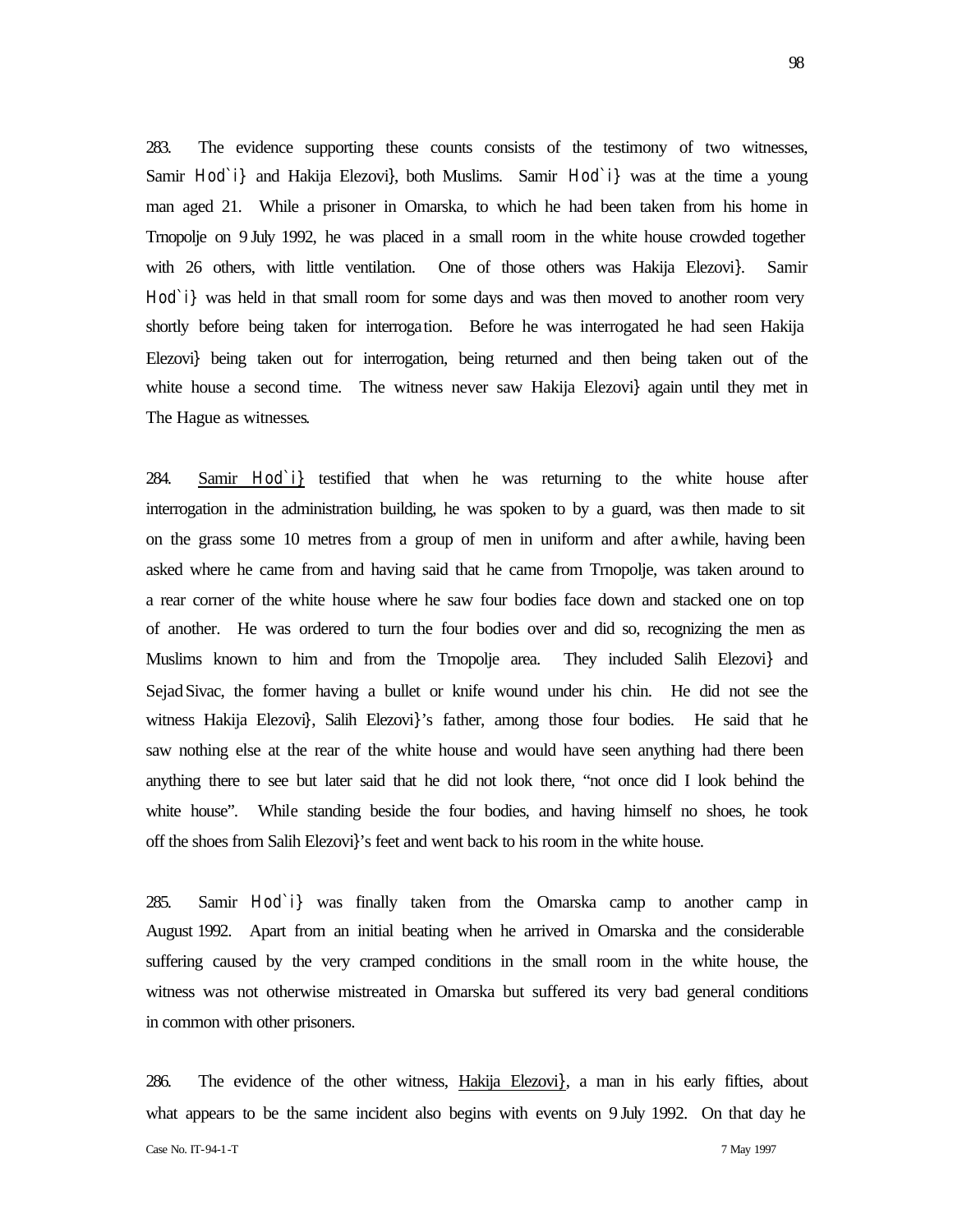283. The evidence supporting these counts consists of the testimony of two witnesses, Samir Hod`i} and Hakija Elezovi}, both Muslims. Samir Hod`i} was at the time a young man aged 21. While a prisoner in Omarska, to which he had been taken from his home in Trnopolje on 9 July 1992, he was placed in a small room in the white house crowded together with 26 others, with little ventilation. One of those others was Hakija Elezovi}. Samir Hod`i} was held in that small room for some days and was then moved to another room very shortly before being taken for interrogation. Before he was interrogated he had seen Hakija Elezovi} being taken out for interrogation, being returned and then being taken out of the white house a second time. The witness never saw Hakija Elezovi} again until they met in The Hague as witnesses.

284. Samir Hod`i} testified that when he was returning to the white house after interrogation in the administration building, he was spoken to by a guard, was then made to sit on the grass some 10 metres from a group of men in uniform and after a while, having been asked where he came from and having said that he came from Trnopolje, was taken around to a rear corner of the white house where he saw four bodies face down and stacked one on top of another. He was ordered to turn the four bodies over and did so, recognizing the men as Muslims known to him and from the Trnopolje area. They included Salih Elezovi} and Sejad Sivac, the former having a bullet or knife wound under his chin. He did not see the witness Hakija Elezovi}, Salih Elezovi}'s father, among those four bodies. He said that he saw nothing else at the rear of the white house and would have seen anything had there been anything there to see but later said that he did not look there, "not once did I look behind the white house". While standing beside the four bodies, and having himself no shoes, he took off the shoes from Salih Elezovi}'s feet and went back to his room in the white house.

285. Samir Hod`i} was finally taken from the Omarska camp to another camp in August 1992. Apart from an initial beating when he arrived in Omarska and the considerable suffering caused by the very cramped conditions in the small room in the white house, the witness was not otherwise mistreated in Omarska but suffered its very bad general conditions in common with other prisoners.

286. The evidence of the other witness, Hakija Elezovi}, a man in his early fifties, about what appears to be the same incident also begins with events on 9 July 1992. On that day he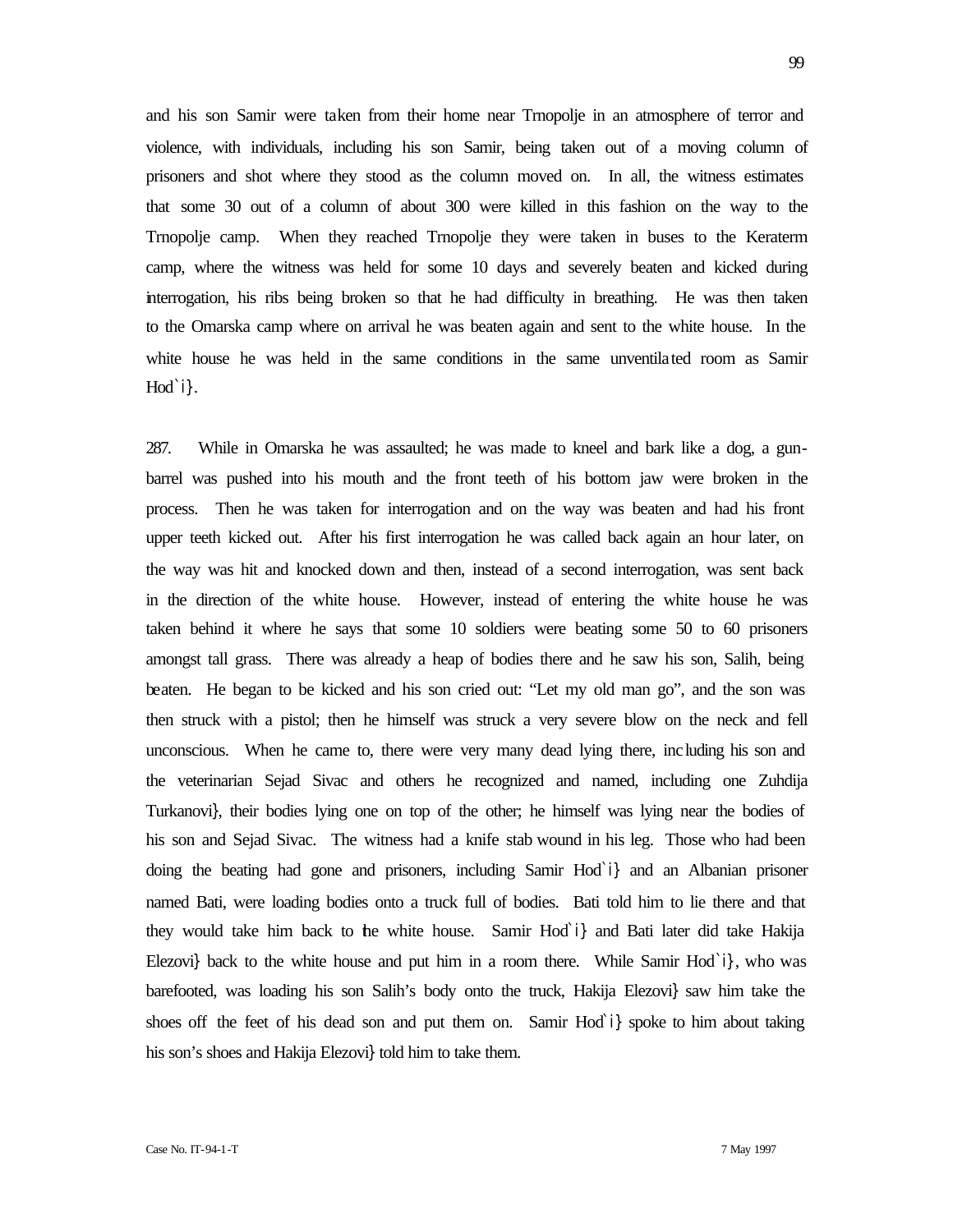and his son Samir were taken from their home near Trnopolje in an atmosphere of terror and violence, with individuals, including his son Samir, being taken out of a moving column of prisoners and shot where they stood as the column moved on. In all, the witness estimates that some 30 out of a column of about 300 were killed in this fashion on the way to the Trnopolje camp. When they reached Trnopolje they were taken in buses to the Keraterm camp, where the witness was held for some 10 days and severely beaten and kicked during interrogation, his ribs being broken so that he had difficulty in breathing. He was then taken to the Omarska camp where on arrival he was beaten again and sent to the white house. In the white house he was held in the same conditions in the same unventilated room as Samir Hod`i}.

287. While in Omarska he was assaulted; he was made to kneel and bark like a dog, a gun-barrel was pushed into his mouth and the front teeth of his bottom jaw were broken in the process. Then he was taken for interrogation and on the way was beaten and had his front upper teeth kicked out. After his first interrogation he was called back again an hour later, on the way was hit and knocked down and then, instead of a second interrogation, was sent back in the direction of the white house. However, instead of entering the white house he was taken behind it where he says that some 10 soldiers were beating some 50 to 60 prisoners amongst tall grass. There was already a heap of bodies there and he saw his son, Salih, being beaten. He began to be kicked and his son cried out: "Let my old man go", and the son was then struck with a pistol; then he himself was struck a very severe blow on the neck and fell unconscious. When he came to, there were very many dead lying there, including his son and the veterinarian Sejad Sivac and others he recognized and named, including one Zuhdija Turkanovi}, their bodies lying one on top of the other; he himself was lying near the bodies of his son and Sejad Sivac. The witness had a knife stab wound in his leg. Those who had been doing the beating had gone and prisoners, including Samir Hod`i} and an Albanian prisoner named Bati, were loading bodies onto a truck full of bodies. Bati told him to lie there and that they would take him back to the white house. Samir Hod`i} and Bati later did take Hakija Elezovi} back to the white house and put him in a room there. While Samir Hod`i}, who was barefooted, was loading his son Salih's body onto the truck, Hakija Elezovi} saw him take the shoes off the feet of his dead son and put them on. Samir Hod`i} spoke to him about taking his son's shoes and Hakija Elezovi} told him to take them.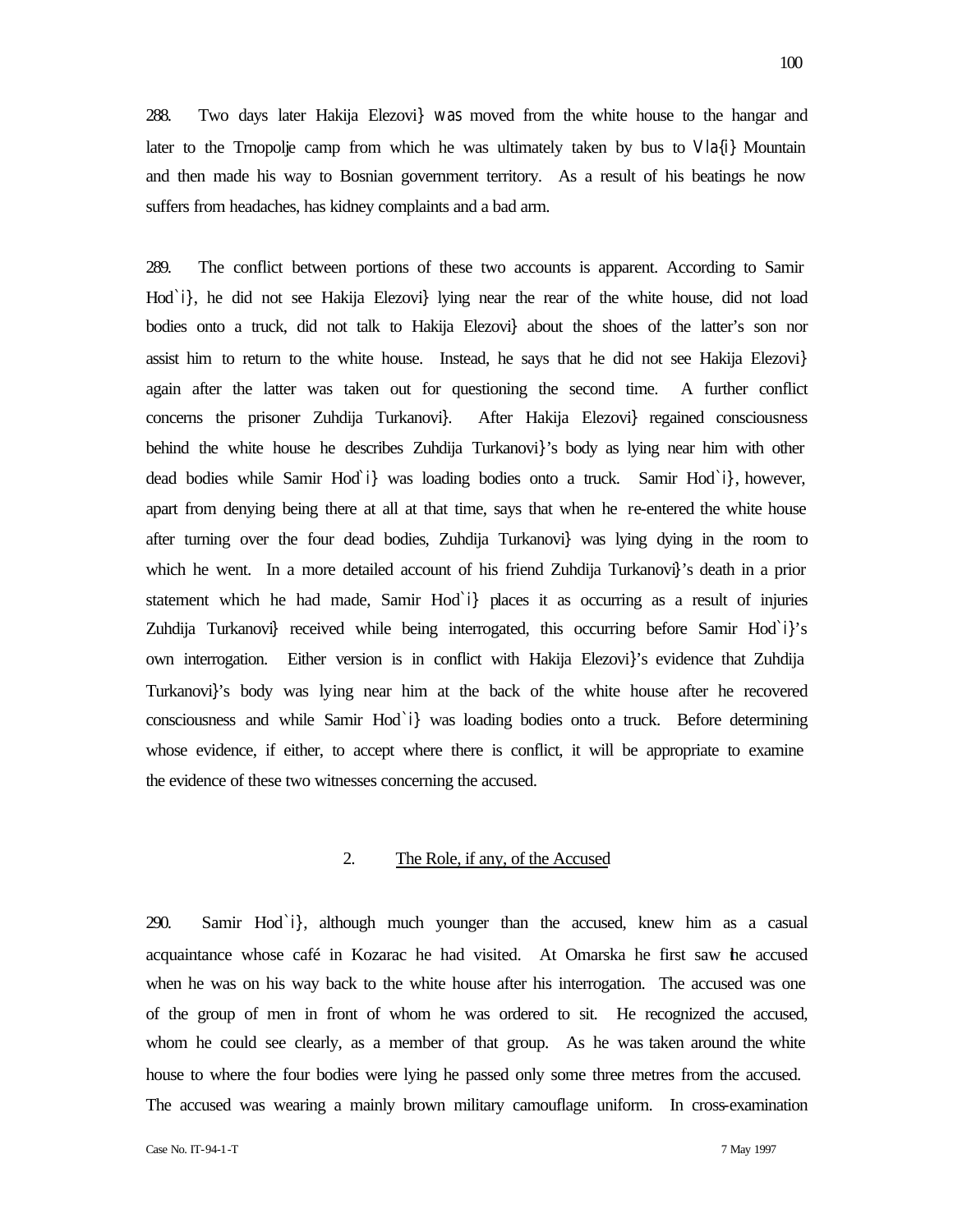288. Two days later Hakija Elezovi} was moved from the white house to the hangar and later to the Trnopolje camp from which he was ultimately taken by bus to Vla{i} Mountain and then made his way to Bosnian government territory. As a result of his beatings he now suffers from headaches, has kidney complaints and a bad arm.

289. The conflict between portions of these two accounts is apparent. According to Samir Hod`i}, he did not see Hakija Elezovi} lying near the rear of the white house, did not load bodies onto a truck, did not talk to Hakija Elezovi} about the shoes of the latter's son nor assist him to return to the white house. Instead, he says that he did not see Hakija Elezovi} again after the latter was taken out for questioning the second time. A further conflict concerns the prisoner Zuhdija Turkanovi}. After Hakija Elezovi} regained consciousness behind the white house he describes Zuhdija Turkanovi}'s body as lying near him with other dead bodies while Samir Hod`i} was loading bodies onto a truck. Samir Hod`i}, however, apart from denying being there at all at that time, says that when he re-entered the white house after turning over the four dead bodies, Zuhdija Turkanovi} was lying dying in the room to which he went. In a more detailed account of his friend Zuhdija Turkanovi}'s death in a prior statement which he had made, Samir Hod`i} places it as occurring as a result of injuries Zuhdija Turkanovi} received while being interrogated, this occurring before Samir Hod`i}'s own interrogation. Either version is in conflict with Hakija Elezovi}'s evidence that Zuhdija Turkanovi}'s body was lying near him at the back of the white house after he recovered consciousness and while Samir Hod`i} was loading bodies onto a truck. Before determining whose evidence, if either, to accept where there is conflict, it will be appropriate to examine the evidence of these two witnesses concerning the accused.

## 2. The Role, if any, of the Accused

290. Samir Hod`i}, although much younger than the accused, knew him as a casual acquaintance whose café in Kozarac he had visited. At Omarska he first saw the accused when he was on his way back to the white house after his interrogation. The accused was one of the group of men in front of whom he was ordered to sit. He recognized the accused, whom he could see clearly, as a member of that group. As he was taken around the white house to where the four bodies were lying he passed only some three metres from the accused. The accused was wearing a mainly brown military camouflage uniform. In cross-examination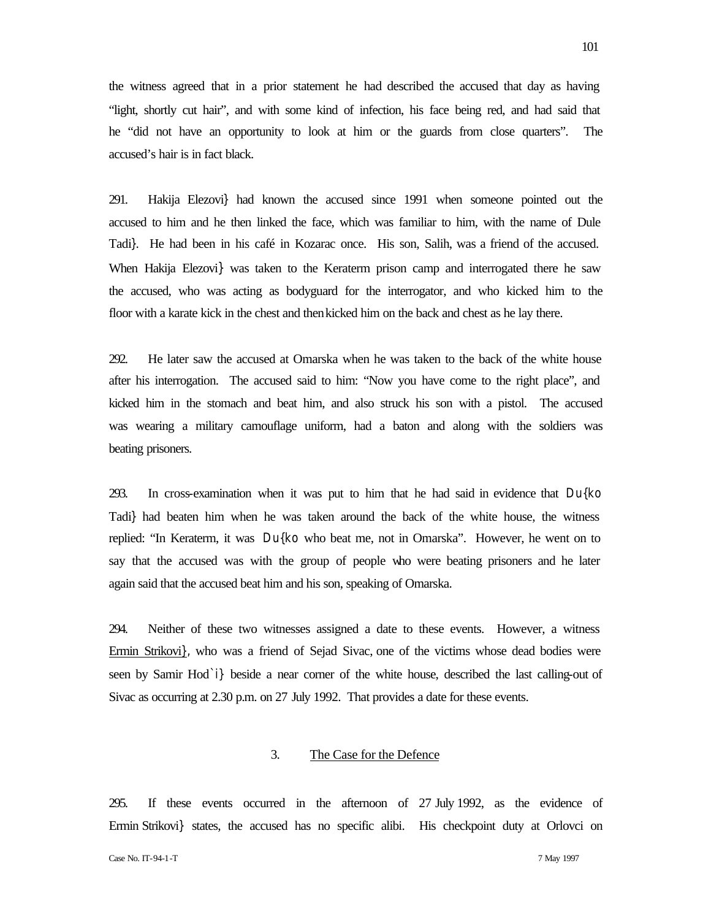the witness agreed that in a prior statement he had described the accused that day as having "light, shortly cut hair", and with some kind of infection, his face being red, and had said that he "did not have an opportunity to look at him or the guards from close quarters". The accused's hair is in fact black.

291. Hakija Elezovi} had known the accused since 1991 when someone pointed out the accused to him and he then linked the face, which was familiar to him, with the name of Dule Tadi}. He had been in his café in Kozarac once. His son, Salih, was a friend of the accused. When Hakija Elezovi} was taken to the Keraterm prison camp and interrogated there he saw the accused, who was acting as bodyguard for the interrogator, and who kicked him to the floor with a karate kick in the chest and then kicked him on the back and chest as he lay there.

292. He later saw the accused at Omarska when he was taken to the back of the white house after his interrogation. The accused said to him: "Now you have come to the right place", and kicked him in the stomach and beat him, and also struck his son with a pistol. The accused was wearing a military camouflage uniform, had a baton and along with the soldiers was beating prisoners.

293. In cross-examination when it was put to him that he had said in evidence that Du{ko Tadi} had beaten him when he was taken around the back of the white house, the witness replied: "In Keraterm, it was Du{ko who beat me, not in Omarska". However, he went on to say that the accused was with the group of people who were beating prisoners and he later again said that the accused beat him and his son, speaking of Omarska.

294. Neither of these two witnesses assigned a date to these events. However, a witness <u>Ermin Strikovi}</u>, who was a friend of Sejad Sivac, one of the victims whose dead bodies were seen by Samir Hod`i} beside a near corner of the white house, described the last calling-out of Sivac as occurring at 2.30 p.m. on 27 July 1992. That provides a date for these events.

### 3. <u>The Case for the Defence</u>

295. If these events occurred in the afternoon of 27 July 1992, as the evidence of Ermin Strikovi} states, the accused has no specific alibi. His checkpoint duty at Orlovci on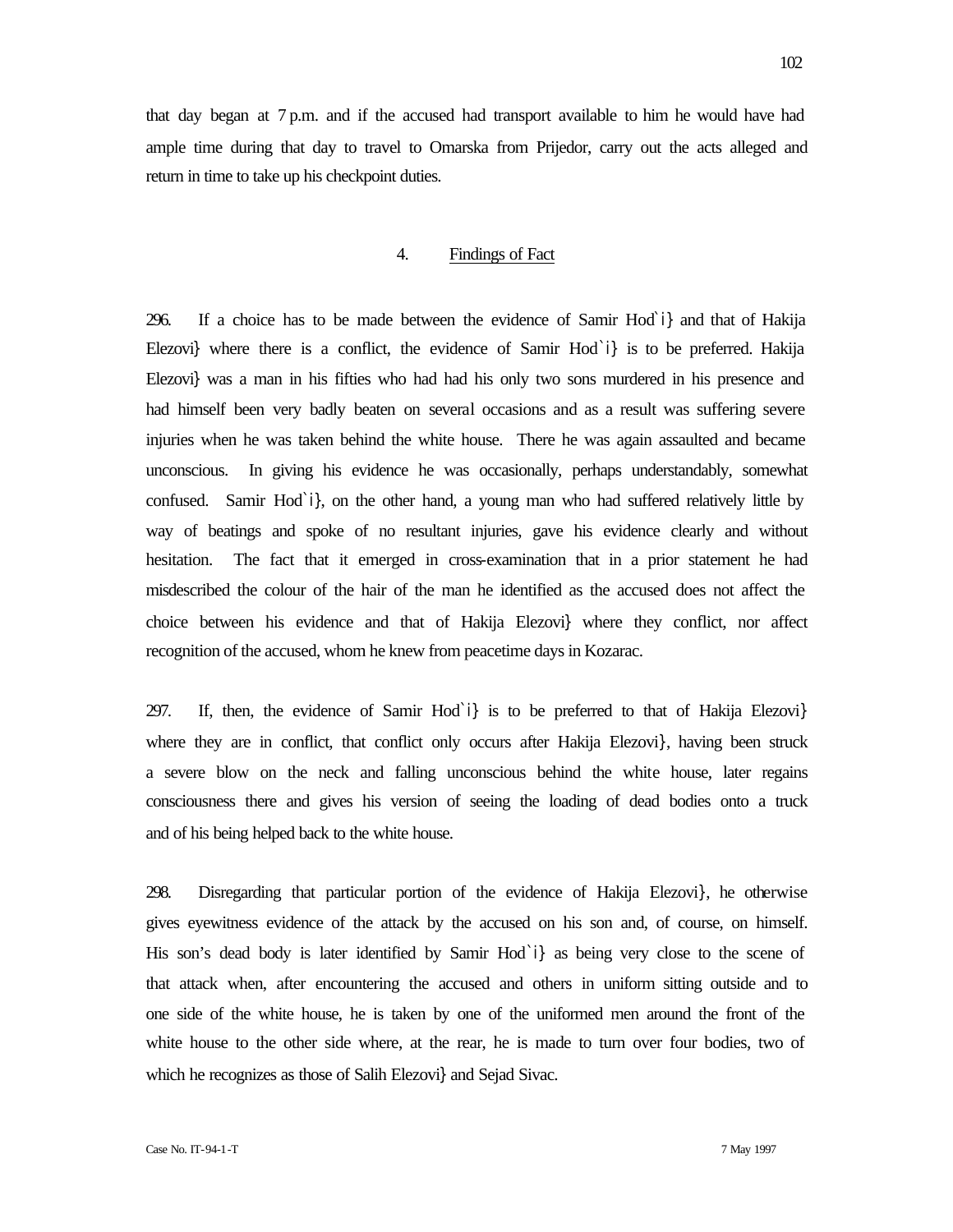that day began at 7 p.m. and if the accused had transport available to him he would have had ample time during that day to travel to Omarska from Prijedor, carry out the acts alleged and return in time to take up his checkpoint duties.

### 4. Findings of Fact

296. If a choice has to be made between the evidence of Samir Hod`i} and that of Hakija Elezovi} where there is a conflict, the evidence of Samir Hod`i} is to be preferred. Hakija Elezovi} was a man in his fifties who had had his only two sons murdered in his presence and had himself been very badly beaten on several occasions and as a result was suffering severe injuries when he was taken behind the white house. There he was again assaulted and became unconscious. In giving his evidence he was occasionally, perhaps understandably, somewhat confused. Samir Hod`i}, on the other hand, a young man who had suffered relatively little by way of beatings and spoke of no resultant injuries, gave his evidence clearly and without hesitation. The fact that it emerged in cross-examination that in a prior statement he had misdescribed the colour of the hair of the man he identified as the accused does not affect the choice between his evidence and that of Hakija Elezovi} where they conflict, nor affect recognition of the accused, whom he knew from peacetime days in Kozarac.

297. If, then, the evidence of Samir Hod`i} is to be preferred to that of Hakija Elezovi} where they are in conflict, that conflict only occurs after Hakija Elezovi}, having been struck a severe blow on the neck and falling unconscious behind the white house, later regains consciousness there and gives his version of seeing the loading of dead bodies onto a truck and of his being helped back to the white house.

298. Disregarding that particular portion of the evidence of Hakija Elezovi}, he otherwise gives eyewitness evidence of the attack by the accused on his son and, of course, on himself. His son's dead body is later identified by Samir Hod`i} as being very close to the scene of that attack when, after encountering the accused and others in uniform sitting outside and to one side of the white house, he is taken by one of the uniformed men around the front of the white house to the other side where, at the rear, he is made to turn over four bodies, two of which he recognizes as those of Salih Elezovi} and Sejad Sivac.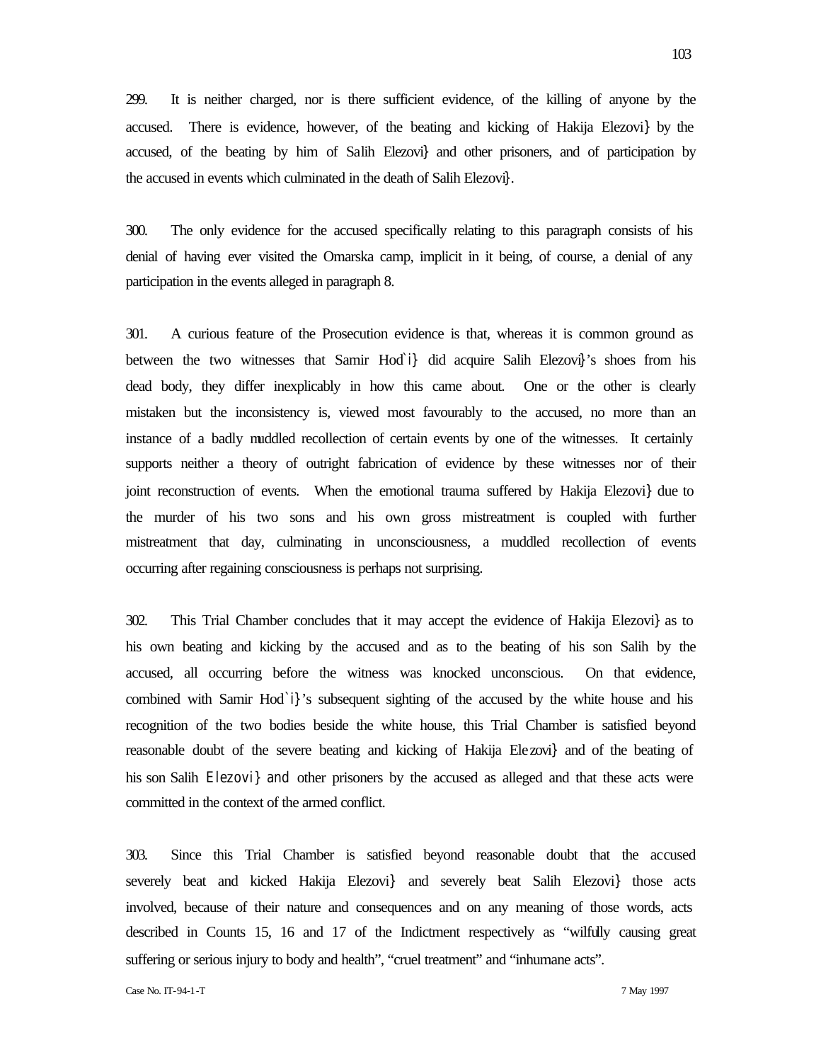299. It is neither charged, nor is there sufficient evidence, of the killing of anyone by the accused. There is evidence, however, of the beating and kicking of Hakija Elezovi} by the accused, of the beating by him of Salih Elezovi} and other prisoners, and of participation by the accused in events which culminated in the death of Salih Elezovi}.

300. The only evidence for the accused specifically relating to this paragraph consists of his denial of having ever visited the Omarska camp, implicit in it being, of course, a denial of any participation in the events alleged in paragraph 8.

301. A curious feature of the Prosecution evidence is that, whereas it is common ground as between the two witnesses that Samir Hod`i} did acquire Salih Elezovi}'s shoes from his dead body, they differ inexplicably in how this came about. One or the other is clearly mistaken but the inconsistency is, viewed most favourably to the accused, no more than an instance of a badly muddled recollection of certain events by one of the witnesses. It certainly supports neither a theory of outright fabrication of evidence by these witnesses nor of their joint reconstruction of events. When the emotional trauma suffered by Hakija Elezovi} due to the murder of his two sons and his own gross mistreatment is coupled with further mistreatment that day, culminating in unconsciousness, a muddled recollection of events occurring after regaining consciousness is perhaps not surprising.

302. This Trial Chamber concludes that it may accept the evidence of Hakija Elezovi} as to his own beating and kicking by the accused and as to the beating of his son Salih by the accused, all occurring before the witness was knocked unconscious. On that evidence, combined with Samir Hod`i}'s subsequent sighting of the accused by the white house and his recognition of the two bodies beside the white house, this Trial Chamber is satisfied beyond reasonable doubt of the severe beating and kicking of Hakija Elezovi} and of the beating of his son Salih Elezovi} and other prisoners by the accused as alleged and that these acts were committed in the context of the armed conflict.

303. Since this Trial Chamber is satisfied beyond reasonable doubt that the accused severely beat and kicked Hakija Elezovi} and severely beat Salih Elezovi} those acts involved, because of their nature and consequences and on any meaning of those words, acts described in Counts 15, 16 and 17 of the Indictment respectively as "wilfully causing great suffering or serious injury to body and health", "cruel treatment" and "inhumane acts".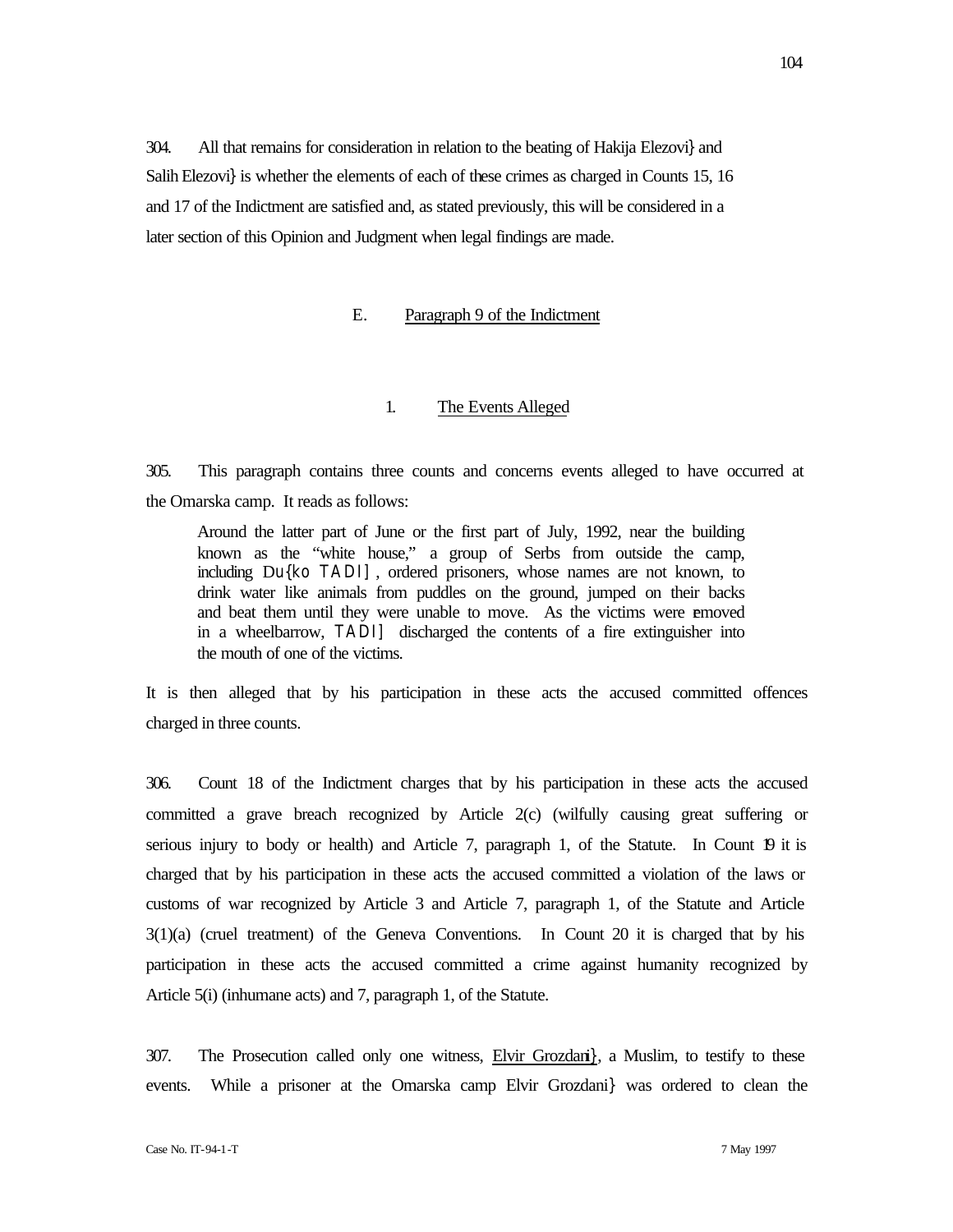304. All that remains for consideration in relation to the beating of Hakija Elezovi} and Salih Elezovi} is whether the elements of each of these crimes as charged in Counts 15, 16 and 17 of the Indictment are satisfied and, as stated previously, this will be considered in a later section of this Opinion and Judgment when legal findings are made.

### E. Paragraph 9 of the Indictment

#### 1. The Events Alleged

305. This paragraph contains three counts and concerns events alleged to have occurred at the Omarska camp. It reads as follows:

> Around the latter part of June or the first part of July, 1992, near the building known as the "white house," a group of Serbs from outside the camp, including Du{ko TADI], ordered prisoners, whose names are not known, to drink water like animals from puddles on the ground, jumped on their backs and beat them until they were unable to move. As the victims were removed in a wheelbarrow, TADI] discharged the contents of a fire extinguisher into the mouth of one of the victims.

It is then alleged that by his participation in these acts the accused committed offences charged in three counts.

306. Count 18 of the Indictment charges that by his participation in these acts the accused committed a grave breach recognized by Article 2(c) (wilfully causing great suffering or serious injury to body or health) and Article 7, paragraph 1, of the Statute. In Count 19 it is charged that by his participation in these acts the accused committed a violation of the laws or customs of war recognized by Article 3 and Article 7, paragraph 1, of the Statute and Article 3(1)(a) (cruel treatment) of the Geneva Conventions. In Count 20 it is charged that by his participation in these acts the accused committed a crime against humanity recognized by Article 5(i) (inhumane acts) and 7, paragraph 1, of the Statute.

307. The Prosecution called only one witness, Elvir Grozdani}, a Muslim, to testify to these events. While a prisoner at the Omarska camp Elvir Grozdani} was ordered to clean the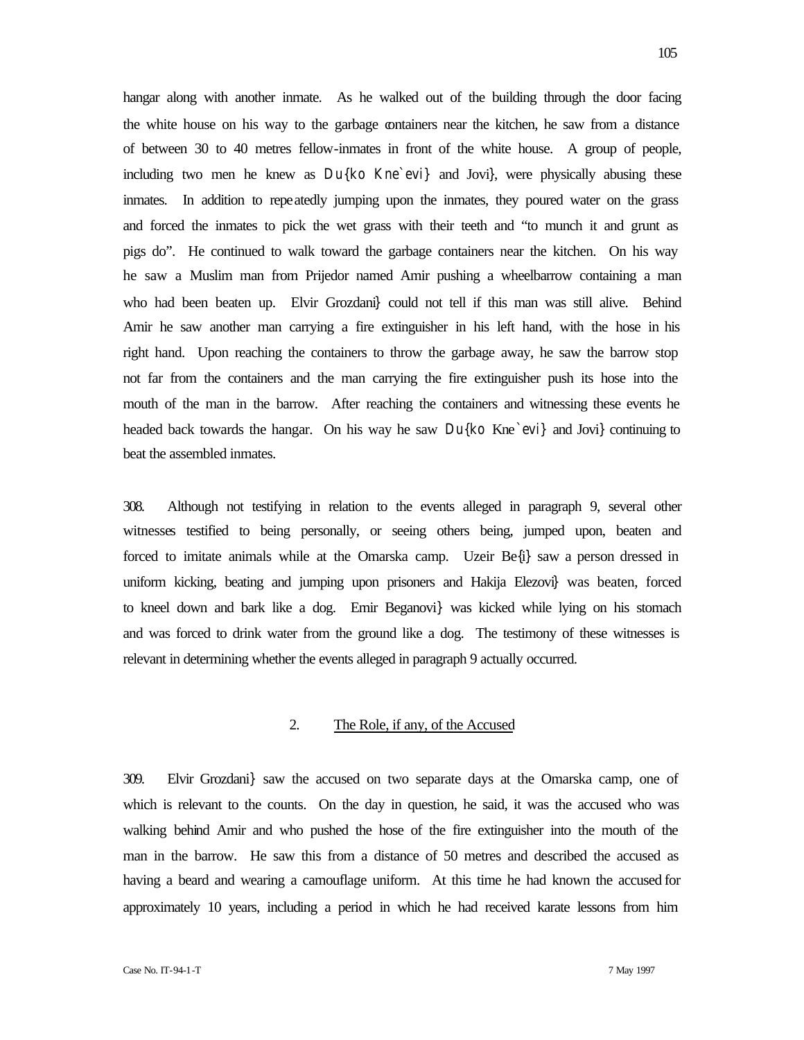hangar along with another inmate. As he walked out of the building through the door facing the white house on his way to the garbage containers near the kitchen, he saw from a distance of between 30 to 40 metres fellow-inmates in front of the white house. A group of people, including two men he knew as Du{ko Kne`evi} and Jovi}, were physically abusing these inmates. In addition to repeatedly jumping upon the inmates, they poured water on the grass and forced the inmates to pick the wet grass with their teeth and "to munch it and grunt as pigs do". He continued to walk toward the garbage containers near the kitchen. On his way he saw a Muslim man from Prijedor named Amir pushing a wheelbarrow containing a man who had been beaten up. Elvir Grozdani} could not tell if this man was still alive. Behind Amir he saw another man carrying a fire extinguisher in his left hand, with the hose in his right hand. Upon reaching the containers to throw the garbage away, he saw the barrow stop not far from the containers and the man carrying the fire extinguisher push its hose into the mouth of the man in the barrow. After reaching the containers and witnessing these events he headed back towards the hangar. On his way he saw Du{ko Kne`evi} and Jovi} continuing to beat the assembled inmates.

308. Although not testifying in relation to the events alleged in paragraph 9, several other witnesses testified to being personally, or seeing others being, jumped upon, beaten and forced to imitate animals while at the Omarska camp. Uzeir Be{i} saw a person dressed in uniform kicking, beating and jumping upon prisoners and Hakija Elezovi} was beaten, forced to kneel down and bark like a dog. Emir Beganovi} was kicked while lying on his stomach and was forced to drink water from the ground like a dog. The testimony of these witnesses is relevant in determining whether the events alleged in paragraph 9 actually occurred.

### 2. The Role, if any, of the Accused

309. Elvir Grozdani} saw the accused on two separate days at the Omarska camp, one of which is relevant to the counts. On the day in question, he said, it was the accused who was walking behind Amir and who pushed the hose of the fire extinguisher into the mouth of the man in the barrow. He saw this from a distance of 50 metres and described the accused as having a beard and wearing a camouflage uniform. At this time he had known the accused for approximately 10 years, including a period in which he had received karate lessons from him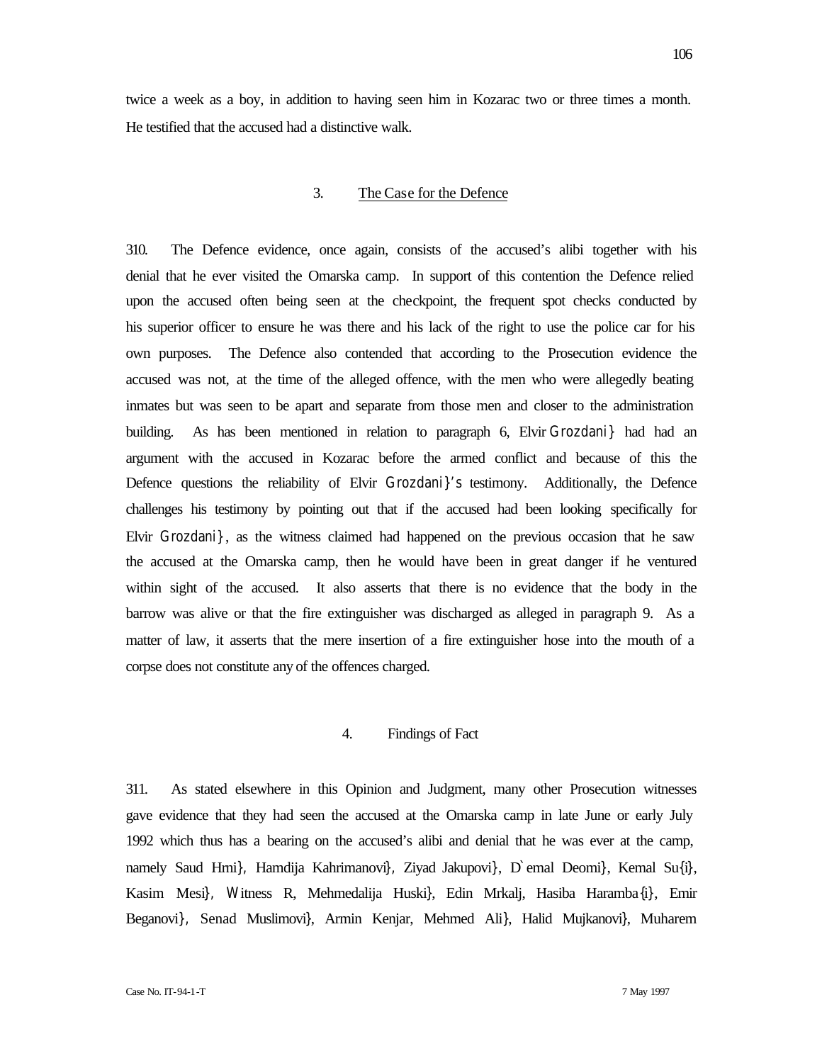twice a week as a boy, in addition to having seen him in Kozarac two or three times a month. He testified that the accused had a distinctive walk.

### 3. The Case for the Defence

310. The Defence evidence, once again, consists of the accused's alibi together with his denial that he ever visited the Omarska camp. In support of this contention the Defence relied upon the accused often being seen at the checkpoint, the frequent spot checks conducted by his superior officer to ensure he was there and his lack of the right to use the police car for his own purposes. The Defence also contended that according to the Prosecution evidence the accused was not, at the time of the alleged offence, with the men who were allegedly beating inmates but was seen to be apart and separate from those men and closer to the administration building. As has been mentioned in relation to paragraph 6, Elvir Grozdani} had had an argument with the accused in Kozarac before the armed conflict and because of this the Defence questions the reliability of Elvir Grozdani}'s testimony. Additionally, the Defence challenges his testimony by pointing out that if the accused had been looking specifically for Elvir Grozdani}, as the witness claimed had happened on the previous occasion that he saw the accused at the Omarska camp, then he would have been in great danger if he ventured within sight of the accused. It also asserts that there is no evidence that the body in the barrow was alive or that the fire extinguisher was discharged as alleged in paragraph 9. As a matter of law, it asserts that the mere insertion of a fire extinguisher hose into the mouth of a corpse does not constitute any of the offences charged.

### 4. Findings of Fact

311. As stated elsewhere in this Opinion and Judgment, many other Prosecution witnesses gave evidence that they had seen the accused at the Omarska camp in late June or early July 1992 which thus has a bearing on the accused's alibi and denial that he was ever at the camp, namely Saud Hrni}, Hamdija Kahrimanovi}, Ziyad Jakupovi}, D`emal Deomi}, Kemal Su{i}, Kasim Mesi}, Witness R, Mehmedalija Huski}, Edin Mrkalj, Hasiba Haramba{i}, Emir Beganovi}, Senad Muslimovi}, Armin Kenjar, Mehmed Ali}, Halid Mujkanovi}, Muharem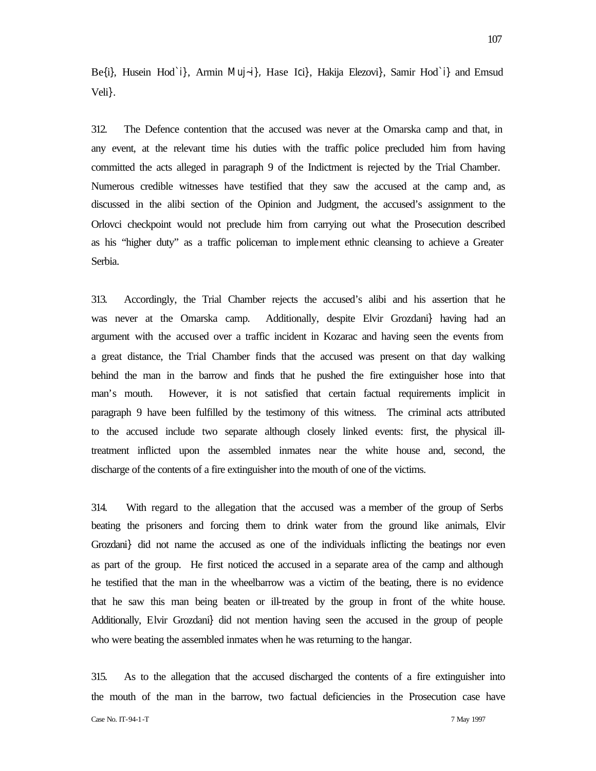Be{i}, Husein Hod`i}, Armin Muj~i}, Hase Ici}, Hakija Elezovi}, Samir Hod`i} and Emsud Veli}.

312. The Defence contention that the accused was never at the Omarska camp and that, in any event, at the relevant time his duties with the traffic police precluded him from having committed the acts alleged in paragraph 9 of the Indictment is rejected by the Trial Chamber. Numerous credible witnesses have testified that they saw the accused at the camp and, as discussed in the alibi section of the Opinion and Judgment, the accused's assignment to the Orlovci checkpoint would not preclude him from carrying out what the Prosecution described as his "higher duty" as a traffic policeman to implement ethnic cleansing to achieve a Greater Serbia.

313. Accordingly, the Trial Chamber rejects the accused's alibi and his assertion that he was never at the Omarska camp. Additionally, despite Elvir Grozdani} having had an argument with the accused over a traffic incident in Kozarac and having seen the events from a great distance, the Trial Chamber finds that the accused was present on that day walking behind the man in the barrow and finds that he pushed the fire extinguisher hose into that man's mouth. However, it is not satisfied that certain factual requirements implicit in paragraph 9 have been fulfilled by the testimony of this witness. The criminal acts attributed to the accused include two separate although closely linked events: first, the physical ill-treatment inflicted upon the assembled inmates near the white house and, second, the discharge of the contents of a fire extinguisher into the mouth of one of the victims.

314. With regard to the allegation that the accused was a member of the group of Serbs beating the prisoners and forcing them to drink water from the ground like animals, Elvir Grozdani} did not name the accused as one of the individuals inflicting the beatings nor even as part of the group. He first noticed the accused in a separate area of the camp and although he testified that the man in the wheelbarrow was a victim of the beating, there is no evidence that he saw this man being beaten or ill-treated by the group in front of the white house. Additionally, Elvir Grozdani} did not mention having seen the accused in the group of people who were beating the assembled inmates when he was returning to the hangar.

315. As to the allegation that the accused discharged the contents of a fire extinguisher into the mouth of the man in the barrow, two factual deficiencies in the Prosecution case have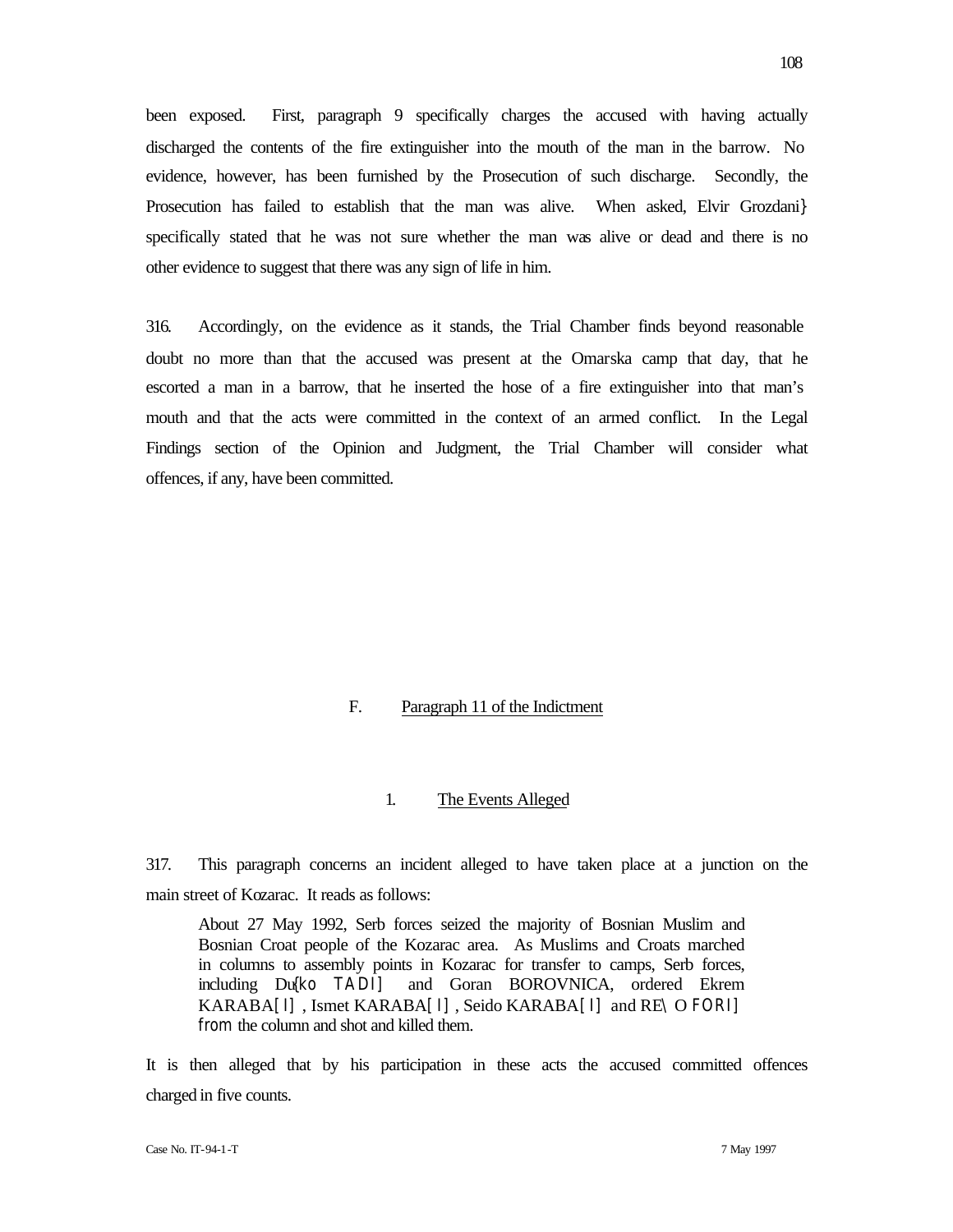been exposed. First, paragraph 9 specifically charges the accused with having actually discharged the contents of the fire extinguisher into the mouth of the man in the barrow. No evidence, however, has been furnished by the Prosecution of such discharge. Secondly, the Prosecution has failed to establish that the man was alive. When asked, Elvir Grozdani} specifically stated that he was not sure whether the man was alive or dead and there is no other evidence to suggest that there was any sign of life in him.

316. Accordingly, on the evidence as it stands, the Trial Chamber finds beyond reasonable doubt no more than that the accused was present at the Omarska camp that day, that he escorted a man in a barrow, that he inserted the hose of a fire extinguisher into that man's mouth and that the acts were committed in the context of an armed conflict. In the Legal Findings section of the Opinion and Judgment, the Trial Chamber will consider what offences, if any, have been committed.

## F. Paragraph 11 of the Indictment

### 1. The Events Alleged

317. This paragraph concerns an incident alleged to have taken place at a junction on the main street of Kozarac. It reads as follows:

> About 27 May 1992, Serb forces seized the majority of Bosnian Muslim and Bosnian Croat people of the Kozarac area. As Muslims and Croats marched in columns to assembly points in Kozarac for transfer to camps, Serb forces, including Du{ko TADI] and Goran BOROVNICA, ordered Ekrem KARABA[I], Ismet KARABA[I], Seido KARABA[I] and RE\O FORI] from the column and shot and killed them.

It is then alleged that by his participation in these acts the accused committed offences charged in five counts.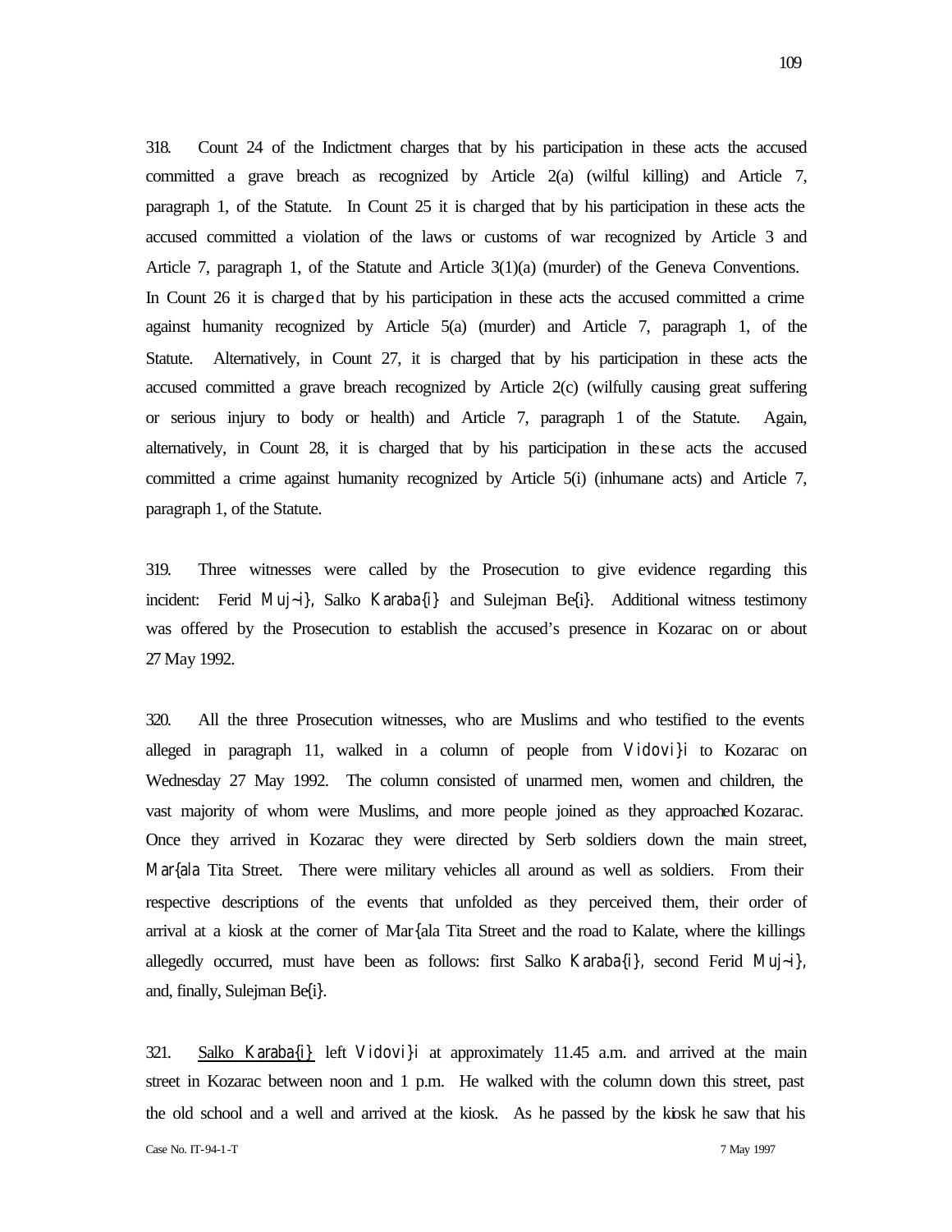318. Count 24 of the Indictment charges that by his participation in these acts the accused committed a grave breach as recognized by Article 2(a) (wilful killing) and Article 7, paragraph 1, of the Statute. In Count 25 it is charged that by his participation in these acts the accused committed a violation of the laws or customs of war recognized by Article 3 and Article 7, paragraph 1, of the Statute and Article 3(1)(a) (murder) of the Geneva Conventions. In Count 26 it is charged that by his participation in these acts the accused committed a crime against humanity recognized by Article 5(a) (murder) and Article 7, paragraph 1, of the Statute. Alternatively, in Count 27, it is charged that by his participation in these acts the accused committed a grave breach recognized by Article 2(c) (wilfully causing great suffering or serious injury to body or health) and Article 7, paragraph 1 of the Statute. Again, alternatively, in Count 28, it is charged that by his participation in these acts the accused committed a crime against humanity recognized by Article 5(i) (inhumane acts) and Article 7, paragraph 1, of the Statute.

319. Three witnesses were called by the Prosecution to give evidence regarding this incident: Ferid Muj~i}, Salko Karaba{i} and Sulejman Be{i}. Additional witness testimony was offered by the Prosecution to establish the accused's presence in Kozarac on or about 27 May 1992.

320. All the three Prosecution witnesses, who are Muslims and who testified to the events alleged in paragraph 11, walked in a column of people from Vidovi}i to Kozarac on Wednesday 27 May 1992. The column consisted of unarmed men, women and children, the vast majority of whom were Muslims, and more people joined as they approached Kozarac. Once they arrived in Kozarac they were directed by Serb soldiers down the main street, Mar{ala Tita Street. There were military vehicles all around as well as soldiers. From their respective descriptions of the events that unfolded as they perceived them, their order of arrival at a kiosk at the corner of Mar{ala Tita Street and the road to Kalate, where the killings allegedly occurred, must have been as follows: first Salko Karaba{i}, second Ferid Muj~i}, and, finally, Sulejman Be{i}.

321. Salko Karaba{i} left Vidovi}i at approximately 11.45 a.m. and arrived at the main street in Kozarac between noon and 1 p.m. He walked with the column down this street, past the old school and a well and arrived at the kiosk. As he passed by the kiosk he saw that his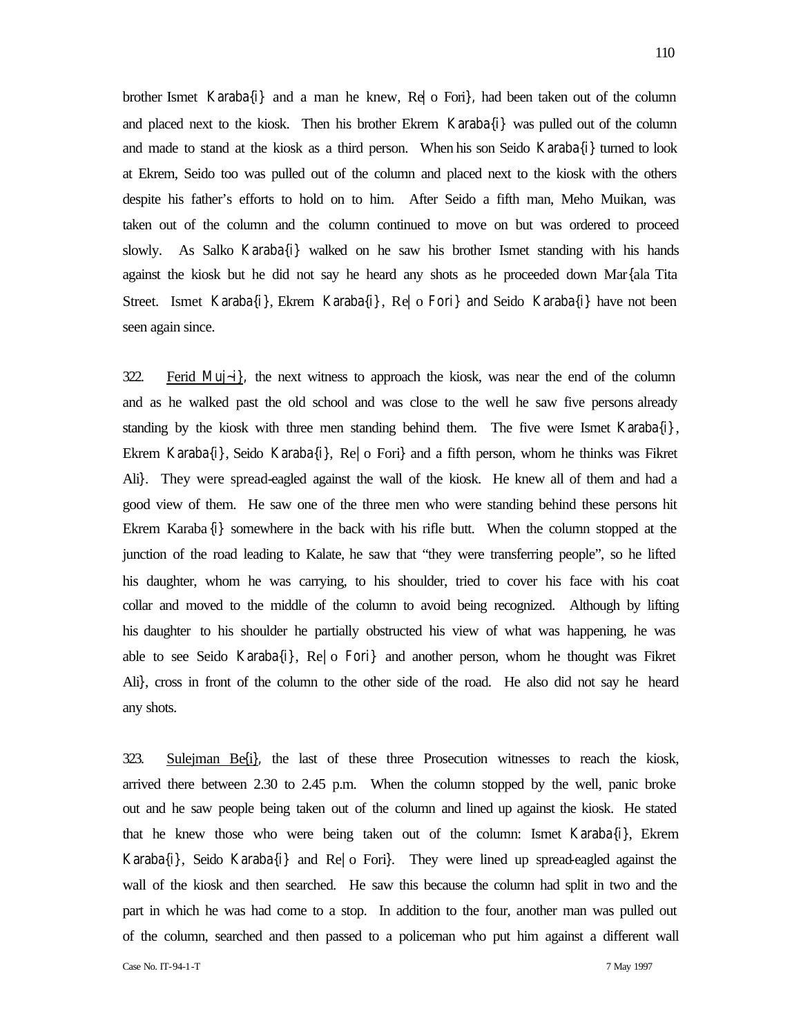brother Ismet Karaba{i} and a man he knew, Re|o Fori}, had been taken out of the column and placed next to the kiosk. Then his brother Ekrem Karaba{i} was pulled out of the column and made to stand at the kiosk as a third person. When his son Seido Karaba{i} turned to look at Ekrem, Seido too was pulled out of the column and placed next to the kiosk with the others despite his father's efforts to hold on to him. After Seido a fifth man, Meho Muikan, was taken out of the column and the column continued to move on but was ordered to proceed slowly. As Salko Karaba{i} walked on he saw his brother Ismet standing with his hands against the kiosk but he did not say he heard any shots as he proceeded down Mar{ala Tita Street. Ismet Karaba{i}, Ekrem Karaba{i}, Re|o Fori} and Seido Karaba{i} have not been seen again since.

322. Ferid Muj~i}, the next witness to approach the kiosk, was near the end of the column and as he walked past the old school and was close to the well he saw five persons already standing by the kiosk with three men standing behind them. The five were Ismet Karaba{i}, Ekrem Karaba{i}, Seido Karaba{i}, Re|o Fori} and a fifth person, whom he thinks was Fikret Ali}. They were spread-eagled against the wall of the kiosk. He knew all of them and had a good view of them. He saw one of the three men who were standing behind these persons hit Ekrem Karaba{i} somewhere in the back with his rifle butt. When the column stopped at the junction of the road leading to Kalate, he saw that "they were transferring people", so he lifted his daughter, whom he was carrying, to his shoulder, tried to cover his face with his coat collar and moved to the middle of the column to avoid being recognized. Although by lifting his daughter to his shoulder he partially obstructed his view of what was happening, he was able to see Seido Karaba{i}, Re|o Fori} and another person, whom he thought was Fikret Ali}, cross in front of the column to the other side of the road. He also did not say he heard any shots.

323. Sulejman Be{i}, the last of these three Prosecution witnesses to reach the kiosk, arrived there between 2.30 to 2.45 p.m. When the column stopped by the well, panic broke out and he saw people being taken out of the column and lined up against the kiosk. He stated that he knew those who were being taken out of the column: Ismet Karaba{i}, Ekrem Karaba{i}, Seido Karaba{i} and Re|o Fori}. They were lined up spread-eagled against the wall of the kiosk and then searched. He saw this because the column had split in two and the part in which he was had come to a stop. In addition to the four, another man was pulled out of the column, searched and then passed to a policeman who put him against a different wall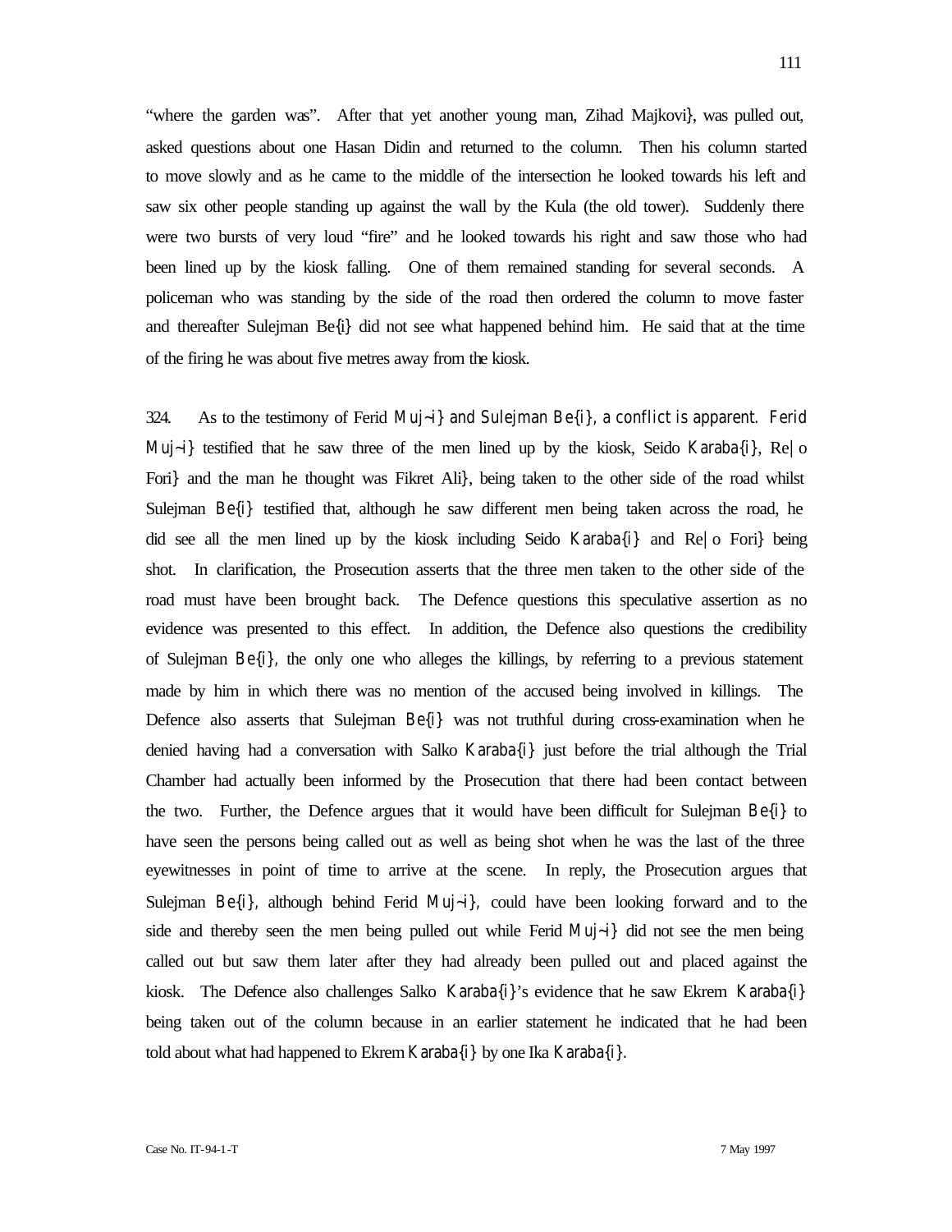"where the garden was". After that yet another young man, Zihad Majkovi}, was pulled out, asked questions about one Hasan Didin and returned to the column. Then his column started to move slowly and as he came to the middle of the intersection he looked towards his left and saw six other people standing up against the wall by the Kula (the old tower). Suddenly there were two bursts of very loud "fire" and he looked towards his right and saw those who had been lined up by the kiosk falling. One of them remained standing for several seconds. A policeman who was standing by the side of the road then ordered the column to move faster and thereafter Sulejman Be{i} did not see what happened behind him. He said that at the time of the firing he was about five metres away from the kiosk.

324. As to the testimony of Ferid Muj~i} and Sulejman Be{i}, a conflict is apparent. Ferid Muj~i} testified that he saw three of the men lined up by the kiosk, Seido Karaba{i}, Re|o Fori} and the man he thought was Fikret Ali}, being taken to the other side of the road whilst Sulejman Be{i} testified that, although he saw different men being taken across the road, he did see all the men lined up by the kiosk including Seido Karaba{i} and Re|o Fori} being shot. In clarification, the Prosecution asserts that the three men taken to the other side of the road must have been brought back. The Defence questions this speculative assertion as no evidence was presented to this effect. In addition, the Defence also questions the credibility of Sulejman Be{i}, the only one who alleges the killings, by referring to a previous statement made by him in which there was no mention of the accused being involved in killings. The Defence also asserts that Sulejman Be{i} was not truthful during cross-examination when he denied having had a conversation with Salko Karaba{i} just before the trial although the Trial Chamber had actually been informed by the Prosecution that there had been contact between the two. Further, the Defence argues that it would have been difficult for Sulejman Be{i} to have seen the persons being called out as well as being shot when he was the last of the three eyewitnesses in point of time to arrive at the scene. In reply, the Prosecution argues that Sulejman Be{i}, although behind Ferid Muj~i}, could have been looking forward and to the side and thereby seen the men being pulled out while Ferid Muj~i} did not see the men being called out but saw them later after they had already been pulled out and placed against the kiosk. The Defence also challenges Salko Karaba{i}'s evidence that he saw Ekrem Karaba{i} being taken out of the column because in an earlier statement he indicated that he had been told about what had happened to Ekrem Karaba{i} by one Ika Karaba{i}.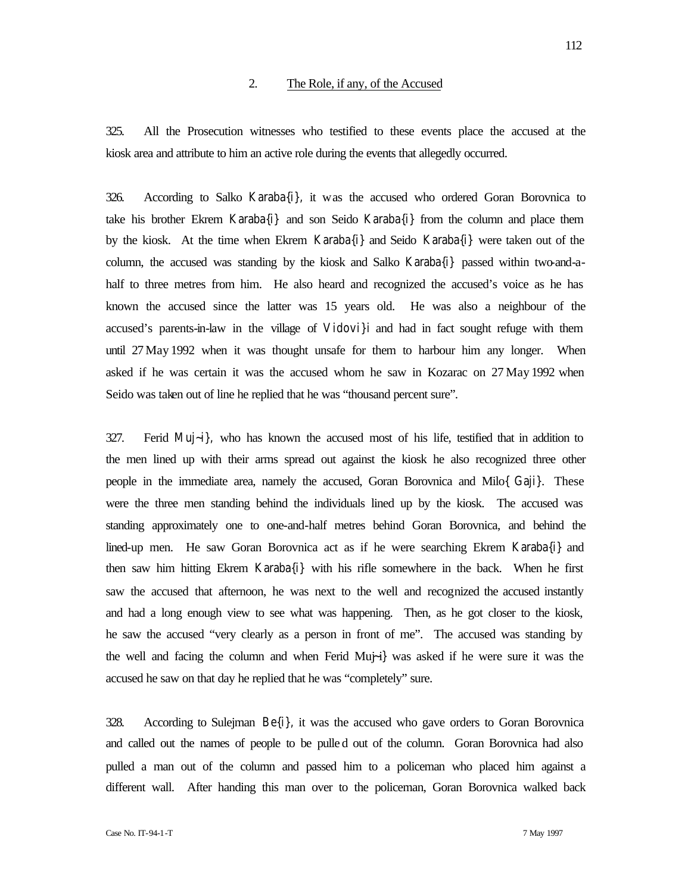## 2. The Role, if any, of the Accused

325. All the Prosecution witnesses who testified to these events place the accused at the kiosk area and attribute to him an active role during the events that allegedly occurred.

326. According to Salko Karaba{i}, it was the accused who ordered Goran Borovnica to take his brother Ekrem Karaba{i} and son Seido Karaba{i} from the column and place them by the kiosk. At the time when Ekrem Karaba{i} and Seido Karaba{i} were taken out of the column, the accused was standing by the kiosk and Salko Karaba{i} passed within two-and-a-half to three metres from him. He also heard and recognized the accused's voice as he has known the accused since the latter was 15 years old. He was also a neighbour of the accused's parents-in-law in the village of Vidovi}i and had in fact sought refuge with them until 27 May 1992 when it was thought unsafe for them to harbour him any longer. When asked if he was certain it was the accused whom he saw in Kozarac on 27 May 1992 when Seido was taken out of line he replied that he was "thousand percent sure".

327. Ferid Muj~i}, who has known the accused most of his life, testified that in addition to the men lined up with their arms spread out against the kiosk he also recognized three other people in the immediate area, namely the accused, Goran Borovnica and Milo{ Gaji}. These were the three men standing behind the individuals lined up by the kiosk. The accused was standing approximately one to one-and-half metres behind Goran Borovnica, and behind the lined-up men. He saw Goran Borovnica act as if he were searching Ekrem Karaba{i} and then saw him hitting Ekrem Karaba{i} with his rifle somewhere in the back. When he first saw the accused that afternoon, he was next to the well and recognized the accused instantly and had a long enough view to see what was happening. Then, as he got closer to the kiosk, he saw the accused "very clearly as a person in front of me". The accused was standing by the well and facing the column and when Ferid Muj~i} was asked if he were sure it was the accused he saw on that day he replied that he was "completely" sure.

328. According to Sulejman Be{i}, it was the accused who gave orders to Goran Borovnica and called out the names of people to be pulled out of the column. Goran Borovnica had also pulled a man out of the column and passed him to a policeman who placed him against a different wall. After handing this man over to the policeman, Goran Borovnica walked back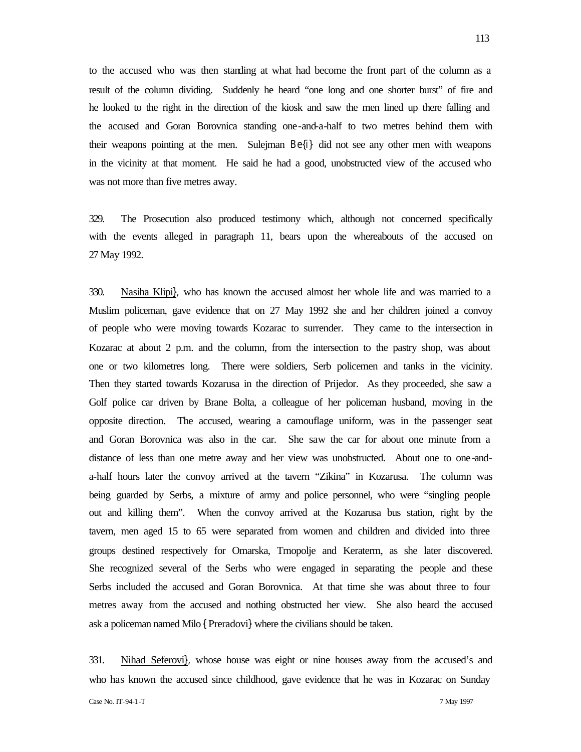to the accused who was then standing at what had become the front part of the column as a result of the column dividing. Suddenly he heard "one long and one shorter burst" of fire and he looked to the right in the direction of the kiosk and saw the men lined up there falling and the accused and Goran Borovnica standing one-and-a-half to two metres behind them with their weapons pointing at the men. Sulejman Be{i} did not see any other men with weapons in the vicinity at that moment. He said he had a good, unobstructed view of the accused who was not more than five metres away.

329. The Prosecution also produced testimony which, although not concerned specifically with the events alleged in paragraph 11, bears upon the whereabouts of the accused on 27 May 1992.

330. Nasiha Klipi}, who has known the accused almost her whole life and was married to a Muslim policeman, gave evidence that on 27 May 1992 she and her children joined a convoy of people who were moving towards Kozarac to surrender. They came to the intersection in Kozarac at about 2 p.m. and the column, from the intersection to the pastry shop, was about one or two kilometres long. There were soldiers, Serb policemen and tanks in the vicinity. Then they started towards Kozarusa in the direction of Prijedor. As they proceeded, she saw a Golf police car driven by Brane Bolta, a colleague of her policeman husband, moving in the opposite direction. The accused, wearing a camouflage uniform, was in the passenger seat and Goran Borovnica was also in the car. She saw the car for about one minute from a distance of less than one metre away and her view was unobstructed. About one to one-and-a-half hours later the convoy arrived at the tavern "Zikina" in Kozarusa. The column was being guarded by Serbs, a mixture of army and police personnel, who were "singling people out and killing them". When the convoy arrived at the Kozarusa bus station, right by the tavern, men aged 15 to 65 were separated from women and children and divided into three groups destined respectively for Omarska, Trnopolje and Keraterm, as she later discovered. She recognized several of the Serbs who were engaged in separating the people and these Serbs included the accused and Goran Borovnica. At that time she was about three to four metres away from the accused and nothing obstructed her view. She also heard the accused ask a policeman named Milo {Preradovi} where the civilians should be taken.

331. Nihad Seferovi}, whose house was eight or nine houses away from the accused's and who has known the accused since childhood, gave evidence that he was in Kozarac on Sunday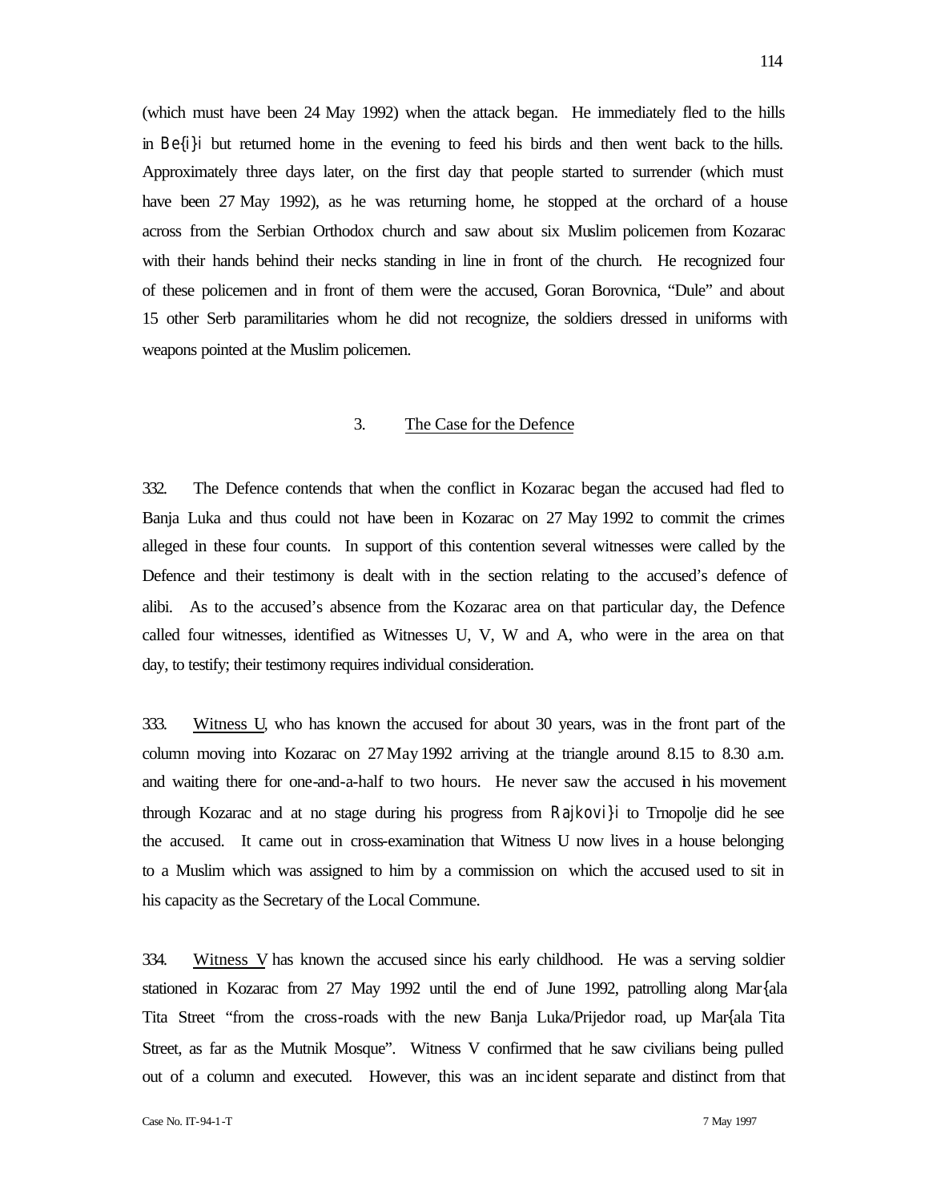(which must have been 24 May 1992) when the attack began. He immediately fled to the hills in Be{i}i but returned home in the evening to feed his birds and then went back to the hills. Approximately three days later, on the first day that people started to surrender (which must have been 27 May 1992), as he was returning home, he stopped at the orchard of a house across from the Serbian Orthodox church and saw about six Muslim policemen from Kozarac with their hands behind their necks standing in line in front of the church. He recognized four of these policemen and in front of them were the accused, Goran Borovnica, "Dule" and about 15 other Serb paramilitaries whom he did not recognize, the soldiers dressed in uniforms with weapons pointed at the Muslim policemen.

### 3. The Case for the Defence

332. The Defence contends that when the conflict in Kozarac began the accused had fled to Banja Luka and thus could not have been in Kozarac on 27 May 1992 to commit the crimes alleged in these four counts. In support of this contention several witnesses were called by the Defence and their testimony is dealt with in the section relating to the accused's defence of alibi. As to the accused's absence from the Kozarac area on that particular day, the Defence called four witnesses, identified as Witnesses U, V, W and A, who were in the area on that day, to testify; their testimony requires individual consideration.

333. Witness U, who has known the accused for about 30 years, was in the front part of the column moving into Kozarac on 27 May 1992 arriving at the triangle around 8.15 to 8.30 a.m. and waiting there for one-and-a-half to two hours. He never saw the accused in his movement through Kozarac and at no stage during his progress from Rajkovi}i to Trnopolje did he see the accused. It came out in cross-examination that Witness U now lives in a house belonging to a Muslim which was assigned to him by a commission on which the accused used to sit in his capacity as the Secretary of the Local Commune.

334. Witness V has known the accused since his early childhood. He was a serving soldier stationed in Kozarac from 27 May 1992 until the end of June 1992, patrolling along Mar{ala Tita Street "from the cross-roads with the new Banja Luka/Prijedor road, up Mar{ala Tita Street, as far as the Mutnik Mosque". Witness V confirmed that he saw civilians being pulled out of a column and executed. However, this was an incident separate and distinct from that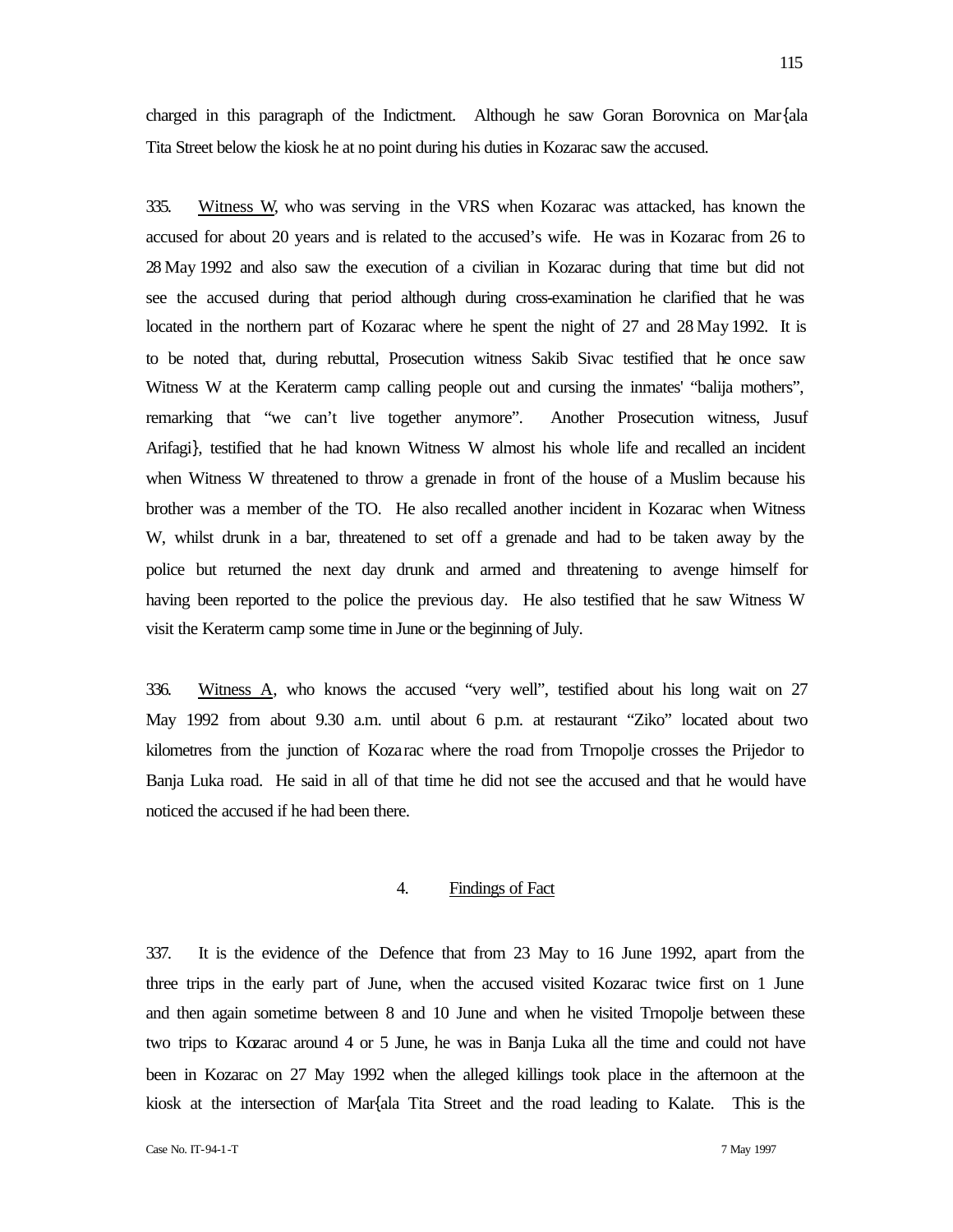charged in this paragraph of the Indictment. Although he saw Goran Borovnica on Mar{ala Tita Street below the kiosk he at no point during his duties in Kozarac saw the accused.

335. Witness W, who was serving in the VRS when Kozarac was attacked, has known the accused for about 20 years and is related to the accused's wife. He was in Kozarac from 26 to 28 May 1992 and also saw the execution of a civilian in Kozarac during that time but did not see the accused during that period although during cross-examination he clarified that he was located in the northern part of Kozarac where he spent the night of 27 and 28 May 1992. It is to be noted that, during rebuttal, Prosecution witness Sakib Sivac testified that he once saw Witness W at the Keraterm camp calling people out and cursing the inmates' "balija mothers", remarking that "we can't live together anymore". Another Prosecution witness, Jusuf Arifagi}, testified that he had known Witness W almost his whole life and recalled an incident when Witness W threatened to throw a grenade in front of the house of a Muslim because his brother was a member of the TO. He also recalled another incident in Kozarac when Witness W, whilst drunk in a bar, threatened to set off a grenade and had to be taken away by the police but returned the next day drunk and armed and threatening to avenge himself for having been reported to the police the previous day. He also testified that he saw Witness W visit the Keraterm camp some time in June or the beginning of July.

336. Witness A, who knows the accused "very well", testified about his long wait on 27 May 1992 from about 9.30 a.m. until about 6 p.m. at restaurant "Ziko" located about two kilometres from the junction of Kozarac where the road from Trnopolje crosses the Prijedor to Banja Luka road. He said in all of that time he did not see the accused and that he would have noticed the accused if he had been there.

### 4. Findings of Fact

337. It is the evidence of the Defence that from 23 May to 16 June 1992, apart from the three trips in the early part of June, when the accused visited Kozarac twice first on 1 June and then again sometime between 8 and 10 June and when he visited Trnopolje between these two trips to Kozarac around 4 or 5 June, he was in Banja Luka all the time and could not have been in Kozarac on 27 May 1992 when the alleged killings took place in the afternoon at the kiosk at the intersection of Mar{ala Tita Street and the road leading to Kalate. This is the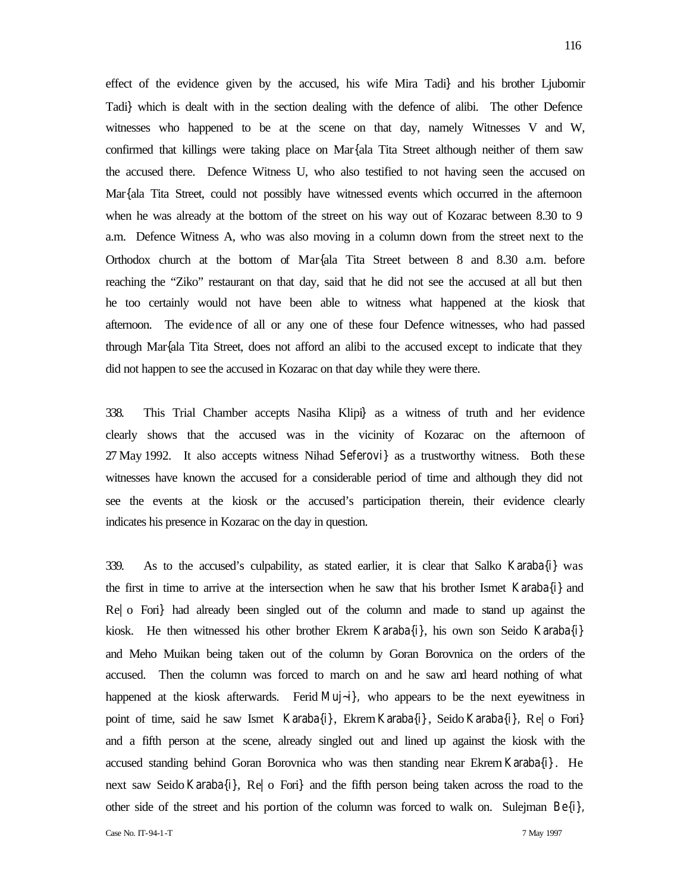effect of the evidence given by the accused, his wife Mira Tadi} and his brother Ljubomir Tadi} which is dealt with in the section dealing with the defence of alibi. The other Defence witnesses who happened to be at the scene on that day, namely Witnesses V and W, confirmed that killings were taking place on Mar{ala Tita Street although neither of them saw the accused there. Defence Witness U, who also testified to not having seen the accused on Mar{ala Tita Street, could not possibly have witnessed events which occurred in the afternoon when he was already at the bottom of the street on his way out of Kozarac between 8.30 to 9 a.m. Defence Witness A, who was also moving in a column down from the street next to the Orthodox church at the bottom of Mar{ala Tita Street between 8 and 8.30 a.m. before reaching the "Ziko" restaurant on that day, said that he did not see the accused at all but then he too certainly would not have been able to witness what happened at the kiosk that afternoon. The evidence of all or any one of these four Defence witnesses, who had passed through Mar{ala Tita Street, does not afford an alibi to the accused except to indicate that they did not happen to see the accused in Kozarac on that day while they were there.

338. This Trial Chamber accepts Nasiha Klipi} as a witness of truth and her evidence clearly shows that the accused was in the vicinity of Kozarac on the afternoon of 27 May 1992. It also accepts witness Nihad Seferovi} as a trustworthy witness. Both these witnesses have known the accused for a considerable period of time and although they did not see the events at the kiosk or the accused's participation therein, their evidence clearly indicates his presence in Kozarac on the day in question.

339. As to the accused's culpability, as stated earlier, it is clear that Salko Karaba{i} was the first in time to arrive at the intersection when he saw that his brother Ismet Karaba{i} and Re|o Fori} had already been singled out of the column and made to stand up against the kiosk. He then witnessed his other brother Ekrem Karaba{i}, his own son Seido Karaba{i} and Meho Muikan being taken out of the column by Goran Borovnica on the orders of the accused. Then the column was forced to march on and he saw and heard nothing of what happened at the kiosk afterwards. Ferid Muj~i}, who appears to be the next eyewitness in point of time, said he saw Ismet Karaba{i}, Ekrem Karaba{i}, Seido Karaba{i}, Re|o Fori} and a fifth person at the scene, already singled out and lined up against the kiosk with the accused standing behind Goran Borovnica who was then standing near Ekrem Karaba{i}. He next saw Seido Karaba{i}, Re|o Fori} and the fifth person being taken across the road to the other side of the street and his portion of the column was forced to walk on. Sulejman Be{i},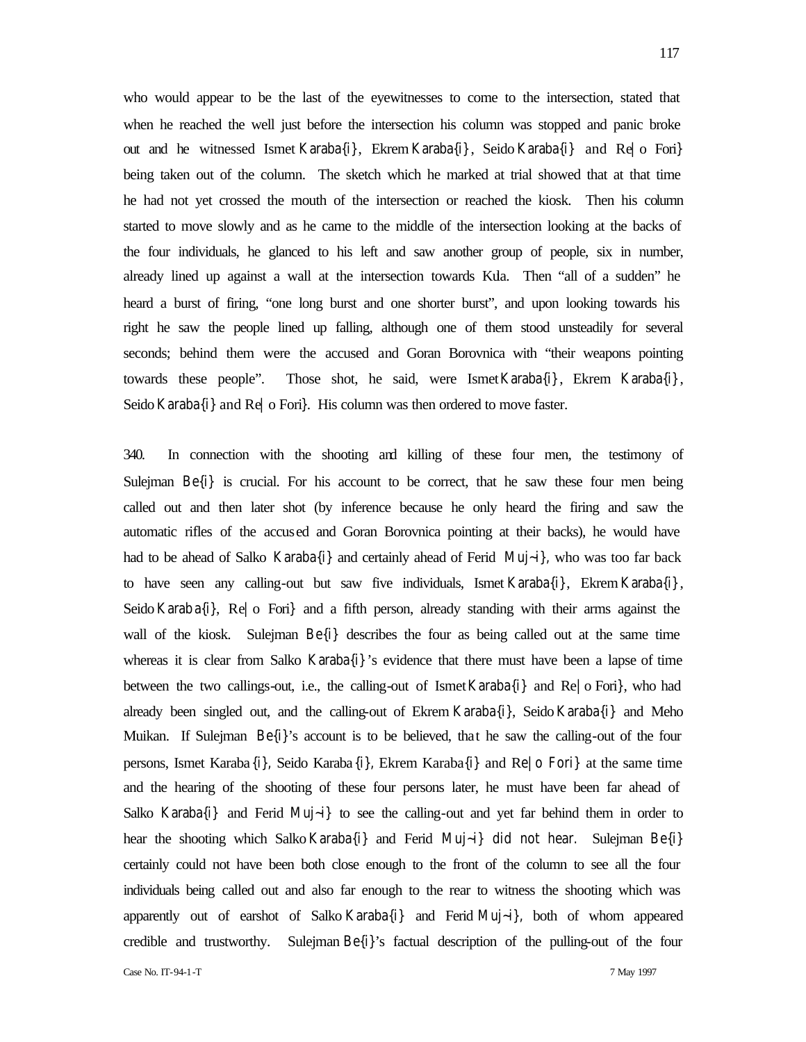who would appear to be the last of the eyewitnesses to come to the intersection, stated that when he reached the well just before the intersection his column was stopped and panic broke out and he witnessed Ismet Karaba{i}, Ekrem Karaba{i}, Seido Karaba{i} and Re|o Fori} being taken out of the column. The sketch which he marked at trial showed that at that time he had not yet crossed the mouth of the intersection or reached the kiosk. Then his column started to move slowly and as he came to the middle of the intersection looking at the backs of the four individuals, he glanced to his left and saw another group of people, six in number, already lined up against a wall at the intersection towards Kula. Then "all of a sudden" he heard a burst of firing, "one long burst and one shorter burst", and upon looking towards his right he saw the people lined up falling, although one of them stood unsteadily for several seconds; behind them were the accused and Goran Borovnica with "their weapons pointing towards these people". Those shot, he said, were Ismet Karaba{i}, Ekrem Karaba{i}, Seido Karaba{i} and Re|o Fori}. His column was then ordered to move faster.

340. In connection with the shooting and killing of these four men, the testimony of Sulejman Be{i} is crucial. For his account to be correct, that he saw these four men being called out and then later shot (by inference because he only heard the firing and saw the automatic rifles of the accused and Goran Borovnica pointing at their backs), he would have had to be ahead of Salko Karaba{i} and certainly ahead of Ferid Muj~i}, who was too far back to have seen any calling-out but saw five individuals, Ismet Karaba{i}, Ekrem Karaba{i}, Seido Karaba{i}, Re|o Fori} and a fifth person, already standing with their arms against the wall of the kiosk. Sulejman Be{i} describes the four as being called out at the same time whereas it is clear from Salko Karaba{i}'s evidence that there must have been a lapse of time between the two callings-out, i.e., the calling-out of Ismet Karaba{i} and Re|o Fori}, who had already been singled out, and the calling-out of Ekrem Karaba{i}, Seido Karaba{i} and Meho Muikan. If Sulejman Be{i}'s account is to be believed, that he saw the calling-out of the four persons, Ismet Karaba{i}, Seido Karaba{i}, Ekrem Karaba{i} and Re|o Fori} at the same time and the hearing of the shooting of these four persons later, he must have been far ahead of Salko Karaba{i} and Ferid Muj~i} to see the calling-out and yet far behind them in order to hear the shooting which Salko Karaba{i} and Ferid Muj~i} did not hear. Sulejman Be{i} certainly could not have been both close enough to the front of the column to see all the four individuals being called out and also far enough to the rear to witness the shooting which was apparently out of earshot of Salko Karaba{i} and Ferid Muj~i}, both of whom appeared credible and trustworthy. Sulejman Be{i}'s factual description of the pulling-out of the four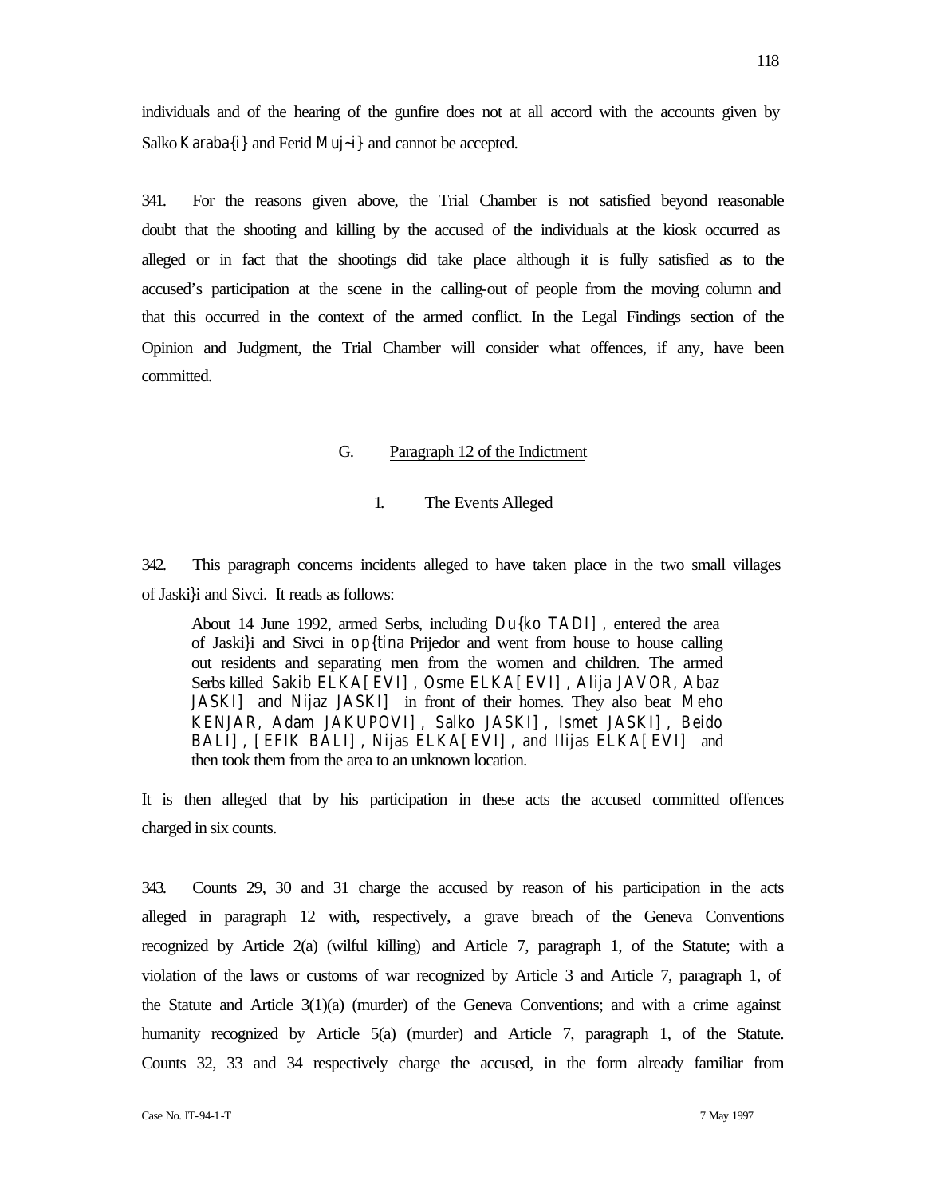individuals and of the hearing of the gunfire does not at all accord with the accounts given by Salko Karaba{i} and Ferid Muj~i} and cannot be accepted.

341. For the reasons given above, the Trial Chamber is not satisfied beyond reasonable doubt that the shooting and killing by the accused of the individuals at the kiosk occurred as alleged or in fact that the shootings did take place although it is fully satisfied as to the accused's participation at the scene in the calling-out of people from the moving column and that this occurred in the context of the armed conflict. In the Legal Findings section of the Opinion and Judgment, the Trial Chamber will consider what offences, if any, have been committed.

### G. Paragraph 12 of the Indictment

#### 1. The Events Alleged

342. This paragraph concerns incidents alleged to have taken place in the two small villages of Jaski}i and Sivci. It reads as follows:

> About 14 June 1992, armed Serbs, including Du{ko TADI], entered the area of Jaski}i and Sivci in op{tina Prijedor and went from house to house calling out residents and separating men from the women and children. The armed Serbs killed Sakib ELKA[EVI], Osme ELKA[EVI], Alija JAVOR, Abaz JASKI] and Nijaz JASKI] in front of their homes. They also beat Meho KENJAR, Adam JAKUPOVI], Salko JASKI], Ismet JASKI], Beido BALI], [EFIK BALI], Nijas ELKA[EVI], and Ilijas ELKA[EVI] and then took them from the area to an unknown location.

It is then alleged that by his participation in these acts the accused committed offences charged in six counts.

343. Counts 29, 30 and 31 charge the accused by reason of his participation in the acts alleged in paragraph 12 with, respectively, a grave breach of the Geneva Conventions recognized by Article 2(a) (wilful killing) and Article 7, paragraph 1, of the Statute; with a violation of the laws or customs of war recognized by Article 3 and Article 7, paragraph 1, of the Statute and Article 3(1)(a) (murder) of the Geneva Conventions; and with a crime against humanity recognized by Article 5(a) (murder) and Article 7, paragraph 1, of the Statute. Counts 32, 33 and 34 respectively charge the accused, in the form already familiar from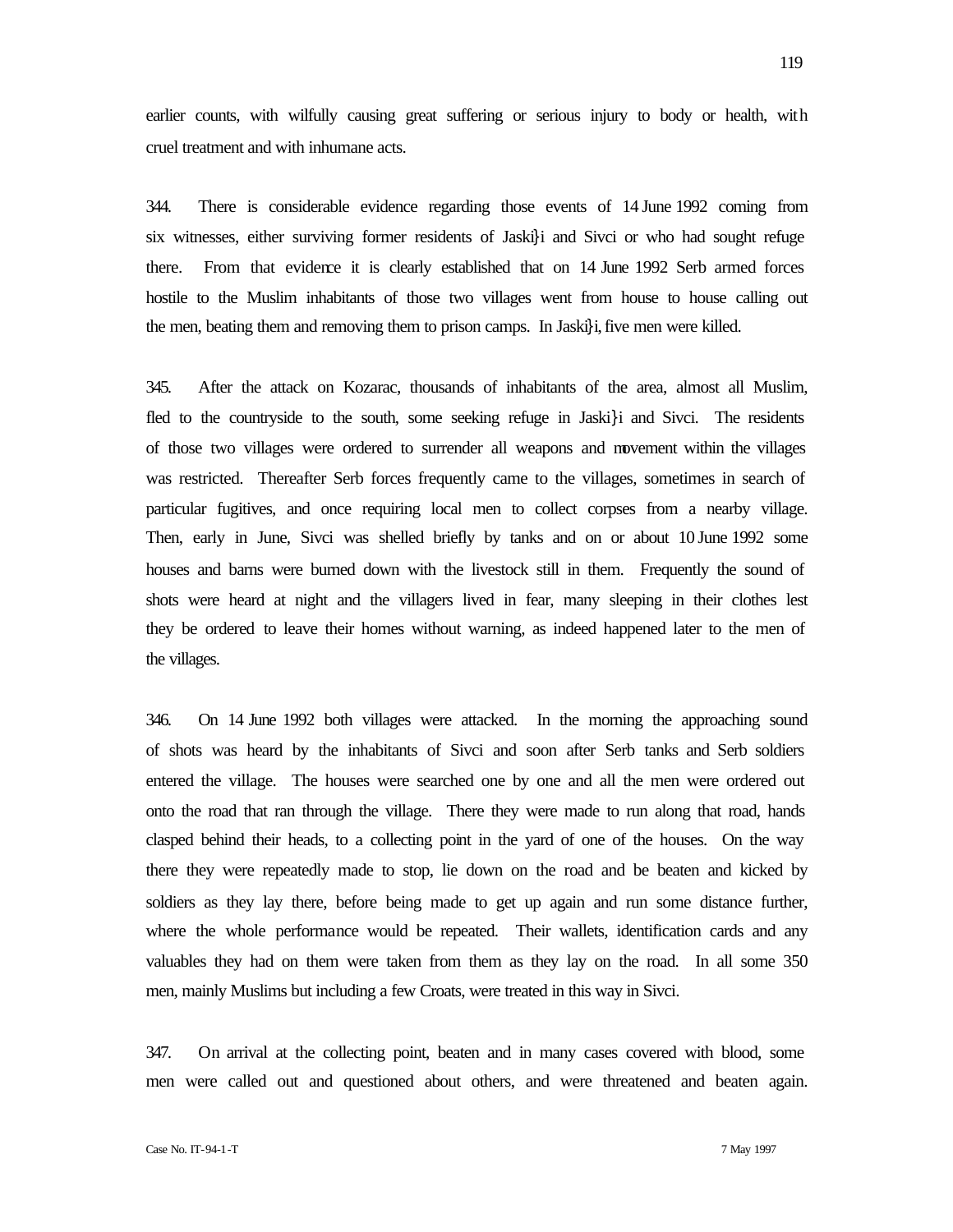earlier counts, with wilfully causing great suffering or serious injury to body or health, with cruel treatment and with inhumane acts.

344. There is considerable evidence regarding those events of 14 June 1992 coming from six witnesses, either surviving former residents of Jaski}i and Sivci or who had sought refuge there. From that evidence it is clearly established that on 14 June 1992 Serb armed forces hostile to the Muslim inhabitants of those two villages went from house to house calling out the men, beating them and removing them to prison camps. In Jaski}i, five men were killed.

345. After the attack on Kozarac, thousands of inhabitants of the area, almost all Muslim, fled to the countryside to the south, some seeking refuge in Jaski}i and Sivci. The residents of those two villages were ordered to surrender all weapons and movement within the villages was restricted. Thereafter Serb forces frequently came to the villages, sometimes in search of particular fugitives, and once requiring local men to collect corpses from a nearby village. Then, early in June, Sivci was shelled briefly by tanks and on or about 10 June 1992 some houses and barns were burned down with the livestock still in them. Frequently the sound of shots were heard at night and the villagers lived in fear, many sleeping in their clothes lest they be ordered to leave their homes without warning, as indeed happened later to the men of the villages.

346. On 14 June 1992 both villages were attacked. In the morning the approaching sound of shots was heard by the inhabitants of Sivci and soon after Serb tanks and Serb soldiers entered the village. The houses were searched one by one and all the men were ordered out onto the road that ran through the village. There they were made to run along that road, hands clasped behind their heads, to a collecting point in the yard of one of the houses. On the way there they were repeatedly made to stop, lie down on the road and be beaten and kicked by soldiers as they lay there, before being made to get up again and run some distance further, where the whole performance would be repeated. Their wallets, identification cards and any valuables they had on them were taken from them as they lay on the road. In all some 350 men, mainly Muslims but including a few Croats, were treated in this way in Sivci.

347. On arrival at the collecting point, beaten and in many cases covered with blood, some men were called out and questioned about others, and were threatened and beaten again.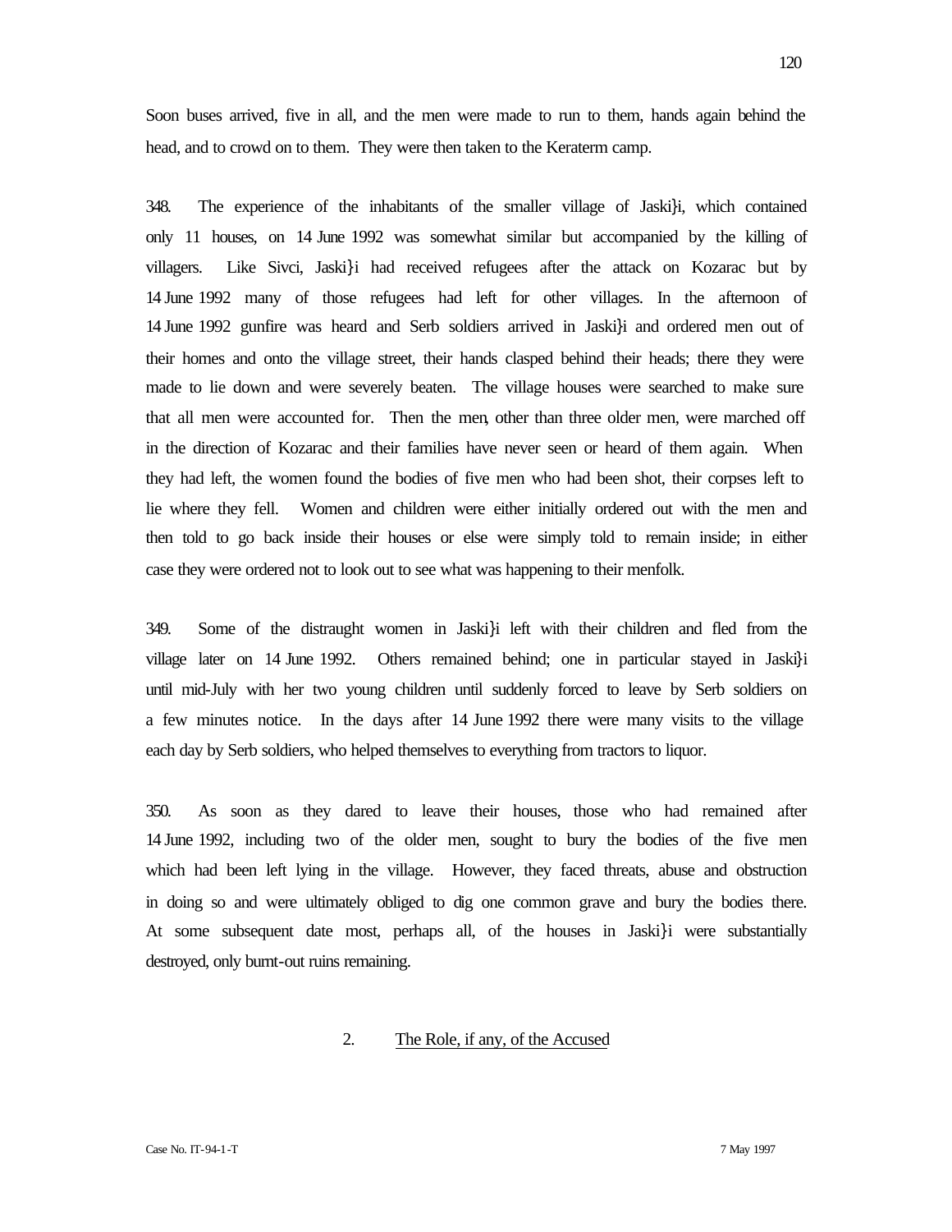Soon buses arrived, five in all, and the men were made to run to them, hands again behind the head, and to crowd on to them. They were then taken to the Keraterm camp.

348. The experience of the inhabitants of the smaller village of Jaski}i, which contained only 11 houses, on 14 June 1992 was somewhat similar but accompanied by the killing of villagers. Like Sivci, Jaski}i had received refugees after the attack on Kozarac but by 14 June 1992 many of those refugees had left for other villages. In the afternoon of 14 June 1992 gunfire was heard and Serb soldiers arrived in Jaski}i and ordered men out of their homes and onto the village street, their hands clasped behind their heads; there they were made to lie down and were severely beaten. The village houses were searched to make sure that all men were accounted for. Then the men, other than three older men, were marched off in the direction of Kozarac and their families have never seen or heard of them again. When they had left, the women found the bodies of five men who had been shot, their corpses left to lie where they fell. Women and children were either initially ordered out with the men and then told to go back inside their houses or else were simply told to remain inside; in either case they were ordered not to look out to see what was happening to their menfolk.

349. Some of the distraught women in Jaski}i left with their children and fled from the village later on 14 June 1992. Others remained behind; one in particular stayed in Jaski}i until mid-July with her two young children until suddenly forced to leave by Serb soldiers on a few minutes notice. In the days after 14 June 1992 there were many visits to the village each day by Serb soldiers, who helped themselves to everything from tractors to liquor.

350. As soon as they dared to leave their houses, those who had remained after 14 June 1992, including two of the older men, sought to bury the bodies of the five men which had been left lying in the village. However, they faced threats, abuse and obstruction in doing so and were ultimately obliged to dig one common grave and bury the bodies there. At some subsequent date most, perhaps all, of the houses in Jaski}i were substantially destroyed, only burnt-out ruins remaining.

### 2. The Role, if any, of the Accused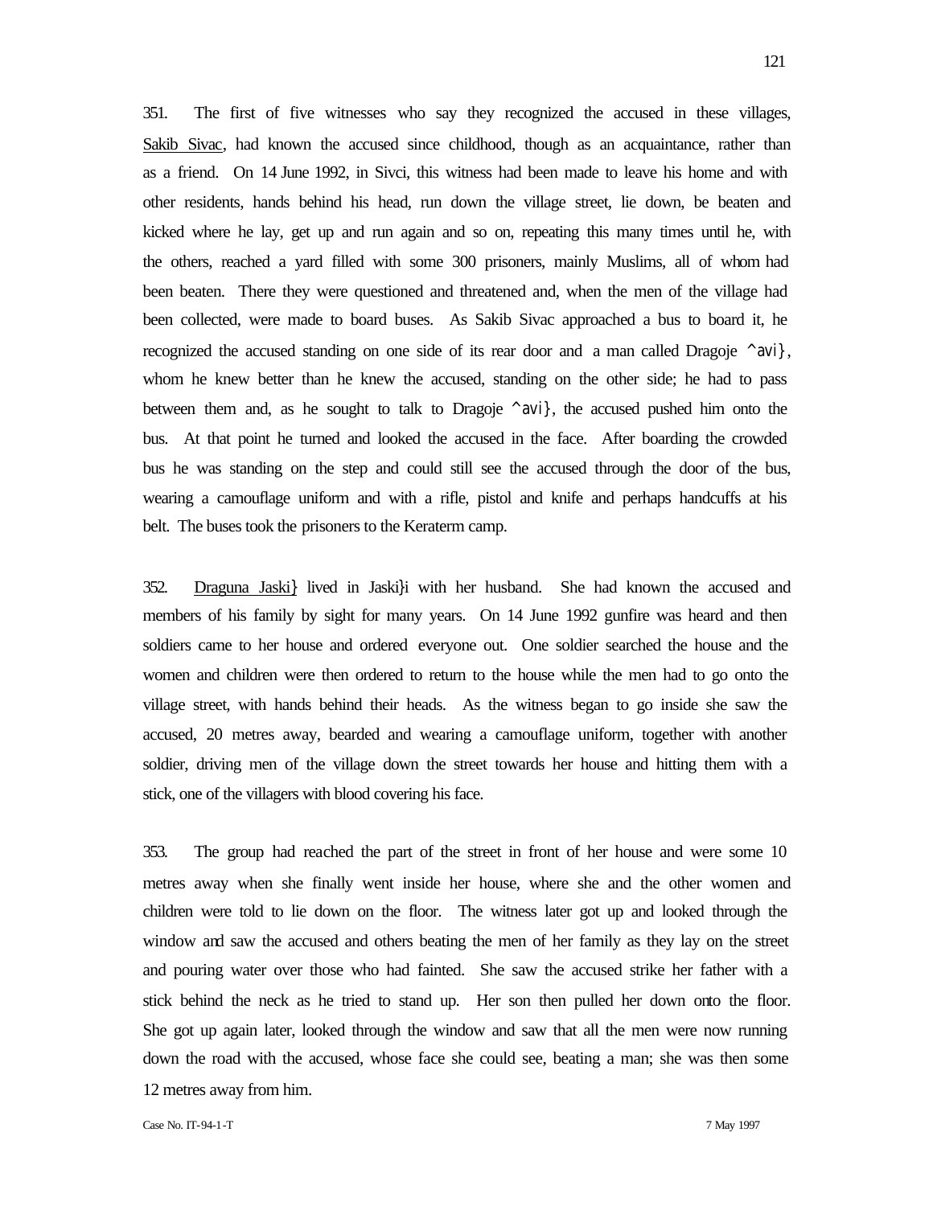351. The first of five witnesses who say they recognized the accused in these villages, Sakib Sivac, had known the accused since childhood, though as an acquaintance, rather than as a friend. On 14 June 1992, in Sivci, this witness had been made to leave his home and with other residents, hands behind his head, run down the village street, lie down, be beaten and kicked where he lay, get up and run again and so on, repeating this many times until he, with the others, reached a yard filled with some 300 prisoners, mainly Muslims, all of whom had been beaten. There they were questioned and threatened and, when the men of the village had been collected, were made to board buses. As Sakib Sivac approached a bus to board it, he recognized the accused standing on one side of its rear door and a man called Dragoje ^avi}, whom he knew better than he knew the accused, standing on the other side; he had to pass between them and, as he sought to talk to Dragoje ^avi}, the accused pushed him onto the bus. At that point he turned and looked the accused in the face. After boarding the crowded bus he was standing on the step and could still see the accused through the door of the bus, wearing a camouflage uniform and with a rifle, pistol and knife and perhaps handcuffs at his belt. The buses took the prisoners to the Keraterm camp.

352. Draguna Jaski} lived in Jaski}i with her husband. She had known the accused and members of his family by sight for many years. On 14 June 1992 gunfire was heard and then soldiers came to her house and ordered everyone out. One soldier searched the house and the women and children were then ordered to return to the house while the men had to go onto the village street, with hands behind their heads. As the witness began to go inside she saw the accused, 20 metres away, bearded and wearing a camouflage uniform, together with another soldier, driving men of the village down the street towards her house and hitting them with a stick, one of the villagers with blood covering his face.

353. The group had reached the part of the street in front of her house and were some 10 metres away when she finally went inside her house, where she and the other women and children were told to lie down on the floor. The witness later got up and looked through the window and saw the accused and others beating the men of her family as they lay on the street and pouring water over those who had fainted. She saw the accused strike her father with a stick behind the neck as he tried to stand up. Her son then pulled her down onto the floor. She got up again later, looked through the window and saw that all the men were now running down the road with the accused, whose face she could see, beating a man; she was then some 12 metres away from him.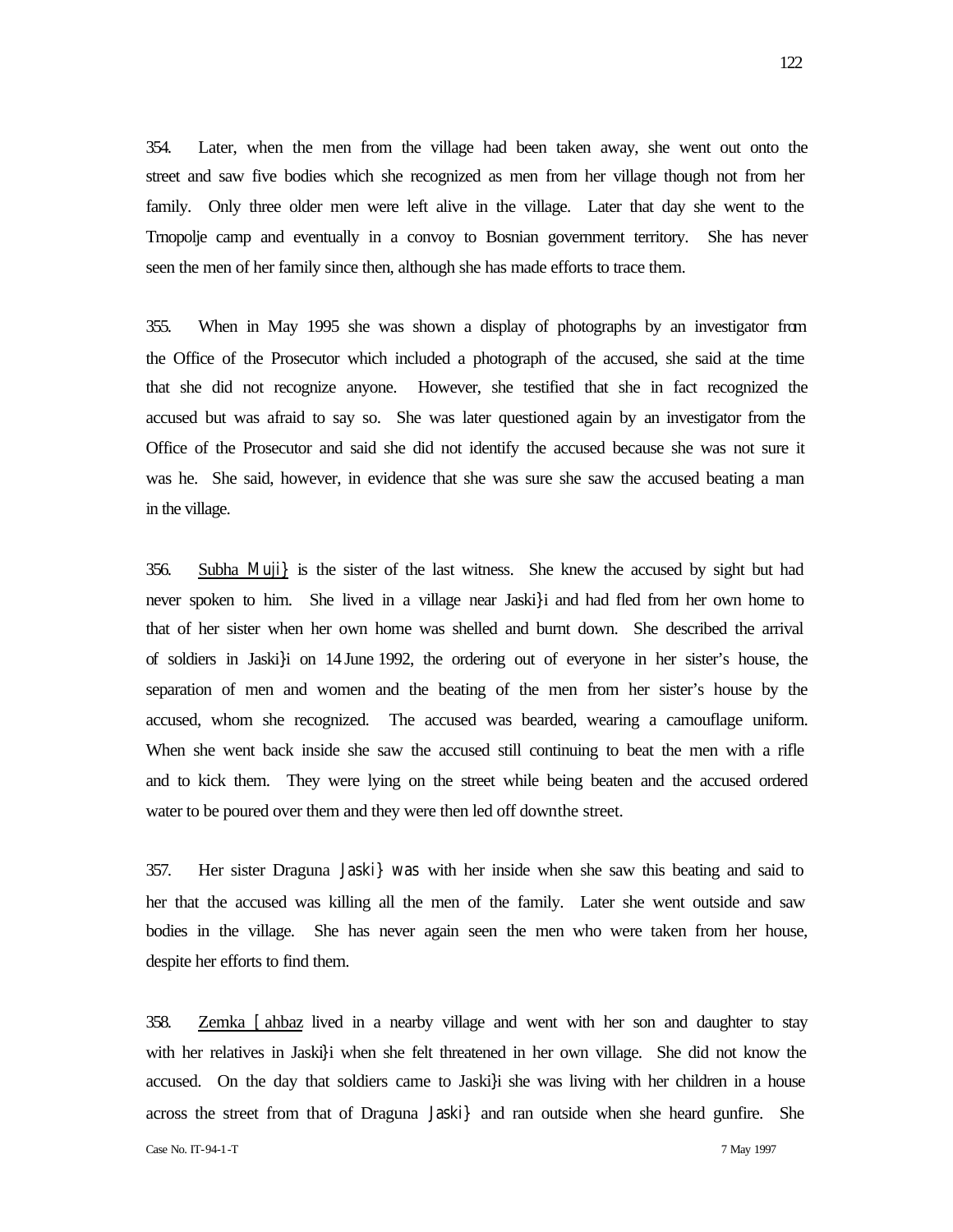354. Later, when the men from the village had been taken away, she went out onto the street and saw five bodies which she recognized as men from her village though not from her family. Only three older men were left alive in the village. Later that day she went to the Trnopolje camp and eventually in a convoy to Bosnian government territory. She has never seen the men of her family since then, although she has made efforts to trace them.

355. When in May 1995 she was shown a display of photographs by an investigator from the Office of the Prosecutor which included a photograph of the accused, she said at the time that she did not recognize anyone. However, she testified that she in fact recognized the accused but was afraid to say so. She was later questioned again by an investigator from the Office of the Prosecutor and said she did not identify the accused because she was not sure it was he. She said, however, in evidence that she was sure she saw the accused beating a man in the village.

356. Subha Muji} is the sister of the last witness. She knew the accused by sight but had never spoken to him. She lived in a village near Jaski}i and had fled from her own home to that of her sister when her own home was shelled and burnt down. She described the arrival of soldiers in Jaski}i on 14 June 1992, the ordering out of everyone in her sister's house, the separation of men and women and the beating of the men from her sister's house by the accused, whom she recognized. The accused was bearded, wearing a camouflage uniform. When she went back inside she saw the accused still continuing to beat the men with a rifle and to kick them. They were lying on the street while being beaten and the accused ordered water to be poured over them and they were then led off down the street.

357. Her sister Draguna Jaski} was with her inside when she saw this beating and said to her that the accused was killing all the men of the family. Later she went outside and saw bodies in the village. She has never again seen the men who were taken from her house, despite her efforts to find them.

358. Zemka [ahbaz lived in a nearby village and went with her son and daughter to stay with her relatives in Jaski}i when she felt threatened in her own village. She did not know the accused. On the day that soldiers came to Jaski}i she was living with her children in a house across the street from that of Draguna Jaski} and ran outside when she heard gunfire. She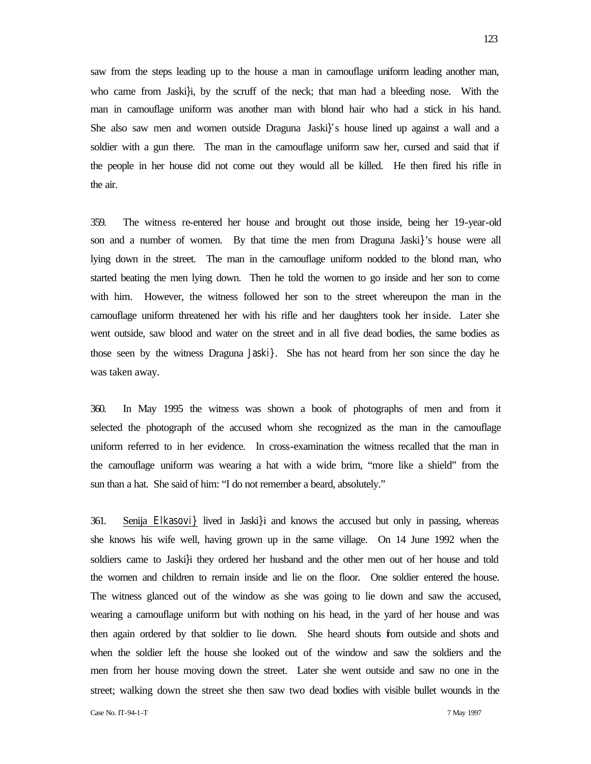saw from the steps leading up to the house a man in camouflage uniform leading another man, who came from Jaski}i, by the scruff of the neck; that man had a bleeding nose. With the man in camouflage uniform was another man with blond hair who had a stick in his hand. She also saw men and women outside Draguna Jaski}'s house lined up against a wall and a soldier with a gun there. The man in the camouflage uniform saw her, cursed and said that if the people in her house did not come out they would all be killed. He then fired his rifle in the air.

359. The witness re-entered her house and brought out those inside, being her 19-year-old son and a number of women. By that time the men from Draguna Jaski}'s house were all lying down in the street. The man in the camouflage uniform nodded to the blond man, who started beating the men lying down. Then he told the women to go inside and her son to come with him. However, the witness followed her son to the street whereupon the man in the camouflage uniform threatened her with his rifle and her daughters took her inside. Later she went outside, saw blood and water on the street and in all five dead bodies, the same bodies as those seen by the witness Draguna Jaski}. She has not heard from her son since the day he was taken away.

360. In May 1995 the witness was shown a book of photographs of men and from it selected the photograph of the accused whom she recognized as the man in the camouflage uniform referred to in her evidence. In cross-examination the witness recalled that the man in the camouflage uniform was wearing a hat with a wide brim, "more like a shield" from the sun than a hat. She said of him: "I do not remember a beard, absolutely."

361. <u>Senija Elkasovi}</u> lived in Jaski}i and knows the accused but only in passing, whereas she knows his wife well, having grown up in the same village. On 14 June 1992 when the soldiers came to Jaski}i they ordered her husband and the other men out of her house and told the women and children to remain inside and lie on the floor. One soldier entered the house. The witness glanced out of the window as she was going to lie down and saw the accused, wearing a camouflage uniform but with nothing on his head, in the yard of her house and was then again ordered by that soldier to lie down. She heard shouts from outside and shots and when the soldier left the house she looked out of the window and saw the soldiers and the men from her house moving down the street. Later she went outside and saw no one in the street; walking down the street she then saw two dead bodies with visible bullet wounds in the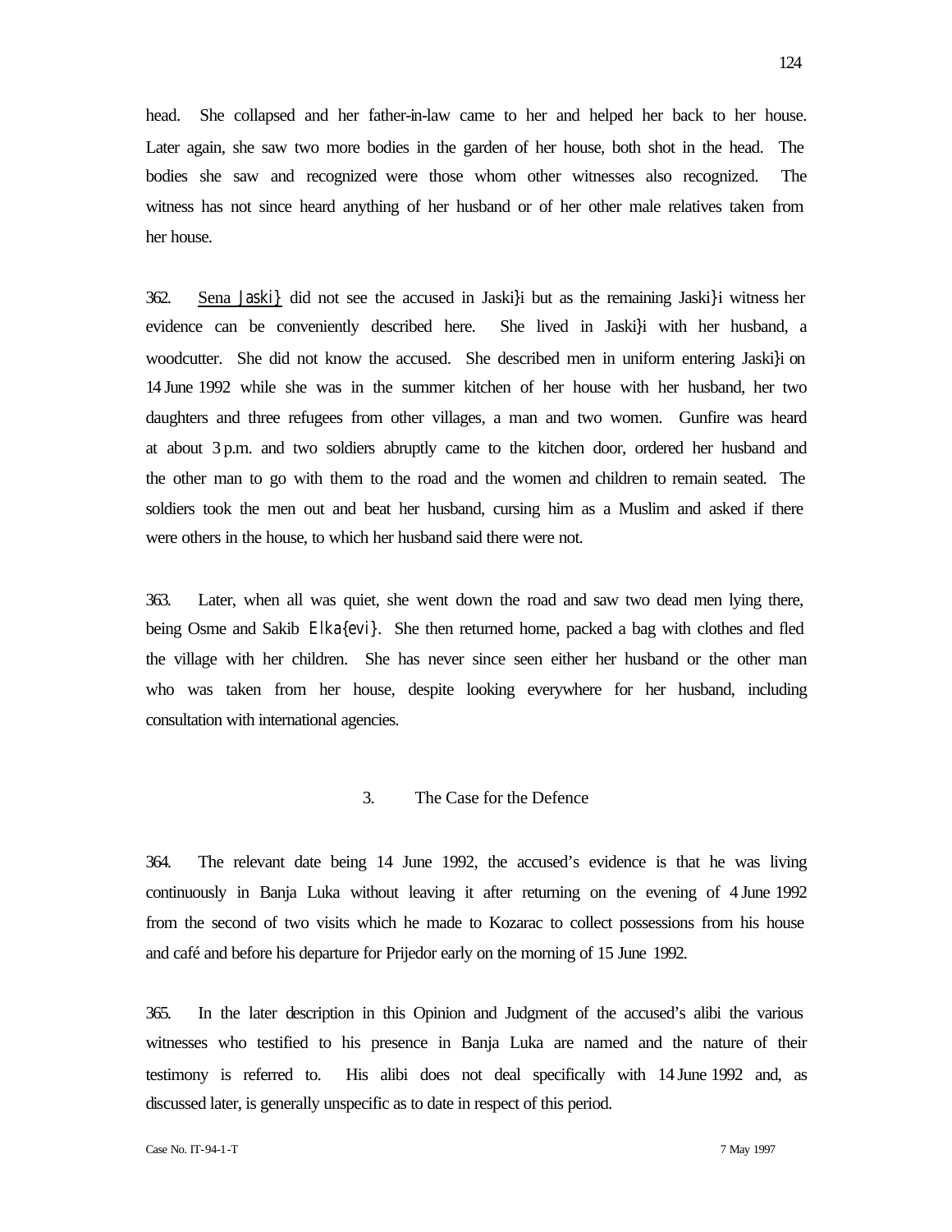head. She collapsed and her father-in-law came to her and helped her back to her house. Later again, she saw two more bodies in the garden of her house, both shot in the head. The bodies she saw and recognized were those whom other witnesses also recognized. The witness has not since heard anything of her husband or of her other male relatives taken from her house.

362. Sena Jaski} did not see the accused in Jaski}i but as the remaining Jaski}i witness her evidence can be conveniently described here. She lived in Jaski}i with her husband, a woodcutter. She did not know the accused. She described men in uniform entering Jaski}i on 14 June 1992 while she was in the summer kitchen of her house with her husband, her two daughters and three refugees from other villages, a man and two women. Gunfire was heard at about 3 p.m. and two soldiers abruptly came to the kitchen door, ordered her husband and the other man to go with them to the road and the women and children to remain seated. The soldiers took the men out and beat her husband, cursing him as a Muslim and asked if there were others in the house, to which her husband said there were not.

363. Later, when all was quiet, she went down the road and saw two dead men lying there, being Osme and Sakib Elka{evi}. She then returned home, packed a bag with clothes and fled the village with her children. She has never since seen either her husband or the other man who was taken from her house, despite looking everywhere for her husband, including consultation with international agencies.

### 3. The Case for the Defence

364. The relevant date being 14 June 1992, the accused's evidence is that he was living continuously in Banja Luka without leaving it after returning on the evening of 4 June 1992 from the second of two visits which he made to Kozarac to collect possessions from his house and café and before his departure for Prijedor early on the morning of 15 June 1992.

365. In the later description in this Opinion and Judgment of the accused's alibi the various witnesses who testified to his presence in Banja Luka are named and the nature of their testimony is referred to. His alibi does not deal specifically with 14 June 1992 and, as discussed later, is generally unspecific as to date in respect of this period.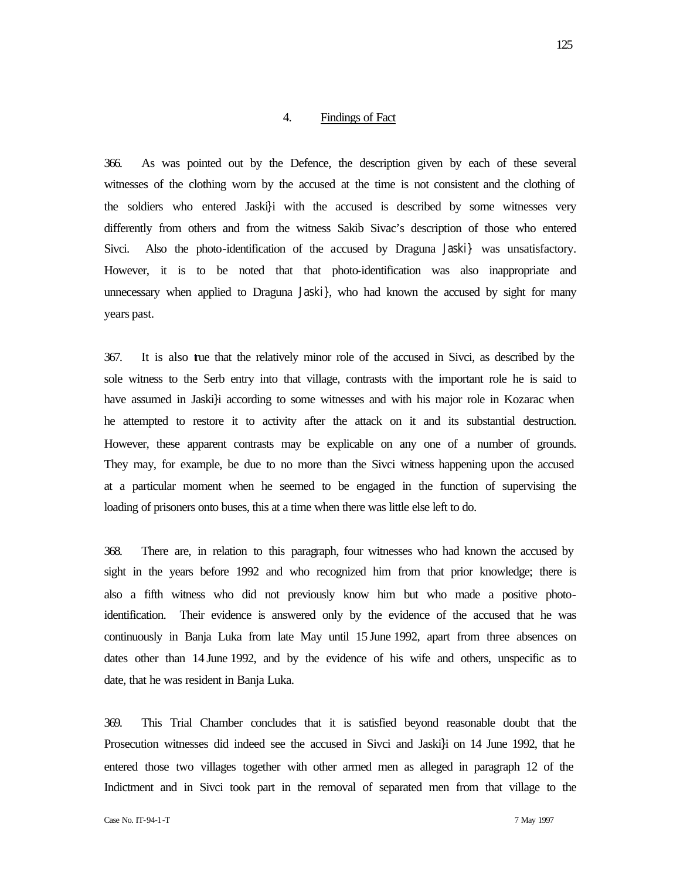## 4. Findings of Fact

366. As was pointed out by the Defence, the description given by each of these several witnesses of the clothing worn by the accused at the time is not consistent and the clothing of the soldiers who entered Jaski}i with the accused is described by some witnesses very differently from others and from the witness Sakib Sivac's description of those who entered Sivci. Also the photo-identification of the accused by Draguna Jaski} was unsatisfactory. However, it is to be noted that that photo-identification was also inappropriate and unnecessary when applied to Draguna Jaski}, who had known the accused by sight for many years past.

367. It is also true that the relatively minor role of the accused in Sivci, as described by the sole witness to the Serb entry into that village, contrasts with the important role he is said to have assumed in Jaski}i according to some witnesses and with his major role in Kozarac when he attempted to restore it to activity after the attack on it and its substantial destruction. However, these apparent contrasts may be explicable on any one of a number of grounds. They may, for example, be due to no more than the Sivci witness happening upon the accused at a particular moment when he seemed to be engaged in the function of supervising the loading of prisoners onto buses, this at a time when there was little else left to do.

368. There are, in relation to this paragraph, four witnesses who had known the accused by sight in the years before 1992 and who recognized him from that prior knowledge; there is also a fifth witness who did not previously know him but who made a positive photo-identification. Their evidence is answered only by the evidence of the accused that he was continuously in Banja Luka from late May until 15 June 1992, apart from three absences on dates other than 14 June 1992, and by the evidence of his wife and others, unspecific as to date, that he was resident in Banja Luka.

369. This Trial Chamber concludes that it is satisfied beyond reasonable doubt that the Prosecution witnesses did indeed see the accused in Sivci and Jaski}i on 14 June 1992, that he entered those two villages together with other armed men as alleged in paragraph 12 of the Indictment and in Sivci took part in the removal of separated men from that village to the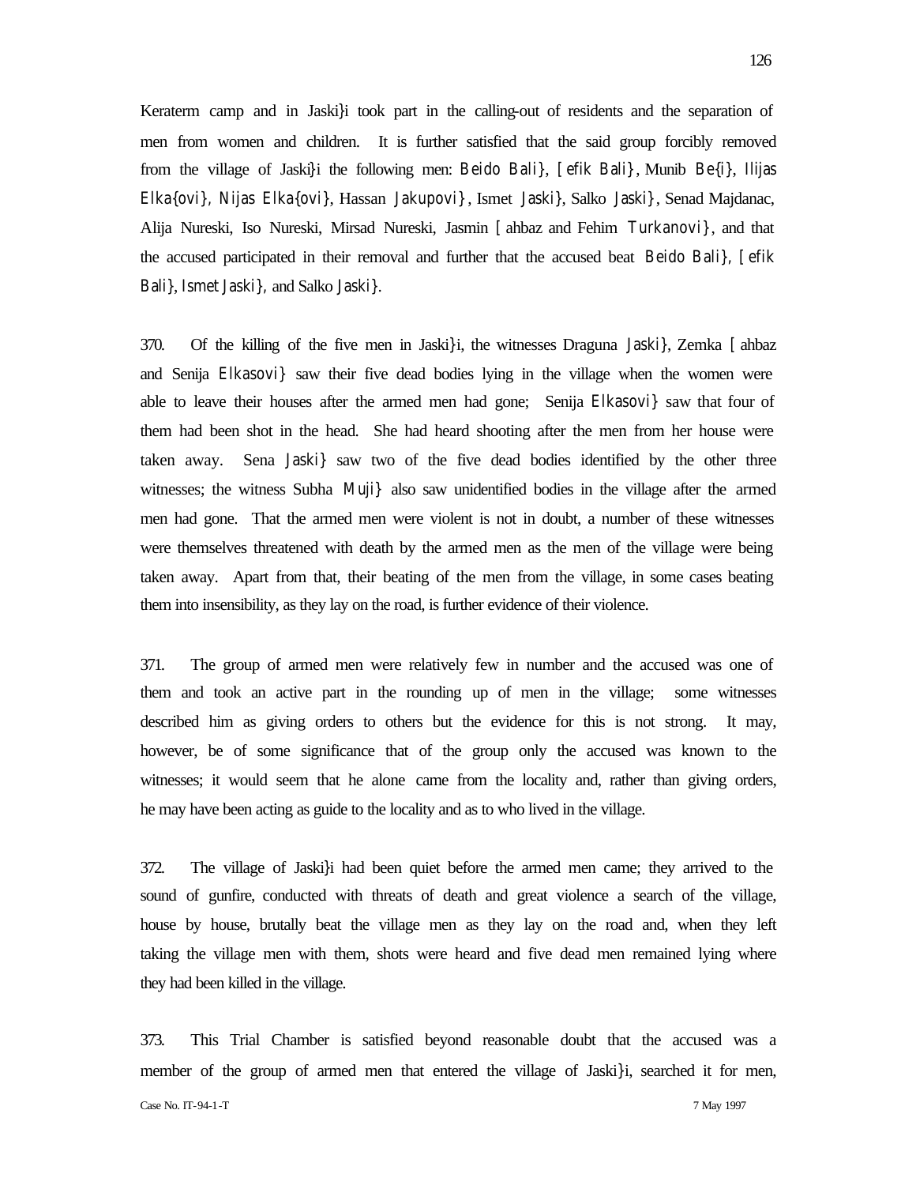Keraterm camp and in Jaski}i took part in the calling-out of residents and the separation of men from women and children. It is further satisfied that the said group forcibly removed from the village of Jaski}i the following men: Beido Bali}, [efik Bali}, Munib Be{i}, Ilijas Elka{ovi}, Nijas Elka{ovi}, Hassan Jakupovi}, Ismet Jaski}, Salko Jaski}, Senad Majdanac, Alija Nureski, Iso Nureski, Mirsad Nureski, Jasmin [ahbaz and Fehim Turkanovi}, and that the accused participated in their removal and further that the accused beat Beido Bali}, [efik Bali}, Ismet Jaski}, and Salko Jaski}.

370. Of the killing of the five men in Jaski}i, the witnesses Draguna Jaski}, Zemka [ahbaz and Senija Elkasovi} saw their five dead bodies lying in the village when the women were able to leave their houses after the armed men had gone; Senija Elkasovi} saw that four of them had been shot in the head. She had heard shooting after the men from her house were taken away. Sena Jaski} saw two of the five dead bodies identified by the other three witnesses; the witness Subha Muji} also saw unidentified bodies in the village after the armed men had gone. That the armed men were violent is not in doubt, a number of these witnesses were themselves threatened with death by the armed men as the men of the village were being taken away. Apart from that, their beating of the men from the village, in some cases beating them into insensibility, as they lay on the road, is further evidence of their violence.

371. The group of armed men were relatively few in number and the accused was one of them and took an active part in the rounding up of men in the village; some witnesses described him as giving orders to others but the evidence for this is not strong. It may, however, be of some significance that of the group only the accused was known to the witnesses; it would seem that he alone came from the locality and, rather than giving orders, he may have been acting as guide to the locality and as to who lived in the village.

372. The village of Jaski}i had been quiet before the armed men came; they arrived to the sound of gunfire, conducted with threats of death and great violence a search of the village, house by house, brutally beat the village men as they lay on the road and, when they left taking the village men with them, shots were heard and five dead men remained lying where they had been killed in the village.

373. This Trial Chamber is satisfied beyond reasonable doubt that the accused was a member of the group of armed men that entered the village of Jaski}i, searched it for men,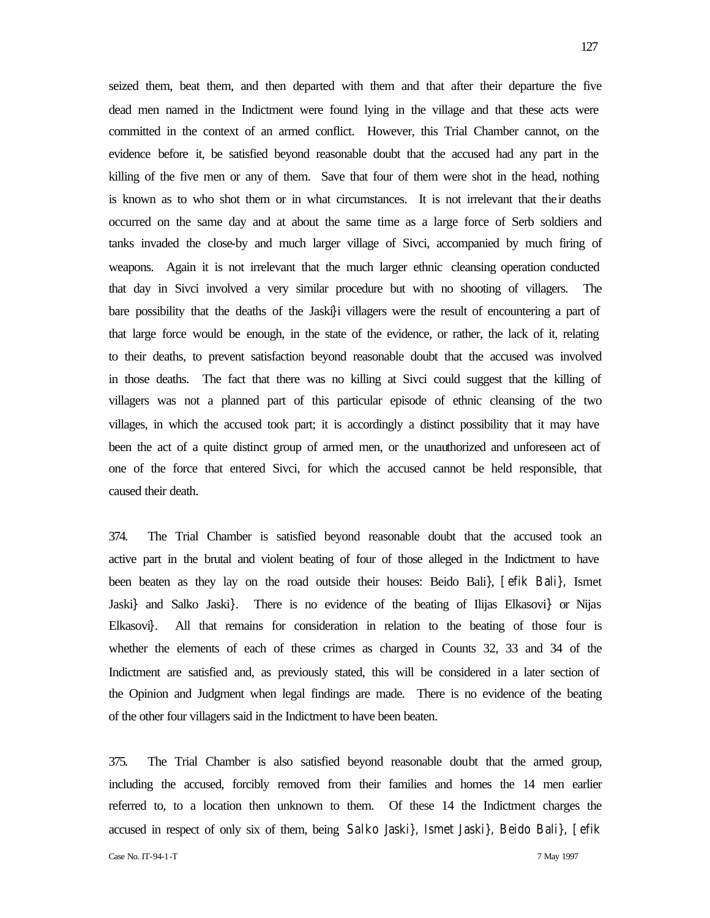seized them, beat them, and then departed with them and that after their departure the five dead men named in the Indictment were found lying in the village and that these acts were committed in the context of an armed conflict. However, this Trial Chamber cannot, on the evidence before it, be satisfied beyond reasonable doubt that the accused had any part in the killing of the five men or any of them. Save that four of them were shot in the head, nothing is known as to who shot them or in what circumstances. It is not irrelevant that their deaths occurred on the same day and at about the same time as a large force of Serb soldiers and tanks invaded the close-by and much larger village of Sivci, accompanied by much firing of weapons. Again it is not irrelevant that the much larger ethnic cleansing operation conducted that day in Sivci involved a very similar procedure but with no shooting of villagers. The bare possibility that the deaths of the Jaski}i villagers were the result of encountering a part of that large force would be enough, in the state of the evidence, or rather, the lack of it, relating to their deaths, to prevent satisfaction beyond reasonable doubt that the accused was involved in those deaths. The fact that there was no killing at Sivci could suggest that the killing of villagers was not a planned part of this particular episode of ethnic cleansing of the two villages, in which the accused took part; it is accordingly a distinct possibility that it may have been the act of a quite distinct group of armed men, or the unauthorized and unforeseen act of one of the force that entered Sivci, for which the accused cannot be held responsible, that caused their death.

374. The Trial Chamber is satisfied beyond reasonable doubt that the accused took an active part in the brutal and violent beating of four of those alleged in the Indictment to have been beaten as they lay on the road outside their houses: Beido Bali}, [efik Bali}, Ismet Jaski} and Salko Jaski}. There is no evidence of the beating of Ilijas Elkasovi} or Nijas Elkasovi}. All that remains for consideration in relation to the beating of those four is whether the elements of each of these crimes as charged in Counts 32, 33 and 34 of the Indictment are satisfied and, as previously stated, this will be considered in a later section of the Opinion and Judgment when legal findings are made. There is no evidence of the beating of the other four villagers said in the Indictment to have been beaten.

375. The Trial Chamber is also satisfied beyond reasonable doubt that the armed group, including the accused, forcibly removed from their families and homes the 14 men earlier referred to, to a location then unknown to them. Of these 14 the Indictment charges the accused in respect of only six of them, being Salko Jaski}, Ismet Jaski}, Beido Bali}, [efik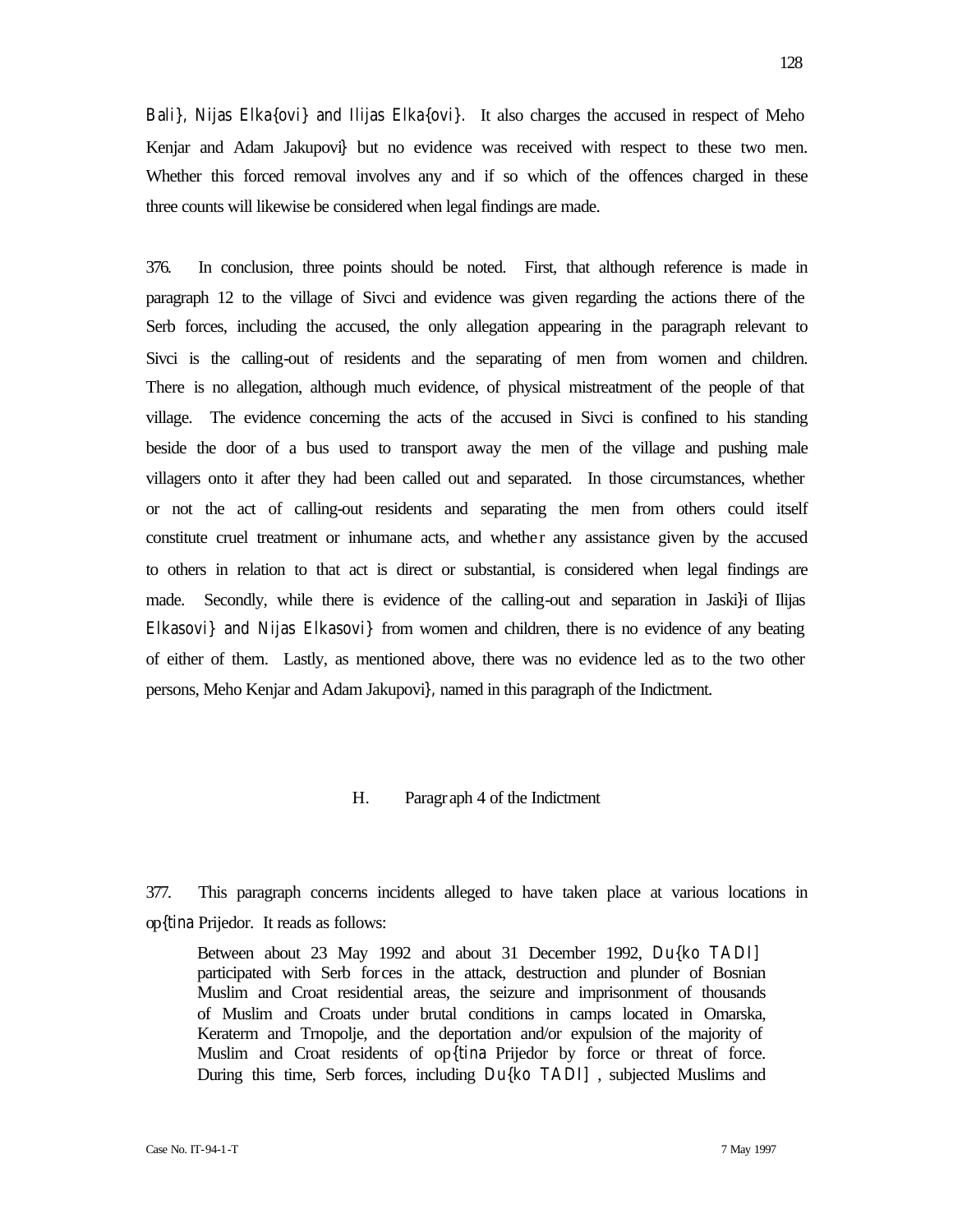Bali}, Nijas Elka{ovi} and Ilijas Elka{ovi}. It also charges the accused in respect of Meho Kenjar and Adam Jakupovi} but no evidence was received with respect to these two men. Whether this forced removal involves any and if so which of the offences charged in these three counts will likewise be considered when legal findings are made.

376. In conclusion, three points should be noted. First, that although reference is made in paragraph 12 to the village of Sivci and evidence was given regarding the actions there of the Serb forces, including the accused, the only allegation appearing in the paragraph relevant to Sivci is the calling-out of residents and the separating of men from women and children. There is no allegation, although much evidence, of physical mistreatment of the people of that village. The evidence concerning the acts of the accused in Sivci is confined to his standing beside the door of a bus used to transport away the men of the village and pushing male villagers onto it after they had been called out and separated. In those circumstances, whether or not the act of calling-out residents and separating the men from others could itself constitute cruel treatment or inhumane acts, and whether any assistance given by the accused to others in relation to that act is direct or substantial, is considered when legal findings are made. Secondly, while there is evidence of the calling-out and separation in Jaski}i of Ilijas Elkasovi} and Nijas Elkasovi} from women and children, there is no evidence of any beating of either of them. Lastly, as mentioned above, there was no evidence led as to the two other persons, Meho Kenjar and Adam Jakupovi}, named in this paragraph of the Indictment.

### H. Paragraph 4 of the Indictment

377. This paragraph concerns incidents alleged to have taken place at various locations in op{tina Prijedor. It reads as follows:

> Between about 23 May 1992 and about 31 December 1992, Du{ko TADI] participated with Serb forces in the attack, destruction and plunder of Bosnian Muslim and Croat residential areas, the seizure and imprisonment of thousands of Muslim and Croats under brutal conditions in camps located in Omarska, Keraterm and Trnopolje, and the deportation and/or expulsion of the majority of Muslim and Croat residents of op{tina Prijedor by force or threat of force. During this time, Serb forces, including Du{ko TADI] , subjected Muslims and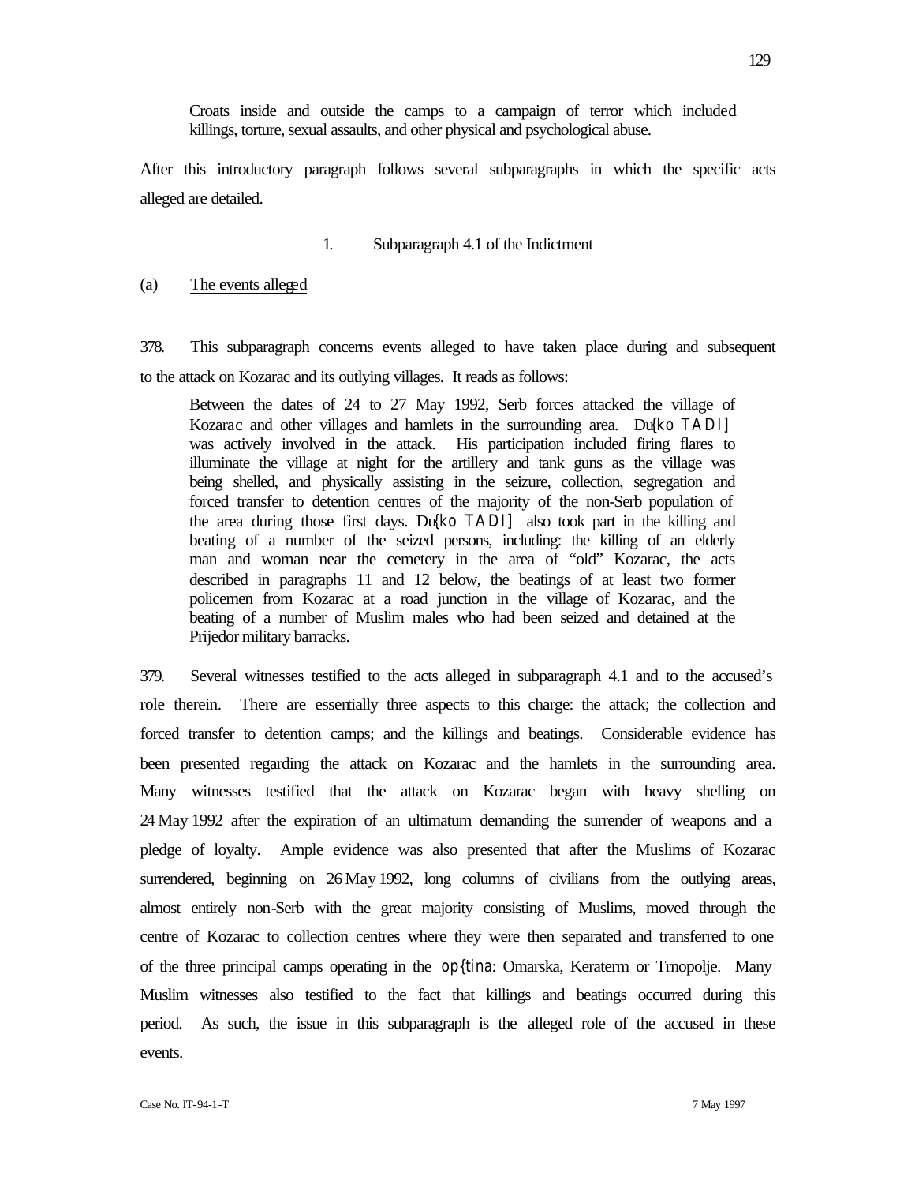Croats inside and outside the camps to a campaign of terror which included killings, torture, sexual assaults, and other physical and psychological abuse.

After this introductory paragraph follows several subparagraphs in which the specific acts alleged are detailed.

### 1. Subparagraph 4.1 of the Indictment

#### (a) The events alleged

378. This subparagraph concerns events alleged to have taken place during and subsequent to the attack on Kozarac and its outlying villages. It reads as follows:

> Between the dates of 24 to 27 May 1992, Serb forces attacked the village of Kozarac and other villages and hamlets in the surrounding area. Du{ko TADI] was actively involved in the attack. His participation included firing flares to illuminate the village at night for the artillery and tank guns as the village was being shelled, and physically assisting in the seizure, collection, segregation and forced transfer to detention centres of the majority of the non-Serb population of the area during those first days. Du{ko TADI] also took part in the killing and beating of a number of the seized persons, including: the killing of an elderly man and woman near the cemetery in the area of "old" Kozarac, the acts described in paragraphs 11 and 12 below, the beatings of at least two former policemen from Kozarac at a road junction in the village of Kozarac, and the beating of a number of Muslim males who had been seized and detained at the Prijedor military barracks.

379. Several witnesses testified to the acts alleged in subparagraph 4.1 and to the accused's role therein. There are essentially three aspects to this charge: the attack; the collection and forced transfer to detention camps; and the killings and beatings. Considerable evidence has been presented regarding the attack on Kozarac and the hamlets in the surrounding area. Many witnesses testified that the attack on Kozarac began with heavy shelling on 24 May 1992 after the expiration of an ultimatum demanding the surrender of weapons and a pledge of loyalty. Ample evidence was also presented that after the Muslims of Kozarac surrendered, beginning on 26 May 1992, long columns of civilians from the outlying areas, almost entirely non-Serb with the great majority consisting of Muslims, moved through the centre of Kozarac to collection centres where they were then separated and transferred to one of the three principal camps operating in the op{tina: Omarska, Keraterm or Trnopolje. Many Muslim witnesses also testified to the fact that killings and beatings occurred during this period. As such, the issue in this subparagraph is the alleged role of the accused in these events.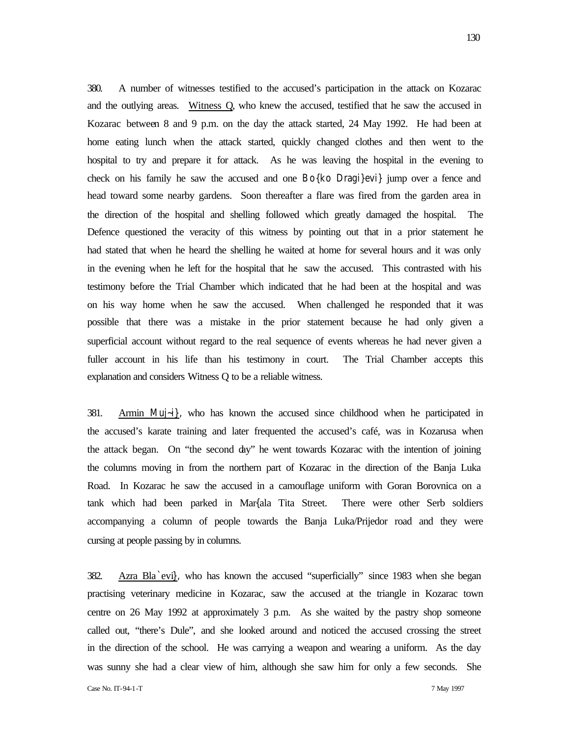380. A number of witnesses testified to the accused's participation in the attack on Kozarac and the outlying areas. Witness Q, who knew the accused, testified that he saw the accused in Kozarac between 8 and 9 p.m. on the day the attack started, 24 May 1992. He had been at home eating lunch when the attack started, quickly changed clothes and then went to the hospital to try and prepare it for attack. As he was leaving the hospital in the evening to check on his family he saw the accused and one Bo{ko Dragi}evi} jump over a fence and head toward some nearby gardens. Soon thereafter a flare was fired from the garden area in the direction of the hospital and shelling followed which greatly damaged the hospital. The Defence questioned the veracity of this witness by pointing out that in a prior statement he had stated that when he heard the shelling he waited at home for several hours and it was only in the evening when he left for the hospital that he saw the accused. This contrasted with his testimony before the Trial Chamber which indicated that he had been at the hospital and was on his way home when he saw the accused. When challenged he responded that it was possible that there was a mistake in the prior statement because he had only given a superficial account without regard to the real sequence of events whereas he had never given a fuller account in his life than his testimony in court. The Trial Chamber accepts this explanation and considers Witness Q to be a reliable witness.

381. Armin Muj~i}, who has known the accused since childhood when he participated in the accused's karate training and later frequented the accused's café, was in Kozarusa when the attack began. On "the second day" he went towards Kozarac with the intention of joining the columns moving in from the northern part of Kozarac in the direction of the Banja Luka Road. In Kozarac he saw the accused in a camouflage uniform with Goran Borovnica on a tank which had been parked in Mar{ala Tita Street. There were other Serb soldiers accompanying a column of people towards the Banja Luka/Prijedor road and they were cursing at people passing by in columns.

382. Azra Bla`evi}, who has known the accused "superficially" since 1983 when she began practising veterinary medicine in Kozarac, saw the accused at the triangle in Kozarac town centre on 26 May 1992 at approximately 3 p.m. As she waited by the pastry shop someone called out, "there's Dule", and she looked around and noticed the accused crossing the street in the direction of the school. He was carrying a weapon and wearing a uniform. As the day was sunny she had a clear view of him, although she saw him for only a few seconds. She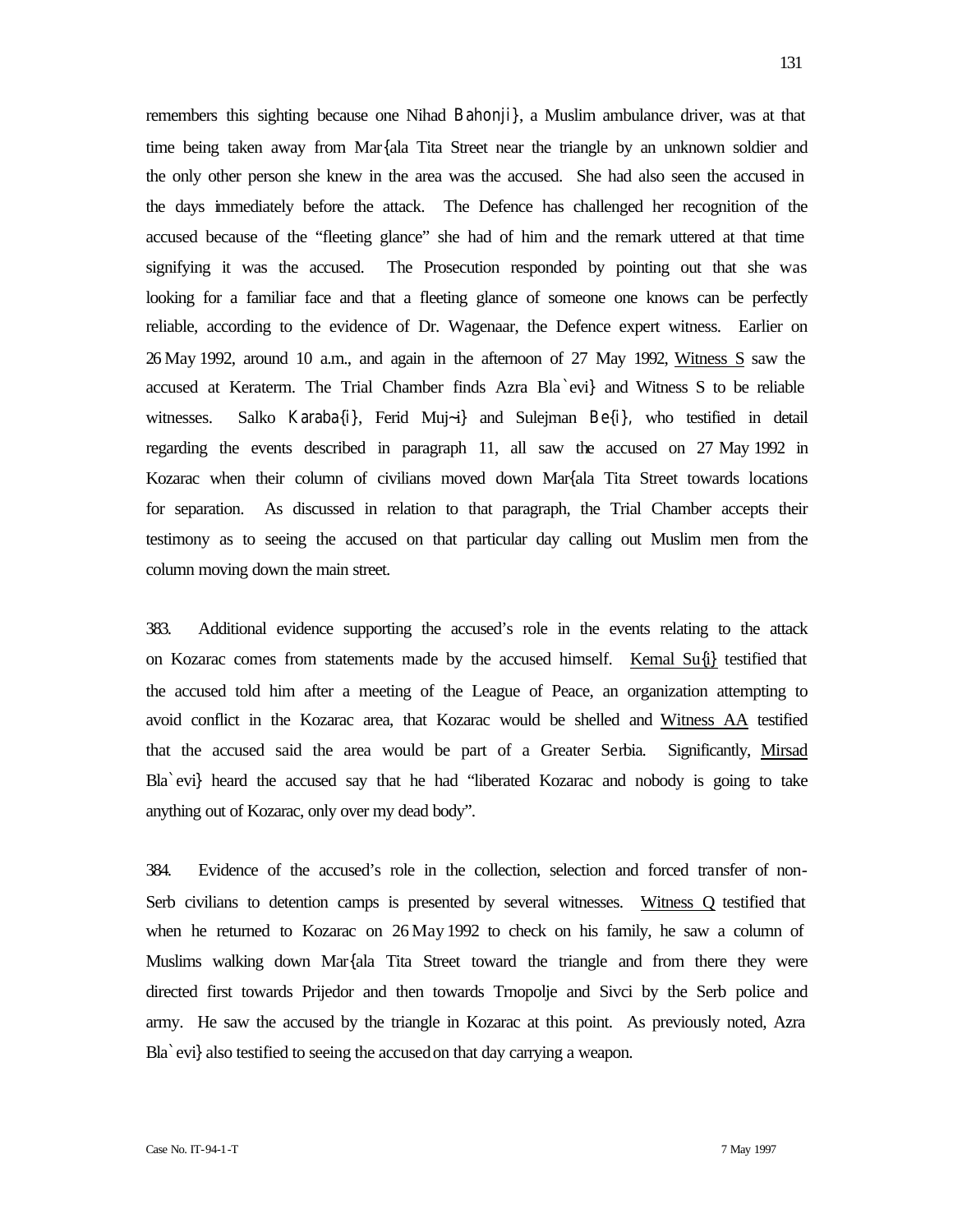remembers this sighting because one Nihad Bahonji}, a Muslim ambulance driver, was at that time being taken away from Mar{ala Tita Street near the triangle by an unknown soldier and the only other person she knew in the area was the accused. She had also seen the accused in the days immediately before the attack. The Defence has challenged her recognition of the accused because of the "fleeting glance" she had of him and the remark uttered at that time signifying it was the accused. The Prosecution responded by pointing out that she was looking for a familiar face and that a fleeting glance of someone one knows can be perfectly reliable, according to the evidence of Dr. Wagenaar, the Defence expert witness. Earlier on 26 May 1992, around 10 a.m., and again in the afternoon of 27 May 1992, Witness S saw the accused at Keraterm. The Trial Chamber finds Azra Bla`evi} and Witness S to be reliable witnesses. Salko Karaba{i}, Ferid Muj~i} and Sulejman Be{i}, who testified in detail regarding the events described in paragraph 11, all saw the accused on 27 May 1992 in Kozarac when their column of civilians moved down Mar{ala Tita Street towards locations for separation. As discussed in relation to that paragraph, the Trial Chamber accepts their testimony as to seeing the accused on that particular day calling out Muslim men from the column moving down the main street.

383. Additional evidence supporting the accused's role in the events relating to the attack on Kozarac comes from statements made by the accused himself. Kemal Su{i} testified that the accused told him after a meeting of the League of Peace, an organization attempting to avoid conflict in the Kozarac area, that Kozarac would be shelled and Witness AA testified that the accused said the area would be part of a Greater Serbia. Significantly, Mirsad Bla`evi} heard the accused say that he had "liberated Kozarac and nobody is going to take anything out of Kozarac, only over my dead body".

384. Evidence of the accused's role in the collection, selection and forced transfer of non-Serb civilians to detention camps is presented by several witnesses. Witness Q testified that when he returned to Kozarac on 26 May 1992 to check on his family, he saw a column of Muslims walking down Mar{ala Tita Street toward the triangle and from there they were directed first towards Prijedor and then towards Trnopolje and Sivci by the Serb police and army. He saw the accused by the triangle in Kozarac at this point. As previously noted, Azra Bla`evi} also testified to seeing the accused on that day carrying a weapon.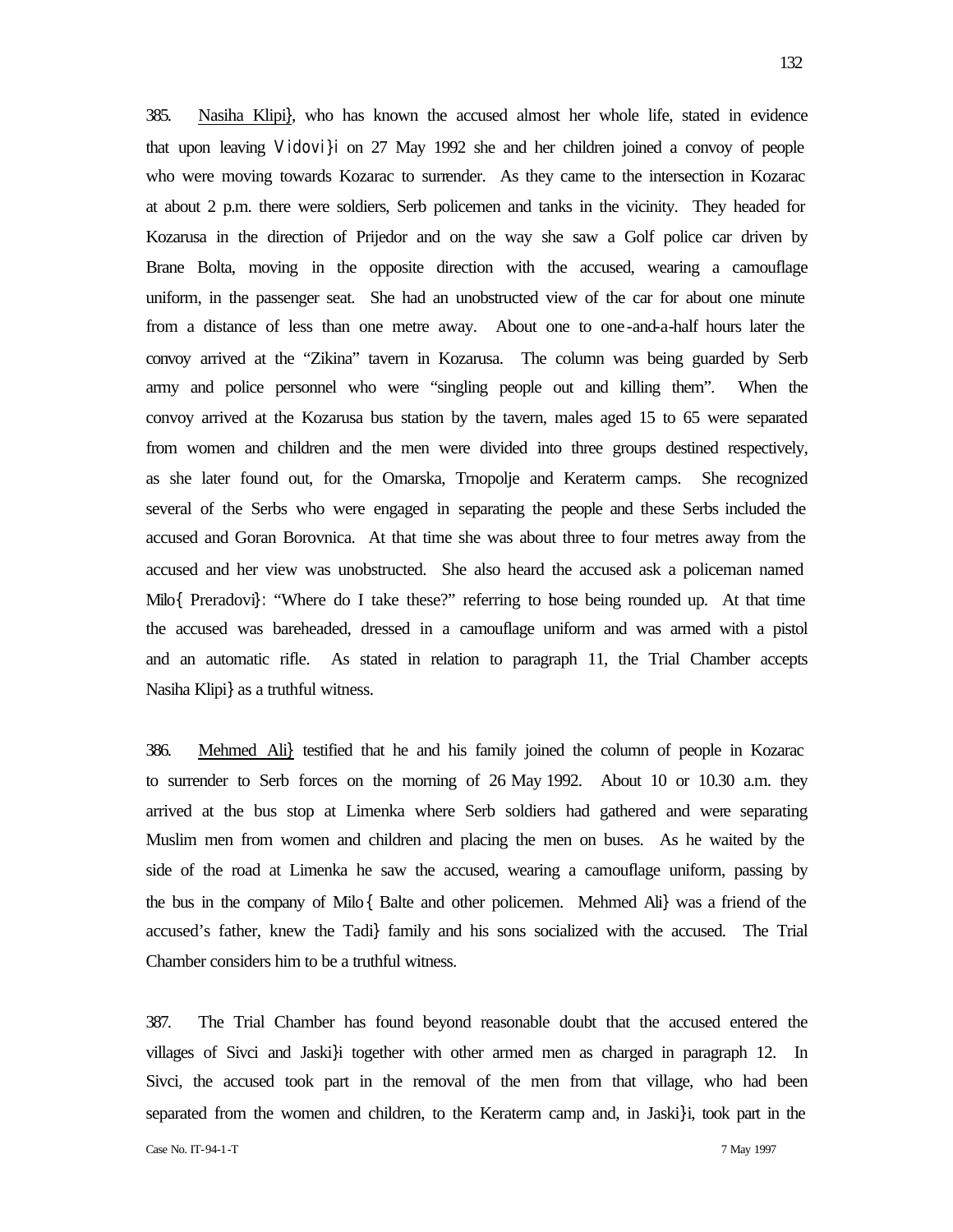385. Nasiha Klipi}, who has known the accused almost her whole life, stated in evidence that upon leaving Vidovi}i on 27 May 1992 she and her children joined a convoy of people who were moving towards Kozarac to surrender. As they came to the intersection in Kozarac at about 2 p.m. there were soldiers, Serb policemen and tanks in the vicinity. They headed for Kozarusa in the direction of Prijedor and on the way she saw a Golf police car driven by Brane Bolta, moving in the opposite direction with the accused, wearing a camouflage uniform, in the passenger seat. She had an unobstructed view of the car for about one minute from a distance of less than one metre away. About one to one-and-a-half hours later the convoy arrived at the "Zikina" tavern in Kozarusa. The column was being guarded by Serb army and police personnel who were "singling people out and killing them". When the convoy arrived at the Kozarusa bus station by the tavern, males aged 15 to 65 were separated from women and children and the men were divided into three groups destined respectively, as she later found out, for the Omarska, Trnopolje and Keraterm camps. She recognized several of the Serbs who were engaged in separating the people and these Serbs included the accused and Goran Borovnica. At that time she was about three to four metres away from the accused and her view was unobstructed. She also heard the accused ask a policeman named Milo{ Preradovi}: "Where do I take these?" referring to those being rounded up. At that time the accused was bareheaded, dressed in a camouflage uniform and was armed with a pistol and an automatic rifle. As stated in relation to paragraph 11, the Trial Chamber accepts Nasiha Klipi} as a truthful witness.

386. Mehmed Ali} testified that he and his family joined the column of people in Kozarac to surrender to Serb forces on the morning of 26 May 1992. About 10 or 10.30 a.m. they arrived at the bus stop at Limenka where Serb soldiers had gathered and were separating Muslim men from women and children and placing the men on buses. As he waited by the side of the road at Limenka he saw the accused, wearing a camouflage uniform, passing by the bus in the company of Milo{ Balte and other policemen. Mehmed Ali} was a friend of the accused's father, knew the Tadi} family and his sons socialized with the accused. The Trial Chamber considers him to be a truthful witness.

387. The Trial Chamber has found beyond reasonable doubt that the accused entered the villages of Sivci and Jaski}i together with other armed men as charged in paragraph 12. In Sivci, the accused took part in the removal of the men from that village, who had been separated from the women and children, to the Keraterm camp and, in Jaski}i, took part in the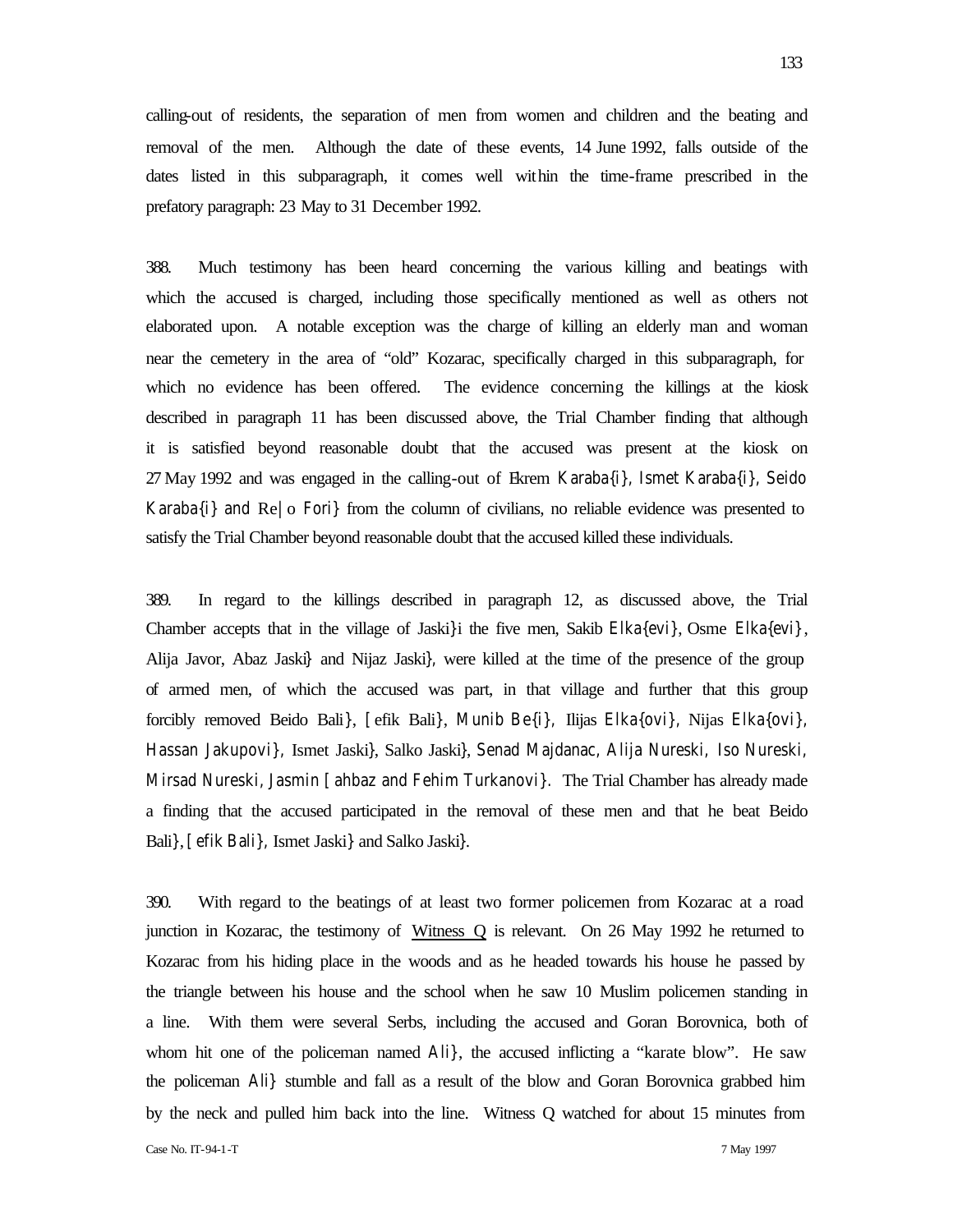calling-out of residents, the separation of men from women and children and the beating and removal of the men. Although the date of these events, 14 June 1992, falls outside of the dates listed in this subparagraph, it comes well within the time-frame prescribed in the prefatory paragraph: 23 May to 31 December 1992.

388. Much testimony has been heard concerning the various killing and beatings with which the accused is charged, including those specifically mentioned as well as others not elaborated upon. A notable exception was the charge of killing an elderly man and woman near the cemetery in the area of "old" Kozarac, specifically charged in this subparagraph, for which no evidence has been offered. The evidence concerning the killings at the kiosk described in paragraph 11 has been discussed above, the Trial Chamber finding that although it is satisfied beyond reasonable doubt that the accused was present at the kiosk on 27 May 1992 and was engaged in the calling-out of Ekrem Karaba{i}, Ismet Karaba{i}, Seido Karaba{i} and Re|o Fori} from the column of civilians, no reliable evidence was presented to satisfy the Trial Chamber beyond reasonable doubt that the accused killed these individuals.

389. In regard to the killings described in paragraph 12, as discussed above, the Trial Chamber accepts that in the village of Jaski}i the five men, Sakib Elka{evi}, Osme Elka{evi}, Alija Javor, Abaz Jaski} and Nijaz Jaski}, were killed at the time of the presence of the group of armed men, of which the accused was part, in that village and further that this group forcibly removed Beido Bali}, [efik Bali}, Munib Be{i}, Ilijas Elka{ovi}, Nijas Elka{ovi}, Hassan Jakupovi}, Ismet Jaski}, Salko Jaski}, Senad Majdanac, Alija Nureski, Iso Nureski, Mirsad Nureski, Jasmin [ahbaz and Fehim Turkanovi}. The Trial Chamber has already made a finding that the accused participated in the removal of these men and that he beat Beido Bali}, [efik Bali}, Ismet Jaski} and Salko Jaski}.

390. With regard to the beatings of at least two former policemen from Kozarac at a road junction in Kozarac, the testimony of <u>Witness Q</u> is relevant. On 26 May 1992 he returned to Kozarac from his hiding place in the woods and as he headed towards his house he passed by the triangle between his house and the school when he saw 10 Muslim policemen standing in a line. With them were several Serbs, including the accused and Goran Borovnica, both of whom hit one of the policeman named Ali}, the accused inflicting a "karate blow". He saw the policeman Ali} stumble and fall as a result of the blow and Goran Borovnica grabbed him by the neck and pulled him back into the line. Witness Q watched for about 15 minutes from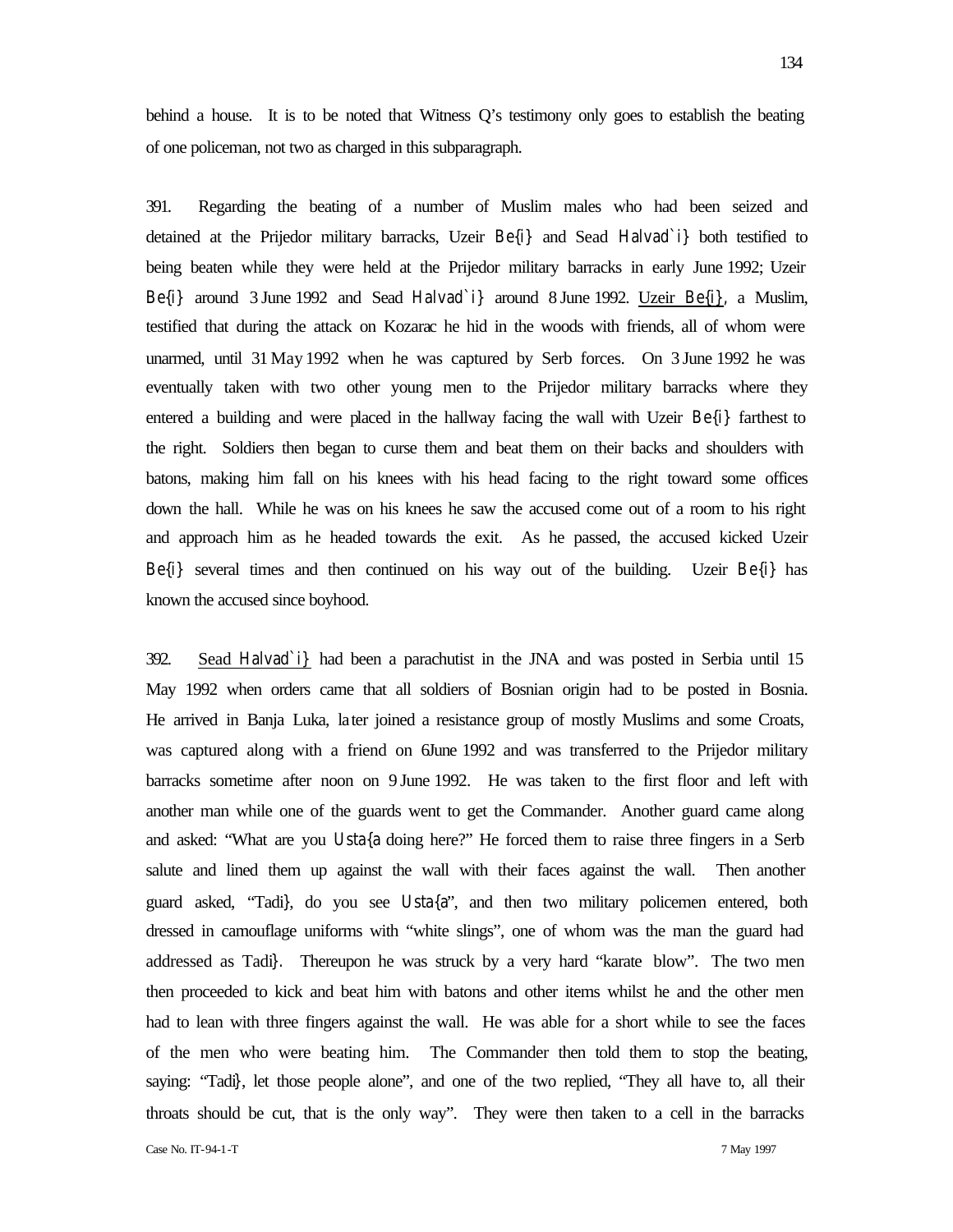behind a house. It is to be noted that Witness Q's testimony only goes to establish the beating of one policeman, not two as charged in this subparagraph.

391. Regarding the beating of a number of Muslim males who had been seized and detained at the Prijedor military barracks, Uzeir Be{i} and Sead Halvad`i} both testified to being beaten while they were held at the Prijedor military barracks in early June 1992; Uzeir Be{i} around 3 June 1992 and Sead Halvad`i} around 8 June 1992. Uzeir Be{i}, a Muslim, testified that during the attack on Kozarac he hid in the woods with friends, all of whom were unarmed, until 31 May 1992 when he was captured by Serb forces. On 3 June 1992 he was eventually taken with two other young men to the Prijedor military barracks where they entered a building and were placed in the hallway facing the wall with Uzeir Be{i} farthest to the right. Soldiers then began to curse them and beat them on their backs and shoulders with batons, making him fall on his knees with his head facing to the right toward some offices down the hall. While he was on his knees he saw the accused come out of a room to his right and approach him as he headed towards the exit. As he passed, the accused kicked Uzeir Be{i} several times and then continued on his way out of the building. Uzeir Be{i} has known the accused since boyhood.

392. Sead Halvad`i} had been a parachutist in the JNA and was posted in Serbia until 15 May 1992 when orders came that all soldiers of Bosnian origin had to be posted in Bosnia. He arrived in Banja Luka, later joined a resistance group of mostly Muslims and some Croats, was captured along with a friend on 6 June 1992 and was transferred to the Prijedor military barracks sometime after noon on 9 June 1992. He was taken to the first floor and left with another man while one of the guards went to get the Commander. Another guard came along and asked: "What are you Usta{a doing here?" He forced them to raise three fingers in a Serb salute and lined them up against the wall with their faces against the wall. Then another guard asked, "Tadi}, do you see Usta{a", and then two military policemen entered, both dressed in camouflage uniforms with "white slings", one of whom was the man the guard had addressed as Tadi}. Thereupon he was struck by a very hard "karate blow". The two men then proceeded to kick and beat him with batons and other items whilst he and the other men had to lean with three fingers against the wall. He was able for a short while to see the faces of the men who were beating him. The Commander then told them to stop the beating, saying: "Tadi}, let those people alone", and one of the two replied, "They all have to, all their throats should be cut, that is the only way". They were then taken to a cell in the barracks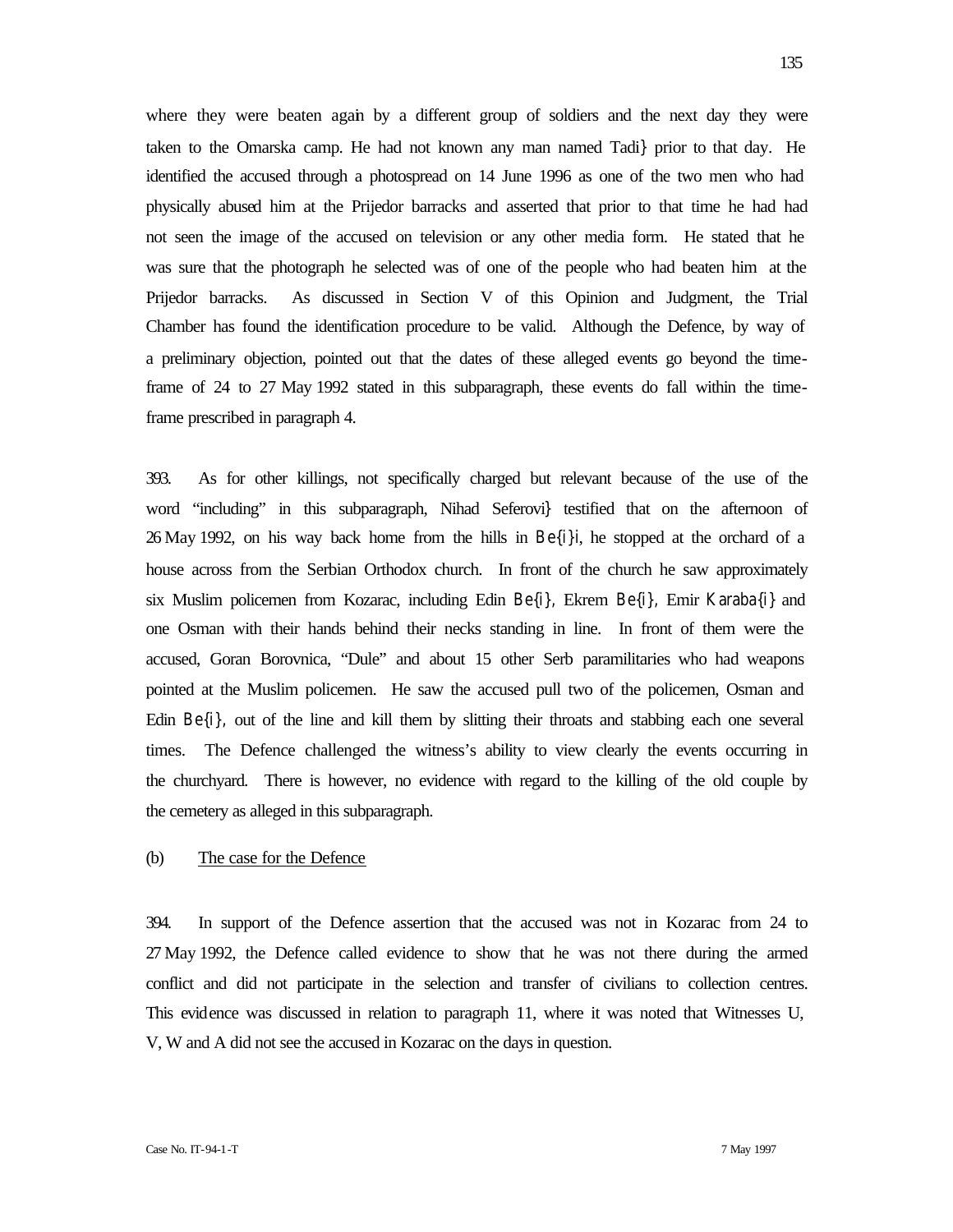where they were beaten again by a different group of soldiers and the next day they were taken to the Omarska camp. He had not known any man named Tadi} prior to that day. He identified the accused through a photospread on 14 June 1996 as one of the two men who had physically abused him at the Prijedor barracks and asserted that prior to that time he had had not seen the image of the accused on television or any other media form. He stated that he was sure that the photograph he selected was of one of the people who had beaten him at the Prijedor barracks. As discussed in Section V of this Opinion and Judgment, the Trial Chamber has found the identification procedure to be valid. Although the Defence, by way of a preliminary objection, pointed out that the dates of these alleged events go beyond the time-frame of 24 to 27 May 1992 stated in this subparagraph, these events do fall within the time-frame prescribed in paragraph 4.

393. As for other killings, not specifically charged but relevant because of the use of the word "including" in this subparagraph, Nihad Seferovi} testified that on the afternoon of 26 May 1992, on his way back home from the hills in Be{i}i, he stopped at the orchard of a house across from the Serbian Orthodox church. In front of the church he saw approximately six Muslim policemen from Kozarac, including Edin Be{i}, Ekrem Be{i}, Emir Karaba{i} and one Osman with their hands behind their necks standing in line. In front of them were the accused, Goran Borovnica, "Dule" and about 15 other Serb paramilitaries who had weapons pointed at the Muslim policemen. He saw the accused pull two of the policemen, Osman and Edin Be{i}, out of the line and kill them by slitting their throats and stabbing each one several times. The Defence challenged the witness's ability to view clearly the events occurring in the churchyard. There is however, no evidence with regard to the killing of the old couple by the cemetery as alleged in this subparagraph.

(b) The case for the Defence

394. In support of the Defence assertion that the accused was not in Kozarac from 24 to 27 May 1992, the Defence called evidence to show that he was not there during the armed conflict and did not participate in the selection and transfer of civilians to collection centres. This evidence was discussed in relation to paragraph 11, where it was noted that Witnesses U, V, W and A did not see the accused in Kozarac on the days in question.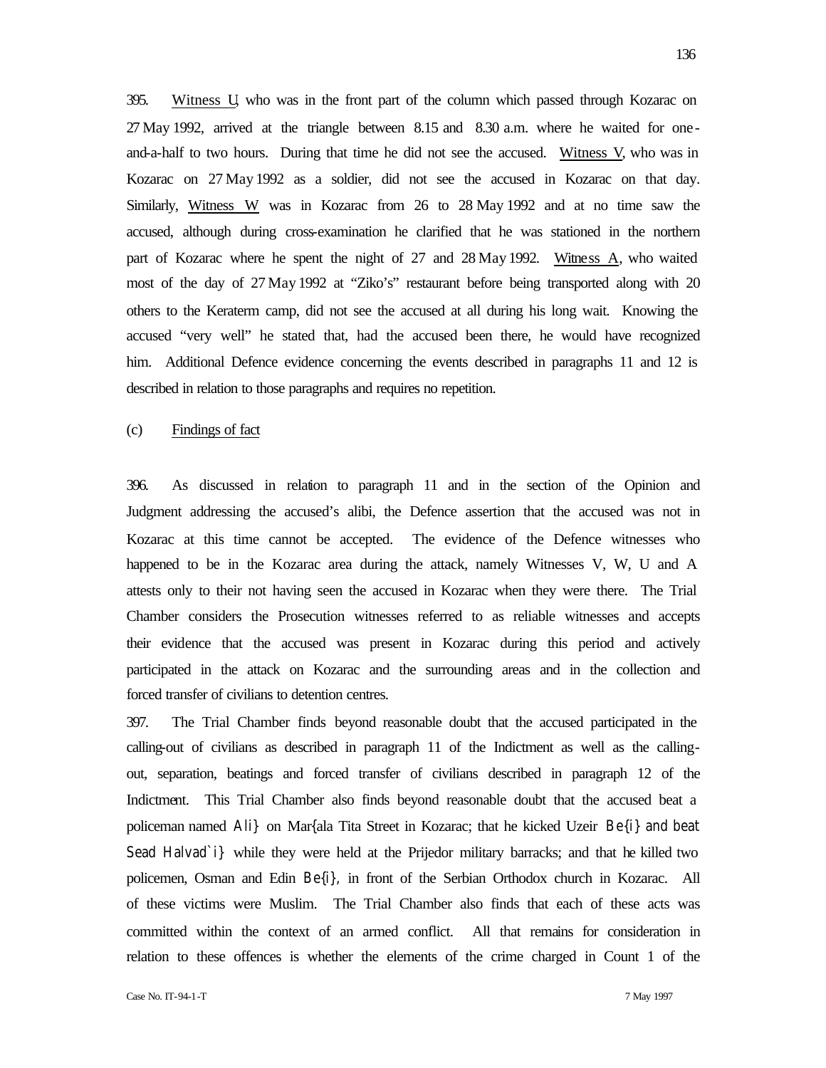395. Witness U, who was in the front part of the column which passed through Kozarac on 27 May 1992, arrived at the triangle between 8.15 and 8.30 a.m. where he waited for one-and-a-half to two hours. During that time he did not see the accused. Witness V, who was in Kozarac on 27 May 1992 as a soldier, did not see the accused in Kozarac on that day. Similarly, Witness W was in Kozarac from 26 to 28 May 1992 and at no time saw the accused, although during cross-examination he clarified that he was stationed in the northern part of Kozarac where he spent the night of 27 and 28 May 1992. Witness A, who waited most of the day of 27 May 1992 at "Ziko's" restaurant before being transported along with 20 others to the Keraterm camp, did not see the accused at all during his long wait. Knowing the accused "very well" he stated that, had the accused been there, he would have recognized him. Additional Defence evidence concerning the events described in paragraphs 11 and 12 is described in relation to those paragraphs and requires no repetition.

(c) Findings of fact

396. As discussed in relation to paragraph 11 and in the section of the Opinion and Judgment addressing the accused's alibi, the Defence assertion that the accused was not in Kozarac at this time cannot be accepted. The evidence of the Defence witnesses who happened to be in the Kozarac area during the attack, namely Witnesses V, W, U and A attests only to their not having seen the accused in Kozarac when they were there. The Trial Chamber considers the Prosecution witnesses referred to as reliable witnesses and accepts their evidence that the accused was present in Kozarac during this period and actively participated in the attack on Kozarac and the surrounding areas and in the collection and forced transfer of civilians to detention centres.

397. The Trial Chamber finds beyond reasonable doubt that the accused participated in the calling-out of civilians as described in paragraph 11 of the Indictment as well as the calling-out, separation, beatings and forced transfer of civilians described in paragraph 12 of the Indictment. This Trial Chamber also finds beyond reasonable doubt that the accused beat a policeman named Ali} on Mar{ala Tita Street in Kozarac; that he kicked Uzeir Be{i} and beat Sead Halvad`i} while they were held at the Prijedor military barracks; and that he killed two policemen, Osman and Edin Be{i}, in front of the Serbian Orthodox church in Kozarac. All of these victims were Muslim. The Trial Chamber also finds that each of these acts was committed within the context of an armed conflict. All that remains for consideration in relation to these offences is whether the elements of the crime charged in Count 1 of the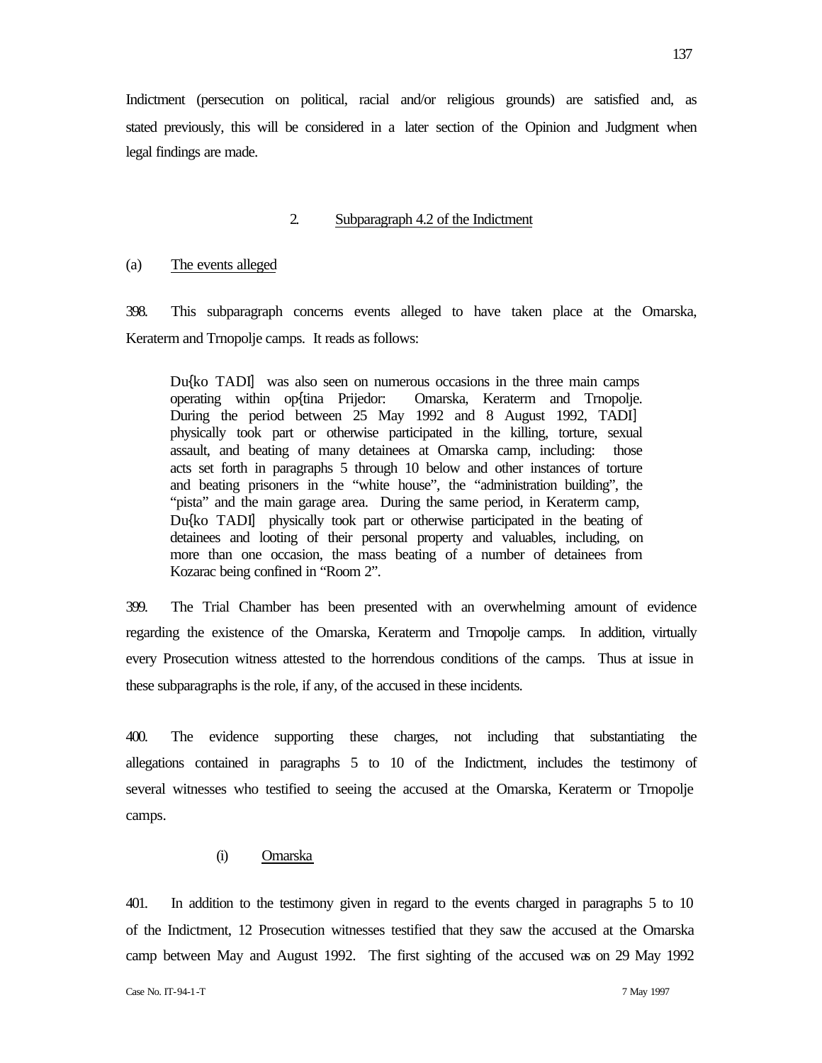Indictment (persecution on political, racial and/or religious grounds) are satisfied and, as stated previously, this will be considered in a later section of the Opinion and Judgment when legal findings are made.

### 2. Subparagraph 4.2 of the Indictment

#### (a) The events alleged

398. This subparagraph concerns events alleged to have taken place at the Omarska, Keraterm and Trnopolje camps. It reads as follows:

> Du{ko TADI] was also seen on numerous occasions in the three main camps operating within op{tina Prijedor: Omarska, Keraterm and Trnopolje. During the period between 25 May 1992 and 8 August 1992, TADI] physically took part or otherwise participated in the killing, torture, sexual assault, and beating of many detainees at Omarska camp, including: those acts set forth in paragraphs 5 through 10 below and other instances of torture and beating prisoners in the "white house", the "administration building", the "pista" and the main garage area. During the same period, in Keraterm camp, Du{ko TADI] physically took part or otherwise participated in the beating of detainees and looting of their personal property and valuables, including, on more than one occasion, the mass beating of a number of detainees from Kozarac being confined in "Room 2".

399. The Trial Chamber has been presented with an overwhelming amount of evidence regarding the existence of the Omarska, Keraterm and Trnopolje camps. In addition, virtually every Prosecution witness attested to the horrendous conditions of the camps. Thus at issue in these subparagraphs is the role, if any, of the accused in these incidents.

400. The evidence supporting these charges, not including that substantiating the allegations contained in paragraphs 5 to 10 of the Indictment, includes the testimony of several witnesses who testified to seeing the accused at the Omarska, Keraterm or Trnopolje camps.

##### (i) Omarska

401. In addition to the testimony given in regard to the events charged in paragraphs 5 to 10 of the Indictment, 12 Prosecution witnesses testified that they saw the accused at the Omarska camp between May and August 1992. The first sighting of the accused was on 29 May 1992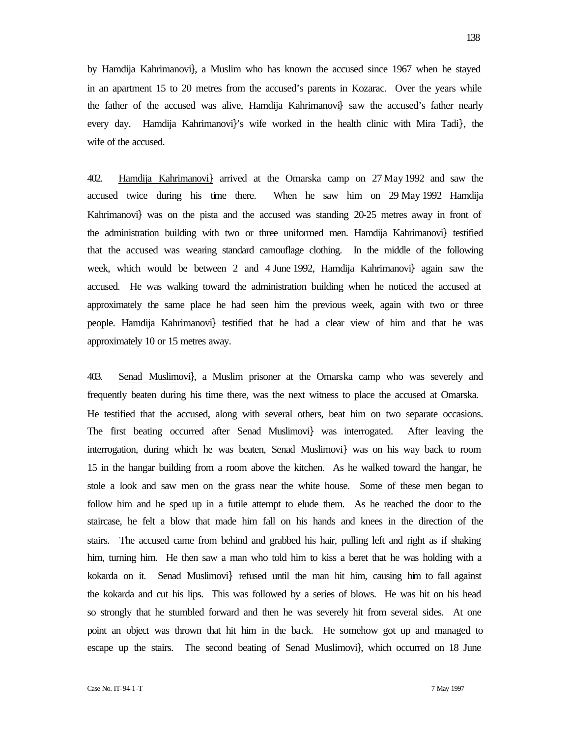by Hamdija Kahrimanovi}, a Muslim who has known the accused since 1967 when he stayed in an apartment 15 to 20 metres from the accused's parents in Kozarac. Over the years while the father of the accused was alive, Hamdija Kahrimanovi} saw the accused's father nearly every day. Hamdija Kahrimanovi}'s wife worked in the health clinic with Mira Tadi}, the wife of the accused.

402. Hamdija Kahrimanovi} arrived at the Omarska camp on 27 May 1992 and saw the accused twice during his time there. When he saw him on 29 May 1992 Hamdija Kahrimanovi} was on the pista and the accused was standing 20-25 metres away in front of the administration building with two or three uniformed men. Hamdija Kahrimanovi} testified that the accused was wearing standard camouflage clothing. In the middle of the following week, which would be between 2 and 4 June 1992, Hamdija Kahrimanovi} again saw the accused. He was walking toward the administration building when he noticed the accused at approximately the same place he had seen him the previous week, again with two or three people. Hamdija Kahrimanovi} testified that he had a clear view of him and that he was approximately 10 or 15 metres away.

403. Senad Muslimovi}, a Muslim prisoner at the Omarska camp who was severely and frequently beaten during his time there, was the next witness to place the accused at Omarska. He testified that the accused, along with several others, beat him on two separate occasions. The first beating occurred after Senad Muslimovi} was interrogated. After leaving the interrogation, during which he was beaten, Senad Muslimovi} was on his way back to room 15 in the hangar building from a room above the kitchen. As he walked toward the hangar, he stole a look and saw men on the grass near the white house. Some of these men began to follow him and he sped up in a futile attempt to elude them. As he reached the door to the staircase, he felt a blow that made him fall on his hands and knees in the direction of the stairs. The accused came from behind and grabbed his hair, pulling left and right as if shaking him, turning him. He then saw a man who told him to kiss a beret that he was holding with a kokarda on it. Senad Muslimovi} refused until the man hit him, causing him to fall against the kokarda and cut his lips. This was followed by a series of blows. He was hit on his head so strongly that he stumbled forward and then he was severely hit from several sides. At one point an object was thrown that hit him in the back. He somehow got up and managed to escape up the stairs. The second beating of Senad Muslimovi}, which occurred on 18 June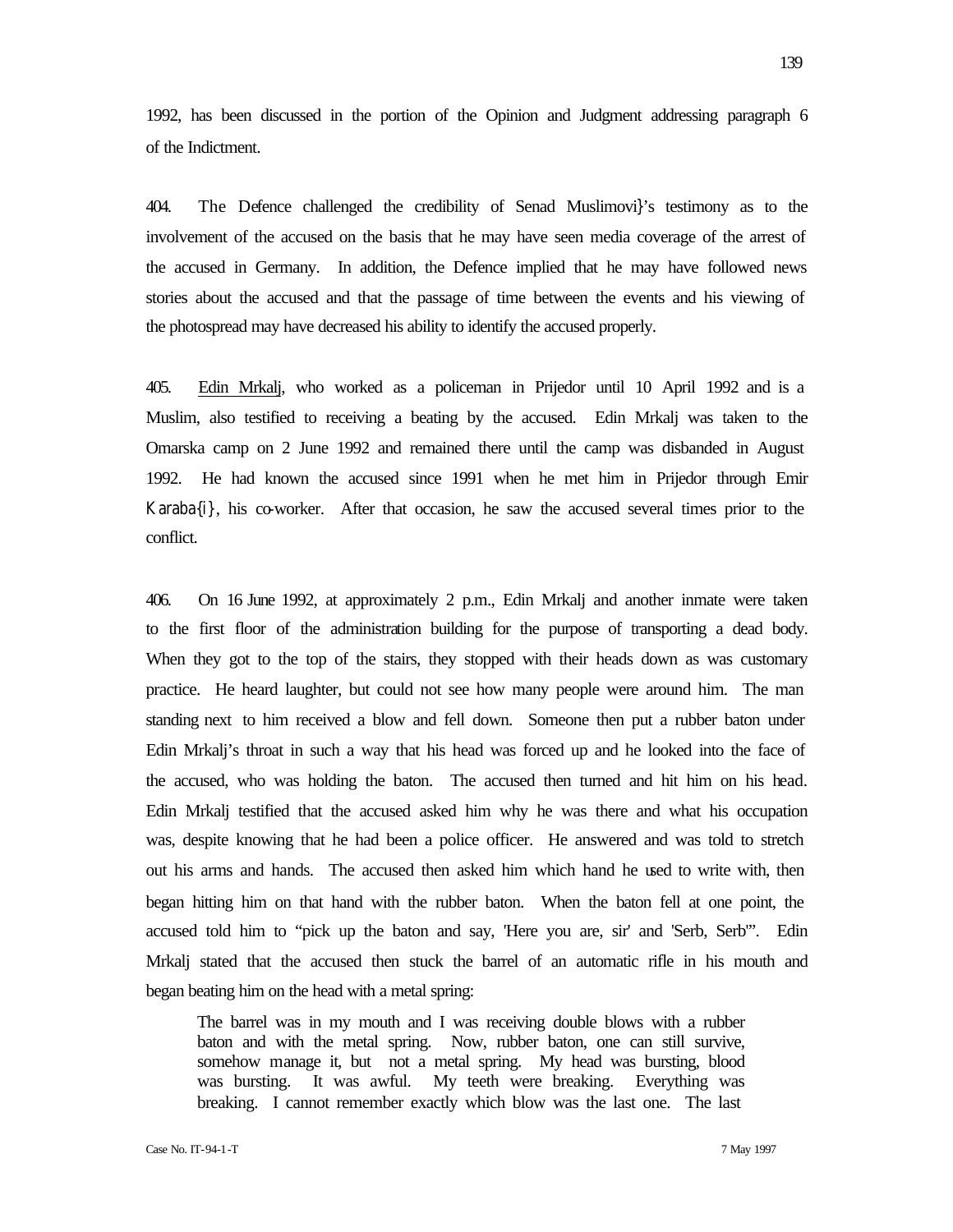1992, has been discussed in the portion of the Opinion and Judgment addressing paragraph 6 of the Indictment.

404. The Defence challenged the credibility of Senad Muslimovi}'s testimony as to the involvement of the accused on the basis that he may have seen media coverage of the arrest of the accused in Germany. In addition, the Defence implied that he may have followed news stories about the accused and that the passage of time between the events and his viewing of the photospread may have decreased his ability to identify the accused properly.

405. Edin Mrkalj, who worked as a policeman in Prijedor until 10 April 1992 and is a Muslim, also testified to receiving a beating by the accused. Edin Mrkalj was taken to the Omarska camp on 2 June 1992 and remained there until the camp was disbanded in August 1992. He had known the accused since 1991 when he met him in Prijedor through Emir Karaba{i}, his co-worker. After that occasion, he saw the accused several times prior to the conflict.

406. On 16 June 1992, at approximately 2 p.m., Edin Mrkalj and another inmate were taken to the first floor of the administration building for the purpose of transporting a dead body. When they got to the top of the stairs, they stopped with their heads down as was customary practice. He heard laughter, but could not see how many people were around him. The man standing next to him received a blow and fell down. Someone then put a rubber baton under Edin Mrkalj's throat in such a way that his head was forced up and he looked into the face of the accused, who was holding the baton. The accused then turned and hit him on his head. Edin Mrkalj testified that the accused asked him why he was there and what his occupation was, despite knowing that he had been a police officer. He answered and was told to stretch out his arms and hands. The accused then asked him which hand he used to write with, then began hitting him on that hand with the rubber baton. When the baton fell at one point, the accused told him to "pick up the baton and say, 'Here you are, sir' and 'Serb, Serb'". Edin Mrkalj stated that the accused then stuck the barrel of an automatic rifle in his mouth and began beating him on the head with a metal spring:

> The barrel was in my mouth and I was receiving double blows with a rubber baton and with the metal spring. Now, rubber baton, one can still survive, somehow manage it, but not a metal spring. My head was bursting, blood was bursting. It was awful. My teeth were breaking. Everything was breaking. I cannot remember exactly which blow was the last one. The last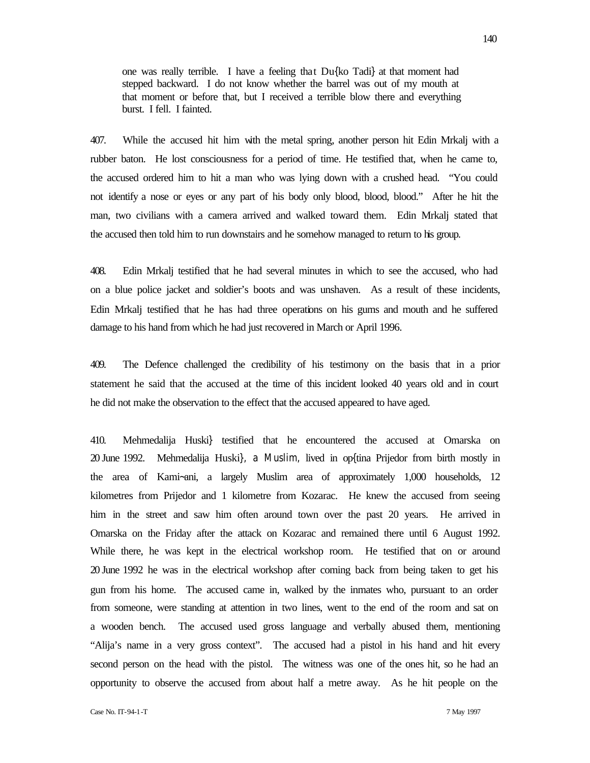> one was really terrible. I have a feeling that Du{ko Tadi} at that moment had stepped backward. I do not know whether the barrel was out of my mouth at that moment or before that, but I received a terrible blow there and everything burst. I fell. I fainted.

407. While the accused hit him with the metal spring, another person hit Edin Mrkalj with a rubber baton. He lost consciousness for a period of time. He testified that, when he came to, the accused ordered him to hit a man who was lying down with a crushed head. "You could not identify a nose or eyes or any part of his body only blood, blood, blood." After he hit the man, two civilians with a camera arrived and walked toward them. Edin Mrkalj stated that the accused then told him to run downstairs and he somehow managed to return to his group.

408. Edin Mrkalj testified that he had several minutes in which to see the accused, who had on a blue police jacket and soldier's boots and was unshaven. As a result of these incidents, Edin Mrkalj testified that he has had three operations on his gums and mouth and he suffered damage to his hand from which he had just recovered in March or April 1996.

409. The Defence challenged the credibility of his testimony on the basis that in a prior statement he said that the accused at the time of this incident looked 40 years old and in court he did not make the observation to the effect that the accused appeared to have aged.

410. Mehmedalija Huski} testified that he encountered the accused at Omarska on 20 June 1992. Mehmedalija Huski}, a Muslim, lived in op{tina Prijedor from birth mostly in the area of Kami~ani, a largely Muslim area of approximately 1,000 households, 12 kilometres from Prijedor and 1 kilometre from Kozarac. He knew the accused from seeing him in the street and saw him often around town over the past 20 years. He arrived in Omarska on the Friday after the attack on Kozarac and remained there until 6 August 1992. While there, he was kept in the electrical workshop room. He testified that on or around 20 June 1992 he was in the electrical workshop after coming back from being taken to get his gun from his home. The accused came in, walked by the inmates who, pursuant to an order from someone, were standing at attention in two lines, went to the end of the room and sat on a wooden bench. The accused used gross language and verbally abused them, mentioning "Alija's name in a very gross context". The accused had a pistol in his hand and hit every second person on the head with the pistol. The witness was one of the ones hit, so he had an opportunity to observe the accused from about half a metre away. As he hit people on the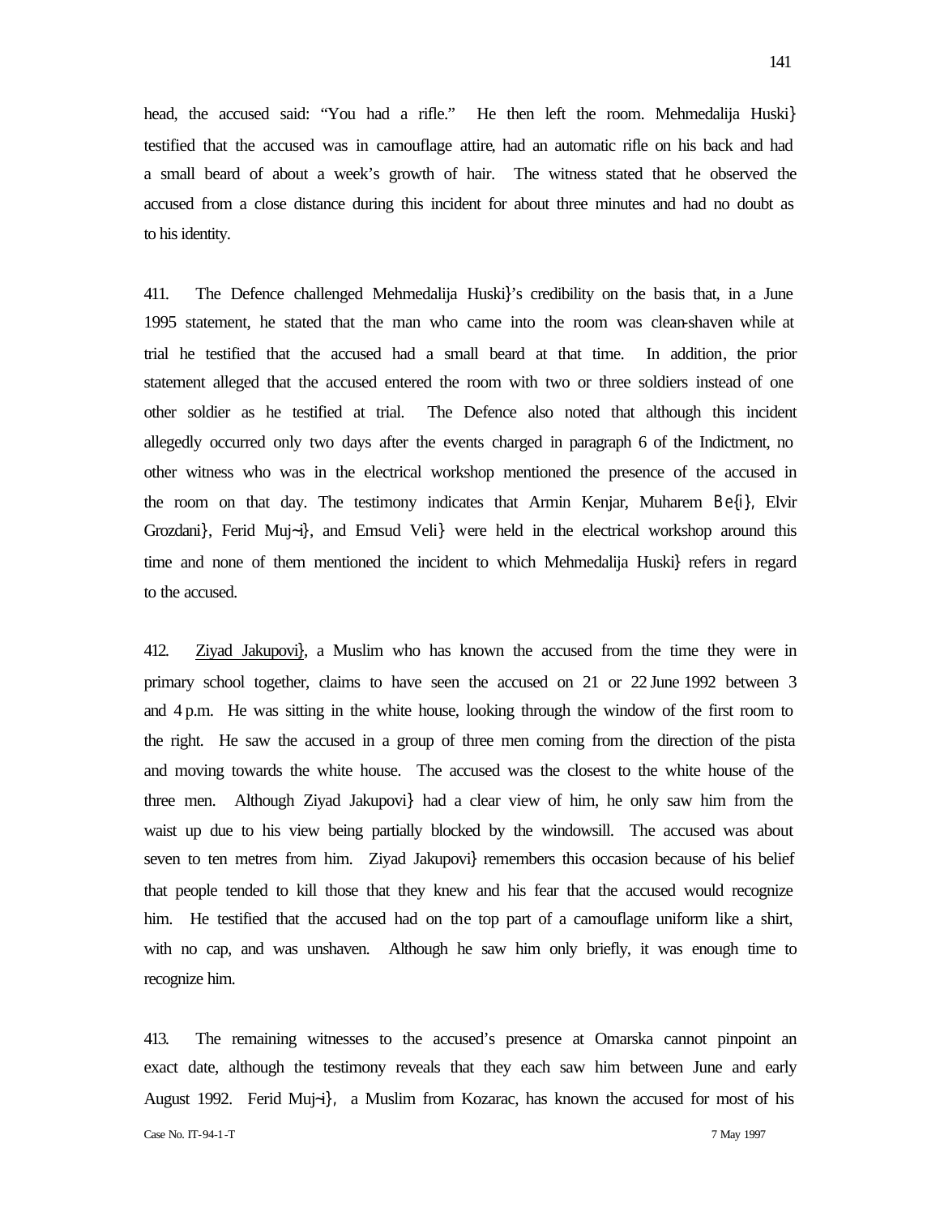head, the accused said: "You had a rifle." He then left the room. Mehmedalija Huski} testified that the accused was in camouflage attire, had an automatic rifle on his back and had a small beard of about a week's growth of hair. The witness stated that he observed the accused from a close distance during this incident for about three minutes and had no doubt as to his identity.

411. The Defence challenged Mehmedalija Huski}'s credibility on the basis that, in a June 1995 statement, he stated that the man who came into the room was clean-shaven while at trial he testified that the accused had a small beard at that time. In addition, the prior statement alleged that the accused entered the room with two or three soldiers instead of one other soldier as he testified at trial. The Defence also noted that although this incident allegedly occurred only two days after the events charged in paragraph 6 of the Indictment, no other witness who was in the electrical workshop mentioned the presence of the accused in the room on that day. The testimony indicates that Armin Kenjar, Muharem Be{i}, Elvir Grozdani}, Ferid Muj~i}, and Emsud Veli} were held in the electrical workshop around this time and none of them mentioned the incident to which Mehmedalija Huski} refers in regard to the accused.

412. Ziyad Jakupovi}, a Muslim who has known the accused from the time they were in primary school together, claims to have seen the accused on 21 or 22 June 1992 between 3 and 4 p.m. He was sitting in the white house, looking through the window of the first room to the right. He saw the accused in a group of three men coming from the direction of the pista and moving towards the white house. The accused was the closest to the white house of the three men. Although Ziyad Jakupovi} had a clear view of him, he only saw him from the waist up due to his view being partially blocked by the windowsill. The accused was about seven to ten metres from him. Ziyad Jakupovi} remembers this occasion because of his belief that people tended to kill those that they knew and his fear that the accused would recognize him. He testified that the accused had on the top part of a camouflage uniform like a shirt, with no cap, and was unshaven. Although he saw him only briefly, it was enough time to recognize him.

413. The remaining witnesses to the accused's presence at Omarska cannot pinpoint an exact date, although the testimony reveals that they each saw him between June and early August 1992. Ferid Muj~i}, a Muslim from Kozarac, has known the accused for most of his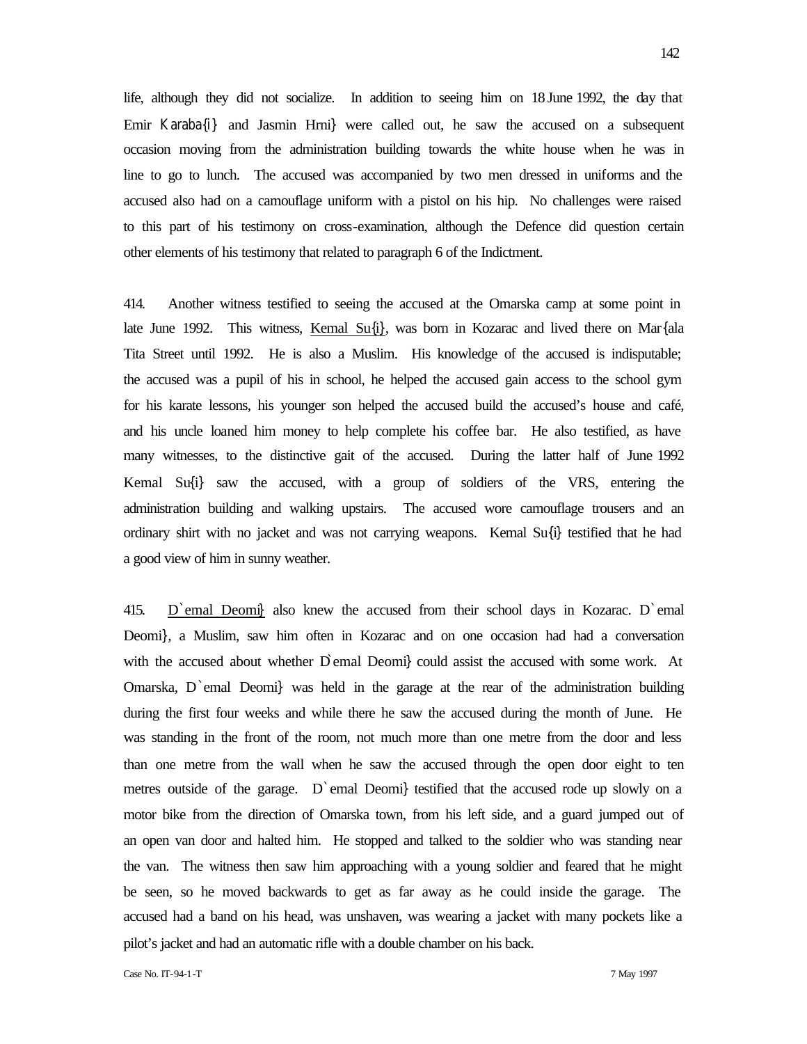life, although they did not socialize. In addition to seeing him on 18 June 1992, the day that Emir Karaba{i} and Jasmin Hrni} were called out, he saw the accused on a subsequent occasion moving from the administration building towards the white house when he was in line to go to lunch. The accused was accompanied by two men dressed in uniforms and the accused also had on a camouflage uniform with a pistol on his hip. No challenges were raised to this part of his testimony on cross-examination, although the Defence did question certain other elements of his testimony that related to paragraph 6 of the Indictment.

414. Another witness testified to seeing the accused at the Omarska camp at some point in late June 1992. This witness, Kemal Su{i}, was born in Kozarac and lived there on Mar{ala Tita Street until 1992. He is also a Muslim. His knowledge of the accused is indisputable; the accused was a pupil of his in school, he helped the accused gain access to the school gym for his karate lessons, his younger son helped the accused build the accused's house and café, and his uncle loaned him money to help complete his coffee bar. He also testified, as have many witnesses, to the distinctive gait of the accused. During the latter half of June 1992 Kemal Su{i} saw the accused, with a group of soldiers of the VRS, entering the administration building and walking upstairs. The accused wore camouflage trousers and an ordinary shirt with no jacket and was not carrying weapons. Kemal Su{i} testified that he had a good view of him in sunny weather.

415. D`emal Deomi} also knew the accused from their school days in Kozarac. D`emal Deomi}, a Muslim, saw him often in Kozarac and on one occasion had had a conversation with the accused about whether D`emal Deomi} could assist the accused with some work. At Omarska, D`emal Deomi} was held in the garage at the rear of the administration building during the first four weeks and while there he saw the accused during the month of June. He was standing in the front of the room, not much more than one metre from the door and less than one metre from the wall when he saw the accused through the open door eight to ten metres outside of the garage. D`emal Deomi} testified that the accused rode up slowly on a motor bike from the direction of Omarska town, from his left side, and a guard jumped out of an open van door and halted him. He stopped and talked to the soldier who was standing near the van. The witness then saw him approaching with a young soldier and feared that he might be seen, so he moved backwards to get as far away as he could inside the garage. The accused had a band on his head, was unshaven, was wearing a jacket with many pockets like a pilot's jacket and had an automatic rifle with a double chamber on his back.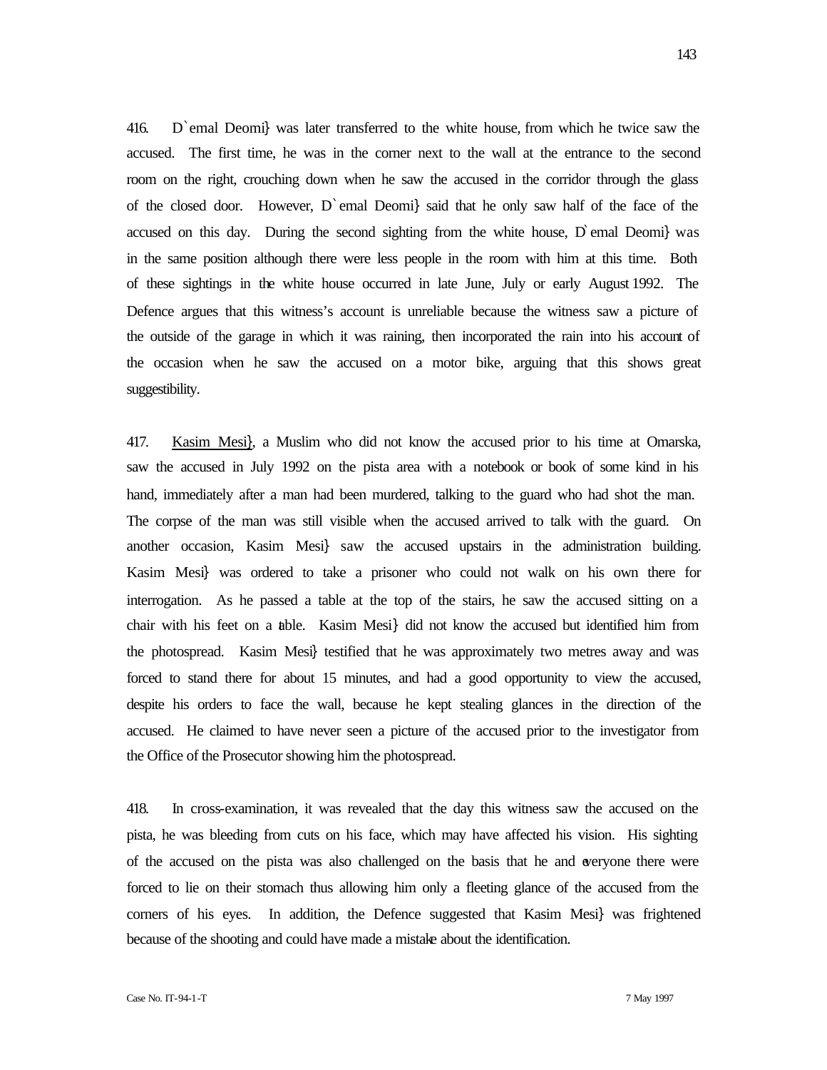416. D`emal Deomi} was later transferred to the white house, from which he twice saw the accused. The first time, he was in the corner next to the wall at the entrance to the second room on the right, crouching down when he saw the accused in the corridor through the glass of the closed door. However, D`emal Deomi} said that he only saw half of the face of the accused on this day. During the second sighting from the white house, D`emal Deomi} was in the same position although there were less people in the room with him at this time. Both of these sightings in the white house occurred in late June, July or early August 1992. The Defence argues that this witness's account is unreliable because the witness saw a picture of the outside of the garage in which it was raining, then incorporated the rain into his account of the occasion when he saw the accused on a motor bike, arguing that this shows great suggestibility.

417. Kasim Mesi}, a Muslim who did not know the accused prior to his time at Omarska, saw the accused in July 1992 on the pista area with a notebook or book of some kind in his hand, immediately after a man had been murdered, talking to the guard who had shot the man. The corpse of the man was still visible when the accused arrived to talk with the guard. On another occasion, Kasim Mesi} saw the accused upstairs in the administration building. Kasim Mesi} was ordered to take a prisoner who could not walk on his own there for interrogation. As he passed a table at the top of the stairs, he saw the accused sitting on a chair with his feet on a table. Kasim Mesi} did not know the accused but identified him from the photospread. Kasim Mesi} testified that he was approximately two metres away and was forced to stand there for about 15 minutes, and had a good opportunity to view the accused, despite his orders to face the wall, because he kept stealing glances in the direction of the accused. He claimed to have never seen a picture of the accused prior to the investigator from the Office of the Prosecutor showing him the photospread.

418. In cross-examination, it was revealed that the day this witness saw the accused on the pista, he was bleeding from cuts on his face, which may have affected his vision. His sighting of the accused on the pista was also challenged on the basis that he and everyone there were forced to lie on their stomach thus allowing him only a fleeting glance of the accused from the corners of his eyes. In addition, the Defence suggested that Kasim Mesi} was frightened because of the shooting and could have made a mistake about the identification.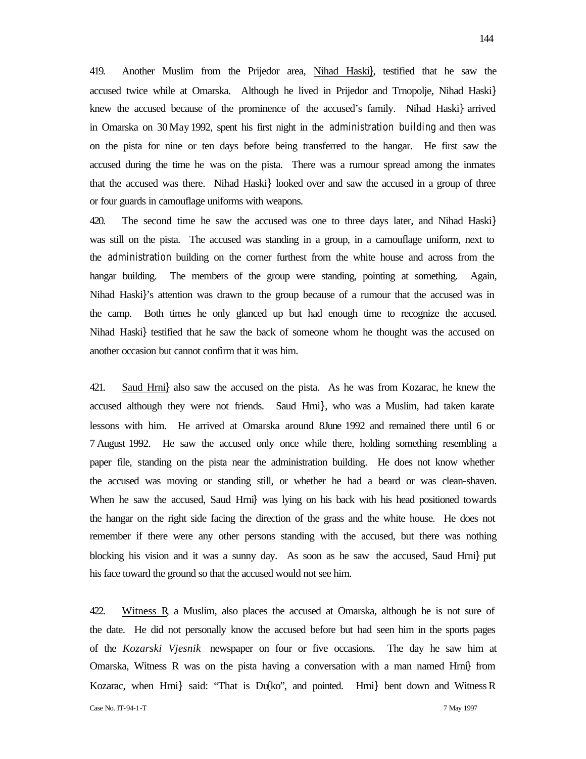419. Another Muslim from the Prijedor area, Nihad Haski}, testified that he saw the accused twice while at Omarska. Although he lived in Prijedor and Trnopolje, Nihad Haski} knew the accused because of the prominence of the accused's family. Nihad Haski} arrived in Omarska on 30 May 1992, spent his first night in the administration building and then was on the pista for nine or ten days before being transferred to the hangar. He first saw the accused during the time he was on the pista. There was a rumour spread among the inmates that the accused was there. Nihad Haski} looked over and saw the accused in a group of three or four guards in camouflage uniforms with weapons.

420. The second time he saw the accused was one to three days later, and Nihad Haski} was still on the pista. The accused was standing in a group, in a camouflage uniform, next to the administration building on the corner furthest from the white house and across from the hangar building. The members of the group were standing, pointing at something. Again, Nihad Haski}'s attention was drawn to the group because of a rumour that the accused was in the camp. Both times he only glanced up but had enough time to recognize the accused. Nihad Haski} testified that he saw the back of someone whom he thought was the accused on another occasion but cannot confirm that it was him.

421. Saud Hrni} also saw the accused on the pista. As he was from Kozarac, he knew the accused although they were not friends. Saud Hrni}, who was a Muslim, had taken karate lessons with him. He arrived at Omarska around 8 June 1992 and remained there until 6 or 7 August 1992. He saw the accused only once while there, holding something resembling a paper file, standing on the pista near the administration building. He does not know whether the accused was moving or standing still, or whether he had a beard or was clean-shaven. When he saw the accused, Saud Hrni} was lying on his back with his head positioned towards the hangar on the right side facing the direction of the grass and the white house. He does not remember if there were any other persons standing with the accused, but there was nothing blocking his vision and it was a sunny day. As soon as he saw the accused, Saud Hrni} put his face toward the ground so that the accused would not see him.

422. Witness R, a Muslim, also places the accused at Omarska, although he is not sure of the date. He did not personally know the accused before but had seen him in the sports pages of the *Kozarski Vjesnik* newspaper on four or five occasions. The day he saw him at Omarska, Witness R was on the pista having a conversation with a man named Hrni} from Kozarac, when Hrni} said: "That is Du{ko", and pointed. Hrni} bent down and Witness R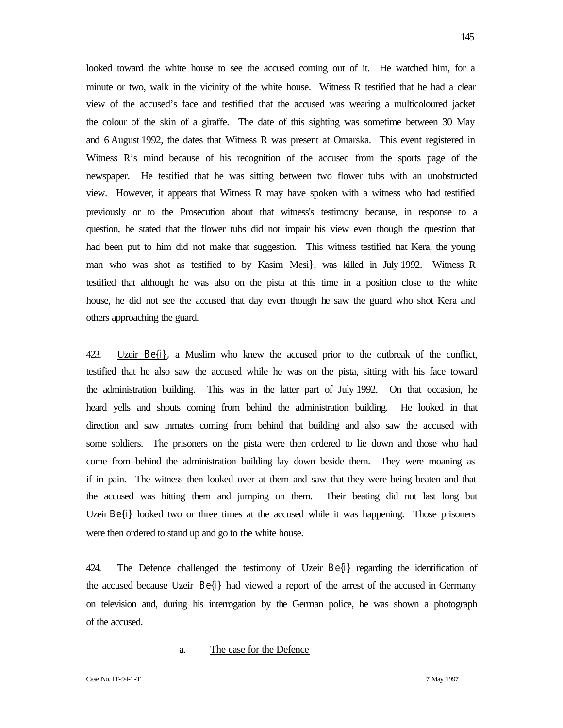looked toward the white house to see the accused coming out of it. He watched him, for a minute or two, walk in the vicinity of the white house. Witness R testified that he had a clear view of the accused's face and testified that the accused was wearing a multicoloured jacket the colour of the skin of a giraffe. The date of this sighting was sometime between 30 May and 6 August 1992, the dates that Witness R was present at Omarska. This event registered in Witness R's mind because of his recognition of the accused from the sports page of the newspaper. He testified that he was sitting between two flower tubs with an unobstructed view. However, it appears that Witness R may have spoken with a witness who had testified previously or to the Prosecution about that witness's testimony because, in response to a question, he stated that the flower tubs did not impair his view even though the question that had been put to him did not make that suggestion. This witness testified that Kera, the young man who was shot as testified to by Kasim Mesi}, was killed in July 1992. Witness R testified that although he was also on the pista at this time in a position close to the white house, he did not see the accused that day even though he saw the guard who shot Kera and others approaching the guard.

423. Uzeir Be{i}, a Muslim who knew the accused prior to the outbreak of the conflict, testified that he also saw the accused while he was on the pista, sitting with his face toward the administration building. This was in the latter part of July 1992. On that occasion, he heard yells and shouts coming from behind the administration building. He looked in that direction and saw inmates coming from behind that building and also saw the accused with some soldiers. The prisoners on the pista were then ordered to lie down and those who had come from behind the administration building lay down beside them. They were moaning as if in pain. The witness then looked over at them and saw that they were being beaten and that the accused was hitting them and jumping on them. Their beating did not last long but Uzeir Be{i} looked two or three times at the accused while it was happening. Those prisoners were then ordered to stand up and go to the white house.

424. The Defence challenged the testimony of Uzeir Be{i} regarding the identification of the accused because Uzeir Be{i} had viewed a report of the arrest of the accused in Germany on television and, during his interrogation by the German police, he was shown a photograph of the accused.

a. The case for the Defence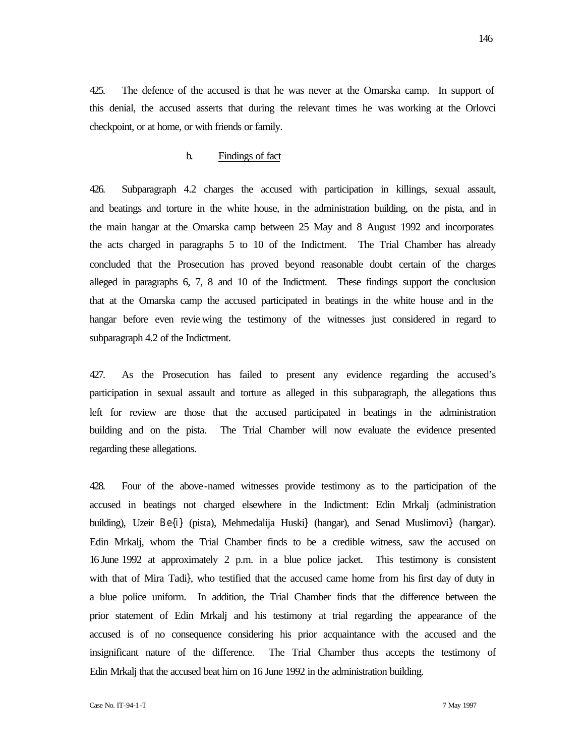425. The defence of the accused is that he was never at the Omarska camp. In support of this denial, the accused asserts that during the relevant times he was working at the Orlovci checkpoint, or at home, or with friends or family.

b. Findings of fact

426. Subparagraph 4.2 charges the accused with participation in killings, sexual assault, and beatings and torture in the white house, in the administration building, on the pista, and in the main hangar at the Omarska camp between 25 May and 8 August 1992 and incorporates the acts charged in paragraphs 5 to 10 of the Indictment. The Trial Chamber has already concluded that the Prosecution has proved beyond reasonable doubt certain of the charges alleged in paragraphs 6, 7, 8 and 10 of the Indictment. These findings support the conclusion that at the Omarska camp the accused participated in beatings in the white house and in the hangar before even reviewing the testimony of the witnesses just considered in regard to subparagraph 4.2 of the Indictment.

427. As the Prosecution has failed to present any evidence regarding the accused's participation in sexual assault and torture as alleged in this subparagraph, the allegations thus left for review are those that the accused participated in beatings in the administration building and on the pista. The Trial Chamber will now evaluate the evidence presented regarding these allegations.

428. Four of the above-named witnesses provide testimony as to the participation of the accused in beatings not charged elsewhere in the Indictment: Edin Mrkalj (administration building), Uzeir Be{i} (pista), Mehmedalija Huski} (hangar), and Senad Muslimovi} (hangar). Edin Mrkalj, whom the Trial Chamber finds to be a credible witness, saw the accused on 16 June 1992 at approximately 2 p.m. in a blue police jacket. This testimony is consistent with that of Mira Tadi}, who testified that the accused came home from his first day of duty in a blue police uniform. In addition, the Trial Chamber finds that the difference between the prior statement of Edin Mrkalj and his testimony at trial regarding the appearance of the accused is of no consequence considering his prior acquaintance with the accused and the insignificant nature of the difference. The Trial Chamber thus accepts the testimony of Edin Mrkalj that the accused beat him on 16 June 1992 in the administration building.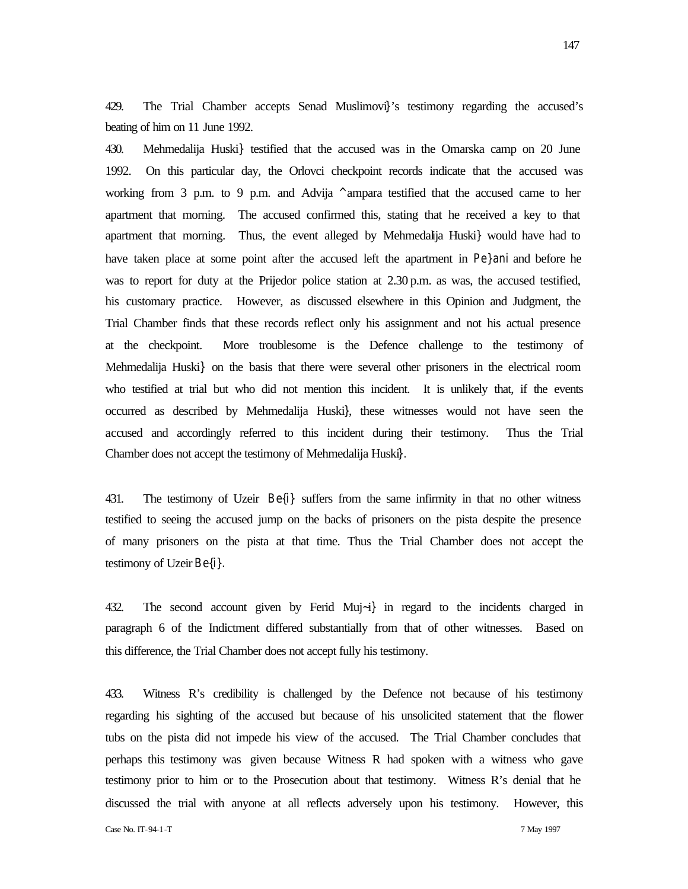429. The Trial Chamber accepts Senad Muslimovi}'s testimony regarding the accused's beating of him on 11 June 1992.

430. Mehmedalija Huski} testified that the accused was in the Omarska camp on 20 June 1992. On this particular day, the Orlovci checkpoint records indicate that the accused was working from 3 p.m. to 9 p.m. and Advija ^ampara testified that the accused came to her apartment that morning. The accused confirmed this, stating that he received a key to that apartment that morning. Thus, the event alleged by Mehmedalija Huski} would have had to have taken place at some point after the accused left the apartment in Pe}ani and before he was to report for duty at the Prijedor police station at 2.30 p.m. as was, the accused testified, his customary practice. However, as discussed elsewhere in this Opinion and Judgment, the Trial Chamber finds that these records reflect only his assignment and not his actual presence at the checkpoint. More troublesome is the Defence challenge to the testimony of Mehmedalija Huski} on the basis that there were several other prisoners in the electrical room who testified at trial but who did not mention this incident. It is unlikely that, if the events occurred as described by Mehmedalija Huski}, these witnesses would not have seen the accused and accordingly referred to this incident during their testimony. Thus the Trial Chamber does not accept the testimony of Mehmedalija Huski}.

431. The testimony of Uzeir Be{i} suffers from the same infirmity in that no other witness testified to seeing the accused jump on the backs of prisoners on the pista despite the presence of many prisoners on the pista at that time. Thus the Trial Chamber does not accept the testimony of Uzeir Be{i}.

432. The second account given by Ferid Muj~i} in regard to the incidents charged in paragraph 6 of the Indictment differed substantially from that of other witnesses. Based on this difference, the Trial Chamber does not accept fully his testimony.

433. Witness R's credibility is challenged by the Defence not because of his testimony regarding his sighting of the accused but because of his unsolicited statement that the flower tubs on the pista did not impede his view of the accused. The Trial Chamber concludes that perhaps this testimony was given because Witness R had spoken with a witness who gave testimony prior to him or to the Prosecution about that testimony. Witness R's denial that he discussed the trial with anyone at all reflects adversely upon his testimony. However, this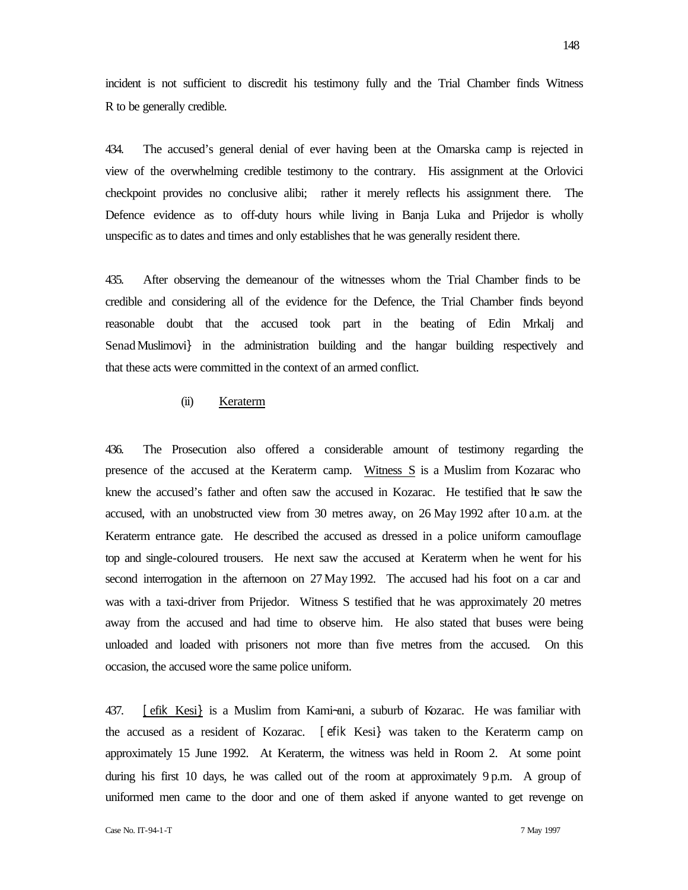incident is not sufficient to discredit his testimony fully and the Trial Chamber finds Witness R to be generally credible.

434. The accused's general denial of ever having been at the Omarska camp is rejected in view of the overwhelming credible testimony to the contrary. His assignment at the Orlovici checkpoint provides no conclusive alibi; rather it merely reflects his assignment there. The Defence evidence as to off-duty hours while living in Banja Luka and Prijedor is wholly unspecific as to dates and times and only establishes that he was generally resident there.

435. After observing the demeanour of the witnesses whom the Trial Chamber finds to be credible and considering all of the evidence for the Defence, the Trial Chamber finds beyond reasonable doubt that the accused took part in the beating of Edin Mrkalj and Senad Muslimovi} in the administration building and the hangar building respectively and that these acts were committed in the context of an armed conflict.

(ii) Keraterm

436. The Prosecution also offered a considerable amount of testimony regarding the presence of the accused at the Keraterm camp. Witness S is a Muslim from Kozarac who knew the accused's father and often saw the accused in Kozarac. He testified that he saw the accused, with an unobstructed view from 30 metres away, on 26 May 1992 after 10 a.m. at the Keraterm entrance gate. He described the accused as dressed in a police uniform camouflage top and single-coloured trousers. He next saw the accused at Keraterm when he went for his second interrogation in the afternoon on 27 May 1992. The accused had his foot on a car and was with a taxi-driver from Prijedor. Witness S testified that he was approximately 20 metres away from the accused and had time to observe him. He also stated that buses were being unloaded and loaded with prisoners not more than five metres from the accused. On this occasion, the accused wore the same police uniform.

437. [efik Kesi} is a Muslim from Kami~ani, a suburb of Kozarac. He was familiar with the accused as a resident of Kozarac. [efik Kesi} was taken to the Keraterm camp on approximately 15 June 1992. At Keraterm, the witness was held in Room 2. At some point during his first 10 days, he was called out of the room at approximately 9 p.m. A group of uniformed men came to the door and one of them asked if anyone wanted to get revenge on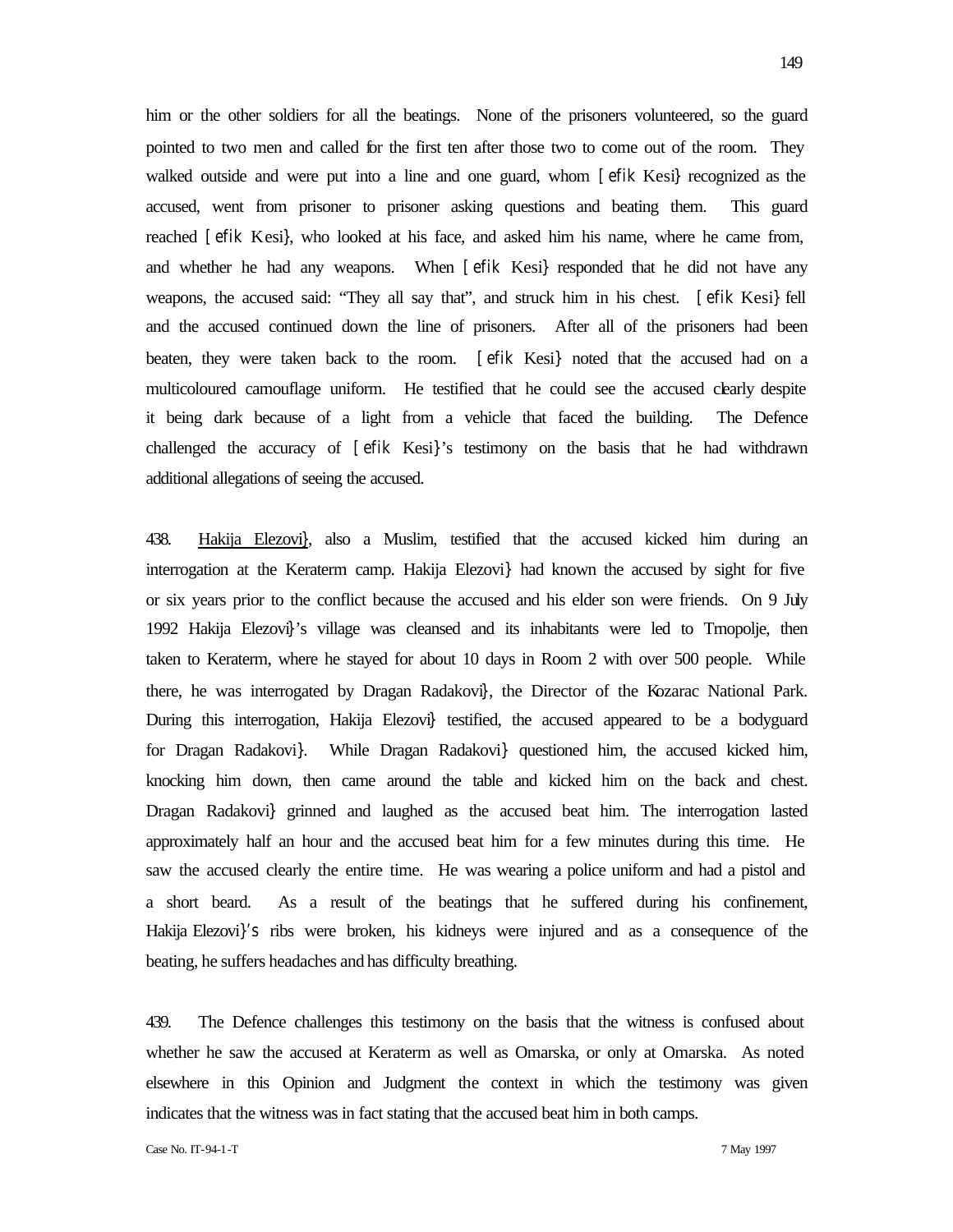him or the other soldiers for all the beatings. None of the prisoners volunteered, so the guard pointed to two men and called for the first ten after those two to come out of the room. They walked outside and were put into a line and one guard, whom [efik Kesi} recognized as the accused, went from prisoner to prisoner asking questions and beating them. This guard reached [efik Kesi}, who looked at his face, and asked him his name, where he came from, and whether he had any weapons. When [efik Kesi} responded that he did not have any weapons, the accused said: "They all say that", and struck him in his chest. [efik Kesi} fell and the accused continued down the line of prisoners. After all of the prisoners had been beaten, they were taken back to the room. [efik Kesi} noted that the accused had on a multicoloured camouflage uniform. He testified that he could see the accused clearly despite it being dark because of a light from a vehicle that faced the building. The Defence challenged the accuracy of [efik Kesi}'s testimony on the basis that he had withdrawn additional allegations of seeing the accused.

438. Hakija Elezovi}, also a Muslim, testified that the accused kicked him during an interrogation at the Keraterm camp. Hakija Elezovi} had known the accused by sight for five or six years prior to the conflict because the accused and his elder son were friends. On 9 July 1992 Hakija Elezovi}'s village was cleansed and its inhabitants were led to Trnopolje, then taken to Keraterm, where he stayed for about 10 days in Room 2 with over 500 people. While there, he was interrogated by Dragan Radakovi}, the Director of the Kozarac National Park. During this interrogation, Hakija Elezovi} testified, the accused appeared to be a bodyguard for Dragan Radakovi}. While Dragan Radakovi} questioned him, the accused kicked him, knocking him down, then came around the table and kicked him on the back and chest. Dragan Radakovi} grinned and laughed as the accused beat him. The interrogation lasted approximately half an hour and the accused beat him for a few minutes during this time. He saw the accused clearly the entire time. He was wearing a police uniform and had a pistol and a short beard. As a result of the beatings that he suffered during his confinement, Hakija Elezovi}'s ribs were broken, his kidneys were injured and as a consequence of the beating, he suffers headaches and has difficulty breathing.

439. The Defence challenges this testimony on the basis that the witness is confused about whether he saw the accused at Keraterm as well as Omarska, or only at Omarska. As noted elsewhere in this Opinion and Judgment the context in which the testimony was given indicates that the witness was in fact stating that the accused beat him in both camps.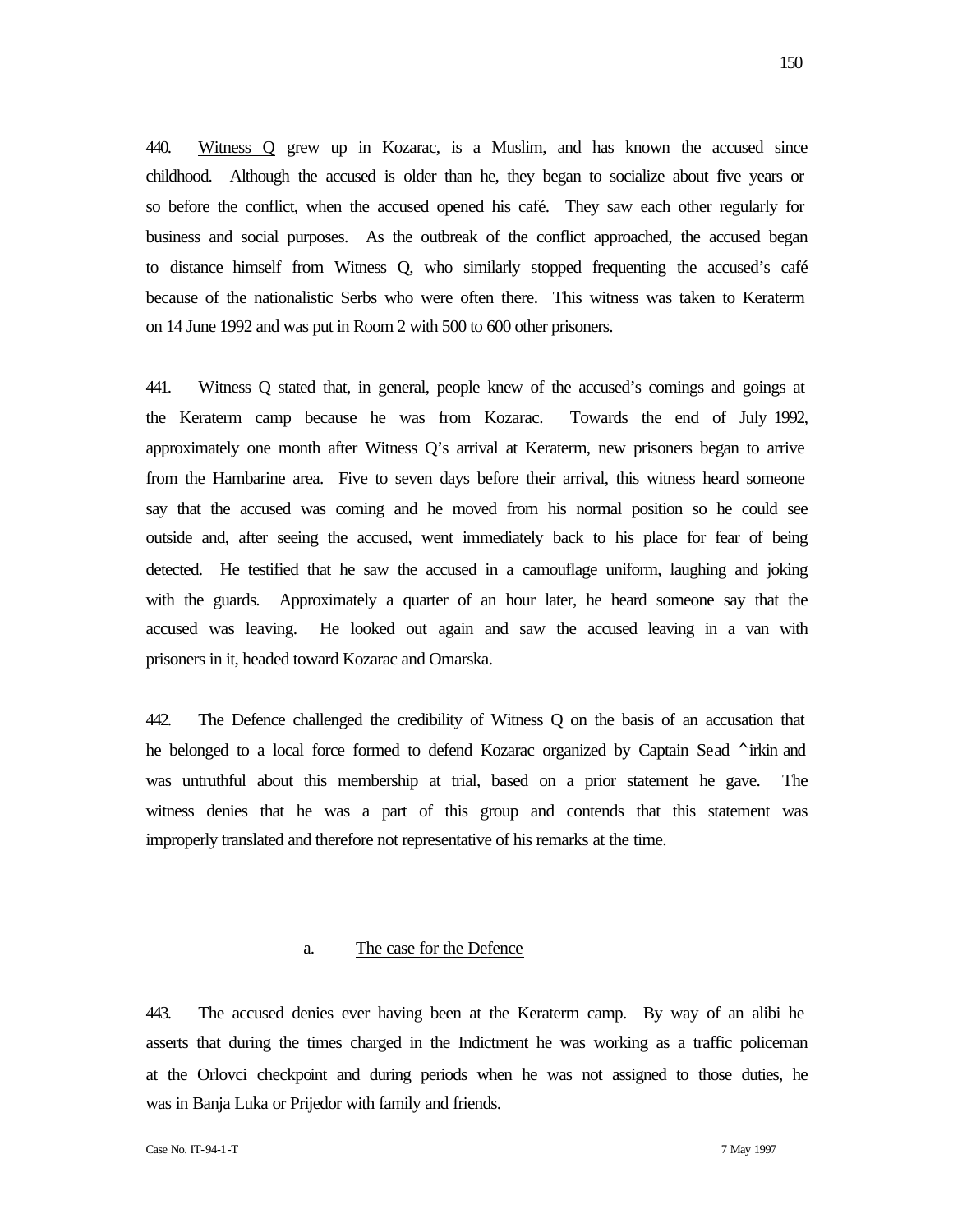440. Witness Q grew up in Kozarac, is a Muslim, and has known the accused since childhood. Although the accused is older than he, they began to socialize about five years or so before the conflict, when the accused opened his café. They saw each other regularly for business and social purposes. As the outbreak of the conflict approached, the accused began to distance himself from Witness Q, who similarly stopped frequenting the accused's café because of the nationalistic Serbs who were often there. This witness was taken to Keraterm on 14 June 1992 and was put in Room 2 with 500 to 600 other prisoners.

441. Witness Q stated that, in general, people knew of the accused's comings and goings at the Keraterm camp because he was from Kozarac. Towards the end of July 1992, approximately one month after Witness Q's arrival at Keraterm, new prisoners began to arrive from the Hambarine area. Five to seven days before their arrival, this witness heard someone say that the accused was coming and he moved from his normal position so he could see outside and, after seeing the accused, went immediately back to his place for fear of being detected. He testified that he saw the accused in a camouflage uniform, laughing and joking with the guards. Approximately a quarter of an hour later, he heard someone say that the accused was leaving. He looked out again and saw the accused leaving in a van with prisoners in it, headed toward Kozarac and Omarska.

442. The Defence challenged the credibility of Witness Q on the basis of an accusation that he belonged to a local force formed to defend Kozarac organized by Captain Sead ^irkin and was untruthful about this membership at trial, based on a prior statement he gave. The witness denies that he was a part of this group and contends that this statement was improperly translated and therefore not representative of his remarks at the time.

a. The case for the Defence

443. The accused denies ever having been at the Keraterm camp. By way of an alibi he asserts that during the times charged in the Indictment he was working as a traffic policeman at the Orlovci checkpoint and during periods when he was not assigned to those duties, he was in Banja Luka or Prijedor with family and friends.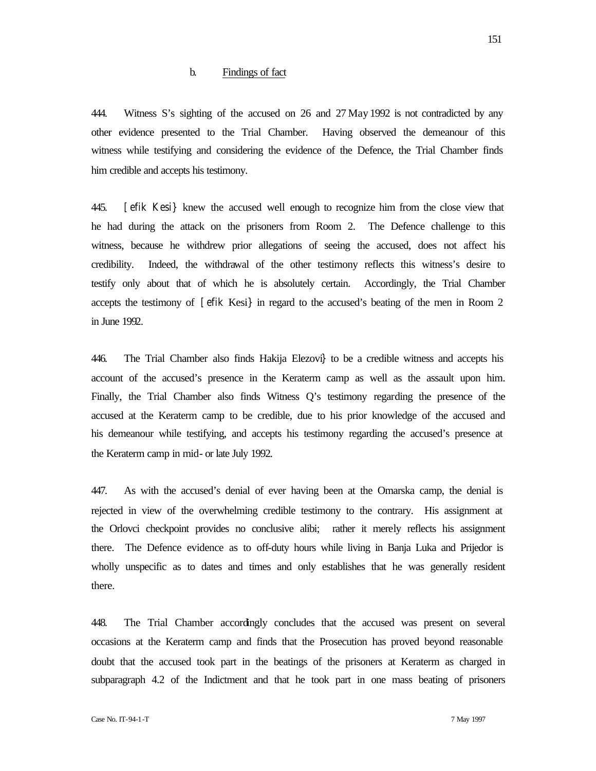### b. Findings of fact

444. Witness S's sighting of the accused on 26 and 27 May 1992 is not contradicted by any other evidence presented to the Trial Chamber. Having observed the demeanour of this witness while testifying and considering the evidence of the Defence, the Trial Chamber finds him credible and accepts his testimony.

445. [efik Kesi} knew the accused well enough to recognize him from the close view that he had during the attack on the prisoners from Room 2. The Defence challenge to this witness, because he withdrew prior allegations of seeing the accused, does not affect his credibility. Indeed, the withdrawal of the other testimony reflects this witness's desire to testify only about that of which he is absolutely certain. Accordingly, the Trial Chamber accepts the testimony of [efik Kesi} in regard to the accused's beating of the men in Room 2 in June 1992.

446. The Trial Chamber also finds Hakija Elezovi} to be a credible witness and accepts his account of the accused's presence in the Keraterm camp as well as the assault upon him. Finally, the Trial Chamber also finds Witness Q's testimony regarding the presence of the accused at the Keraterm camp to be credible, due to his prior knowledge of the accused and his demeanour while testifying, and accepts his testimony regarding the accused's presence at the Keraterm camp in mid- or late July 1992.

447. As with the accused's denial of ever having been at the Omarska camp, the denial is rejected in view of the overwhelming credible testimony to the contrary. His assignment at the Orlovci checkpoint provides no conclusive alibi; rather it merely reflects his assignment there. The Defence evidence as to off-duty hours while living in Banja Luka and Prijedor is wholly unspecific as to dates and times and only establishes that he was generally resident there.

448. The Trial Chamber accordingly concludes that the accused was present on several occasions at the Keraterm camp and finds that the Prosecution has proved beyond reasonable doubt that the accused took part in the beatings of the prisoners at Keraterm as charged in subparagraph 4.2 of the Indictment and that he took part in one mass beating of prisoners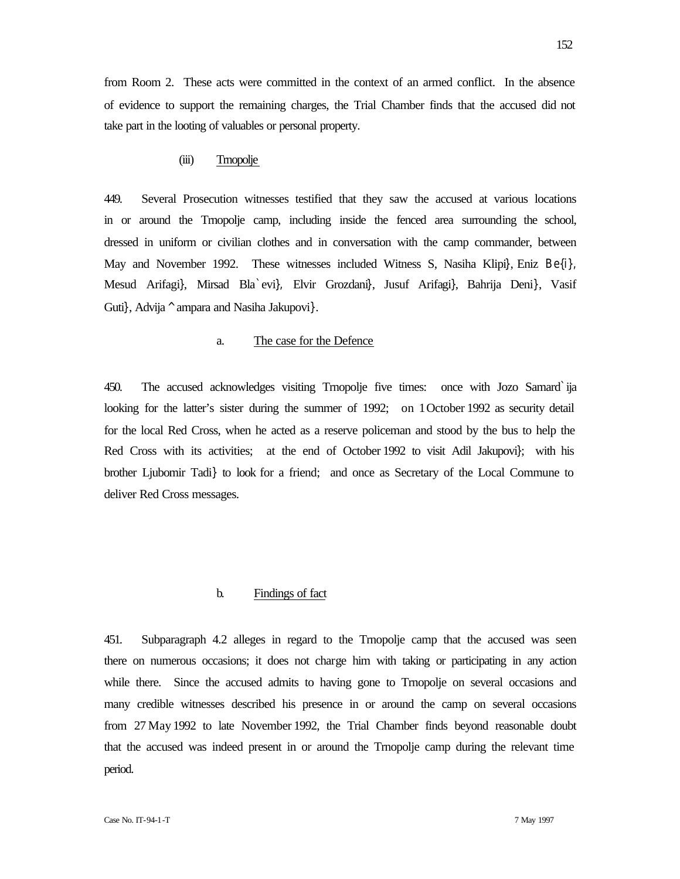from Room 2. These acts were committed in the context of an armed conflict. In the absence of evidence to support the remaining charges, the Trial Chamber finds that the accused did not take part in the looting of valuables or personal property.

(iii) Trnopolje

449. Several Prosecution witnesses testified that they saw the accused at various locations in or around the Trnopolje camp, including inside the fenced area surrounding the school, dressed in uniform or civilian clothes and in conversation with the camp commander, between May and November 1992. These witnesses included Witness S, Nasiha Klipi}, Eniz Be{i}, Mesud Arifagi}, Mirsad Bla`evi}, Elvir Grozdani}, Jusuf Arifagi}, Bahrija Deni}, Vasif Guti}, Advija ^ampara and Nasiha Jakupovi}.

a. The case for the Defence

450. The accused acknowledges visiting Trnopolje five times: once with Jozo Samard`ija looking for the latter's sister during the summer of 1992; on 1 October 1992 as security detail for the local Red Cross, when he acted as a reserve policeman and stood by the bus to help the Red Cross with its activities; at the end of October 1992 to visit Adil Jakupovi}; with his brother Ljubomir Tadi} to look for a friend; and once as Secretary of the Local Commune to deliver Red Cross messages.

b. Findings of fact

451. Subparagraph 4.2 alleges in regard to the Trnopolje camp that the accused was seen there on numerous occasions; it does not charge him with taking or participating in any action while there. Since the accused admits to having gone to Trnopolje on several occasions and many credible witnesses described his presence in or around the camp on several occasions from 27 May 1992 to late November 1992, the Trial Chamber finds beyond reasonable doubt that the accused was indeed present in or around the Trnopolje camp during the relevant time period.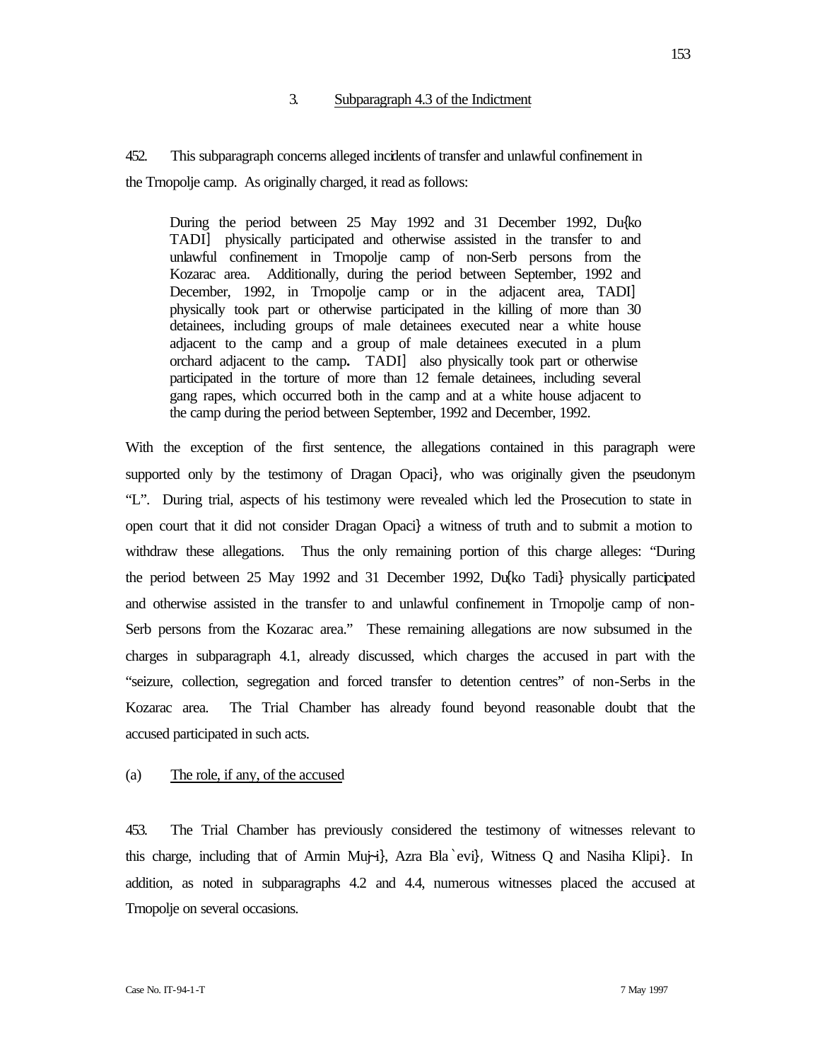### 3. Subparagraph 4.3 of the Indictment

452. This subparagraph concerns alleged incidents of transfer and unlawful confinement in the Trnopolje camp. As originally charged, it read as follows:

> During the period between 25 May 1992 and 31 December 1992, Du{ko TADI] physically participated and otherwise assisted in the transfer to and unlawful confinement in Trnopolje camp of non-Serb persons from the Kozarac area. Additionally, during the period between September, 1992 and December, 1992, in Trnopolje camp or in the adjacent area, TADI] physically took part or otherwise participated in the killing of more than 30 detainees, including groups of male detainees executed near a white house adjacent to the camp and a group of male detainees executed in a plum orchard adjacent to the camp**.** TADI] also physically took part or otherwise participated in the torture of more than 12 female detainees, including several gang rapes, which occurred both in the camp and at a white house adjacent to the camp during the period between September, 1992 and December, 1992.

With the exception of the first sentence, the allegations contained in this paragraph were supported only by the testimony of Dragan Opaci}, who was originally given the pseudonym "L". During trial, aspects of his testimony were revealed which led the Prosecution to state in open court that it did not consider Dragan Opaci} a witness of truth and to submit a motion to withdraw these allegations. Thus the only remaining portion of this charge alleges: "During the period between 25 May 1992 and 31 December 1992, Du{ko Tadi} physically participated and otherwise assisted in the transfer to and unlawful confinement in Trnopolje camp of non-Serb persons from the Kozarac area." These remaining allegations are now subsumed in the charges in subparagraph 4.1, already discussed, which charges the accused in part with the "seizure, collection, segregation and forced transfer to detention centres" of non-Serbs in the Kozarac area. The Trial Chamber has already found beyond reasonable doubt that the accused participated in such acts.

#### (a) The role, if any, of the accused

453. The Trial Chamber has previously considered the testimony of witnesses relevant to this charge, including that of Armin Muj~i}, Azra Bla`evi}, Witness Q and Nasiha Klipi}. In addition, as noted in subparagraphs 4.2 and 4.4, numerous witnesses placed the accused at Trnopolje on several occasions.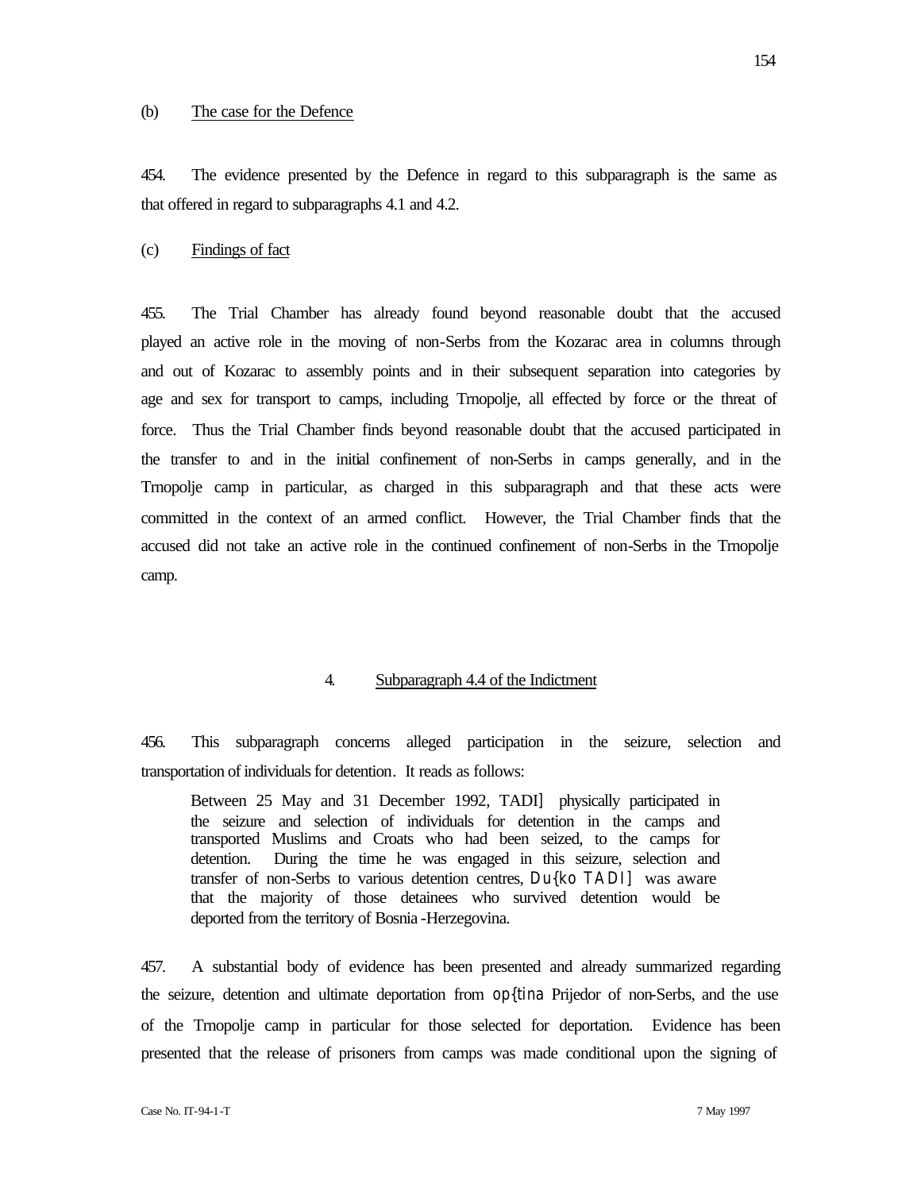(b) The case for the Defence

454. The evidence presented by the Defence in regard to this subparagraph is the same as that offered in regard to subparagraphs 4.1 and 4.2.

(c) Findings of fact

455. The Trial Chamber has already found beyond reasonable doubt that the accused played an active role in the moving of non-Serbs from the Kozarac area in columns through and out of Kozarac to assembly points and in their subsequent separation into categories by age and sex for transport to camps, including Trnopolje, all effected by force or the threat of force. Thus the Trial Chamber finds beyond reasonable doubt that the accused participated in the transfer to and in the initial confinement of non-Serbs in camps generally, and in the Trnopolje camp in particular, as charged in this subparagraph and that these acts were committed in the context of an armed conflict. However, the Trial Chamber finds that the accused did not take an active role in the continued confinement of non-Serbs in the Trnopolje camp.

### 4. Subparagraph 4.4 of the Indictment

456. This subparagraph concerns alleged participation in the seizure, selection and transportation of individuals for detention. It reads as follows:

> Between 25 May and 31 December 1992, TADI] physically participated in the seizure and selection of individuals for detention in the camps and transported Muslims and Croats who had been seized, to the camps for detention. During the time he was engaged in this seizure, selection and transfer of non-Serbs to various detention centres, Du{ko TADI] was aware that the majority of those detainees who survived detention would be deported from the territory of Bosnia-Herzegovina.

457. A substantial body of evidence has been presented and already summarized regarding the seizure, detention and ultimate deportation from op{tina Prijedor of non-Serbs, and the use of the Trnopolje camp in particular for those selected for deportation. Evidence has been presented that the release of prisoners from camps was made conditional upon the signing of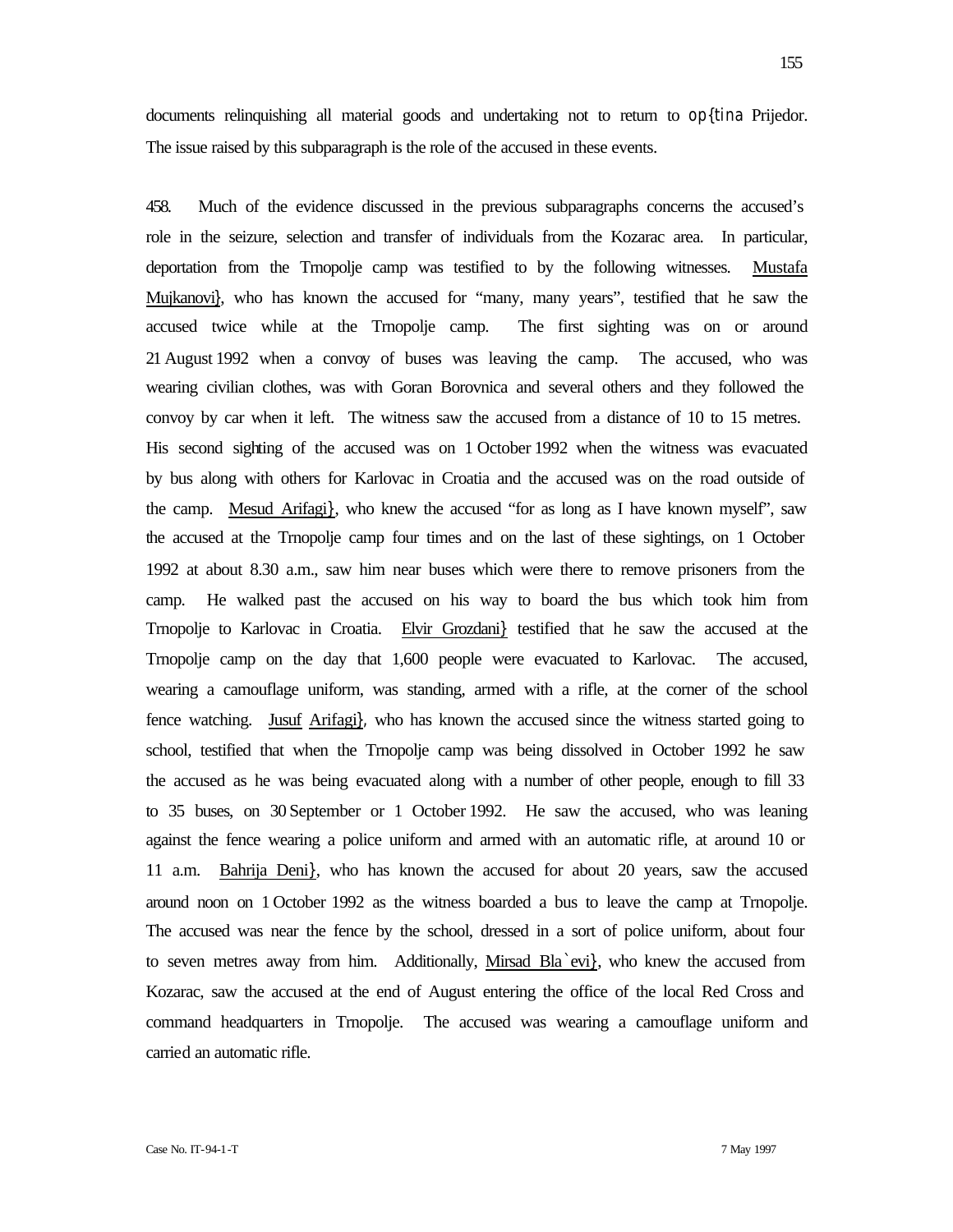documents relinquishing all material goods and undertaking not to return to op{tina Prijedor. The issue raised by this subparagraph is the role of the accused in these events.

458. Much of the evidence discussed in the previous subparagraphs concerns the accused's role in the seizure, selection and transfer of individuals from the Kozarac area. In particular, deportation from the Trnopolje camp was testified to by the following witnesses. Mustafa Mujkanovi}, who has known the accused for "many, many years", testified that he saw the accused twice while at the Trnopolje camp. The first sighting was on or around 21 August 1992 when a convoy of buses was leaving the camp. The accused, who was wearing civilian clothes, was with Goran Borovnica and several others and they followed the convoy by car when it left. The witness saw the accused from a distance of 10 to 15 metres. His second sighting of the accused was on 1 October 1992 when the witness was evacuated by bus along with others for Karlovac in Croatia and the accused was on the road outside of the camp. Mesud Arifagi}, who knew the accused "for as long as I have known myself", saw the accused at the Trnopolje camp four times and on the last of these sightings, on 1 October 1992 at about 8.30 a.m., saw him near buses which were there to remove prisoners from the camp. He walked past the accused on his way to board the bus which took him from Trnopolje to Karlovac in Croatia. Elvir Grozdani} testified that he saw the accused at the Trnopolje camp on the day that 1,600 people were evacuated to Karlovac. The accused, wearing a camouflage uniform, was standing, armed with a rifle, at the corner of the school fence watching. Jusuf Arifagi}, who has known the accused since the witness started going to school, testified that when the Trnopolje camp was being dissolved in October 1992 he saw the accused as he was being evacuated along with a number of other people, enough to fill 33 to 35 buses, on 30 September or 1 October 1992. He saw the accused, who was leaning against the fence wearing a police uniform and armed with an automatic rifle, at around 10 or 11 a.m. Bahrija Deni}, who has known the accused for about 20 years, saw the accused around noon on 1 October 1992 as the witness boarded a bus to leave the camp at Trnopolje. The accused was near the fence by the school, dressed in a sort of police uniform, about four to seven metres away from him. Additionally, Mirsad Bla`evi}, who knew the accused from Kozarac, saw the accused at the end of August entering the office of the local Red Cross and command headquarters in Trnopolje. The accused was wearing a camouflage uniform and carried an automatic rifle.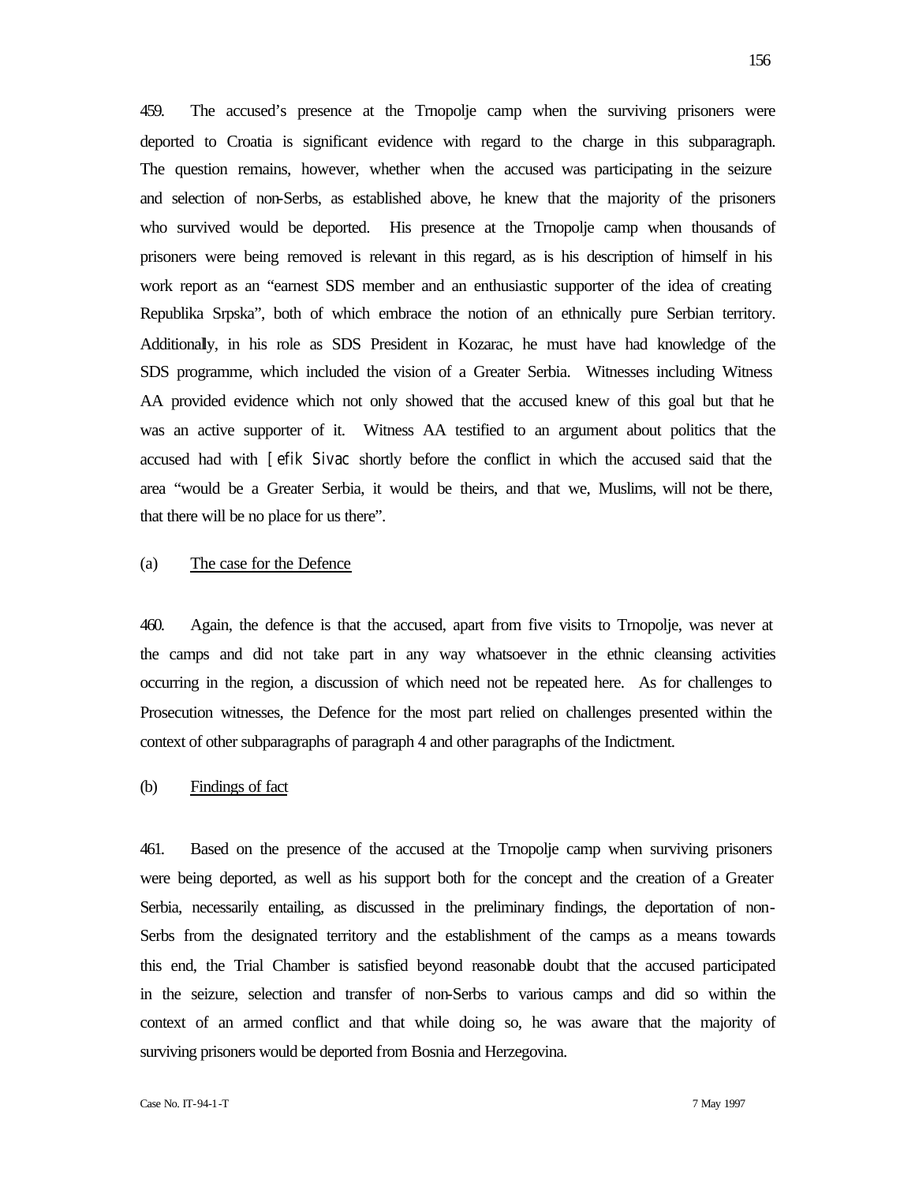459. The accused's presence at the Trnopolje camp when the surviving prisoners were deported to Croatia is significant evidence with regard to the charge in this subparagraph. The question remains, however, whether when the accused was participating in the seizure and selection of non-Serbs, as established above, he knew that the majority of the prisoners who survived would be deported. His presence at the Trnopolje camp when thousands of prisoners were being removed is relevant in this regard, as is his description of himself in his work report as an "earnest SDS member and an enthusiastic supporter of the idea of creating Republika Srpska", both of which embrace the notion of an ethnically pure Serbian territory. Additionally, in his role as SDS President in Kozarac, he must have had knowledge of the SDS programme, which included the vision of a Greater Serbia. Witnesses including Witness AA provided evidence which not only showed that the accused knew of this goal but that he was an active supporter of it. Witness AA testified to an argument about politics that the accused had with [efik Sivac shortly before the conflict in which the accused said that the area "would be a Greater Serbia, it would be theirs, and that we, Muslims, will not be there, that there will be no place for us there".

(a) The case for the Defence

460. Again, the defence is that the accused, apart from five visits to Trnopolje, was never at the camps and did not take part in any way whatsoever in the ethnic cleansing activities occurring in the region, a discussion of which need not be repeated here. As for challenges to Prosecution witnesses, the Defence for the most part relied on challenges presented within the context of other subparagraphs of paragraph 4 and other paragraphs of the Indictment.

(b) Findings of fact

461. Based on the presence of the accused at the Trnopolje camp when surviving prisoners were being deported, as well as his support both for the concept and the creation of a Greater Serbia, necessarily entailing, as discussed in the preliminary findings, the deportation of non-Serbs from the designated territory and the establishment of the camps as a means towards this end, the Trial Chamber is satisfied beyond reasonable doubt that the accused participated in the seizure, selection and transfer of non-Serbs to various camps and did so within the context of an armed conflict and that while doing so, he was aware that the majority of surviving prisoners would be deported from Bosnia and Herzegovina.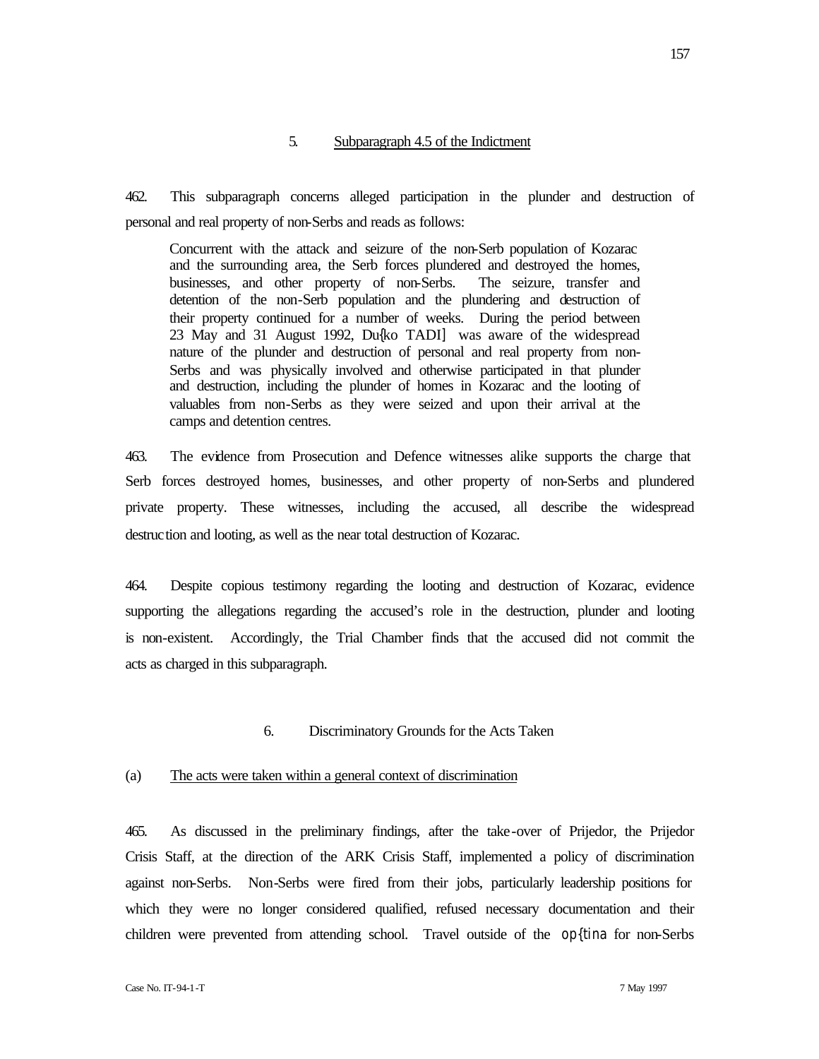### 5. Subparagraph 4.5 of the Indictment

462. This subparagraph concerns alleged participation in the plunder and destruction of personal and real property of non-Serbs and reads as follows:

> Concurrent with the attack and seizure of the non-Serb population of Kozarac and the surrounding area, the Serb forces plundered and destroyed the homes, businesses, and other property of non-Serbs. The seizure, transfer and detention of the non-Serb population and the plundering and destruction of their property continued for a number of weeks. During the period between 23 May and 31 August 1992, Du{ko TADI] was aware of the widespread nature of the plunder and destruction of personal and real property from non-Serbs and was physically involved and otherwise participated in that plunder and destruction, including the plunder of homes in Kozarac and the looting of valuables from non-Serbs as they were seized and upon their arrival at the camps and detention centres.

463. The evidence from Prosecution and Defence witnesses alike supports the charge that Serb forces destroyed homes, businesses, and other property of non-Serbs and plundered private property. These witnesses, including the accused, all describe the widespread destruction and looting, as well as the near total destruction of Kozarac.

464. Despite copious testimony regarding the looting and destruction of Kozarac, evidence supporting the allegations regarding the accused's role in the destruction, plunder and looting is non-existent. Accordingly, the Trial Chamber finds that the accused did not commit the acts as charged in this subparagraph.

### 6. Discriminatory Grounds for the Acts Taken

#### (a) The acts were taken within a general context of discrimination

465. As discussed in the preliminary findings, after the take-over of Prijedor, the Prijedor Crisis Staff, at the direction of the ARK Crisis Staff, implemented a policy of discrimination against non-Serbs. Non-Serbs were fired from their jobs, particularly leadership positions for which they were no longer considered qualified, refused necessary documentation and their children were prevented from attending school. Travel outside of the *op{tina* for non-Serbs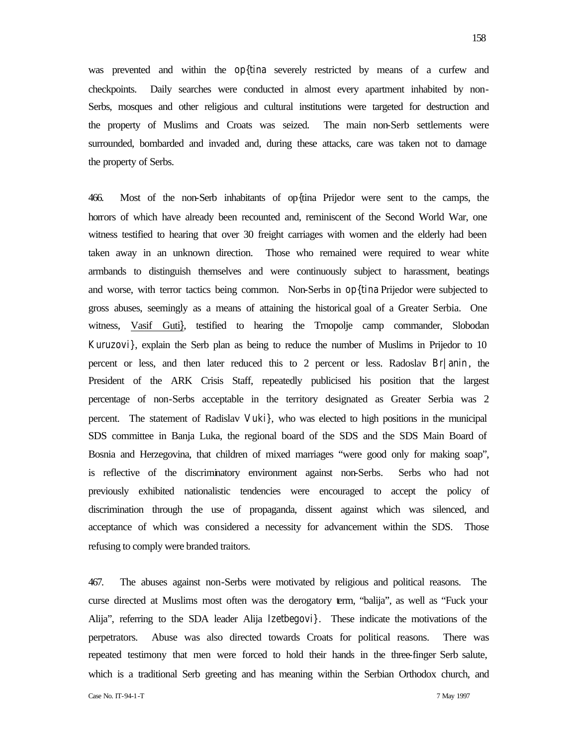was prevented and within the op{tina severely restricted by means of a curfew and checkpoints. Daily searches were conducted in almost every apartment inhabited by non-Serbs, mosques and other religious and cultural institutions were targeted for destruction and the property of Muslims and Croats was seized. The main non-Serb settlements were surrounded, bombarded and invaded and, during these attacks, care was taken not to damage the property of Serbs.

466. Most of the non-Serb inhabitants of op{tina Prijedor were sent to the camps, the horrors of which have already been recounted and, reminiscent of the Second World War, one witness testified to hearing that over 30 freight carriages with women and the elderly had been taken away in an unknown direction. Those who remained were required to wear white armbands to distinguish themselves and were continuously subject to harassment, beatings and worse, with terror tactics being common. Non-Serbs in op{tina Prijedor were subjected to gross abuses, seemingly as a means of attaining the historical goal of a Greater Serbia. One witness, <u>Vasif Guti}</u>, testified to hearing the Trnopolje camp commander, Slobodan Kuruzovi}, explain the Serb plan as being to reduce the number of Muslims in Prijedor to 10 percent or less, and then later reduced this to 2 percent or less. Radoslav Br|anin, the President of the ARK Crisis Staff, repeatedly publicised his position that the largest percentage of non-Serbs acceptable in the territory designated as Greater Serbia was 2 percent. The statement of Radislav Vuki}, who was elected to high positions in the municipal SDS committee in Banja Luka, the regional board of the SDS and the SDS Main Board of Bosnia and Herzegovina, that children of mixed marriages "were good only for making soap", is reflective of the discriminatory environment against non-Serbs. Serbs who had not previously exhibited nationalistic tendencies were encouraged to accept the policy of discrimination through the use of propaganda, dissent against which was silenced, and acceptance of which was considered a necessity for advancement within the SDS. Those refusing to comply were branded traitors.

467. The abuses against non-Serbs were motivated by religious and political reasons. The curse directed at Muslims most often was the derogatory term, "balija", as well as "Fuck your Alija", referring to the SDA leader Alija Izetbegovi}. These indicate the motivations of the perpetrators. Abuse was also directed towards Croats for political reasons. There was repeated testimony that men were forced to hold their hands in the three-finger Serb salute, which is a traditional Serb greeting and has meaning within the Serbian Orthodox church, and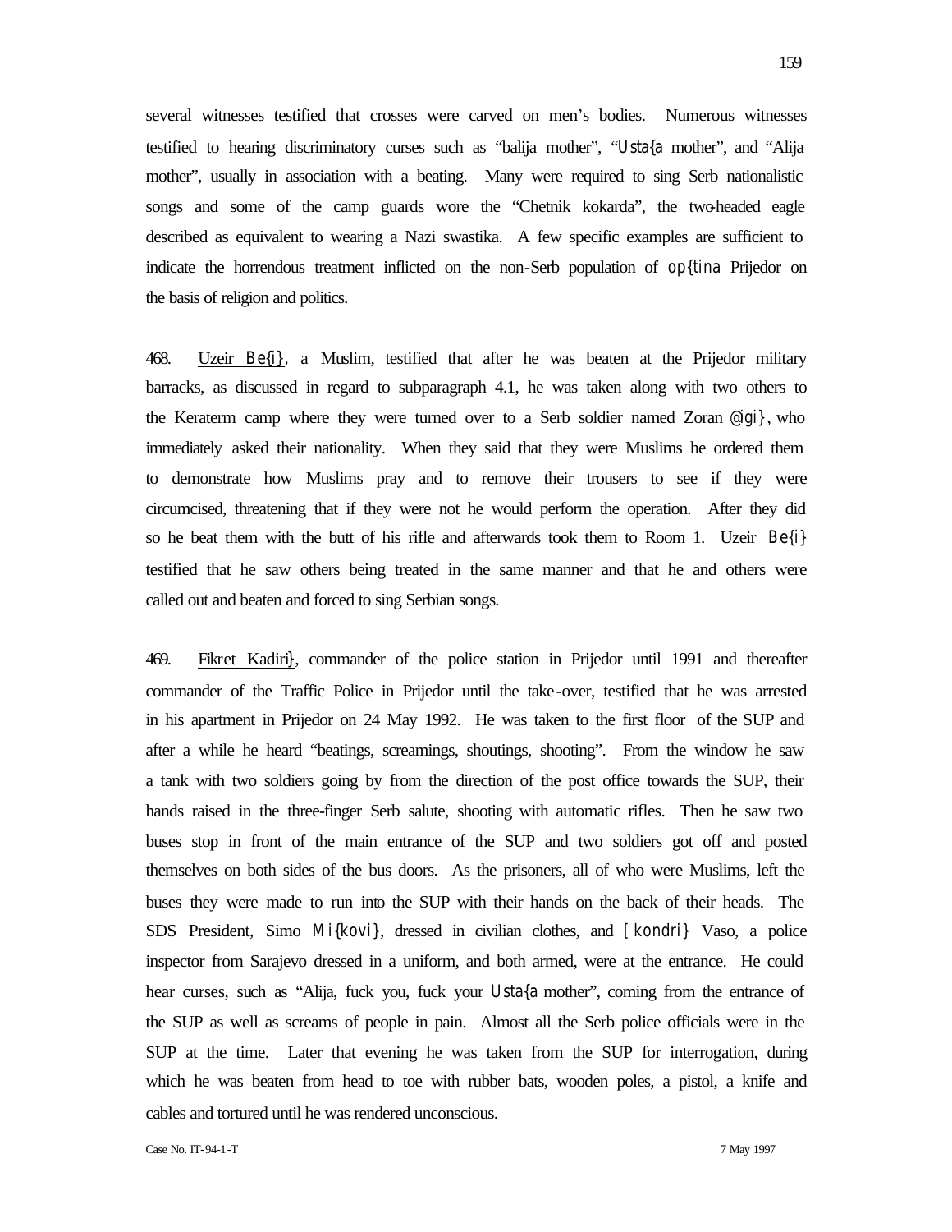several witnesses testified that crosses were carved on men's bodies. Numerous witnesses testified to hearing discriminatory curses such as "balija mother", "Usta{a mother", and "Alija mother", usually in association with a beating. Many were required to sing Serb nationalistic songs and some of the camp guards wore the "Chetnik kokarda", the two-headed eagle described as equivalent to wearing a Nazi swastika. A few specific examples are sufficient to indicate the horrendous treatment inflicted on the non-Serb population of op{tina Prijedor on the basis of religion and politics.

468. Uzeir Be{i}, a Muslim, testified that after he was beaten at the Prijedor military barracks, as discussed in regard to subparagraph 4.1, he was taken along with two others to the Keraterm camp where they were turned over to a Serb soldier named Zoran @igi}, who immediately asked their nationality. When they said that they were Muslims he ordered them to demonstrate how Muslims pray and to remove their trousers to see if they were circumcised, threatening that if they were not he would perform the operation. After they did so he beat them with the butt of his rifle and afterwards took them to Room 1. Uzeir Be{i} testified that he saw others being treated in the same manner and that he and others were called out and beaten and forced to sing Serbian songs.

469. Fikret Kadiri}, commander of the police station in Prijedor until 1991 and thereafter commander of the Traffic Police in Prijedor until the take-over, testified that he was arrested in his apartment in Prijedor on 24 May 1992. He was taken to the first floor of the SUP and after a while he heard "beatings, screamings, shoutings, shooting". From the window he saw a tank with two soldiers going by from the direction of the post office towards the SUP, their hands raised in the three-finger Serb salute, shooting with automatic rifles. Then he saw two buses stop in front of the main entrance of the SUP and two soldiers got off and posted themselves on both sides of the bus doors. As the prisoners, all of who were Muslims, left the buses they were made to run into the SUP with their hands on the back of their heads. The SDS President, Simo Mi{kovi}, dressed in civilian clothes, and [kondri} Vaso, a police inspector from Sarajevo dressed in a uniform, and both armed, were at the entrance. He could hear curses, such as "Alija, fuck you, fuck your Usta{a mother", coming from the entrance of the SUP as well as screams of people in pain. Almost all the Serb police officials were in the SUP at the time. Later that evening he was taken from the SUP for interrogation, during which he was beaten from head to toe with rubber bats, wooden poles, a pistol, a knife and cables and tortured until he was rendered unconscious.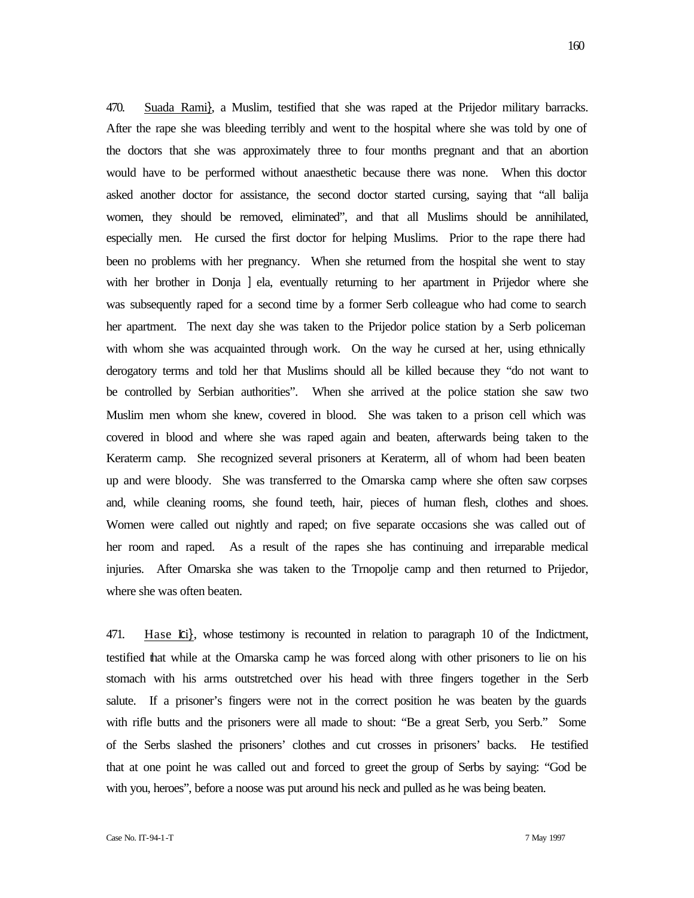470. Suada Rami}, a Muslim, testified that she was raped at the Prijedor military barracks. After the rape she was bleeding terribly and went to the hospital where she was told by one of the doctors that she was approximately three to four months pregnant and that an abortion would have to be performed without anaesthetic because there was none. When this doctor asked another doctor for assistance, the second doctor started cursing, saying that "all balija women, they should be removed, eliminated", and that all Muslims should be annihilated, especially men. He cursed the first doctor for helping Muslims. Prior to the rape there had been no problems with her pregnancy. When she returned from the hospital she went to stay with her brother in Donja ] ela, eventually returning to her apartment in Prijedor where she was subsequently raped for a second time by a former Serb colleague who had come to search her apartment. The next day she was taken to the Prijedor police station by a Serb policeman with whom she was acquainted through work. On the way he cursed at her, using ethnically derogatory terms and told her that Muslims should all be killed because they "do not want to be controlled by Serbian authorities". When she arrived at the police station she saw two Muslim men whom she knew, covered in blood. She was taken to a prison cell which was covered in blood and where she was raped again and beaten, afterwards being taken to the Keraterm camp. She recognized several prisoners at Keraterm, all of whom had been beaten up and were bloody. She was transferred to the Omarska camp where she often saw corpses and, while cleaning rooms, she found teeth, hair, pieces of human flesh, clothes and shoes. Women were called out nightly and raped; on five separate occasions she was called out of her room and raped. As a result of the rapes she has continuing and irreparable medical injuries. After Omarska she was taken to the Trnopolje camp and then returned to Prijedor, where she was often beaten.

471. Hase Ici}, whose testimony is recounted in relation to paragraph 10 of the Indictment, testified that while at the Omarska camp he was forced along with other prisoners to lie on his stomach with his arms outstretched over his head with three fingers together in the Serb salute. If a prisoner's fingers were not in the correct position he was beaten by the guards with rifle butts and the prisoners were all made to shout: "Be a great Serb, you Serb." Some of the Serbs slashed the prisoners' clothes and cut crosses in prisoners' backs. He testified that at one point he was called out and forced to greet the group of Serbs by saying: "God be with you, heroes", before a noose was put around his neck and pulled as he was being beaten.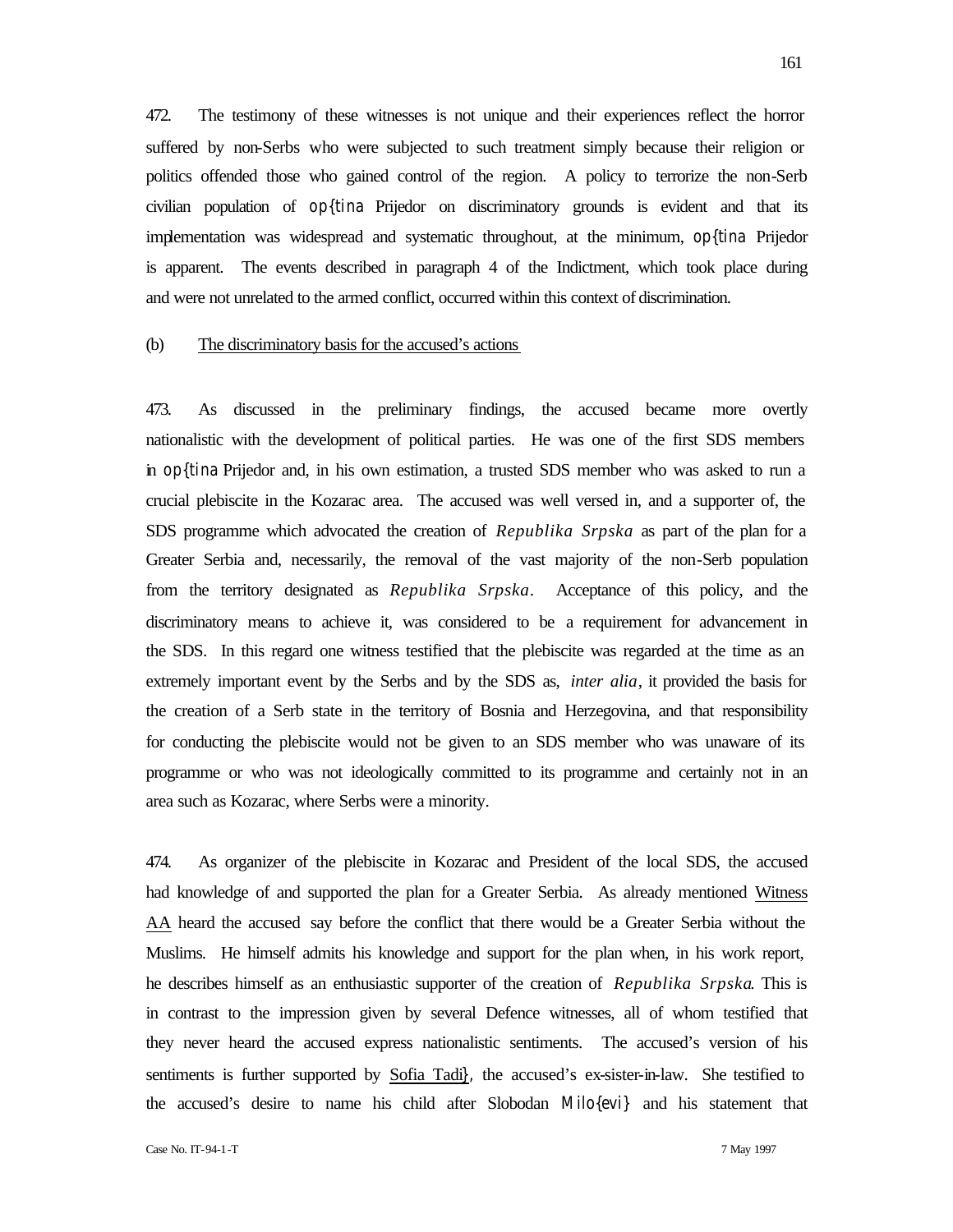472. The testimony of these witnesses is not unique and their experiences reflect the horror suffered by non-Serbs who were subjected to such treatment simply because their religion or politics offended those who gained control of the region. A policy to terrorize the non-Serb civilian population of op{tina Prijedor on discriminatory grounds is evident and that its implementation was widespread and systematic throughout, at the minimum, op{tina Prijedor is apparent. The events described in paragraph 4 of the Indictment, which took place during and were not unrelated to the armed conflict, occurred within this context of discrimination.

(b) The discriminatory basis for the accused's actions

473. As discussed in the preliminary findings, the accused became more overtly nationalistic with the development of political parties. He was one of the first SDS members in op{tina Prijedor and, in his own estimation, a trusted SDS member who was asked to run a crucial plebiscite in the Kozarac area. The accused was well versed in, and a supporter of, the SDS programme which advocated the creation of *Republika Srpska* as part of the plan for a Greater Serbia and, necessarily, the removal of the vast majority of the non-Serb population from the territory designated as *Republika Srpska*. Acceptance of this policy, and the discriminatory means to achieve it, was considered to be a requirement for advancement in the SDS. In this regard one witness testified that the plebiscite was regarded at the time as an extremely important event by the Serbs and by the SDS as, *inter alia*, it provided the basis for the creation of a Serb state in the territory of Bosnia and Herzegovina, and that responsibility for conducting the plebiscite would not be given to an SDS member who was unaware of its programme or who was not ideologically committed to its programme and certainly not in an area such as Kozarac, where Serbs were a minority.

474. As organizer of the plebiscite in Kozarac and President of the local SDS, the accused had knowledge of and supported the plan for a Greater Serbia. As already mentioned Witness AA heard the accused say before the conflict that there would be a Greater Serbia without the Muslims. He himself admits his knowledge and support for the plan when, in his work report, he describes himself as an enthusiastic supporter of the creation of *Republika Srpska*. This is in contrast to the impression given by several Defence witnesses, all of whom testified that they never heard the accused express nationalistic sentiments. The accused's version of his sentiments is further supported by Sofia Tadi}, the accused's ex-sister-in-law. She testified to the accused's desire to name his child after Slobodan Milo{evi} and his statement that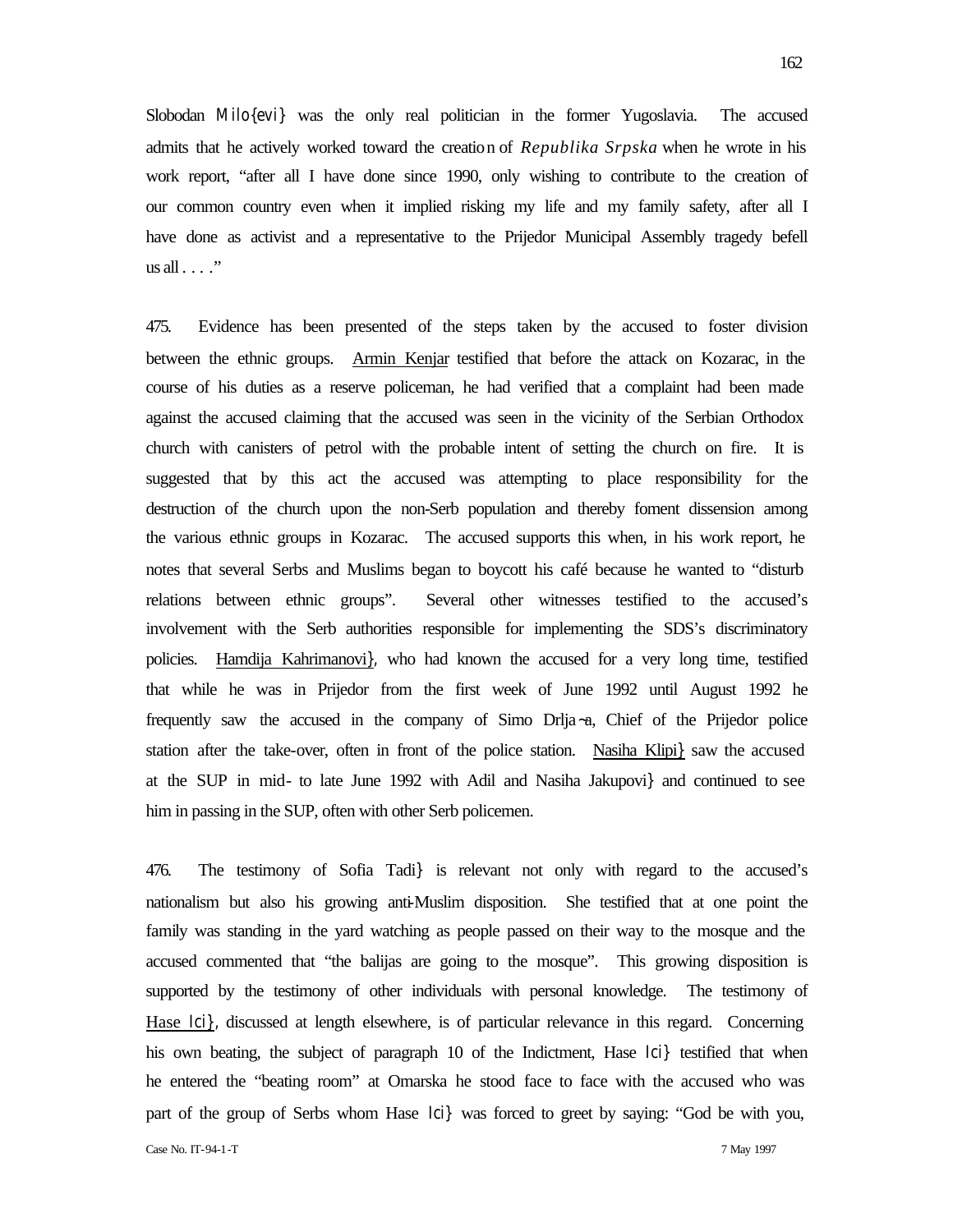Slobodan Milo{evi} was the only real politician in the former Yugoslavia. The accused admits that he actively worked toward the creation of *Republika Srpska* when he wrote in his work report, "after all I have done since 1990, only wishing to contribute to the creation of our common country even when it implied risking my life and my family safety, after all I have done as activist and a representative to the Prijedor Municipal Assembly tragedy befell us all . . . ."

475. Evidence has been presented of the steps taken by the accused to foster division between the ethnic groups. Armin Kenjar testified that before the attack on Kozarac, in the course of his duties as a reserve policeman, he had verified that a complaint had been made against the accused claiming that the accused was seen in the vicinity of the Serbian Orthodox church with canisters of petrol with the probable intent of setting the church on fire. It is suggested that by this act the accused was attempting to place responsibility for the destruction of the church upon the non-Serb population and thereby foment dissension among the various ethnic groups in Kozarac. The accused supports this when, in his work report, he notes that several Serbs and Muslims began to boycott his café because he wanted to "disturb relations between ethnic groups". Several other witnesses testified to the accused's involvement with the Serb authorities responsible for implementing the SDS's discriminatory policies. Hamdija Kahrimanovi}, who had known the accused for a very long time, testified that while he was in Prijedor from the first week of June 1992 until August 1992 he frequently saw the accused in the company of Simo Drlja~a, Chief of the Prijedor police station after the take-over, often in front of the police station. Nasiha Klipi} saw the accused at the SUP in mid- to late June 1992 with Adil and Nasiha Jakupovi} and continued to see him in passing in the SUP, often with other Serb policemen.

476. The testimony of Sofia Tadi} is relevant not only with regard to the accused's nationalism but also his growing anti-Muslim disposition. She testified that at one point the family was standing in the yard watching as people passed on their way to the mosque and the accused commented that "the balijas are going to the mosque". This growing disposition is supported by the testimony of other individuals with personal knowledge. The testimony of Hase Ici}, discussed at length elsewhere, is of particular relevance in this regard. Concerning his own beating, the subject of paragraph 10 of the Indictment, Hase Ici} testified that when he entered the "beating room" at Omarska he stood face to face with the accused who was part of the group of Serbs whom Hase Ici} was forced to greet by saying: "God be with you,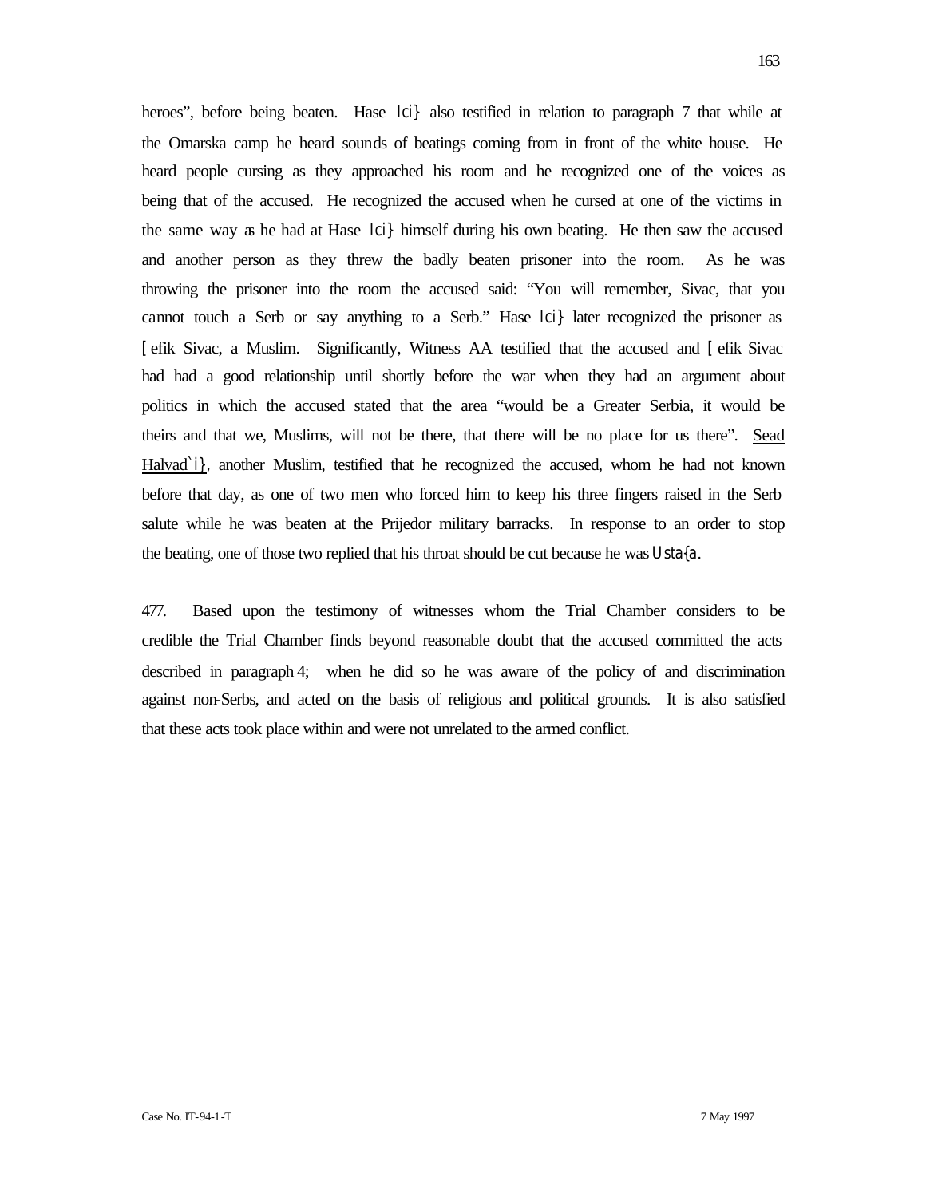heroes", before being beaten. Hase Ici} also testified in relation to paragraph 7 that while at the Omarska camp he heard sounds of beatings coming from in front of the white house. He heard people cursing as they approached his room and he recognized one of the voices as being that of the accused. He recognized the accused when he cursed at one of the victims in the same way as he had at Hase Ici} himself during his own beating. He then saw the accused and another person as they threw the badly beaten prisoner into the room. As he was throwing the prisoner into the room the accused said: "You will remember, Sivac, that you cannot touch a Serb or say anything to a Serb." Hase Ici} later recognized the prisoner as [efik Sivac, a Muslim. Significantly, Witness AA testified that the accused and [efik Sivac had had a good relationship until shortly before the war when they had an argument about politics in which the accused stated that the area "would be a Greater Serbia, it would be theirs and that we, Muslims, will not be there, that there will be no place for us there". <u>Sead Halvad`i}</u>, another Muslim, testified that he recognized the accused, whom he had not known before that day, as one of two men who forced him to keep his three fingers raised in the Serb salute while he was beaten at the Prijedor military barracks. In response to an order to stop the beating, one of those two replied that his throat should be cut because he was Usta{a.

477. Based upon the testimony of witnesses whom the Trial Chamber considers to be credible the Trial Chamber finds beyond reasonable doubt that the accused committed the acts described in paragraph 4; when he did so he was aware of the policy of and discrimination against non-Serbs, and acted on the basis of religious and political grounds. It is also satisfied that these acts took place within and were not unrelated to the armed conflict.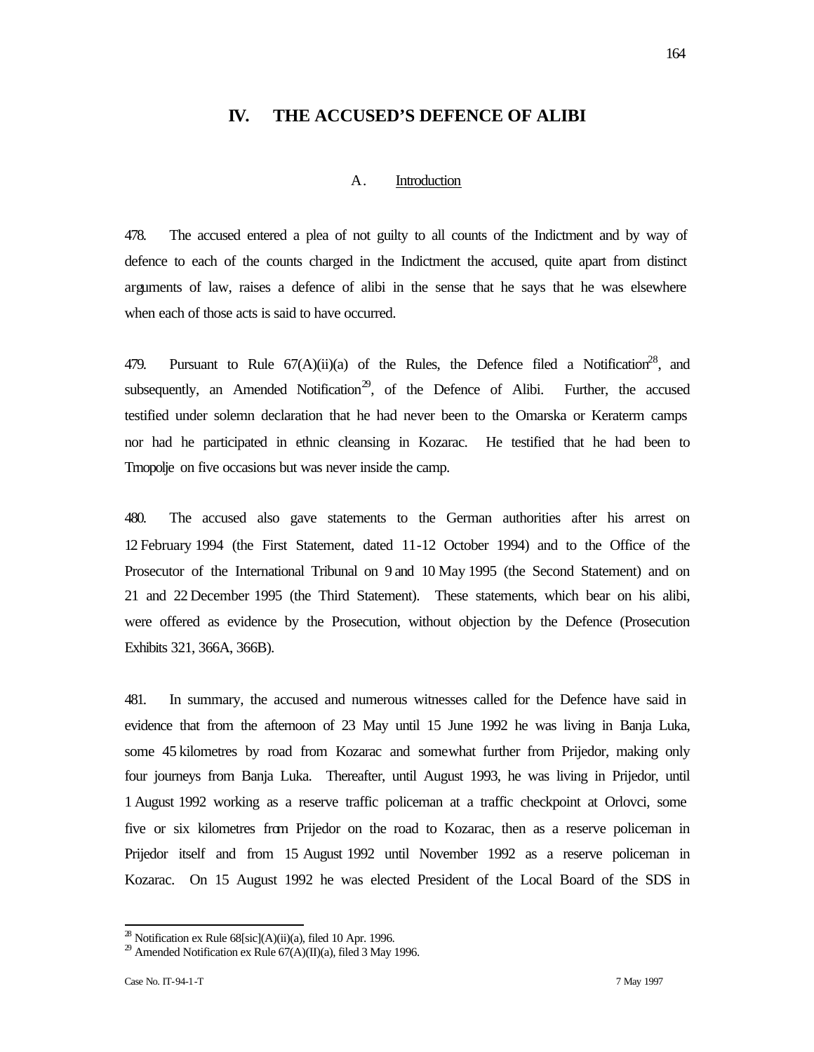## IV. THE ACCUSED'S DEFENCE OF ALIBI

### A. Introduction

478. The accused entered a plea of not guilty to all counts of the Indictment and by way of defence to each of the counts charged in the Indictment the accused, quite apart from distinct arguments of law, raises a defence of alibi in the sense that he says that he was elsewhere when each of those acts is said to have occurred.

479. Pursuant to Rule 67(A)(ii)(a) of the Rules, the Defence filed a Notification[28], and subsequently, an Amended Notification[29], of the Defence of Alibi. Further, the accused testified under solemn declaration that he had never been to the Omarska or Keraterm camps nor had he participated in ethnic cleansing in Kozarac. He testified that he had been to Trnopolje on five occasions but was never inside the camp.

480. The accused also gave statements to the German authorities after his arrest on 12 February 1994 (the First Statement, dated 11-12 October 1994) and to the Office of the Prosecutor of the International Tribunal on 9 and 10 May 1995 (the Second Statement) and on 21 and 22 December 1995 (the Third Statement). These statements, which bear on his alibi, were offered as evidence by the Prosecution, without objection by the Defence (Prosecution Exhibits 321, 366A, 366B).

481. In summary, the accused and numerous witnesses called for the Defence have said in evidence that from the afternoon of 23 May until 15 June 1992 he was living in Banja Luka, some 45 kilometres by road from Kozarac and somewhat further from Prijedor, making only four journeys from Banja Luka. Thereafter, until August 1993, he was living in Prijedor, until 1 August 1992 working as a reserve traffic policeman at a traffic checkpoint at Orlovci, some five or six kilometres from Prijedor on the road to Kozarac, then as a reserve policeman in Prijedor itself and from 15 August 1992 until November 1992 as a reserve policeman in Kozarac. On 15 August 1992 he was elected President of the Local Board of the SDS in

[28] Notification ex Rule 68[sic](A)(ii)(a), filed 10 Apr. 1996.

[29] Amended Notification ex Rule 67(A)(II)(a), filed 3 May 1996.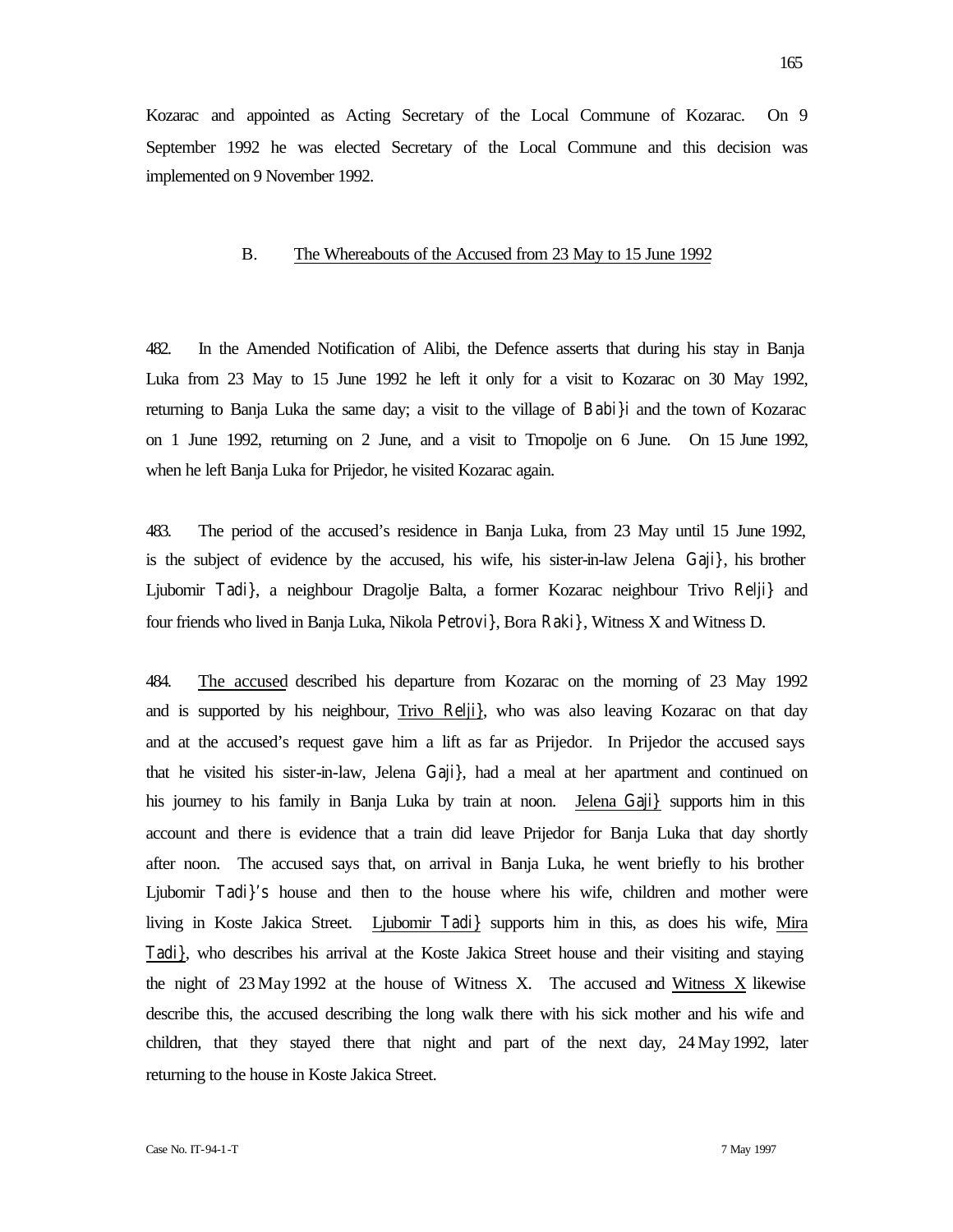Kozarac and appointed as Acting Secretary of the Local Commune of Kozarac. On 9 September 1992 he was elected Secretary of the Local Commune and this decision was implemented on 9 November 1992.

## B. The Whereabouts of the Accused from 23 May to 15 June 1992

482. In the Amended Notification of Alibi, the Defence asserts that during his stay in Banja Luka from 23 May to 15 June 1992 he left it only for a visit to Kozarac on 30 May 1992, returning to Banja Luka the same day; a visit to the village of Babi}i and the town of Kozarac on 1 June 1992, returning on 2 June, and a visit to Trnopolje on 6 June. On 15 June 1992, when he left Banja Luka for Prijedor, he visited Kozarac again.

483. The period of the accused's residence in Banja Luka, from 23 May until 15 June 1992, is the subject of evidence by the accused, his wife, his sister-in-law Jelena Gaji}, his brother Ljubomir Tadi}, a neighbour Dragolje Balta, a former Kozarac neighbour Trivo Relji} and four friends who lived in Banja Luka, Nikola Petrovi}, Bora Raki}, Witness X and Witness D.

484. The accused described his departure from Kozarac on the morning of 23 May 1992 and is supported by his neighbour, Trivo Relji}, who was also leaving Kozarac on that day and at the accused's request gave him a lift as far as Prijedor. In Prijedor the accused says that he visited his sister-in-law, Jelena Gaji}, had a meal at her apartment and continued on his journey to his family in Banja Luka by train at noon. Jelena Gaji} supports him in this account and there is evidence that a train did leave Prijedor for Banja Luka that day shortly after noon. The accused says that, on arrival in Banja Luka, he went briefly to his brother Ljubomir Tadi}'s house and then to the house where his wife, children and mother were living in Koste Jakica Street. Ljubomir Tadi} supports him in this, as does his wife, Mira Tadi}, who describes his arrival at the Koste Jakica Street house and their visiting and staying the night of 23 May 1992 at the house of Witness X. The accused and Witness X likewise describe this, the accused describing the long walk there with his sick mother and his wife and children, that they stayed there that night and part of the next day, 24 May 1992, later returning to the house in Koste Jakica Street.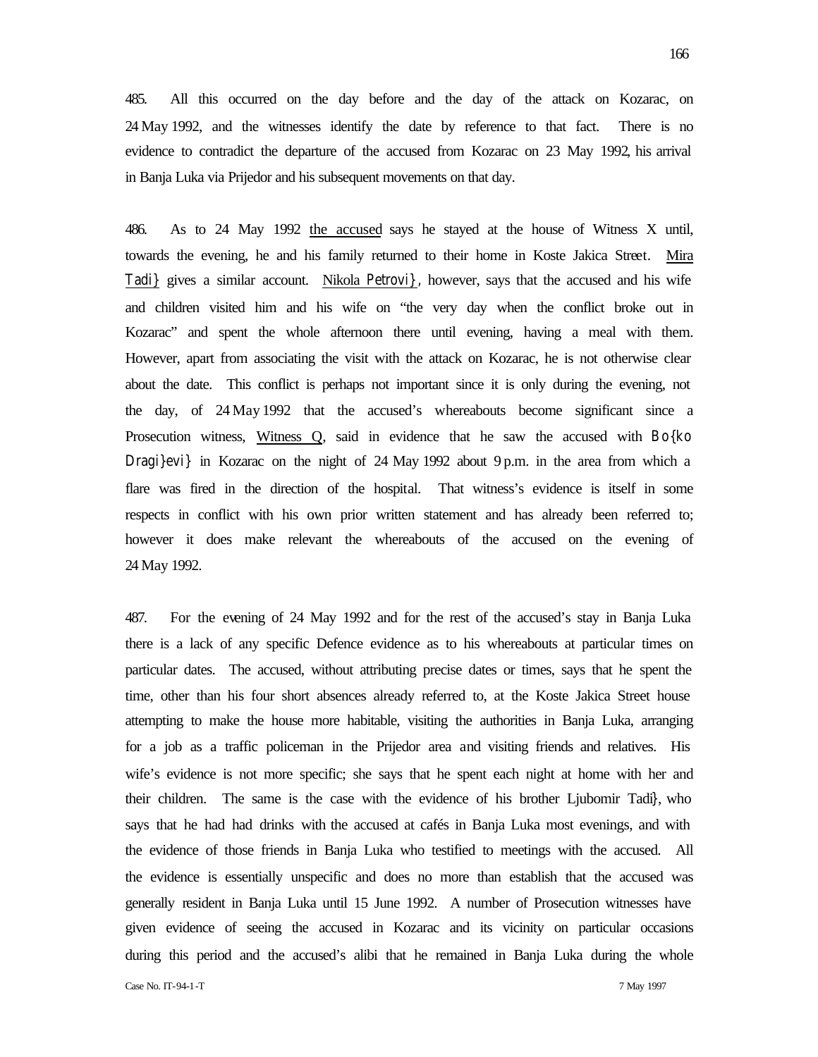485. All this occurred on the day before and the day of the attack on Kozarac, on 24 May 1992, and the witnesses identify the date by reference to that fact. There is no evidence to contradict the departure of the accused from Kozarac on 23 May 1992, his arrival in Banja Luka via Prijedor and his subsequent movements on that day.

486. As to 24 May 1992 the accused says he stayed at the house of Witness X until, towards the evening, he and his family returned to their home in Koste Jakica Street. Mira Tadi} gives a similar account. Nikola Petrovi}, however, says that the accused and his wife and children visited him and his wife on "the very day when the conflict broke out in Kozarac" and spent the whole afternoon there until evening, having a meal with them. However, apart from associating the visit with the attack on Kozarac, he is not otherwise clear about the date. This conflict is perhaps not important since it is only during the evening, not the day, of 24 May 1992 that the accused's whereabouts become significant since a Prosecution witness, Witness Q, said in evidence that he saw the accused with Bo{ko Dragi}evi} in Kozarac on the night of 24 May 1992 about 9 p.m. in the area from which a flare was fired in the direction of the hospital. That witness's evidence is itself in some respects in conflict with his own prior written statement and has already been referred to; however it does make relevant the whereabouts of the accused on the evening of 24 May 1992.

487. For the evening of 24 May 1992 and for the rest of the accused's stay in Banja Luka there is a lack of any specific Defence evidence as to his whereabouts at particular times on particular dates. The accused, without attributing precise dates or times, says that he spent the time, other than his four short absences already referred to, at the Koste Jakica Street house attempting to make the house more habitable, visiting the authorities in Banja Luka, arranging for a job as a traffic policeman in the Prijedor area and visiting friends and relatives. His wife's evidence is not more specific; she says that he spent each night at home with her and their children. The same is the case with the evidence of his brother Ljubomir Tadi}, who says that he had had drinks with the accused at cafés in Banja Luka most evenings, and with the evidence of those friends in Banja Luka who testified to meetings with the accused. All the evidence is essentially unspecific and does no more than establish that the accused was generally resident in Banja Luka until 15 June 1992. A number of Prosecution witnesses have given evidence of seeing the accused in Kozarac and its vicinity on particular occasions during this period and the accused's alibi that he remained in Banja Luka during the whole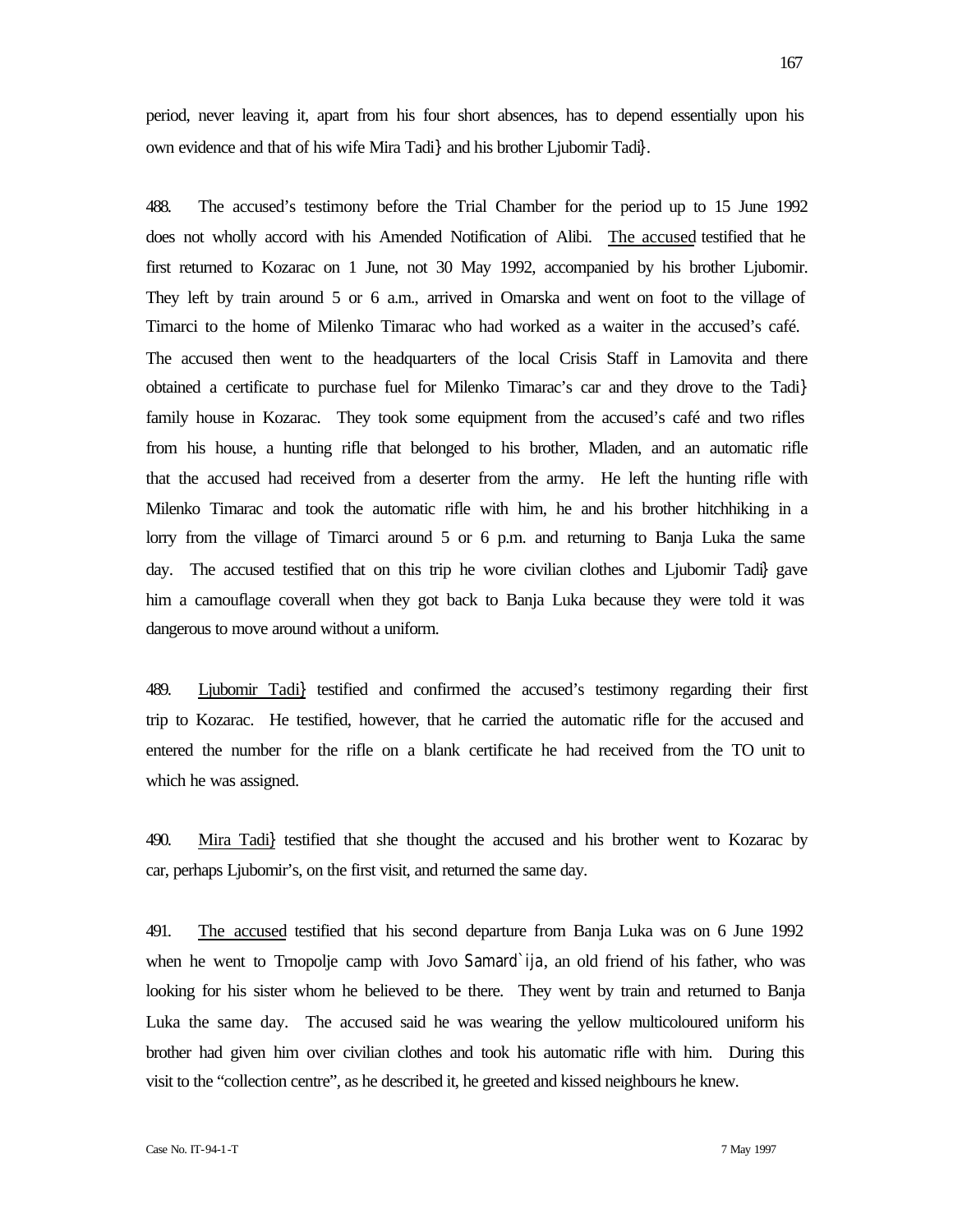period, never leaving it, apart from his four short absences, has to depend essentially upon his own evidence and that of his wife Mira Tadi} and his brother Ljubomir Tadi}.

488. The accused's testimony before the Trial Chamber for the period up to 15 June 1992 does not wholly accord with his Amended Notification of Alibi. The accused testified that he first returned to Kozarac on 1 June, not 30 May 1992, accompanied by his brother Ljubomir. They left by train around 5 or 6 a.m., arrived in Omarska and went on foot to the village of Timarci to the home of Milenko Timarac who had worked as a waiter in the accused's café. The accused then went to the headquarters of the local Crisis Staff in Lamovita and there obtained a certificate to purchase fuel for Milenko Timarac's car and they drove to the Tadi} family house in Kozarac. They took some equipment from the accused's café and two rifles from his house, a hunting rifle that belonged to his brother, Mladen, and an automatic rifle that the accused had received from a deserter from the army. He left the hunting rifle with Milenko Timarac and took the automatic rifle with him, he and his brother hitchhiking in a lorry from the village of Timarci around 5 or 6 p.m. and returning to Banja Luka the same day. The accused testified that on this trip he wore civilian clothes and Ljubomir Tadi} gave him a camouflage coverall when they got back to Banja Luka because they were told it was dangerous to move around without a uniform.

489. Ljubomir Tadi} testified and confirmed the accused's testimony regarding their first trip to Kozarac. He testified, however, that he carried the automatic rifle for the accused and entered the number for the rifle on a blank certificate he had received from the TO unit to which he was assigned.

490. Mira Tadi} testified that she thought the accused and his brother went to Kozarac by car, perhaps Ljubomir's, on the first visit, and returned the same day.

491. The accused testified that his second departure from Banja Luka was on 6 June 1992 when he went to Trnopolje camp with Jovo Samard`ija, an old friend of his father, who was looking for his sister whom he believed to be there. They went by train and returned to Banja Luka the same day. The accused said he was wearing the yellow multicoloured uniform his brother had given him over civilian clothes and took his automatic rifle with him. During this visit to the "collection centre", as he described it, he greeted and kissed neighbours he knew.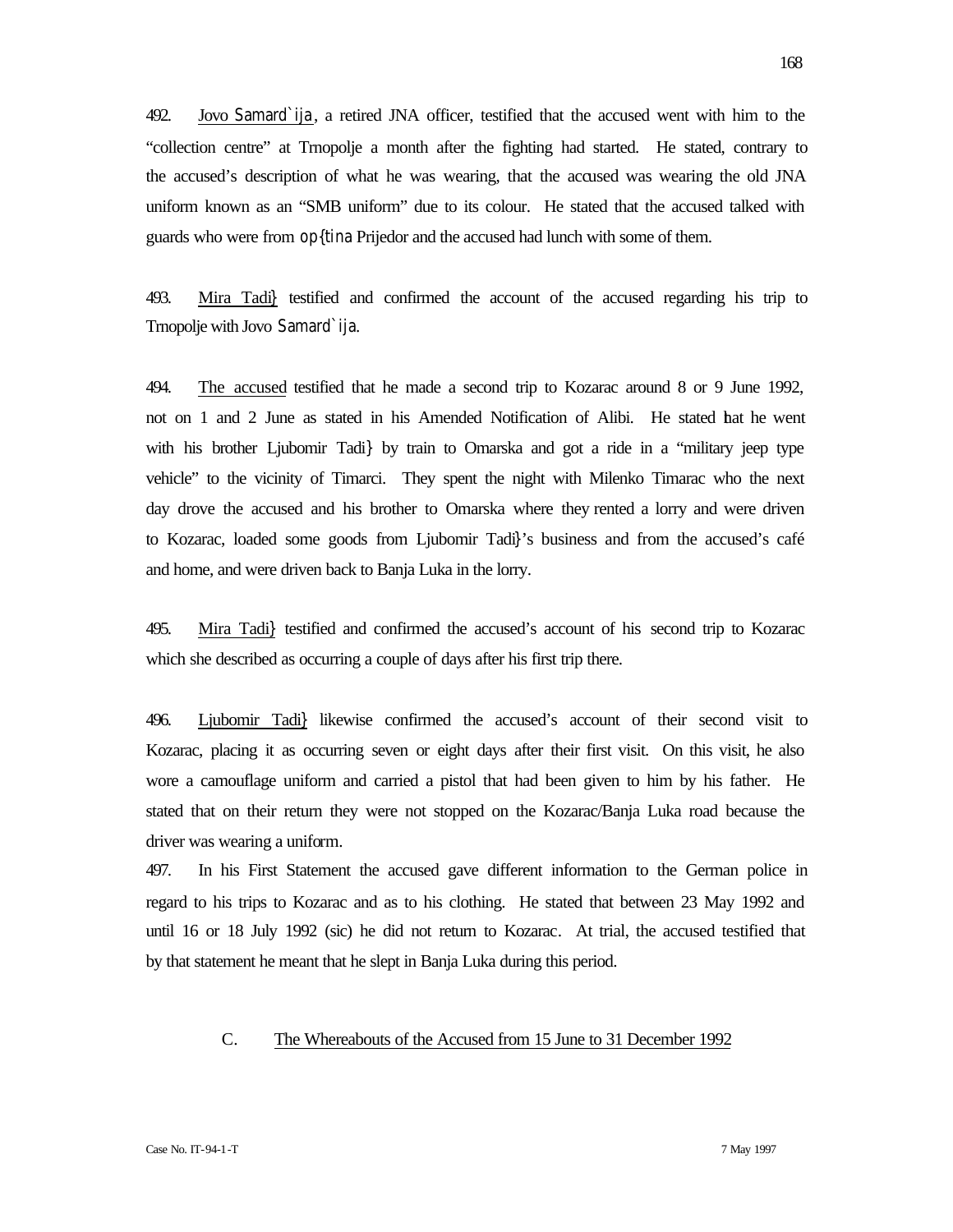492. Jovo Samard`ija, a retired JNA officer, testified that the accused went with him to the "collection centre" at Trnopolje a month after the fighting had started. He stated, contrary to the accused's description of what he was wearing, that the accused was wearing the old JNA uniform known as an "SMB uniform" due to its colour. He stated that the accused talked with guards who were from op{tina Prijedor and the accused had lunch with some of them.

493. Mira Tadi} testified and confirmed the account of the accused regarding his trip to Trnopolje with Jovo Samard`ija.

494. The accused testified that he made a second trip to Kozarac around 8 or 9 June 1992, not on 1 and 2 June as stated in his Amended Notification of Alibi. He stated that he went with his brother Ljubomir Tadi} by train to Omarska and got a ride in a "military jeep type vehicle" to the vicinity of Timarci. They spent the night with Milenko Timarac who the next day drove the accused and his brother to Omarska where they rented a lorry and were driven to Kozarac, loaded some goods from Ljubomir Tadi}'s business and from the accused's café and home, and were driven back to Banja Luka in the lorry.

495. Mira Tadi} testified and confirmed the accused's account of his second trip to Kozarac which she described as occurring a couple of days after his first trip there.

496. Ljubomir Tadi} likewise confirmed the accused's account of their second visit to Kozarac, placing it as occurring seven or eight days after their first visit. On this visit, he also wore a camouflage uniform and carried a pistol that had been given to him by his father. He stated that on their return they were not stopped on the Kozarac/Banja Luka road because the driver was wearing a uniform.

497. In his First Statement the accused gave different information to the German police in regard to his trips to Kozarac and as to his clothing. He stated that between 23 May 1992 and until 16 or 18 July 1992 (sic) he did not return to Kozarac. At trial, the accused testified that by that statement he meant that he slept in Banja Luka during this period.

## C. The Whereabouts of the Accused from 15 June to 31 December 1992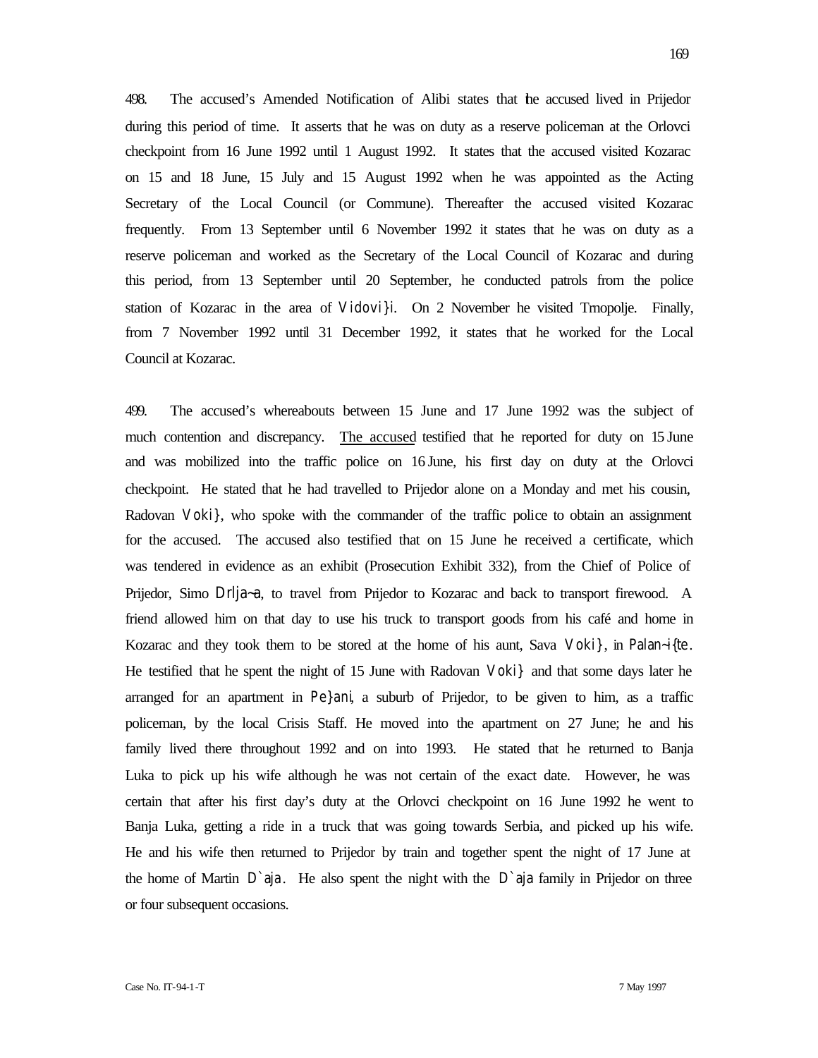498. The accused's Amended Notification of Alibi states that the accused lived in Prijedor during this period of time. It asserts that he was on duty as a reserve policeman at the Orlovci checkpoint from 16 June 1992 until 1 August 1992. It states that the accused visited Kozarac on 15 and 18 June, 15 July and 15 August 1992 when he was appointed as the Acting Secretary of the Local Council (or Commune). Thereafter the accused visited Kozarac frequently. From 13 September until 6 November 1992 it states that he was on duty as a reserve policeman and worked as the Secretary of the Local Council of Kozarac and during this period, from 13 September until 20 September, he conducted patrols from the police station of Kozarac in the area of Vidovi}i. On 2 November he visited Trnopolje. Finally, from 7 November 1992 until 31 December 1992, it states that he worked for the Local Council at Kozarac.

499. The accused's whereabouts between 15 June and 17 June 1992 was the subject of much contention and discrepancy. The accused testified that he reported for duty on 15 June and was mobilized into the traffic police on 16 June, his first day on duty at the Orlovci checkpoint. He stated that he had travelled to Prijedor alone on a Monday and met his cousin, Radovan Voki}, who spoke with the commander of the traffic police to obtain an assignment for the accused. The accused also testified that on 15 June he received a certificate, which was tendered in evidence as an exhibit (Prosecution Exhibit 332), from the Chief of Police of Prijedor, Simo Drlja~a, to travel from Prijedor to Kozarac and back to transport firewood. A friend allowed him on that day to use his truck to transport goods from his café and home in Kozarac and they took them to be stored at the home of his aunt, Sava Voki}, in Palan~i{te. He testified that he spent the night of 15 June with Radovan Voki} and that some days later he arranged for an apartment in Pe}ani, a suburb of Prijedor, to be given to him, as a traffic policeman, by the local Crisis Staff. He moved into the apartment on 27 June; he and his family lived there throughout 1992 and on into 1993. He stated that he returned to Banja Luka to pick up his wife although he was not certain of the exact date. However, he was certain that after his first day's duty at the Orlovci checkpoint on 16 June 1992 he went to Banja Luka, getting a ride in a truck that was going towards Serbia, and picked up his wife. He and his wife then returned to Prijedor by train and together spent the night of 17 June at the home of Martin D`aja. He also spent the night with the D`aja family in Prijedor on three or four subsequent occasions.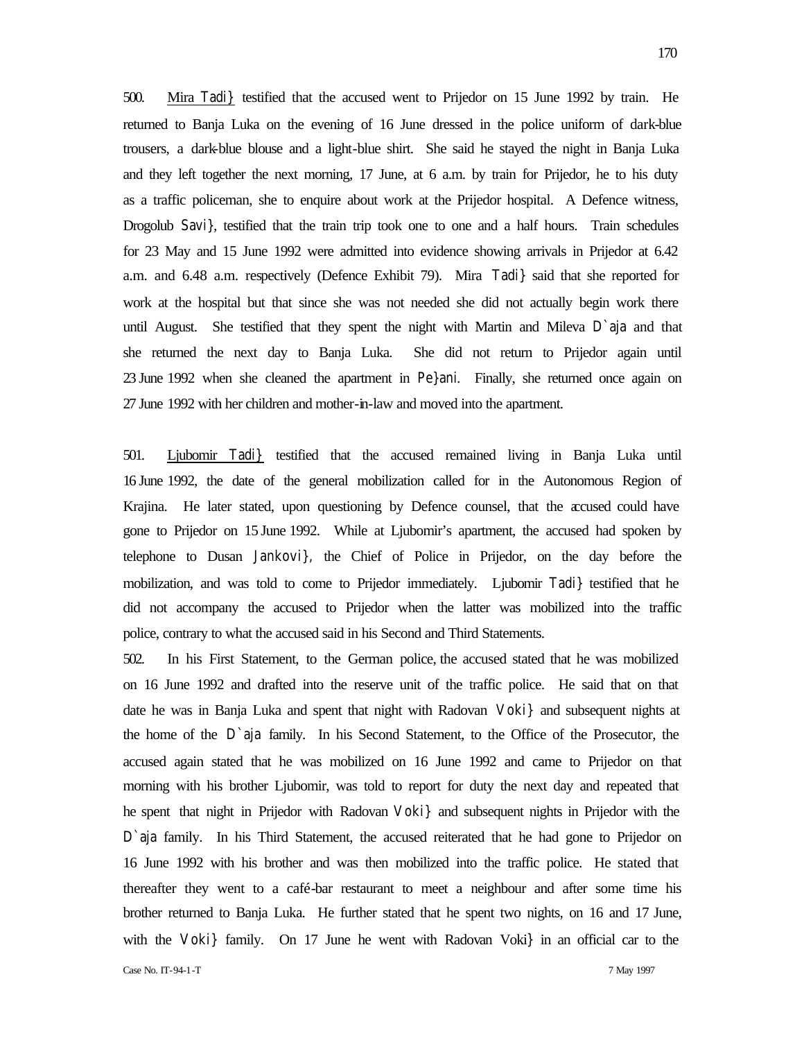500. Mira Tadi} testified that the accused went to Prijedor on 15 June 1992 by train. He returned to Banja Luka on the evening of 16 June dressed in the police uniform of dark-blue trousers, a dark-blue blouse and a light-blue shirt. She said he stayed the night in Banja Luka and they left together the next morning, 17 June, at 6 a.m. by train for Prijedor, he to his duty as a traffic policeman, she to enquire about work at the Prijedor hospital. A Defence witness, Drogolub Savi}, testified that the train trip took one to one and a half hours. Train schedules for 23 May and 15 June 1992 were admitted into evidence showing arrivals in Prijedor at 6.42 a.m. and 6.48 a.m. respectively (Defence Exhibit 79). Mira Tadi} said that she reported for work at the hospital but that since she was not needed she did not actually begin work there until August. She testified that they spent the night with Martin and Mileva D`aja and that she returned the next day to Banja Luka. She did not return to Prijedor again until 23 June 1992 when she cleaned the apartment in Pe}ani. Finally, she returned once again on 27 June 1992 with her children and mother-in-law and moved into the apartment.

501. Ljubomir Tadi} testified that the accused remained living in Banja Luka until 16 June 1992, the date of the general mobilization called for in the Autonomous Region of Krajina. He later stated, upon questioning by Defence counsel, that the accused could have gone to Prijedor on 15 June 1992. While at Ljubomir's apartment, the accused had spoken by telephone to Dusan Jankovi}, the Chief of Police in Prijedor, on the day before the mobilization, and was told to come to Prijedor immediately. Ljubomir Tadi} testified that he did not accompany the accused to Prijedor when the latter was mobilized into the traffic police, contrary to what the accused said in his Second and Third Statements.

502. In his First Statement, to the German police, the accused stated that he was mobilized on 16 June 1992 and drafted into the reserve unit of the traffic police. He said that on that date he was in Banja Luka and spent that night with Radovan Voki} and subsequent nights at the home of the D`aja family. In his Second Statement, to the Office of the Prosecutor, the accused again stated that he was mobilized on 16 June 1992 and came to Prijedor on that morning with his brother Ljubomir, was told to report for duty the next day and repeated that he spent that night in Prijedor with Radovan Voki} and subsequent nights in Prijedor with the D`aja family. In his Third Statement, the accused reiterated that he had gone to Prijedor on 16 June 1992 with his brother and was then mobilized into the traffic police. He stated that thereafter they went to a café-bar restaurant to meet a neighbour and after some time his brother returned to Banja Luka. He further stated that he spent two nights, on 16 and 17 June, with the Voki} family. On 17 June he went with Radovan Voki} in an official car to the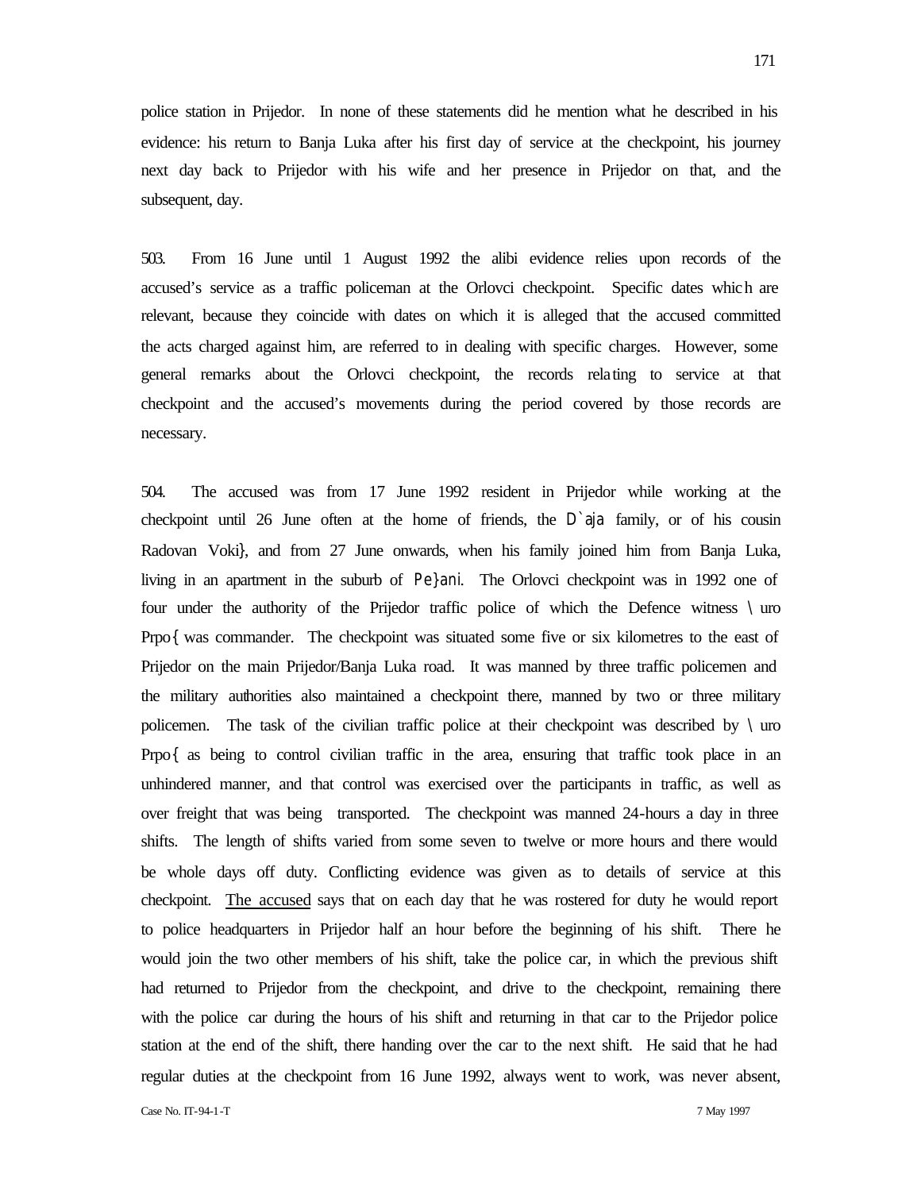police station in Prijedor. In none of these statements did he mention what he described in his evidence: his return to Banja Luka after his first day of service at the checkpoint, his journey next day back to Prijedor with his wife and her presence in Prijedor on that, and the subsequent, day.

503. From 16 June until 1 August 1992 the alibi evidence relies upon records of the accused's service as a traffic policeman at the Orlovci checkpoint. Specific dates which are relevant, because they coincide with dates on which it is alleged that the accused committed the acts charged against him, are referred to in dealing with specific charges. However, some general remarks about the Orlovci checkpoint, the records relating to service at that checkpoint and the accused's movements during the period covered by those records are necessary.

504. The accused was from 17 June 1992 resident in Prijedor while working at the checkpoint until 26 June often at the home of friends, the D`aja family, or of his cousin Radovan Voki}, and from 27 June onwards, when his family joined him from Banja Luka, living in an apartment in the suburb of Pe}ani. The Orlovci checkpoint was in 1992 one of four under the authority of the Prijedor traffic police of which the Defence witness \uro Prpo{ was commander. The checkpoint was situated some five or six kilometres to the east of Prijedor on the main Prijedor/Banja Luka road. It was manned by three traffic policemen and the military authorities also maintained a checkpoint there, manned by two or three military policemen. The task of the civilian traffic police at their checkpoint was described by \uro Prpo{ as being to control civilian traffic in the area, ensuring that traffic took place in an unhindered manner, and that control was exercised over the participants in traffic, as well as over freight that was being transported. The checkpoint was manned 24-hours a day in three shifts. The length of shifts varied from some seven to twelve or more hours and there would be whole days off duty. Conflicting evidence was given as to details of service at this checkpoint. <u>The accused</u> says that on each day that he was rostered for duty he would report to police headquarters in Prijedor half an hour before the beginning of his shift. There he would join the two other members of his shift, take the police car, in which the previous shift had returned to Prijedor from the checkpoint, and drive to the checkpoint, remaining there with the police car during the hours of his shift and returning in that car to the Prijedor police station at the end of the shift, there handing over the car to the next shift. He said that he had regular duties at the checkpoint from 16 June 1992, always went to work, was never absent,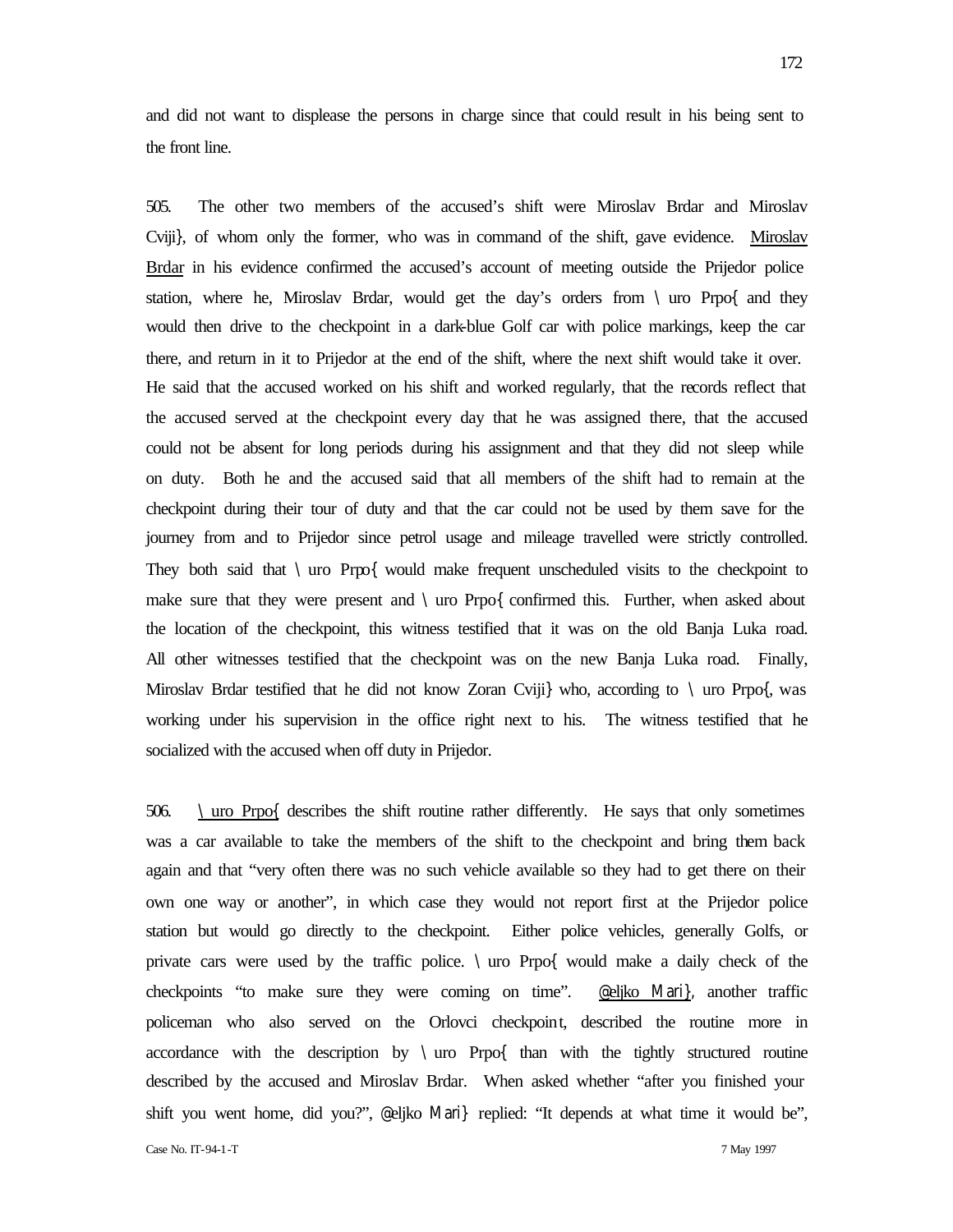and did not want to displease the persons in charge since that could result in his being sent to the front line.

505. The other two members of the accused's shift were Miroslav Brdar and Miroslav Cviji}, of whom only the former, who was in command of the shift, gave evidence. Miroslav Brdar in his evidence confirmed the accused's account of meeting outside the Prijedor police station, where he, Miroslav Brdar, would get the day's orders from \ uro Prpo{ and they would then drive to the checkpoint in a dark-blue Golf car with police markings, keep the car there, and return in it to Prijedor at the end of the shift, where the next shift would take it over. He said that the accused worked on his shift and worked regularly, that the records reflect that the accused served at the checkpoint every day that he was assigned there, that the accused could not be absent for long periods during his assignment and that they did not sleep while on duty. Both he and the accused said that all members of the shift had to remain at the checkpoint during their tour of duty and that the car could not be used by them save for the journey from and to Prijedor since petrol usage and mileage travelled were strictly controlled. They both said that \ uro Prpo{ would make frequent unscheduled visits to the checkpoint to make sure that they were present and \ uro Prpo{ confirmed this. Further, when asked about the location of the checkpoint, this witness testified that it was on the old Banja Luka road. All other witnesses testified that the checkpoint was on the new Banja Luka road. Finally, Miroslav Brdar testified that he did not know Zoran Cviji} who, according to \ uro Prpo{, was working under his supervision in the office right next to his. The witness testified that he socialized with the accused when off duty in Prijedor.

506. \ uro Prpo{ describes the shift routine rather differently. He says that only sometimes was a car available to take the members of the shift to the checkpoint and bring them back again and that "very often there was no such vehicle available so they had to get there on their own one way or another", in which case they would not report first at the Prijedor police station but would go directly to the checkpoint. Either police vehicles, generally Golfs, or private cars were used by the traffic police. \ uro Prpo{ would make a daily check of the checkpoints "to make sure they were coming on time". @eljko Mari}, another traffic policeman who also served on the Orlovci checkpoint, described the routine more in accordance with the description by \ uro Prpo{ than with the tightly structured routine described by the accused and Miroslav Brdar. When asked whether "after you finished your shift you went home, did you?", @eljko Mari} replied: "It depends at what time it would be",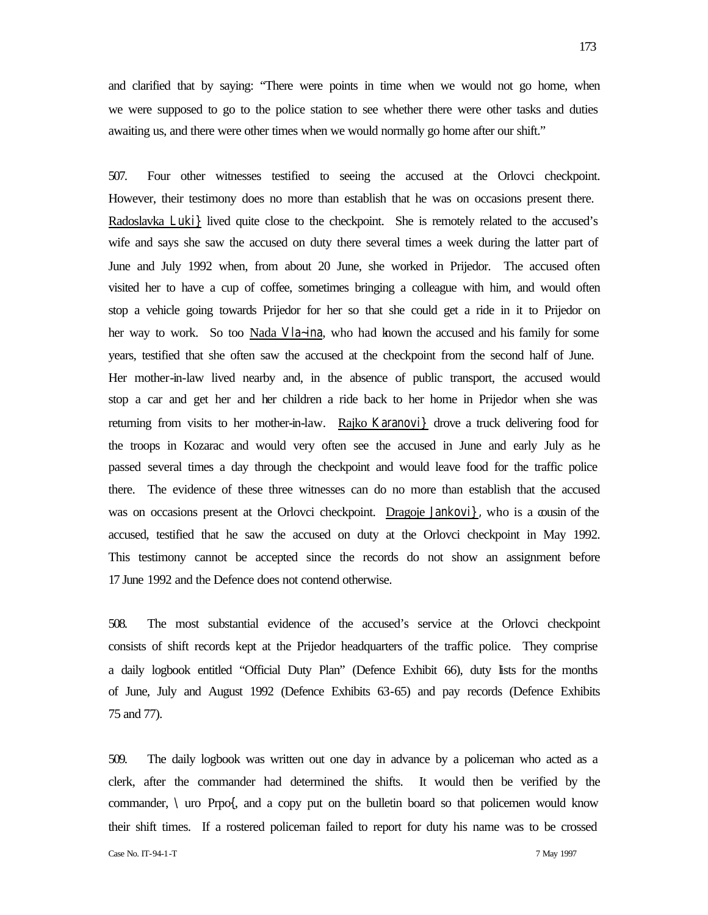and clarified that by saying: "There were points in time when we would not go home, when we were supposed to go to the police station to see whether there were other tasks and duties awaiting us, and there were other times when we would normally go home after our shift."

507. Four other witnesses testified to seeing the accused at the Orlovci checkpoint. However, their testimony does no more than establish that he was on occasions present there. Radoslavka Luki} lived quite close to the checkpoint. She is remotely related to the accused's wife and says she saw the accused on duty there several times a week during the latter part of June and July 1992 when, from about 20 June, she worked in Prijedor. The accused often visited her to have a cup of coffee, sometimes bringing a colleague with him, and would often stop a vehicle going towards Prijedor for her so that she could get a ride in it to Prijedor on her way to work. So too Nada Vla~ina, who had known the accused and his family for some years, testified that she often saw the accused at the checkpoint from the second half of June. Her mother-in-law lived nearby and, in the absence of public transport, the accused would stop a car and get her and her children a ride back to her home in Prijedor when she was returning from visits to her mother-in-law. Rajko Karanovi} drove a truck delivering food for the troops in Kozarac and would very often see the accused in June and early July as he passed several times a day through the checkpoint and would leave food for the traffic police there. The evidence of these three witnesses can do no more than establish that the accused was on occasions present at the Orlovci checkpoint. Dragoje Jankovi}, who is a cousin of the accused, testified that he saw the accused on duty at the Orlovci checkpoint in May 1992. This testimony cannot be accepted since the records do not show an assignment before 17 June 1992 and the Defence does not contend otherwise.

508. The most substantial evidence of the accused's service at the Orlovci checkpoint consists of shift records kept at the Prijedor headquarters of the traffic police. They comprise a daily logbook entitled "Official Duty Plan" (Defence Exhibit 66), duty lists for the months of June, July and August 1992 (Defence Exhibits 63-65) and pay records (Defence Exhibits 75 and 77).

509. The daily logbook was written out one day in advance by a policeman who acted as a clerk, after the commander had determined the shifts. It would then be verified by the commander, \uro Prpo{, and a copy put on the bulletin board so that policemen would know their shift times. If a rostered policeman failed to report for duty his name was to be crossed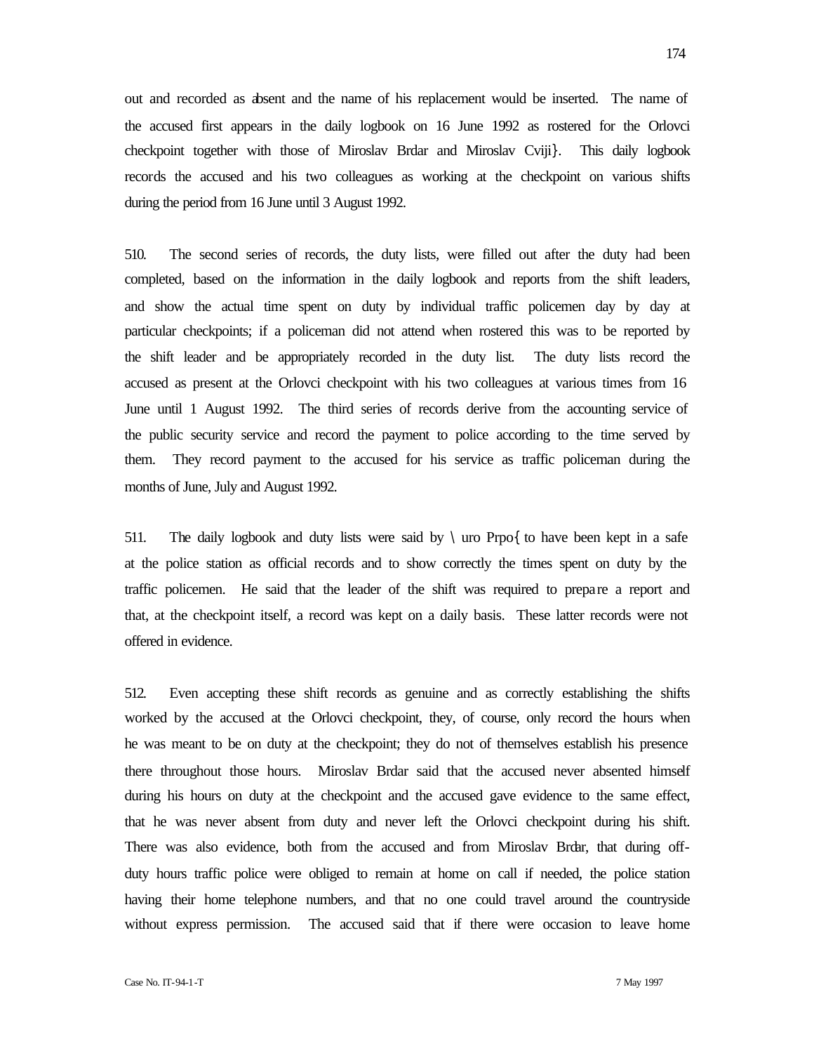out and recorded as absent and the name of his replacement would be inserted. The name of the accused first appears in the daily logbook on 16 June 1992 as rostered for the Orlovci checkpoint together with those of Miroslav Brdar and Miroslav Cviji}. This daily logbook records the accused and his two colleagues as working at the checkpoint on various shifts during the period from 16 June until 3 August 1992.

510. The second series of records, the duty lists, were filled out after the duty had been completed, based on the information in the daily logbook and reports from the shift leaders, and show the actual time spent on duty by individual traffic policemen day by day at particular checkpoints; if a policeman did not attend when rostered this was to be reported by the shift leader and be appropriately recorded in the duty list. The duty lists record the accused as present at the Orlovci checkpoint with his two colleagues at various times from 16 June until 1 August 1992. The third series of records derive from the accounting service of the public security service and record the payment to police according to the time served by them. They record payment to the accused for his service as traffic policeman during the months of June, July and August 1992.

511. The daily logbook and duty lists were said by \ uro Prpo{ to have been kept in a safe at the police station as official records and to show correctly the times spent on duty by the traffic policemen. He said that the leader of the shift was required to prepare a report and that, at the checkpoint itself, a record was kept on a daily basis. These latter records were not offered in evidence.

512. Even accepting these shift records as genuine and as correctly establishing the shifts worked by the accused at the Orlovci checkpoint, they, of course, only record the hours when he was meant to be on duty at the checkpoint; they do not of themselves establish his presence there throughout those hours. Miroslav Brdar said that the accused never absented himself during his hours on duty at the checkpoint and the accused gave evidence to the same effect, that he was never absent from duty and never left the Orlovci checkpoint during his shift. There was also evidence, both from the accused and from Miroslav Brdar, that during off-duty hours traffic police were obliged to remain at home on call if needed, the police station having their home telephone numbers, and that no one could travel around the countryside without express permission. The accused said that if there were occasion to leave home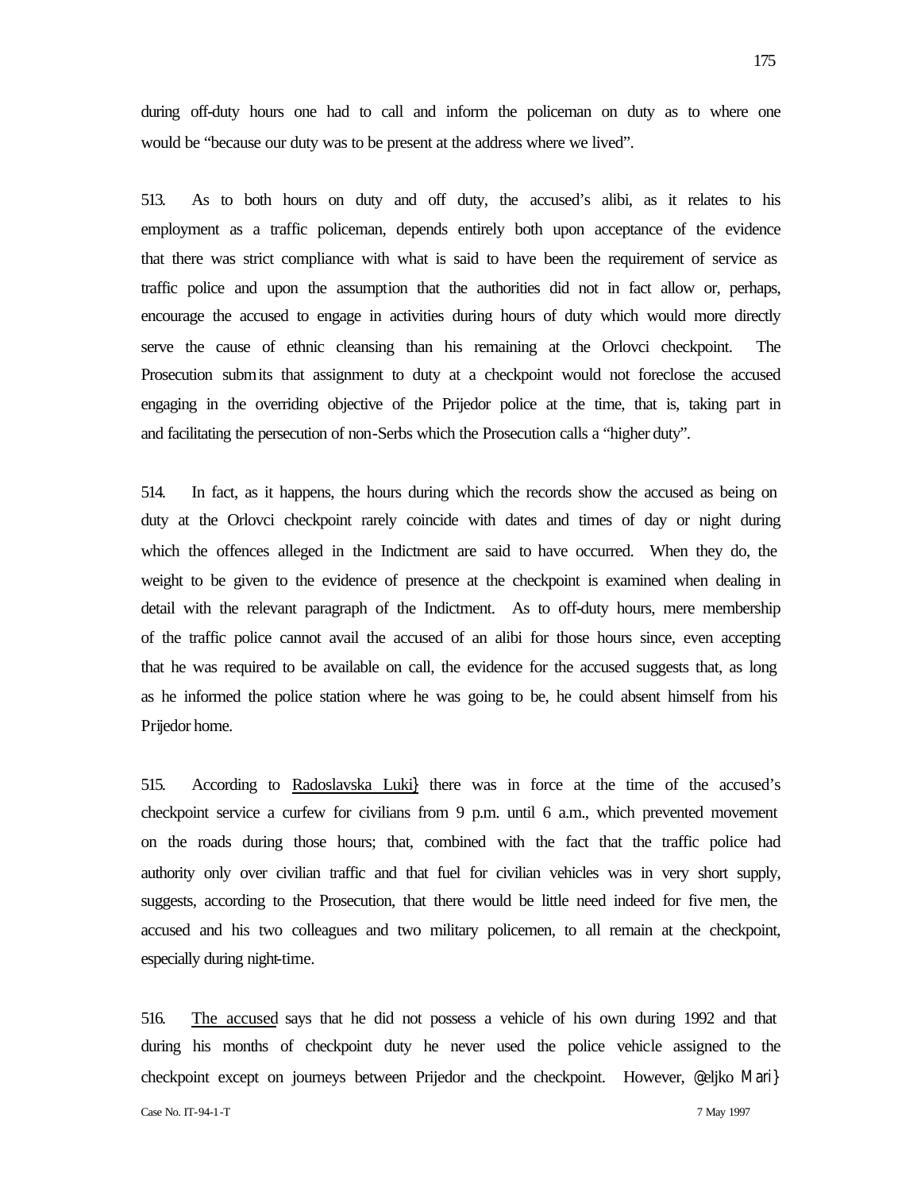during off-duty hours one had to call and inform the policeman on duty as to where one would be "because our duty was to be present at the address where we lived".

513. As to both hours on duty and off duty, the accused's alibi, as it relates to his employment as a traffic policeman, depends entirely both upon acceptance of the evidence that there was strict compliance with what is said to have been the requirement of service as traffic police and upon the assumption that the authorities did not in fact allow or, perhaps, encourage the accused to engage in activities during hours of duty which would more directly serve the cause of ethnic cleansing than his remaining at the Orlovci checkpoint. The Prosecution submits that assignment to duty at a checkpoint would not foreclose the accused engaging in the overriding objective of the Prijedor police at the time, that is, taking part in and facilitating the persecution of non-Serbs which the Prosecution calls a "higher duty".

514. In fact, as it happens, the hours during which the records show the accused as being on duty at the Orlovci checkpoint rarely coincide with dates and times of day or night during which the offences alleged in the Indictment are said to have occurred. When they do, the weight to be given to the evidence of presence at the checkpoint is examined when dealing in detail with the relevant paragraph of the Indictment. As to off-duty hours, mere membership of the traffic police cannot avail the accused of an alibi for those hours since, even accepting that he was required to be available on call, the evidence for the accused suggests that, as long as he informed the police station where he was going to be, he could absent himself from his Prijedor home.

515. According to Radoslavska Luki} there was in force at the time of the accused's checkpoint service a curfew for civilians from 9 p.m. until 6 a.m., which prevented movement on the roads during those hours; that, combined with the fact that the traffic police had authority only over civilian traffic and that fuel for civilian vehicles was in very short supply, suggests, according to the Prosecution, that there would be little need indeed for five men, the accused and his two colleagues and two military policemen, to all remain at the checkpoint, especially during night-time.

516. The accused says that he did not possess a vehicle of his own during 1992 and that during his months of checkpoint duty he never used the police vehicle assigned to the checkpoint except on journeys between Prijedor and the checkpoint. However, @eljko Mari}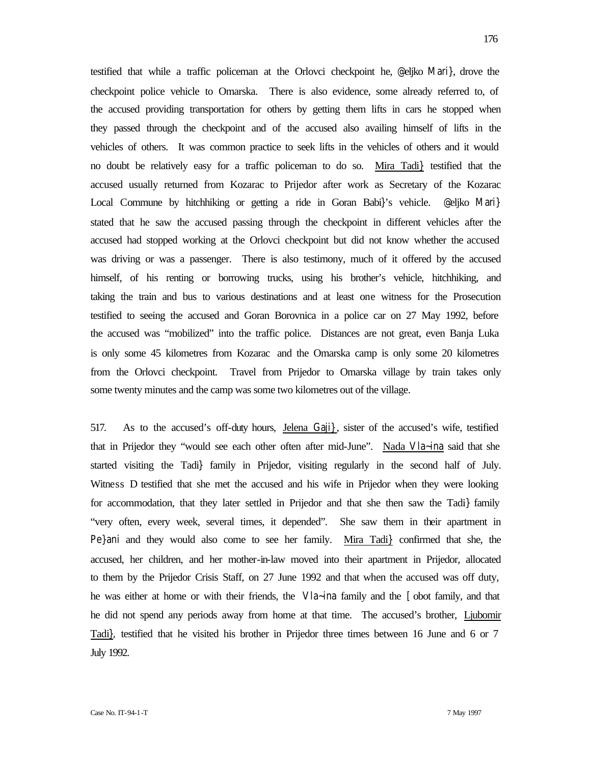testified that while a traffic policeman at the Orlovci checkpoint he, @eljko Mari}, drove the checkpoint police vehicle to Omarska. There is also evidence, some already referred to, of the accused providing transportation for others by getting them lifts in cars he stopped when they passed through the checkpoint and of the accused also availing himself of lifts in the vehicles of others. It was common practice to seek lifts in the vehicles of others and it would no doubt be relatively easy for a traffic policeman to do so. Mira Tadi} testified that the accused usually returned from Kozarac to Prijedor after work as Secretary of the Kozarac Local Commune by hitchhiking or getting a ride in Goran Babi}'s vehicle. @eljko Mari} stated that he saw the accused passing through the checkpoint in different vehicles after the accused had stopped working at the Orlovci checkpoint but did not know whether the accused was driving or was a passenger. There is also testimony, much of it offered by the accused himself, of his renting or borrowing trucks, using his brother's vehicle, hitchhiking, and taking the train and bus to various destinations and at least one witness for the Prosecution testified to seeing the accused and Goran Borovnica in a police car on 27 May 1992, before the accused was "mobilized" into the traffic police. Distances are not great, even Banja Luka is only some 45 kilometres from Kozarac and the Omarska camp is only some 20 kilometres from the Orlovci checkpoint. Travel from Prijedor to Omarska village by train takes only some twenty minutes and the camp was some two kilometres out of the village.

517. As to the accused's off-duty hours, Jelena Gaji}, sister of the accused's wife, testified that in Prijedor they "would see each other often after mid-June". Nada Vla~ina said that she started visiting the Tadi} family in Prijedor, visiting regularly in the second half of July. Witness D testified that she met the accused and his wife in Prijedor when they were looking for accommodation, that they later settled in Prijedor and that she then saw the Tadi} family "very often, every week, several times, it depended". She saw them in their apartment in Pe}ani and they would also come to see her family. Mira Tadi} confirmed that she, the accused, her children, and her mother-in-law moved into their apartment in Prijedor, allocated to them by the Prijedor Crisis Staff, on 27 June 1992 and that when the accused was off duty, he was either at home or with their friends, the Vla~ina family and the [obot family, and that he did not spend any periods away from home at that time. The accused's brother, Ljubomir Tadi}, testified that he visited his brother in Prijedor three times between 16 June and 6 or 7 July 1992.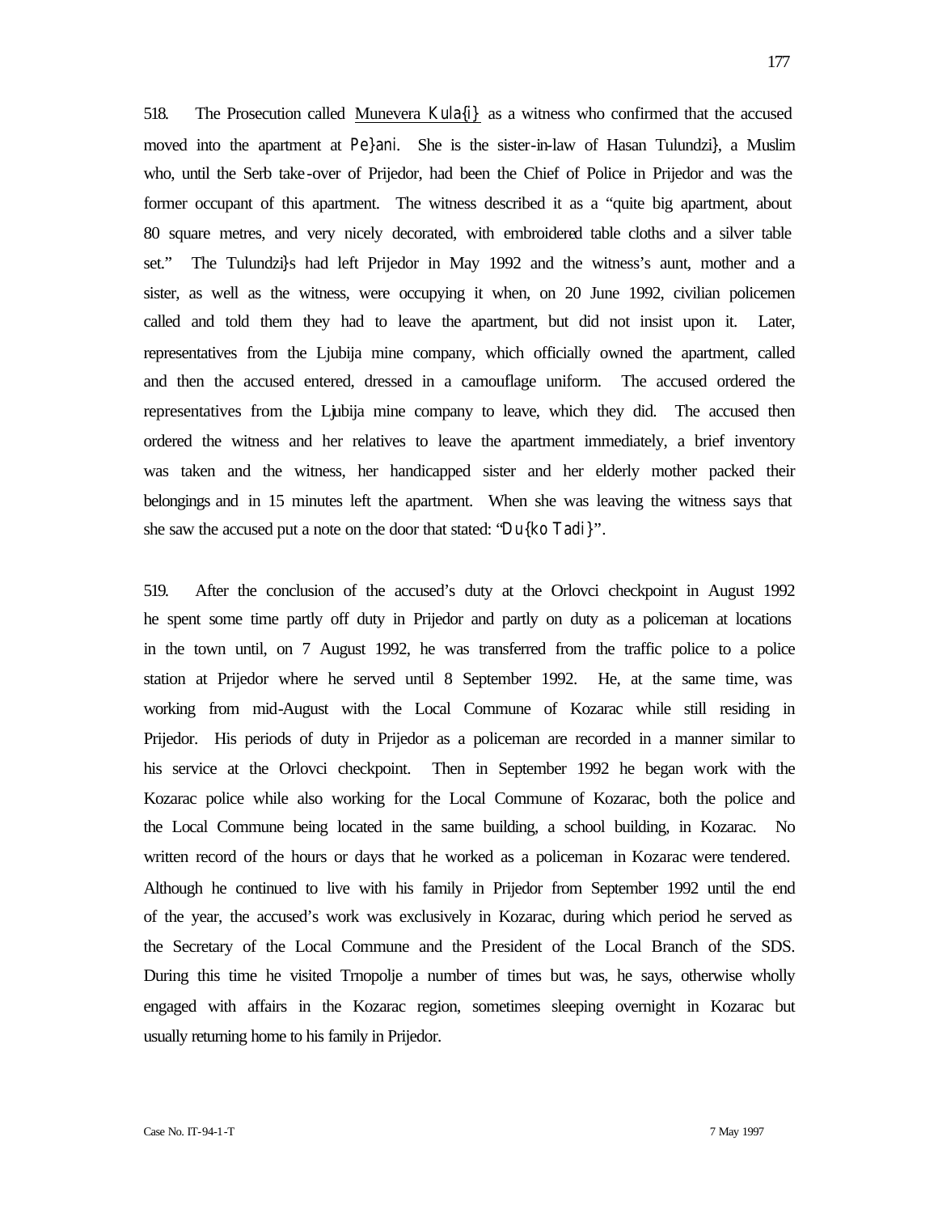518. The Prosecution called Munevera Kula{i} as a witness who confirmed that the accused moved into the apartment at Pe}ani. She is the sister-in-law of Hasan Tulundzi}, a Muslim who, until the Serb take-over of Prijedor, had been the Chief of Police in Prijedor and was the former occupant of this apartment. The witness described it as a "quite big apartment, about 80 square metres, and very nicely decorated, with embroidered table cloths and a silver table set." The Tulundzi}s had left Prijedor in May 1992 and the witness's aunt, mother and a sister, as well as the witness, were occupying it when, on 20 June 1992, civilian policemen called and told them they had to leave the apartment, but did not insist upon it. Later, representatives from the Ljubija mine company, which officially owned the apartment, called and then the accused entered, dressed in a camouflage uniform. The accused ordered the representatives from the Ljubija mine company to leave, which they did. The accused then ordered the witness and her relatives to leave the apartment immediately, a brief inventory was taken and the witness, her handicapped sister and her elderly mother packed their belongings and in 15 minutes left the apartment. When she was leaving the witness says that she saw the accused put a note on the door that stated: "Du{ko Tadi}".

519. After the conclusion of the accused's duty at the Orlovci checkpoint in August 1992 he spent some time partly off duty in Prijedor and partly on duty as a policeman at locations in the town until, on 7 August 1992, he was transferred from the traffic police to a police station at Prijedor where he served until 8 September 1992. He, at the same time, was working from mid-August with the Local Commune of Kozarac while still residing in Prijedor. His periods of duty in Prijedor as a policeman are recorded in a manner similar to his service at the Orlovci checkpoint. Then in September 1992 he began work with the Kozarac police while also working for the Local Commune of Kozarac, both the police and the Local Commune being located in the same building, a school building, in Kozarac. No written record of the hours or days that he worked as a policeman in Kozarac were tendered. Although he continued to live with his family in Prijedor from September 1992 until the end of the year, the accused's work was exclusively in Kozarac, during which period he served as the Secretary of the Local Commune and the President of the Local Branch of the SDS. During this time he visited Trnopolje a number of times but was, he says, otherwise wholly engaged with affairs in the Kozarac region, sometimes sleeping overnight in Kozarac but usually returning home to his family in Prijedor.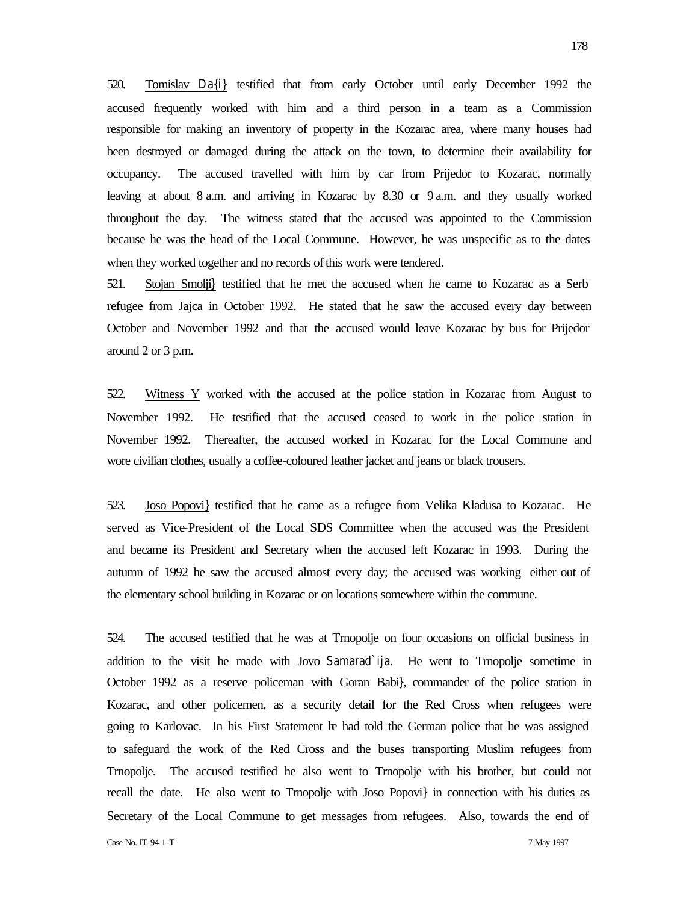520. Tomislav Da{i} testified that from early October until early December 1992 the accused frequently worked with him and a third person in a team as a Commission responsible for making an inventory of property in the Kozarac area, where many houses had been destroyed or damaged during the attack on the town, to determine their availability for occupancy. The accused travelled with him by car from Prijedor to Kozarac, normally leaving at about 8 a.m. and arriving in Kozarac by 8.30 or 9 a.m. and they usually worked throughout the day. The witness stated that the accused was appointed to the Commission because he was the head of the Local Commune. However, he was unspecific as to the dates when they worked together and no records of this work were tendered.

521. Stojan Smolji} testified that he met the accused when he came to Kozarac as a Serb refugee from Jajca in October 1992. He stated that he saw the accused every day between October and November 1992 and that the accused would leave Kozarac by bus for Prijedor around 2 or 3 p.m.

522. Witness Y worked with the accused at the police station in Kozarac from August to November 1992. He testified that the accused ceased to work in the police station in November 1992. Thereafter, the accused worked in Kozarac for the Local Commune and wore civilian clothes, usually a coffee-coloured leather jacket and jeans or black trousers.

523. Joso Popovi} testified that he came as a refugee from Velika Kladusa to Kozarac. He served as Vice-President of the Local SDS Committee when the accused was the President and became its President and Secretary when the accused left Kozarac in 1993. During the autumn of 1992 he saw the accused almost every day; the accused was working either out of the elementary school building in Kozarac or on locations somewhere within the commune.

524. The accused testified that he was at Trnopolje on four occasions on official business in addition to the visit he made with Jovo Samarad`ija. He went to Trnopolje sometime in October 1992 as a reserve policeman with Goran Babi}, commander of the police station in Kozarac, and other policemen, as a security detail for the Red Cross when refugees were going to Karlovac. In his First Statement he had told the German police that he was assigned to safeguard the work of the Red Cross and the buses transporting Muslim refugees from Trnopolje. The accused testified he also went to Trnopolje with his brother, but could not recall the date. He also went to Trnopolje with Joso Popovi} in connection with his duties as Secretary of the Local Commune to get messages from refugees. Also, towards the end of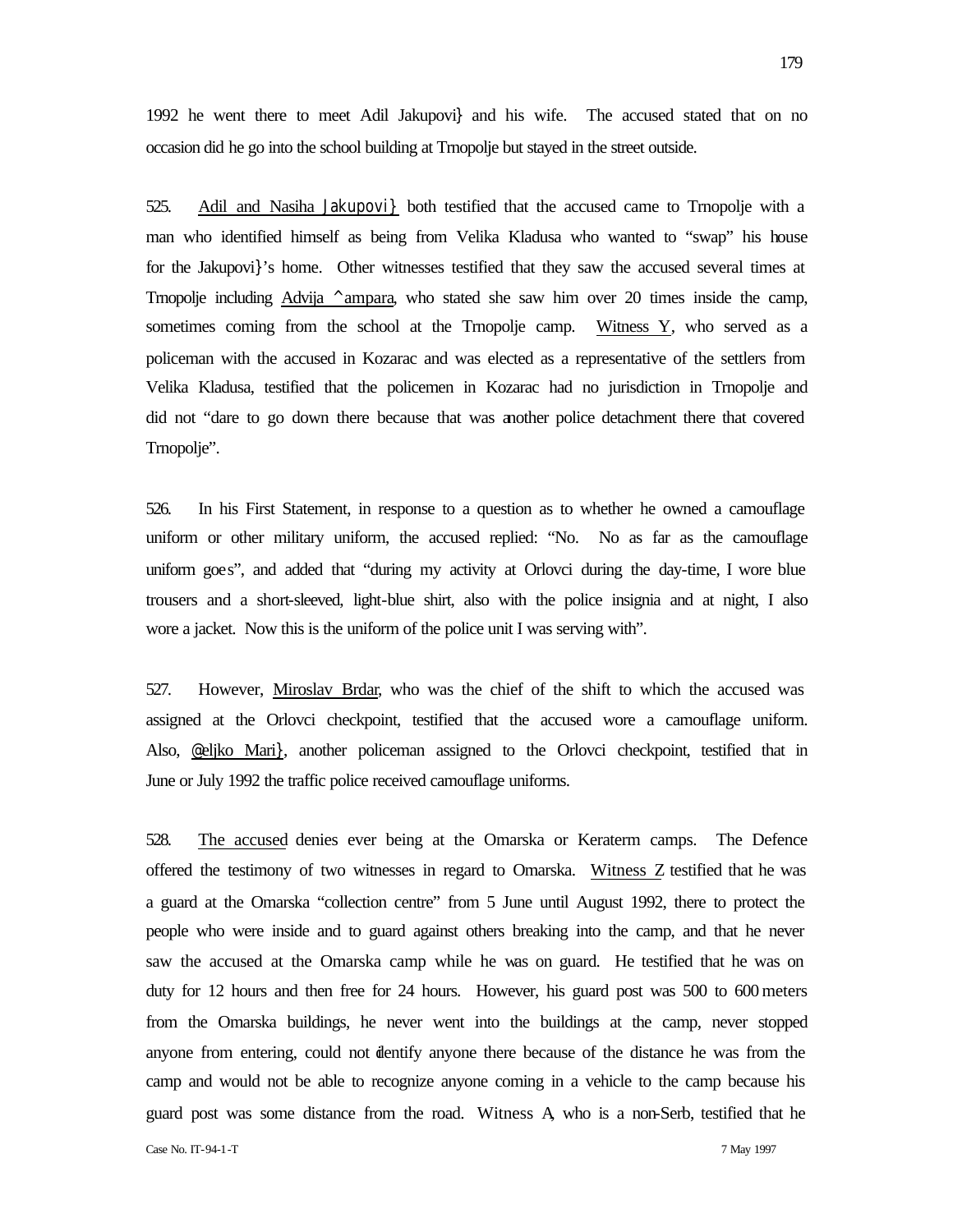1992 he went there to meet Adil Jakupovi} and his wife. The accused stated that on no occasion did he go into the school building at Trnopolje but stayed in the street outside.

525. Adil and Nasiha Jakupovi} both testified that the accused came to Trnopolje with a man who identified himself as being from Velika Kladusa who wanted to "swap" his house for the Jakupovi}'s home. Other witnesses testified that they saw the accused several times at Trnopolje including Advija ^ampara, who stated she saw him over 20 times inside the camp, sometimes coming from the school at the Trnopolje camp. Witness Y, who served as a policeman with the accused in Kozarac and was elected as a representative of the settlers from Velika Kladusa, testified that the policemen in Kozarac had no jurisdiction in Trnopolje and did not "dare to go down there because that was another police detachment there that covered Trnopolje".

526. In his First Statement, in response to a question as to whether he owned a camouflage uniform or other military uniform, the accused replied: "No. No as far as the camouflage uniform goes", and added that "during my activity at Orlovci during the day-time, I wore blue trousers and a short-sleeved, light-blue shirt, also with the police insignia and at night, I also wore a jacket. Now this is the uniform of the police unit I was serving with".

527. However, Miroslav Brdar, who was the chief of the shift to which the accused was assigned at the Orlovci checkpoint, testified that the accused wore a camouflage uniform. Also, @eljko Mari}, another policeman assigned to the Orlovci checkpoint, testified that in June or July 1992 the traffic police received camouflage uniforms.

528. The accused denies ever being at the Omarska or Keraterm camps. The Defence offered the testimony of two witnesses in regard to Omarska. Witness Z testified that he was a guard at the Omarska "collection centre" from 5 June until August 1992, there to protect the people who were inside and to guard against others breaking into the camp, and that he never saw the accused at the Omarska camp while he was on guard. He testified that he was on duty for 12 hours and then free for 24 hours. However, his guard post was 500 to 600 meters from the Omarska buildings, he never went into the buildings at the camp, never stopped anyone from entering, could not identify anyone there because of the distance he was from the camp and would not be able to recognize anyone coming in a vehicle to the camp because his guard post was some distance from the road. Witness A, who is a non-Serb, testified that he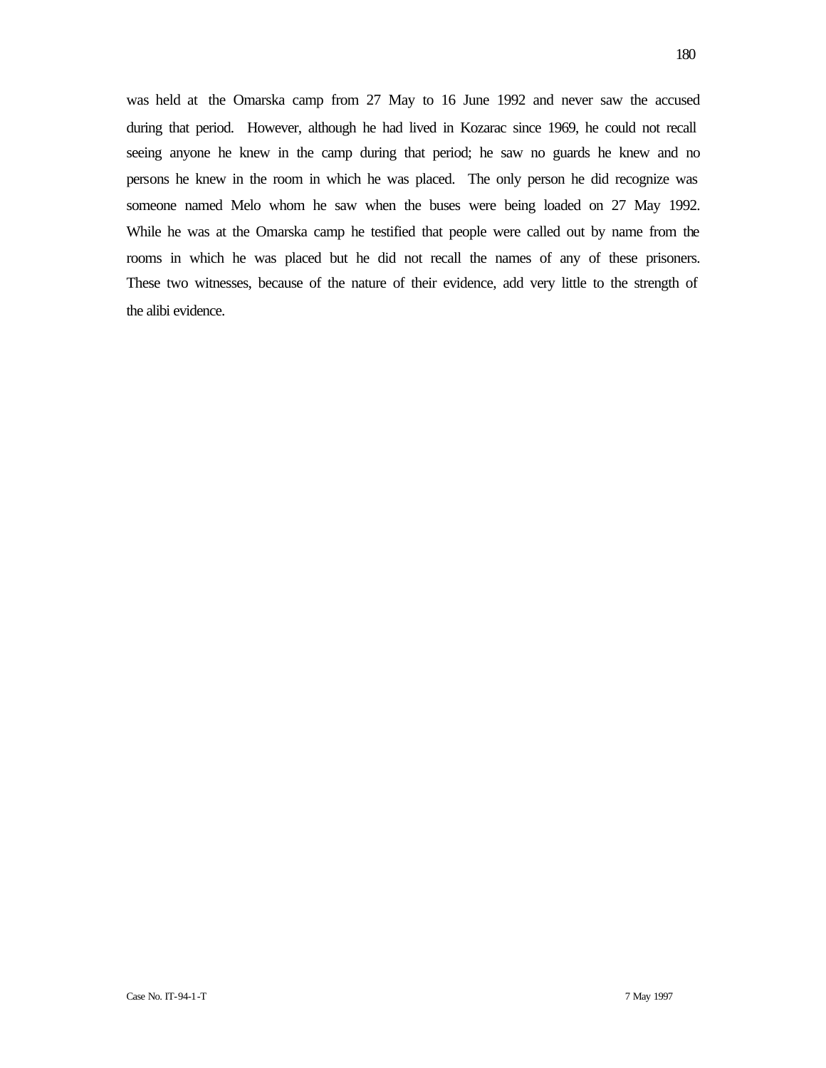was held at the Omarska camp from 27 May to 16 June 1992 and never saw the accused during that period. However, although he had lived in Kozarac since 1969, he could not recall seeing anyone he knew in the camp during that period; he saw no guards he knew and no persons he knew in the room in which he was placed. The only person he did recognize was someone named Melo whom he saw when the buses were being loaded on 27 May 1992. While he was at the Omarska camp he testified that people were called out by name from the rooms in which he was placed but he did not recall the names of any of these prisoners. These two witnesses, because of the nature of their evidence, add very little to the strength of the alibi evidence.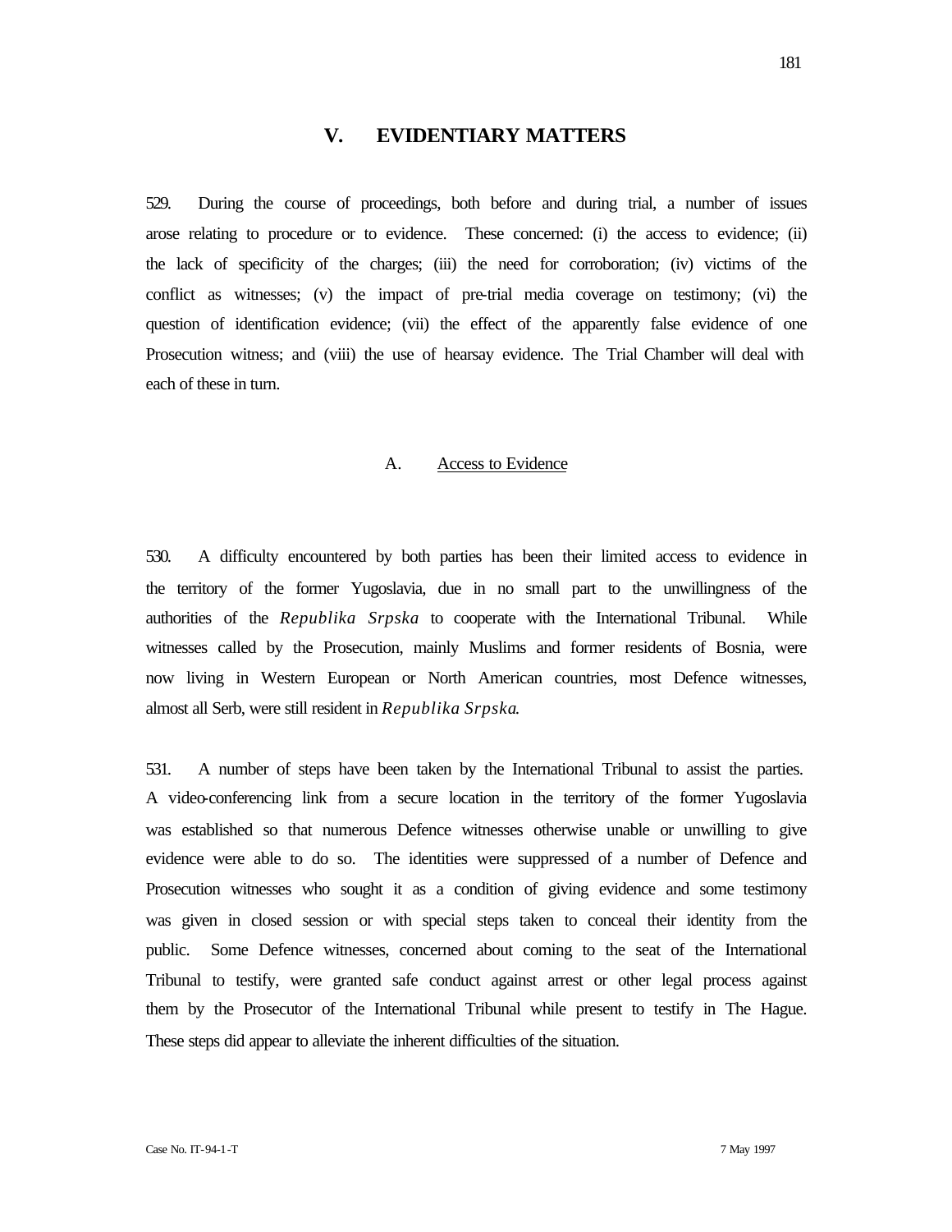# V. EVIDENTIARY MATTERS

529. During the course of proceedings, both before and during trial, a number of issues arose relating to procedure or to evidence. These concerned: (i) the access to evidence; (ii) the lack of specificity of the charges; (iii) the need for corroboration; (iv) victims of the conflict as witnesses; (v) the impact of pre-trial media coverage on testimony; (vi) the question of identification evidence; (vii) the effect of the apparently false evidence of one Prosecution witness; and (viii) the use of hearsay evidence. The Trial Chamber will deal with each of these in turn.

## A. Access to Evidence

530. A difficulty encountered by both parties has been their limited access to evidence in the territory of the former Yugoslavia, due in no small part to the unwillingness of the authorities of the *Republika Srpska* to cooperate with the International Tribunal. While witnesses called by the Prosecution, mainly Muslims and former residents of Bosnia, were now living in Western European or North American countries, most Defence witnesses, almost all Serb, were still resident in *Republika Srpska*.

531. A number of steps have been taken by the International Tribunal to assist the parties. A video-conferencing link from a secure location in the territory of the former Yugoslavia was established so that numerous Defence witnesses otherwise unable or unwilling to give evidence were able to do so. The identities were suppressed of a number of Defence and Prosecution witnesses who sought it as a condition of giving evidence and some testimony was given in closed session or with special steps taken to conceal their identity from the public. Some Defence witnesses, concerned about coming to the seat of the International Tribunal to testify, were granted safe conduct against arrest or other legal process against them by the Prosecutor of the International Tribunal while present to testify in The Hague. These steps did appear to alleviate the inherent difficulties of the situation.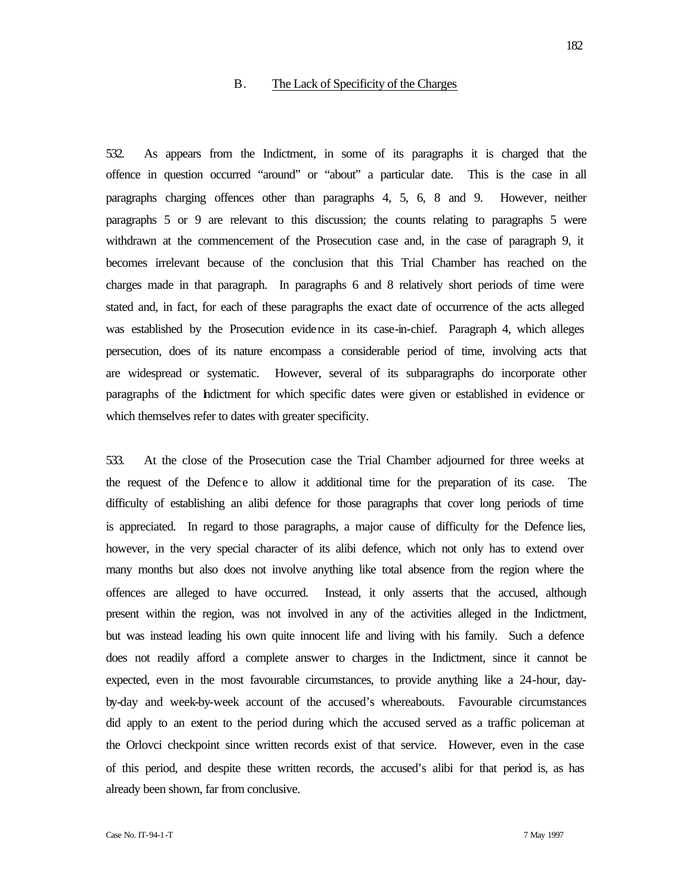### B. The Lack of Specificity of the Charges

532. As appears from the Indictment, in some of its paragraphs it is charged that the offence in question occurred "around" or "about" a particular date. This is the case in all paragraphs charging offences other than paragraphs 4, 5, 6, 8 and 9. However, neither paragraphs 5 or 9 are relevant to this discussion; the counts relating to paragraphs 5 were withdrawn at the commencement of the Prosecution case and, in the case of paragraph 9, it becomes irrelevant because of the conclusion that this Trial Chamber has reached on the charges made in that paragraph. In paragraphs 6 and 8 relatively short periods of time were stated and, in fact, for each of these paragraphs the exact date of occurrence of the acts alleged was established by the Prosecution evidence in its case-in-chief. Paragraph 4, which alleges persecution, does of its nature encompass a considerable period of time, involving acts that are widespread or systematic. However, several of its subparagraphs do incorporate other paragraphs of the Indictment for which specific dates were given or established in evidence or which themselves refer to dates with greater specificity.

533. At the close of the Prosecution case the Trial Chamber adjourned for three weeks at the request of the Defence to allow it additional time for the preparation of its case. The difficulty of establishing an alibi defence for those paragraphs that cover long periods of time is appreciated. In regard to those paragraphs, a major cause of difficulty for the Defence lies, however, in the very special character of its alibi defence, which not only has to extend over many months but also does not involve anything like total absence from the region where the offences are alleged to have occurred. Instead, it only asserts that the accused, although present within the region, was not involved in any of the activities alleged in the Indictment, but was instead leading his own quite innocent life and living with his family. Such a defence does not readily afford a complete answer to charges in the Indictment, since it cannot be expected, even in the most favourable circumstances, to provide anything like a 24-hour, day-by-day and week-by-week account of the accused's whereabouts. Favourable circumstances did apply to an extent to the period during which the accused served as a traffic policeman at the Orlovci checkpoint since written records exist of that service. However, even in the case of this period, and despite these written records, the accused's alibi for that period is, as has already been shown, far from conclusive.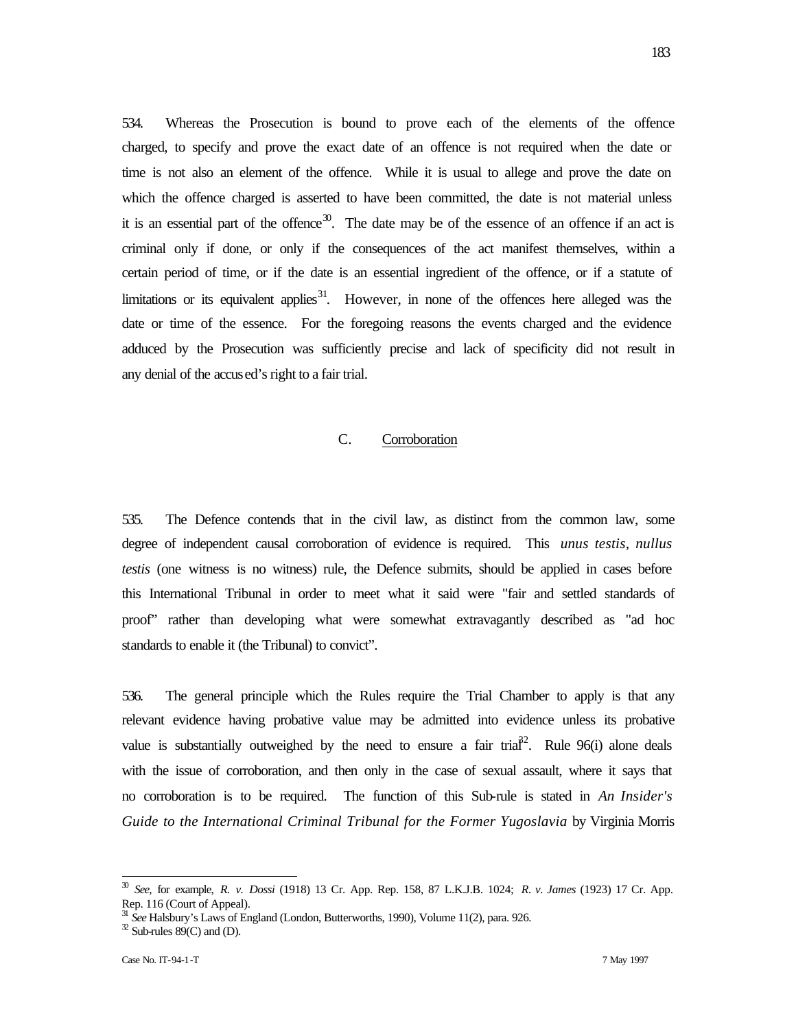534. Whereas the Prosecution is bound to prove each of the elements of the offence charged, to specify and prove the exact date of an offence is not required when the date or time is not also an element of the offence. While it is usual to allege and prove the date on which the offence charged is asserted to have been committed, the date is not material unless it is an essential part of the offence[30]. The date may be of the essence of an offence if an act is criminal only if done, or only if the consequences of the act manifest themselves, within a certain period of time, or if the date is an essential ingredient of the offence, or if a statute of limitations or its equivalent applies[31]. However, in none of the offences here alleged was the date or time of the essence. For the foregoing reasons the events charged and the evidence adduced by the Prosecution was sufficiently precise and lack of specificity did not result in any denial of the accused's right to a fair trial.

### C. Corroboration

535. The Defence contends that in the civil law, as distinct from the common law, some degree of independent causal corroboration of evidence is required. This *unus testis, nullus testis* (one witness is no witness) rule, the Defence submits, should be applied in cases before this International Tribunal in order to meet what it said were "fair and settled standards of proof" rather than developing what were somewhat extravagantly described as "ad hoc standards to enable it (the Tribunal) to convict".

536. The general principle which the Rules require the Trial Chamber to apply is that any relevant evidence having probative value may be admitted into evidence unless its probative value is substantially outweighed by the need to ensure a fair trial[32]. Rule 96(i) alone deals with the issue of corroboration, and then only in the case of sexual assault, where it says that no corroboration is to be required. The function of this Sub-rule is stated in *An Insider's Guide to the International Criminal Tribunal for the Former Yugoslavia* by Virginia Morris

---

[30] *See*, for example, *R. v. Dossi* (1918) 13 Cr. App. Rep. 158, 87 L.K.J.B. 1024; *R. v. James* (1923) 17 Cr. App. Rep. 116 (Court of Appeal).

[31] *See* Halsbury's Laws of England (London, Butterworths, 1990), Volume 11(2), para. 926.

[32] Sub-rules 89(C) and (D).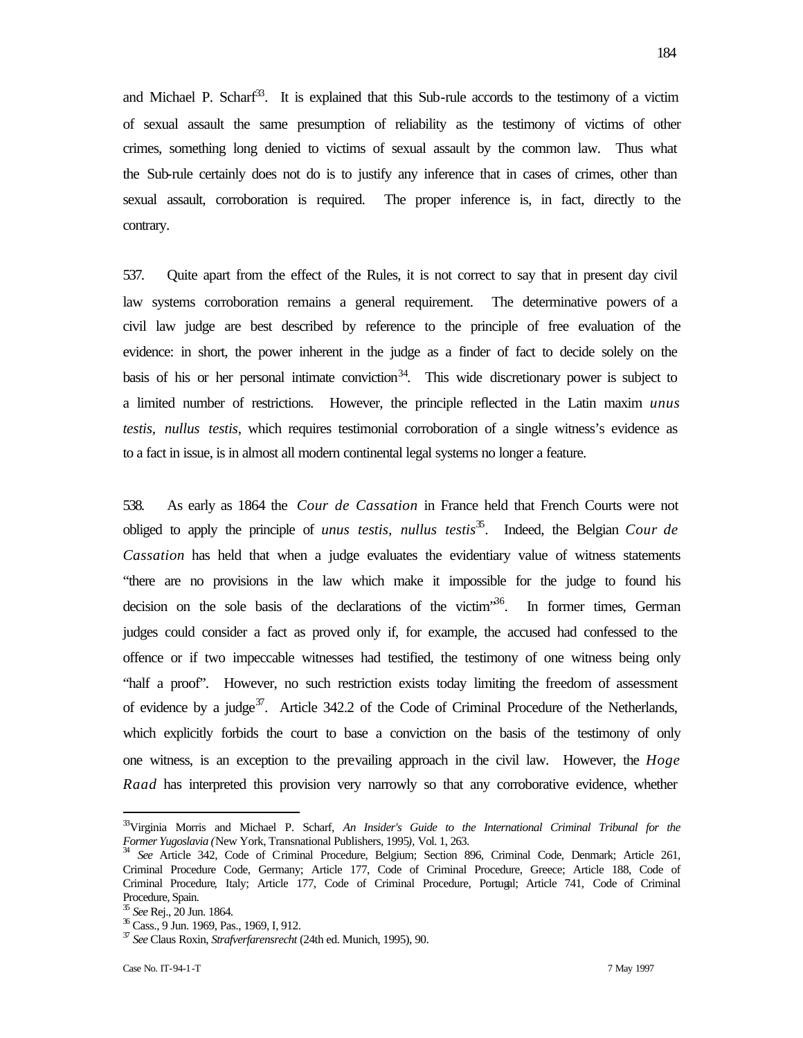and Michael P. Scharf[33]. It is explained that this Sub-rule accords to the testimony of a victim of sexual assault the same presumption of reliability as the testimony of victims of other crimes, something long denied to victims of sexual assault by the common law. Thus what the Sub-rule certainly does not do is to justify any inference that in cases of crimes, other than sexual assault, corroboration is required. The proper inference is, in fact, directly to the contrary.

537. Quite apart from the effect of the Rules, it is not correct to say that in present day civil law systems corroboration remains a general requirement. The determinative powers of a civil law judge are best described by reference to the principle of free evaluation of the evidence: in short, the power inherent in the judge as a finder of fact to decide solely on the basis of his or her personal intimate conviction[34]. This wide discretionary power is subject to a limited number of restrictions. However, the principle reflected in the Latin maxim *unus testis, nullus testis*, which requires testimonial corroboration of a single witness's evidence as to a fact in issue, is in almost all modern continental legal systems no longer a feature.

538. As early as 1864 the *Cour de Cassation* in France held that French Courts were not obliged to apply the principle of *unus testis, nullus testis*[35]. Indeed, the Belgian *Cour de Cassation* has held that when a judge evaluates the evidentiary value of witness statements "there are no provisions in the law which make it impossible for the judge to found his decision on the sole basis of the declarations of the victim"[36]. In former times, German judges could consider a fact as proved only if, for example, the accused had confessed to the offence or if two impeccable witnesses had testified, the testimony of one witness being only "half a proof". However, no such restriction exists today limiting the freedom of assessment of evidence by a judge[37]. Article 342.2 of the Code of Criminal Procedure of the Netherlands, which explicitly forbids the court to base a conviction on the basis of the testimony of only one witness, is an exception to the prevailing approach in the civil law. However, the *Hoge Raad* has interpreted this provision very narrowly so that any corroborative evidence, whether

---

[33] Virginia Morris and Michael P. Scharf, *An Insider's Guide to the International Criminal Tribunal for the Former Yugoslavia (*New York, Transnational Publishers, 1995*)*, Vol. 1, 263.

[34] *See* Article 342, Code of Criminal Procedure, Belgium; Section 896, Criminal Code, Denmark; Article 261, Criminal Procedure Code, Germany; Article 177, Code of Criminal Procedure, Greece; Article 188, Code of Criminal Procedure, Italy; Article 177, Code of Criminal Procedure, Portugal; Article 741, Code of Criminal Procedure, Spain.

[35] *See* Rej., 20 Jun. 1864.

[36] Cass., 9 Jun. 1969, Pas., 1969, I, 912.

[37] *See* Claus Roxin, *Strafverfarensrecht* (24th ed. Munich, 1995), 90.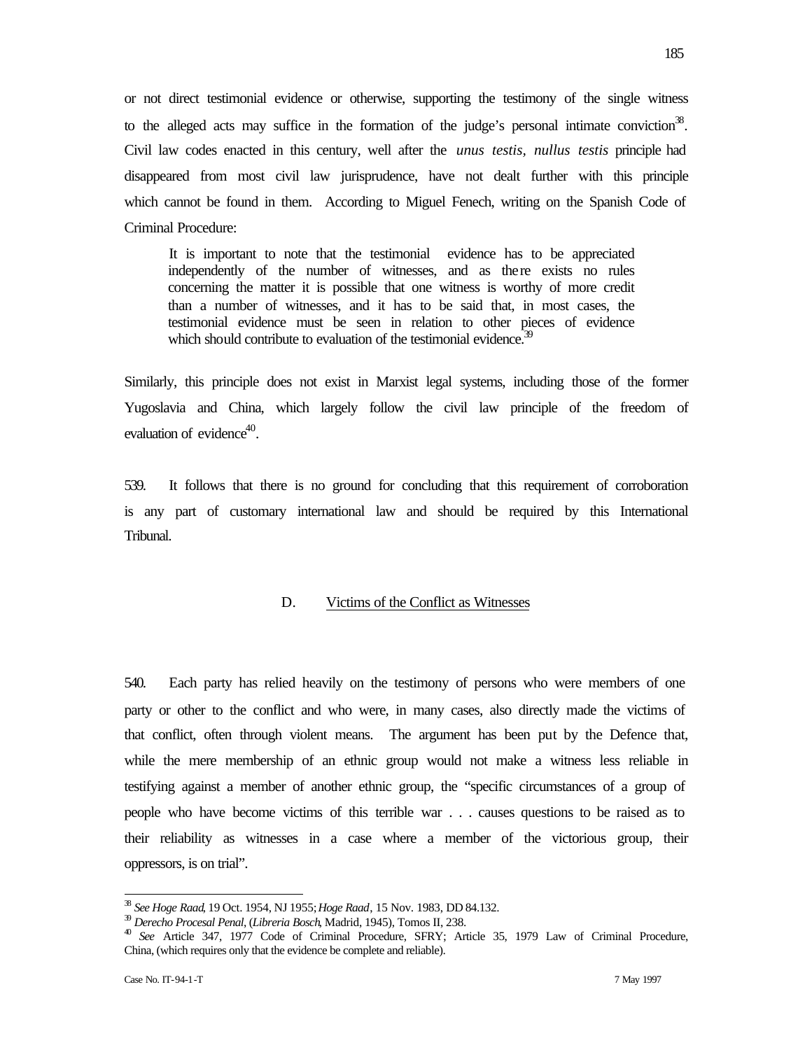or not direct testimonial evidence or otherwise, supporting the testimony of the single witness to the alleged acts may suffice in the formation of the judge's personal intimate conviction[38]. Civil law codes enacted in this century, well after the *unus testis, nullus testis* principle had disappeared from most civil law jurisprudence, have not dealt further with this principle which cannot be found in them. According to Miguel Fenech, writing on the Spanish Code of Criminal Procedure:

> It is important to note that the testimonial evidence has to be appreciated independently of the number of witnesses, and as there exists no rules concerning the matter it is possible that one witness is worthy of more credit than a number of witnesses, and it has to be said that, in most cases, the testimonial evidence must be seen in relation to other pieces of evidence which should contribute to evaluation of the testimonial evidence.[39]

Similarly, this principle does not exist in Marxist legal systems, including those of the former Yugoslavia and China, which largely follow the civil law principle of the freedom of evaluation of evidence[40].

539. It follows that there is no ground for concluding that this requirement of corroboration is any part of customary international law and should be required by this International Tribunal.

### D. Victims of the Conflict as Witnesses

540. Each party has relied heavily on the testimony of persons who were members of one party or other to the conflict and who were, in many cases, also directly made the victims of that conflict, often through violent means. The argument has been put by the Defence that, while the mere membership of an ethnic group would not make a witness less reliable in testifying against a member of another ethnic group, the "specific circumstances of a group of people who have become victims of this terrible war . . . causes questions to be raised as to their reliability as witnesses in a case where a member of the victorious group, their oppressors, is on trial".

---

[38] *See Hoge Raad*, 19 Oct. 1954, NJ 1955; *Hoge Raad*, 15 Nov. 1983, DD 84.132.

[39] *Derecho Procesal Penal*, (*Libreria Bosch*, Madrid, 1945), Tomos II, 238.

[40] *See* Article 347, 1977 Code of Criminal Procedure, SFRY; Article 35, 1979 Law of Criminal Procedure, China, (which requires only that the evidence be complete and reliable).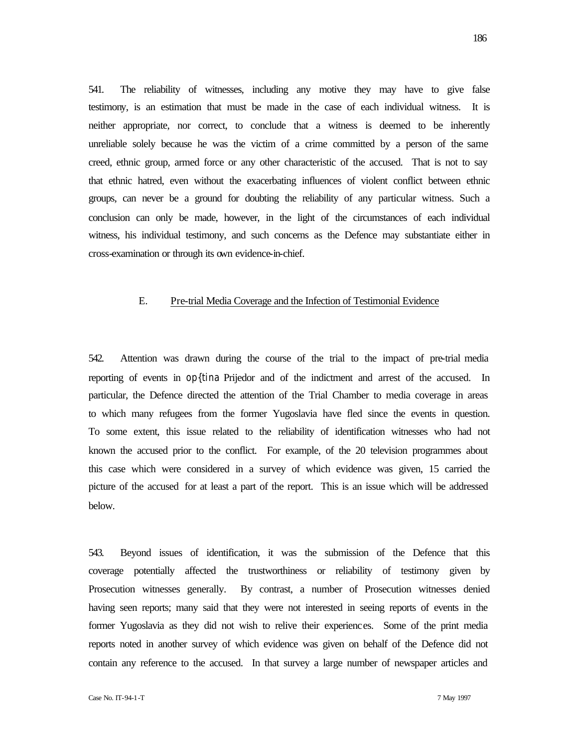541. The reliability of witnesses, including any motive they may have to give false testimony, is an estimation that must be made in the case of each individual witness. It is neither appropriate, nor correct, to conclude that a witness is deemed to be inherently unreliable solely because he was the victim of a crime committed by a person of the same creed, ethnic group, armed force or any other characteristic of the accused. That is not to say that ethnic hatred, even without the exacerbating influences of violent conflict between ethnic groups, can never be a ground for doubting the reliability of any particular witness. Such a conclusion can only be made, however, in the light of the circumstances of each individual witness, his individual testimony, and such concerns as the Defence may substantiate either in cross-examination or through its own evidence-in-chief.

### E. Pre-trial Media Coverage and the Infection of Testimonial Evidence

542. Attention was drawn during the course of the trial to the impact of pre-trial media reporting of events in op{tina Prijedor and of the indictment and arrest of the accused. In particular, the Defence directed the attention of the Trial Chamber to media coverage in areas to which many refugees from the former Yugoslavia have fled since the events in question. To some extent, this issue related to the reliability of identification witnesses who had not known the accused prior to the conflict. For example, of the 20 television programmes about this case which were considered in a survey of which evidence was given, 15 carried the picture of the accused for at least a part of the report. This is an issue which will be addressed below.

543. Beyond issues of identification, it was the submission of the Defence that this coverage potentially affected the trustworthiness or reliability of testimony given by Prosecution witnesses generally. By contrast, a number of Prosecution witnesses denied having seen reports; many said that they were not interested in seeing reports of events in the former Yugoslavia as they did not wish to relive their experiences. Some of the print media reports noted in another survey of which evidence was given on behalf of the Defence did not contain any reference to the accused. In that survey a large number of newspaper articles and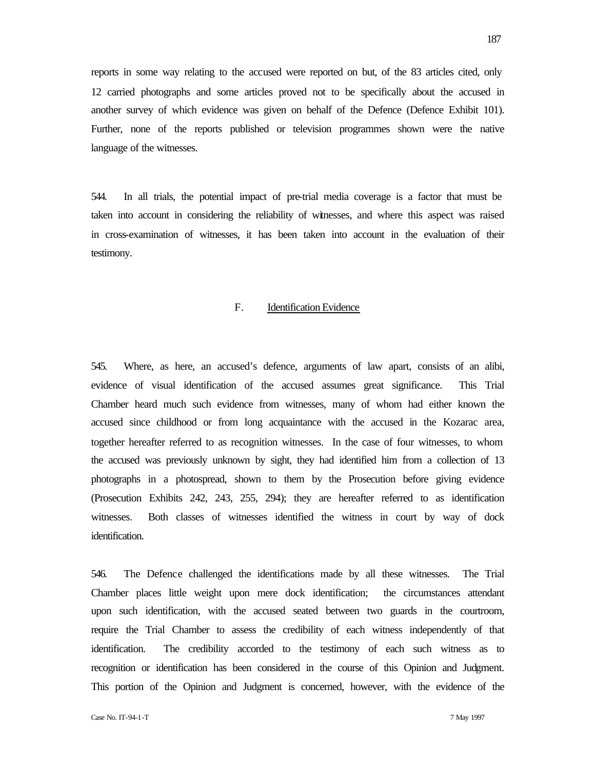reports in some way relating to the accused were reported on but, of the 83 articles cited, only 12 carried photographs and some articles proved not to be specifically about the accused in another survey of which evidence was given on behalf of the Defence (Defence Exhibit 101). Further, none of the reports published or television programmes shown were the native language of the witnesses.

544. In all trials, the potential impact of pre-trial media coverage is a factor that must be taken into account in considering the reliability of witnesses, and where this aspect was raised in cross-examination of witnesses, it has been taken into account in the evaluation of their testimony.

### F. Identification Evidence

545. Where, as here, an accused's defence, arguments of law apart, consists of an alibi, evidence of visual identification of the accused assumes great significance. This Trial Chamber heard much such evidence from witnesses, many of whom had either known the accused since childhood or from long acquaintance with the accused in the Kozarac area, together hereafter referred to as recognition witnesses. In the case of four witnesses, to whom the accused was previously unknown by sight, they had identified him from a collection of 13 photographs in a photospread, shown to them by the Prosecution before giving evidence (Prosecution Exhibits 242, 243, 255, 294); they are hereafter referred to as identification witnesses. Both classes of witnesses identified the witness in court by way of dock identification.

546. The Defence challenged the identifications made by all these witnesses. The Trial Chamber places little weight upon mere dock identification; the circumstances attendant upon such identification, with the accused seated between two guards in the courtroom, require the Trial Chamber to assess the credibility of each witness independently of that identification. The credibility accorded to the testimony of each such witness as to recognition or identification has been considered in the course of this Opinion and Judgment. This portion of the Opinion and Judgment is concerned, however, with the evidence of the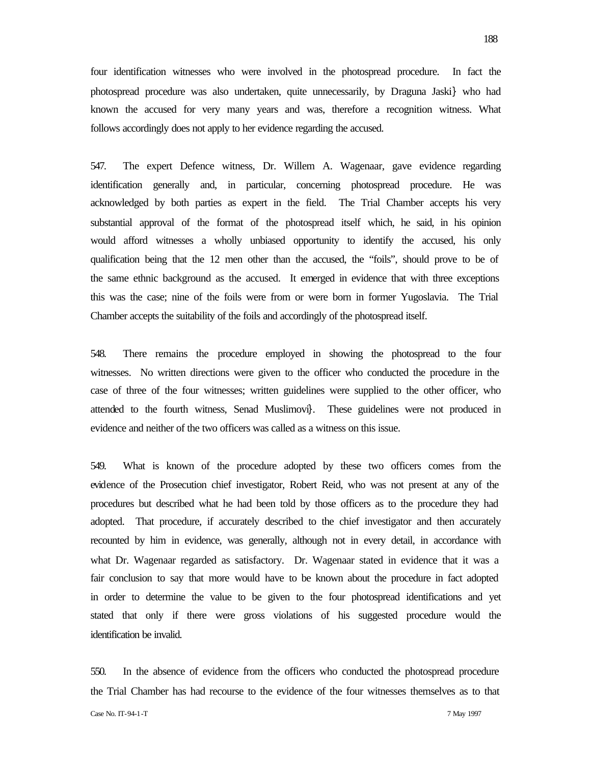four identification witnesses who were involved in the photospread procedure. In fact the photospread procedure was also undertaken, quite unnecessarily, by Draguna Jaski} who had known the accused for very many years and was, therefore a recognition witness. What follows accordingly does not apply to her evidence regarding the accused.

547. The expert Defence witness, Dr. Willem A. Wagenaar, gave evidence regarding identification generally and, in particular, concerning photospread procedure. He was acknowledged by both parties as expert in the field. The Trial Chamber accepts his very substantial approval of the format of the photospread itself which, he said, in his opinion would afford witnesses a wholly unbiased opportunity to identify the accused, his only qualification being that the 12 men other than the accused, the "foils", should prove to be of the same ethnic background as the accused. It emerged in evidence that with three exceptions this was the case; nine of the foils were from or were born in former Yugoslavia. The Trial Chamber accepts the suitability of the foils and accordingly of the photospread itself.

548. There remains the procedure employed in showing the photospread to the four witnesses. No written directions were given to the officer who conducted the procedure in the case of three of the four witnesses; written guidelines were supplied to the other officer, who attended to the fourth witness, Senad Muslimovi}. These guidelines were not produced in evidence and neither of the two officers was called as a witness on this issue.

549. What is known of the procedure adopted by these two officers comes from the evidence of the Prosecution chief investigator, Robert Reid, who was not present at any of the procedures but described what he had been told by those officers as to the procedure they had adopted. That procedure, if accurately described to the chief investigator and then accurately recounted by him in evidence, was generally, although not in every detail, in accordance with what Dr. Wagenaar regarded as satisfactory. Dr. Wagenaar stated in evidence that it was a fair conclusion to say that more would have to be known about the procedure in fact adopted in order to determine the value to be given to the four photospread identifications and yet stated that only if there were gross violations of his suggested procedure would the identification be invalid.

550. In the absence of evidence from the officers who conducted the photospread procedure the Trial Chamber has had recourse to the evidence of the four witnesses themselves as to that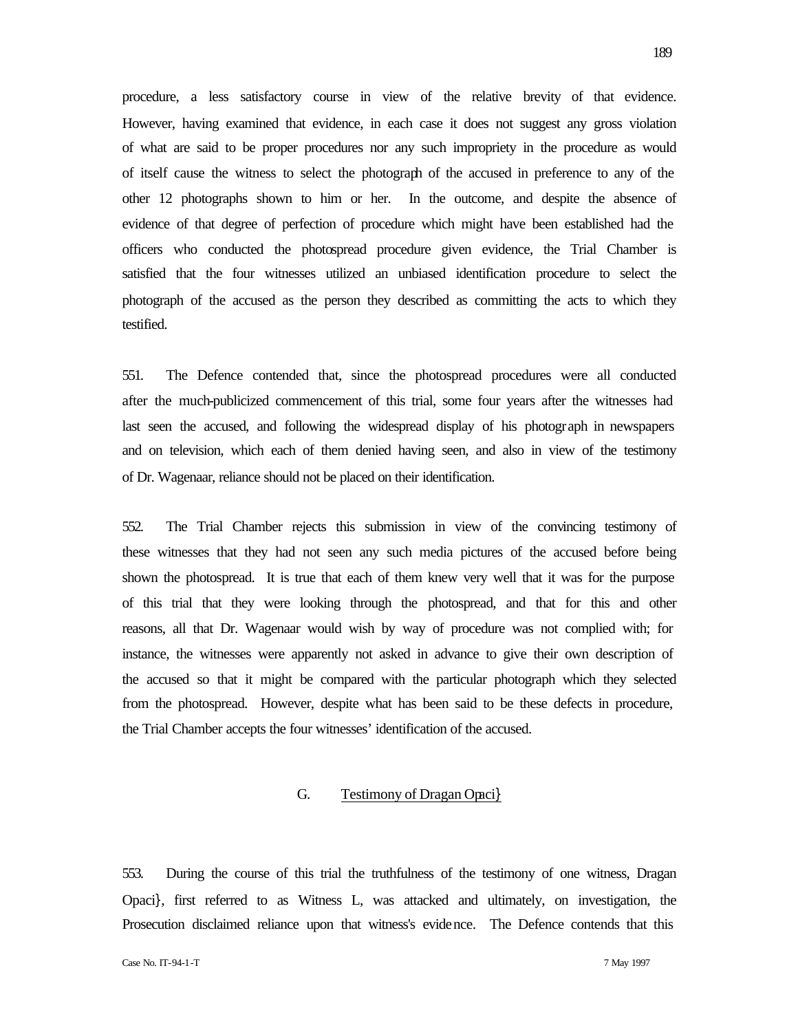procedure, a less satisfactory course in view of the relative brevity of that evidence. However, having examined that evidence, in each case it does not suggest any gross violation of what are said to be proper procedures nor any such impropriety in the procedure as would of itself cause the witness to select the photograph of the accused in preference to any of the other 12 photographs shown to him or her. In the outcome, and despite the absence of evidence of that degree of perfection of procedure which might have been established had the officers who conducted the photospread procedure given evidence, the Trial Chamber is satisfied that the four witnesses utilized an unbiased identification procedure to select the photograph of the accused as the person they described as committing the acts to which they testified.

551. The Defence contended that, since the photospread procedures were all conducted after the much-publicized commencement of this trial, some four years after the witnesses had last seen the accused, and following the widespread display of his photograph in newspapers and on television, which each of them denied having seen, and also in view of the testimony of Dr. Wagenaar, reliance should not be placed on their identification.

552. The Trial Chamber rejects this submission in view of the convincing testimony of these witnesses that they had not seen any such media pictures of the accused before being shown the photospread. It is true that each of them knew very well that it was for the purpose of this trial that they were looking through the photospread, and that for this and other reasons, all that Dr. Wagenaar would wish by way of procedure was not complied with; for instance, the witnesses were apparently not asked in advance to give their own description of the accused so that it might be compared with the particular photograph which they selected from the photospread. However, despite what has been said to be these defects in procedure, the Trial Chamber accepts the four witnesses' identification of the accused.

## G. Testimony of Dragan Opaci}

553. During the course of this trial the truthfulness of the testimony of one witness, Dragan Opaci}, first referred to as Witness L, was attacked and ultimately, on investigation, the Prosecution disclaimed reliance upon that witness's evidence. The Defence contends that this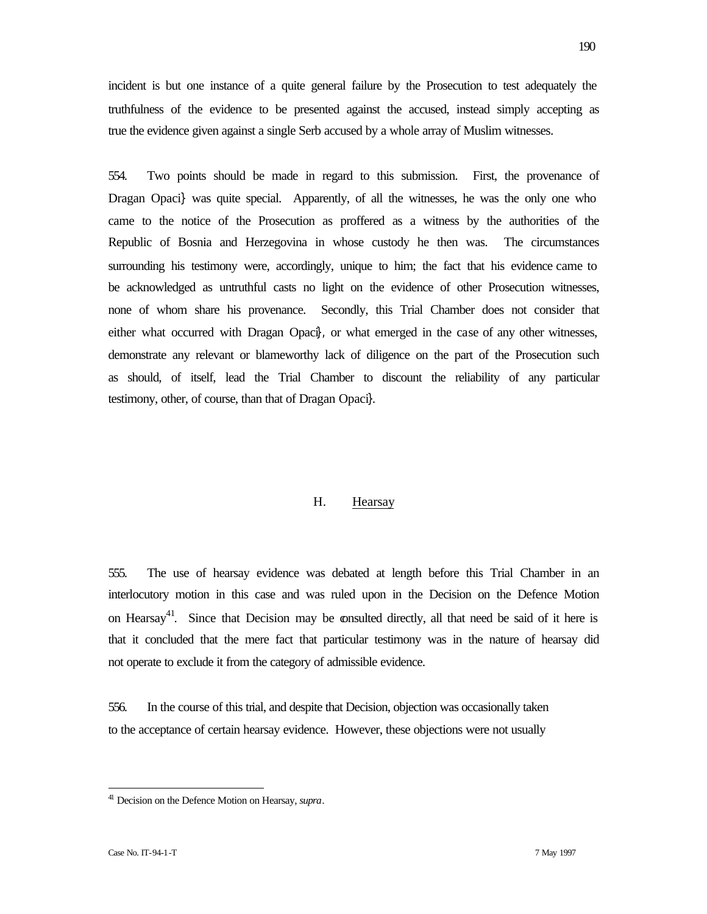incident is but one instance of a quite general failure by the Prosecution to test adequately the truthfulness of the evidence to be presented against the accused, instead simply accepting as true the evidence given against a single Serb accused by a whole array of Muslim witnesses.

554. Two points should be made in regard to this submission. First, the provenance of Dragan Opaci} was quite special. Apparently, of all the witnesses, he was the only one who came to the notice of the Prosecution as proffered as a witness by the authorities of the Republic of Bosnia and Herzegovina in whose custody he then was. The circumstances surrounding his testimony were, accordingly, unique to him; the fact that his evidence came to be acknowledged as untruthful casts no light on the evidence of other Prosecution witnesses, none of whom share his provenance. Secondly, this Trial Chamber does not consider that either what occurred with Dragan Opaci}, or what emerged in the case of any other witnesses, demonstrate any relevant or blameworthy lack of diligence on the part of the Prosecution such as should, of itself, lead the Trial Chamber to discount the reliability of any particular testimony, other, of course, than that of Dragan Opaci}.

## H. Hearsay

555. The use of hearsay evidence was debated at length before this Trial Chamber in an interlocutory motion in this case and was ruled upon in the Decision on the Defence Motion on Hearsay[41]. Since that Decision may be consulted directly, all that need be said of it here is that it concluded that the mere fact that particular testimony was in the nature of hearsay did not operate to exclude it from the category of admissible evidence.

556. In the course of this trial, and despite that Decision, objection was occasionally taken to the acceptance of certain hearsay evidence. However, these objections were not usually

[41] Decision on the Defence Motion on Hearsay, *supra*.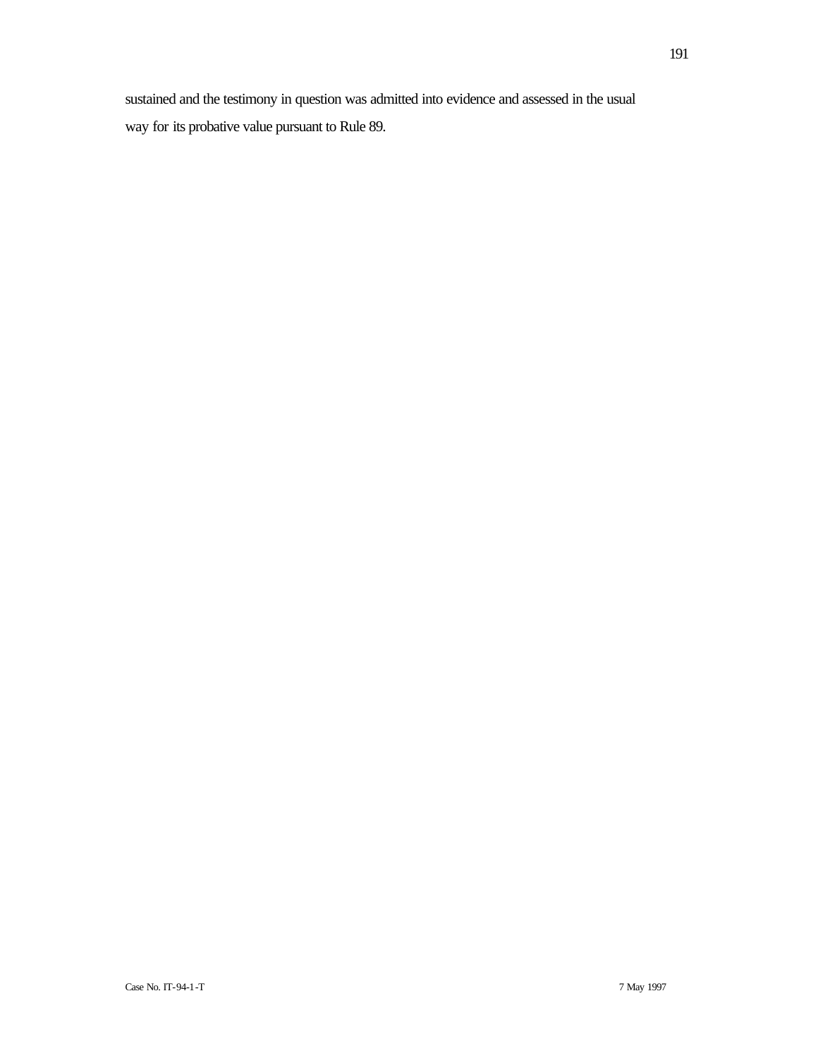sustained and the testimony in question was admitted into evidence and assessed in the usual way for its probative value pursuant to Rule 89.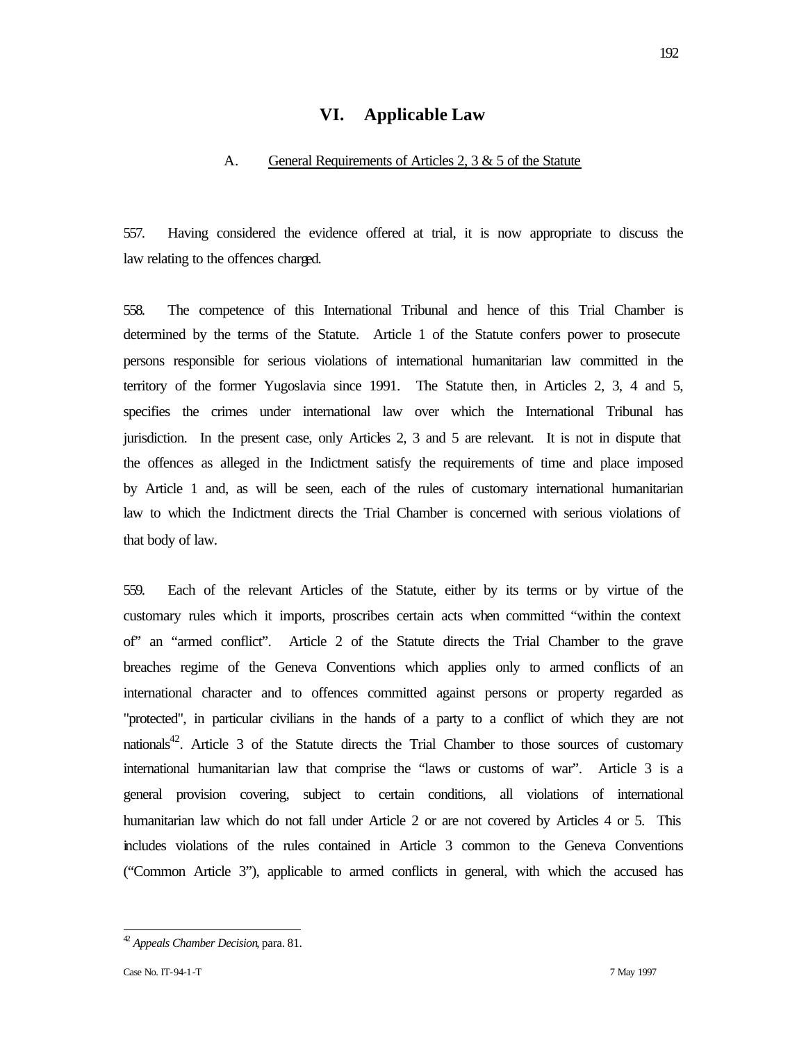# VI. Applicable Law

## A. General Requirements of Articles 2, 3 & 5 of the Statute

557. Having considered the evidence offered at trial, it is now appropriate to discuss the law relating to the offences charged.

558. The competence of this International Tribunal and hence of this Trial Chamber is determined by the terms of the Statute. Article 1 of the Statute confers power to prosecute persons responsible for serious violations of international humanitarian law committed in the territory of the former Yugoslavia since 1991. The Statute then, in Articles 2, 3, 4 and 5, specifies the crimes under international law over which the International Tribunal has jurisdiction. In the present case, only Articles 2, 3 and 5 are relevant. It is not in dispute that the offences as alleged in the Indictment satisfy the requirements of time and place imposed by Article 1 and, as will be seen, each of the rules of customary international humanitarian law to which the Indictment directs the Trial Chamber is concerned with serious violations of that body of law.

559. Each of the relevant Articles of the Statute, either by its terms or by virtue of the customary rules which it imports, proscribes certain acts when committed "within the context of" an "armed conflict". Article 2 of the Statute directs the Trial Chamber to the grave breaches regime of the Geneva Conventions which applies only to armed conflicts of an international character and to offences committed against persons or property regarded as "protected", in particular civilians in the hands of a party to a conflict of which they are not nationals[42]. Article 3 of the Statute directs the Trial Chamber to those sources of customary international humanitarian law that comprise the "laws or customs of war". Article 3 is a general provision covering, subject to certain conditions, all violations of international humanitarian law which do not fall under Article 2 or are not covered by Articles 4 or 5. This includes violations of the rules contained in Article 3 common to the Geneva Conventions ("Common Article 3"), applicable to armed conflicts in general, with which the accused has

---

[42] *Appeals Chamber Decision*, para. 81.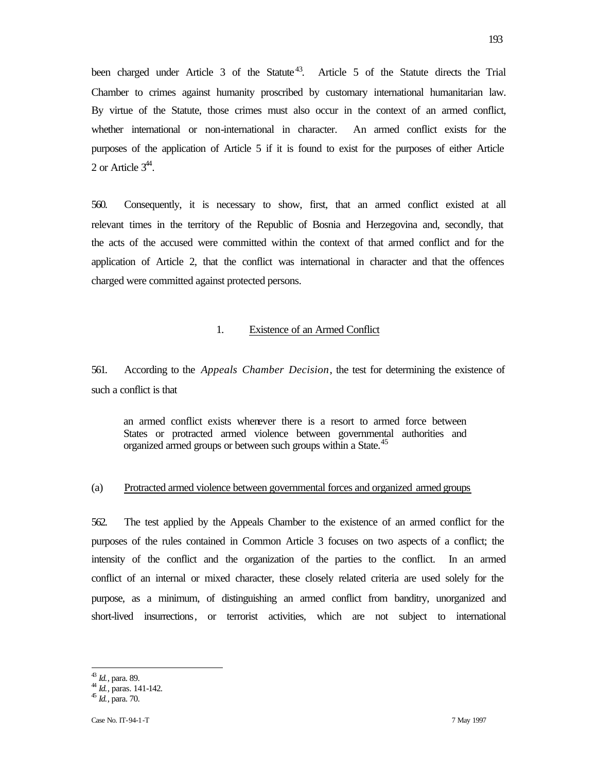been charged under Article 3 of the Statute[43]. Article 5 of the Statute directs the Trial Chamber to crimes against humanity proscribed by customary international humanitarian law. By virtue of the Statute, those crimes must also occur in the context of an armed conflict, whether international or non-international in character. An armed conflict exists for the purposes of the application of Article 5 if it is found to exist for the purposes of either Article 2 or Article 3[44].

560. Consequently, it is necessary to show, first, that an armed conflict existed at all relevant times in the territory of the Republic of Bosnia and Herzegovina and, secondly, that the acts of the accused were committed within the context of that armed conflict and for the application of Article 2, that the conflict was international in character and that the offences charged were committed against protected persons.

## 1. Existence of an Armed Conflict

561. According to the *Appeals Chamber Decision*, the test for determining the existence of such a conflict is that

> an armed conflict exists whenever there is a resort to armed force between States or protracted armed violence between governmental authorities and organized armed groups or between such groups within a State.[45]

### (a) Protracted armed violence between governmental forces and organized armed groups

562. The test applied by the Appeals Chamber to the existence of an armed conflict for the purposes of the rules contained in Common Article 3 focuses on two aspects of a conflict; the intensity of the conflict and the organization of the parties to the conflict. In an armed conflict of an internal or mixed character, these closely related criteria are used solely for the purpose, as a minimum, of distinguishing an armed conflict from banditry, unorganized and short-lived insurrections, or terrorist activities, which are not subject to international

---

[43] *Id.*, para. 89.

[44] *Id.*, paras. 141-142.

[45] *Id.*, para. 70.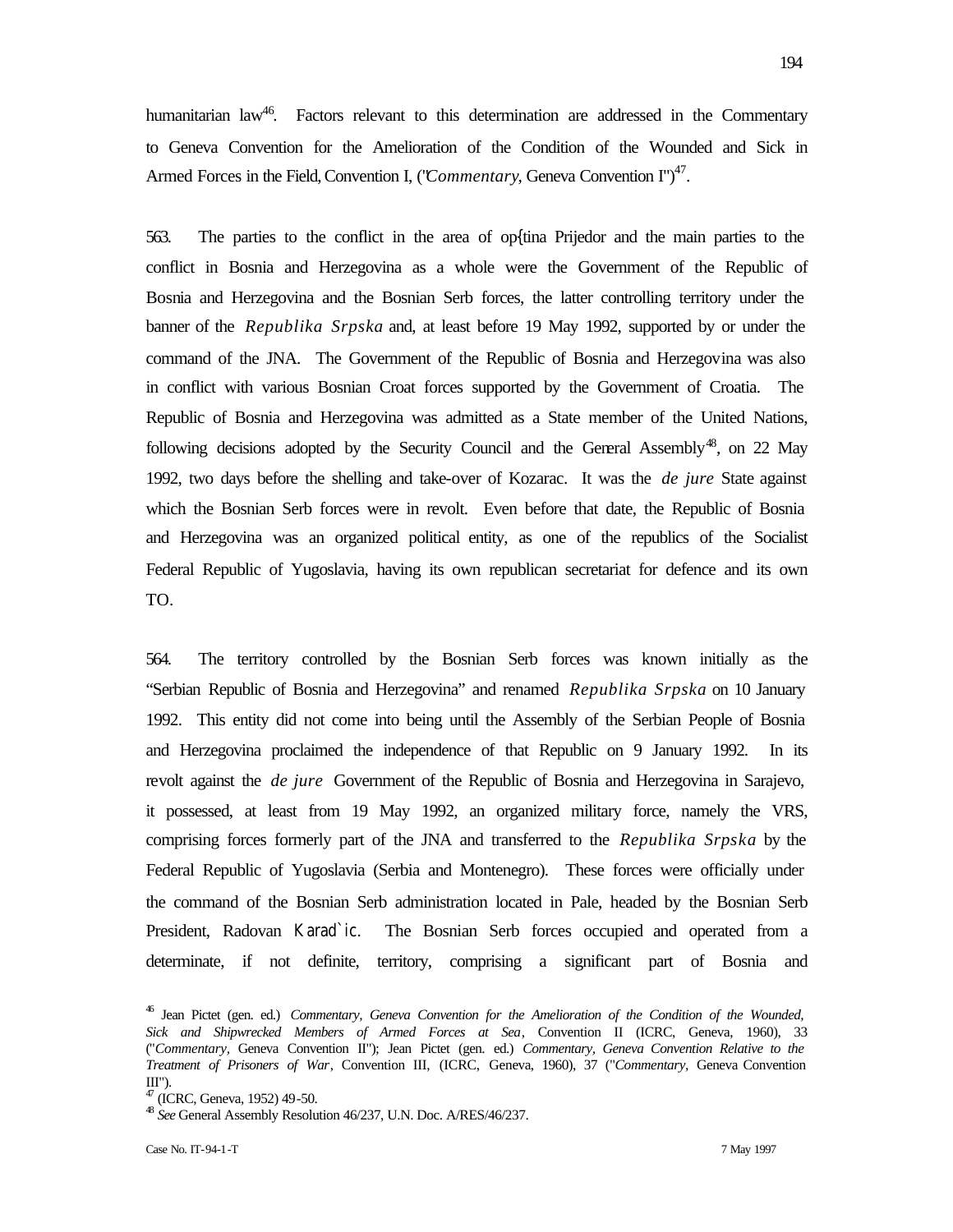humanitarian law[46]. Factors relevant to this determination are addressed in the Commentary to Geneva Convention for the Amelioration of the Condition of the Wounded and Sick in Armed Forces in the Field, Convention I, ("*Commentary*, Geneva Convention I")[47].

563. The parties to the conflict in the area of op{tina Prijedor and the main parties to the conflict in Bosnia and Herzegovina as a whole were the Government of the Republic of Bosnia and Herzegovina and the Bosnian Serb forces, the latter controlling territory under the banner of the *Republika Srpska* and, at least before 19 May 1992, supported by or under the command of the JNA. The Government of the Republic of Bosnia and Herzegovina was also in conflict with various Bosnian Croat forces supported by the Government of Croatia. The Republic of Bosnia and Herzegovina was admitted as a State member of the United Nations, following decisions adopted by the Security Council and the General Assembly[48], on 22 May 1992, two days before the shelling and take-over of Kozarac. It was the *de jure* State against which the Bosnian Serb forces were in revolt. Even before that date, the Republic of Bosnia and Herzegovina was an organized political entity, as one of the republics of the Socialist Federal Republic of Yugoslavia, having its own republican secretariat for defence and its own TO.

564. The territory controlled by the Bosnian Serb forces was known initially as the "Serbian Republic of Bosnia and Herzegovina" and renamed *Republika Srpska* on 10 January 1992. This entity did not come into being until the Assembly of the Serbian People of Bosnia and Herzegovina proclaimed the independence of that Republic on 9 January 1992. In its revolt against the *de jure* Government of the Republic of Bosnia and Herzegovina in Sarajevo, it possessed, at least from 19 May 1992, an organized military force, namely the VRS, comprising forces formerly part of the JNA and transferred to the *Republika Srpska* by the Federal Republic of Yugoslavia (Serbia and Montenegro). These forces were officially under the command of the Bosnian Serb administration located in Pale, headed by the Bosnian Serb President, Radovan Karad`ic. The Bosnian Serb forces occupied and operated from a determinate, if not definite, territory, comprising a significant part of Bosnia and

---

[46] Jean Pictet (gen. ed.) *Commentary, Geneva Convention for the Amelioration of the Condition of the Wounded, Sick and Shipwrecked Members of Armed Forces at Sea*, Convention II (ICRC, Geneva, 1960), 33 ("*Commentary*, Geneva Convention II"); Jean Pictet (gen. ed.) *Commentary, Geneva Convention Relative to the Treatment of Prisoners of War*, Convention III, (ICRC, Geneva, 1960), 37 ("*Commentary*, Geneva Convention III").

[47] (ICRC, Geneva, 1952) 49-50.

[48] *See* General Assembly Resolution 46/237, U.N. Doc. A/RES/46/237.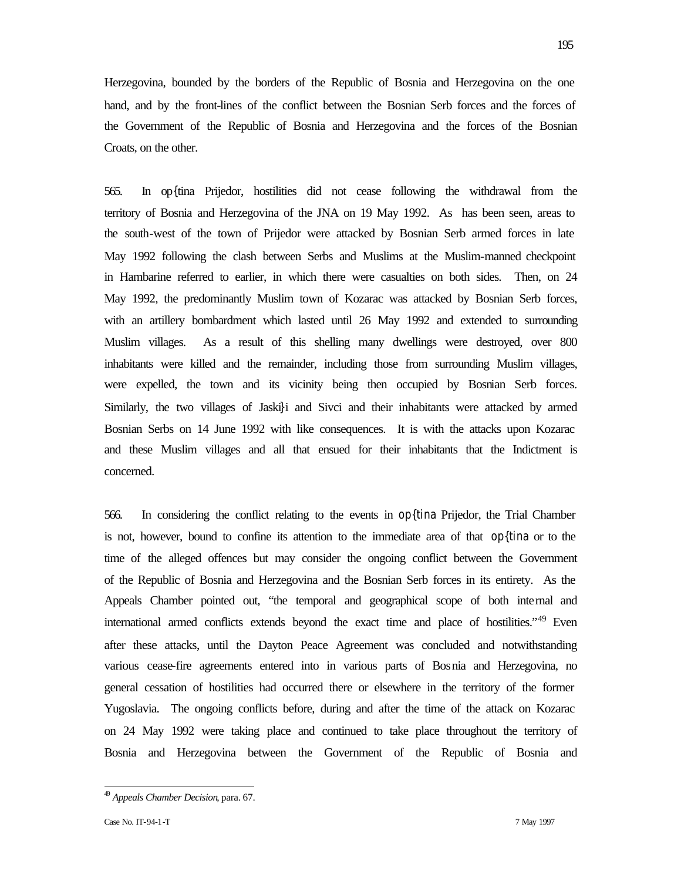Herzegovina, bounded by the borders of the Republic of Bosnia and Herzegovina on the one hand, and by the front-lines of the conflict between the Bosnian Serb forces and the forces of the Government of the Republic of Bosnia and Herzegovina and the forces of the Bosnian Croats, on the other.

565. In op{tina Prijedor, hostilities did not cease following the withdrawal from the territory of Bosnia and Herzegovina of the JNA on 19 May 1992. As has been seen, areas to the south-west of the town of Prijedor were attacked by Bosnian Serb armed forces in late May 1992 following the clash between Serbs and Muslims at the Muslim-manned checkpoint in Hambarine referred to earlier, in which there were casualties on both sides. Then, on 24 May 1992, the predominantly Muslim town of Kozarac was attacked by Bosnian Serb forces, with an artillery bombardment which lasted until 26 May 1992 and extended to surrounding Muslim villages. As a result of this shelling many dwellings were destroyed, over 800 inhabitants were killed and the remainder, including those from surrounding Muslim villages, were expelled, the town and its vicinity being then occupied by Bosnian Serb forces. Similarly, the two villages of Jaski}i and Sivci and their inhabitants were attacked by armed Bosnian Serbs on 14 June 1992 with like consequences. It is with the attacks upon Kozarac and these Muslim villages and all that ensued for their inhabitants that the Indictment is concerned.

566. In considering the conflict relating to the events in op{tina Prijedor, the Trial Chamber is not, however, bound to confine its attention to the immediate area of that op{tina or to the time of the alleged offences but may consider the ongoing conflict between the Government of the Republic of Bosnia and Herzegovina and the Bosnian Serb forces in its entirety. As the Appeals Chamber pointed out, "the temporal and geographical scope of both internal and international armed conflicts extends beyond the exact time and place of hostilities."[49] Even after these attacks, until the Dayton Peace Agreement was concluded and notwithstanding various cease-fire agreements entered into in various parts of Bosnia and Herzegovina, no general cessation of hostilities had occurred there or elsewhere in the territory of the former Yugoslavia. The ongoing conflicts before, during and after the time of the attack on Kozarac on 24 May 1992 were taking place and continued to take place throughout the territory of Bosnia and Herzegovina between the Government of the Republic of Bosnia and

[49] *Appeals Chamber Decision*, para. 67.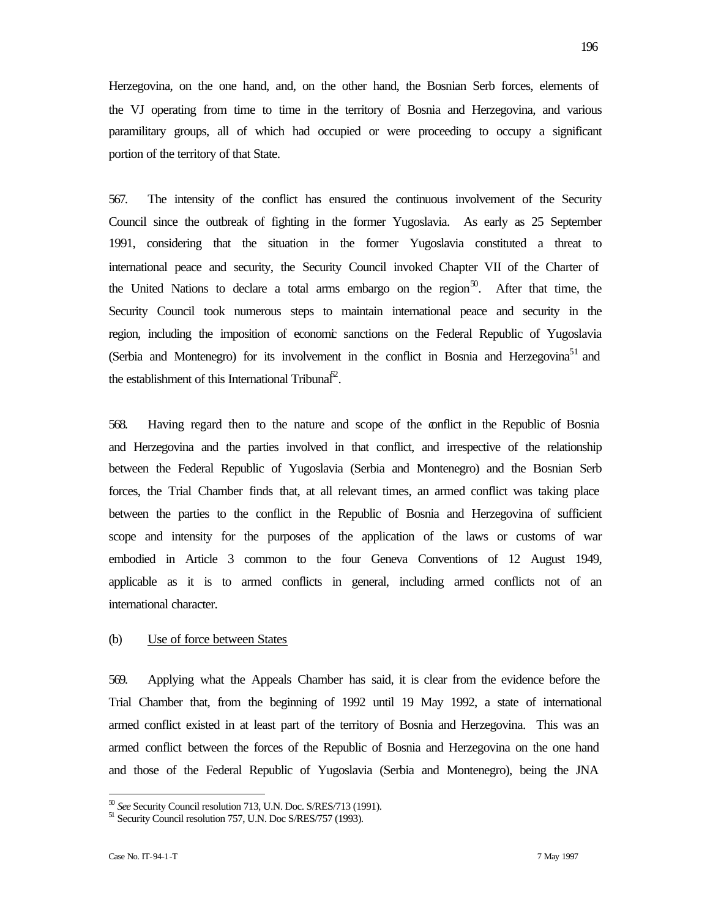Herzegovina, on the one hand, and, on the other hand, the Bosnian Serb forces, elements of the VJ operating from time to time in the territory of Bosnia and Herzegovina, and various paramilitary groups, all of which had occupied or were proceeding to occupy a significant portion of the territory of that State.

567. The intensity of the conflict has ensured the continuous involvement of the Security Council since the outbreak of fighting in the former Yugoslavia. As early as 25 September 1991, considering that the situation in the former Yugoslavia constituted a threat to international peace and security, the Security Council invoked Chapter VII of the Charter of the United Nations to declare a total arms embargo on the region[50]. After that time, the Security Council took numerous steps to maintain international peace and security in the region, including the imposition of economic sanctions on the Federal Republic of Yugoslavia (Serbia and Montenegro) for its involvement in the conflict in Bosnia and Herzegovina[51] and the establishment of this International Tribunal[52].

568. Having regard then to the nature and scope of the conflict in the Republic of Bosnia and Herzegovina and the parties involved in that conflict, and irrespective of the relationship between the Federal Republic of Yugoslavia (Serbia and Montenegro) and the Bosnian Serb forces, the Trial Chamber finds that, at all relevant times, an armed conflict was taking place between the parties to the conflict in the Republic of Bosnia and Herzegovina of sufficient scope and intensity for the purposes of the application of the laws or customs of war embodied in Article 3 common to the four Geneva Conventions of 12 August 1949, applicable as it is to armed conflicts in general, including armed conflicts not of an international character.

(b) <u>Use of force between States</u>

569. Applying what the Appeals Chamber has said, it is clear from the evidence before the Trial Chamber that, from the beginning of 1992 until 19 May 1992, a state of international armed conflict existed in at least part of the territory of Bosnia and Herzegovina. This was an armed conflict between the forces of the Republic of Bosnia and Herzegovina on the one hand and those of the Federal Republic of Yugoslavia (Serbia and Montenegro), being the JNA

---

[50] *See* Security Council resolution 713, U.N. Doc. S/RES/713 (1991).

[51] Security Council resolution 757, U.N. Doc S/RES/757 (1993).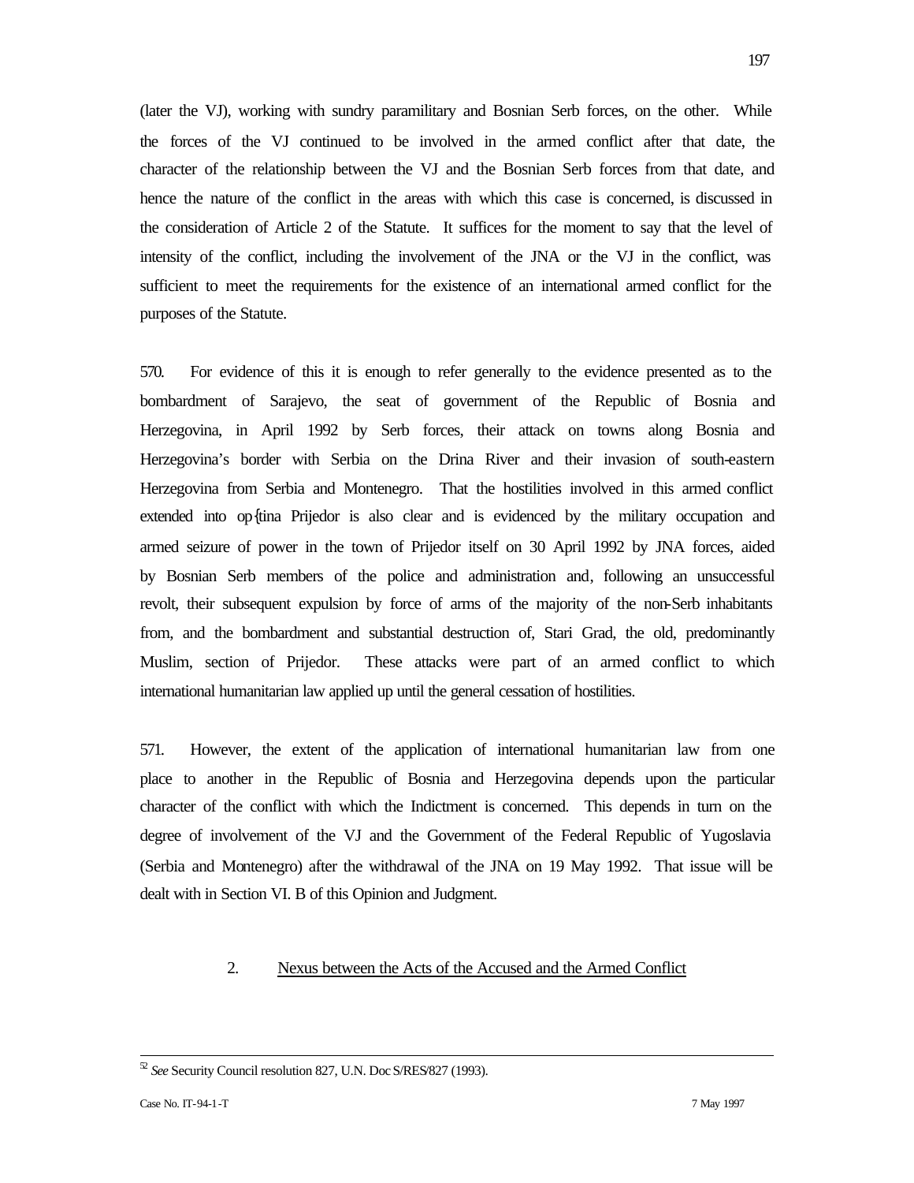(later the VJ), working with sundry paramilitary and Bosnian Serb forces, on the other. While the forces of the VJ continued to be involved in the armed conflict after that date, the character of the relationship between the VJ and the Bosnian Serb forces from that date, and hence the nature of the conflict in the areas with which this case is concerned, is discussed in the consideration of Article 2 of the Statute. It suffices for the moment to say that the level of intensity of the conflict, including the involvement of the JNA or the VJ in the conflict, was sufficient to meet the requirements for the existence of an international armed conflict for the purposes of the Statute.

570. For evidence of this it is enough to refer generally to the evidence presented as to the bombardment of Sarajevo, the seat of government of the Republic of Bosnia and Herzegovina, in April 1992 by Serb forces, their attack on towns along Bosnia and Herzegovina's border with Serbia on the Drina River and their invasion of south-eastern Herzegovina from Serbia and Montenegro. That the hostilities involved in this armed conflict extended into op{tina Prijedor is also clear and is evidenced by the military occupation and armed seizure of power in the town of Prijedor itself on 30 April 1992 by JNA forces, aided by Bosnian Serb members of the police and administration and, following an unsuccessful revolt, their subsequent expulsion by force of arms of the majority of the non-Serb inhabitants from, and the bombardment and substantial destruction of, Stari Grad, the old, predominantly Muslim, section of Prijedor. These attacks were part of an armed conflict to which international humanitarian law applied up until the general cessation of hostilities.

571. However, the extent of the application of international humanitarian law from one place to another in the Republic of Bosnia and Herzegovina depends upon the particular character of the conflict with which the Indictment is concerned. This depends in turn on the degree of involvement of the VJ and the Government of the Federal Republic of Yugoslavia (Serbia and Montenegro) after the withdrawal of the JNA on 19 May 1992. That issue will be dealt with in Section VI. B of this Opinion and Judgment.

### 2. Nexus between the Acts of the Accused and the Armed Conflict

---

[52] *See* Security Council resolution 827, U.N. Doc S/RES/827 (1993).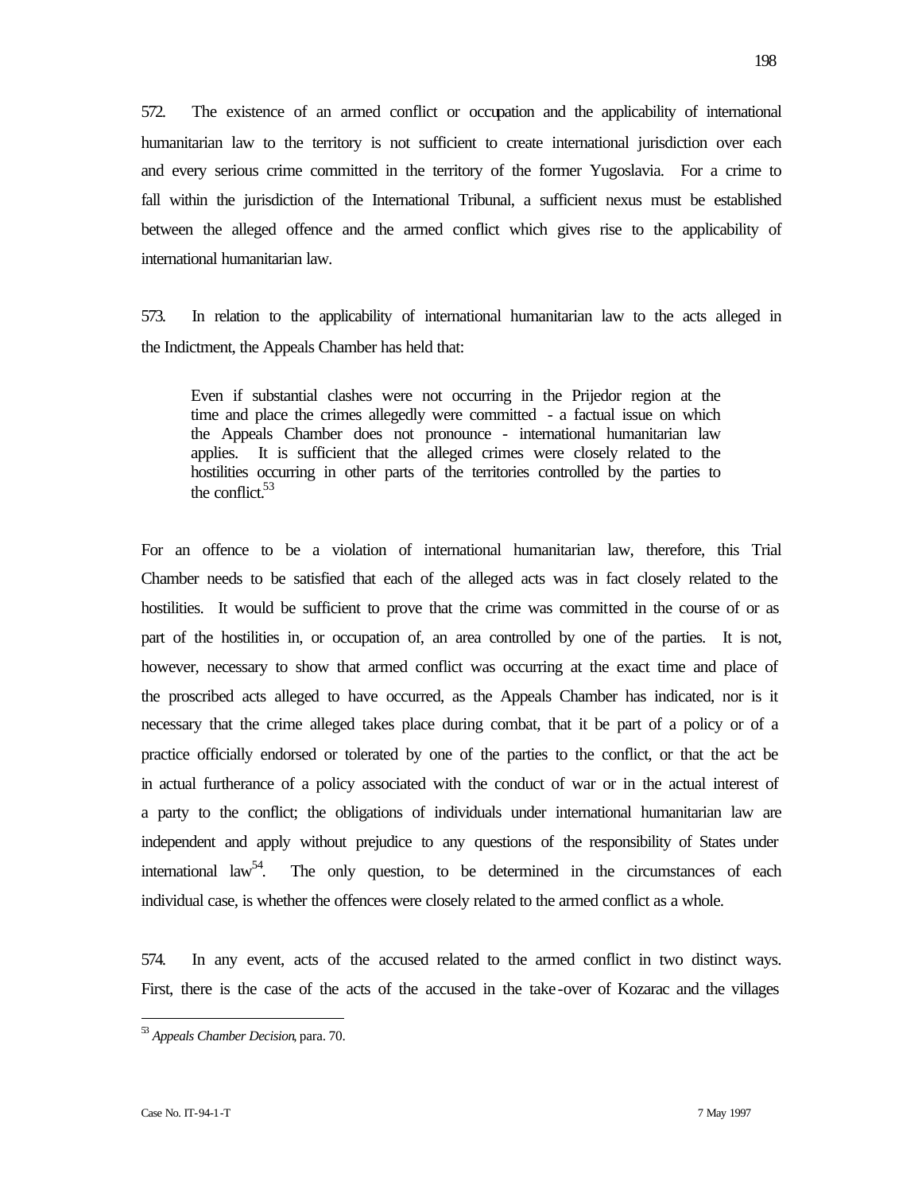572. The existence of an armed conflict or occupation and the applicability of international humanitarian law to the territory is not sufficient to create international jurisdiction over each and every serious crime committed in the territory of the former Yugoslavia. For a crime to fall within the jurisdiction of the International Tribunal, a sufficient nexus must be established between the alleged offence and the armed conflict which gives rise to the applicability of international humanitarian law.

573. In relation to the applicability of international humanitarian law to the acts alleged in the Indictment, the Appeals Chamber has held that:

> Even if substantial clashes were not occurring in the Prijedor region at the time and place the crimes allegedly were committed - a factual issue on which the Appeals Chamber does not pronounce - international humanitarian law applies. It is sufficient that the alleged crimes were closely related to the hostilities occurring in other parts of the territories controlled by the parties to the conflict.[53]

For an offence to be a violation of international humanitarian law, therefore, this Trial Chamber needs to be satisfied that each of the alleged acts was in fact closely related to the hostilities. It would be sufficient to prove that the crime was committed in the course of or as part of the hostilities in, or occupation of, an area controlled by one of the parties. It is not, however, necessary to show that armed conflict was occurring at the exact time and place of the proscribed acts alleged to have occurred, as the Appeals Chamber has indicated, nor is it necessary that the crime alleged takes place during combat, that it be part of a policy or of a practice officially endorsed or tolerated by one of the parties to the conflict, or that the act be in actual furtherance of a policy associated with the conduct of war or in the actual interest of a party to the conflict; the obligations of individuals under international humanitarian law are independent and apply without prejudice to any questions of the responsibility of States under international law[54]. The only question, to be determined in the circumstances of each individual case, is whether the offences were closely related to the armed conflict as a whole.

574. In any event, acts of the accused related to the armed conflict in two distinct ways. First, there is the case of the acts of the accused in the take-over of Kozarac and the villages

[53] *Appeals Chamber Decision*, para. 70.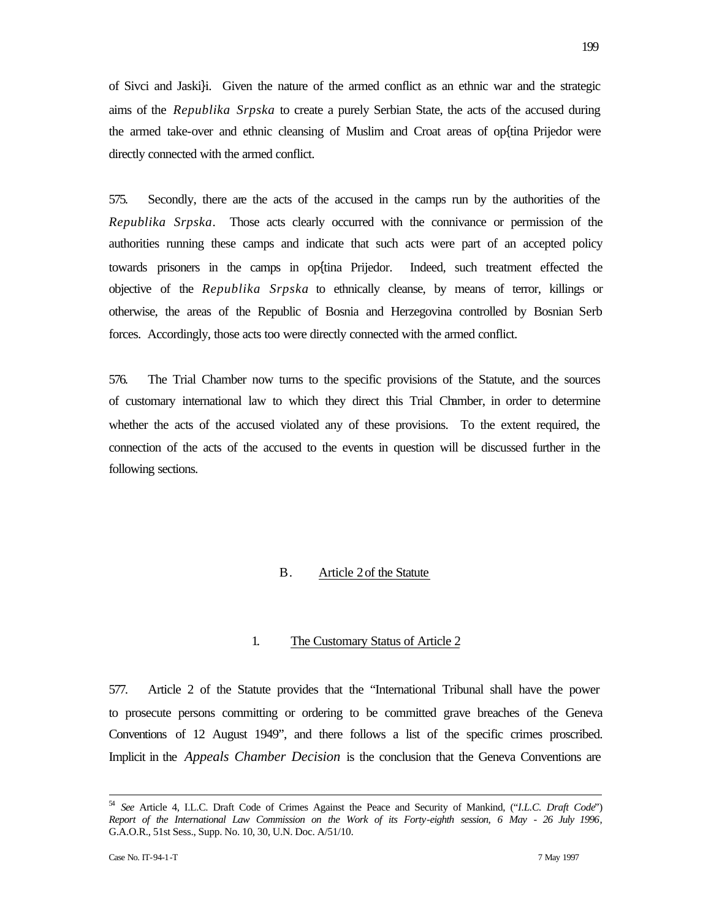of Sivci and Jaski}i. Given the nature of the armed conflict as an ethnic war and the strategic aims of the *Republika Srpska* to create a purely Serbian State, the acts of the accused during the armed take-over and ethnic cleansing of Muslim and Croat areas of op{tina Prijedor were directly connected with the armed conflict.

575. Secondly, there are the acts of the accused in the camps run by the authorities of the *Republika Srpska*. Those acts clearly occurred with the connivance or permission of the authorities running these camps and indicate that such acts were part of an accepted policy towards prisoners in the camps in op{tina Prijedor. Indeed, such treatment effected the objective of the *Republika Srpska* to ethnically cleanse, by means of terror, killings or otherwise, the areas of the Republic of Bosnia and Herzegovina controlled by Bosnian Serb forces. Accordingly, those acts too were directly connected with the armed conflict.

576. The Trial Chamber now turns to the specific provisions of the Statute, and the sources of customary international law to which they direct this Trial Chamber, in order to determine whether the acts of the accused violated any of these provisions. To the extent required, the connection of the acts of the accused to the events in question will be discussed further in the following sections.

## B. Article 2 of the Statute

### 1. The Customary Status of Article 2

577. Article 2 of the Statute provides that the "International Tribunal shall have the power to prosecute persons committing or ordering to be committed grave breaches of the Geneva Conventions of 12 August 1949", and there follows a list of the specific crimes proscribed. Implicit in the *Appeals Chamber Decision* is the conclusion that the Geneva Conventions are

---

[54] *See* Article 4, I.L.C. Draft Code of Crimes Against the Peace and Security of Mankind, ("*I.L.C. Draft Code*") *Report of the International Law Commission on the Work of its Forty-eighth session, 6 May - 26 July 1996*, G.A.O.R., 51st Sess., Supp. No. 10, 30, U.N. Doc. A/51/10.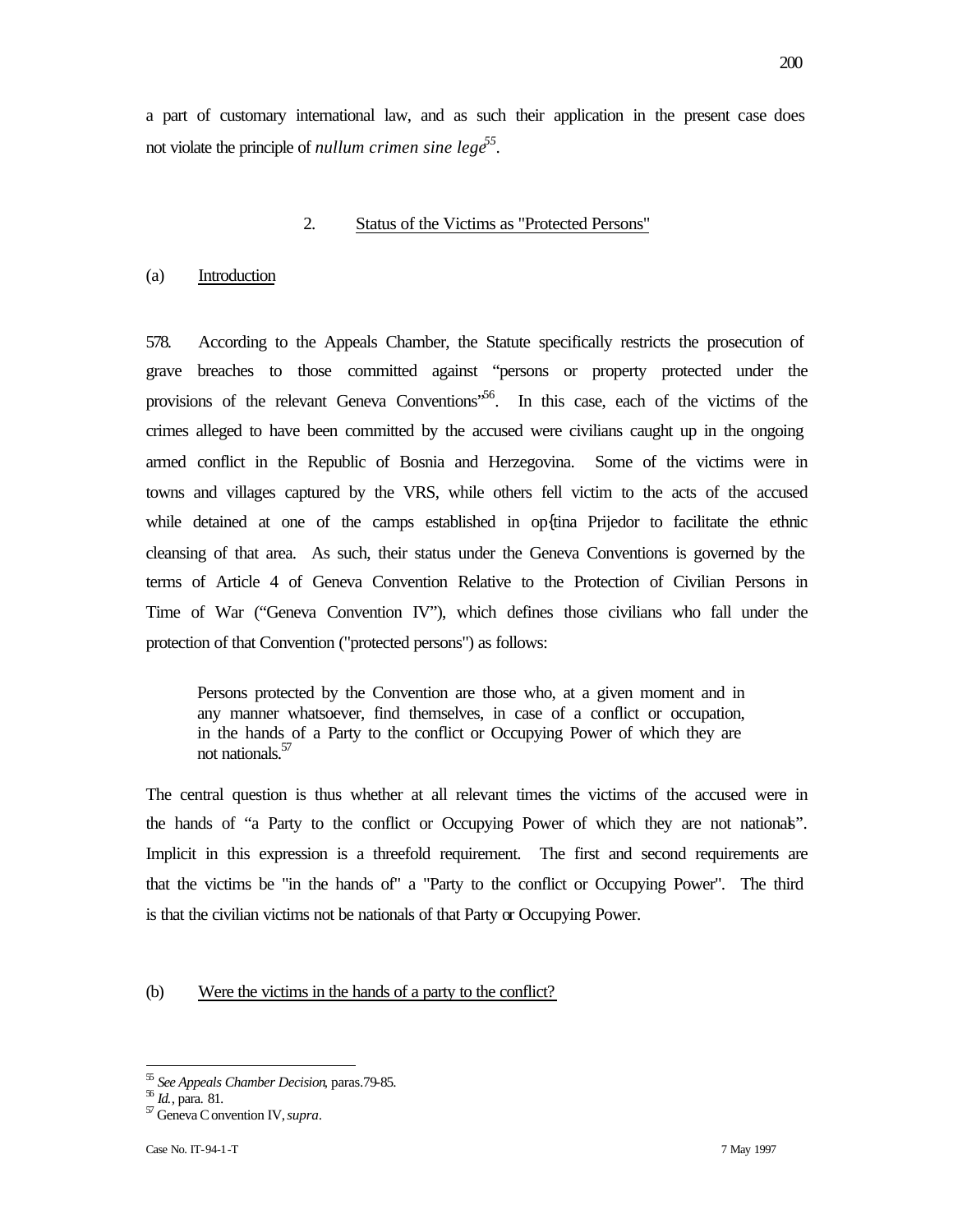a part of customary international law, and as such their application in the present case does not violate the principle of *nullum crimen sine lege*[55].

## 2. Status of the Victims as "Protected Persons"

### (a) Introduction

578. According to the Appeals Chamber, the Statute specifically restricts the prosecution of grave breaches to those committed against "persons or property protected under the provisions of the relevant Geneva Conventions"[56]. In this case, each of the victims of the crimes alleged to have been committed by the accused were civilians caught up in the ongoing armed conflict in the Republic of Bosnia and Herzegovina. Some of the victims were in towns and villages captured by the VRS, while others fell victim to the acts of the accused while detained at one of the camps established in op{tina Prijedor to facilitate the ethnic cleansing of that area. As such, their status under the Geneva Conventions is governed by the terms of Article 4 of Geneva Convention Relative to the Protection of Civilian Persons in Time of War ("Geneva Convention IV"), which defines those civilians who fall under the protection of that Convention ("protected persons") as follows:

> Persons protected by the Convention are those who, at a given moment and in any manner whatsoever, find themselves, in case of a conflict or occupation, in the hands of a Party to the conflict or Occupying Power of which they are not nationals.[57]

The central question is thus whether at all relevant times the victims of the accused were in the hands of "a Party to the conflict or Occupying Power of which they are not nationals". Implicit in this expression is a threefold requirement. The first and second requirements are that the victims be "in the hands of" a "Party to the conflict or Occupying Power". The third is that the civilian victims not be nationals of that Party or Occupying Power.

### (b) Were the victims in the hands of a party to the conflict?

---

[55] *See Appeals Chamber Decision*, paras.79-85.

[56] *Id.*, para. 81.

[57] Geneva Convention IV, *supra*.

Case No. IT-94-1-T 7 May 1997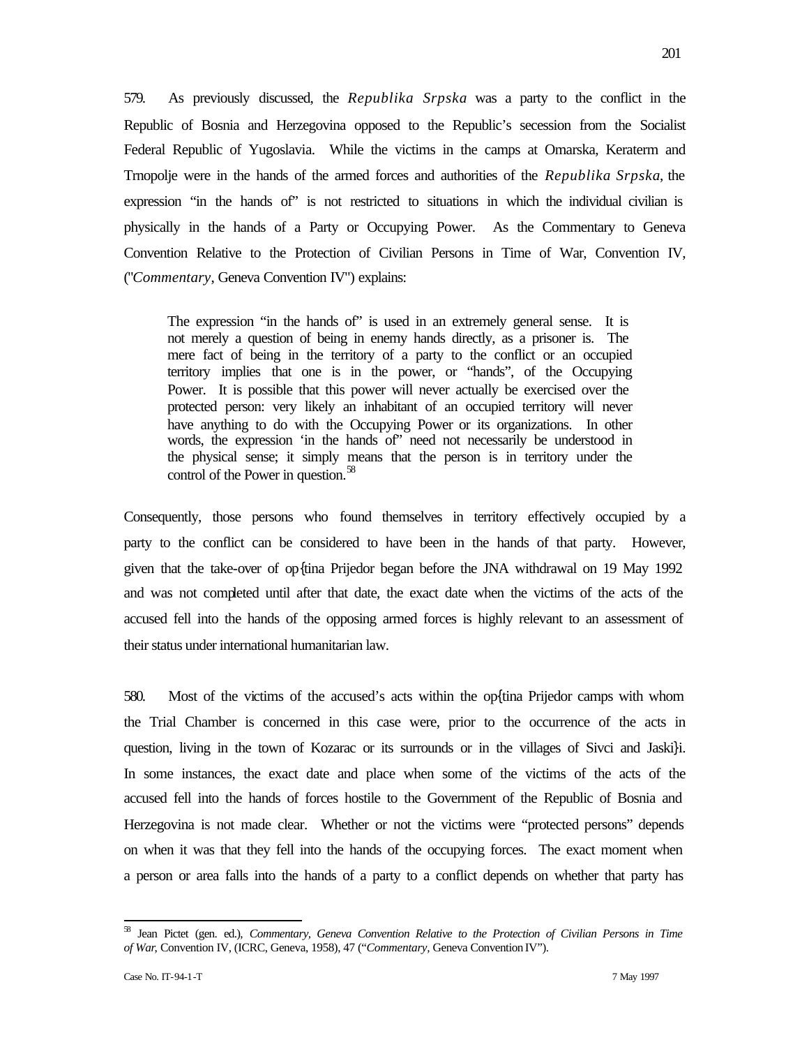579. As previously discussed, the *Republika Srpska* was a party to the conflict in the Republic of Bosnia and Herzegovina opposed to the Republic's secession from the Socialist Federal Republic of Yugoslavia. While the victims in the camps at Omarska, Keraterm and Trnopolje were in the hands of the armed forces and authorities of the *Republika Srpska*, the expression "in the hands of" is not restricted to situations in which the individual civilian is physically in the hands of a Party or Occupying Power. As the Commentary to Geneva Convention Relative to the Protection of Civilian Persons in Time of War, Convention IV, ("*Commentary*, Geneva Convention IV") explains:

> The expression "in the hands of" is used in an extremely general sense. It is not merely a question of being in enemy hands directly, as a prisoner is. The mere fact of being in the territory of a party to the conflict or an occupied territory implies that one is in the power, or "hands", of the Occupying Power. It is possible that this power will never actually be exercised over the protected person: very likely an inhabitant of an occupied territory will never have anything to do with the Occupying Power or its organizations. In other words, the expression 'in the hands of' need not necessarily be understood in the physical sense; it simply means that the person is in territory under the control of the Power in question.[58]

Consequently, those persons who found themselves in territory effectively occupied by a party to the conflict can be considered to have been in the hands of that party. However, given that the take-over of op{tina Prijedor began before the JNA withdrawal on 19 May 1992 and was not completed until after that date, the exact date when the victims of the acts of the accused fell into the hands of the opposing armed forces is highly relevant to an assessment of their status under international humanitarian law.

580. Most of the victims of the accused's acts within the op{tina Prijedor camps with whom the Trial Chamber is concerned in this case were, prior to the occurrence of the acts in question, living in the town of Kozarac or its surrounds or in the villages of Sivci and Jaski}i. In some instances, the exact date and place when some of the victims of the acts of the accused fell into the hands of forces hostile to the Government of the Republic of Bosnia and Herzegovina is not made clear. Whether or not the victims were "protected persons" depends on when it was that they fell into the hands of the occupying forces. The exact moment when a person or area falls into the hands of a party to a conflict depends on whether that party has

---

[58] Jean Pictet (gen. ed.), *Commentary, Geneva Convention Relative to the Protection of Civilian Persons in Time of War,* Convention IV, (ICRC, Geneva, 1958), 47 ("*Commentary,* Geneva Convention IV").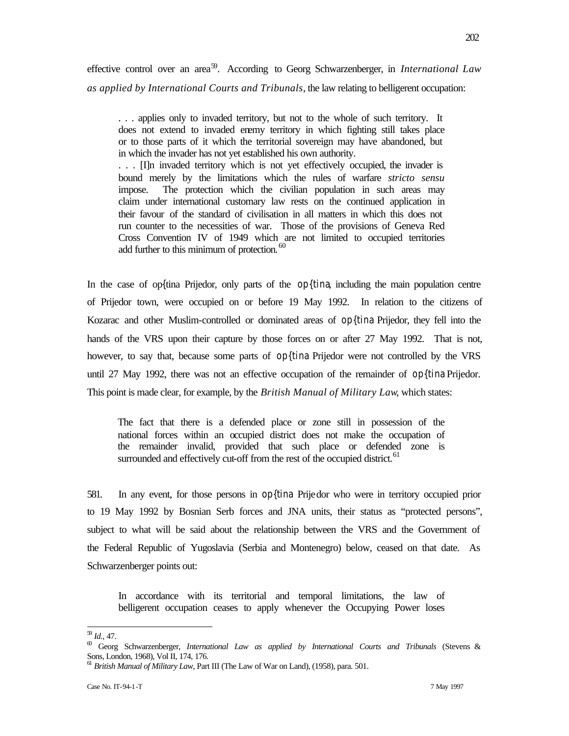effective control over an area[59]. According to Georg Schwarzenberger, in *International Law as applied by International Courts and Tribunals*, the law relating to belligerent occupation:

> . . . applies only to invaded territory, but not to the whole of such territory. It does not extend to invaded enemy territory in which fighting still takes place or to those parts of it which the territorial sovereign may have abandoned, but in which the invader has not yet established his own authority.
> . . . [I]n invaded territory which is not yet effectively occupied, the invader is bound merely by the limitations which the rules of warfare *stricto sensu* impose. The protection which the civilian population in such areas may claim under international customary law rests on the continued application in their favour of the standard of civilisation in all matters in which this does not run counter to the necessities of war. Those of the provisions of Geneva Red Cross Convention IV of 1949 which are not limited to occupied territories add further to this minimum of protection.[60]

In the case of op{tina Prijedor, only parts of the op{tina, including the main population centre of Prijedor town, were occupied on or before 19 May 1992. In relation to the citizens of Kozarac and other Muslim-controlled or dominated areas of op{tina Prijedor, they fell into the hands of the VRS upon their capture by those forces on or after 27 May 1992. That is not, however, to say that, because some parts of op{tina Prijedor were not controlled by the VRS until 27 May 1992, there was not an effective occupation of the remainder of op{tina Prijedor. This point is made clear, for example, by the *British Manual of Military Law*, which states:

> The fact that there is a defended place or zone still in possession of the national forces within an occupied district does not make the occupation of the remainder invalid, provided that such place or defended zone is surrounded and effectively cut-off from the rest of the occupied district.[61]

581. In any event, for those persons in op{tina Prijedor who were in territory occupied prior to 19 May 1992 by Bosnian Serb forces and JNA units, their status as "protected persons", subject to what will be said about the relationship between the VRS and the Government of the Federal Republic of Yugoslavia (Serbia and Montenegro) below, ceased on that date. As Schwarzenberger points out:

> In accordance with its territorial and temporal limitations, the law of belligerent occupation ceases to apply whenever the Occupying Power loses

---

[59] *Id.*, 47.

[60] Georg Schwarzenberger, *International Law as applied by International Courts and Tribunals* (Stevens & Sons, London, 1968), Vol II, 174, 176.

[61] *British Manual of Military Law*, Part III (The Law of War on Land), (1958), para. 501.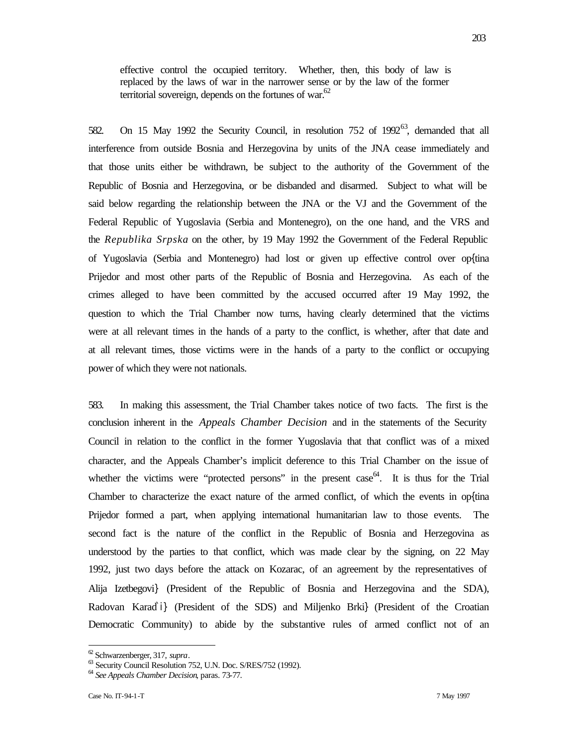> effective control the occupied territory. Whether, then, this body of law is replaced by the laws of war in the narrower sense or by the law of the former territorial sovereign, depends on the fortunes of war.[62]

582. On 15 May 1992 the Security Council, in resolution 752 of 1992[63], demanded that all interference from outside Bosnia and Herzegovina by units of the JNA cease immediately and that those units either be withdrawn, be subject to the authority of the Government of the Republic of Bosnia and Herzegovina, or be disbanded and disarmed. Subject to what will be said below regarding the relationship between the JNA or the VJ and the Government of the Federal Republic of Yugoslavia (Serbia and Montenegro), on the one hand, and the VRS and the *Republika Srpska* on the other, by 19 May 1992 the Government of the Federal Republic of Yugoslavia (Serbia and Montenegro) had lost or given up effective control over op{tina Prijedor and most other parts of the Republic of Bosnia and Herzegovina. As each of the crimes alleged to have been committed by the accused occurred after 19 May 1992, the question to which the Trial Chamber now turns, having clearly determined that the victims were at all relevant times in the hands of a party to the conflict, is whether, after that date and at all relevant times, those victims were in the hands of a party to the conflict or occupying power of which they were not nationals.

583. In making this assessment, the Trial Chamber takes notice of two facts. The first is the conclusion inherent in the *Appeals Chamber Decision* and in the statements of the Security Council in relation to the conflict in the former Yugoslavia that that conflict was of a mixed character, and the Appeals Chamber's implicit deference to this Trial Chamber on the issue of whether the victims were "protected persons" in the present case[64]. It is thus for the Trial Chamber to characterize the exact nature of the armed conflict, of which the events in op{tina Prijedor formed a part, when applying international humanitarian law to those events. The second fact is the nature of the conflict in the Republic of Bosnia and Herzegovina as understood by the parties to that conflict, which was made clear by the signing, on 22 May 1992, just two days before the attack on Kozarac, of an agreement by the representatives of Alija Izetbegovi} (President of the Republic of Bosnia and Herzegovina and the SDA), Radovan Karad`i} (President of the SDS) and Miljenko Brki} (President of the Croatian Democratic Community) to abide by the substantive rules of armed conflict not of an

---

[62] Schwarzenberger, 317, *supra*.

[63] Security Council Resolution 752, U.N. Doc. S/RES/752 (1992).

[64] *See Appeals Chamber Decision*, paras. 73-77.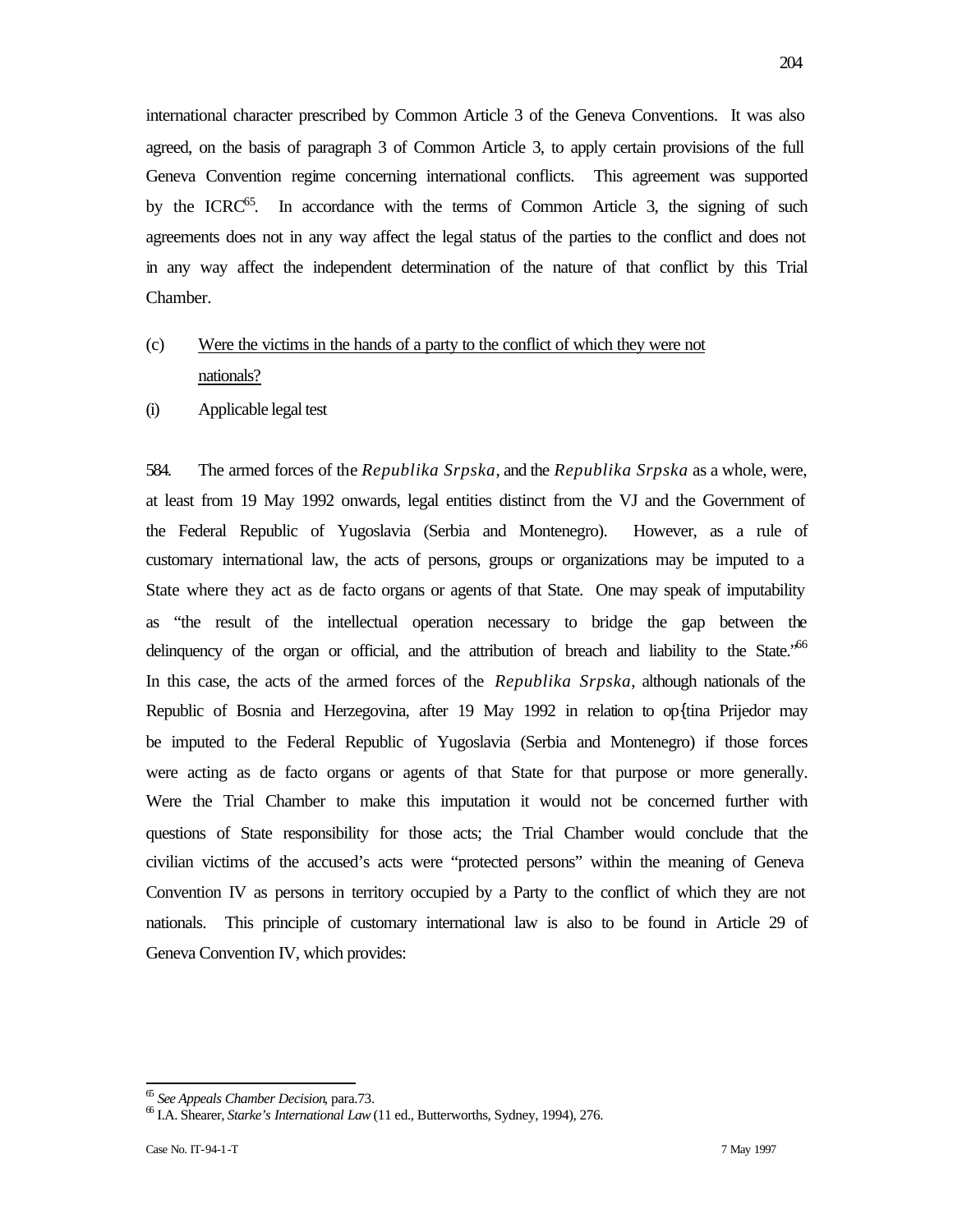international character prescribed by Common Article 3 of the Geneva Conventions. It was also agreed, on the basis of paragraph 3 of Common Article 3, to apply certain provisions of the full Geneva Convention regime concerning international conflicts. This agreement was supported by the ICRC[65]. In accordance with the terms of Common Article 3, the signing of such agreements does not in any way affect the legal status of the parties to the conflict and does not in any way affect the independent determination of the nature of that conflict by this Trial Chamber.

(c) Were the victims in the hands of a party to the conflict of which they were not nationals?

(i) Applicable legal test

584. The armed forces of the *Republika Srpska*, and the *Republika Srpska* as a whole, were, at least from 19 May 1992 onwards, legal entities distinct from the VJ and the Government of the Federal Republic of Yugoslavia (Serbia and Montenegro). However, as a rule of customary international law, the acts of persons, groups or organizations may be imputed to a State where they act as de facto organs or agents of that State. One may speak of imputability as "the result of the intellectual operation necessary to bridge the gap between the delinquency of the organ or official, and the attribution of breach and liability to the State."[66] In this case, the acts of the armed forces of the *Republika Srpska*, although nationals of the Republic of Bosnia and Herzegovina, after 19 May 1992 in relation to op{tina Prijedor may be imputed to the Federal Republic of Yugoslavia (Serbia and Montenegro) if those forces were acting as de facto organs or agents of that State for that purpose or more generally. Were the Trial Chamber to make this imputation it would not be concerned further with questions of State responsibility for those acts; the Trial Chamber would conclude that the civilian victims of the accused's acts were "protected persons" within the meaning of Geneva Convention IV as persons in territory occupied by a Party to the conflict of which they are not nationals. This principle of customary international law is also to be found in Article 29 of Geneva Convention IV, which provides:

---

[65] *See Appeals Chamber Decision*, para.73.

[66] I.A. Shearer, *Starke's International Law* (11 ed., Butterworths, Sydney, 1994), 276.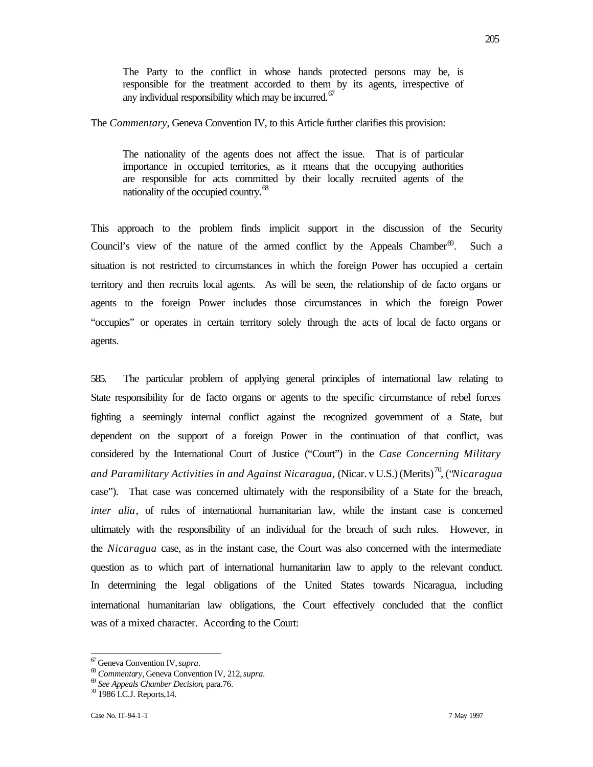> The Party to the conflict in whose hands protected persons may be, is responsible for the treatment accorded to them by its agents, irrespective of any individual responsibility which may be incurred.[67]

The *Commentary*, Geneva Convention IV, to this Article further clarifies this provision:

> The nationality of the agents does not affect the issue. That is of particular importance in occupied territories, as it means that the occupying authorities are responsible for acts committed by their locally recruited agents of the nationality of the occupied country.[68]

This approach to the problem finds implicit support in the discussion of the Security Council's view of the nature of the armed conflict by the Appeals Chamber[69]. Such a situation is not restricted to circumstances in which the foreign Power has occupied a certain territory and then recruits local agents. As will be seen, the relationship of de facto organs or agents to the foreign Power includes those circumstances in which the foreign Power "occupies" or operates in certain territory solely through the acts of local de facto organs or agents.

585. The particular problem of applying general principles of international law relating to State responsibility for de facto organs or agents to the specific circumstance of rebel forces fighting a seemingly internal conflict against the recognized government of a State, but dependent on the support of a foreign Power in the continuation of that conflict, was considered by the International Court of Justice ("Court") in the *Case Concerning Military and Paramilitary Activities in and Against Nicaragua*, (Nicar. v U.S.) (Merits)[70], ("*Nicaragua* case"). That case was concerned ultimately with the responsibility of a State for the breach, *inter alia*, of rules of international humanitarian law, while the instant case is concerned ultimately with the responsibility of an individual for the breach of such rules. However, in the *Nicaragua* case, as in the instant case, the Court was also concerned with the intermediate question as to which part of international humanitarian law to apply to the relevant conduct. In determining the legal obligations of the United States towards Nicaragua, including international humanitarian law obligations, the Court effectively concluded that the conflict was of a mixed character. According to the Court:

---

[67] Geneva Convention IV, *supra*.
[68] *Commentary*, Geneva Convention IV, 212, *supra*.
[69] *See Appeals Chamber Decision*, para.76.
[70] 1986 I.C.J. Reports,14.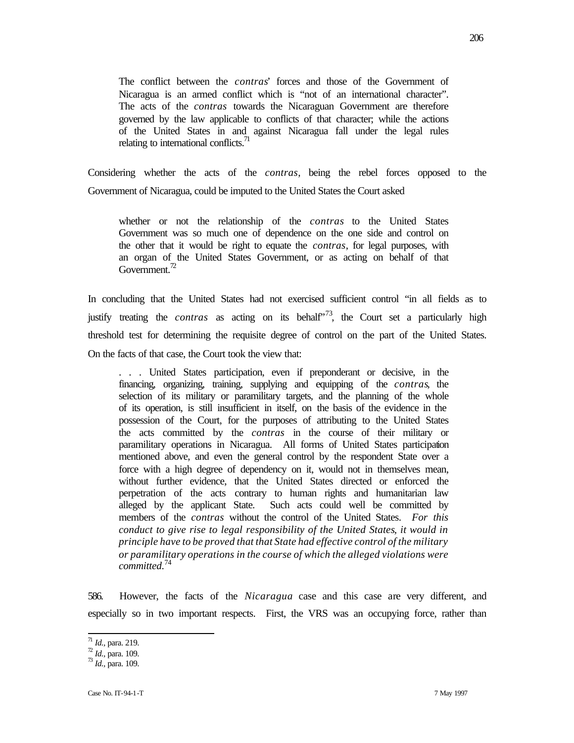> The conflict between the *contras*' forces and those of the Government of Nicaragua is an armed conflict which is "not of an international character". The acts of the *contras* towards the Nicaraguan Government are therefore governed by the law applicable to conflicts of that character; while the actions of the United States in and against Nicaragua fall under the legal rules relating to international conflicts.[71]

Considering whether the acts of the *contras*, being the rebel forces opposed to the Government of Nicaragua, could be imputed to the United States the Court asked

> whether or not the relationship of the *contras* to the United States Government was so much one of dependence on the one side and control on the other that it would be right to equate the *contras*, for legal purposes, with an organ of the United States Government, or as acting on behalf of that Government.[72]

In concluding that the United States had not exercised sufficient control "in all fields as to justify treating the *contras* as acting on its behalf"[73], the Court set a particularly high threshold test for determining the requisite degree of control on the part of the United States. On the facts of that case, the Court took the view that:

> . . . United States participation, even if preponderant or decisive, in the financing, organizing, training, supplying and equipping of the *contras*, the selection of its military or paramilitary targets, and the planning of the whole of its operation, is still insufficient in itself, on the basis of the evidence in the possession of the Court, for the purposes of attributing to the United States the acts committed by the *contras* in the course of their military or paramilitary operations in Nicaragua. All forms of United States participation mentioned above, and even the general control by the respondent State over a force with a high degree of dependency on it, would not in themselves mean, without further evidence, that the United States directed or enforced the perpetration of the acts contrary to human rights and humanitarian law alleged by the applicant State. Such acts could well be committed by members of the *contras* without the control of the United States. *For this conduct to give rise to legal responsibility of the United States, it would in principle have to be proved that that State had effective control of the military or paramilitary operations in the course of which the alleged violations were committed.*[74]

586. However, the facts of the *Nicaragua* case and this case are very different, and especially so in two important respects. First, the VRS was an occupying force, rather than

---

[71] *Id.*, para. 219.
[72] *Id.*, para. 109.
[73] *Id.*, para. 109.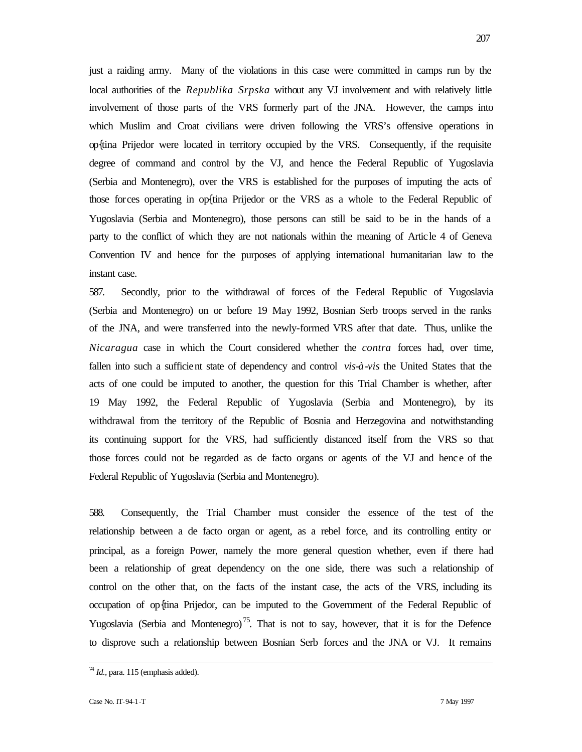just a raiding army. Many of the violations in this case were committed in camps run by the local authorities of the *Republika Srpska* without any VJ involvement and with relatively little involvement of those parts of the VRS formerly part of the JNA. However, the camps into which Muslim and Croat civilians were driven following the VRS's offensive operations in op{tina Prijedor were located in territory occupied by the VRS. Consequently, if the requisite degree of command and control by the VJ, and hence the Federal Republic of Yugoslavia (Serbia and Montenegro), over the VRS is established for the purposes of imputing the acts of those forces operating in op{tina Prijedor or the VRS as a whole to the Federal Republic of Yugoslavia (Serbia and Montenegro), those persons can still be said to be in the hands of a party to the conflict of which they are not nationals within the meaning of Article 4 of Geneva Convention IV and hence for the purposes of applying international humanitarian law to the instant case.

587. Secondly, prior to the withdrawal of forces of the Federal Republic of Yugoslavia (Serbia and Montenegro) on or before 19 May 1992, Bosnian Serb troops served in the ranks of the JNA, and were transferred into the newly-formed VRS after that date. Thus, unlike the *Nicaragua* case in which the Court considered whether the *contra* forces had, over time, fallen into such a sufficient state of dependency and control *vis-à-vis* the United States that the acts of one could be imputed to another, the question for this Trial Chamber is whether, after 19 May 1992, the Federal Republic of Yugoslavia (Serbia and Montenegro), by its withdrawal from the territory of the Republic of Bosnia and Herzegovina and notwithstanding its continuing support for the VRS, had sufficiently distanced itself from the VRS so that those forces could not be regarded as de facto organs or agents of the VJ and hence of the Federal Republic of Yugoslavia (Serbia and Montenegro).

588. Consequently, the Trial Chamber must consider the essence of the test of the relationship between a de facto organ or agent, as a rebel force, and its controlling entity or principal, as a foreign Power, namely the more general question whether, even if there had been a relationship of great dependency on the one side, there was such a relationship of control on the other that, on the facts of the instant case, the acts of the VRS, including its occupation of op{tina Prijedor, can be imputed to the Government of the Federal Republic of Yugoslavia (Serbia and Montenegro)[75]. That is not to say, however, that it is for the Defence to disprove such a relationship between Bosnian Serb forces and the JNA or VJ. It remains

---

[74] *Id.*, para. 115 (emphasis added).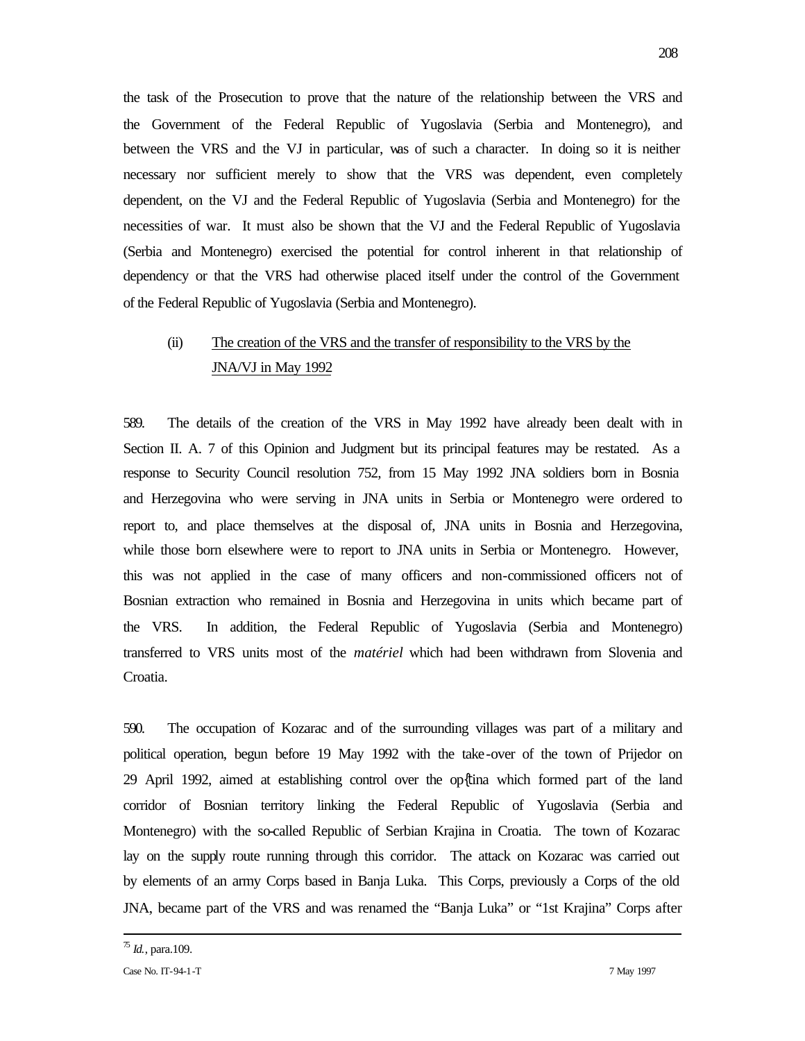the task of the Prosecution to prove that the nature of the relationship between the VRS and the Government of the Federal Republic of Yugoslavia (Serbia and Montenegro), and between the VRS and the VJ in particular, was of such a character. In doing so it is neither necessary nor sufficient merely to show that the VRS was dependent, even completely dependent, on the VJ and the Federal Republic of Yugoslavia (Serbia and Montenegro) for the necessities of war. It must also be shown that the VJ and the Federal Republic of Yugoslavia (Serbia and Montenegro) exercised the potential for control inherent in that relationship of dependency or that the VRS had otherwise placed itself under the control of the Government of the Federal Republic of Yugoslavia (Serbia and Montenegro).

(ii) The creation of the VRS and the transfer of responsibility to the VRS by the JNA/VJ in May 1992

589. The details of the creation of the VRS in May 1992 have already been dealt with in Section II. A. 7 of this Opinion and Judgment but its principal features may be restated. As a response to Security Council resolution 752, from 15 May 1992 JNA soldiers born in Bosnia and Herzegovina who were serving in JNA units in Serbia or Montenegro were ordered to report to, and place themselves at the disposal of, JNA units in Bosnia and Herzegovina, while those born elsewhere were to report to JNA units in Serbia or Montenegro. However, this was not applied in the case of many officers and non-commissioned officers not of Bosnian extraction who remained in Bosnia and Herzegovina in units which became part of the VRS. In addition, the Federal Republic of Yugoslavia (Serbia and Montenegro) transferred to VRS units most of the *matériel* which had been withdrawn from Slovenia and Croatia.

590. The occupation of Kozarac and of the surrounding villages was part of a military and political operation, begun before 19 May 1992 with the take-over of the town of Prijedor on 29 April 1992, aimed at establishing control over the opština which formed part of the land corridor of Bosnian territory linking the Federal Republic of Yugoslavia (Serbia and Montenegro) with the so-called Republic of Serbian Krajina in Croatia. The town of Kozarac lay on the supply route running through this corridor. The attack on Kozarac was carried out by elements of an army Corps based in Banja Luka. This Corps, previously a Corps of the old JNA, became part of the VRS and was renamed the "Banja Luka" or "1st Krajina" Corps after

---

[75] *Id.*, para.109.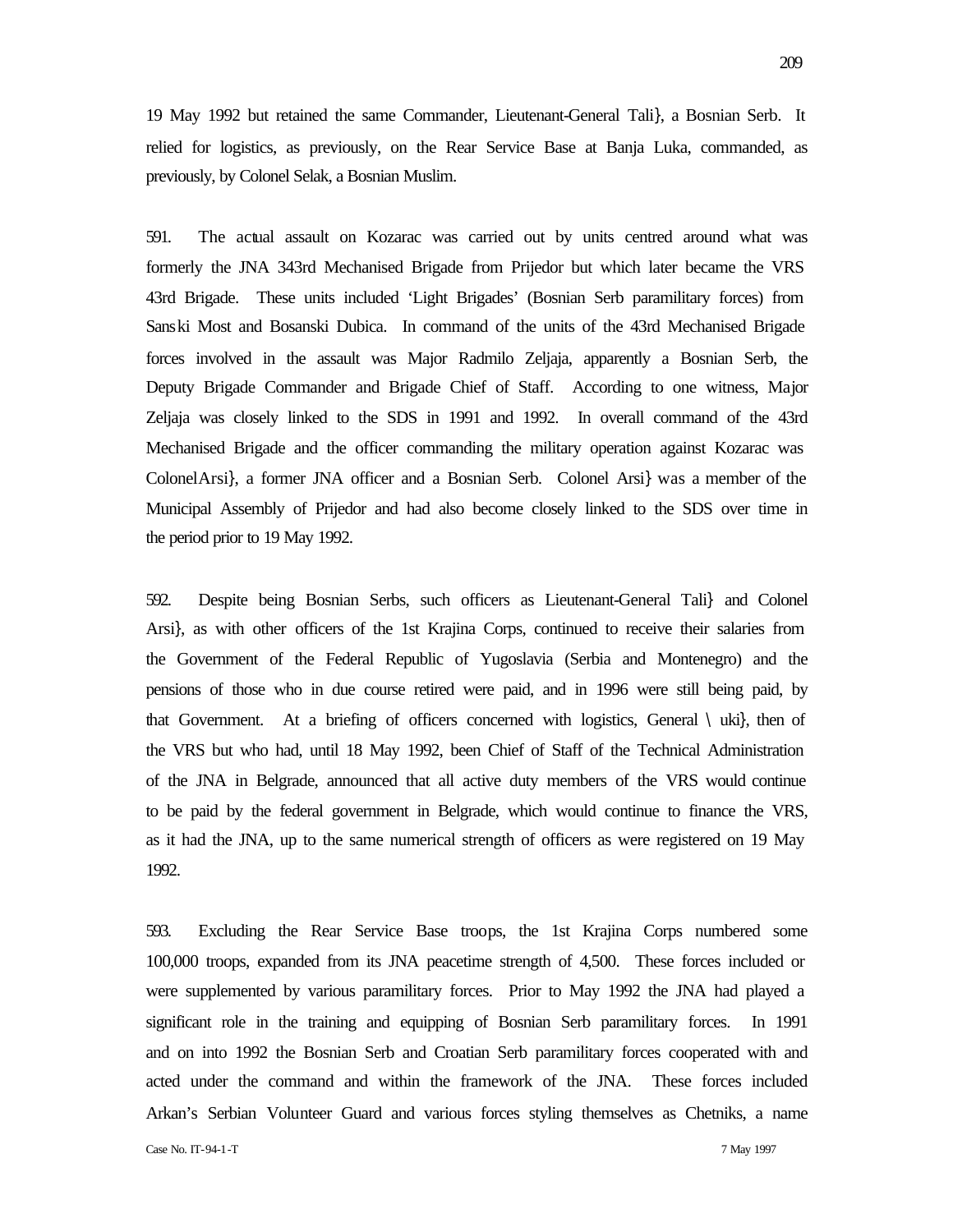19 May 1992 but retained the same Commander, Lieutenant-General Tali}, a Bosnian Serb. It relied for logistics, as previously, on the Rear Service Base at Banja Luka, commanded, as previously, by Colonel Selak, a Bosnian Muslim.

591. The actual assault on Kozarac was carried out by units centred around what was formerly the JNA 343rd Mechanised Brigade from Prijedor but which later became the VRS 43rd Brigade. These units included 'Light Brigades' (Bosnian Serb paramilitary forces) from Sanski Most and Bosanski Dubica. In command of the units of the 43rd Mechanised Brigade forces involved in the assault was Major Radmilo Zeljaja, apparently a Bosnian Serb, the Deputy Brigade Commander and Brigade Chief of Staff. According to one witness, Major Zeljaja was closely linked to the SDS in 1991 and 1992. In overall command of the 43rd Mechanised Brigade and the officer commanding the military operation against Kozarac was Colonel Arsi}, a former JNA officer and a Bosnian Serb. Colonel Arsi} was a member of the Municipal Assembly of Prijedor and had also become closely linked to the SDS over time in the period prior to 19 May 1992.

592. Despite being Bosnian Serbs, such officers as Lieutenant-General Tali} and Colonel Arsi}, as with other officers of the 1st Krajina Corps, continued to receive their salaries from the Government of the Federal Republic of Yugoslavia (Serbia and Montenegro) and the pensions of those who in due course retired were paid, and in 1996 were still being paid, by that Government. At a briefing of officers concerned with logistics, General \ uki}, then of the VRS but who had, until 18 May 1992, been Chief of Staff of the Technical Administration of the JNA in Belgrade, announced that all active duty members of the VRS would continue to be paid by the federal government in Belgrade, which would continue to finance the VRS, as it had the JNA, up to the same numerical strength of officers as were registered on 19 May 1992.

593. Excluding the Rear Service Base troops, the 1st Krajina Corps numbered some 100,000 troops, expanded from its JNA peacetime strength of 4,500. These forces included or were supplemented by various paramilitary forces. Prior to May 1992 the JNA had played a significant role in the training and equipping of Bosnian Serb paramilitary forces. In 1991 and on into 1992 the Bosnian Serb and Croatian Serb paramilitary forces cooperated with and acted under the command and within the framework of the JNA. These forces included Arkan's Serbian Volunteer Guard and various forces styling themselves as Chetniks, a name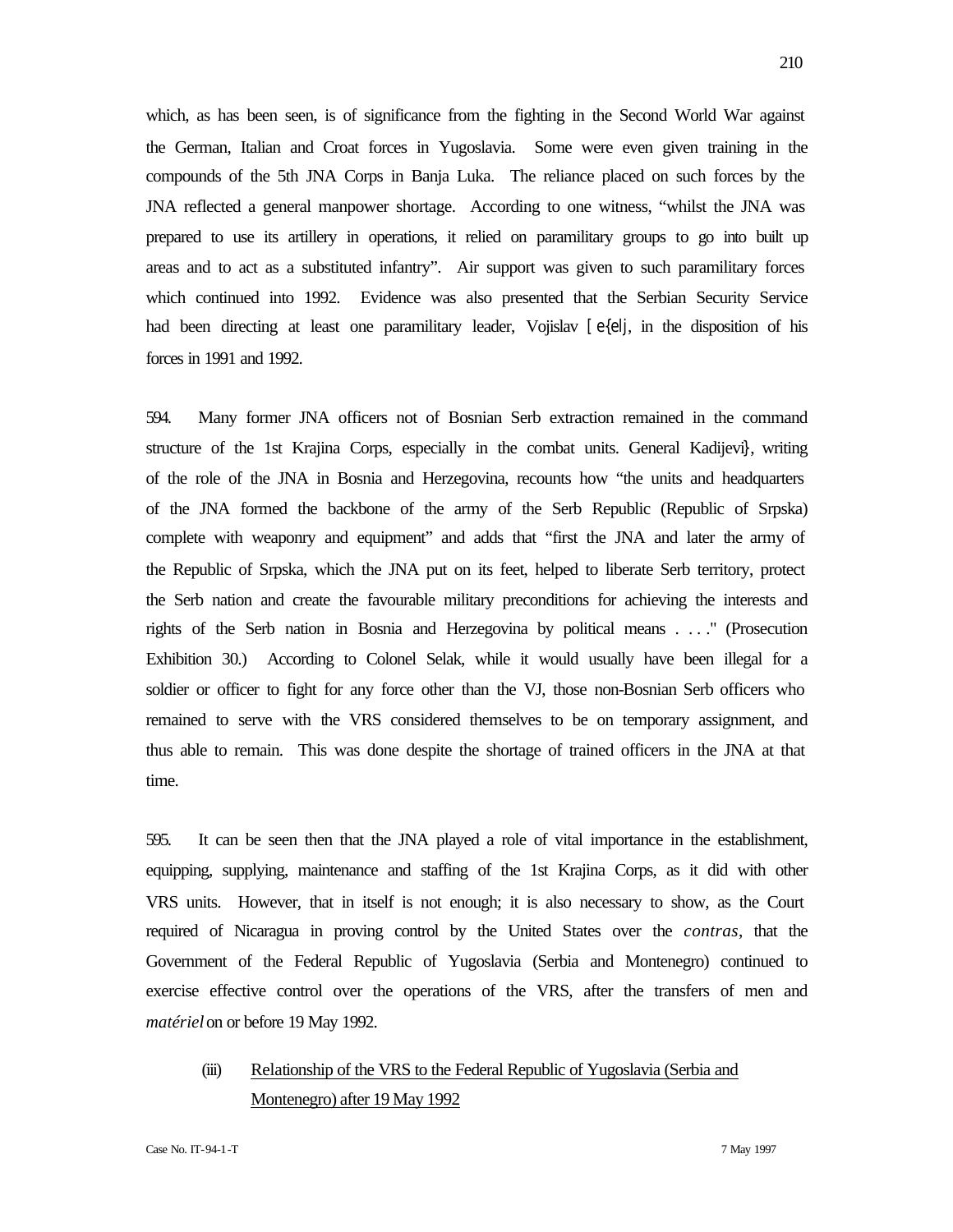which, as has been seen, is of significance from the fighting in the Second World War against the German, Italian and Croat forces in Yugoslavia. Some were even given training in the compounds of the 5th JNA Corps in Banja Luka. The reliance placed on such forces by the JNA reflected a general manpower shortage. According to one witness, "whilst the JNA was prepared to use its artillery in operations, it relied on paramilitary groups to go into built up areas and to act as a substituted infantry". Air support was given to such paramilitary forces which continued into 1992. Evidence was also presented that the Serbian Security Service had been directing at least one paramilitary leader, Vojislav [e{elj, in the disposition of his forces in 1991 and 1992.

594. Many former JNA officers not of Bosnian Serb extraction remained in the command structure of the 1st Krajina Corps, especially in the combat units. General Kadijevi}, writing of the role of the JNA in Bosnia and Herzegovina, recounts how "the units and headquarters of the JNA formed the backbone of the army of the Serb Republic (Republic of Srpska) complete with weaponry and equipment" and adds that "first the JNA and later the army of the Republic of Srpska, which the JNA put on its feet, helped to liberate Serb territory, protect the Serb nation and create the favourable military preconditions for achieving the interests and rights of the Serb nation in Bosnia and Herzegovina by political means . . . ." (Prosecution Exhibition 30.) According to Colonel Selak, while it would usually have been illegal for a soldier or officer to fight for any force other than the VJ, those non-Bosnian Serb officers who remained to serve with the VRS considered themselves to be on temporary assignment, and thus able to remain. This was done despite the shortage of trained officers in the JNA at that time.

595. It can be seen then that the JNA played a role of vital importance in the establishment, equipping, supplying, maintenance and staffing of the 1st Krajina Corps, as it did with other VRS units. However, that in itself is not enough; it is also necessary to show, as the Court required of Nicaragua in proving control by the United States over the *contras*, that the Government of the Federal Republic of Yugoslavia (Serbia and Montenegro) continued to exercise effective control over the operations of the VRS, after the transfers of men and *matériel* on or before 19 May 1992.

(iii) <u>Relationship of the VRS to the Federal Republic of Yugoslavia (Serbia and Montenegro) after 19 May 1992</u>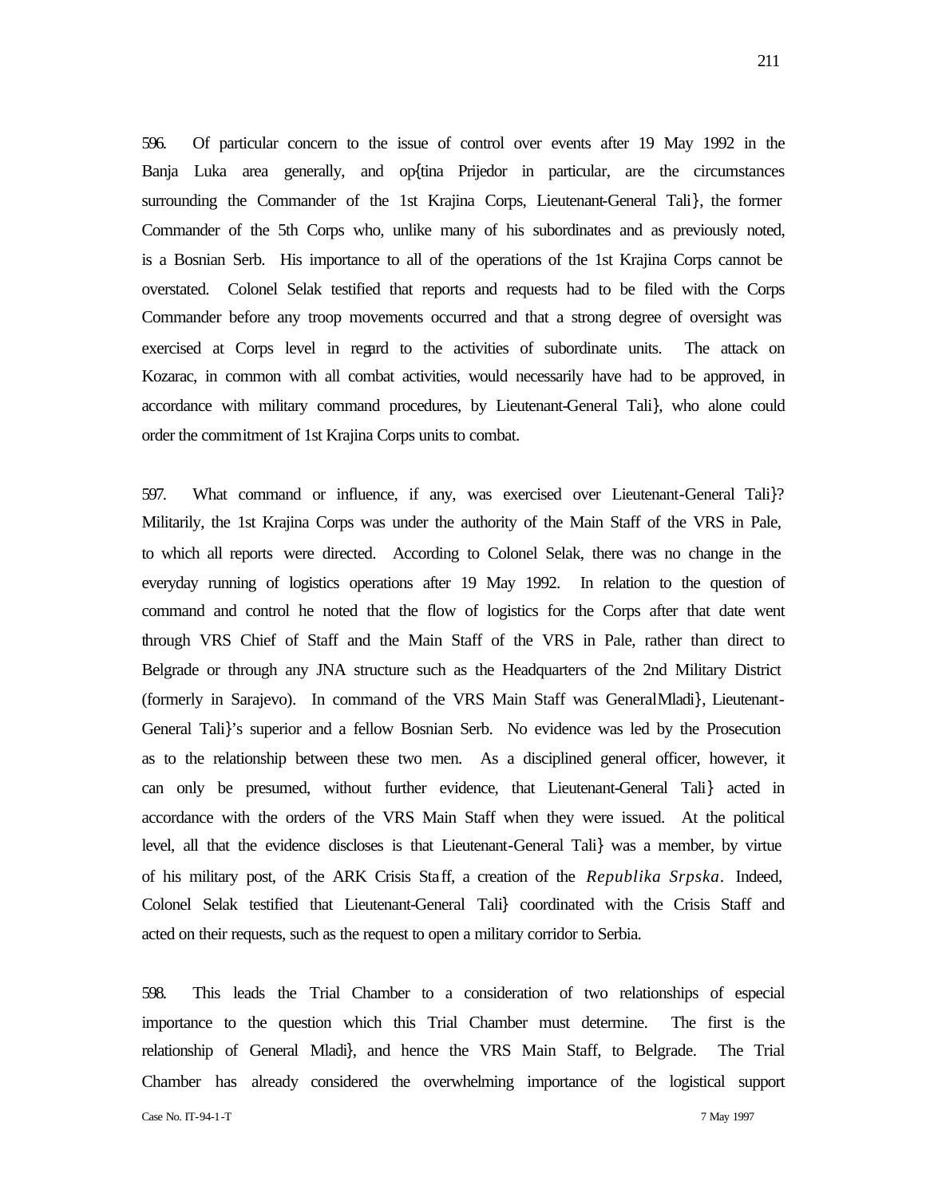596. Of particular concern to the issue of control over events after 19 May 1992 in the Banja Luka area generally, and op{tina Prijedor in particular, are the circumstances surrounding the Commander of the 1st Krajina Corps, Lieutenant-General Tali}, the former Commander of the 5th Corps who, unlike many of his subordinates and as previously noted, is a Bosnian Serb. His importance to all of the operations of the 1st Krajina Corps cannot be overstated. Colonel Selak testified that reports and requests had to be filed with the Corps Commander before any troop movements occurred and that a strong degree of oversight was exercised at Corps level in regard to the activities of subordinate units. The attack on Kozarac, in common with all combat activities, would necessarily have had to be approved, in accordance with military command procedures, by Lieutenant-General Tali}, who alone could order the commitment of 1st Krajina Corps units to combat.

597. What command or influence, if any, was exercised over Lieutenant-General Tali}? Militarily, the 1st Krajina Corps was under the authority of the Main Staff of the VRS in Pale, to which all reports were directed. According to Colonel Selak, there was no change in the everyday running of logistics operations after 19 May 1992. In relation to the question of command and control he noted that the flow of logistics for the Corps after that date went through VRS Chief of Staff and the Main Staff of the VRS in Pale, rather than direct to Belgrade or through any JNA structure such as the Headquarters of the 2nd Military District (formerly in Sarajevo). In command of the VRS Main Staff was General Mladi}, Lieutenant-General Tali}'s superior and a fellow Bosnian Serb. No evidence was led by the Prosecution as to the relationship between these two men. As a disciplined general officer, however, it can only be presumed, without further evidence, that Lieutenant-General Tali} acted in accordance with the orders of the VRS Main Staff when they were issued. At the political level, all that the evidence discloses is that Lieutenant-General Tali} was a member, by virtue of his military post, of the ARK Crisis Staff, a creation of the *Republika Srpska*. Indeed, Colonel Selak testified that Lieutenant-General Tali} coordinated with the Crisis Staff and acted on their requests, such as the request to open a military corridor to Serbia.

598. This leads the Trial Chamber to a consideration of two relationships of especial importance to the question which this Trial Chamber must determine. The first is the relationship of General Mladi}, and hence the VRS Main Staff, to Belgrade. The Trial Chamber has already considered the overwhelming importance of the logistical support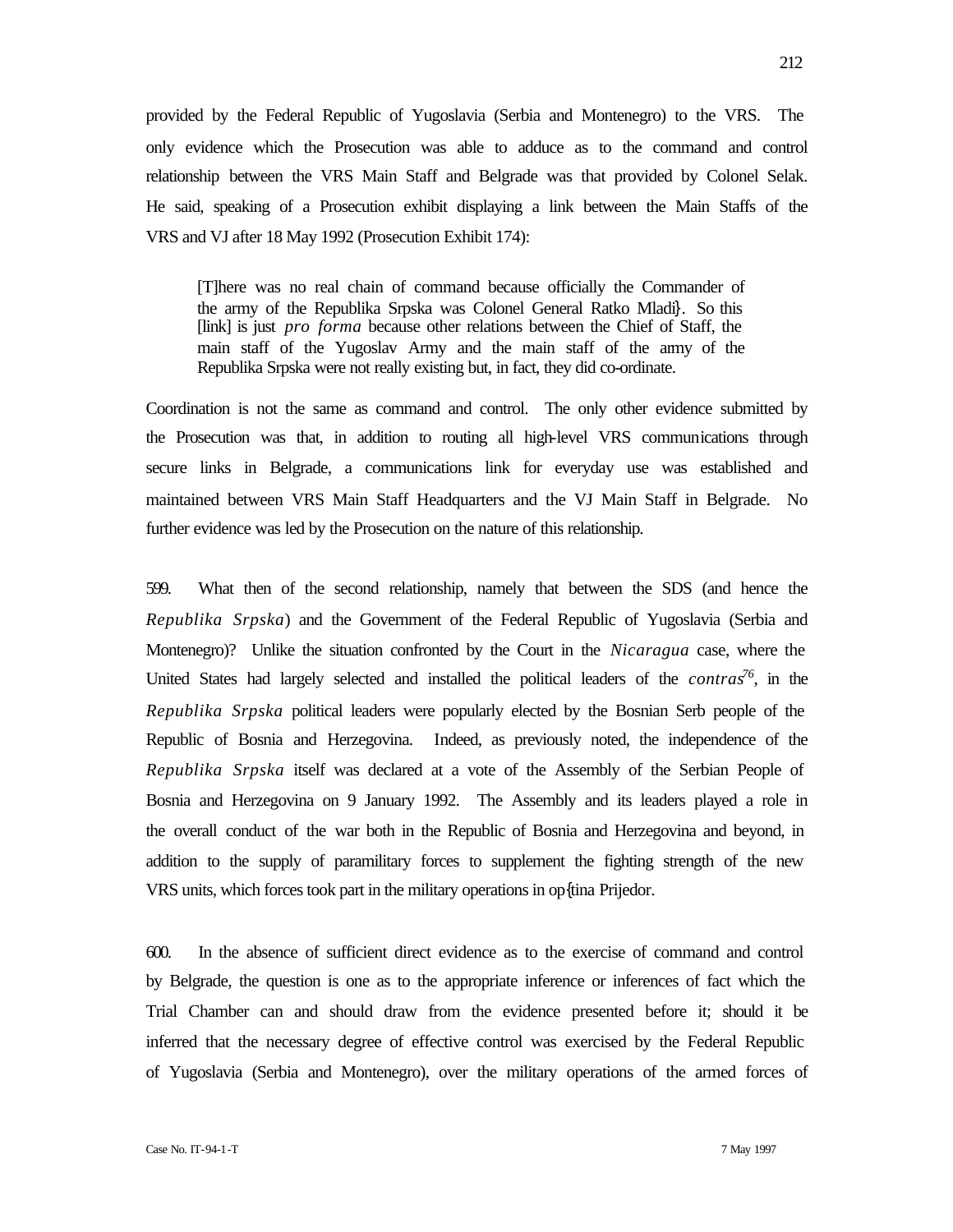provided by the Federal Republic of Yugoslavia (Serbia and Montenegro) to the VRS. The only evidence which the Prosecution was able to adduce as to the command and control relationship between the VRS Main Staff and Belgrade was that provided by Colonel Selak. He said, speaking of a Prosecution exhibit displaying a link between the Main Staffs of the VRS and VJ after 18 May 1992 (Prosecution Exhibit 174):

> [T]here was no real chain of command because officially the Commander of the army of the Republika Srpska was Colonel General Ratko Mladi}. So this [link] is just *pro forma* because other relations between the Chief of Staff, the main staff of the Yugoslav Army and the main staff of the army of the Republika Srpska were not really existing but, in fact, they did co-ordinate.

Coordination is not the same as command and control. The only other evidence submitted by the Prosecution was that, in addition to routing all high-level VRS communications through secure links in Belgrade, a communications link for everyday use was established and maintained between VRS Main Staff Headquarters and the VJ Main Staff in Belgrade. No further evidence was led by the Prosecution on the nature of this relationship.

599. What then of the second relationship, namely that between the SDS (and hence the *Republika Srpska*) and the Government of the Federal Republic of Yugoslavia (Serbia and Montenegro)? Unlike the situation confronted by the Court in the *Nicaragua* case, where the United States had largely selected and installed the political leaders of the *contras*[76], in the *Republika Srpska* political leaders were popularly elected by the Bosnian Serb people of the Republic of Bosnia and Herzegovina. Indeed, as previously noted, the independence of the *Republika Srpska* itself was declared at a vote of the Assembly of the Serbian People of Bosnia and Herzegovina on 9 January 1992. The Assembly and its leaders played a role in the overall conduct of the war both in the Republic of Bosnia and Herzegovina and beyond, in addition to the supply of paramilitary forces to supplement the fighting strength of the new VRS units, which forces took part in the military operations in op{tina Prijedor.

600. In the absence of sufficient direct evidence as to the exercise of command and control by Belgrade, the question is one as to the appropriate inference or inferences of fact which the Trial Chamber can and should draw from the evidence presented before it; should it be inferred that the necessary degree of effective control was exercised by the Federal Republic of Yugoslavia (Serbia and Montenegro), over the military operations of the armed forces of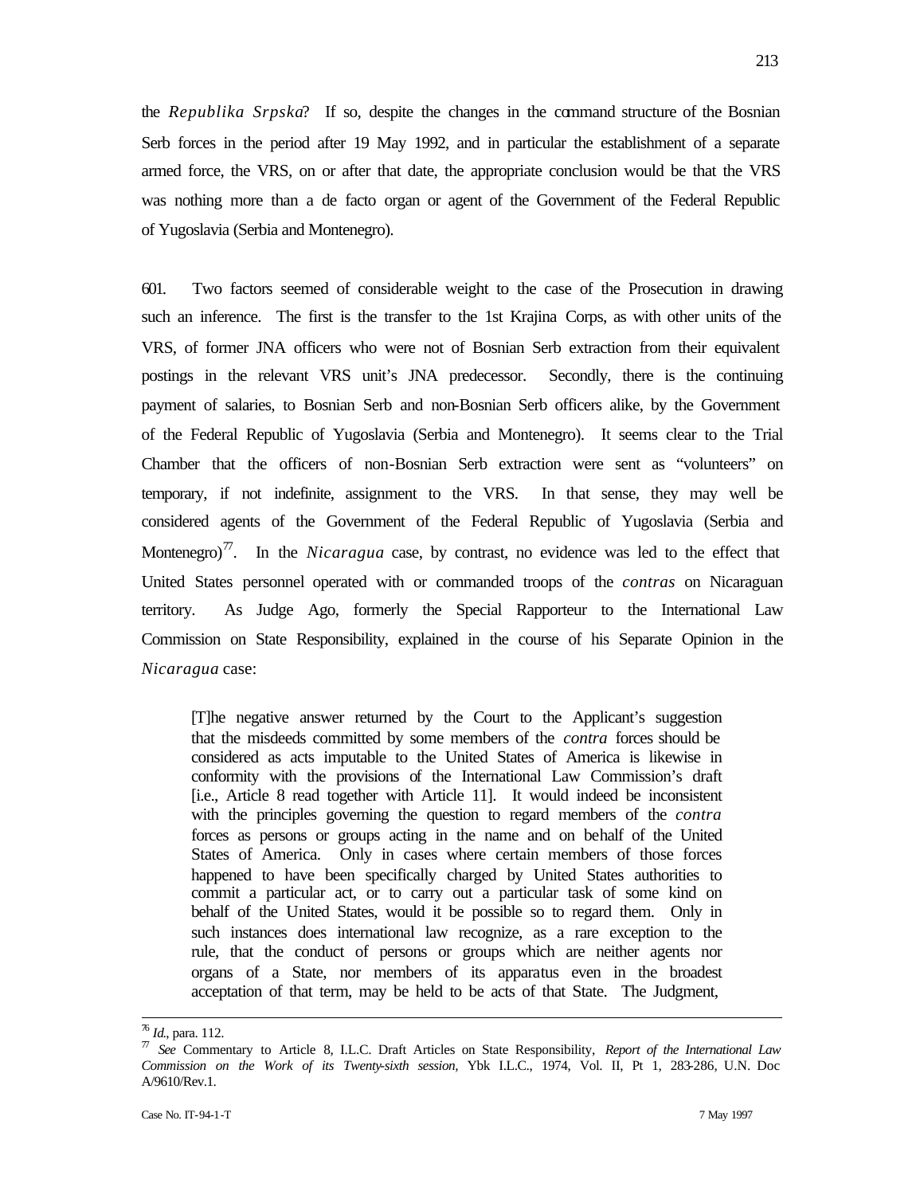the *Republika Srpska*? If so, despite the changes in the command structure of the Bosnian Serb forces in the period after 19 May 1992, and in particular the establishment of a separate armed force, the VRS, on or after that date, the appropriate conclusion would be that the VRS was nothing more than a de facto organ or agent of the Government of the Federal Republic of Yugoslavia (Serbia and Montenegro).

601. Two factors seemed of considerable weight to the case of the Prosecution in drawing such an inference. The first is the transfer to the 1st Krajina Corps, as with other units of the VRS, of former JNA officers who were not of Bosnian Serb extraction from their equivalent postings in the relevant VRS unit's JNA predecessor. Secondly, there is the continuing payment of salaries, to Bosnian Serb and non-Bosnian Serb officers alike, by the Government of the Federal Republic of Yugoslavia (Serbia and Montenegro). It seems clear to the Trial Chamber that the officers of non-Bosnian Serb extraction were sent as "volunteers" on temporary, if not indefinite, assignment to the VRS. In that sense, they may well be considered agents of the Government of the Federal Republic of Yugoslavia (Serbia and Montenegro)[77]. In the *Nicaragua* case, by contrast, no evidence was led to the effect that United States personnel operated with or commanded troops of the *contras* on Nicaraguan territory. As Judge Ago, formerly the Special Rapporteur to the International Law Commission on State Responsibility, explained in the course of his Separate Opinion in the *Nicaragua* case:

> [T]he negative answer returned by the Court to the Applicant's suggestion that the misdeeds committed by some members of the *contra* forces should be considered as acts imputable to the United States of America is likewise in conformity with the provisions of the International Law Commission's draft [i.e., Article 8 read together with Article 11]. It would indeed be inconsistent with the principles governing the question to regard members of the *contra* forces as persons or groups acting in the name and on behalf of the United States of America. Only in cases where certain members of those forces happened to have been specifically charged by United States authorities to commit a particular act, or to carry out a particular task of some kind on behalf of the United States, would it be possible so to regard them. Only in such instances does international law recognize, as a rare exception to the rule, that the conduct of persons or groups which are neither agents nor organs of a State, nor members of its apparatus even in the broadest acceptation of that term, may be held to be acts of that State. The Judgment,

---

[76] *Id.*, para. 112.

[77] *See* Commentary to Article 8, I.L.C. Draft Articles on State Responsibility, *Report of the International Law Commission on the Work of its Twenty-sixth session*, Ybk I.L.C., 1974, Vol. II, Pt 1, 283-286, U.N. Doc A/9610/Rev.1.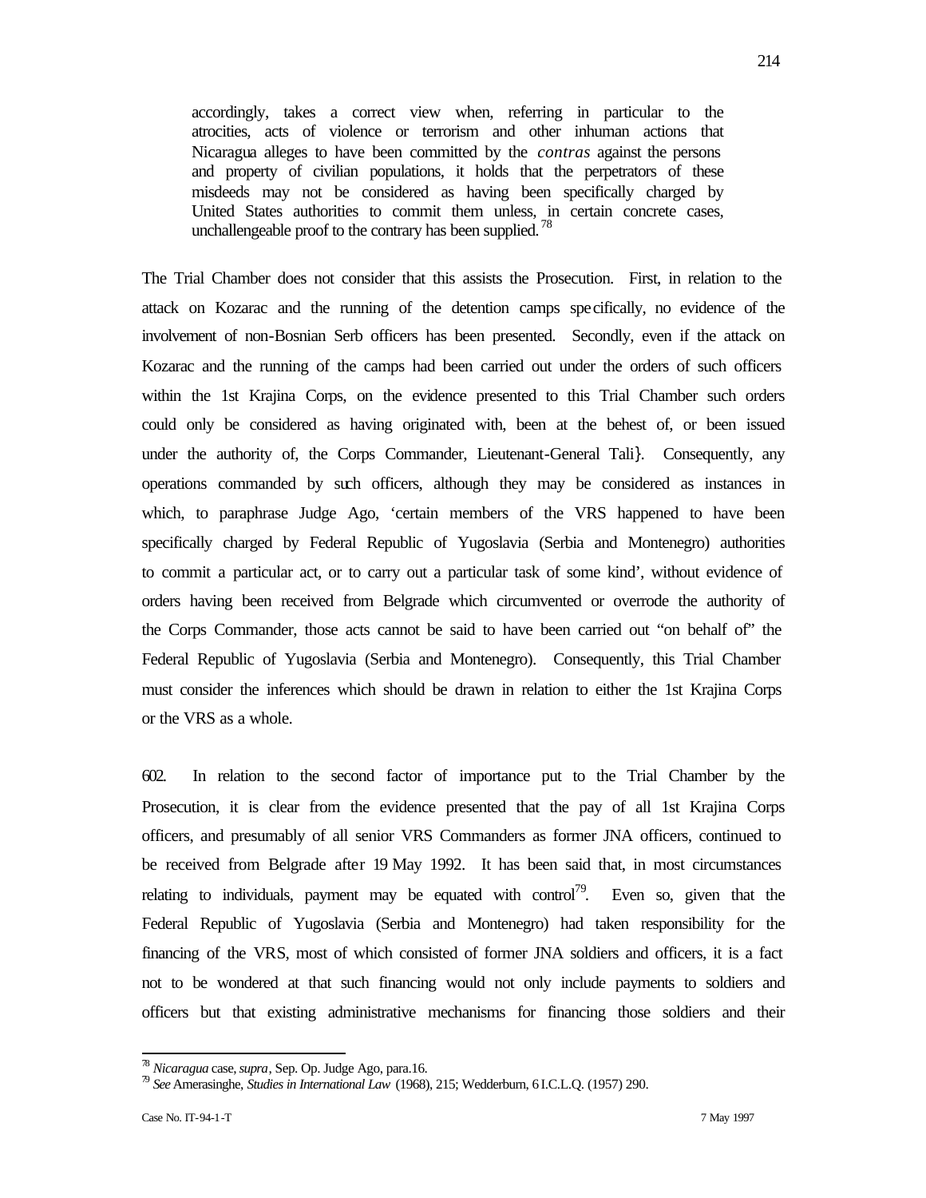> accordingly, takes a correct view when, referring in particular to the atrocities, acts of violence or terrorism and other inhuman actions that Nicaragua alleges to have been committed by the *contras* against the persons and property of civilian populations, it holds that the perpetrators of these misdeeds may not be considered as having been specifically charged by United States authorities to commit them unless, in certain concrete cases, unchallengeable proof to the contrary has been supplied.[78]

The Trial Chamber does not consider that this assists the Prosecution. First, in relation to the attack on Kozarac and the running of the detention camps specifically, no evidence of the involvement of non-Bosnian Serb officers has been presented. Secondly, even if the attack on Kozarac and the running of the camps had been carried out under the orders of such officers within the 1st Krajina Corps, on the evidence presented to this Trial Chamber such orders could only be considered as having originated with, been at the behest of, or been issued under the authority of, the Corps Commander, Lieutenant-General Tali}. Consequently, any operations commanded by such officers, although they may be considered as instances in which, to paraphrase Judge Ago, 'certain members of the VRS happened to have been specifically charged by Federal Republic of Yugoslavia (Serbia and Montenegro) authorities to commit a particular act, or to carry out a particular task of some kind', without evidence of orders having been received from Belgrade which circumvented or overrode the authority of the Corps Commander, those acts cannot be said to have been carried out "on behalf of" the Federal Republic of Yugoslavia (Serbia and Montenegro). Consequently, this Trial Chamber must consider the inferences which should be drawn in relation to either the 1st Krajina Corps or the VRS as a whole.

602. In relation to the second factor of importance put to the Trial Chamber by the Prosecution, it is clear from the evidence presented that the pay of all 1st Krajina Corps officers, and presumably of all senior VRS Commanders as former JNA officers, continued to be received from Belgrade after 19 May 1992. It has been said that, in most circumstances relating to individuals, payment may be equated with control[79]. Even so, given that the Federal Republic of Yugoslavia (Serbia and Montenegro) had taken responsibility for the financing of the VRS, most of which consisted of former JNA soldiers and officers, it is a fact not to be wondered at that such financing would not only include payments to soldiers and officers but that existing administrative mechanisms for financing those soldiers and their

---

[78] *Nicaragua* case, *supra*, Sep. Op. Judge Ago, para.16.

[79] *See* Amerasinghe, *Studies in International Law* (1968), 215; Wedderburn, 6 I.C.L.Q. (1957) 290.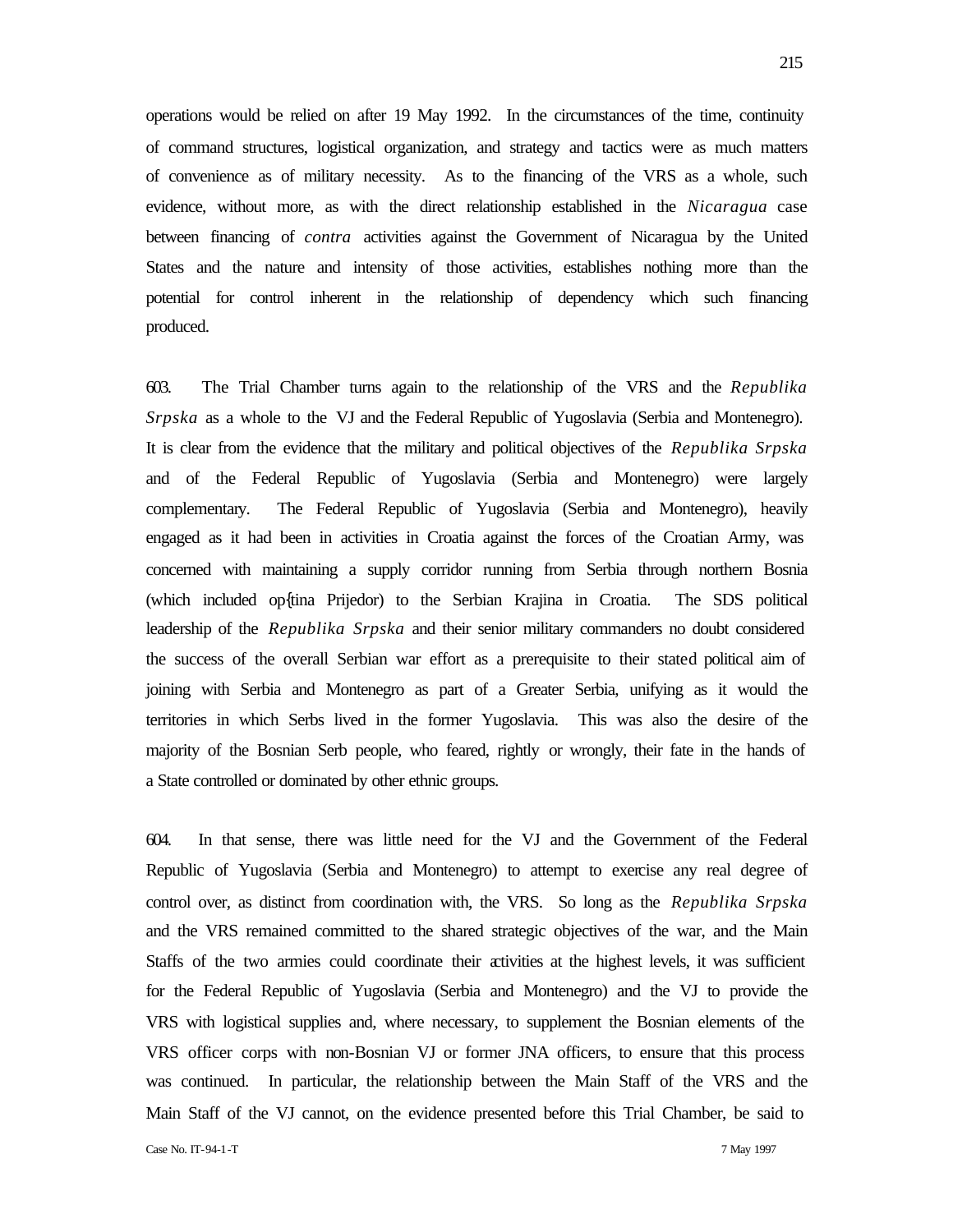operations would be relied on after 19 May 1992. In the circumstances of the time, continuity of command structures, logistical organization, and strategy and tactics were as much matters of convenience as of military necessity. As to the financing of the VRS as a whole, such evidence, without more, as with the direct relationship established in the *Nicaragua* case between financing of *contra* activities against the Government of Nicaragua by the United States and the nature and intensity of those activities, establishes nothing more than the potential for control inherent in the relationship of dependency which such financing produced.

603. The Trial Chamber turns again to the relationship of the VRS and the *Republika Srpska* as a whole to the VJ and the Federal Republic of Yugoslavia (Serbia and Montenegro). It is clear from the evidence that the military and political objectives of the *Republika Srpska* and of the Federal Republic of Yugoslavia (Serbia and Montenegro) were largely complementary. The Federal Republic of Yugoslavia (Serbia and Montenegro), heavily engaged as it had been in activities in Croatia against the forces of the Croatian Army, was concerned with maintaining a supply corridor running from Serbia through northern Bosnia (which included op{tina Prijedor) to the Serbian Krajina in Croatia. The SDS political leadership of the *Republika Srpska* and their senior military commanders no doubt considered the success of the overall Serbian war effort as a prerequisite to their stated political aim of joining with Serbia and Montenegro as part of a Greater Serbia, unifying as it would the territories in which Serbs lived in the former Yugoslavia. This was also the desire of the majority of the Bosnian Serb people, who feared, rightly or wrongly, their fate in the hands of a State controlled or dominated by other ethnic groups.

604. In that sense, there was little need for the VJ and the Government of the Federal Republic of Yugoslavia (Serbia and Montenegro) to attempt to exercise any real degree of control over, as distinct from coordination with, the VRS. So long as the *Republika Srpska* and the VRS remained committed to the shared strategic objectives of the war, and the Main Staffs of the two armies could coordinate their activities at the highest levels, it was sufficient for the Federal Republic of Yugoslavia (Serbia and Montenegro) and the VJ to provide the VRS with logistical supplies and, where necessary, to supplement the Bosnian elements of the VRS officer corps with non-Bosnian VJ or former JNA officers, to ensure that this process was continued. In particular, the relationship between the Main Staff of the VRS and the Main Staff of the VJ cannot, on the evidence presented before this Trial Chamber, be said to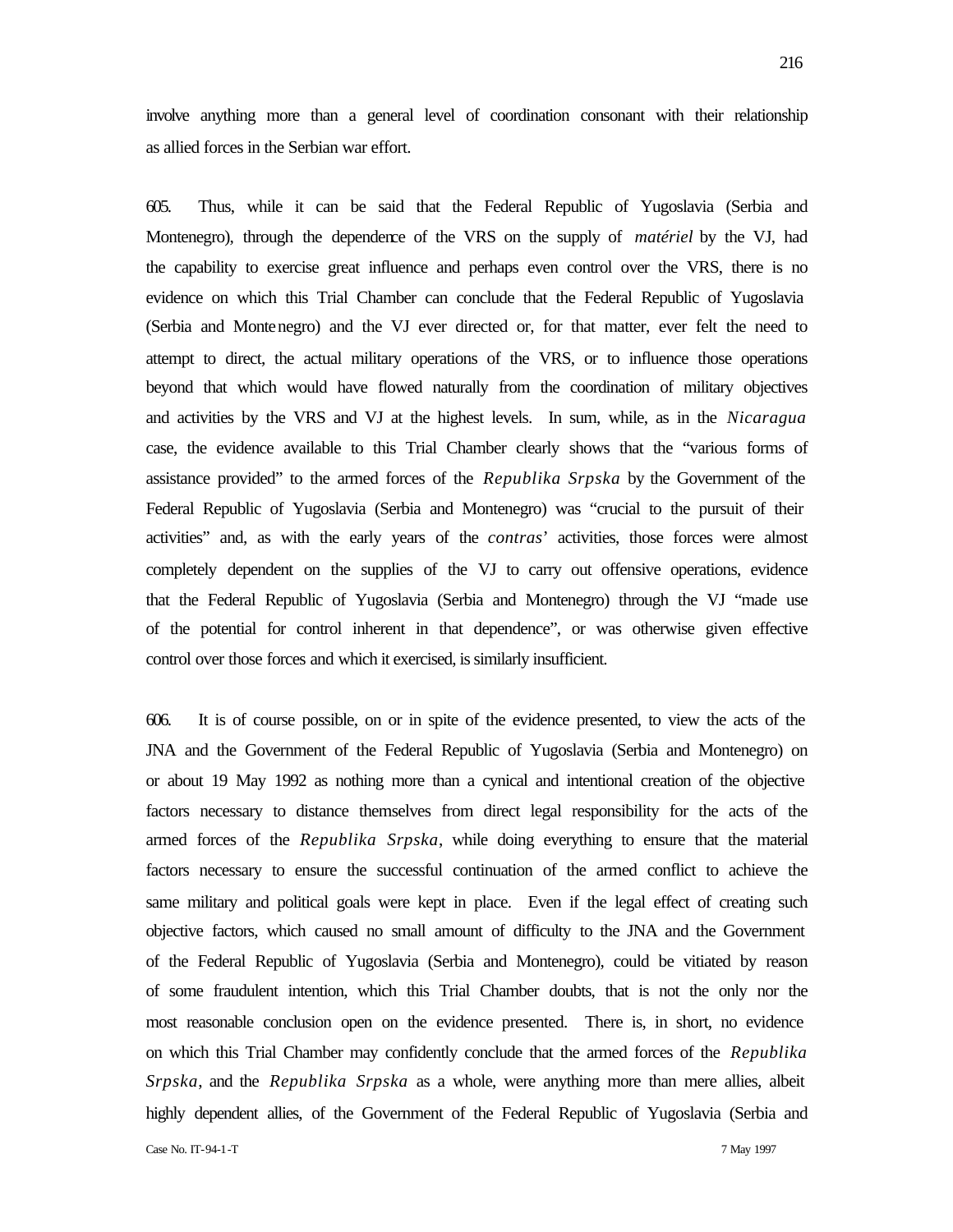involve anything more than a general level of coordination consonant with their relationship as allied forces in the Serbian war effort.

605. Thus, while it can be said that the Federal Republic of Yugoslavia (Serbia and Montenegro), through the dependence of the VRS on the supply of *matériel* by the VJ, had the capability to exercise great influence and perhaps even control over the VRS, there is no evidence on which this Trial Chamber can conclude that the Federal Republic of Yugoslavia (Serbia and Montenegro) and the VJ ever directed or, for that matter, ever felt the need to attempt to direct, the actual military operations of the VRS, or to influence those operations beyond that which would have flowed naturally from the coordination of military objectives and activities by the VRS and VJ at the highest levels. In sum, while, as in the *Nicaragua* case, the evidence available to this Trial Chamber clearly shows that the "various forms of assistance provided" to the armed forces of the *Republika Srpska* by the Government of the Federal Republic of Yugoslavia (Serbia and Montenegro) was "crucial to the pursuit of their activities" and, as with the early years of the *contras*' activities, those forces were almost completely dependent on the supplies of the VJ to carry out offensive operations, evidence that the Federal Republic of Yugoslavia (Serbia and Montenegro) through the VJ "made use of the potential for control inherent in that dependence", or was otherwise given effective control over those forces and which it exercised, is similarly insufficient.

606. It is of course possible, on or in spite of the evidence presented, to view the acts of the JNA and the Government of the Federal Republic of Yugoslavia (Serbia and Montenegro) on or about 19 May 1992 as nothing more than a cynical and intentional creation of the objective factors necessary to distance themselves from direct legal responsibility for the acts of the armed forces of the *Republika Srpska*, while doing everything to ensure that the material factors necessary to ensure the successful continuation of the armed conflict to achieve the same military and political goals were kept in place. Even if the legal effect of creating such objective factors, which caused no small amount of difficulty to the JNA and the Government of the Federal Republic of Yugoslavia (Serbia and Montenegro), could be vitiated by reason of some fraudulent intention, which this Trial Chamber doubts, that is not the only nor the most reasonable conclusion open on the evidence presented. There is, in short, no evidence on which this Trial Chamber may confidently conclude that the armed forces of the *Republika Srpska*, and the *Republika Srpska* as a whole, were anything more than mere allies, albeit highly dependent allies, of the Government of the Federal Republic of Yugoslavia (Serbia and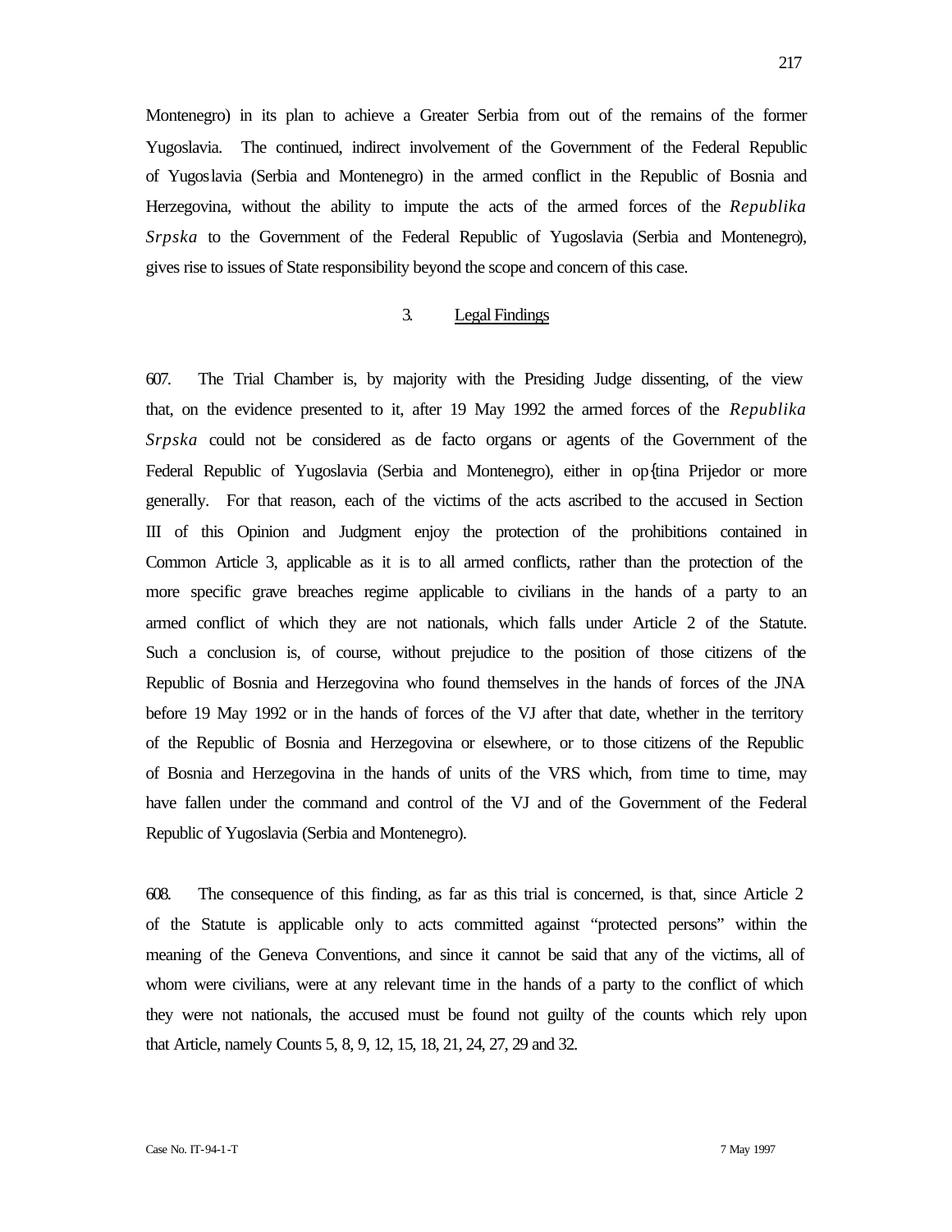Montenegro) in its plan to achieve a Greater Serbia from out of the remains of the former Yugoslavia. The continued, indirect involvement of the Government of the Federal Republic of Yugoslavia (Serbia and Montenegro) in the armed conflict in the Republic of Bosnia and Herzegovina, without the ability to impute the acts of the armed forces of the *Republika Srpska* to the Government of the Federal Republic of Yugoslavia (Serbia and Montenegro), gives rise to issues of State responsibility beyond the scope and concern of this case.

### 3. Legal Findings

607. The Trial Chamber is, by majority with the Presiding Judge dissenting, of the view that, on the evidence presented to it, after 19 May 1992 the armed forces of the *Republika Srpska* could not be considered as de facto organs or agents of the Government of the Federal Republic of Yugoslavia (Serbia and Montenegro), either in op{tina Prijedor or more generally. For that reason, each of the victims of the acts ascribed to the accused in Section III of this Opinion and Judgment enjoy the protection of the prohibitions contained in Common Article 3, applicable as it is to all armed conflicts, rather than the protection of the more specific grave breaches regime applicable to civilians in the hands of a party to an armed conflict of which they are not nationals, which falls under Article 2 of the Statute. Such a conclusion is, of course, without prejudice to the position of those citizens of the Republic of Bosnia and Herzegovina who found themselves in the hands of forces of the JNA before 19 May 1992 or in the hands of forces of the VJ after that date, whether in the territory of the Republic of Bosnia and Herzegovina or elsewhere, or to those citizens of the Republic of Bosnia and Herzegovina in the hands of units of the VRS which, from time to time, may have fallen under the command and control of the VJ and of the Government of the Federal Republic of Yugoslavia (Serbia and Montenegro).

608. The consequence of this finding, as far as this trial is concerned, is that, since Article 2 of the Statute is applicable only to acts committed against "protected persons" within the meaning of the Geneva Conventions, and since it cannot be said that any of the victims, all of whom were civilians, were at any relevant time in the hands of a party to the conflict of which they were not nationals, the accused must be found not guilty of the counts which rely upon that Article, namely Counts 5, 8, 9, 12, 15, 18, 21, 24, 27, 29 and 32.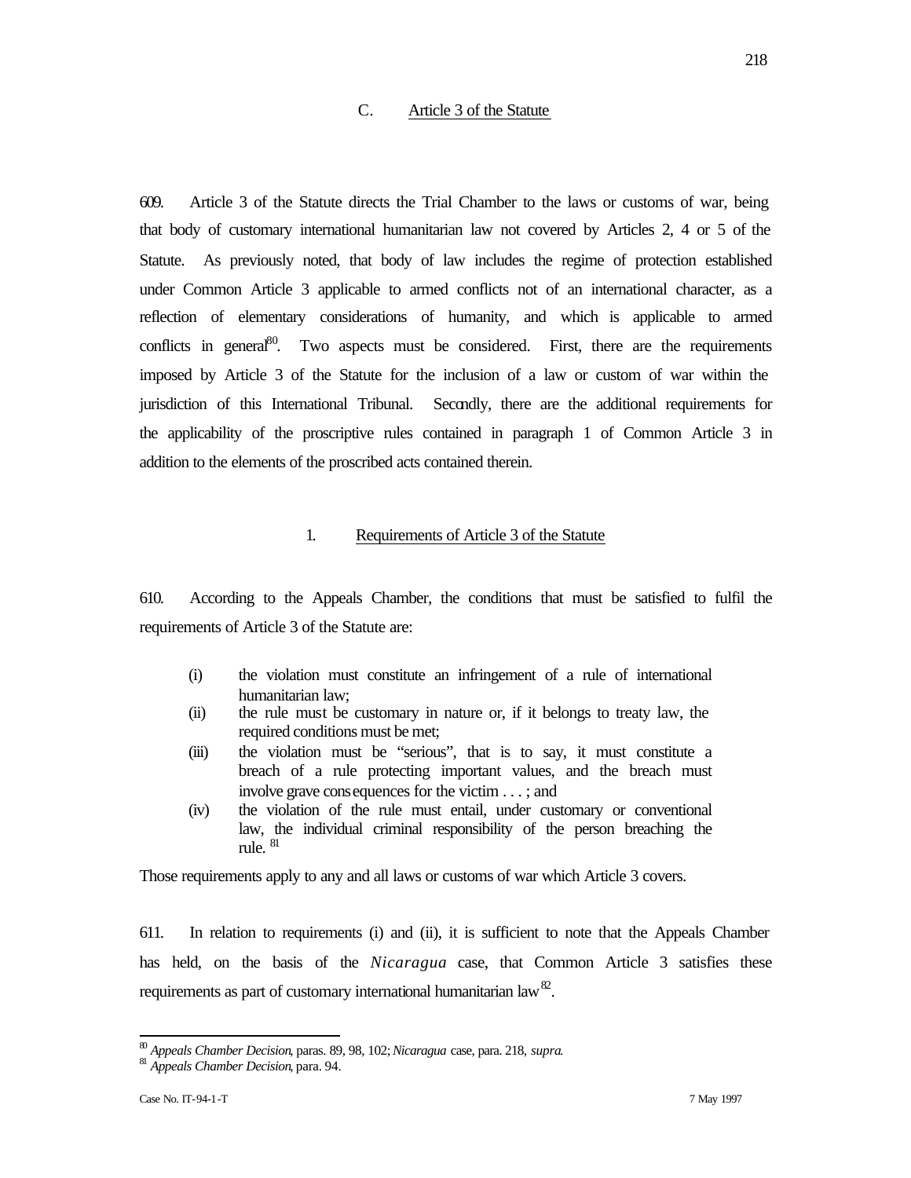### C. Article 3 of the Statute

609. Article 3 of the Statute directs the Trial Chamber to the laws or customs of war, being that body of customary international humanitarian law not covered by Articles 2, 4 or 5 of the Statute. As previously noted, that body of law includes the regime of protection established under Common Article 3 applicable to armed conflicts not of an international character, as a reflection of elementary considerations of humanity, and which is applicable to armed conflicts in general[80]. Two aspects must be considered. First, there are the requirements imposed by Article 3 of the Statute for the inclusion of a law or custom of war within the jurisdiction of this International Tribunal. Secondly, there are the additional requirements for the applicability of the proscriptive rules contained in paragraph 1 of Common Article 3 in addition to the elements of the proscribed acts contained therein.

#### 1. Requirements of Article 3 of the Statute

610. According to the Appeals Chamber, the conditions that must be satisfied to fulfil the requirements of Article 3 of the Statute are:

> (i) the violation must constitute an infringement of a rule of international humanitarian law;
>
> (ii) the rule must be customary in nature or, if it belongs to treaty law, the required conditions must be met;
>
> (iii) the violation must be "serious", that is to say, it must constitute a breach of a rule protecting important values, and the breach must involve grave consequences for the victim . . . ; and
>
> (iv) the violation of the rule must entail, under customary or conventional law, the individual criminal responsibility of the person breaching the rule. [81]

Those requirements apply to any and all laws or customs of war which Article 3 covers.

611. In relation to requirements (i) and (ii), it is sufficient to note that the Appeals Chamber has held, on the basis of the *Nicaragua* case, that Common Article 3 satisfies these requirements as part of customary international humanitarian law[82].

---

[80] *Appeals Chamber Decision*, paras. 89, 98, 102; *Nicaragua* case, para. 218, *supra*.

[81] *Appeals Chamber Decision*, para. 94.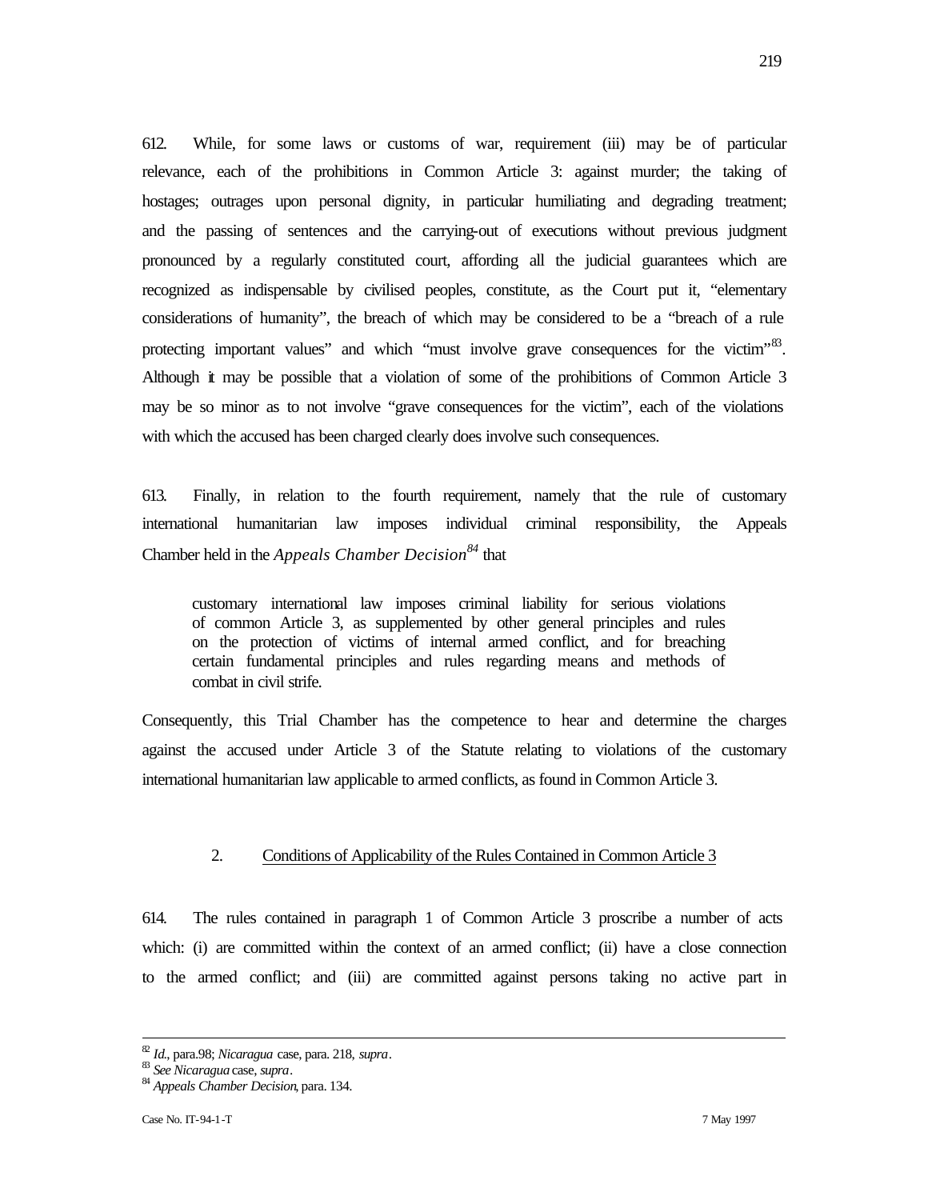612. While, for some laws or customs of war, requirement (iii) may be of particular relevance, each of the prohibitions in Common Article 3: against murder; the taking of hostages; outrages upon personal dignity, in particular humiliating and degrading treatment; and the passing of sentences and the carrying-out of executions without previous judgment pronounced by a regularly constituted court, affording all the judicial guarantees which are recognized as indispensable by civilised peoples, constitute, as the Court put it, "elementary considerations of humanity", the breach of which may be considered to be a "breach of a rule protecting important values" and which "must involve grave consequences for the victim"[83]. Although it may be possible that a violation of some of the prohibitions of Common Article 3 may be so minor as to not involve "grave consequences for the victim", each of the violations with which the accused has been charged clearly does involve such consequences.

613. Finally, in relation to the fourth requirement, namely that the rule of customary international humanitarian law imposes individual criminal responsibility, the Appeals Chamber held in the *Appeals Chamber Decision*[84] that

> customary international law imposes criminal liability for serious violations of common Article 3, as supplemented by other general principles and rules on the protection of victims of internal armed conflict, and for breaching certain fundamental principles and rules regarding means and methods of combat in civil strife.

Consequently, this Trial Chamber has the competence to hear and determine the charges against the accused under Article 3 of the Statute relating to violations of the customary international humanitarian law applicable to armed conflicts, as found in Common Article 3.

### 2. Conditions of Applicability of the Rules Contained in Common Article 3

614. The rules contained in paragraph 1 of Common Article 3 proscribe a number of acts which: (i) are committed within the context of an armed conflict; (ii) have a close connection to the armed conflict; and (iii) are committed against persons taking no active part in

---

[82] *Id.*, para.98; *Nicaragua* case, para. 218, *supra*.

[83] *See Nicaragua* case, *supra*.

[84] *Appeals Chamber Decision*, para. 134.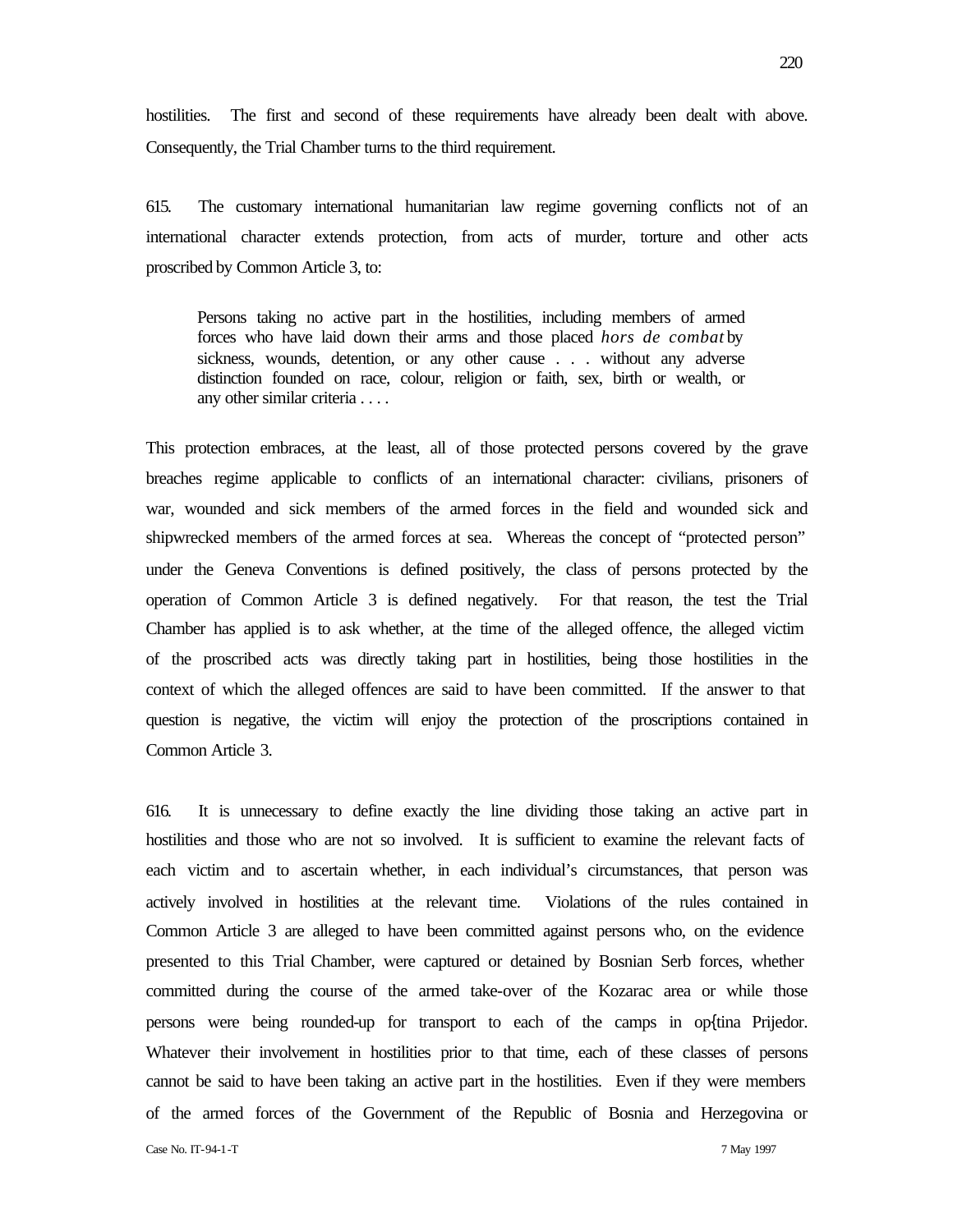hostilities. The first and second of these requirements have already been dealt with above. Consequently, the Trial Chamber turns to the third requirement.

615. The customary international humanitarian law regime governing conflicts not of an international character extends protection, from acts of murder, torture and other acts proscribed by Common Article 3, to:

> Persons taking no active part in the hostilities, including members of armed forces who have laid down their arms and those placed *hors de combat* by sickness, wounds, detention, or any other cause . . . without any adverse distinction founded on race, colour, religion or faith, sex, birth or wealth, or any other similar criteria . . . .

This protection embraces, at the least, all of those protected persons covered by the grave breaches regime applicable to conflicts of an international character: civilians, prisoners of war, wounded and sick members of the armed forces in the field and wounded sick and shipwrecked members of the armed forces at sea. Whereas the concept of "protected person" under the Geneva Conventions is defined positively, the class of persons protected by the operation of Common Article 3 is defined negatively. For that reason, the test the Trial Chamber has applied is to ask whether, at the time of the alleged offence, the alleged victim of the proscribed acts was directly taking part in hostilities, being those hostilities in the context of which the alleged offences are said to have been committed. If the answer to that question is negative, the victim will enjoy the protection of the proscriptions contained in Common Article 3.

616. It is unnecessary to define exactly the line dividing those taking an active part in hostilities and those who are not so involved. It is sufficient to examine the relevant facts of each victim and to ascertain whether, in each individual's circumstances, that person was actively involved in hostilities at the relevant time. Violations of the rules contained in Common Article 3 are alleged to have been committed against persons who, on the evidence presented to this Trial Chamber, were captured or detained by Bosnian Serb forces, whether committed during the course of the armed take-over of the Kozarac area or while those persons were being rounded-up for transport to each of the camps in op{tina Prijedor. Whatever their involvement in hostilities prior to that time, each of these classes of persons cannot be said to have been taking an active part in the hostilities. Even if they were members of the armed forces of the Government of the Republic of Bosnia and Herzegovina or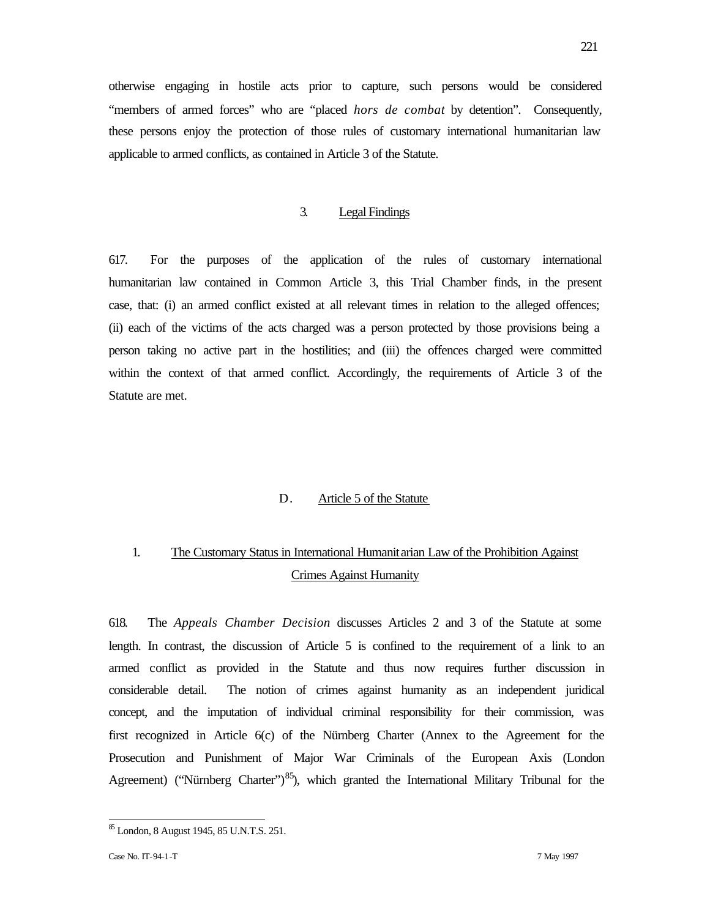otherwise engaging in hostile acts prior to capture, such persons would be considered "members of armed forces" who are "placed *hors de combat* by detention". Consequently, these persons enjoy the protection of those rules of customary international humanitarian law applicable to armed conflicts, as contained in Article 3 of the Statute.

### 3. Legal Findings

617. For the purposes of the application of the rules of customary international humanitarian law contained in Common Article 3, this Trial Chamber finds, in the present case, that: (i) an armed conflict existed at all relevant times in relation to the alleged offences; (ii) each of the victims of the acts charged was a person protected by those provisions being a person taking no active part in the hostilities; and (iii) the offences charged were committed within the context of that armed conflict. Accordingly, the requirements of Article 3 of the Statute are met.

## D. Article 5 of the Statute

### 1. The Customary Status in International Humanitarian Law of the Prohibition Against Crimes Against Humanity

618. The *Appeals Chamber Decision* discusses Articles 2 and 3 of the Statute at some length. In contrast, the discussion of Article 5 is confined to the requirement of a link to an armed conflict as provided in the Statute and thus now requires further discussion in considerable detail. The notion of crimes against humanity as an independent juridical concept, and the imputation of individual criminal responsibility for their commission, was first recognized in Article 6(c) of the Nürnberg Charter (Annex to the Agreement for the Prosecution and Punishment of Major War Criminals of the European Axis (London Agreement) ("Nürnberg Charter")[85]), which granted the International Military Tribunal for the

[85] London, 8 August 1945, 85 U.N.T.S. 251.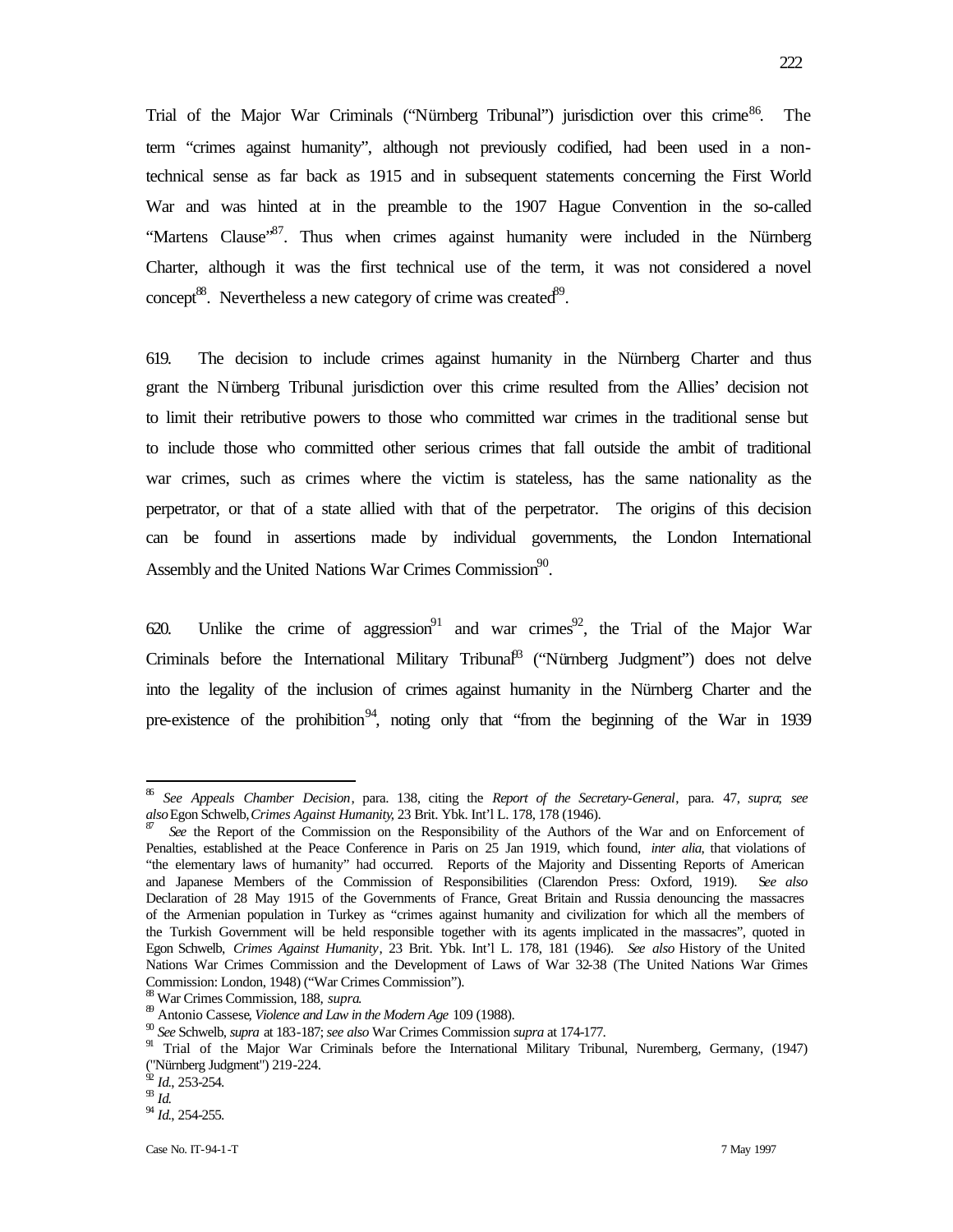Trial of the Major War Criminals ("Nürnberg Tribunal") jurisdiction over this crime[86]. The term "crimes against humanity", although not previously codified, had been used in a non-technical sense as far back as 1915 and in subsequent statements concerning the First World War and was hinted at in the preamble to the 1907 Hague Convention in the so-called "Martens Clause"[87]. Thus when crimes against humanity were included in the Nürnberg Charter, although it was the first technical use of the term, it was not considered a novel concept[88]. Nevertheless a new category of crime was created[89].

619. The decision to include crimes against humanity in the Nürnberg Charter and thus grant the Nürnberg Tribunal jurisdiction over this crime resulted from the Allies' decision not to limit their retributive powers to those who committed war crimes in the traditional sense but to include those who committed other serious crimes that fall outside the ambit of traditional war crimes, such as crimes where the victim is stateless, has the same nationality as the perpetrator, or that of a state allied with that of the perpetrator. The origins of this decision can be found in assertions made by individual governments, the London International Assembly and the United Nations War Crimes Commission[90].

620. Unlike the crime of aggression[91] and war crimes[92], the Trial of the Major War Criminals before the International Military Tribunal[93] ("Nürnberg Judgment") does not delve into the legality of the inclusion of crimes against humanity in the Nürnberg Charter and the pre-existence of the prohibition[94], noting only that "from the beginning of the War in 1939

---

[86] *See Appeals Chamber Decision*, para. 138, citing the *Report of the Secretary-General*, para. 47, *supra*; *see also* Egon Schwelb, *Crimes Against Humanity*, 23 Brit. Ybk. Int'l L. 178, 178 (1946).

[87] *See* the Report of the Commission on the Responsibility of the Authors of the War and on Enforcement of Penalties, established at the Peace Conference in Paris on 25 Jan 1919, which found, *inter alia*, that violations of "the elementary laws of humanity" had occurred. Reports of the Majority and Dissenting Reports of American and Japanese Members of the Commission of Responsibilities (Clarendon Press: Oxford, 1919). *See also* Declaration of 28 May 1915 of the Governments of France, Great Britain and Russia denouncing the massacres of the Armenian population in Turkey as "crimes against humanity and civilization for which all the members of the Turkish Government will be held responsible together with its agents implicated in the massacres", quoted in Egon Schwelb, *Crimes Against Humanity*, 23 Brit. Ybk. Int'l L. 178, 181 (1946). *See also* History of the United Nations War Crimes Commission and the Development of Laws of War 32-38 (The United Nations War Crimes Commission: London, 1948) ("War Crimes Commission").

[88] War Crimes Commission, 188, *supra*.

[89] Antonio Cassese, *Violence and Law in the Modern Age* 109 (1988).

[90] *See* Schwelb, *supra* at 183-187; *see also* War Crimes Commission *supra* at 174-177.

[91] Trial of the Major War Criminals before the International Military Tribunal, Nuremberg, Germany, (1947) ("Nürnberg Judgment") 219-224.

[92] *Id.*, 253-254.

[93] *Id.*

[94] *Id.*, 254-255.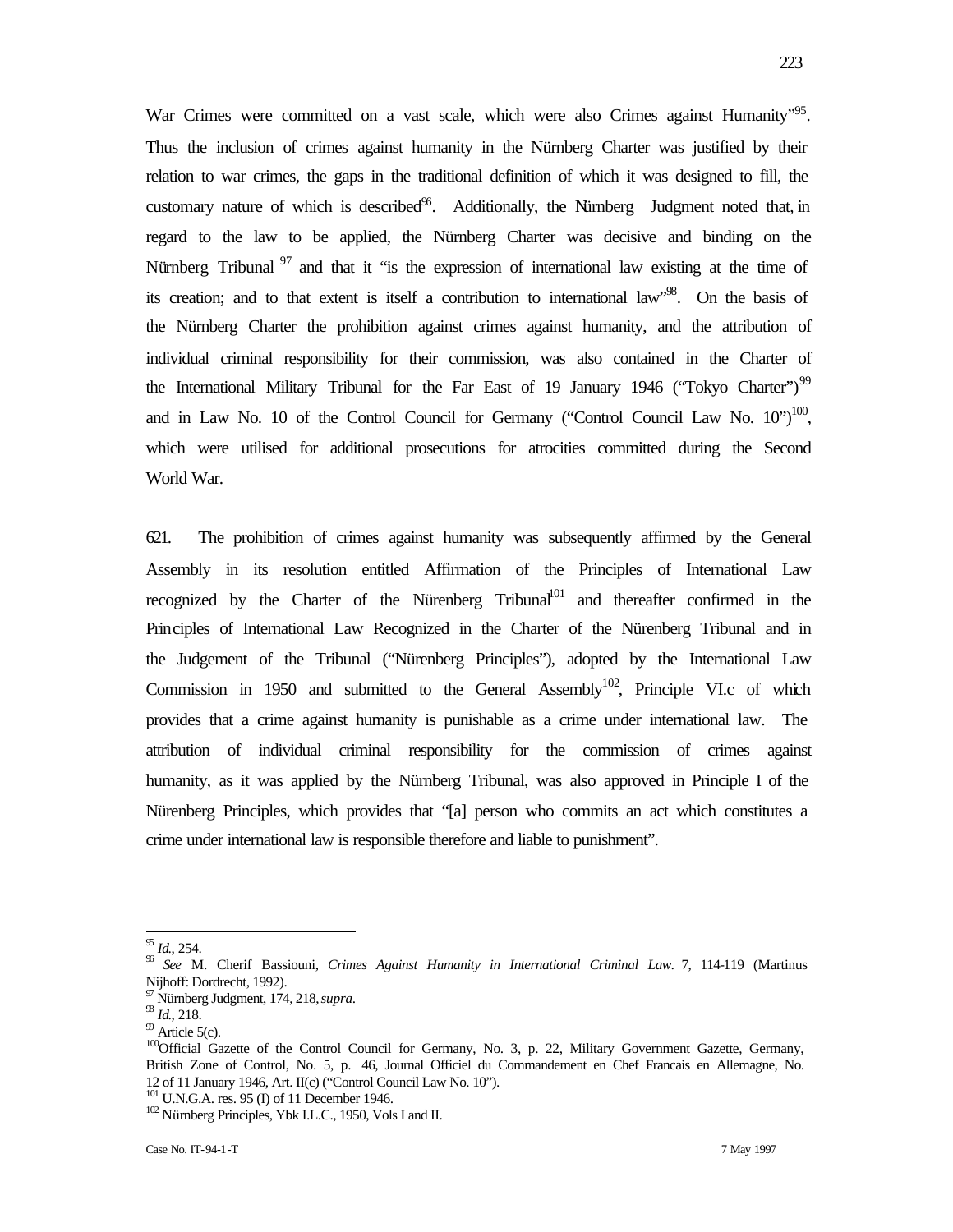War Crimes were committed on a vast scale, which were also Crimes against Humanity"[95]. Thus the inclusion of crimes against humanity in the Nürnberg Charter was justified by their relation to war crimes, the gaps in the traditional definition of which it was designed to fill, the customary nature of which is described[96]. Additionally, the Nürnberg Judgment noted that, in regard to the law to be applied, the Nürnberg Charter was decisive and binding on the Nürnberg Tribunal [97] and that it "is the expression of international law existing at the time of its creation; and to that extent is itself a contribution to international law"[98]. On the basis of the Nürnberg Charter the prohibition against crimes against humanity, and the attribution of individual criminal responsibility for their commission, was also contained in the Charter of the International Military Tribunal for the Far East of 19 January 1946 ("Tokyo Charter")[99] and in Law No. 10 of the Control Council for Germany ("Control Council Law No. 10")[100], which were utilised for additional prosecutions for atrocities committed during the Second World War.

621. The prohibition of crimes against humanity was subsequently affirmed by the General Assembly in its resolution entitled Affirmation of the Principles of International Law recognized by the Charter of the Nürenberg Tribunal[101] and thereafter confirmed in the Principles of International Law Recognized in the Charter of the Nürenberg Tribunal and in the Judgement of the Tribunal ("Nürenberg Principles"), adopted by the International Law Commission in 1950 and submitted to the General Assembly[102], Principle VI.c of which provides that a crime against humanity is punishable as a crime under international law. The attribution of individual criminal responsibility for the commission of crimes against humanity, as it was applied by the Nürnberg Tribunal, was also approved in Principle I of the Nürenberg Principles, which provides that "[a] person who commits an act which constitutes a crime under international law is responsible therefore and liable to punishment".

---

[95] *Id.*, 254.

[96] *See* M. Cherif Bassiouni, *Crimes Against Humanity in International Criminal Law*. 7, 114-119 (Martinus Nijhoff: Dordrecht, 1992).

[97] Nürnberg Judgment, 174, 218, *supra*.

[98] *Id.*, 218.

[99] Article 5(c).

[100] Official Gazette of the Control Council for Germany, No. 3, p. 22, Military Government Gazette, Germany, British Zone of Control, No. 5, p. 46, Journal Officiel du Commandement en Chef Francais en Allemagne, No. 12 of 11 January 1946, Art. II(c) ("Control Council Law No. 10").

[101] U.N.G.A. res. 95 (I) of 11 December 1946.

[102] Nürnberg Principles, Ybk I.L.C., 1950, Vols I and II.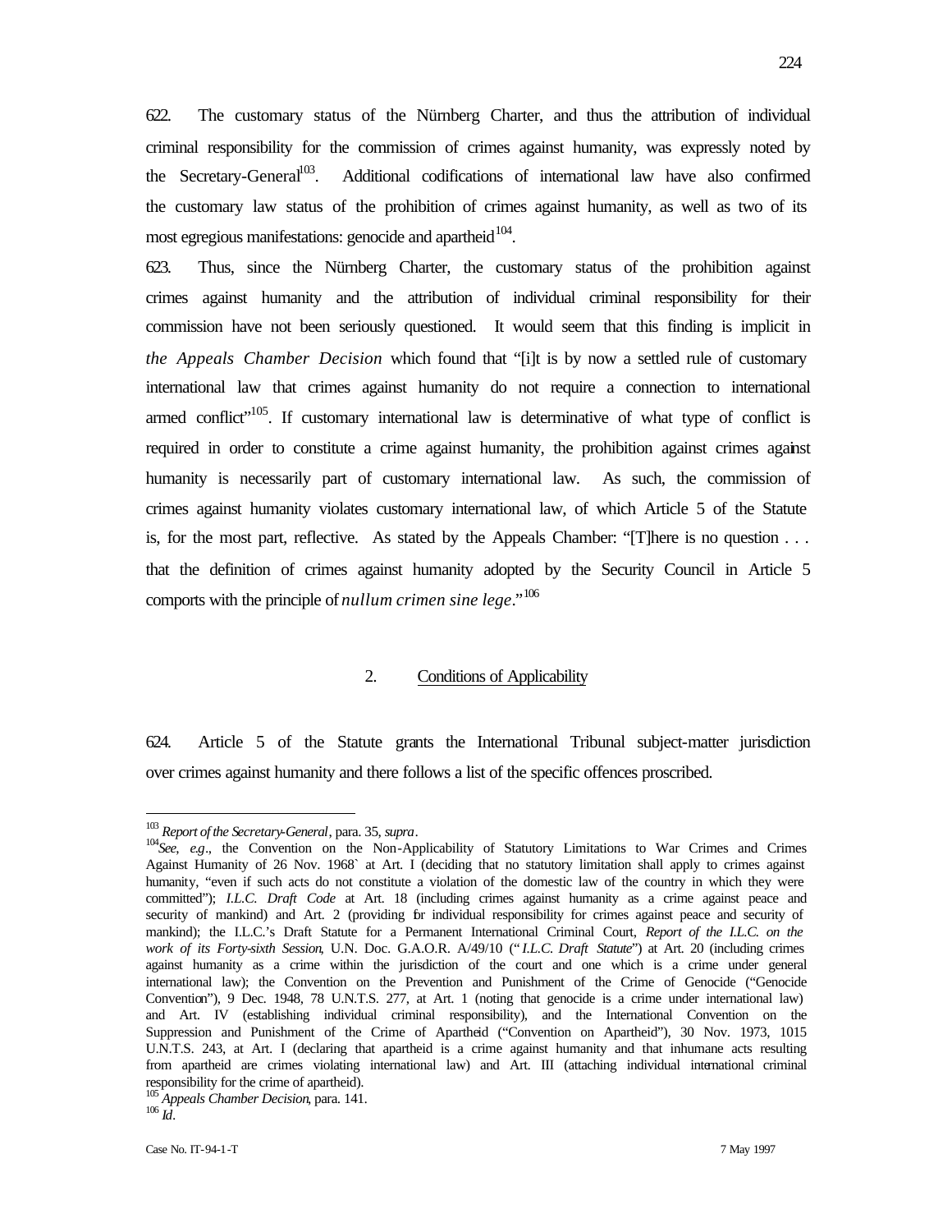622. The customary status of the Nürnberg Charter, and thus the attribution of individual criminal responsibility for the commission of crimes against humanity, was expressly noted by the Secretary-General[103]. Additional codifications of international law have also confirmed the customary law status of the prohibition of crimes against humanity, as well as two of its most egregious manifestations: genocide and apartheid[104].

623. Thus, since the Nürnberg Charter, the customary status of the prohibition against crimes against humanity and the attribution of individual criminal responsibility for their commission have not been seriously questioned. It would seem that this finding is implicit in *the Appeals Chamber Decision* which found that "[i]t is by now a settled rule of customary international law that crimes against humanity do not require a connection to international armed conflict"[105]. If customary international law is determinative of what type of conflict is required in order to constitute a crime against humanity, the prohibition against crimes against humanity is necessarily part of customary international law. As such, the commission of crimes against humanity violates customary international law, of which Article 5 of the Statute is, for the most part, reflective. As stated by the Appeals Chamber: "[T]here is no question . . . that the definition of crimes against humanity adopted by the Security Council in Article 5 comports with the principle of *nullum crimen sine lege*."[106]

## 2. Conditions of Applicability

624. Article 5 of the Statute grants the International Tribunal subject-matter jurisdiction over crimes against humanity and there follows a list of the specific offences proscribed.

---

[103] *Report of the Secretary-General*, para. 35, *supra*.

[104] *See*, *e.g.*, the Convention on the Non-Applicability of Statutory Limitations to War Crimes and Crimes Against Humanity of 26 Nov. 1968` at Art. I (deciding that no statutory limitation shall apply to crimes against humanity, "even if such acts do not constitute a violation of the domestic law of the country in which they were committed"); *I.L.C. Draft Code* at Art. 18 (including crimes against humanity as a crime against peace and security of mankind) and Art. 2 (providing for individual responsibility for crimes against peace and security of mankind); the I.L.C.'s Draft Statute for a Permanent International Criminal Court, *Report of the I.L.C. on the work of its Forty-sixth Session*, U.N. Doc. G.A.O.R. A/49/10 ("*I.L.C. Draft Statute*") at Art. 20 (including crimes against humanity as a crime within the jurisdiction of the court and one which is a crime under general international law); the Convention on the Prevention and Punishment of the Crime of Genocide ("Genocide Convention"), 9 Dec. 1948, 78 U.N.T.S. 277, at Art. 1 (noting that genocide is a crime under international law) and Art. IV (establishing individual criminal responsibility), and the International Convention on the Suppression and Punishment of the Crime of Apartheid ("Convention on Apartheid"), 30 Nov. 1973, 1015 U.N.T.S. 243, at Art. I (declaring that apartheid is a crime against humanity and that inhumane acts resulting from apartheid are crimes violating international law) and Art. III (attaching individual international criminal responsibility for the crime of apartheid).

[105] *Appeals Chamber Decision*, para. 141.

[106] *Id*.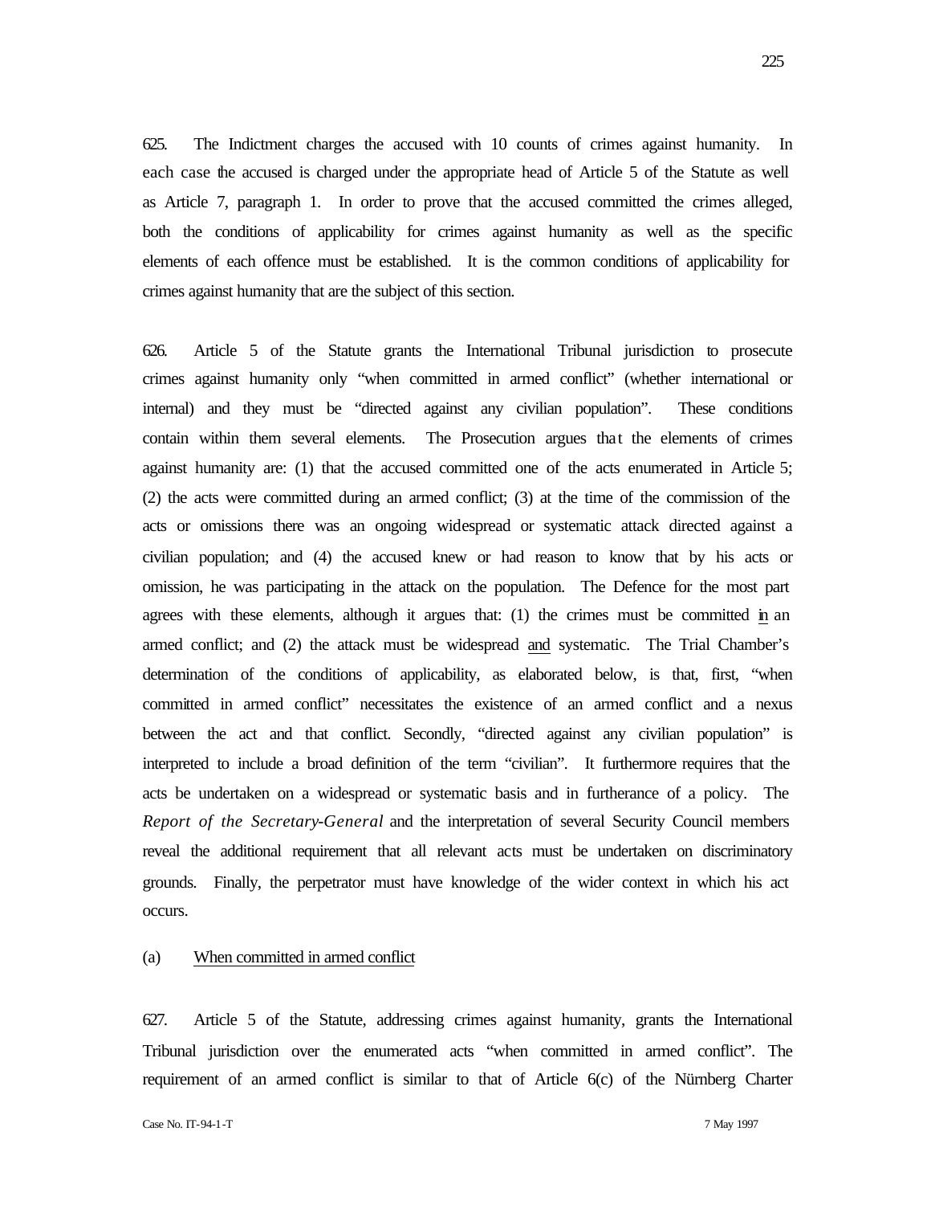625. The Indictment charges the accused with 10 counts of crimes against humanity. In each case the accused is charged under the appropriate head of Article 5 of the Statute as well as Article 7, paragraph 1. In order to prove that the accused committed the crimes alleged, both the conditions of applicability for crimes against humanity as well as the specific elements of each offence must be established. It is the common conditions of applicability for crimes against humanity that are the subject of this section.

626. Article 5 of the Statute grants the International Tribunal jurisdiction to prosecute crimes against humanity only "when committed in armed conflict" (whether international or internal) and they must be "directed against any civilian population". These conditions contain within them several elements. The Prosecution argues that the elements of crimes against humanity are: (1) that the accused committed one of the acts enumerated in Article 5; (2) the acts were committed during an armed conflict; (3) at the time of the commission of the acts or omissions there was an ongoing widespread or systematic attack directed against a civilian population; and (4) the accused knew or had reason to know that by his acts or omission, he was participating in the attack on the population. The Defence for the most part agrees with these elements, although it argues that: (1) the crimes must be committed <u>in</u> an armed conflict; and (2) the attack must be widespread <u>and</u> systematic. The Trial Chamber's determination of the conditions of applicability, as elaborated below, is that, first, "when committed in armed conflict" necessitates the existence of an armed conflict and a nexus between the act and that conflict. Secondly, "directed against any civilian population" is interpreted to include a broad definition of the term "civilian". It furthermore requires that the acts be undertaken on a widespread or systematic basis and in furtherance of a policy. The *Report of the Secretary-General* and the interpretation of several Security Council members reveal the additional requirement that all relevant acts must be undertaken on discriminatory grounds. Finally, the perpetrator must have knowledge of the wider context in which his act occurs.

(a) <u>When committed in armed conflict</u>

627. Article 5 of the Statute, addressing crimes against humanity, grants the International Tribunal jurisdiction over the enumerated acts "when committed in armed conflict". The requirement of an armed conflict is similar to that of Article 6(c) of the Nürnberg Charter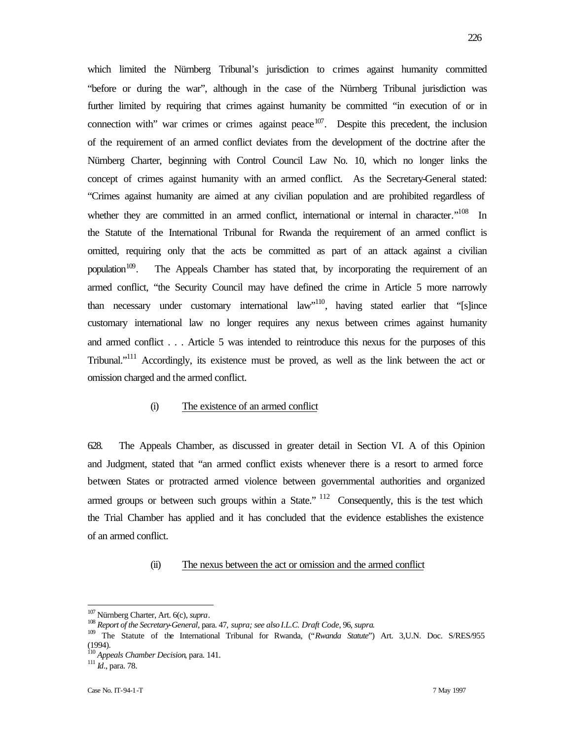which limited the Nürnberg Tribunal's jurisdiction to crimes against humanity committed "before or during the war", although in the case of the Nürnberg Tribunal jurisdiction was further limited by requiring that crimes against humanity be committed "in execution of or in connection with" war crimes or crimes against peace[107]. Despite this precedent, the inclusion of the requirement of an armed conflict deviates from the development of the doctrine after the Nürnberg Charter, beginning with Control Council Law No. 10, which no longer links the concept of crimes against humanity with an armed conflict. As the Secretary-General stated: "Crimes against humanity are aimed at any civilian population and are prohibited regardless of whether they are committed in an armed conflict, international or internal in character."[108] In the Statute of the International Tribunal for Rwanda the requirement of an armed conflict is omitted, requiring only that the acts be committed as part of an attack against a civilian population[109]. The Appeals Chamber has stated that, by incorporating the requirement of an armed conflict, "the Security Council may have defined the crime in Article 5 more narrowly than necessary under customary international law"[110], having stated earlier that "[s]ince customary international law no longer requires any nexus between crimes against humanity and armed conflict . . . Article 5 was intended to reintroduce this nexus for the purposes of this Tribunal."[111] Accordingly, its existence must be proved, as well as the link between the act or omission charged and the armed conflict.

(i) The existence of an armed conflict

628. The Appeals Chamber, as discussed in greater detail in Section VI. A of this Opinion and Judgment, stated that "an armed conflict exists whenever there is a resort to armed force between States or protracted armed violence between governmental authorities and organized armed groups or between such groups within a State." [112] Consequently, this is the test which the Trial Chamber has applied and it has concluded that the evidence establishes the existence of an armed conflict.

(ii) The nexus between the act or omission and the armed conflict

---

[107] Nürnberg Charter, Art. 6(c), *supra*.

[108] *Report of the Secretary-General*, para. 47, *supra; see also I.L.C. Draft Code*, 96, *supra*.

[109] The Statute of the International Tribunal for Rwanda, ("*Rwanda Statute*") Art. 3,U.N. Doc. S/RES/955 (1994).

[110] *Appeals Chamber Decision*, para. 141.

[111] *Id*., para. 78.

Case No. IT-94-1-T 7 May 1997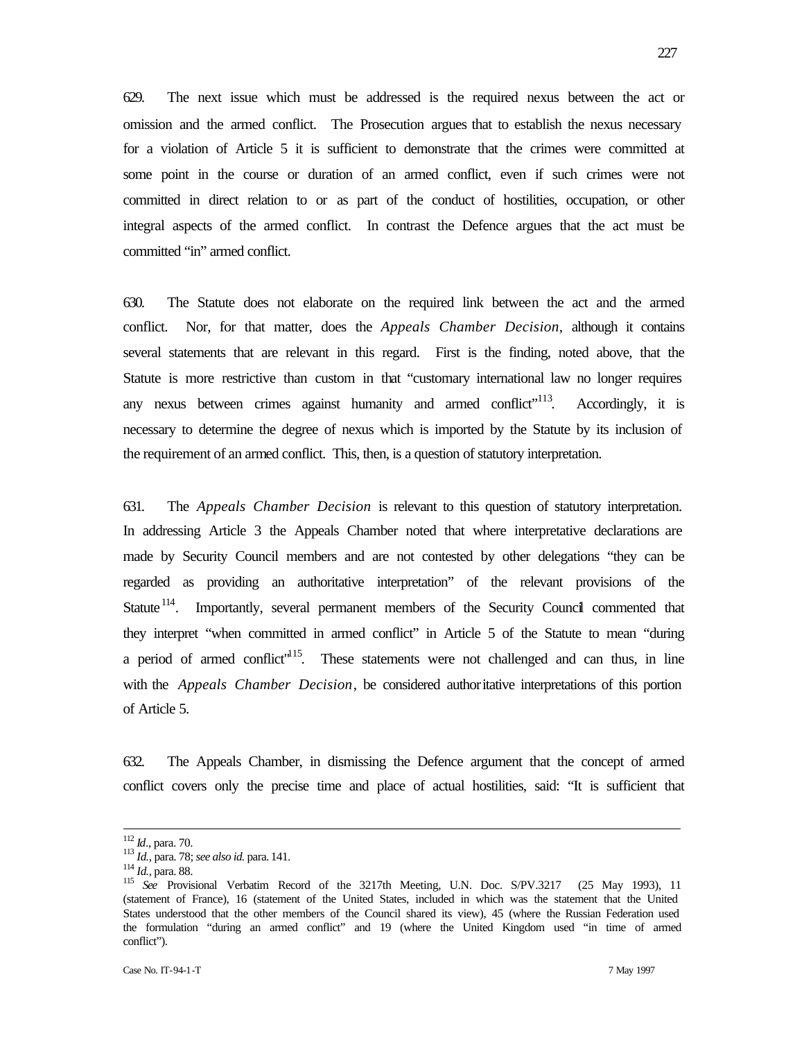629. The next issue which must be addressed is the required nexus between the act or omission and the armed conflict. The Prosecution argues that to establish the nexus necessary for a violation of Article 5 it is sufficient to demonstrate that the crimes were committed at some point in the course or duration of an armed conflict, even if such crimes were not committed in direct relation to or as part of the conduct of hostilities, occupation, or other integral aspects of the armed conflict. In contrast the Defence argues that the act must be committed "in" armed conflict.

630. The Statute does not elaborate on the required link between the act and the armed conflict. Nor, for that matter, does the *Appeals Chamber Decision*, although it contains several statements that are relevant in this regard. First is the finding, noted above, that the Statute is more restrictive than custom in that "customary international law no longer requires any nexus between crimes against humanity and armed conflict"[113]. Accordingly, it is necessary to determine the degree of nexus which is imported by the Statute by its inclusion of the requirement of an armed conflict. This, then, is a question of statutory interpretation.

631. The *Appeals Chamber Decision* is relevant to this question of statutory interpretation. In addressing Article 3 the Appeals Chamber noted that where interpretative declarations are made by Security Council members and are not contested by other delegations "they can be regarded as providing an authoritative interpretation" of the relevant provisions of the Statute[114]. Importantly, several permanent members of the Security Council commented that they interpret "when committed in armed conflict" in Article 5 of the Statute to mean "during a period of armed conflict"[115]. These statements were not challenged and can thus, in line with the *Appeals Chamber Decision*, be considered authoritative interpretations of this portion of Article 5.

632. The Appeals Chamber, in dismissing the Defence argument that the concept of armed conflict covers only the precise time and place of actual hostilities, said: "It is sufficient that

---

[112] *Id.*, para. 70.

[113] *Id.*, para. 78; *see also id.* para. 141.

[114] *Id.*, para. 88.

[115] *See* Provisional Verbatim Record of the 3217th Meeting, U.N. Doc. S/PV.3217 (25 May 1993), 11 (statement of France), 16 (statement of the United States, included in which was the statement that the United States understood that the other members of the Council shared its view), 45 (where the Russian Federation used the formulation "during an armed conflict" and 19 (where the United Kingdom used "in time of armed conflict").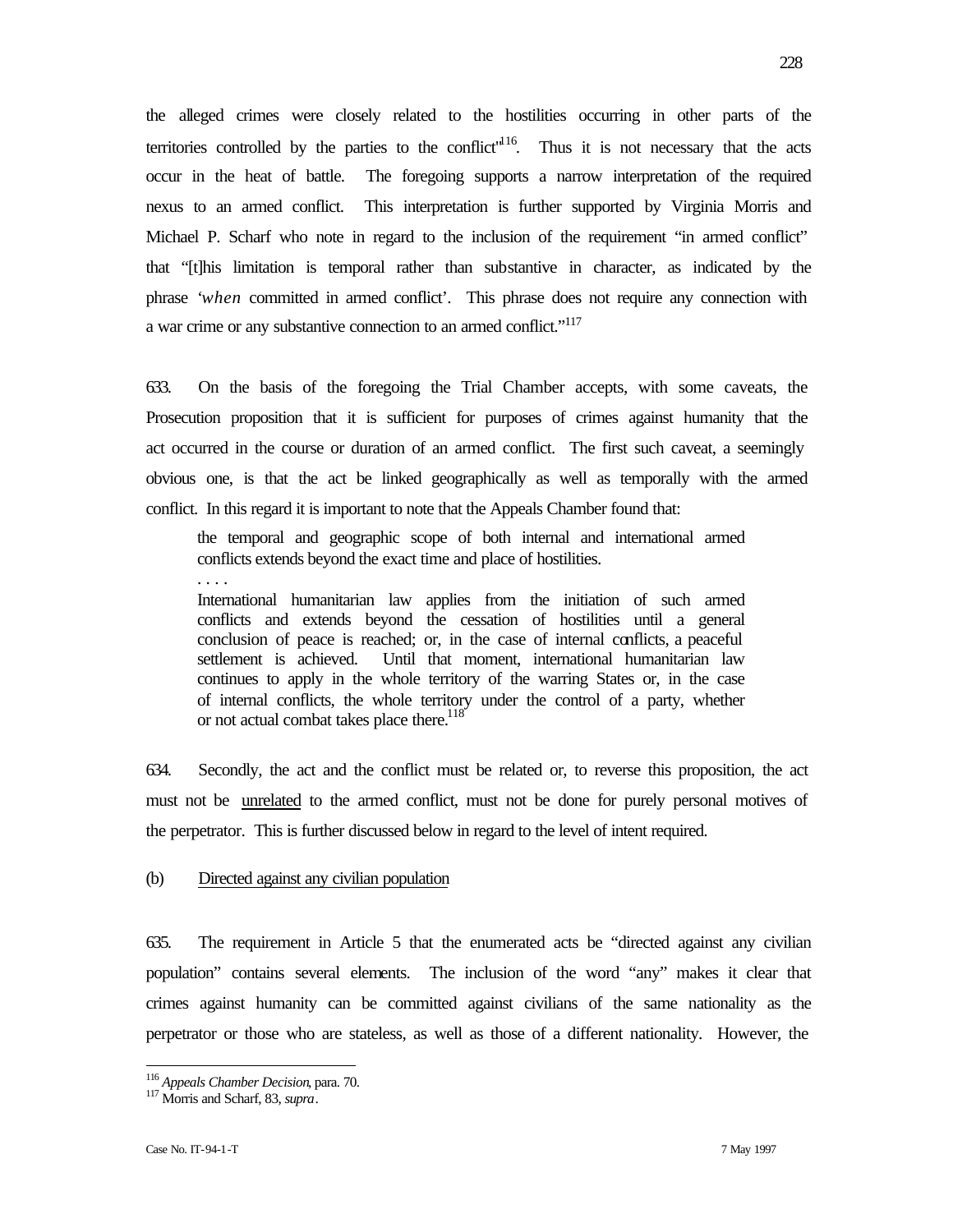the alleged crimes were closely related to the hostilities occurring in other parts of the territories controlled by the parties to the conflict"[116]. Thus it is not necessary that the acts occur in the heat of battle. The foregoing supports a narrow interpretation of the required nexus to an armed conflict. This interpretation is further supported by Virginia Morris and Michael P. Scharf who note in regard to the inclusion of the requirement "in armed conflict" that "[t]his limitation is temporal rather than substantive in character, as indicated by the phrase '*when* committed in armed conflict'. This phrase does not require any connection with a war crime or any substantive connection to an armed conflict."[117]

633. On the basis of the foregoing the Trial Chamber accepts, with some caveats, the Prosecution proposition that it is sufficient for purposes of crimes against humanity that the act occurred in the course or duration of an armed conflict. The first such caveat, a seemingly obvious one, is that the act be linked geographically as well as temporally with the armed conflict. In this regard it is important to note that the Appeals Chamber found that:

> the temporal and geographic scope of both internal and international armed conflicts extends beyond the exact time and place of hostilities.
>
> . . . .
>
> International humanitarian law applies from the initiation of such armed conflicts and extends beyond the cessation of hostilities until a general conclusion of peace is reached; or, in the case of internal conflicts, a peaceful settlement is achieved. Until that moment, international humanitarian law continues to apply in the whole territory of the warring States or, in the case of internal conflicts, the whole territory under the control of a party, whether or not actual combat takes place there.[118]

634. Secondly, the act and the conflict must be related or, to reverse this proposition, the act must not be <u>unrelated</u> to the armed conflict, must not be done for purely personal motives of the perpetrator. This is further discussed below in regard to the level of intent required.

(b) <u>Directed against any civilian population</u>

635. The requirement in Article 5 that the enumerated acts be "directed against any civilian population" contains several elements. The inclusion of the word "any" makes it clear that crimes against humanity can be committed against civilians of the same nationality as the perpetrator or those who are stateless, as well as those of a different nationality. However, the

---

[116] *Appeals Chamber Decision*, para. 70.

[117] Morris and Scharf, 83, *supra*.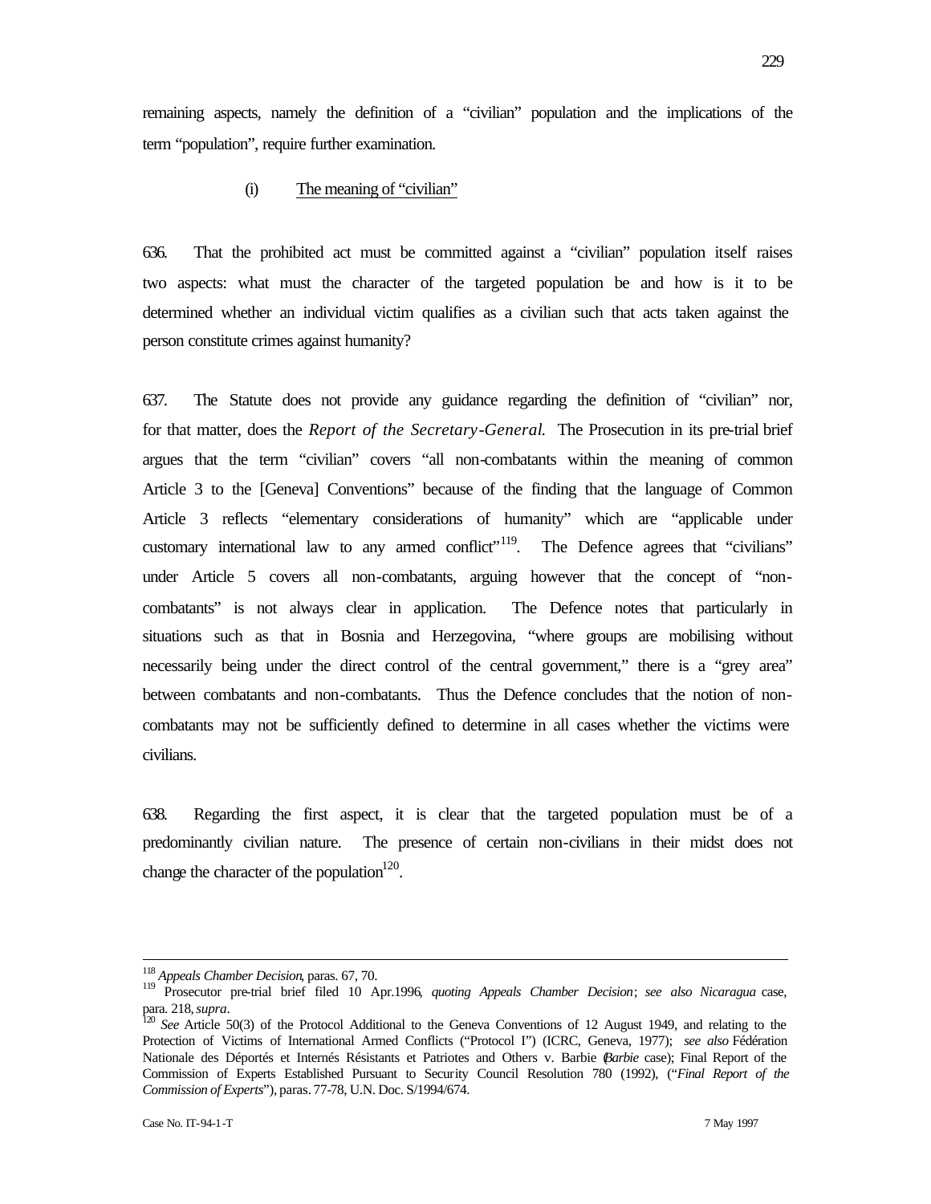remaining aspects, namely the definition of a "civilian" population and the implications of the term "population", require further examination.

(i) The meaning of "civilian"

636. That the prohibited act must be committed against a "civilian" population itself raises two aspects: what must the character of the targeted population be and how is it to be determined whether an individual victim qualifies as a civilian such that acts taken against the person constitute crimes against humanity?

637. The Statute does not provide any guidance regarding the definition of "civilian" nor, for that matter, does the *Report of the Secretary-General.* The Prosecution in its pre-trial brief argues that the term "civilian" covers "all non-combatants within the meaning of common Article 3 to the [Geneva] Conventions" because of the finding that the language of Common Article 3 reflects "elementary considerations of humanity" which are "applicable under customary international law to any armed conflict"[119]. The Defence agrees that "civilians" under Article 5 covers all non-combatants, arguing however that the concept of "non-combatants" is not always clear in application. The Defence notes that particularly in situations such as that in Bosnia and Herzegovina, "where groups are mobilising without necessarily being under the direct control of the central government," there is a "grey area" between combatants and non-combatants. Thus the Defence concludes that the notion of non-combatants may not be sufficiently defined to determine in all cases whether the victims were civilians.

638. Regarding the first aspect, it is clear that the targeted population must be of a predominantly civilian nature. The presence of certain non-civilians in their midst does not change the character of the population[120].

---

[118] *Appeals Chamber Decision*, paras. 67, 70.

[119] Prosecutor pre-trial brief filed 10 Apr.1996, *quoting Appeals Chamber Decision*; *see also Nicaragua* case, para. 218, *supra*.

[120] *See* Article 50(3) of the Protocol Additional to the Geneva Conventions of 12 August 1949, and relating to the Protection of Victims of International Armed Conflicts ("Protocol I") (ICRC, Geneva, 1977); *see also* Fédération Nationale des Déportés et Internés Résistants et Patriotes and Others v. Barbie (*Barbie* case); Final Report of the Commission of Experts Established Pursuant to Security Council Resolution 780 (1992), ("*Final Report of the Commission of Experts*"), paras. 77-78, U.N. Doc. S/1994/674.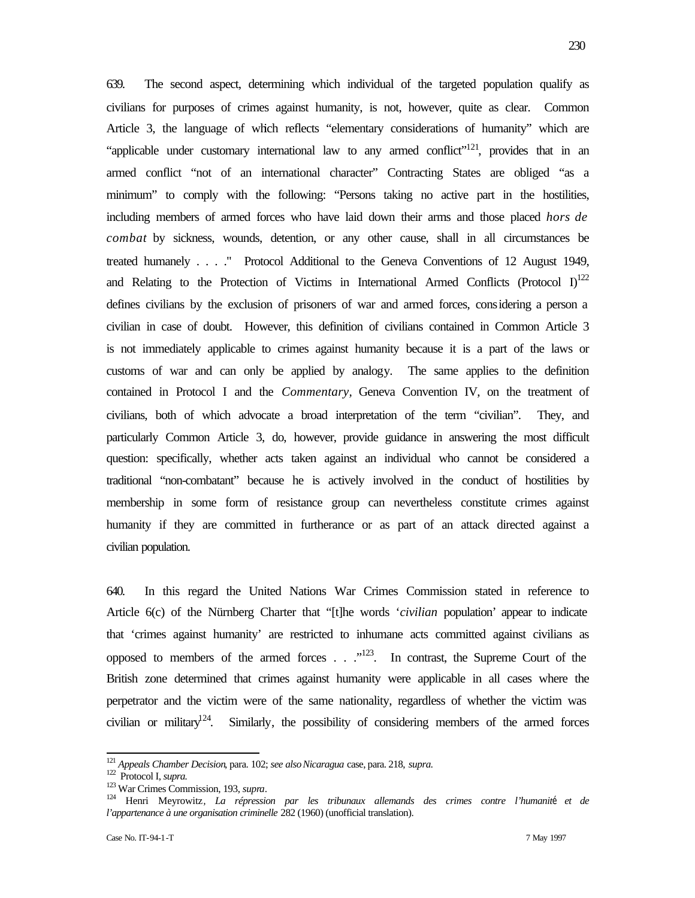639. The second aspect, determining which individual of the targeted population qualify as civilians for purposes of crimes against humanity, is not, however, quite as clear. Common Article 3, the language of which reflects "elementary considerations of humanity" which are "applicable under customary international law to any armed conflict"[121], provides that in an armed conflict "not of an international character" Contracting States are obliged "as a minimum" to comply with the following: "Persons taking no active part in the hostilities, including members of armed forces who have laid down their arms and those placed *hors de combat* by sickness, wounds, detention, or any other cause, shall in all circumstances be treated humanely . . . ." Protocol Additional to the Geneva Conventions of 12 August 1949, and Relating to the Protection of Victims in International Armed Conflicts (Protocol I)[122] defines civilians by the exclusion of prisoners of war and armed forces, considering a person a civilian in case of doubt. However, this definition of civilians contained in Common Article 3 is not immediately applicable to crimes against humanity because it is a part of the laws or customs of war and can only be applied by analogy. The same applies to the definition contained in Protocol I and the *Commentary*, Geneva Convention IV, on the treatment of civilians, both of which advocate a broad interpretation of the term "civilian". They, and particularly Common Article 3, do, however, provide guidance in answering the most difficult question: specifically, whether acts taken against an individual who cannot be considered a traditional "non-combatant" because he is actively involved in the conduct of hostilities by membership in some form of resistance group can nevertheless constitute crimes against humanity if they are committed in furtherance or as part of an attack directed against a civilian population.

640. In this regard the United Nations War Crimes Commission stated in reference to Article 6(c) of the Nürnberg Charter that "[t]he words '*civilian* population' appear to indicate that 'crimes against humanity' are restricted to inhumane acts committed against civilians as opposed to members of the armed forces . . ."[123]. In contrast, the Supreme Court of the British zone determined that crimes against humanity were applicable in all cases where the perpetrator and the victim were of the same nationality, regardless of whether the victim was civilian or military[124]. Similarly, the possibility of considering members of the armed forces

---

[121] *Appeals Chamber Decision*, para. 102; *see also Nicaragua* case, para. 218, *supra*.
[122] Protocol I, *supra*.
[123] War Crimes Commission, 193, *supra*.
[124] Henri Meyrowitz, *La répression par les tribunaux allemands des crimes contre l'humanité et de l'appartenance à une organisation criminelle* 282 (1960) (unofficial translation).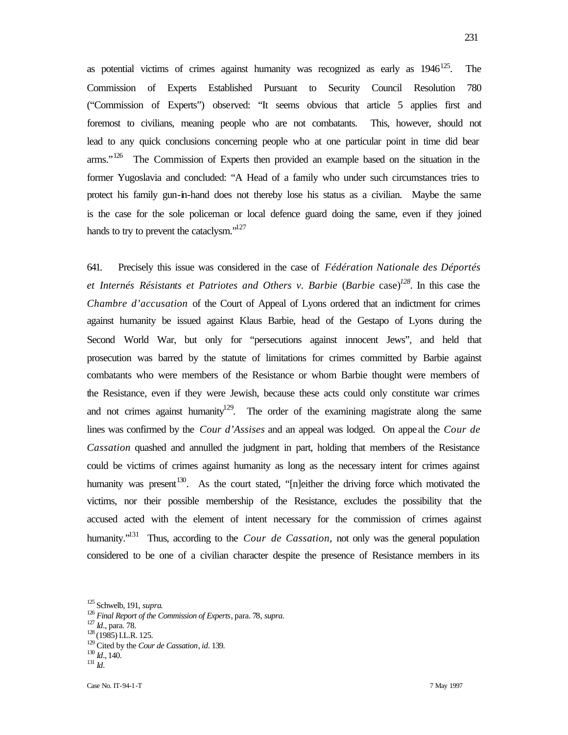as potential victims of crimes against humanity was recognized as early as 1946[125]. The Commission of Experts Established Pursuant to Security Council Resolution 780 ("Commission of Experts") observed: "It seems obvious that article 5 applies first and foremost to civilians, meaning people who are not combatants. This, however, should not lead to any quick conclusions concerning people who at one particular point in time did bear arms."[126] The Commission of Experts then provided an example based on the situation in the former Yugoslavia and concluded: "A Head of a family who under such circumstances tries to protect his family gun-in-hand does not thereby lose his status as a civilian. Maybe the same is the case for the sole policeman or local defence guard doing the same, even if they joined hands to try to prevent the cataclysm."[127]

641. Precisely this issue was considered in the case of *Fédération Nationale des Déportés et Internés Résistants et Patriotes and Others v. Barbie* (*Barbie* case)[128]. In this case the *Chambre d'accusation* of the Court of Appeal of Lyons ordered that an indictment for crimes against humanity be issued against Klaus Barbie, head of the Gestapo of Lyons during the Second World War, but only for "persecutions against innocent Jews", and held that prosecution was barred by the statute of limitations for crimes committed by Barbie against combatants who were members of the Resistance or whom Barbie thought were members of the Resistance, even if they were Jewish, because these acts could only constitute war crimes and not crimes against humanity[129]. The order of the examining magistrate along the same lines was confirmed by the *Cour d'Assises* and an appeal was lodged. On appeal the *Cour de Cassation* quashed and annulled the judgment in part, holding that members of the Resistance could be victims of crimes against humanity as long as the necessary intent for crimes against humanity was present[130]. As the court stated, "[n]either the driving force which motivated the victims, nor their possible membership of the Resistance, excludes the possibility that the accused acted with the element of intent necessary for the commission of crimes against humanity."[131] Thus, according to the *Cour de Cassation*, not only was the general population considered to be one of a civilian character despite the presence of Resistance members in its

---

[125] Schwelb, 191, *supra*.

[126] *Final Report of the Commission of Experts*, para. 78, *supra*.

[127] *Id*., para. 78.

[128] (1985) I.L.R. 125.

[129] Cited by the *Cour de Cassation*, *id*. 139.

[130] *Id*., 140.

[131] *Id*.

Case No. IT-94-1-T 7 May 1997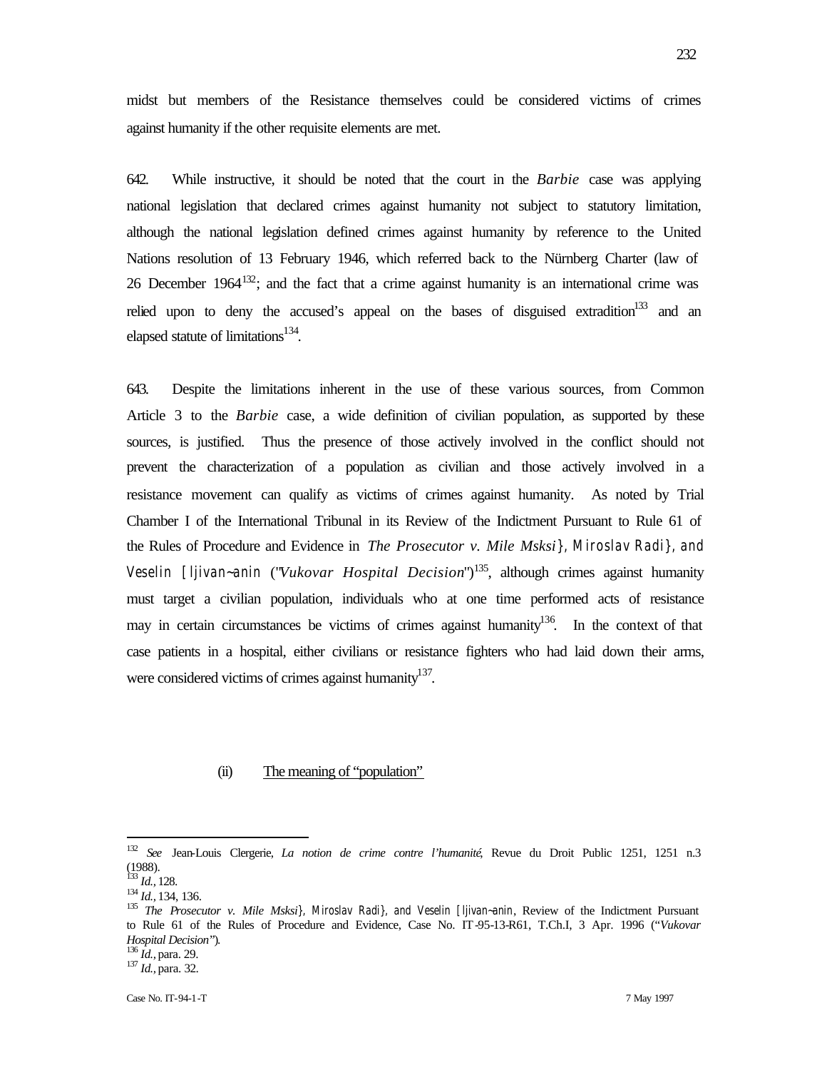midst but members of the Resistance themselves could be considered victims of crimes against humanity if the other requisite elements are met.

642. While instructive, it should be noted that the court in the *Barbie* case was applying national legislation that declared crimes against humanity not subject to statutory limitation, although the national legislation defined crimes against humanity by reference to the United Nations resolution of 13 February 1946, which referred back to the Nürnberg Charter (law of 26 December 1964[132]; and the fact that a crime against humanity is an international crime was relied upon to deny the accused's appeal on the bases of disguised extradition[133] and an elapsed statute of limitations[134].

643. Despite the limitations inherent in the use of these various sources, from Common Article 3 to the *Barbie* case, a wide definition of civilian population, as supported by these sources, is justified. Thus the presence of those actively involved in the conflict should not prevent the characterization of a population as civilian and those actively involved in a resistance movement can qualify as victims of crimes against humanity. As noted by Trial Chamber I of the International Tribunal in its Review of the Indictment Pursuant to Rule 61 of the Rules of Procedure and Evidence in *The Prosecutor v. Mile Msksi}, Miroslav Radi}, and Veselin [ljivan~anin* ("*Vukovar Hospital Decision*")[135], although crimes against humanity must target a civilian population, individuals who at one time performed acts of resistance may in certain circumstances be victims of crimes against humanity[136]. In the context of that case patients in a hospital, either civilians or resistance fighters who had laid down their arms, were considered victims of crimes against humanity[137].

### (ii) The meaning of "population"

---

[132] *See* Jean-Louis Clergerie, *La notion de crime contre l'humanité*, Revue du Droit Public 1251, 1251 n.3 (1988).

[133] *Id.*, 128.

[134] *Id.*, 134, 136.

[135] *The Prosecutor v. Mile Msksi}, Miroslav Radi}, and Veselin [ljivan~anin*, Review of the Indictment Pursuant to Rule 61 of the Rules of Procedure and Evidence, Case No. IT-95-13-R61, T.Ch.I, 3 Apr. 1996 ("*Vukovar Hospital Decision*").

[136] *Id.*, para. 29.

[137] *Id.*, para. 32.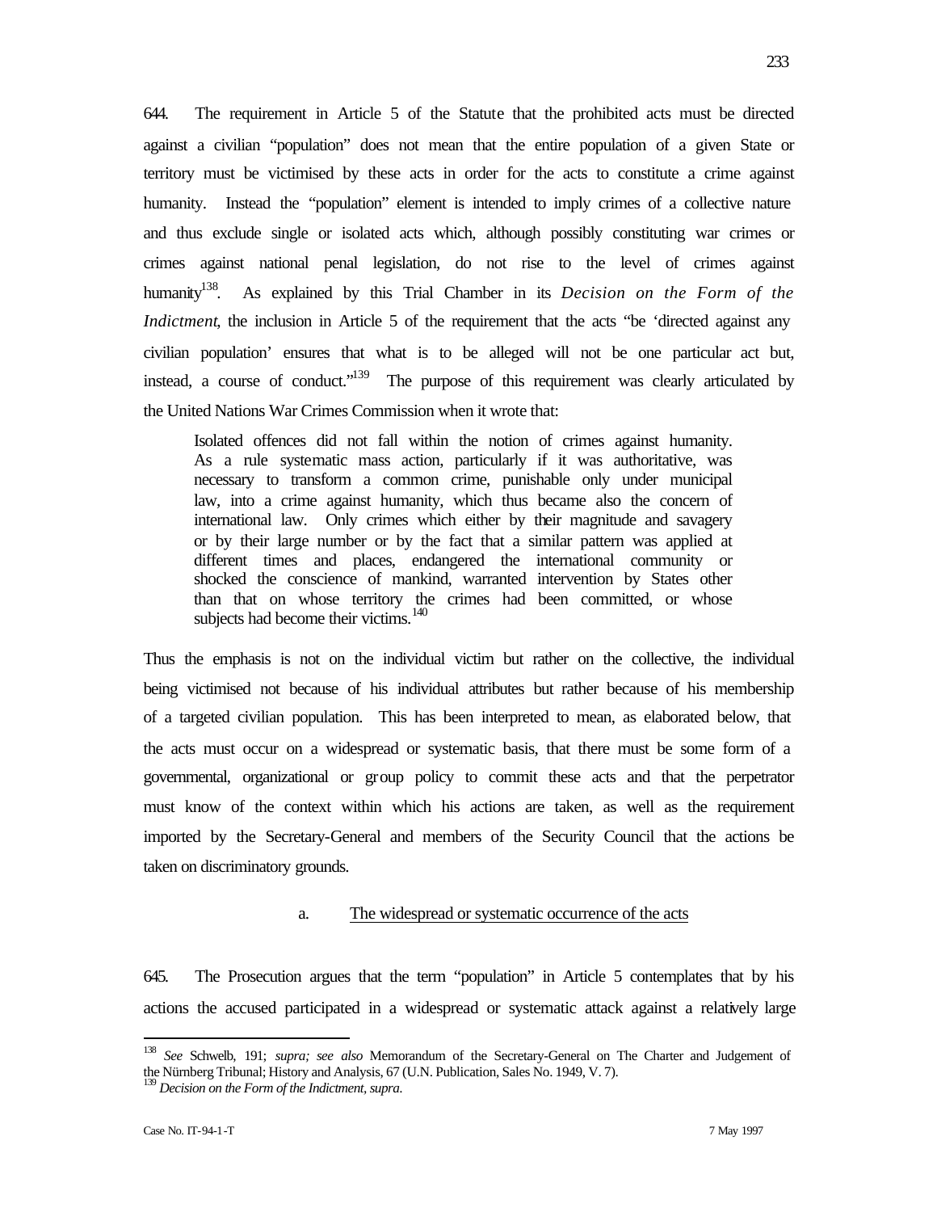644. The requirement in Article 5 of the Statute that the prohibited acts must be directed against a civilian "population" does not mean that the entire population of a given State or territory must be victimised by these acts in order for the acts to constitute a crime against humanity. Instead the "population" element is intended to imply crimes of a collective nature and thus exclude single or isolated acts which, although possibly constituting war crimes or crimes against national penal legislation, do not rise to the level of crimes against humanity[138]. As explained by this Trial Chamber in its *Decision on the Form of the Indictment*, the inclusion in Article 5 of the requirement that the acts "be 'directed against any civilian population' ensures that what is to be alleged will not be one particular act but, instead, a course of conduct."[139] The purpose of this requirement was clearly articulated by the United Nations War Crimes Commission when it wrote that:

> Isolated offences did not fall within the notion of crimes against humanity. As a rule systematic mass action, particularly if it was authoritative, was necessary to transform a common crime, punishable only under municipal law, into a crime against humanity, which thus became also the concern of international law. Only crimes which either by their magnitude and savagery or by their large number or by the fact that a similar pattern was applied at different times and places, endangered the international community or shocked the conscience of mankind, warranted intervention by States other than that on whose territory the crimes had been committed, or whose subjects had become their victims.[140]

Thus the emphasis is not on the individual victim but rather on the collective, the individual being victimised not because of his individual attributes but rather because of his membership of a targeted civilian population. This has been interpreted to mean, as elaborated below, that the acts must occur on a widespread or systematic basis, that there must be some form of a governmental, organizational or group policy to commit these acts and that the perpetrator must know of the context within which his actions are taken, as well as the requirement imported by the Secretary-General and members of the Security Council that the actions be taken on discriminatory grounds.

a. The widespread or systematic occurrence of the acts

645. The Prosecution argues that the term "population" in Article 5 contemplates that by his actions the accused participated in a widespread or systematic attack against a relatively large

---

[138] *See* Schwelb, 191; *supra; see also* Memorandum of the Secretary-General on The Charter and Judgement of the Nürnberg Tribunal; History and Analysis, 67 (U.N. Publication, Sales No. 1949, V. 7).

[139] *Decision on the Form of the Indictment, supra.*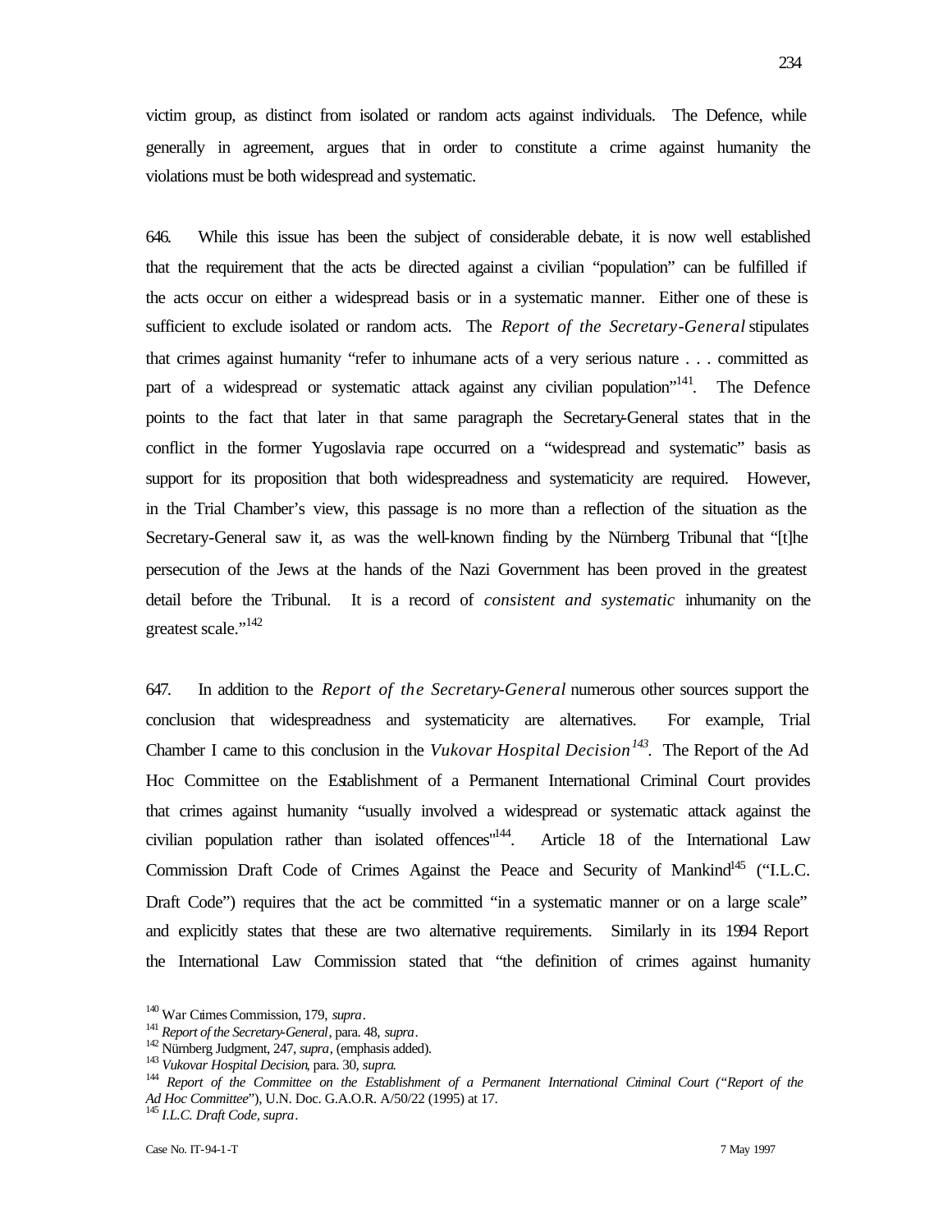victim group, as distinct from isolated or random acts against individuals. The Defence, while generally in agreement, argues that in order to constitute a crime against humanity the violations must be both widespread and systematic.

646. While this issue has been the subject of considerable debate, it is now well established that the requirement that the acts be directed against a civilian "population" can be fulfilled if the acts occur on either a widespread basis or in a systematic manner. Either one of these is sufficient to exclude isolated or random acts. The *Report of the Secretary-General* stipulates that crimes against humanity "refer to inhumane acts of a very serious nature . . . committed as part of a widespread or systematic attack against any civilian population"[141]. The Defence points to the fact that later in that same paragraph the Secretary-General states that in the conflict in the former Yugoslavia rape occurred on a "widespread and systematic" basis as support for its proposition that both widespreadness and systematicity are required. However, in the Trial Chamber's view, this passage is no more than a reflection of the situation as the Secretary-General saw it, as was the well-known finding by the Nürnberg Tribunal that "[t]he persecution of the Jews at the hands of the Nazi Government has been proved in the greatest detail before the Tribunal. It is a record of *consistent and systematic* inhumanity on the greatest scale."[142]

647. In addition to the *Report of the Secretary-General* numerous other sources support the conclusion that widespreadness and systematicity are alternatives. For example, Trial Chamber I came to this conclusion in the *Vukovar Hospital Decision*[143]. The Report of the Ad Hoc Committee on the Establishment of a Permanent International Criminal Court provides that crimes against humanity "usually involved a widespread or systematic attack against the civilian population rather than isolated offences"[144]. Article 18 of the International Law Commission Draft Code of Crimes Against the Peace and Security of Mankind[145] ("I.L.C. Draft Code") requires that the act be committed "in a systematic manner or on a large scale" and explicitly states that these are two alternative requirements. Similarly in its 1994 Report the International Law Commission stated that "the definition of crimes against humanity

[140] War Crimes Commission, 179, *supra*.

[141] *Report of the Secretary-General*, para. 48, *supra*.

[142] Nürnberg Judgment, 247, *supra*, (emphasis added).

[143] *Vukovar Hospital Decision*, para. 30, *supra*.

[144] *Report of the Committee on the Establishment of a Permanent International Criminal Court* ("*Report of the Ad Hoc Committee*"), U.N. Doc. G.A.O.R. A/50/22 (1995) at 17.

[145] *I.L.C. Draft Code, supra*.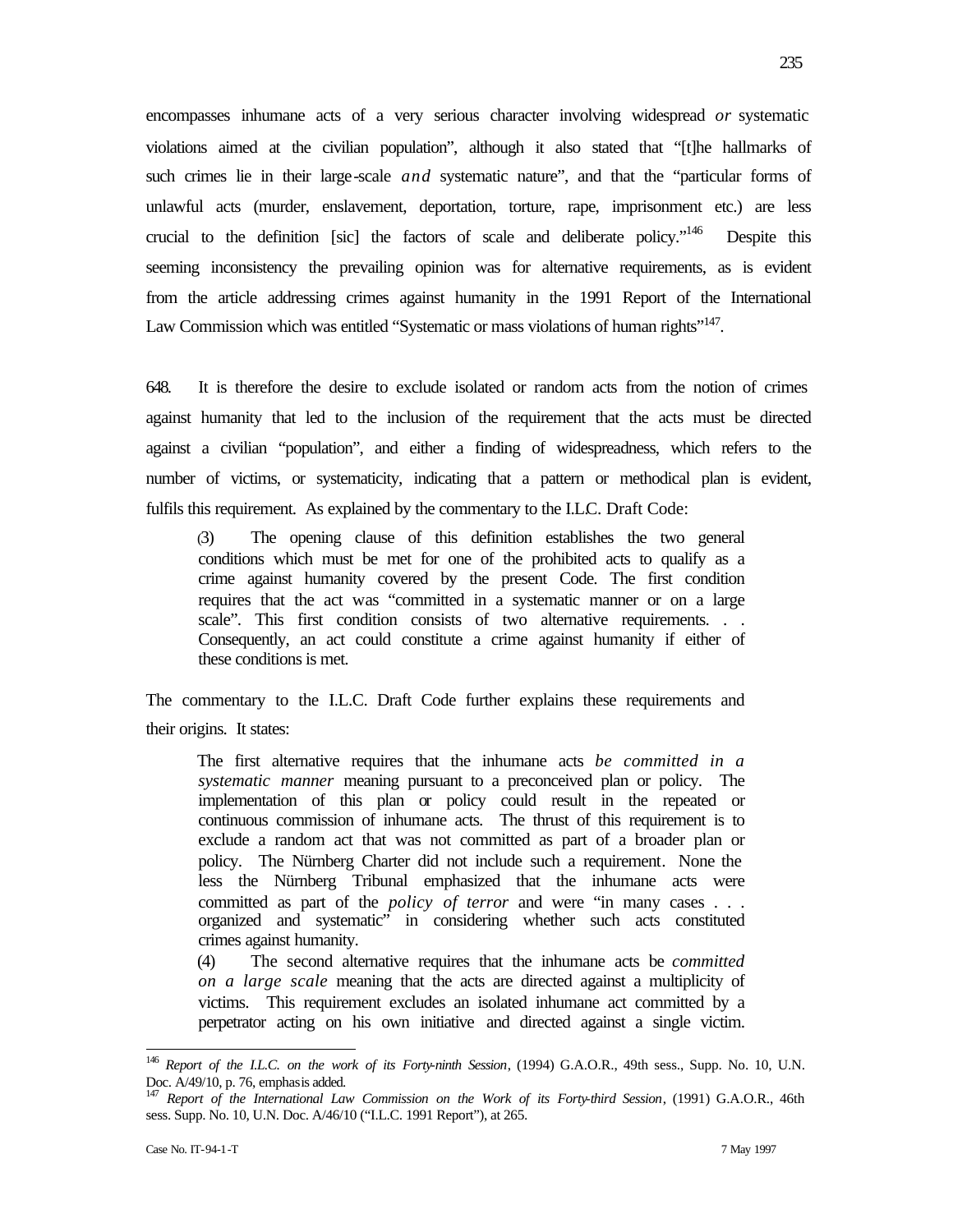encompasses inhumane acts of a very serious character involving widespread *or* systematic violations aimed at the civilian population", although it also stated that "[t]he hallmarks of such crimes lie in their large-scale *and* systematic nature", and that the "particular forms of unlawful acts (murder, enslavement, deportation, torture, rape, imprisonment etc.) are less crucial to the definition [sic] the factors of scale and deliberate policy."[146] Despite this seeming inconsistency the prevailing opinion was for alternative requirements, as is evident from the article addressing crimes against humanity in the 1991 Report of the International Law Commission which was entitled "Systematic or mass violations of human rights"[147].

648. It is therefore the desire to exclude isolated or random acts from the notion of crimes against humanity that led to the inclusion of the requirement that the acts must be directed against a civilian "population", and either a finding of widespreadness, which refers to the number of victims, or systematicity, indicating that a pattern or methodical plan is evident, fulfils this requirement. As explained by the commentary to the I.L.C. Draft Code:

> (3) The opening clause of this definition establishes the two general conditions which must be met for one of the prohibited acts to qualify as a crime against humanity covered by the present Code. The first condition requires that the act was "committed in a systematic manner or on a large scale". This first condition consists of two alternative requirements. . . Consequently, an act could constitute a crime against humanity if either of these conditions is met.

The commentary to the I.L.C. Draft Code further explains these requirements and their origins. It states:

> The first alternative requires that the inhumane acts *be committed in a systematic manner* meaning pursuant to a preconceived plan or policy. The implementation of this plan or policy could result in the repeated or continuous commission of inhumane acts. The thrust of this requirement is to exclude a random act that was not committed as part of a broader plan or policy. The Nürnberg Charter did not include such a requirement. None the less the Nürnberg Tribunal emphasized that the inhumane acts were committed as part of the *policy of terror* and were "in many cases . . . organized and systematic" in considering whether such acts constituted crimes against humanity.
>
> (4) The second alternative requires that the inhumane acts be *committed on a large scale* meaning that the acts are directed against a multiplicity of victims. This requirement excludes an isolated inhumane act committed by a perpetrator acting on his own initiative and directed against a single victim.

---

[146] *Report of the I.L.C. on the work of its Forty-ninth Session*, (1994) G.A.O.R., 49th sess., Supp. No. 10, U.N. Doc. A/49/10, p. 76, emphasis added.

[147] *Report of the International Law Commission on the Work of its Forty-third Session*, (1991) G.A.O.R., 46th sess. Supp. No. 10, U.N. Doc. A/46/10 ("I.L.C. 1991 Report"), at 265.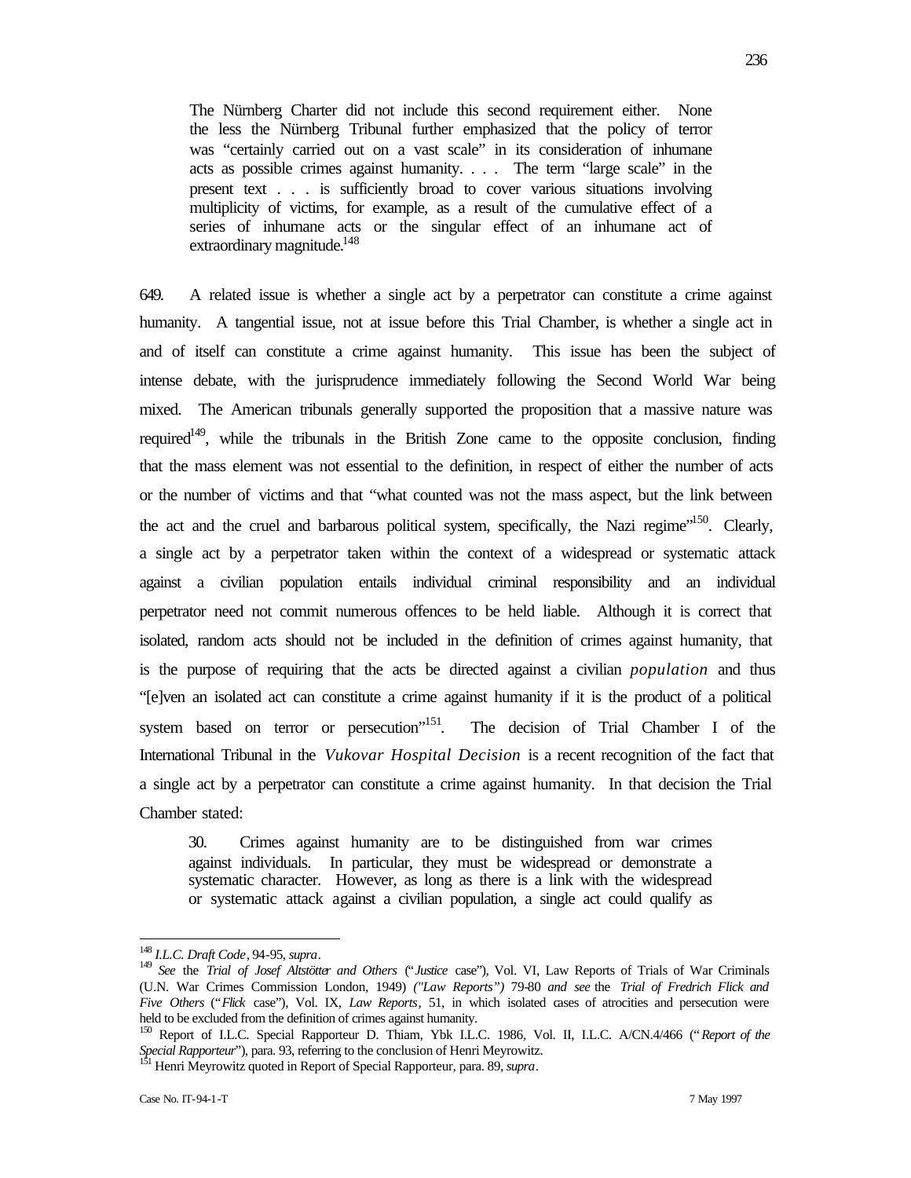> The Nürnberg Charter did not include this second requirement either. None the less the Nürnberg Tribunal further emphasized that the policy of terror was "certainly carried out on a vast scale" in its consideration of inhumane acts as possible crimes against humanity. . . . The term "large scale" in the present text . . . is sufficiently broad to cover various situations involving multiplicity of victims, for example, as a result of the cumulative effect of a series of inhumane acts or the singular effect of an inhumane act of extraordinary magnitude.[148]

649. A related issue is whether a single act by a perpetrator can constitute a crime against humanity. A tangential issue, not at issue before this Trial Chamber, is whether a single act in and of itself can constitute a crime against humanity. This issue has been the subject of intense debate, with the jurisprudence immediately following the Second World War being mixed. The American tribunals generally supported the proposition that a massive nature was required[149], while the tribunals in the British Zone came to the opposite conclusion, finding that the mass element was not essential to the definition, in respect of either the number of acts or the number of victims and that "what counted was not the mass aspect, but the link between the act and the cruel and barbarous political system, specifically, the Nazi regime"[150]. Clearly, a single act by a perpetrator taken within the context of a widespread or systematic attack against a civilian population entails individual criminal responsibility and an individual perpetrator need not commit numerous offences to be held liable. Although it is correct that isolated, random acts should not be included in the definition of crimes against humanity, that is the purpose of requiring that the acts be directed against a civilian *population* and thus "[e]ven an isolated act can constitute a crime against humanity if it is the product of a political system based on terror or persecution"[151]. The decision of Trial Chamber I of the International Tribunal in the *Vukovar Hospital Decision* is a recent recognition of the fact that a single act by a perpetrator can constitute a crime against humanity. In that decision the Trial Chamber stated:

> 30. Crimes against humanity are to be distinguished from war crimes against individuals. In particular, they must be widespread or demonstrate a systematic character. However, as long as there is a link with the widespread or systematic attack against a civilian population, a single act could qualify as

---

[148] *I.L.C. Draft Code*, 94-95, *supra*.

[149] *See* the *Trial of Josef Altstötter and Others* ("*Justice* case"), Vol. VI, Law Reports of Trials of War Criminals (U.N. War Crimes Commission London, 1949) *("Law Reports")* 79-80 *and see* the *Trial of Fredrich Flick and Five Others* ("*Flick* case"), Vol. IX, *Law Reports*, 51, in which isolated cases of atrocities and persecution were held to be excluded from the definition of crimes against humanity.

[150] Report of I.L.C. Special Rapporteur D. Thiam, Ybk I.L.C. 1986, Vol. II, I.L.C. A/CN.4/466 ("*Report of the Special Rapporteur*"), para. 93, referring to the conclusion of Henri Meyrowitz.

[151] Henri Meyrowitz quoted in Report of Special Rapporteur, para. 89, *supra*.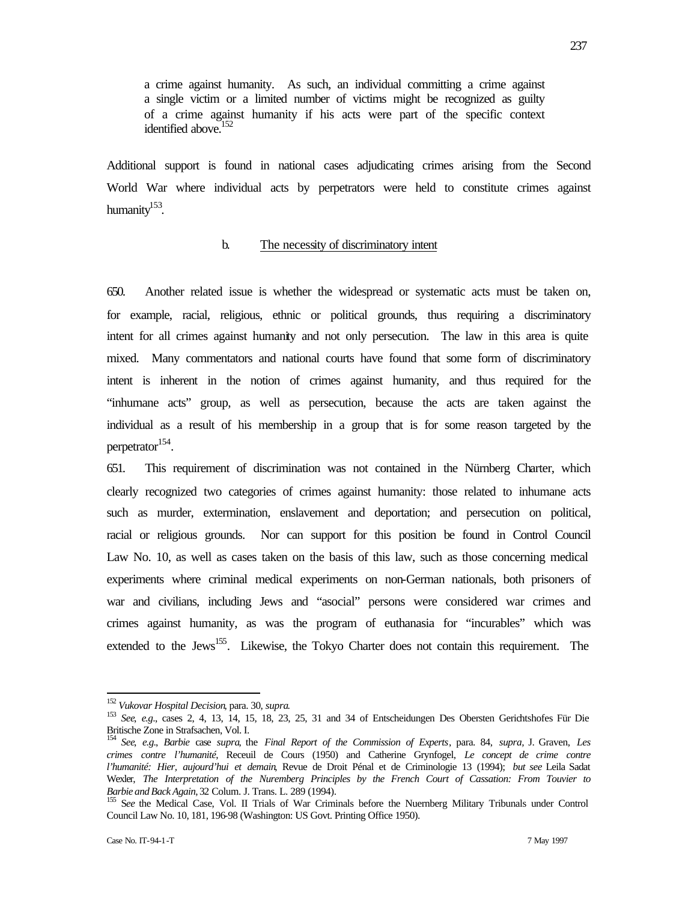a crime against humanity. As such, an individual committing a crime against a single victim or a limited number of victims might be recognized as guilty of a crime against humanity if his acts were part of the specific context identified above.[152]

Additional support is found in national cases adjudicating crimes arising from the Second World War where individual acts by perpetrators were held to constitute crimes against humanity[153].

b. The necessity of discriminatory intent

650. Another related issue is whether the widespread or systematic acts must be taken on, for example, racial, religious, ethnic or political grounds, thus requiring a discriminatory intent for all crimes against humanity and not only persecution. The law in this area is quite mixed. Many commentators and national courts have found that some form of discriminatory intent is inherent in the notion of crimes against humanity, and thus required for the "inhumane acts" group, as well as persecution, because the acts are taken against the individual as a result of his membership in a group that is for some reason targeted by the perpetrator[154].

651. This requirement of discrimination was not contained in the Nürnberg Charter, which clearly recognized two categories of crimes against humanity: those related to inhumane acts such as murder, extermination, enslavement and deportation; and persecution on political, racial or religious grounds. Nor can support for this position be found in Control Council Law No. 10, as well as cases taken on the basis of this law, such as those concerning medical experiments where criminal medical experiments on non-German nationals, both prisoners of war and civilians, including Jews and "asocial" persons were considered war crimes and crimes against humanity, as was the program of euthanasia for "incurables" which was extended to the Jews[155]. Likewise, the Tokyo Charter does not contain this requirement. The

---

[152] *Vukovar Hospital Decision*, para. 30, *supra*.

[153] *See*, *e.g*., cases 2, 4, 13, 14, 15, 18, 23, 25, 31 and 34 of Entscheidungen Des Obersten Gerichtshofes Für Die Britische Zone in Strafsachen, Vol. I.

[154] *See*, *e.g*., *Barbie* case *supra*, the *Final Report of the Commission of Experts*, para. 84, *supra*, J. Graven, *Les crimes contre l'humanité*, Receuil de Cours (1950) and Catherine Grynfogel, *Le concept de crime contre l'humanité: Hier, aujourd'hui et demain*, Revue de Droit Pénal et de Criminologie 13 (1994); *but see* Leila Sadat Wexler, *The Interpretation of the Nuremberg Principles by the French Court of Cassation: From Touvier to Barbie and Back Again*, 32 Colum. J. Trans. L. 289 (1994).

[155] *See* the Medical Case, Vol. II Trials of War Criminals before the Nuernberg Military Tribunals under Control Council Law No. 10, 181, 196-98 (Washington: US Govt. Printing Office 1950).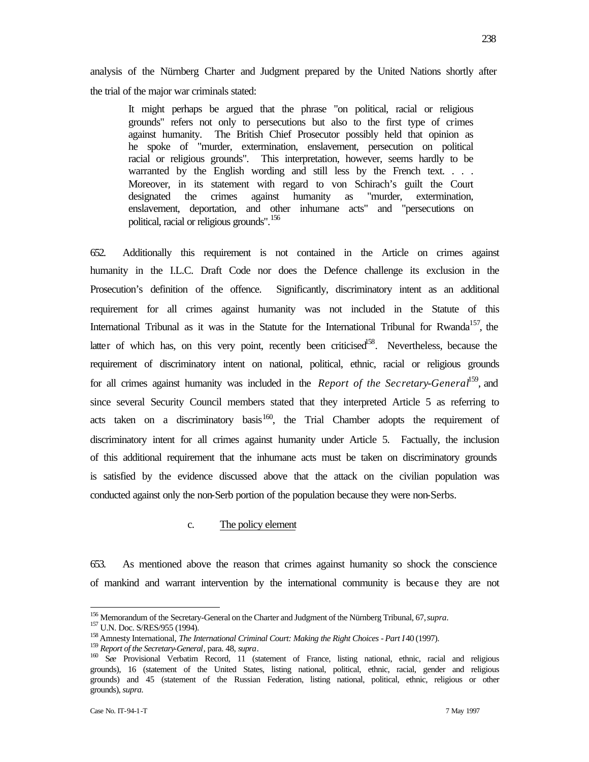analysis of the Nürnberg Charter and Judgment prepared by the United Nations shortly after the trial of the major war criminals stated:

> It might perhaps be argued that the phrase "on political, racial or religious grounds" refers not only to persecutions but also to the first type of crimes against humanity. The British Chief Prosecutor possibly held that opinion as he spoke of "murder, extermination, enslavement, persecution on political racial or religious grounds". This interpretation, however, seems hardly to be warranted by the English wording and still less by the French text. . . . Moreover, in its statement with regard to von Schirach's guilt the Court designated the crimes against humanity as "murder, extermination, enslavement, deportation, and other inhumane acts" and "persecutions on political, racial or religious grounds".[156]

652. Additionally this requirement is not contained in the Article on crimes against humanity in the I.L.C. Draft Code nor does the Defence challenge its exclusion in the Prosecution's definition of the offence. Significantly, discriminatory intent as an additional requirement for all crimes against humanity was not included in the Statute of this International Tribunal as it was in the Statute for the International Tribunal for Rwanda[157], the latter of which has, on this very point, recently been criticised[158]. Nevertheless, because the requirement of discriminatory intent on national, political, ethnic, racial or religious grounds for all crimes against humanity was included in the *Report of the Secretary-General*[159], and since several Security Council members stated that they interpreted Article 5 as referring to acts taken on a discriminatory basis[160], the Trial Chamber adopts the requirement of discriminatory intent for all crimes against humanity under Article 5. Factually, the inclusion of this additional requirement that the inhumane acts must be taken on discriminatory grounds is satisfied by the evidence discussed above that the attack on the civilian population was conducted against only the non-Serb portion of the population because they were non-Serbs.

c. The policy element

653. As mentioned above the reason that crimes against humanity so shock the conscience of mankind and warrant intervention by the international community is because they are not

---

[156] Memorandum of the Secretary-General on the Charter and Judgment of the Nürnberg Tribunal, 67, *supra*.

[157] U.N. Doc. S/RES/955 (1994).

[158] Amnesty International, *The International Criminal Court: Making the Right Choices - Part I* 40 (1997).

[159] *Report of the Secretary-General*, para. 48, *supra*.

[160] *See* Provisional Verbatim Record, 11 (statement of France, listing national, ethnic, racial and religious grounds), 16 (statement of the United States, listing national, political, ethnic, racial, gender and religious grounds) and 45 (statement of the Russian Federation, listing national, political, ethnic, religious or other grounds), *supra*.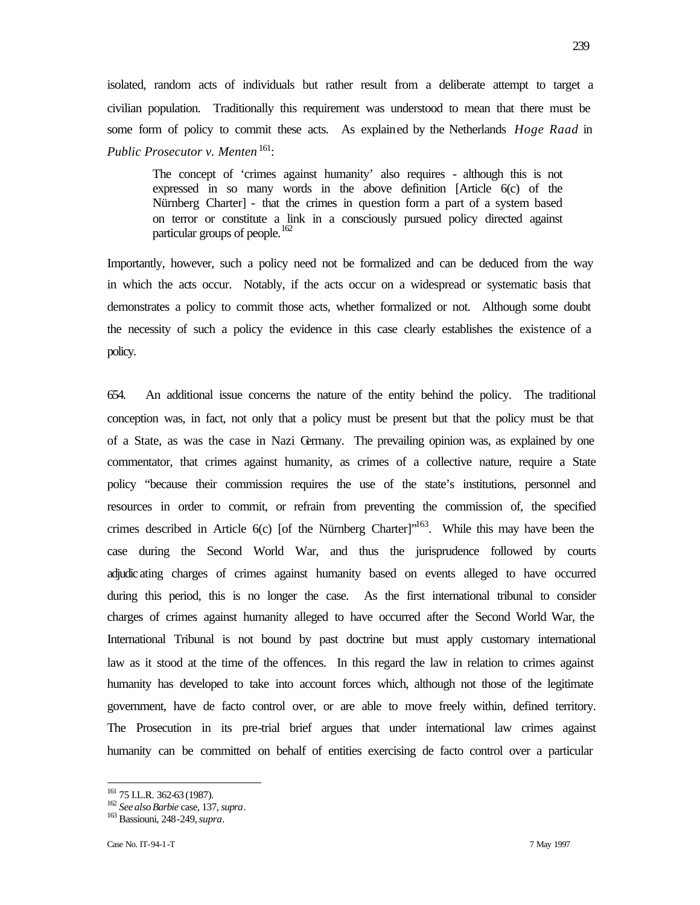isolated, random acts of individuals but rather result from a deliberate attempt to target a civilian population. Traditionally this requirement was understood to mean that there must be some form of policy to commit these acts. As explained by the Netherlands *Hoge Raad* in *Public Prosecutor v. Menten*[161]:

> The concept of 'crimes against humanity' also requires - although this is not expressed in so many words in the above definition [Article 6(c) of the Nürnberg Charter] - that the crimes in question form a part of a system based on terror or constitute a link in a consciously pursued policy directed against particular groups of people.[162]

Importantly, however, such a policy need not be formalized and can be deduced from the way in which the acts occur. Notably, if the acts occur on a widespread or systematic basis that demonstrates a policy to commit those acts, whether formalized or not. Although some doubt the necessity of such a policy the evidence in this case clearly establishes the existence of a policy.

654. An additional issue concerns the nature of the entity behind the policy. The traditional conception was, in fact, not only that a policy must be present but that the policy must be that of a State, as was the case in Nazi Germany. The prevailing opinion was, as explained by one commentator, that crimes against humanity, as crimes of a collective nature, require a State policy "because their commission requires the use of the state's institutions, personnel and resources in order to commit, or refrain from preventing the commission of, the specified crimes described in Article 6(c) [of the Nürnberg Charter]"[163]. While this may have been the case during the Second World War, and thus the jurisprudence followed by courts adjudicating charges of crimes against humanity based on events alleged to have occurred during this period, this is no longer the case. As the first international tribunal to consider charges of crimes against humanity alleged to have occurred after the Second World War, the International Tribunal is not bound by past doctrine but must apply customary international law as it stood at the time of the offences. In this regard the law in relation to crimes against humanity has developed to take into account forces which, although not those of the legitimate government, have de facto control over, or are able to move freely within, defined territory. The Prosecution in its pre-trial brief argues that under international law crimes against humanity can be committed on behalf of entities exercising de facto control over a particular

---

[161] 75 I.L.R. 362-63 (1987).

[162] *See also Barbie* case, 137, *supra*.

[163] Bassiouni, 248-249, *supra*.

Case No. IT-94-1-T 7 May 1997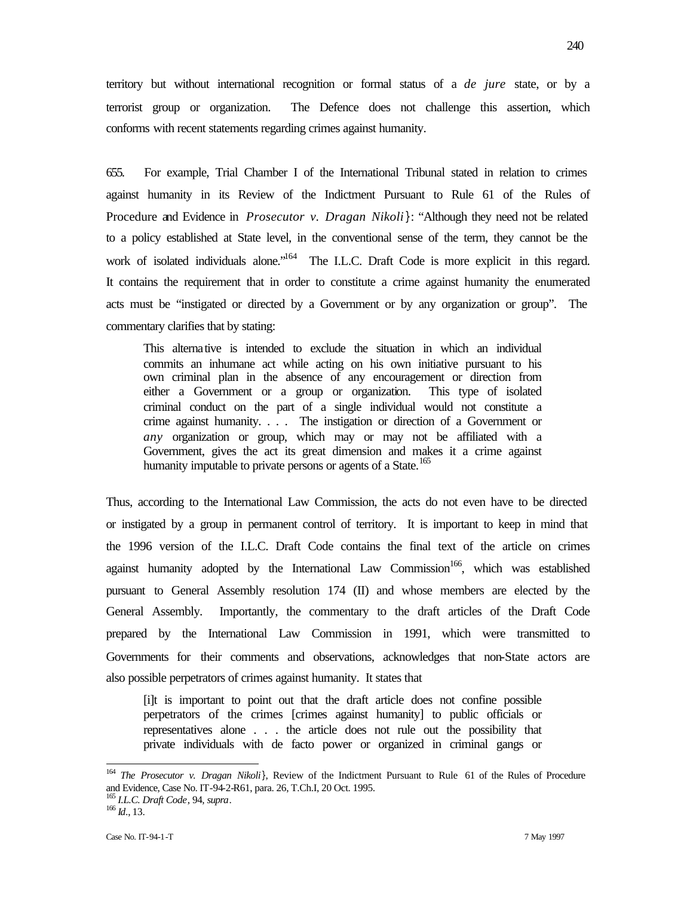territory but without international recognition or formal status of a *de jure* state, or by a terrorist group or organization. The Defence does not challenge this assertion, which conforms with recent statements regarding crimes against humanity.

655. For example, Trial Chamber I of the International Tribunal stated in relation to crimes against humanity in its Review of the Indictment Pursuant to Rule 61 of the Rules of Procedure and Evidence in *Prosecutor v. Dragan Nikoli}*: "Although they need not be related to a policy established at State level, in the conventional sense of the term, they cannot be the work of isolated individuals alone."[164] The I.L.C. Draft Code is more explicit in this regard. It contains the requirement that in order to constitute a crime against humanity the enumerated acts must be "instigated or directed by a Government or by any organization or group". The commentary clarifies that by stating:

> This alternative is intended to exclude the situation in which an individual commits an inhumane act while acting on his own initiative pursuant to his own criminal plan in the absence of any encouragement or direction from either a Government or a group or organization. This type of isolated criminal conduct on the part of a single individual would not constitute a crime against humanity. . . . The instigation or direction of a Government or *any* organization or group, which may or may not be affiliated with a Government, gives the act its great dimension and makes it a crime against humanity imputable to private persons or agents of a State.[165]

Thus, according to the International Law Commission, the acts do not even have to be directed or instigated by a group in permanent control of territory. It is important to keep in mind that the 1996 version of the I.L.C. Draft Code contains the final text of the article on crimes against humanity adopted by the International Law Commission[166], which was established pursuant to General Assembly resolution 174 (II) and whose members are elected by the General Assembly. Importantly, the commentary to the draft articles of the Draft Code prepared by the International Law Commission in 1991, which were transmitted to Governments for their comments and observations, acknowledges that non-State actors are also possible perpetrators of crimes against humanity. It states that

> [i]t is important to point out that the draft article does not confine possible perpetrators of the crimes [crimes against humanity] to public officials or representatives alone . . . the article does not rule out the possibility that private individuals with de facto power or organized in criminal gangs or

---

[164] *The Prosecutor v. Dragan Nikoli}*, Review of the Indictment Pursuant to Rule 61 of the Rules of Procedure and Evidence, Case No. IT-94-2-R61, para. 26, T.Ch.I, 20 Oct. 1995.

[165] *I.L.C. Draft Code*, 94, *supra*.

[166] *Id.*, 13.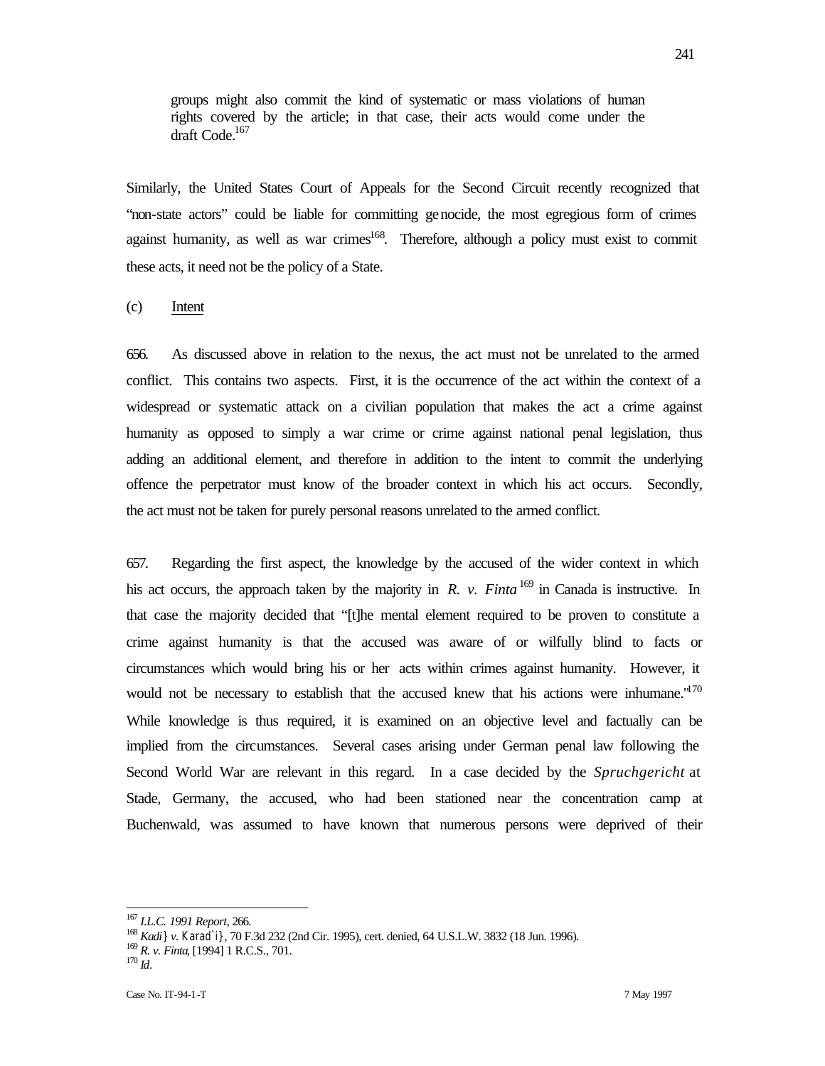groups might also commit the kind of systematic or mass violations of human rights covered by the article; in that case, their acts would come under the draft Code.[167]

Similarly, the United States Court of Appeals for the Second Circuit recently recognized that "non-state actors" could be liable for committing genocide, the most egregious form of crimes against humanity, as well as war crimes[168]. Therefore, although a policy must exist to commit these acts, it need not be the policy of a State.

(c) Intent

656. As discussed above in relation to the nexus, the act must not be unrelated to the armed conflict. This contains two aspects. First, it is the occurrence of the act within the context of a widespread or systematic attack on a civilian population that makes the act a crime against humanity as opposed to simply a war crime or crime against national penal legislation, thus adding an additional element, and therefore in addition to the intent to commit the underlying offence the perpetrator must know of the broader context in which his act occurs. Secondly, the act must not be taken for purely personal reasons unrelated to the armed conflict.

657. Regarding the first aspect, the knowledge by the accused of the wider context in which his act occurs, the approach taken by the majority in *R. v. Finta*[169] in Canada is instructive. In that case the majority decided that "[t]he mental element required to be proven to constitute a crime against humanity is that the accused was aware of or wilfully blind to facts or circumstances which would bring his or her acts within crimes against humanity. However, it would not be necessary to establish that the accused knew that his actions were inhumane."[170] While knowledge is thus required, it is examined on an objective level and factually can be implied from the circumstances. Several cases arising under German penal law following the Second World War are relevant in this regard. In a case decided by the *Spruchgericht* at Stade, Germany, the accused, who had been stationed near the concentration camp at Buchenwald, was assumed to have known that numerous persons were deprived of their

---

[167] *I.L.C. 1991 Report*, 266.

[168] *Kadić v. Karadžić*, 70 F.3d 232 (2nd Cir. 1995), cert. denied, 64 U.S.L.W. 3832 (18 Jun. 1996).

[169] *R. v. Finta*, [1994] 1 R.C.S., 701.

[170] *Id*.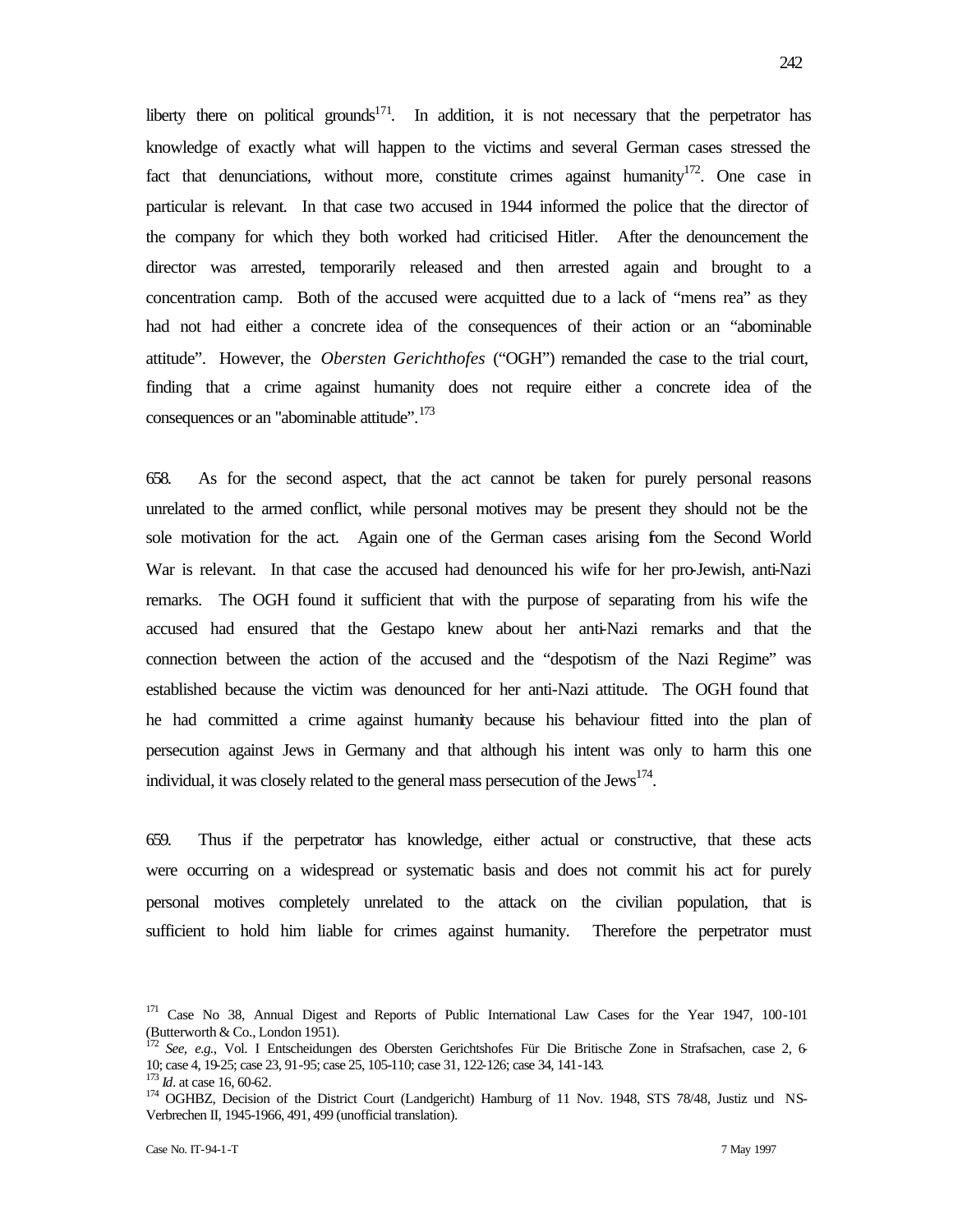liberty there on political grounds[171]. In addition, it is not necessary that the perpetrator has knowledge of exactly what will happen to the victims and several German cases stressed the fact that denunciations, without more, constitute crimes against humanity[172]. One case in particular is relevant. In that case two accused in 1944 informed the police that the director of the company for which they both worked had criticised Hitler. After the denouncement the director was arrested, temporarily released and then arrested again and brought to a concentration camp. Both of the accused were acquitted due to a lack of "mens rea" as they had not had either a concrete idea of the consequences of their action or an "abominable attitude". However, the *Obersten Gerichthofes* ("OGH") remanded the case to the trial court, finding that a crime against humanity does not require either a concrete idea of the consequences or an "abominable attitude".[173]

658. As for the second aspect, that the act cannot be taken for purely personal reasons unrelated to the armed conflict, while personal motives may be present they should not be the sole motivation for the act. Again one of the German cases arising from the Second World War is relevant. In that case the accused had denounced his wife for her pro-Jewish, anti-Nazi remarks. The OGH found it sufficient that with the purpose of separating from his wife the accused had ensured that the Gestapo knew about her anti-Nazi remarks and that the connection between the action of the accused and the "despotism of the Nazi Regime" was established because the victim was denounced for her anti-Nazi attitude. The OGH found that he had committed a crime against humanity because his behaviour fitted into the plan of persecution against Jews in Germany and that although his intent was only to harm this one individual, it was closely related to the general mass persecution of the Jews[174].

659. Thus if the perpetrator has knowledge, either actual or constructive, that these acts were occurring on a widespread or systematic basis and does not commit his act for purely personal motives completely unrelated to the attack on the civilian population, that is sufficient to hold him liable for crimes against humanity. Therefore the perpetrator must

---

[171] Case No 38, Annual Digest and Reports of Public International Law Cases for the Year 1947, 100-101 (Butterworth & Co., London 1951).

[172] *See, e.g.*, Vol. I Entscheidungen des Obersten Gerichtshofes Für Die Britische Zone in Strafsachen, case 2, 6-10; case 4, 19-25; case 23, 91-95; case 25, 105-110; case 31, 122-126; case 34, 141-143.

[173] *Id*. at case 16, 60-62.

[174] OGHBZ, Decision of the District Court (Landgericht) Hamburg of 11 Nov. 1948, STS 78/48, Justiz und NS-Verbrechen II, 1945-1966, 491, 499 (unofficial translation).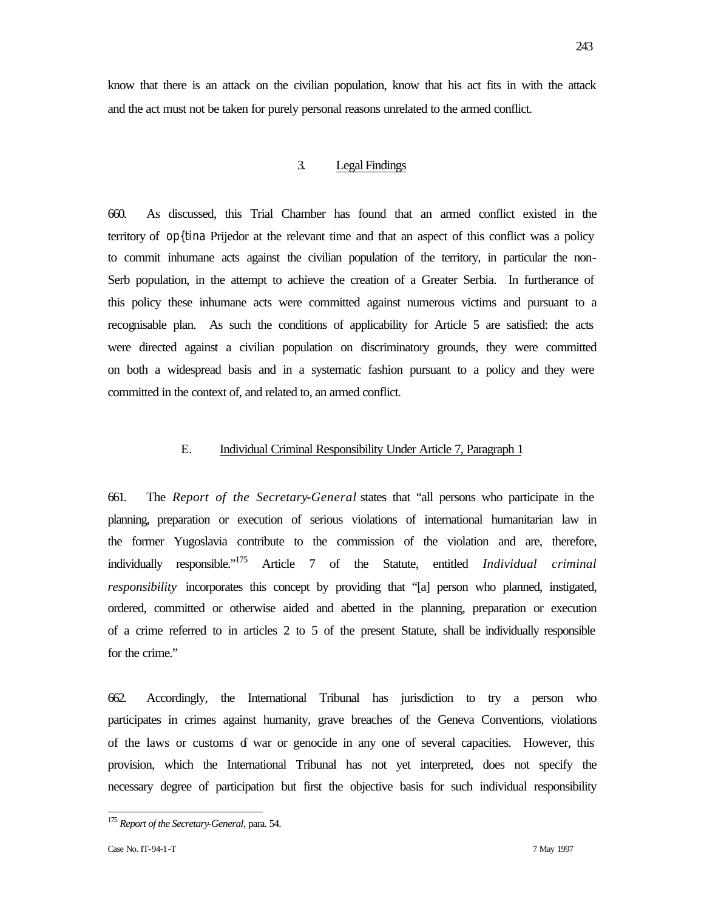know that there is an attack on the civilian population, know that his act fits in with the attack and the act must not be taken for purely personal reasons unrelated to the armed conflict.

### 3. Legal Findings

660. As discussed, this Trial Chamber has found that an armed conflict existed in the territory of op{tina Prijedor at the relevant time and that an aspect of this conflict was a policy to commit inhumane acts against the civilian population of the territory, in particular the non-Serb population, in the attempt to achieve the creation of a Greater Serbia. In furtherance of this policy these inhumane acts were committed against numerous victims and pursuant to a recognisable plan. As such the conditions of applicability for Article 5 are satisfied: the acts were directed against a civilian population on discriminatory grounds, they were committed on both a widespread basis and in a systematic fashion pursuant to a policy and they were committed in the context of, and related to, an armed conflict.

## E. Individual Criminal Responsibility Under Article 7, Paragraph 1

661. The *Report of the Secretary-General* states that "all persons who participate in the planning, preparation or execution of serious violations of international humanitarian law in the former Yugoslavia contribute to the commission of the violation and are, therefore, individually responsible."[175] Article 7 of the Statute, entitled *Individual criminal responsibility* incorporates this concept by providing that "[a] person who planned, instigated, ordered, committed or otherwise aided and abetted in the planning, preparation or execution of a crime referred to in articles 2 to 5 of the present Statute, shall be individually responsible for the crime."

662. Accordingly, the International Tribunal has jurisdiction to try a person who participates in crimes against humanity, grave breaches of the Geneva Conventions, violations of the laws or customs of war or genocide in any one of several capacities. However, this provision, which the International Tribunal has not yet interpreted, does not specify the necessary degree of participation but first the objective basis for such individual responsibility

---

[175] *Report of the Secretary-General*, para. 54.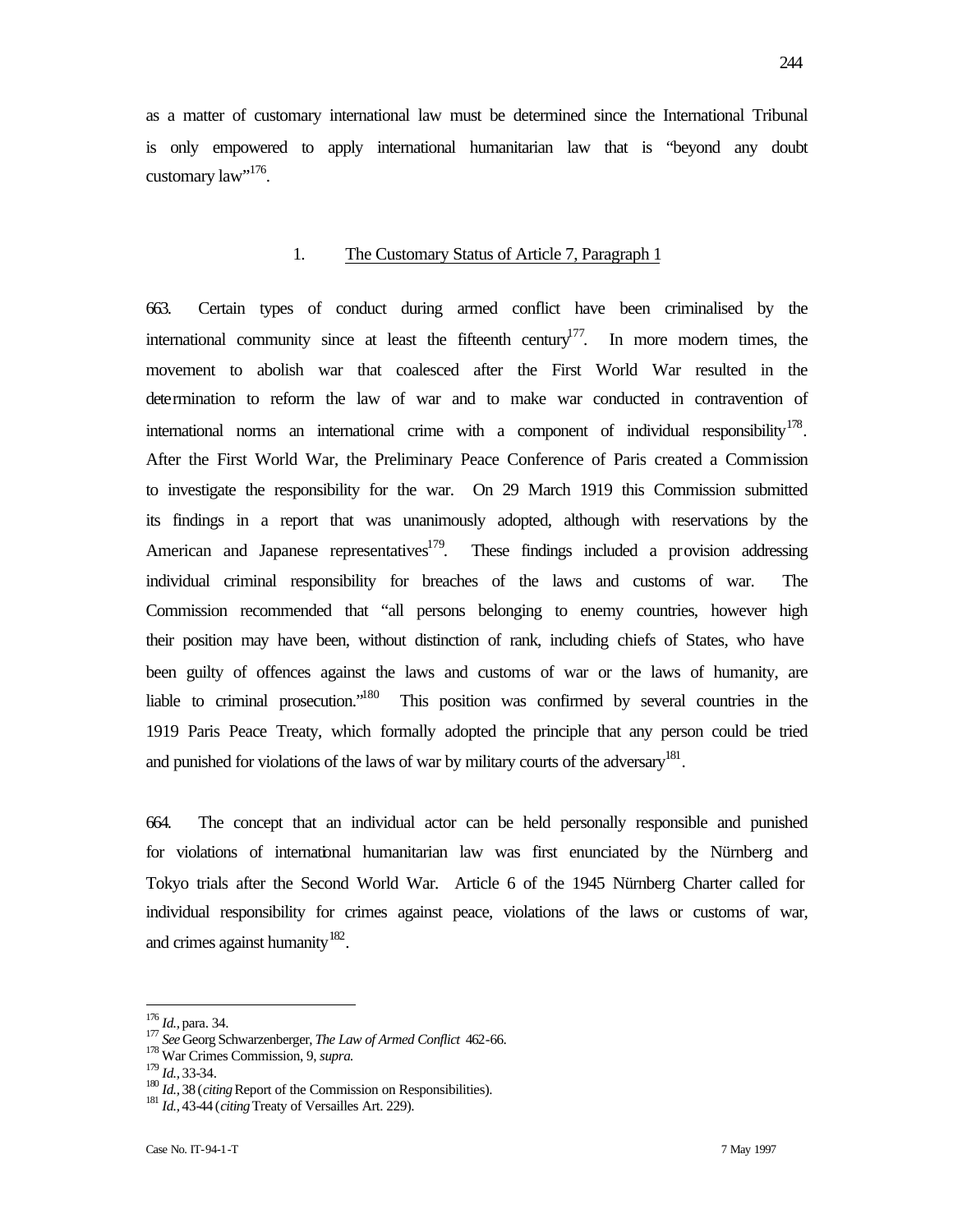as a matter of customary international law must be determined since the International Tribunal is only empowered to apply international humanitarian law that is "beyond any doubt customary law"[176].

### 1. The Customary Status of Article 7, Paragraph 1

663. Certain types of conduct during armed conflict have been criminalised by the international community since at least the fifteenth century[177]. In more modern times, the movement to abolish war that coalesced after the First World War resulted in the determination to reform the law of war and to make war conducted in contravention of international norms an international crime with a component of individual responsibility[178]. After the First World War, the Preliminary Peace Conference of Paris created a Commission to investigate the responsibility for the war. On 29 March 1919 this Commission submitted its findings in a report that was unanimously adopted, although with reservations by the American and Japanese representatives[179]. These findings included a provision addressing individual criminal responsibility for breaches of the laws and customs of war. The Commission recommended that "all persons belonging to enemy countries, however high their position may have been, without distinction of rank, including chiefs of States, who have been guilty of offences against the laws and customs of war or the laws of humanity, are liable to criminal prosecution."[180] This position was confirmed by several countries in the 1919 Paris Peace Treaty, which formally adopted the principle that any person could be tried and punished for violations of the laws of war by military courts of the adversary[181].

664. The concept that an individual actor can be held personally responsible and punished for violations of international humanitarian law was first enunciated by the Nürnberg and Tokyo trials after the Second World War. Article 6 of the 1945 Nürnberg Charter called for individual responsibility for crimes against peace, violations of the laws or customs of war, and crimes against humanity[182].

---

[176] *Id.*, para. 34.
[177] *See* Georg Schwarzenberger, *The Law of Armed Conflict* 462-66.
[178] War Crimes Commission, 9, *supra.*
[179] *Id.*, 33-34.
[180] *Id.*, 38 (*citing* Report of the Commission on Responsibilities).
[181] *Id.*, 43-44 (*citing* Treaty of Versailles Art. 229).

Case No. IT-94-1-T 7 May 1997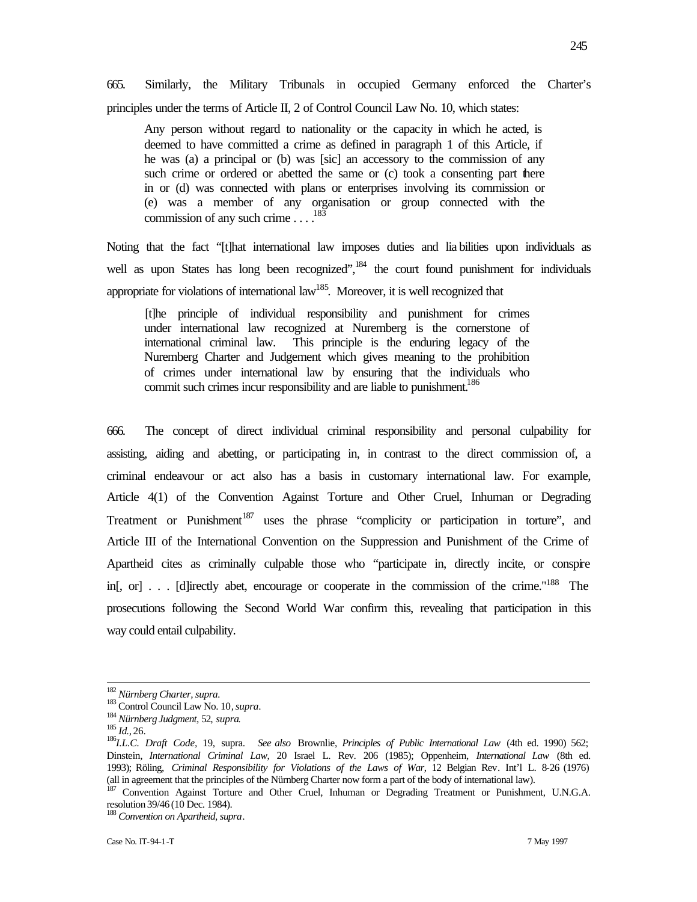665. Similarly, the Military Tribunals in occupied Germany enforced the Charter's principles under the terms of Article II, 2 of Control Council Law No. 10, which states:

> Any person without regard to nationality or the capacity in which he acted, is deemed to have committed a crime as defined in paragraph 1 of this Article, if he was (a) a principal or (b) was [sic] an accessory to the commission of any such crime or ordered or abetted the same or (c) took a consenting part there in or (d) was connected with plans or enterprises involving its commission or (e) was a member of any organisation or group connected with the commission of any such crime . . . .[183]

Noting that the fact "[t]hat international law imposes duties and liabilities upon individuals as well as upon States has long been recognized",[184] the court found punishment for individuals appropriate for violations of international law[185]. Moreover, it is well recognized that

> [t]he principle of individual responsibility and punishment for crimes under international law recognized at Nuremberg is the cornerstone of international criminal law. This principle is the enduring legacy of the Nuremberg Charter and Judgement which gives meaning to the prohibition of crimes under international law by ensuring that the individuals who commit such crimes incur responsibility and are liable to punishment.[186]

666. The concept of direct individual criminal responsibility and personal culpability for assisting, aiding and abetting, or participating in, in contrast to the direct commission of, a criminal endeavour or act also has a basis in customary international law. For example, Article 4(1) of the Convention Against Torture and Other Cruel, Inhuman or Degrading Treatment or Punishment[187] uses the phrase "complicity or participation in torture", and Article III of the International Convention on the Suppression and Punishment of the Crime of Apartheid cites as criminally culpable those who "participate in, directly incite, or conspire in[, or] . . . [d]irectly abet, encourage or cooperate in the commission of the crime."[188] The prosecutions following the Second World War confirm this, revealing that participation in this way could entail culpability.

---

[182] *Nürnberg Charter, supra.*

[183] Control Council Law No. 10, *supra*.

[184] *Nürnberg Judgment,* 52, *supra.*

[185] *Id.*, 26.

[186] *I.L.C. Draft Code*, 19, supra. *See also* Brownlie, *Principles of Public International Law* (4th ed. 1990) 562; Dinstein, *International Criminal Law*, 20 Israel L. Rev. 206 (1985); Oppenheim, *International Law* (8th ed. 1993); Röling, *Criminal Responsibility for Violations of the Laws of War*, 12 Belgian Rev. Int'l L. 8-26 (1976) (all in agreement that the principles of the Nürnberg Charter now form a part of the body of international law).

[187] Convention Against Torture and Other Cruel, Inhuman or Degrading Treatment or Punishment, U.N.G.A. resolution 39/46 (10 Dec. 1984).

[188] *Convention on Apartheid, supra*.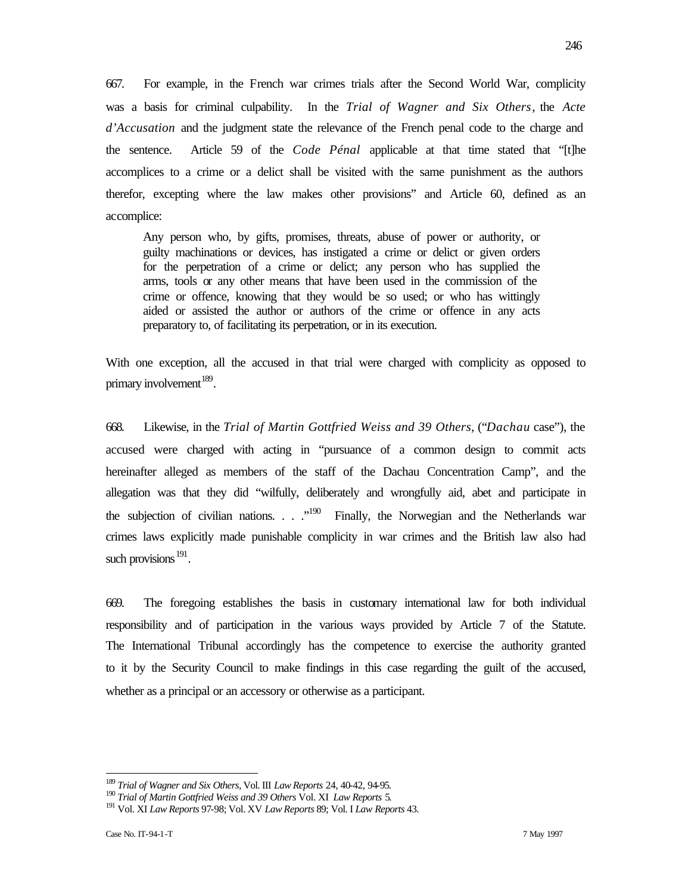667. For example, in the French war crimes trials after the Second World War, complicity was a basis for criminal culpability. In the *Trial of Wagner and Six Others*, the *Acte d'Accusation* and the judgment state the relevance of the French penal code to the charge and the sentence. Article 59 of the *Code Pénal* applicable at that time stated that "[t]he accomplices to a crime or a delict shall be visited with the same punishment as the authors therefor, excepting where the law makes other provisions" and Article 60, defined as an accomplice:

> Any person who, by gifts, promises, threats, abuse of power or authority, or guilty machinations or devices, has instigated a crime or delict or given orders for the perpetration of a crime or delict; any person who has supplied the arms, tools or any other means that have been used in the commission of the crime or offence, knowing that they would be so used; or who has wittingly aided or assisted the author or authors of the crime or offence in any acts preparatory to, of facilitating its perpetration, or in its execution.

With one exception, all the accused in that trial were charged with complicity as opposed to primary involvement[189].

668. Likewise, in the *Trial of Martin Gottfried Weiss and 39 Others*, ("*Dachau* case"), the accused were charged with acting in "pursuance of a common design to commit acts hereinafter alleged as members of the staff of the Dachau Concentration Camp", and the allegation was that they did "wilfully, deliberately and wrongfully aid, abet and participate in the subjection of civilian nations. . . ."[190] Finally, the Norwegian and the Netherlands war crimes laws explicitly made punishable complicity in war crimes and the British law also had such provisions[191].

669. The foregoing establishes the basis in customary international law for both individual responsibility and of participation in the various ways provided by Article 7 of the Statute. The International Tribunal accordingly has the competence to exercise the authority granted to it by the Security Council to make findings in this case regarding the guilt of the accused, whether as a principal or an accessory or otherwise as a participant.

---

[189] *Trial of Wagner and Six Others*, Vol. III *Law Reports* 24, 40-42, 94-95.

[190] *Trial of Martin Gottfried Weiss and 39 Others* Vol. XI *Law Reports* 5.

[191] Vol. XI *Law Reports* 97-98; Vol. XV *Law Reports* 89; Vol. I *Law Reports* 43.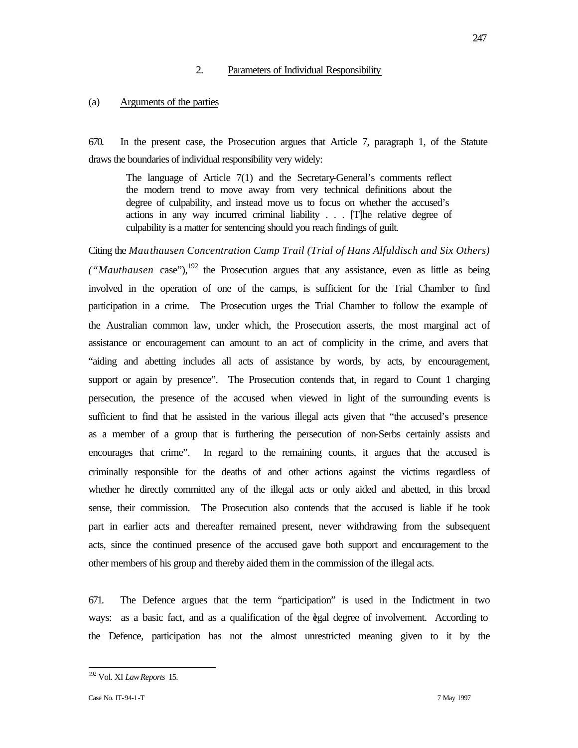2. Parameters of Individual Responsibility

(a) Arguments of the parties

670. In the present case, the Prosecution argues that Article 7, paragraph 1, of the Statute draws the boundaries of individual responsibility very widely:

> The language of Article 7(1) and the Secretary-General's comments reflect the modern trend to move away from very technical definitions about the degree of culpability, and instead move us to focus on whether the accused's actions in any way incurred criminal liability . . . [T]he relative degree of culpability is a matter for sentencing should you reach findings of guilt.

Citing the *Mauthausen Concentration Camp Trail (Trial of Hans Alfuldisch and Six Others)* ("*Mauthausen* case"),[192] the Prosecution argues that any assistance, even as little as being involved in the operation of one of the camps, is sufficient for the Trial Chamber to find participation in a crime. The Prosecution urges the Trial Chamber to follow the example of the Australian common law, under which, the Prosecution asserts, the most marginal act of assistance or encouragement can amount to an act of complicity in the crime, and avers that "aiding and abetting includes all acts of assistance by words, by acts, by encouragement, support or again by presence". The Prosecution contends that, in regard to Count 1 charging persecution, the presence of the accused when viewed in light of the surrounding events is sufficient to find that he assisted in the various illegal acts given that "the accused's presence as a member of a group that is furthering the persecution of non-Serbs certainly assists and encourages that crime". In regard to the remaining counts, it argues that the accused is criminally responsible for the deaths of and other actions against the victims regardless of whether he directly committed any of the illegal acts or only aided and abetted, in this broad sense, their commission. The Prosecution also contends that the accused is liable if he took part in earlier acts and thereafter remained present, never withdrawing from the subsequent acts, since the continued presence of the accused gave both support and encouragement to the other members of his group and thereby aided them in the commission of the illegal acts.

671. The Defence argues that the term "participation" is used in the Indictment in two ways: as a basic fact, and as a qualification of the legal degree of involvement. According to the Defence, participation has not the almost unrestricted meaning given to it by the

[192] Vol. XI *Law Reports* 15.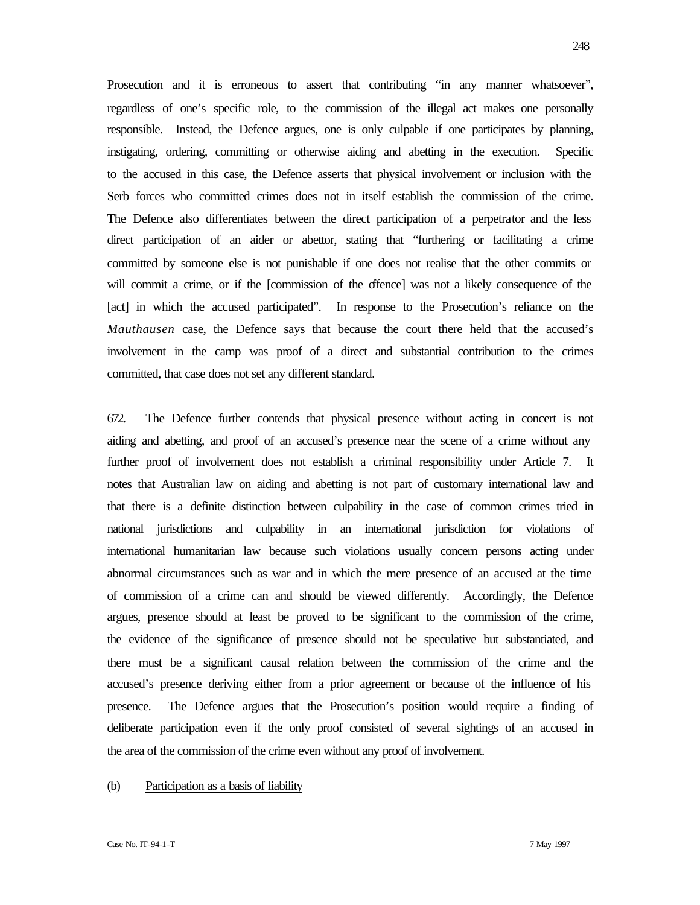Prosecution and it is erroneous to assert that contributing "in any manner whatsoever", regardless of one's specific role, to the commission of the illegal act makes one personally responsible. Instead, the Defence argues, one is only culpable if one participates by planning, instigating, ordering, committing or otherwise aiding and abetting in the execution. Specific to the accused in this case, the Defence asserts that physical involvement or inclusion with the Serb forces who committed crimes does not in itself establish the commission of the crime. The Defence also differentiates between the direct participation of a perpetrator and the less direct participation of an aider or abettor, stating that "furthering or facilitating a crime committed by someone else is not punishable if one does not realise that the other commits or will commit a crime, or if the [commission of the offence] was not a likely consequence of the [act] in which the accused participated". In response to the Prosecution's reliance on the *Mauthausen* case, the Defence says that because the court there held that the accused's involvement in the camp was proof of a direct and substantial contribution to the crimes committed, that case does not set any different standard.

672. The Defence further contends that physical presence without acting in concert is not aiding and abetting, and proof of an accused's presence near the scene of a crime without any further proof of involvement does not establish a criminal responsibility under Article 7. It notes that Australian law on aiding and abetting is not part of customary international law and that there is a definite distinction between culpability in the case of common crimes tried in national jurisdictions and culpability in an international jurisdiction for violations of international humanitarian law because such violations usually concern persons acting under abnormal circumstances such as war and in which the mere presence of an accused at the time of commission of a crime can and should be viewed differently. Accordingly, the Defence argues, presence should at least be proved to be significant to the commission of the crime, the evidence of the significance of presence should not be speculative but substantiated, and there must be a significant causal relation between the commission of the crime and the accused's presence deriving either from a prior agreement or because of the influence of his presence. The Defence argues that the Prosecution's position would require a finding of deliberate participation even if the only proof consisted of several sightings of an accused in the area of the commission of the crime even without any proof of involvement.

(b) Participation as a basis of liability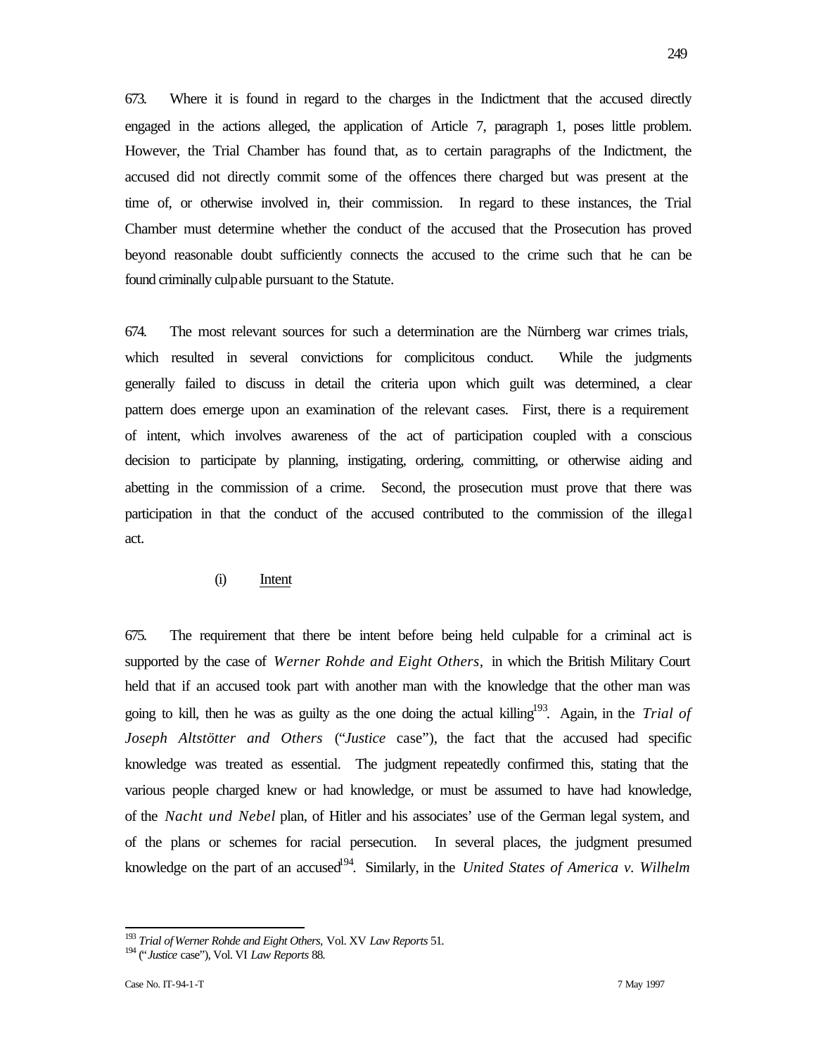673. Where it is found in regard to the charges in the Indictment that the accused directly engaged in the actions alleged, the application of Article 7, paragraph 1, poses little problem. However, the Trial Chamber has found that, as to certain paragraphs of the Indictment, the accused did not directly commit some of the offences there charged but was present at the time of, or otherwise involved in, their commission. In regard to these instances, the Trial Chamber must determine whether the conduct of the accused that the Prosecution has proved beyond reasonable doubt sufficiently connects the accused to the crime such that he can be found criminally culpable pursuant to the Statute.

674. The most relevant sources for such a determination are the Nürnberg war crimes trials, which resulted in several convictions for complicitous conduct. While the judgments generally failed to discuss in detail the criteria upon which guilt was determined, a clear pattern does emerge upon an examination of the relevant cases. First, there is a requirement of intent, which involves awareness of the act of participation coupled with a conscious decision to participate by planning, instigating, ordering, committing, or otherwise aiding and abetting in the commission of a crime. Second, the prosecution must prove that there was participation in that the conduct of the accused contributed to the commission of the illegal act.

(i) Intent

675. The requirement that there be intent before being held culpable for a criminal act is supported by the case of *Werner Rohde and Eight Others*, in which the British Military Court held that if an accused took part with another man with the knowledge that the other man was going to kill, then he was as guilty as the one doing the actual killing[193]. Again, in the *Trial of Joseph Altstötter and Others* ("*Justice* case"), the fact that the accused had specific knowledge was treated as essential. The judgment repeatedly confirmed this, stating that the various people charged knew or had knowledge, or must be assumed to have had knowledge, of the *Nacht und Nebel* plan, of Hitler and his associates' use of the German legal system, and of the plans or schemes for racial persecution. In several places, the judgment presumed knowledge on the part of an accused[194]. Similarly, in the *United States of America v. Wilhelm*

---

[193] *Trial of Werner Rohde and Eight Others*, Vol. XV *Law Reports* 51.

[194] ("*Justice* case"), Vol. VI *Law Reports* 88.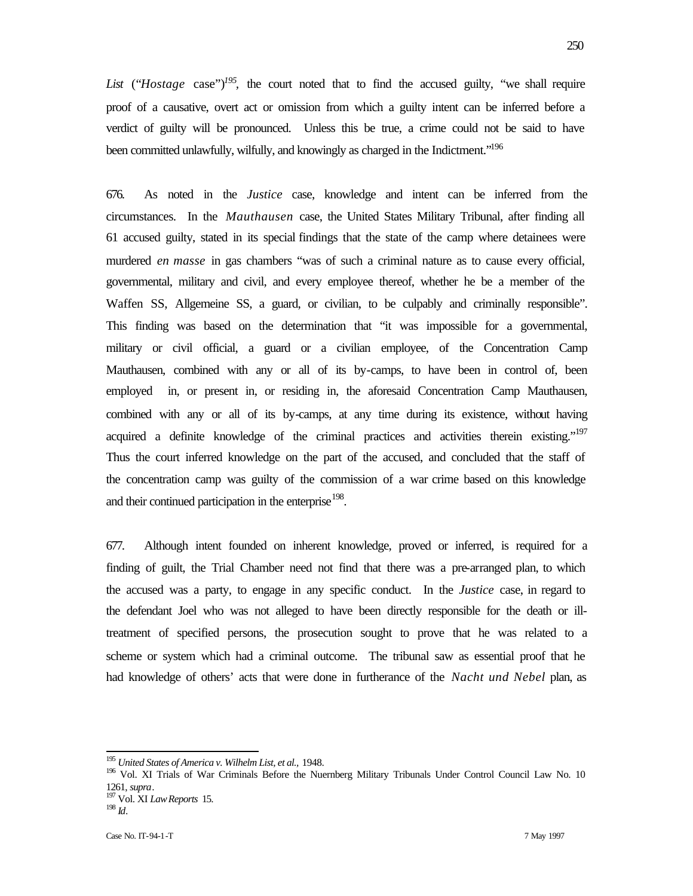*List* ("*Hostage* case")[195], the court noted that to find the accused guilty, "we shall require proof of a causative, overt act or omission from which a guilty intent can be inferred before a verdict of guilty will be pronounced. Unless this be true, a crime could not be said to have been committed unlawfully, wilfully, and knowingly as charged in the Indictment."[196]

676. As noted in the *Justice* case, knowledge and intent can be inferred from the circumstances. In the *Mauthausen* case, the United States Military Tribunal, after finding all 61 accused guilty, stated in its special findings that the state of the camp where detainees were murdered *en masse* in gas chambers "was of such a criminal nature as to cause every official, governmental, military and civil, and every employee thereof, whether he be a member of the Waffen SS, Allgemeine SS, a guard, or civilian, to be culpably and criminally responsible". This finding was based on the determination that "it was impossible for a governmental, military or civil official, a guard or a civilian employee, of the Concentration Camp Mauthausen, combined with any or all of its by-camps, to have been in control of, been employed in, or present in, or residing in, the aforesaid Concentration Camp Mauthausen, combined with any or all of its by-camps, at any time during its existence, without having acquired a definite knowledge of the criminal practices and activities therein existing."[197] Thus the court inferred knowledge on the part of the accused, and concluded that the staff of the concentration camp was guilty of the commission of a war crime based on this knowledge and their continued participation in the enterprise[198].

677. Although intent founded on inherent knowledge, proved or inferred, is required for a finding of guilt, the Trial Chamber need not find that there was a pre-arranged plan, to which the accused was a party, to engage in any specific conduct. In the *Justice* case, in regard to the defendant Joel who was not alleged to have been directly responsible for the death or ill-treatment of specified persons, the prosecution sought to prove that he was related to a scheme or system which had a criminal outcome. The tribunal saw as essential proof that he had knowledge of others' acts that were done in furtherance of the *Nacht und Nebel* plan, as

---

[195] *United States of America v. Wilhelm List, et al.,* 1948.

[196] Vol. XI Trials of War Criminals Before the Nuernberg Military Tribunals Under Control Council Law No. 10 1261, *supra*.

[197] Vol. XI *Law Reports* 15.

[198] *Id.*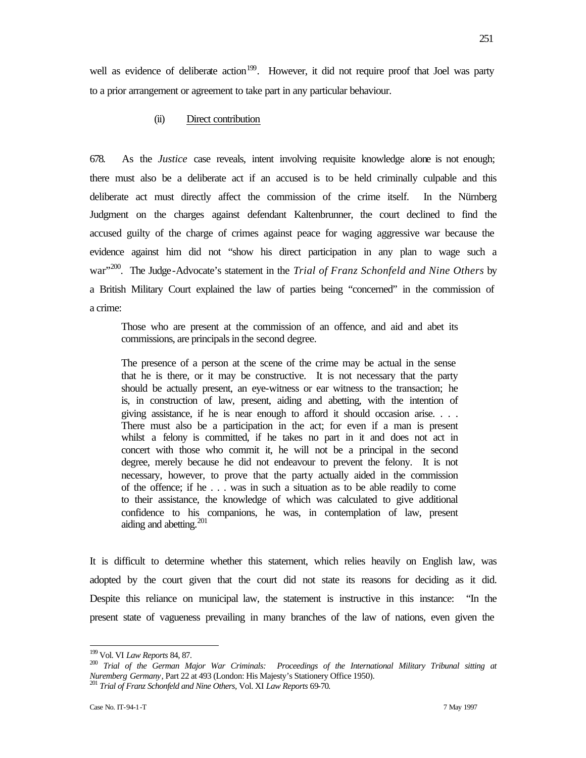well as evidence of deliberate action[199]. However, it did not require proof that Joel was party to a prior arrangement or agreement to take part in any particular behaviour.

(ii) Direct contribution

678. As the *Justice* case reveals, intent involving requisite knowledge alone is not enough; there must also be a deliberate act if an accused is to be held criminally culpable and this deliberate act must directly affect the commission of the crime itself. In the Nürnberg Judgment on the charges against defendant Kaltenbrunner, the court declined to find the accused guilty of the charge of crimes against peace for waging aggressive war because the evidence against him did not "show his direct participation in any plan to wage such a war"[200]. The Judge-Advocate's statement in the *Trial of Franz Schonfeld and Nine Others* by a British Military Court explained the law of parties being "concerned" in the commission of a crime:

> Those who are present at the commission of an offence, and aid and abet its commissions, are principals in the second degree.
>
> The presence of a person at the scene of the crime may be actual in the sense that he is there, or it may be constructive. It is not necessary that the party should be actually present, an eye-witness or ear witness to the transaction; he is, in construction of law, present, aiding and abetting, with the intention of giving assistance, if he is near enough to afford it should occasion arise. . . . There must also be a participation in the act; for even if a man is present whilst a felony is committed, if he takes no part in it and does not act in concert with those who commit it, he will not be a principal in the second degree, merely because he did not endeavour to prevent the felony. It is not necessary, however, to prove that the party actually aided in the commission of the offence; if he . . . was in such a situation as to be able readily to come to their assistance, the knowledge of which was calculated to give additional confidence to his companions, he was, in contemplation of law, present aiding and abetting.[201]

It is difficult to determine whether this statement, which relies heavily on English law, was adopted by the court given that the court did not state its reasons for deciding as it did. Despite this reliance on municipal law, the statement is instructive in this instance: "In the present state of vagueness prevailing in many branches of the law of nations, even given the

---

[199] Vol. VI *Law Reports* 84, 87.

[200] *Trial of the German Major War Criminals: Proceedings of the International Military Tribunal sitting at Nuremberg Germany*, Part 22 at 493 (London: His Majesty's Stationery Office 1950).

[201] *Trial of Franz Schonfeld and Nine Others*, Vol. XI *Law Reports* 69-70.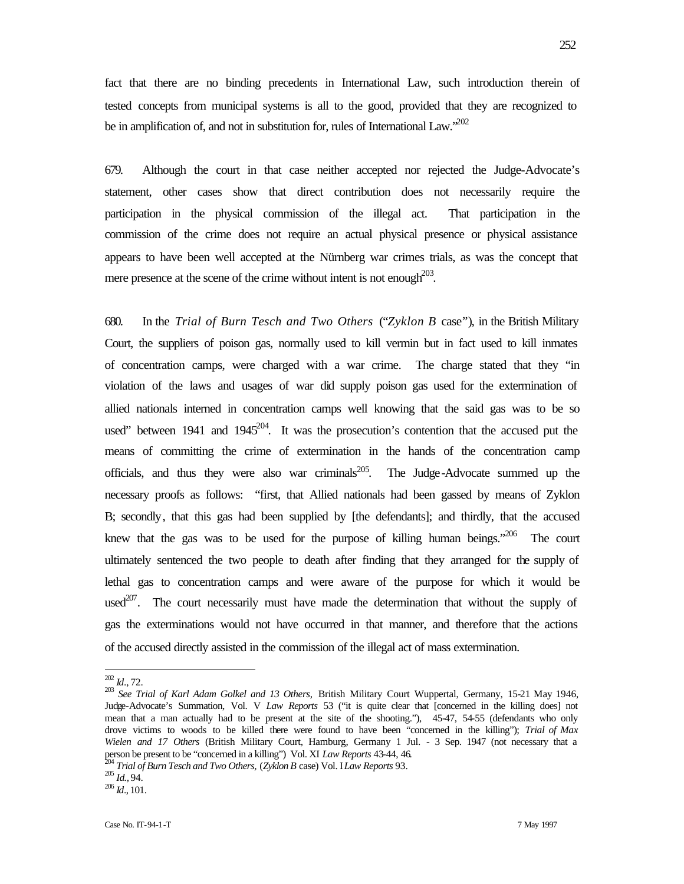fact that there are no binding precedents in International Law, such introduction therein of tested concepts from municipal systems is all to the good, provided that they are recognized to be in amplification of, and not in substitution for, rules of International Law."[202]

679. Although the court in that case neither accepted nor rejected the Judge-Advocate's statement, other cases show that direct contribution does not necessarily require the participation in the physical commission of the illegal act. That participation in the commission of the crime does not require an actual physical presence or physical assistance appears to have been well accepted at the Nürnberg war crimes trials, as was the concept that mere presence at the scene of the crime without intent is not enough[203].

680. In the *Trial of Burn Tesch and Two Others* ("*Zyklon B* case"), in the British Military Court, the suppliers of poison gas, normally used to kill vermin but in fact used to kill inmates of concentration camps, were charged with a war crime. The charge stated that they "in violation of the laws and usages of war did supply poison gas used for the extermination of allied nationals interned in concentration camps well knowing that the said gas was to be so used" between 1941 and 1945[204]. It was the prosecution's contention that the accused put the means of committing the crime of extermination in the hands of the concentration camp officials, and thus they were also war criminals[205]. The Judge-Advocate summed up the necessary proofs as follows: "first, that Allied nationals had been gassed by means of Zyklon B; secondly, that this gas had been supplied by [the defendants]; and thirdly, that the accused knew that the gas was to be used for the purpose of killing human beings."[206] The court ultimately sentenced the two people to death after finding that they arranged for the supply of lethal gas to concentration camps and were aware of the purpose for which it would be used[207]. The court necessarily must have made the determination that without the supply of gas the exterminations would not have occurred in that manner, and therefore that the actions of the accused directly assisted in the commission of the illegal act of mass extermination.

---

[202] *Id.*, 72.

[203] *See Trial of Karl Adam Golkel and 13 Others,* British Military Court Wuppertal, Germany, 15-21 May 1946, Judge-Advocate's Summation, Vol. V *Law Reports* 53 ("it is quite clear that [concerned in the killing does] not mean that a man actually had to be present at the site of the shooting."), 45-47, 54-55 (defendants who only drove victims to woods to be killed there were found to have been "concerned in the killing"); *Trial of Max Wielen and 17 Others* (British Military Court, Hamburg, Germany 1 Jul. - 3 Sep. 1947 (not necessary that a person be present to be "concerned in a killing") Vol. XI *Law Reports* 43-44, 46.

[204] *Trial of Burn Tesch and Two Others,* (*Zyklon B* case) Vol. I *Law Reports* 93.

[205] *Id.*, 94.

[206] *Id.*, 101.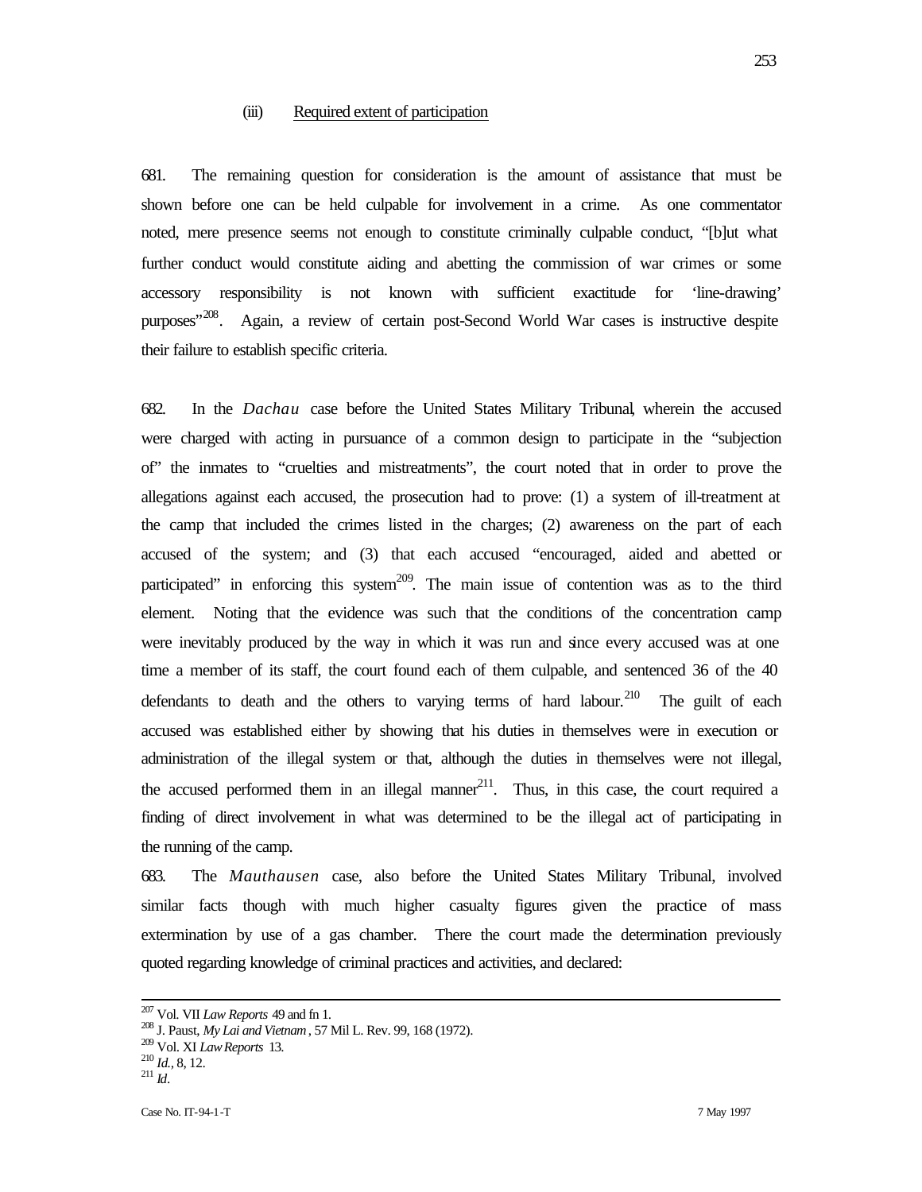### (iii) Required extent of participation

681. The remaining question for consideration is the amount of assistance that must be shown before one can be held culpable for involvement in a crime. As one commentator noted, mere presence seems not enough to constitute criminally culpable conduct, "[b]ut what further conduct would constitute aiding and abetting the commission of war crimes or some accessory responsibility is not known with sufficient exactitude for 'line-drawing' purposes"[208]. Again, a review of certain post-Second World War cases is instructive despite their failure to establish specific criteria.

682. In the *Dachau* case before the United States Military Tribunal, wherein the accused were charged with acting in pursuance of a common design to participate in the "subjection of" the inmates to "cruelties and mistreatments", the court noted that in order to prove the allegations against each accused, the prosecution had to prove: (1) a system of ill-treatment at the camp that included the crimes listed in the charges; (2) awareness on the part of each accused of the system; and (3) that each accused "encouraged, aided and abetted or participated" in enforcing this system[209]. The main issue of contention was as to the third element. Noting that the evidence was such that the conditions of the concentration camp were inevitably produced by the way in which it was run and since every accused was at one time a member of its staff, the court found each of them culpable, and sentenced 36 of the 40 defendants to death and the others to varying terms of hard labour.[210] The guilt of each accused was established either by showing that his duties in themselves were in execution or administration of the illegal system or that, although the duties in themselves were not illegal, the accused performed them in an illegal manner[211]. Thus, in this case, the court required a finding of direct involvement in what was determined to be the illegal act of participating in the running of the camp.

683. The *Mauthausen* case, also before the United States Military Tribunal, involved similar facts though with much higher casualty figures given the practice of mass extermination by use of a gas chamber. There the court made the determination previously quoted regarding knowledge of criminal practices and activities, and declared:

---

[207] Vol. VII *Law Reports* 49 and fn 1.

[208] J. Paust, *My Lai and Vietnam*, 57 Mil L. Rev. 99, 168 (1972).

[209] Vol. XI *Law Reports* 13.

[210] *Id.*, 8, 12.

[211] *Id*.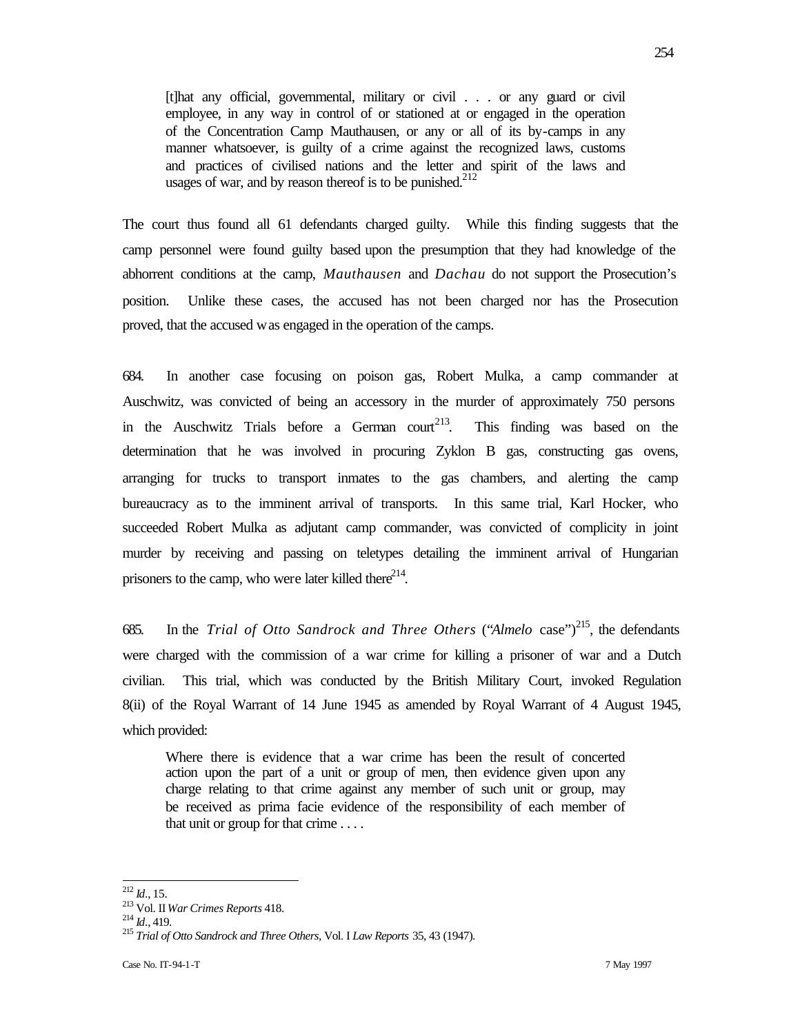> [t]hat any official, governmental, military or civil . . . or any guard or civil employee, in any way in control of or stationed at or engaged in the operation of the Concentration Camp Mauthausen, or any or all of its by-camps in any manner whatsoever, is guilty of a crime against the recognized laws, customs and practices of civilised nations and the letter and spirit of the laws and usages of war, and by reason thereof is to be punished.[212]

The court thus found all 61 defendants charged guilty. While this finding suggests that the camp personnel were found guilty based upon the presumption that they had knowledge of the abhorrent conditions at the camp, *Mauthausen* and *Dachau* do not support the Prosecution's position. Unlike these cases, the accused has not been charged nor has the Prosecution proved, that the accused was engaged in the operation of the camps.

684. In another case focusing on poison gas, Robert Mulka, a camp commander at Auschwitz, was convicted of being an accessory in the murder of approximately 750 persons in the Auschwitz Trials before a German court[213]. This finding was based on the determination that he was involved in procuring Zyklon B gas, constructing gas ovens, arranging for trucks to transport inmates to the gas chambers, and alerting the camp bureaucracy as to the imminent arrival of transports. In this same trial, Karl Hocker, who succeeded Robert Mulka as adjutant camp commander, was convicted of complicity in joint murder by receiving and passing on teletypes detailing the imminent arrival of Hungarian prisoners to the camp, who were later killed there[214].

685. In the *Trial of Otto Sandrock and Three Others* ("*Almelo* case")[215], the defendants were charged with the commission of a war crime for killing a prisoner of war and a Dutch civilian. This trial, which was conducted by the British Military Court, invoked Regulation 8(ii) of the Royal Warrant of 14 June 1945 as amended by Royal Warrant of 4 August 1945, which provided:

> Where there is evidence that a war crime has been the result of concerted action upon the part of a unit or group of men, then evidence given upon any charge relating to that crime against any member of such unit or group, may be received as prima facie evidence of the responsibility of each member of that unit or group for that crime . . . .

---

[212] *Id.*, 15.

[213] Vol. II *War Crimes Reports* 418.

[214] *Id.*, 419.

[215] *Trial of Otto Sandrock and Three Others,* Vol. I *Law Reports* 35, 43 (1947).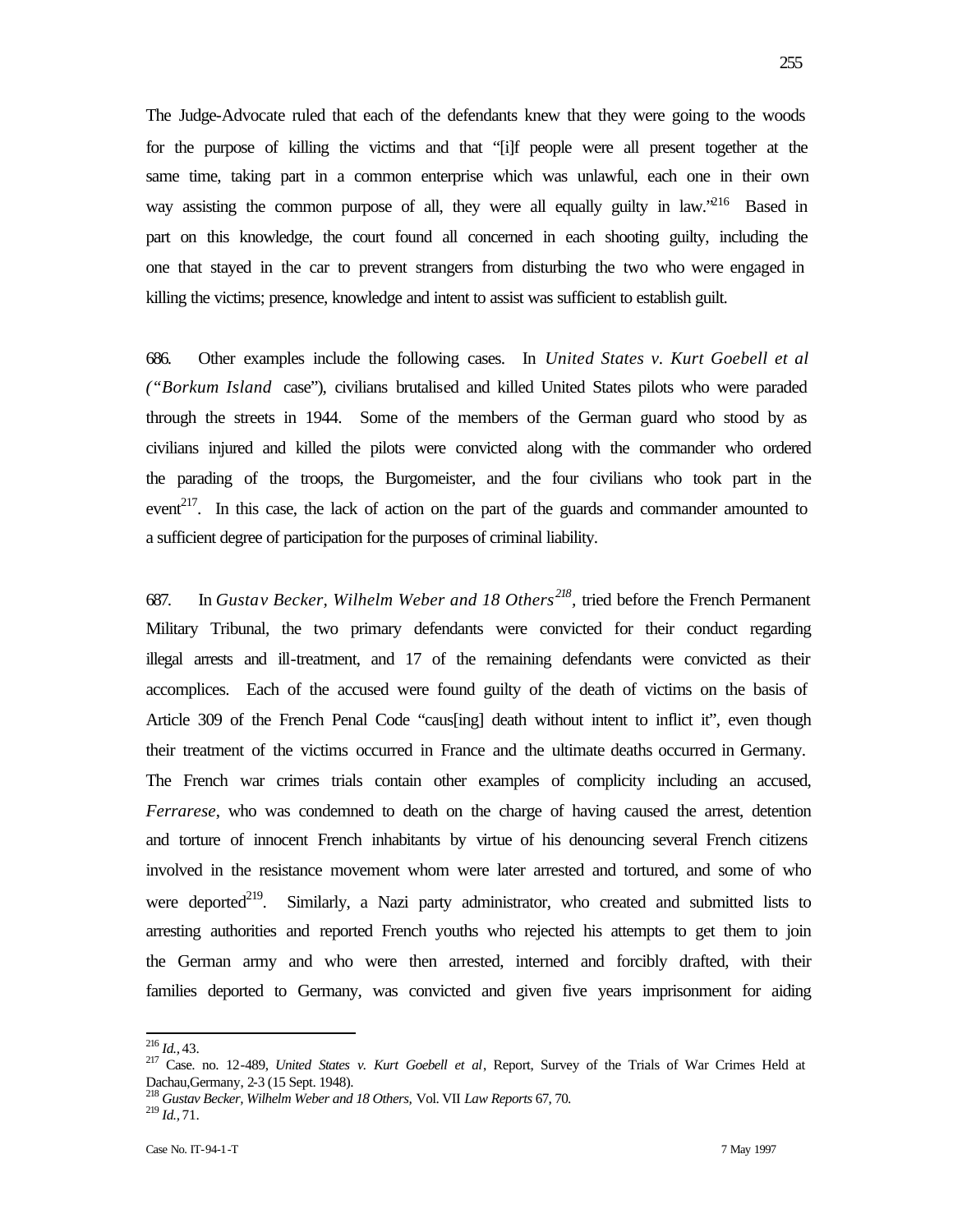The Judge-Advocate ruled that each of the defendants knew that they were going to the woods for the purpose of killing the victims and that "[i]f people were all present together at the same time, taking part in a common enterprise which was unlawful, each one in their own way assisting the common purpose of all, they were all equally guilty in law."[216] Based in part on this knowledge, the court found all concerned in each shooting guilty, including the one that stayed in the car to prevent strangers from disturbing the two who were engaged in killing the victims; presence, knowledge and intent to assist was sufficient to establish guilt.

686. Other examples include the following cases. In *United States v. Kurt Goebell et al ("Borkum Island* case"), civilians brutalised and killed United States pilots who were paraded through the streets in 1944. Some of the members of the German guard who stood by as civilians injured and killed the pilots were convicted along with the commander who ordered the parading of the troops, the Burgomeister, and the four civilians who took part in the event[217]. In this case, the lack of action on the part of the guards and commander amounted to a sufficient degree of participation for the purposes of criminal liability.

687. In *Gustav Becker, Wilhelm Weber and 18 Others*[218], tried before the French Permanent Military Tribunal, the two primary defendants were convicted for their conduct regarding illegal arrests and ill-treatment, and 17 of the remaining defendants were convicted as their accomplices. Each of the accused were found guilty of the death of victims on the basis of Article 309 of the French Penal Code "caus[ing] death without intent to inflict it", even though their treatment of the victims occurred in France and the ultimate deaths occurred in Germany. The French war crimes trials contain other examples of complicity including an accused, *Ferrarese*, who was condemned to death on the charge of having caused the arrest, detention and torture of innocent French inhabitants by virtue of his denouncing several French citizens involved in the resistance movement whom were later arrested and tortured, and some of who were deported[219]. Similarly, a Nazi party administrator, who created and submitted lists to arresting authorities and reported French youths who rejected his attempts to get them to join the German army and who were then arrested, interned and forcibly drafted, with their families deported to Germany, was convicted and given five years imprisonment for aiding

---

[216] *Id.*, 43.

[217] Case. no. 12-489, *United States v. Kurt Goebell et al*, Report, Survey of the Trials of War Crimes Held at Dachau,Germany, 2-3 (15 Sept. 1948).

[218] *Gustav Becker, Wilhelm Weber and 18 Others*, Vol. VII *Law Reports* 67, 70.

[219] *Id.*, 71.

Case No. IT-94-1-T 7 May 1997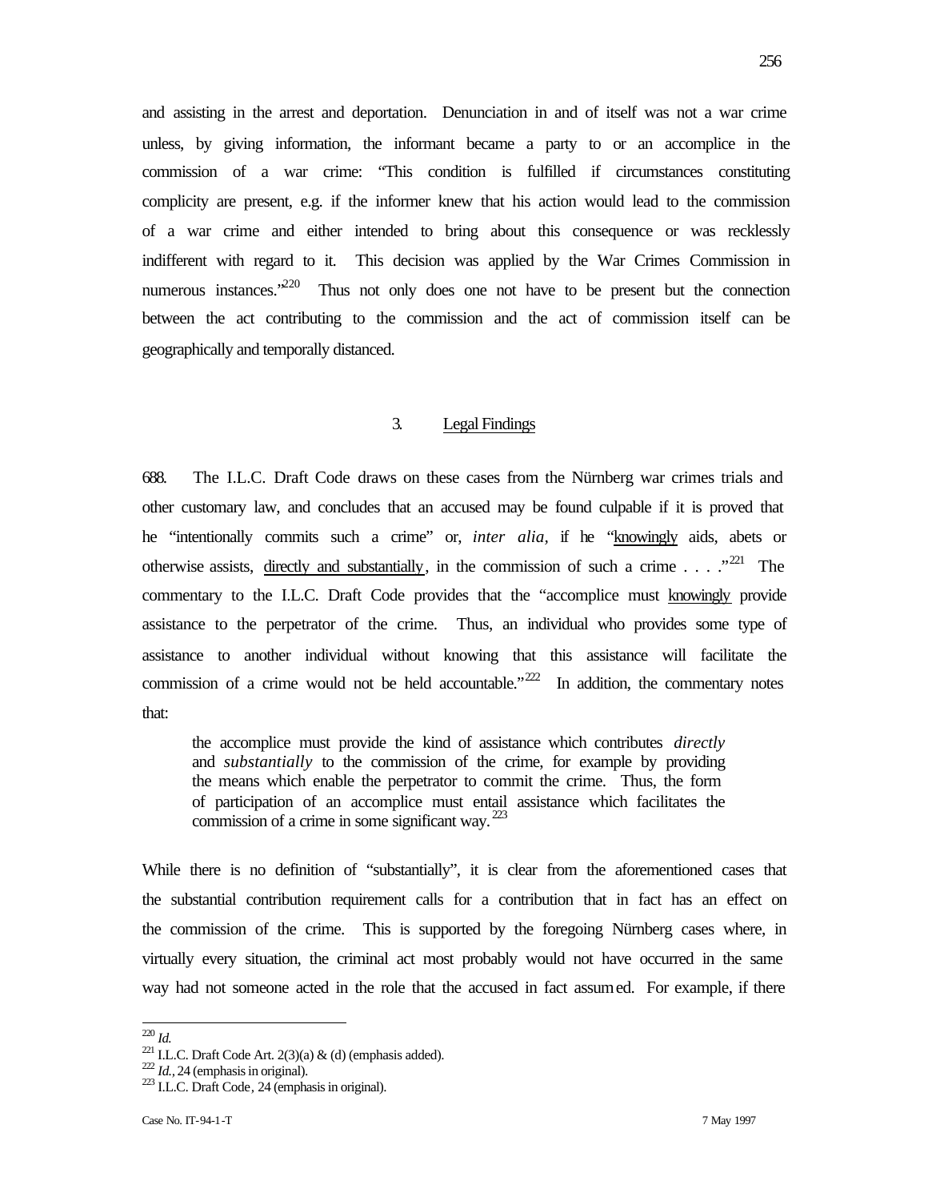and assisting in the arrest and deportation. Denunciation in and of itself was not a war crime unless, by giving information, the informant became a party to or an accomplice in the commission of a war crime: "This condition is fulfilled if circumstances constituting complicity are present, e.g. if the informer knew that his action would lead to the commission of a war crime and either intended to bring about this consequence or was recklessly indifferent with regard to it. This decision was applied by the War Crimes Commission in numerous instances."[220] Thus not only does one not have to be present but the connection between the act contributing to the commission and the act of commission itself can be geographically and temporally distanced.

### 3. Legal Findings

688. The I.L.C. Draft Code draws on these cases from the Nürnberg war crimes trials and other customary law, and concludes that an accused may be found culpable if it is proved that he "intentionally commits such a crime" or, *inter alia*, if he "knowingly aids, abets or otherwise assists, directly and substantially, in the commission of such a crime . . . ."[221] The commentary to the I.L.C. Draft Code provides that the "accomplice must knowingly provide assistance to the perpetrator of the crime. Thus, an individual who provides some type of assistance to another individual without knowing that this assistance will facilitate the commission of a crime would not be held accountable."[222] In addition, the commentary notes that:

> the accomplice must provide the kind of assistance which contributes *directly* and *substantially* to the commission of the crime, for example by providing the means which enable the perpetrator to commit the crime. Thus, the form of participation of an accomplice must entail assistance which facilitates the commission of a crime in some significant way.[223]

While there is no definition of "substantially", it is clear from the aforementioned cases that the substantial contribution requirement calls for a contribution that in fact has an effect on the commission of the crime. This is supported by the foregoing Nürnberg cases where, in virtually every situation, the criminal act most probably would not have occurred in the same way had not someone acted in the role that the accused in fact assumed. For example, if there

---

[220] *Id.*

[221] I.L.C. Draft Code Art. 2(3)(a) & (d) (emphasis added).

[222] *Id.*, 24 (emphasis in original).

[223] I.L.C. Draft Code, 24 (emphasis in original).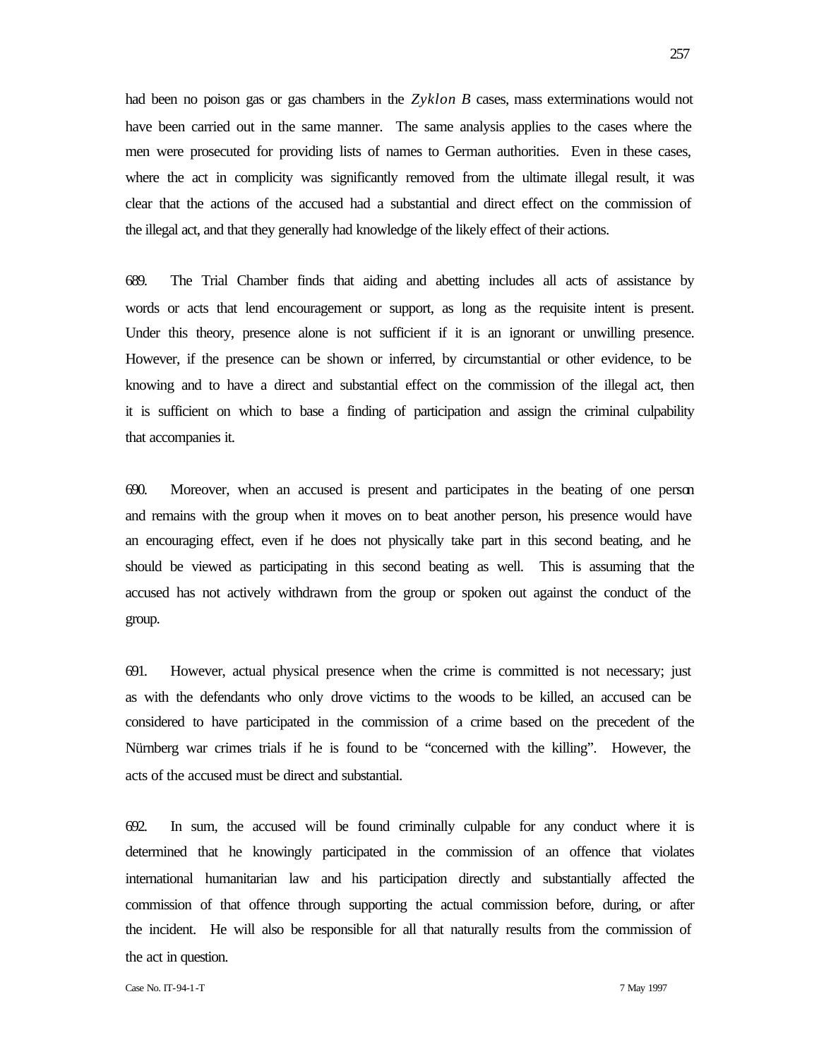had been no poison gas or gas chambers in the *Zyklon B* cases, mass exterminations would not have been carried out in the same manner. The same analysis applies to the cases where the men were prosecuted for providing lists of names to German authorities. Even in these cases, where the act in complicity was significantly removed from the ultimate illegal result, it was clear that the actions of the accused had a substantial and direct effect on the commission of the illegal act, and that they generally had knowledge of the likely effect of their actions.

689. The Trial Chamber finds that aiding and abetting includes all acts of assistance by words or acts that lend encouragement or support, as long as the requisite intent is present. Under this theory, presence alone is not sufficient if it is an ignorant or unwilling presence. However, if the presence can be shown or inferred, by circumstantial or other evidence, to be knowing and to have a direct and substantial effect on the commission of the illegal act, then it is sufficient on which to base a finding of participation and assign the criminal culpability that accompanies it.

690. Moreover, when an accused is present and participates in the beating of one person and remains with the group when it moves on to beat another person, his presence would have an encouraging effect, even if he does not physically take part in this second beating, and he should be viewed as participating in this second beating as well. This is assuming that the accused has not actively withdrawn from the group or spoken out against the conduct of the group.

691. However, actual physical presence when the crime is committed is not necessary; just as with the defendants who only drove victims to the woods to be killed, an accused can be considered to have participated in the commission of a crime based on the precedent of the Nürnberg war crimes trials if he is found to be "concerned with the killing". However, the acts of the accused must be direct and substantial.

692. In sum, the accused will be found criminally culpable for any conduct where it is determined that he knowingly participated in the commission of an offence that violates international humanitarian law and his participation directly and substantially affected the commission of that offence through supporting the actual commission before, during, or after the incident. He will also be responsible for all that naturally results from the commission of the act in question.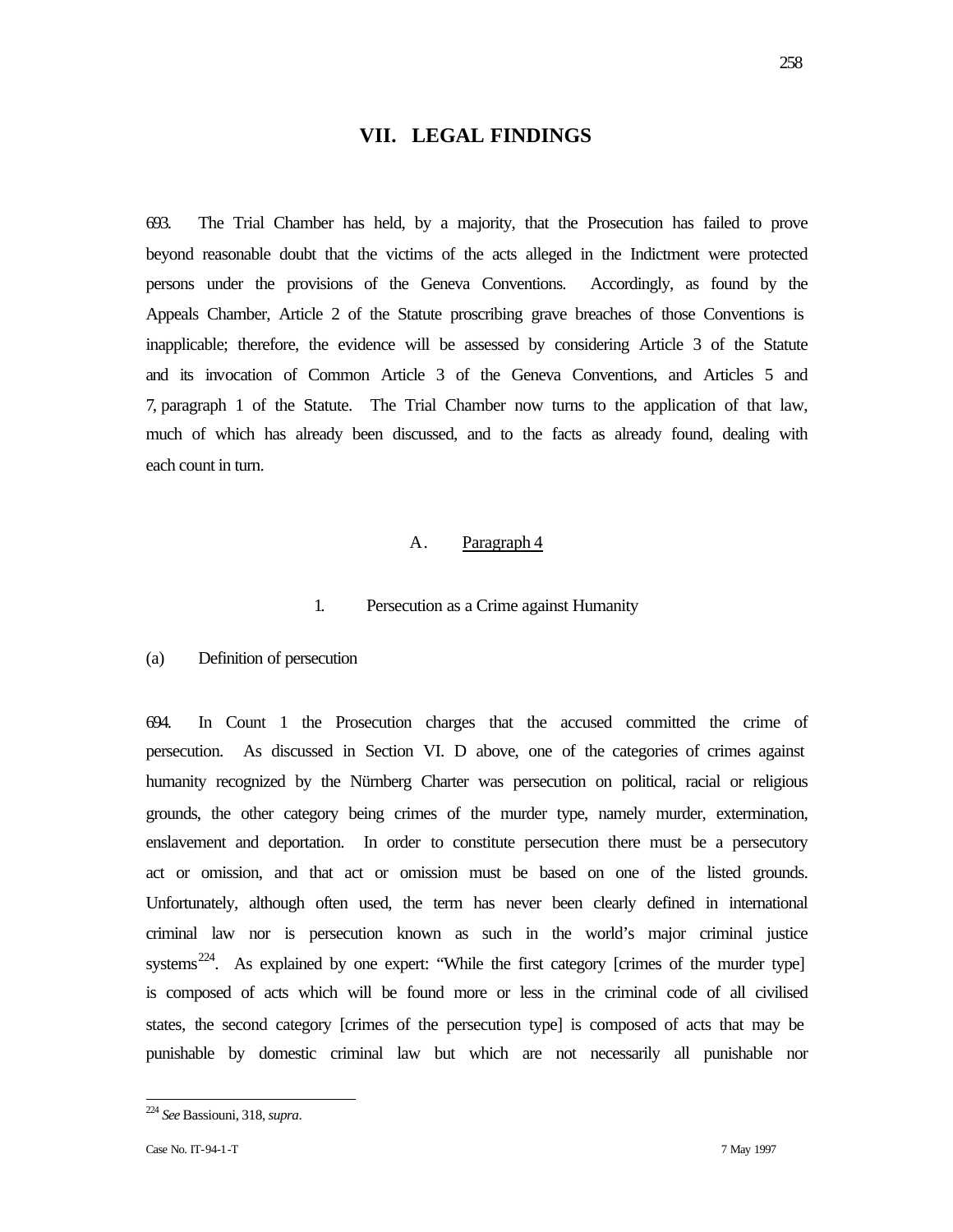# VII. LEGAL FINDINGS

693. The Trial Chamber has held, by a majority, that the Prosecution has failed to prove beyond reasonable doubt that the victims of the acts alleged in the Indictment were protected persons under the provisions of the Geneva Conventions. Accordingly, as found by the Appeals Chamber, Article 2 of the Statute proscribing grave breaches of those Conventions is inapplicable; therefore, the evidence will be assessed by considering Article 3 of the Statute and its invocation of Common Article 3 of the Geneva Conventions, and Articles 5 and 7, paragraph 1 of the Statute. The Trial Chamber now turns to the application of that law, much of which has already been discussed, and to the facts as already found, dealing with each count in turn.

## A. Paragraph 4

### 1. Persecution as a Crime against Humanity

#### (a) Definition of persecution

694. In Count 1 the Prosecution charges that the accused committed the crime of persecution. As discussed in Section VI. D above, one of the categories of crimes against humanity recognized by the Nürnberg Charter was persecution on political, racial or religious grounds, the other category being crimes of the murder type, namely murder, extermination, enslavement and deportation. In order to constitute persecution there must be a persecutory act or omission, and that act or omission must be based on one of the listed grounds. Unfortunately, although often used, the term has never been clearly defined in international criminal law nor is persecution known as such in the world's major criminal justice systems[224]. As explained by one expert: "While the first category [crimes of the murder type] is composed of acts which will be found more or less in the criminal code of all civilised states, the second category [crimes of the persecution type] is composed of acts that may be punishable by domestic criminal law but which are not necessarily all punishable nor

---

[224] *See* Bassiouni, 318, *supra*.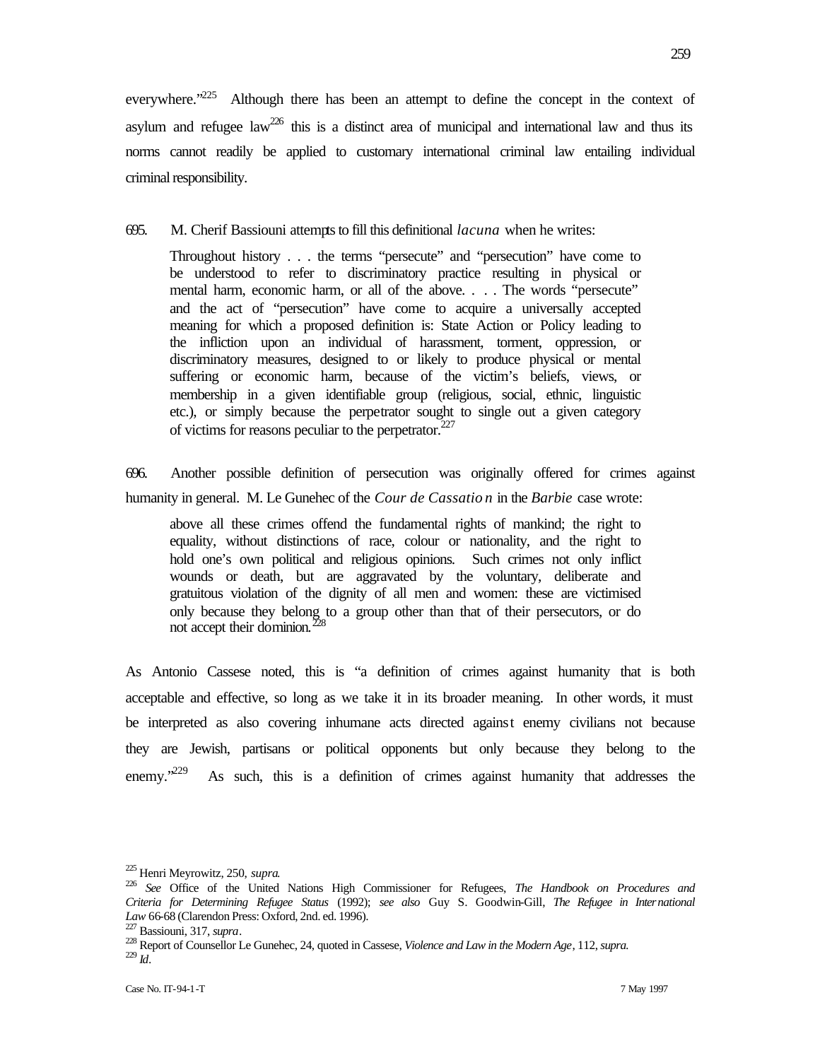everywhere."[225] Although there has been an attempt to define the concept in the context of asylum and refugee law[226] this is a distinct area of municipal and international law and thus its norms cannot readily be applied to customary international criminal law entailing individual criminal responsibility.

695. M. Cherif Bassiouni attempts to fill this definitional *lacuna* when he writes:

> Throughout history . . . the terms "persecute" and "persecution" have come to be understood to refer to discriminatory practice resulting in physical or mental harm, economic harm, or all of the above. . . . The words "persecute" and the act of "persecution" have come to acquire a universally accepted meaning for which a proposed definition is: State Action or Policy leading to the infliction upon an individual of harassment, torment, oppression, or discriminatory measures, designed to or likely to produce physical or mental suffering or economic harm, because of the victim's beliefs, views, or membership in a given identifiable group (religious, social, ethnic, linguistic etc.), or simply because the perpetrator sought to single out a given category of victims for reasons peculiar to the perpetrator.[227]

696. Another possible definition of persecution was originally offered for crimes against humanity in general. M. Le Gunehec of the *Cour de Cassation* in the *Barbie* case wrote:

> above all these crimes offend the fundamental rights of mankind; the right to equality, without distinctions of race, colour or nationality, and the right to hold one's own political and religious opinions. Such crimes not only inflict wounds or death, but are aggravated by the voluntary, deliberate and gratuitous violation of the dignity of all men and women: these are victimised only because they belong to a group other than that of their persecutors, or do not accept their dominion.[228]

As Antonio Cassese noted, this is "a definition of crimes against humanity that is both acceptable and effective, so long as we take it in its broader meaning. In other words, it must be interpreted as also covering inhumane acts directed against enemy civilians not because they are Jewish, partisans or political opponents but only because they belong to the enemy."[229] As such, this is a definition of crimes against humanity that addresses the

---

[225] Henri Meyrowitz, 250, *supra*.

[226] *See* Office of the United Nations High Commissioner for Refugees, *The Handbook on Procedures and Criteria for Determining Refugee Status* (1992); *see also* Guy S. Goodwin-Gill, *The Refugee in International Law* 66-68 (Clarendon Press: Oxford, 2nd. ed. 1996).

[227] Bassiouni, 317, *supra*.

[228] Report of Counsellor Le Gunehec, 24, quoted in Cassese, *Violence and Law in the Modern Age*, 112, *supra*.

[229] *Id*.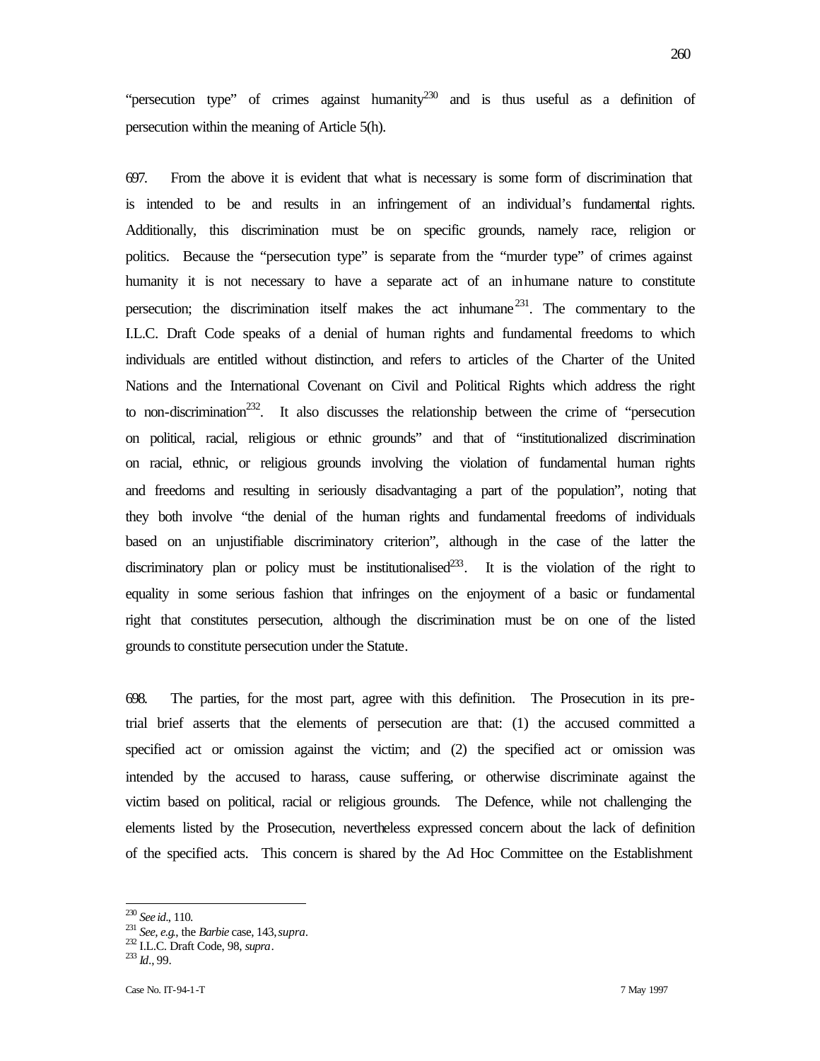"persecution type" of crimes against humanity[230] and is thus useful as a definition of persecution within the meaning of Article 5(h).

697. From the above it is evident that what is necessary is some form of discrimination that is intended to be and results in an infringement of an individual's fundamental rights. Additionally, this discrimination must be on specific grounds, namely race, religion or politics. Because the "persecution type" is separate from the "murder type" of crimes against humanity it is not necessary to have a separate act of an inhumane nature to constitute persecution; the discrimination itself makes the act inhumane[231]. The commentary to the I.L.C. Draft Code speaks of a denial of human rights and fundamental freedoms to which individuals are entitled without distinction, and refers to articles of the Charter of the United Nations and the International Covenant on Civil and Political Rights which address the right to non-discrimination[232]. It also discusses the relationship between the crime of "persecution on political, racial, religious or ethnic grounds" and that of "institutionalized discrimination on racial, ethnic, or religious grounds involving the violation of fundamental human rights and freedoms and resulting in seriously disadvantaging a part of the population", noting that they both involve "the denial of the human rights and fundamental freedoms of individuals based on an unjustifiable discriminatory criterion", although in the case of the latter the discriminatory plan or policy must be institutionalised[233]. It is the violation of the right to equality in some serious fashion that infringes on the enjoyment of a basic or fundamental right that constitutes persecution, although the discrimination must be on one of the listed grounds to constitute persecution under the Statute.

698. The parties, for the most part, agree with this definition. The Prosecution in its pre-trial brief asserts that the elements of persecution are that: (1) the accused committed a specified act or omission against the victim; and (2) the specified act or omission was intended by the accused to harass, cause suffering, or otherwise discriminate against the victim based on political, racial or religious grounds. The Defence, while not challenging the elements listed by the Prosecution, nevertheless expressed concern about the lack of definition of the specified acts. This concern is shared by the Ad Hoc Committee on the Establishment

---

[230] *See id.*, 110.

[231] *See, e.g.*, the *Barbie* case, 143, *supra*.

[232] I.L.C. Draft Code, 98, *supra*.

[233] *Id.*, 99.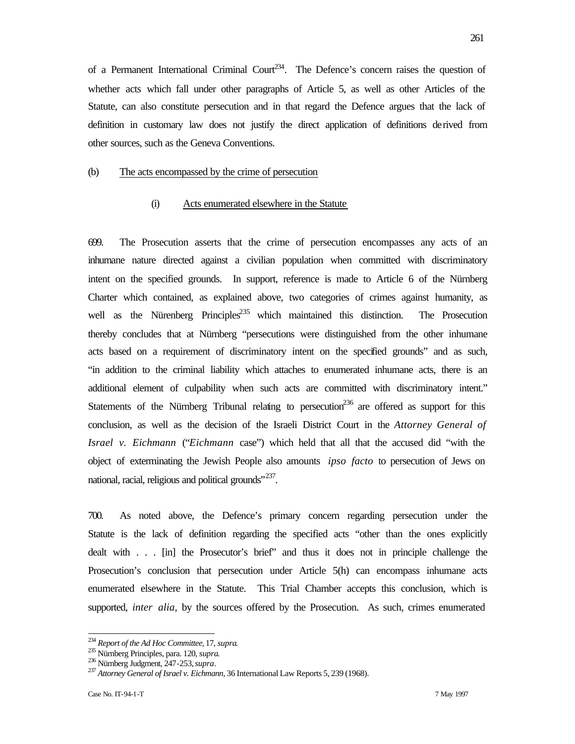of a Permanent International Criminal Court[234]. The Defence's concern raises the question of whether acts which fall under other paragraphs of Article 5, as well as other Articles of the Statute, can also constitute persecution and in that regard the Defence argues that the lack of definition in customary law does not justify the direct application of definitions derived from other sources, such as the Geneva Conventions.

(b) The acts encompassed by the crime of persecution

(i) Acts enumerated elsewhere in the Statute

699. The Prosecution asserts that the crime of persecution encompasses any acts of an inhumane nature directed against a civilian population when committed with discriminatory intent on the specified grounds. In support, reference is made to Article 6 of the Nürnberg Charter which contained, as explained above, two categories of crimes against humanity, as well as the Nürenberg Principles[235] which maintained this distinction. The Prosecution thereby concludes that at Nürnberg "persecutions were distinguished from the other inhumane acts based on a requirement of discriminatory intent on the specified grounds" and as such, "in addition to the criminal liability which attaches to enumerated inhumane acts, there is an additional element of culpability when such acts are committed with discriminatory intent." Statements of the Nürnberg Tribunal relating to persecution[236] are offered as support for this conclusion, as well as the decision of the Israeli District Court in the *Attorney General of Israel v. Eichmann* ("*Eichmann* case") which held that all that the accused did "with the object of exterminating the Jewish People also amounts *ipso facto* to persecution of Jews on national, racial, religious and political grounds"[237].

700. As noted above, the Defence's primary concern regarding persecution under the Statute is the lack of definition regarding the specified acts "other than the ones explicitly dealt with . . . [in] the Prosecutor's brief" and thus it does not in principle challenge the Prosecution's conclusion that persecution under Article 5(h) can encompass inhumane acts enumerated elsewhere in the Statute. This Trial Chamber accepts this conclusion, which is supported, *inter alia*, by the sources offered by the Prosecution. As such, crimes enumerated

---

[234] *Report of the Ad Hoc Committee*, 17, *supra*.

[235] Nürnberg Principles, para. 120, *supra*.

[236] Nürnberg Judgment, 247-253, *supra*.

[237] *Attorney General of Israel v. Eichmann*, 36 International Law Reports 5, 239 (1968).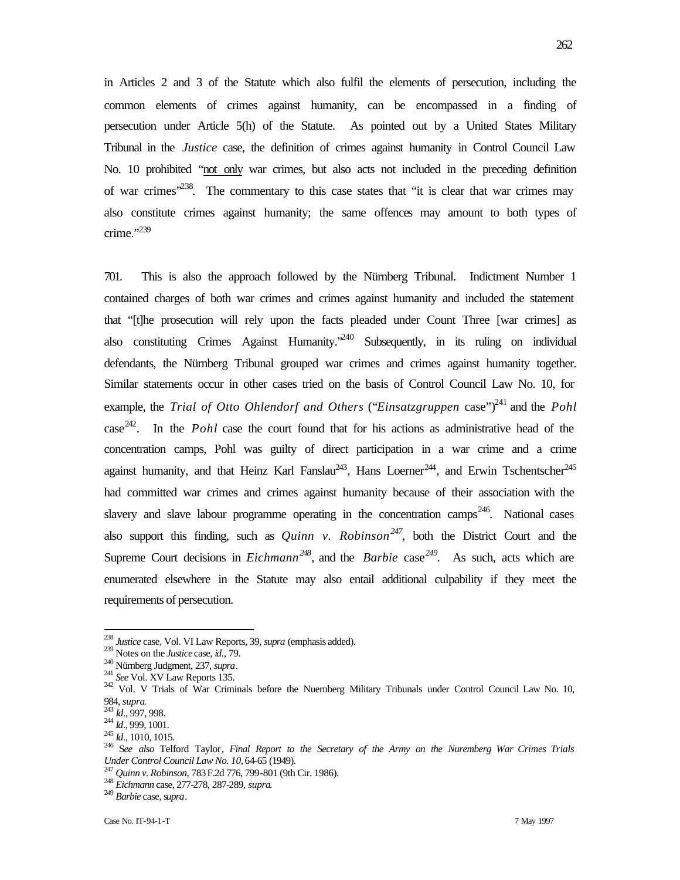in Articles 2 and 3 of the Statute which also fulfil the elements of persecution, including the common elements of crimes against humanity, can be encompassed in a finding of persecution under Article 5(h) of the Statute. As pointed out by a United States Military Tribunal in the *Justice* case, the definition of crimes against humanity in Control Council Law No. 10 prohibited "<u>not only</u> war crimes, but also acts not included in the preceding definition of war crimes"[238]. The commentary to this case states that "it is clear that war crimes may also constitute crimes against humanity; the same offences may amount to both types of crime."[239]

701. This is also the approach followed by the Nürnberg Tribunal. Indictment Number 1 contained charges of both war crimes and crimes against humanity and included the statement that "[t]he prosecution will rely upon the facts pleaded under Count Three [war crimes] as also constituting Crimes Against Humanity."[240] Subsequently, in its ruling on individual defendants, the Nürnberg Tribunal grouped war crimes and crimes against humanity together. Similar statements occur in other cases tried on the basis of Control Council Law No. 10, for example, the *Trial of Otto Ohlendorf and Others* ("*Einsatzgruppen* case")[241] and the *Pohl* case[242]. In the *Pohl* case the court found that for his actions as administrative head of the concentration camps, Pohl was guilty of direct participation in a war crime and a crime against humanity, and that Heinz Karl Fanslau[243], Hans Loerner[244], and Erwin Tschentscher[245] had committed war crimes and crimes against humanity because of their association with the slavery and slave labour programme operating in the concentration camps[246]. National cases also support this finding, such as *Quinn v. Robinson*[247], both the District Court and the Supreme Court decisions in *Eichmann*[248], and the *Barbie* case[249]. As such, acts which are enumerated elsewhere in the Statute may also entail additional culpability if they meet the requirements of persecution.

---

[238] *Justice* case, Vol. VI Law Reports, 39, *supra* (emphasis added).
[239] Notes on the *Justice* case, *id.*, 79.
[240] Nürnberg Judgment, 237, *supra*.
[241] *See* Vol. XV Law Reports 135.
[242] Vol. V Trials of War Criminals before the Nuernberg Military Tribunals under Control Council Law No. 10, 984, *supra*.
[243] *Id.*, 997, 998.
[244] *Id.*, 999, 1001.
[245] *Id.*, 1010, 1015.
[246] *See also* Telford Taylor, *Final Report to the Secretary of the Army on the Nuremberg War Crimes Trials Under Control Council Law No. 10*, 64-65 (1949).
[247] *Quinn v. Robinson*, 783 F.2d 776, 799-801 (9th Cir. 1986).
[248] *Eichmann* case, 277-278, 287-289, *supra*.
[249] *Barbie* case, *supra*.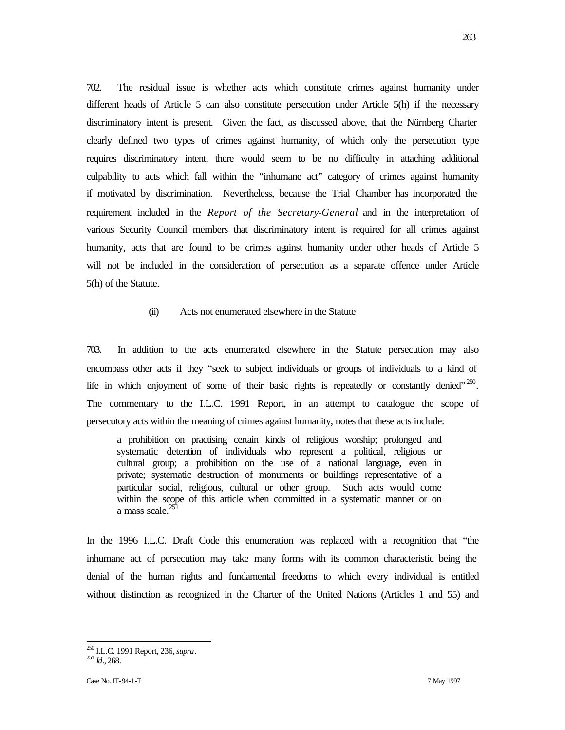702. The residual issue is whether acts which constitute crimes against humanity under different heads of Article 5 can also constitute persecution under Article 5(h) if the necessary discriminatory intent is present. Given the fact, as discussed above, that the Nürnberg Charter clearly defined two types of crimes against humanity, of which only the persecution type requires discriminatory intent, there would seem to be no difficulty in attaching additional culpability to acts which fall within the "inhumane act" category of crimes against humanity if motivated by discrimination. Nevertheless, because the Trial Chamber has incorporated the requirement included in the *Report of the Secretary-General* and in the interpretation of various Security Council members that discriminatory intent is required for all crimes against humanity, acts that are found to be crimes against humanity under other heads of Article 5 will not be included in the consideration of persecution as a separate offence under Article 5(h) of the Statute.

(ii) Acts not enumerated elsewhere in the Statute

703. In addition to the acts enumerated elsewhere in the Statute persecution may also encompass other acts if they "seek to subject individuals or groups of individuals to a kind of life in which enjoyment of some of their basic rights is repeatedly or constantly denied"[250]. The commentary to the I.L.C. 1991 Report, in an attempt to catalogue the scope of persecutory acts within the meaning of crimes against humanity, notes that these acts include:

> a prohibition on practising certain kinds of religious worship; prolonged and systematic detention of individuals who represent a political, religious or cultural group; a prohibition on the use of a national language, even in private; systematic destruction of monuments or buildings representative of a particular social, religious, cultural or other group. Such acts would come within the scope of this article when committed in a systematic manner or on a mass scale.[251]

In the 1996 I.L.C. Draft Code this enumeration was replaced with a recognition that "the inhumane act of persecution may take many forms with its common characteristic being the denial of the human rights and fundamental freedoms to which every individual is entitled without distinction as recognized in the Charter of the United Nations (Articles 1 and 55) and

---

[250] I.L.C. 1991 Report, 236, *supra*.

[251] *Id.*, 268.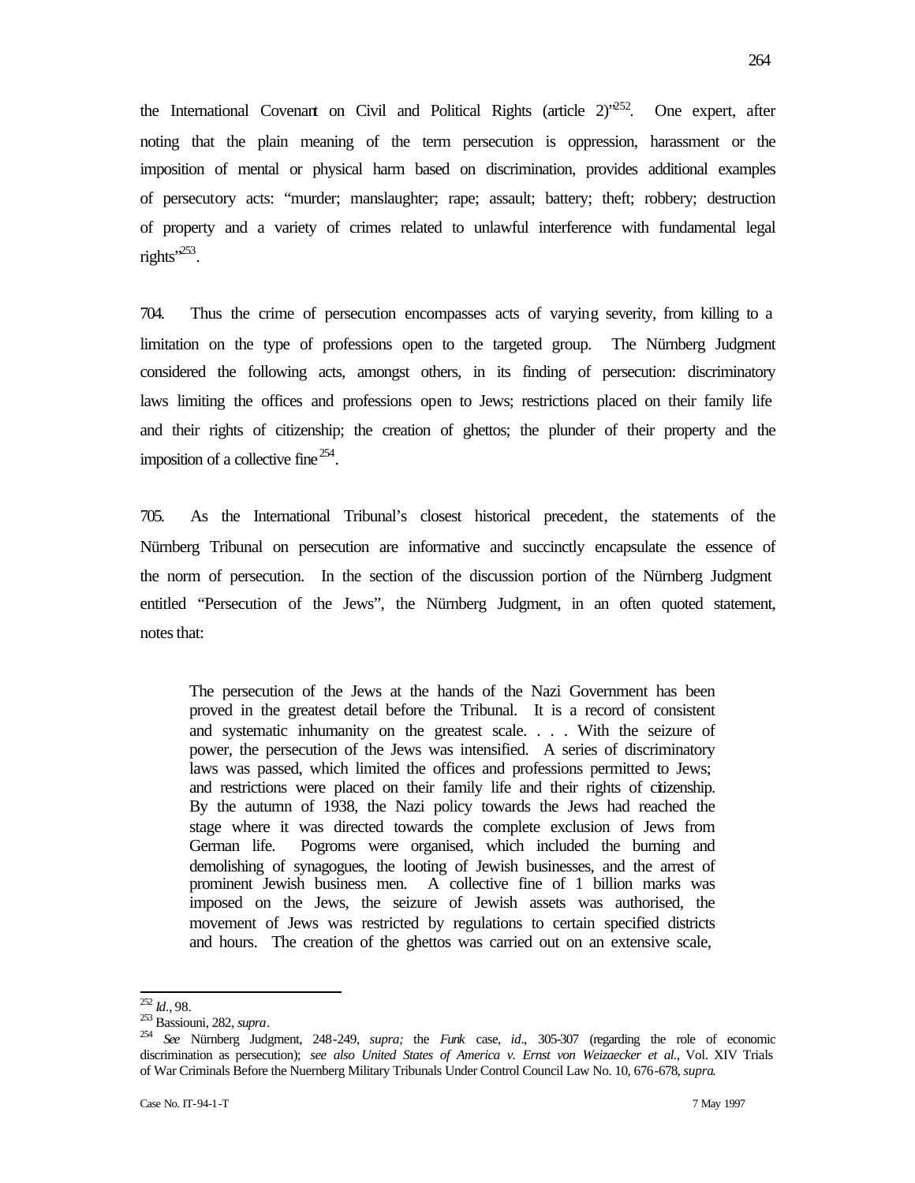the International Covenant on Civil and Political Rights (article 2)"[252]. One expert, after noting that the plain meaning of the term persecution is oppression, harassment or the imposition of mental or physical harm based on discrimination, provides additional examples of persecutory acts: "murder; manslaughter; rape; assault; battery; theft; robbery; destruction of property and a variety of crimes related to unlawful interference with fundamental legal rights"[253].

704. Thus the crime of persecution encompasses acts of varying severity, from killing to a limitation on the type of professions open to the targeted group. The Nürnberg Judgment considered the following acts, amongst others, in its finding of persecution: discriminatory laws limiting the offices and professions open to Jews; restrictions placed on their family life and their rights of citizenship; the creation of ghettos; the plunder of their property and the imposition of a collective fine[254].

705. As the International Tribunal's closest historical precedent, the statements of the Nürnberg Tribunal on persecution are informative and succinctly encapsulate the essence of the norm of persecution. In the section of the discussion portion of the Nürnberg Judgment entitled "Persecution of the Jews", the Nürnberg Judgment, in an often quoted statement, notes that:

> The persecution of the Jews at the hands of the Nazi Government has been proved in the greatest detail before the Tribunal. It is a record of consistent and systematic inhumanity on the greatest scale. . . . With the seizure of power, the persecution of the Jews was intensified. A series of discriminatory laws was passed, which limited the offices and professions permitted to Jews; and restrictions were placed on their family life and their rights of citizenship. By the autumn of 1938, the Nazi policy towards the Jews had reached the stage where it was directed towards the complete exclusion of Jews from German life. Pogroms were organised, which included the burning and demolishing of synagogues, the looting of Jewish businesses, and the arrest of prominent Jewish business men. A collective fine of 1 billion marks was imposed on the Jews, the seizure of Jewish assets was authorised, the movement of Jews was restricted by regulations to certain specified districts and hours. The creation of the ghettos was carried out on an extensive scale,

---

[252] *Id.*, 98.

[253] Bassiouni, 282, *supra*.

[254] *See* Nürnberg Judgment, 248-249, *supra;* the *Funk* case, *id*., 305-307 (regarding the role of economic discrimination as persecution); *see also United States of America v. Ernst von Weizaecker et al.*, Vol. XIV Trials of War Criminals Before the Nuernberg Military Tribunals Under Control Council Law No. 10, 676-678, *supra*.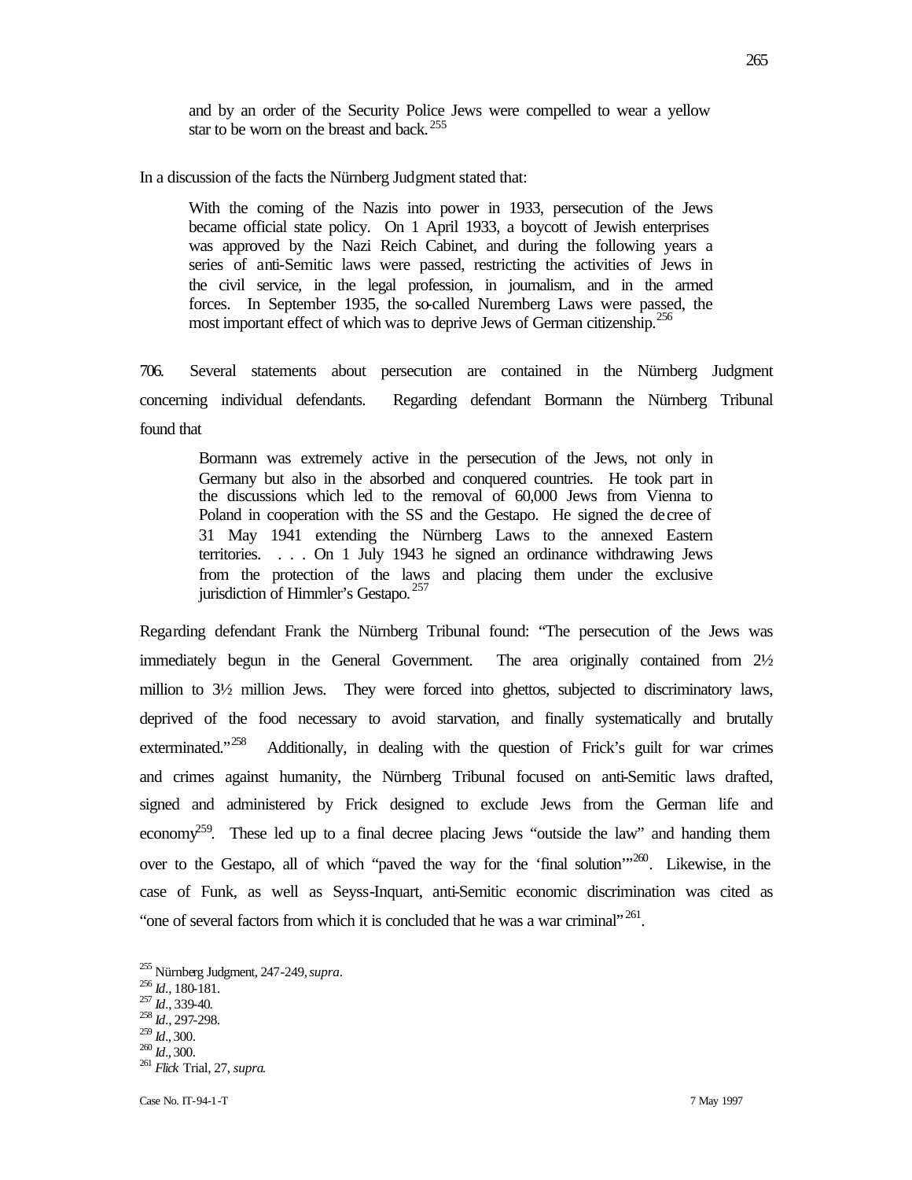> and by an order of the Security Police Jews were compelled to wear a yellow star to be worn on the breast and back.[255]

In a discussion of the facts the Nürnberg Judgment stated that:

> With the coming of the Nazis into power in 1933, persecution of the Jews became official state policy. On 1 April 1933, a boycott of Jewish enterprises was approved by the Nazi Reich Cabinet, and during the following years a series of anti-Semitic laws were passed, restricting the activities of Jews in the civil service, in the legal profession, in journalism, and in the armed forces. In September 1935, the so-called Nuremberg Laws were passed, the most important effect of which was to deprive Jews of German citizenship.[256]

706. Several statements about persecution are contained in the Nürnberg Judgment concerning individual defendants. Regarding defendant Bormann the Nürnberg Tribunal found that

> Bormann was extremely active in the persecution of the Jews, not only in Germany but also in the absorbed and conquered countries. He took part in the discussions which led to the removal of 60,000 Jews from Vienna to Poland in cooperation with the SS and the Gestapo. He signed the decree of 31 May 1941 extending the Nürnberg Laws to the annexed Eastern territories. . . . On 1 July 1943 he signed an ordinance withdrawing Jews from the protection of the laws and placing them under the exclusive jurisdiction of Himmler's Gestapo.[257]

Regarding defendant Frank the Nürnberg Tribunal found: "The persecution of the Jews was immediately begun in the General Government. The area originally contained from 2½ million to 3½ million Jews. They were forced into ghettos, subjected to discriminatory laws, deprived of the food necessary to avoid starvation, and finally systematically and brutally exterminated."[258] Additionally, in dealing with the question of Frick's guilt for war crimes and crimes against humanity, the Nürnberg Tribunal focused on anti-Semitic laws drafted, signed and administered by Frick designed to exclude Jews from the German life and economy[259]. These led up to a final decree placing Jews "outside the law" and handing them over to the Gestapo, all of which "paved the way for the 'final solution'"[260]. Likewise, in the case of Funk, as well as Seyss-Inquart, anti-Semitic economic discrimination was cited as "one of several factors from which it is concluded that he was a war criminal"[261].

[255] Nürnberg Judgment, 247-249, *supra*.
[256] *Id*., 180-181.
[257] *Id*., 339-40.
[258] *Id*., 297-298.
[259] *Id*., 300.
[260] *Id*., 300.
[261] *Flick* Trial, 27, *supra*.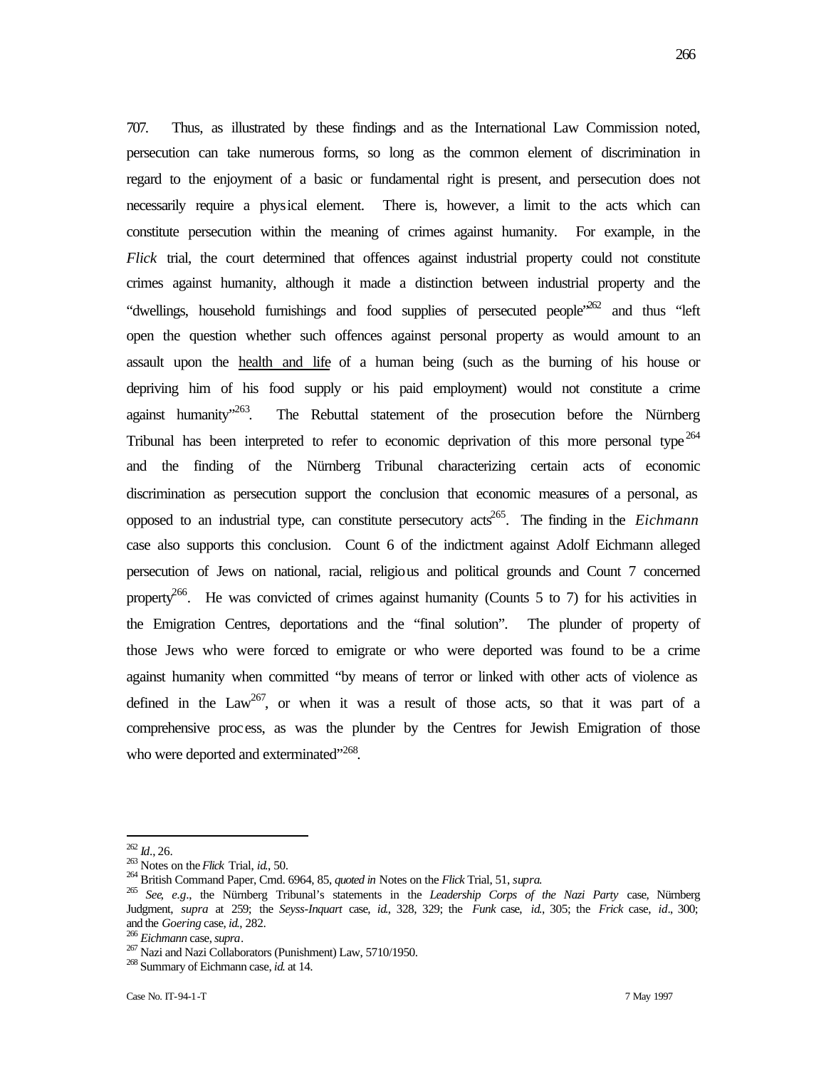707. Thus, as illustrated by these findings and as the International Law Commission noted, persecution can take numerous forms, so long as the common element of discrimination in regard to the enjoyment of a basic or fundamental right is present, and persecution does not necessarily require a physical element. There is, however, a limit to the acts which can constitute persecution within the meaning of crimes against humanity. For example, in the *Flick* trial, the court determined that offences against industrial property could not constitute crimes against humanity, although it made a distinction between industrial property and the "dwellings, household furnishings and food supplies of persecuted people"[262] and thus "left open the question whether such offences against personal property as would amount to an assault upon the health and life of a human being (such as the burning of his house or depriving him of his food supply or his paid employment) would not constitute a crime against humanity"[263]. The Rebuttal statement of the prosecution before the Nürnberg Tribunal has been interpreted to refer to economic deprivation of this more personal type[264] and the finding of the Nürnberg Tribunal characterizing certain acts of economic discrimination as persecution support the conclusion that economic measures of a personal, as opposed to an industrial type, can constitute persecutory acts[265]. The finding in the *Eichmann* case also supports this conclusion. Count 6 of the indictment against Adolf Eichmann alleged persecution of Jews on national, racial, religious and political grounds and Count 7 concerned property[266]. He was convicted of crimes against humanity (Counts 5 to 7) for his activities in the Emigration Centres, deportations and the "final solution". The plunder of property of those Jews who were forced to emigrate or who were deported was found to be a crime against humanity when committed "by means of terror or linked with other acts of violence as defined in the Law[267], or when it was a result of those acts, so that it was part of a comprehensive process, as was the plunder by the Centres for Jewish Emigration of those who were deported and exterminated"[268].

---

[262] *Id.*, 26.

[263] Notes on the *Flick* Trial, *id.*, 50.

[264] British Command Paper, Cmd. 6964, 85, *quoted in* Notes on the *Flick* Trial, 51, *supra*.

[265] *See*, *e.g.*, the Nürnberg Tribunal's statements in the *Leadership Corps of the Nazi Party* case, Nürnberg Judgment, *supra* at 259; the *Seyss-Inquart* case, *id.*, 328, 329; the *Funk* case, *id.*, 305; the *Frick* case, *id.*, 300; and the *Goering* case, *id.*, 282.

[266] *Eichmann* case, *supra*.

[267] Nazi and Nazi Collaborators (Punishment) Law, 5710/1950.

[268] Summary of Eichmann case, *id.* at 14.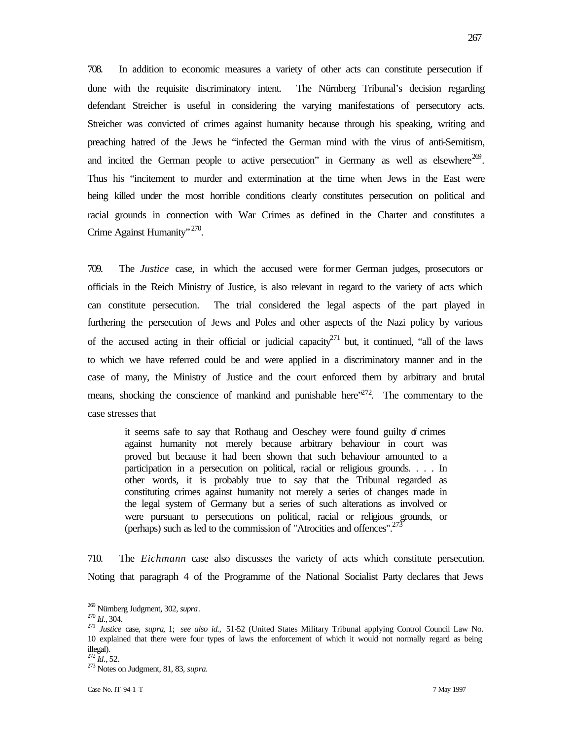708. In addition to economic measures a variety of other acts can constitute persecution if done with the requisite discriminatory intent. The Nürnberg Tribunal's decision regarding defendant Streicher is useful in considering the varying manifestations of persecutory acts. Streicher was convicted of crimes against humanity because through his speaking, writing and preaching hatred of the Jews he "infected the German mind with the virus of anti-Semitism, and incited the German people to active persecution" in Germany as well as elsewhere[269]. Thus his "incitement to murder and extermination at the time when Jews in the East were being killed under the most horrible conditions clearly constitutes persecution on political and racial grounds in connection with War Crimes as defined in the Charter and constitutes a Crime Against Humanity"[270].

709. The *Justice* case, in which the accused were former German judges, prosecutors or officials in the Reich Ministry of Justice, is also relevant in regard to the variety of acts which can constitute persecution. The trial considered the legal aspects of the part played in furthering the persecution of Jews and Poles and other aspects of the Nazi policy by various of the accused acting in their official or judicial capacity[271] but, it continued, "all of the laws to which we have referred could be and were applied in a discriminatory manner and in the case of many, the Ministry of Justice and the court enforced them by arbitrary and brutal means, shocking the conscience of mankind and punishable here"[272]. The commentary to the case stresses that

> it seems safe to say that Rothaug and Oeschey were found guilty of crimes against humanity not merely because arbitrary behaviour in court was proved but because it had been shown that such behaviour amounted to a participation in a persecution on political, racial or religious grounds. . . . In other words, it is probably true to say that the Tribunal regarded as constituting crimes against humanity not merely a series of changes made in the legal system of Germany but a series of such alterations as involved or were pursuant to persecutions on political, racial or religious grounds, or (perhaps) such as led to the commission of "Atrocities and offences".[273]

710. The *Eichmann* case also discusses the variety of acts which constitute persecution. Noting that paragraph 4 of the Programme of the National Socialist Party declares that Jews

---

[269] Nürnberg Judgment, 302, *supra*.

[270] *Id.*, 304.

[271] *Justice* case, *supra*, 1; *see also id.,* 51-52 (United States Military Tribunal applying Control Council Law No. 10 explained that there were four types of laws the enforcement of which it would not normally regard as being illegal).

[272] *Id.*, 52.

[273] Notes on Judgment, 81, 83, *supra*.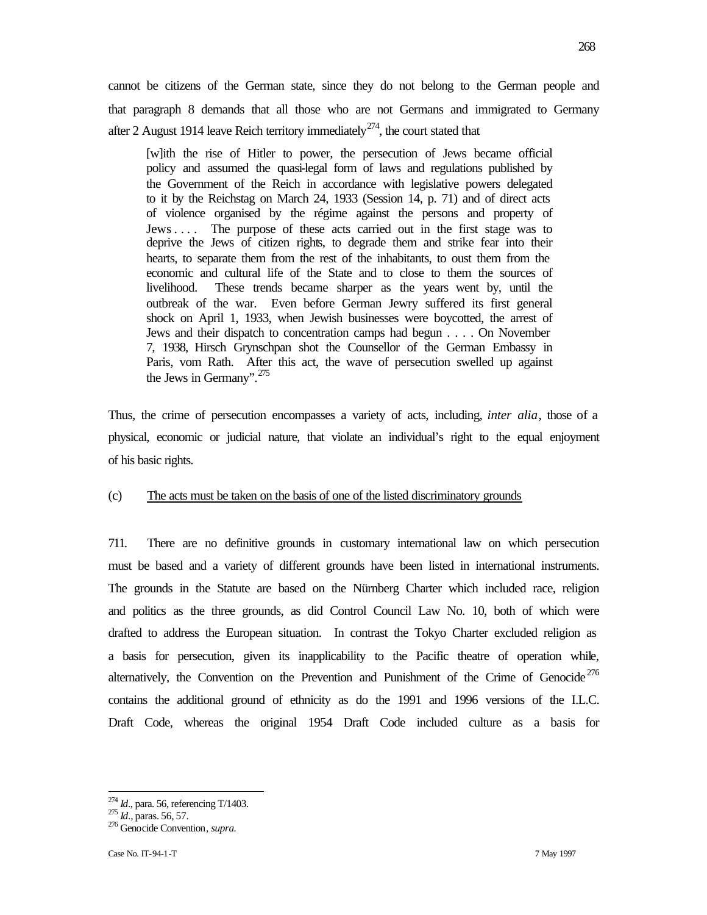cannot be citizens of the German state, since they do not belong to the German people and that paragraph 8 demands that all those who are not Germans and immigrated to Germany after 2 August 1914 leave Reich territory immediately[274], the court stated that

> [w]ith the rise of Hitler to power, the persecution of Jews became official policy and assumed the quasi-legal form of laws and regulations published by the Government of the Reich in accordance with legislative powers delegated to it by the Reichstag on March 24, 1933 (Session 14, p. 71) and of direct acts of violence organised by the régime against the persons and property of Jews . . . . The purpose of these acts carried out in the first stage was to deprive the Jews of citizen rights, to degrade them and strike fear into their hearts, to separate them from the rest of the inhabitants, to oust them from the economic and cultural life of the State and to close to them the sources of livelihood. These trends became sharper as the years went by, until the outbreak of the war. Even before German Jewry suffered its first general shock on April 1, 1933, when Jewish businesses were boycotted, the arrest of Jews and their dispatch to concentration camps had begun . . . . On November 7, 1938, Hirsch Grynschpan shot the Counsellor of the German Embassy in Paris, vom Rath. After this act, the wave of persecution swelled up against the Jews in Germany".[275]

Thus, the crime of persecution encompasses a variety of acts, including, *inter alia*, those of a physical, economic or judicial nature, that violate an individual's right to the equal enjoyment of his basic rights.

(c) <u>The acts must be taken on the basis of one of the listed discriminatory grounds</u>

711. There are no definitive grounds in customary international law on which persecution must be based and a variety of different grounds have been listed in international instruments. The grounds in the Statute are based on the Nürnberg Charter which included race, religion and politics as the three grounds, as did Control Council Law No. 10, both of which were drafted to address the European situation. In contrast the Tokyo Charter excluded religion as a basis for persecution, given its inapplicability to the Pacific theatre of operation while, alternatively, the Convention on the Prevention and Punishment of the Crime of Genocide[276] contains the additional ground of ethnicity as do the 1991 and 1996 versions of the I.L.C. Draft Code, whereas the original 1954 Draft Code included culture as a basis for

---

[274] *Id*., para. 56, referencing T/1403.

[275] *Id*., paras. 56, 57.

[276] Genocide Convention, *supra*.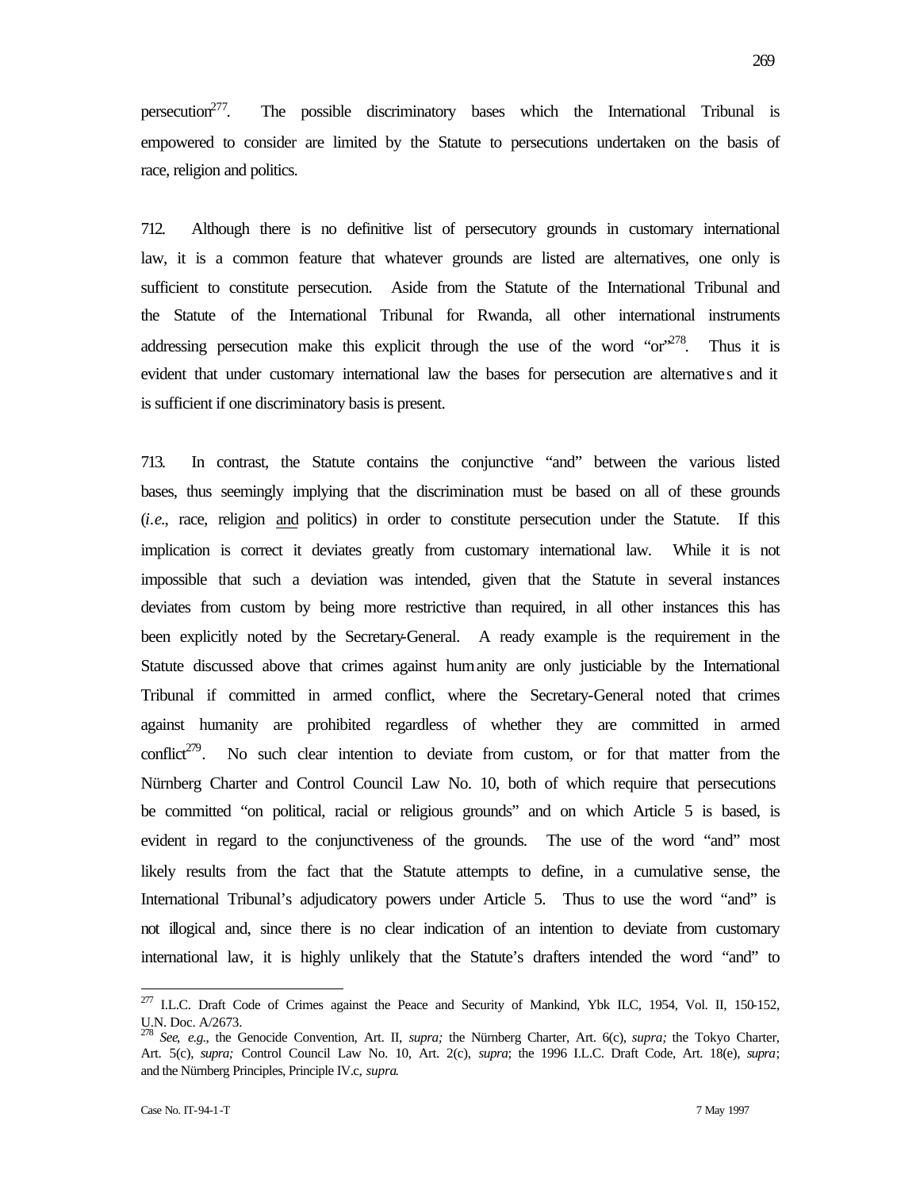persecution[277]. The possible discriminatory bases which the International Tribunal is empowered to consider are limited by the Statute to persecutions undertaken on the basis of race, religion and politics.

712. Although there is no definitive list of persecutory grounds in customary international law, it is a common feature that whatever grounds are listed are alternatives, one only is sufficient to constitute persecution. Aside from the Statute of the International Tribunal and the Statute of the International Tribunal for Rwanda, all other international instruments addressing persecution make this explicit through the use of the word "or"[278]. Thus it is evident that under customary international law the bases for persecution are alternatives and it is sufficient if one discriminatory basis is present.

713. In contrast, the Statute contains the conjunctive "and" between the various listed bases, thus seemingly implying that the discrimination must be based on all of these grounds (*i.e.*, race, religion <u>and</u> politics) in order to constitute persecution under the Statute. If this implication is correct it deviates greatly from customary international law. While it is not impossible that such a deviation was intended, given that the Statute in several instances deviates from custom by being more restrictive than required, in all other instances this has been explicitly noted by the Secretary-General. A ready example is the requirement in the Statute discussed above that crimes against humanity are only justiciable by the International Tribunal if committed in armed conflict, where the Secretary-General noted that crimes against humanity are prohibited regardless of whether they are committed in armed conflict[279]. No such clear intention to deviate from custom, or for that matter from the Nürnberg Charter and Control Council Law No. 10, both of which require that persecutions be committed "on political, racial or religious grounds" and on which Article 5 is based, is evident in regard to the conjunctiveness of the grounds. The use of the word "and" most likely results from the fact that the Statute attempts to define, in a cumulative sense, the International Tribunal's adjudicatory powers under Article 5. Thus to use the word "and" is not illogical and, since there is no clear indication of an intention to deviate from customary international law, it is highly unlikely that the Statute's drafters intended the word "and" to

---

[277] I.L.C. Draft Code of Crimes against the Peace and Security of Mankind, Ybk ILC, 1954, Vol. II, 150-152, U.N. Doc. A/2673.

[278] *See*, *e.g.*, the Genocide Convention, Art. II, *supra;* the Nürnberg Charter, Art. 6(c), *supra;* the Tokyo Charter, Art. 5(c), *supra;* Control Council Law No. 10, Art. 2(c), *supra*; the 1996 I.L.C. Draft Code, Art. 18(e), *supra*; and the Nürnberg Principles, Principle IV.c, *supra*.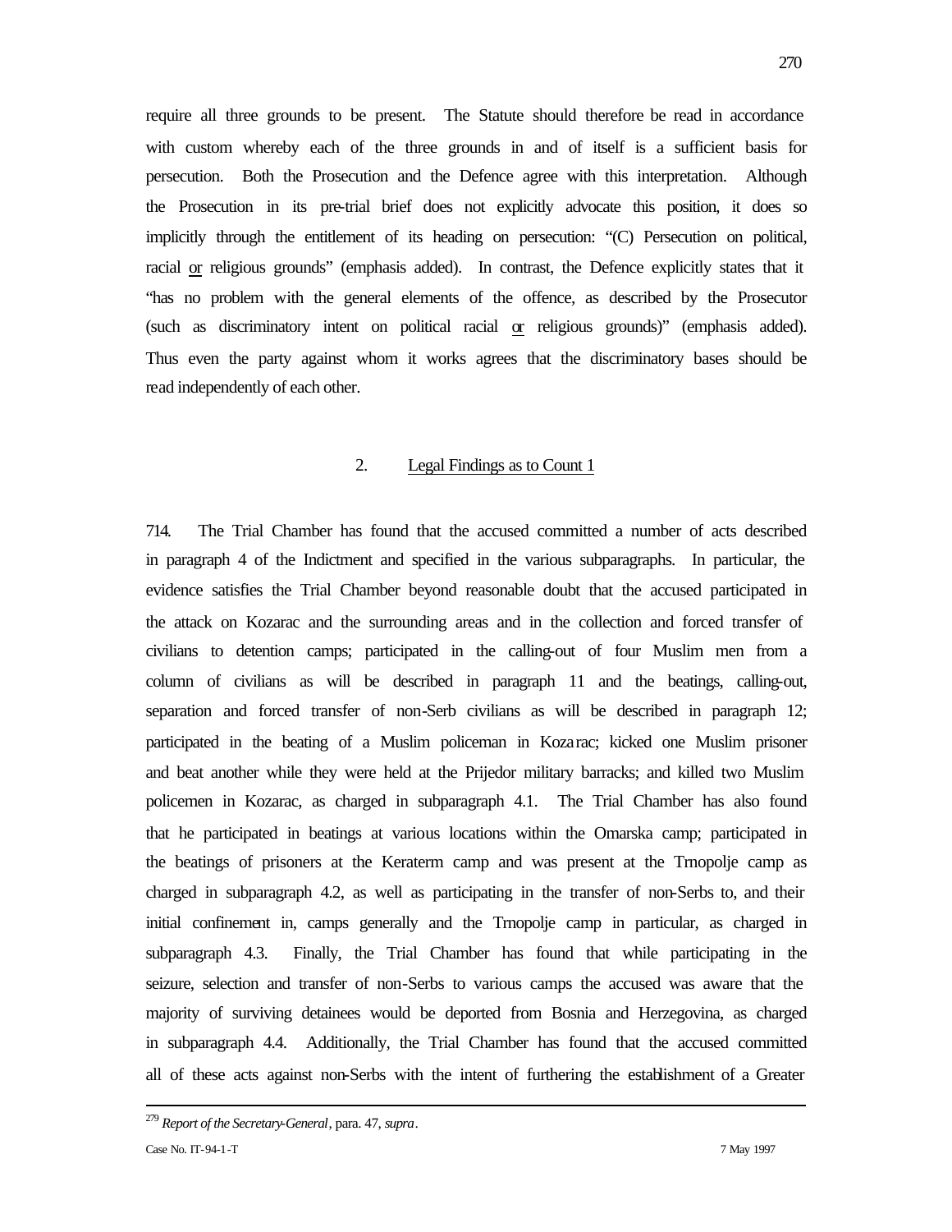require all three grounds to be present. The Statute should therefore be read in accordance with custom whereby each of the three grounds in and of itself is a sufficient basis for persecution. Both the Prosecution and the Defence agree with this interpretation. Although the Prosecution in its pre-trial brief does not explicitly advocate this position, it does so implicitly through the entitlement of its heading on persecution: "(C) Persecution on political, racial or religious grounds" (emphasis added). In contrast, the Defence explicitly states that it "has no problem with the general elements of the offence, as described by the Prosecutor (such as discriminatory intent on political racial or religious grounds)" (emphasis added). Thus even the party against whom it works agrees that the discriminatory bases should be read independently of each other.

## 2. Legal Findings as to Count 1

714. The Trial Chamber has found that the accused committed a number of acts described in paragraph 4 of the Indictment and specified in the various subparagraphs. In particular, the evidence satisfies the Trial Chamber beyond reasonable doubt that the accused participated in the attack on Kozarac and the surrounding areas and in the collection and forced transfer of civilians to detention camps; participated in the calling-out of four Muslim men from a column of civilians as will be described in paragraph 11 and the beatings, calling-out, separation and forced transfer of non-Serb civilians as will be described in paragraph 12; participated in the beating of a Muslim policeman in Kozarac; kicked one Muslim prisoner and beat another while they were held at the Prijedor military barracks; and killed two Muslim policemen in Kozarac, as charged in subparagraph 4.1. The Trial Chamber has also found that he participated in beatings at various locations within the Omarska camp; participated in the beatings of prisoners at the Keraterm camp and was present at the Trnopolje camp as charged in subparagraph 4.2, as well as participating in the transfer of non-Serbs to, and their initial confinement in, camps generally and the Trnopolje camp in particular, as charged in subparagraph 4.3. Finally, the Trial Chamber has found that while participating in the seizure, selection and transfer of non-Serbs to various camps the accused was aware that the majority of surviving detainees would be deported from Bosnia and Herzegovina, as charged in subparagraph 4.4. Additionally, the Trial Chamber has found that the accused committed all of these acts against non-Serbs with the intent of furthering the establishment of a Greater

---

[279] *Report of the Secretary-General*, para. 47, *supra*.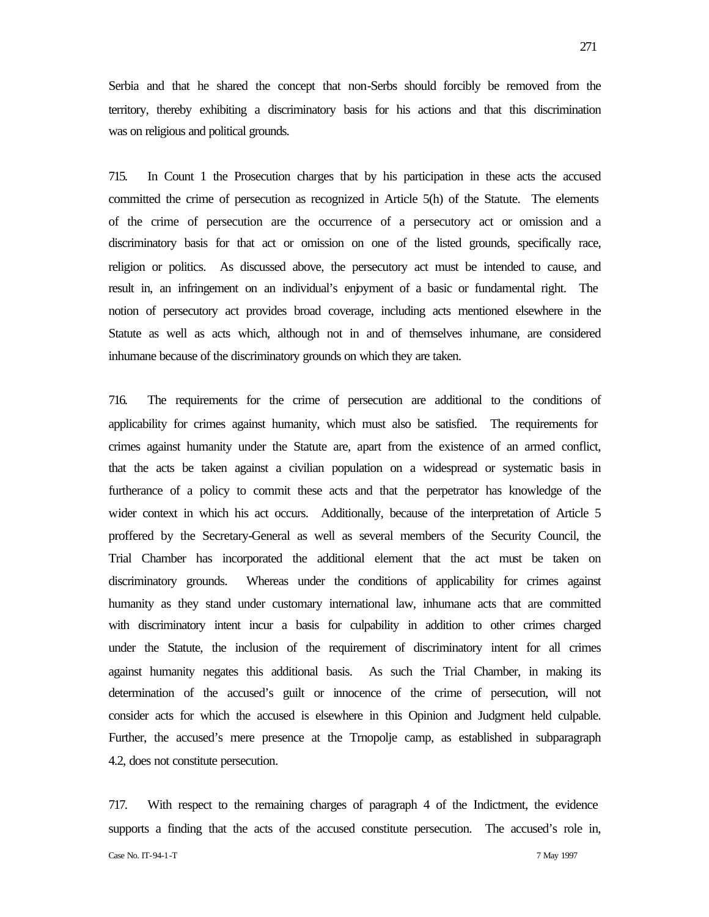Serbia and that he shared the concept that non-Serbs should forcibly be removed from the territory, thereby exhibiting a discriminatory basis for his actions and that this discrimination was on religious and political grounds.

715. In Count 1 the Prosecution charges that by his participation in these acts the accused committed the crime of persecution as recognized in Article 5(h) of the Statute. The elements of the crime of persecution are the occurrence of a persecutory act or omission and a discriminatory basis for that act or omission on one of the listed grounds, specifically race, religion or politics. As discussed above, the persecutory act must be intended to cause, and result in, an infringement on an individual's enjoyment of a basic or fundamental right. The notion of persecutory act provides broad coverage, including acts mentioned elsewhere in the Statute as well as acts which, although not in and of themselves inhumane, are considered inhumane because of the discriminatory grounds on which they are taken.

716. The requirements for the crime of persecution are additional to the conditions of applicability for crimes against humanity, which must also be satisfied. The requirements for crimes against humanity under the Statute are, apart from the existence of an armed conflict, that the acts be taken against a civilian population on a widespread or systematic basis in furtherance of a policy to commit these acts and that the perpetrator has knowledge of the wider context in which his act occurs. Additionally, because of the interpretation of Article 5 proffered by the Secretary-General as well as several members of the Security Council, the Trial Chamber has incorporated the additional element that the act must be taken on discriminatory grounds. Whereas under the conditions of applicability for crimes against humanity as they stand under customary international law, inhumane acts that are committed with discriminatory intent incur a basis for culpability in addition to other crimes charged under the Statute, the inclusion of the requirement of discriminatory intent for all crimes against humanity negates this additional basis. As such the Trial Chamber, in making its determination of the accused's guilt or innocence of the crime of persecution, will not consider acts for which the accused is elsewhere in this Opinion and Judgment held culpable. Further, the accused's mere presence at the Trnopolje camp, as established in subparagraph 4.2, does not constitute persecution.

717. With respect to the remaining charges of paragraph 4 of the Indictment, the evidence supports a finding that the acts of the accused constitute persecution. The accused's role in,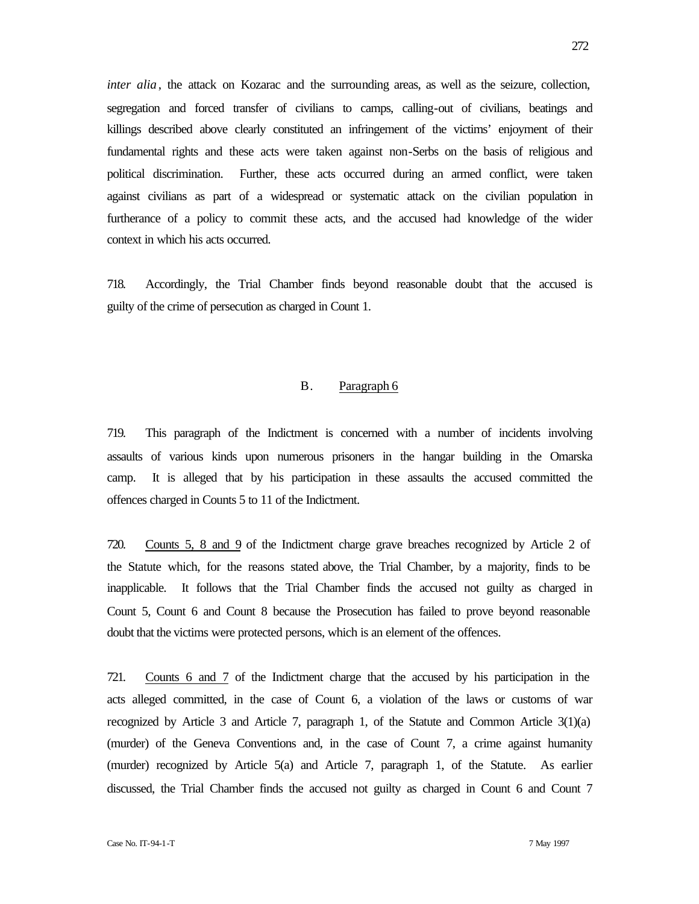*inter alia*, the attack on Kozarac and the surrounding areas, as well as the seizure, collection, segregation and forced transfer of civilians to camps, calling-out of civilians, beatings and killings described above clearly constituted an infringement of the victims' enjoyment of their fundamental rights and these acts were taken against non-Serbs on the basis of religious and political discrimination. Further, these acts occurred during an armed conflict, were taken against civilians as part of a widespread or systematic attack on the civilian population in furtherance of a policy to commit these acts, and the accused had knowledge of the wider context in which his acts occurred.

718. Accordingly, the Trial Chamber finds beyond reasonable doubt that the accused is guilty of the crime of persecution as charged in Count 1.

### B. Paragraph 6

719. This paragraph of the Indictment is concerned with a number of incidents involving assaults of various kinds upon numerous prisoners in the hangar building in the Omarska camp. It is alleged that by his participation in these assaults the accused committed the offences charged in Counts 5 to 11 of the Indictment.

720. Counts 5, 8 and 9 of the Indictment charge grave breaches recognized by Article 2 of the Statute which, for the reasons stated above, the Trial Chamber, by a majority, finds to be inapplicable. It follows that the Trial Chamber finds the accused not guilty as charged in Count 5, Count 6 and Count 8 because the Prosecution has failed to prove beyond reasonable doubt that the victims were protected persons, which is an element of the offences.

721. Counts 6 and 7 of the Indictment charge that the accused by his participation in the acts alleged committed, in the case of Count 6, a violation of the laws or customs of war recognized by Article 3 and Article 7, paragraph 1, of the Statute and Common Article 3(1)(a) (murder) of the Geneva Conventions and, in the case of Count 7, a crime against humanity (murder) recognized by Article 5(a) and Article 7, paragraph 1, of the Statute. As earlier discussed, the Trial Chamber finds the accused not guilty as charged in Count 6 and Count 7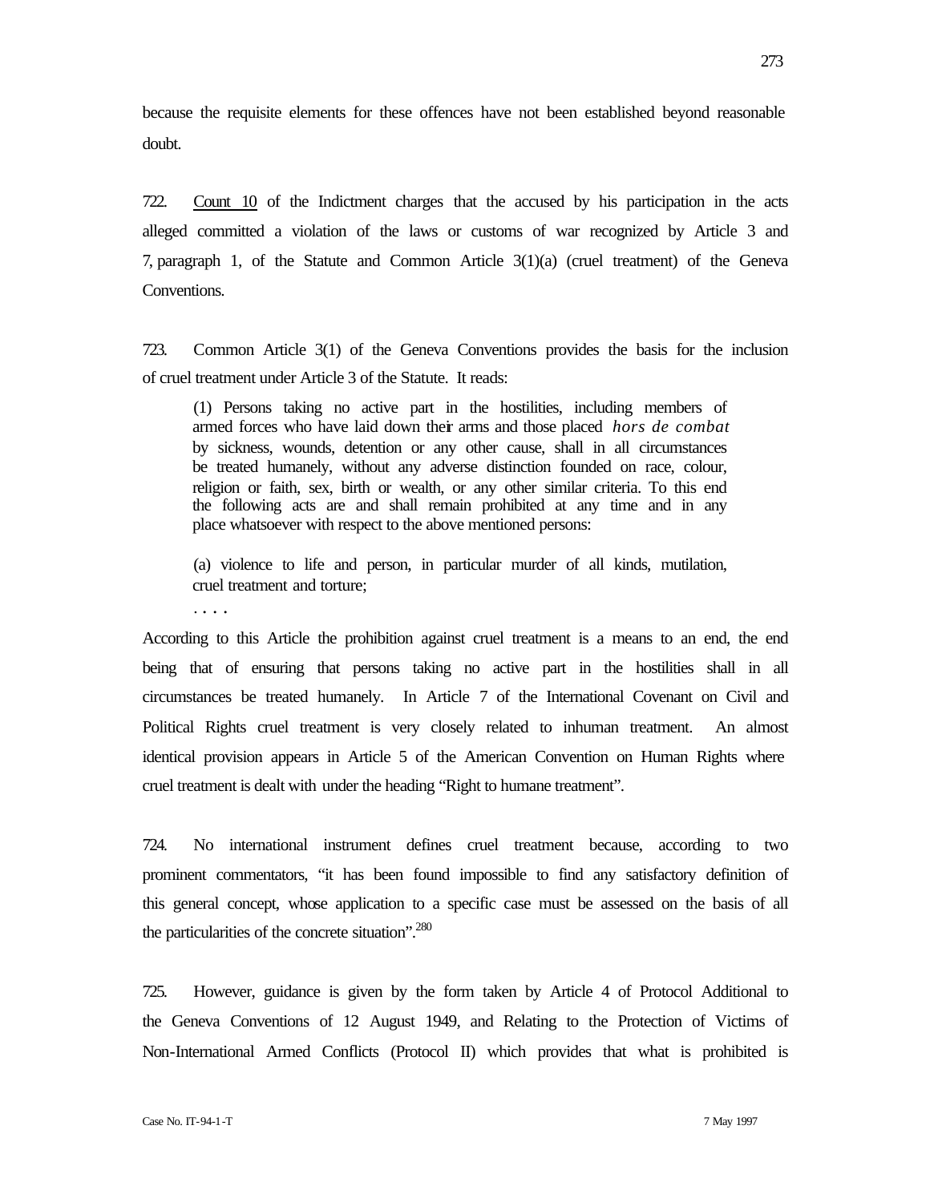because the requisite elements for these offences have not been established beyond reasonable doubt.

722. Count 10 of the Indictment charges that the accused by his participation in the acts alleged committed a violation of the laws or customs of war recognized by Article 3 and 7, paragraph 1, of the Statute and Common Article 3(1)(a) (cruel treatment) of the Geneva Conventions.

723. Common Article 3(1) of the Geneva Conventions provides the basis for the inclusion of cruel treatment under Article 3 of the Statute. It reads:

> (1) Persons taking no active part in the hostilities, including members of armed forces who have laid down their arms and those placed *hors de combat* by sickness, wounds, detention or any other cause, shall in all circumstances be treated humanely, without any adverse distinction founded on race, colour, religion or faith, sex, birth or wealth, or any other similar criteria. To this end the following acts are and shall remain prohibited at any time and in any place whatsoever with respect to the above mentioned persons:
>
> (a) violence to life and person, in particular murder of all kinds, mutilation, cruel treatment and torture;
>
> . . . .

According to this Article the prohibition against cruel treatment is a means to an end, the end being that of ensuring that persons taking no active part in the hostilities shall in all circumstances be treated humanely. In Article 7 of the International Covenant on Civil and Political Rights cruel treatment is very closely related to inhuman treatment. An almost identical provision appears in Article 5 of the American Convention on Human Rights where cruel treatment is dealt with under the heading "Right to humane treatment".

724. No international instrument defines cruel treatment because, according to two prominent commentators, "it has been found impossible to find any satisfactory definition of this general concept, whose application to a specific case must be assessed on the basis of all the particularities of the concrete situation".[280]

725. However, guidance is given by the form taken by Article 4 of Protocol Additional to the Geneva Conventions of 12 August 1949, and Relating to the Protection of Victims of Non-International Armed Conflicts (Protocol II) which provides that what is prohibited is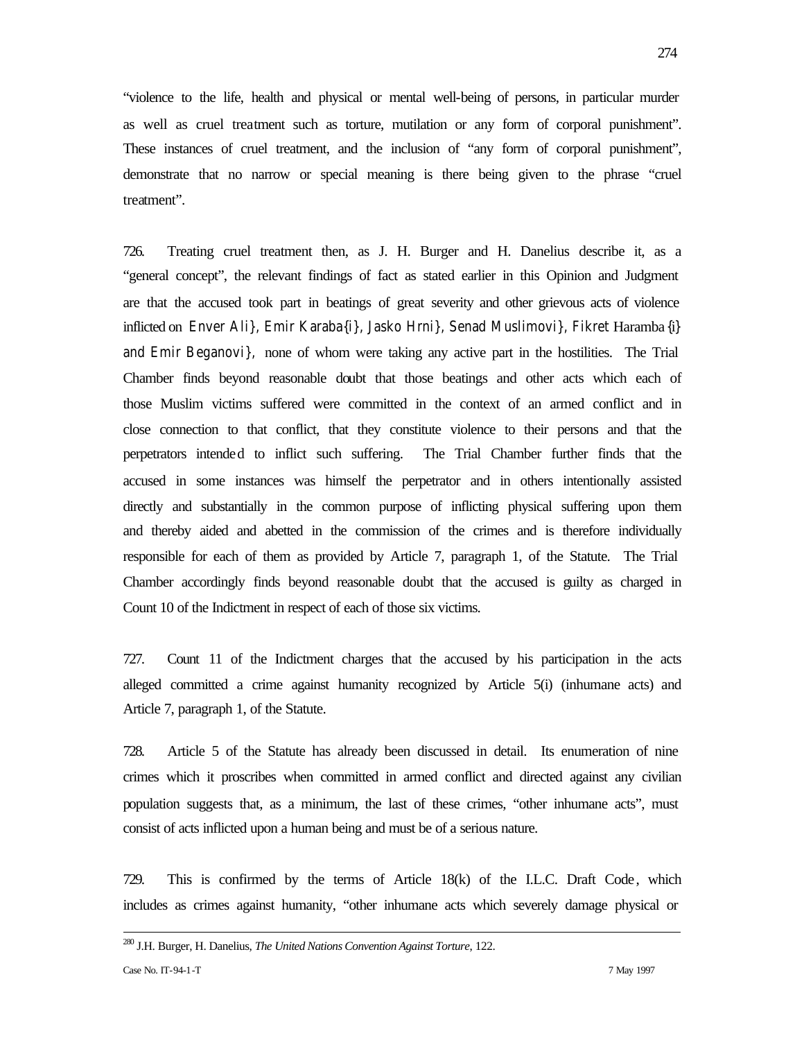"violence to the life, health and physical or mental well-being of persons, in particular murder as well as cruel treatment such as torture, mutilation or any form of corporal punishment". These instances of cruel treatment, and the inclusion of "any form of corporal punishment", demonstrate that no narrow or special meaning is there being given to the phrase "cruel treatment".

726. Treating cruel treatment then, as J. H. Burger and H. Danelius describe it, as a "general concept", the relevant findings of fact as stated earlier in this Opinion and Judgment are that the accused took part in beatings of great severity and other grievous acts of violence inflicted on Enver Ali}, Emir Karaba{i}, Jasko Hrni}, Senad Muslimovi}, Fikret Haramba{i} and Emir Beganovi}, none of whom were taking any active part in the hostilities. The Trial Chamber finds beyond reasonable doubt that those beatings and other acts which each of those Muslim victims suffered were committed in the context of an armed conflict and in close connection to that conflict, that they constitute violence to their persons and that the perpetrators intended to inflict such suffering. The Trial Chamber further finds that the accused in some instances was himself the perpetrator and in others intentionally assisted directly and substantially in the common purpose of inflicting physical suffering upon them and thereby aided and abetted in the commission of the crimes and is therefore individually responsible for each of them as provided by Article 7, paragraph 1, of the Statute. The Trial Chamber accordingly finds beyond reasonable doubt that the accused is guilty as charged in Count 10 of the Indictment in respect of each of those six victims.

727. Count 11 of the Indictment charges that the accused by his participation in the acts alleged committed a crime against humanity recognized by Article 5(i) (inhumane acts) and Article 7, paragraph 1, of the Statute.

728. Article 5 of the Statute has already been discussed in detail. Its enumeration of nine crimes which it proscribes when committed in armed conflict and directed against any civilian population suggests that, as a minimum, the last of these crimes, "other inhumane acts", must consist of acts inflicted upon a human being and must be of a serious nature.

729. This is confirmed by the terms of Article 18(k) of the I.L.C. Draft Code, which includes as crimes against humanity, "other inhumane acts which severely damage physical or

---

[280] J.H. Burger, H. Danelius, *The United Nations Convention Against Torture*, 122.

Case No. IT-94-1-T 7 May 1997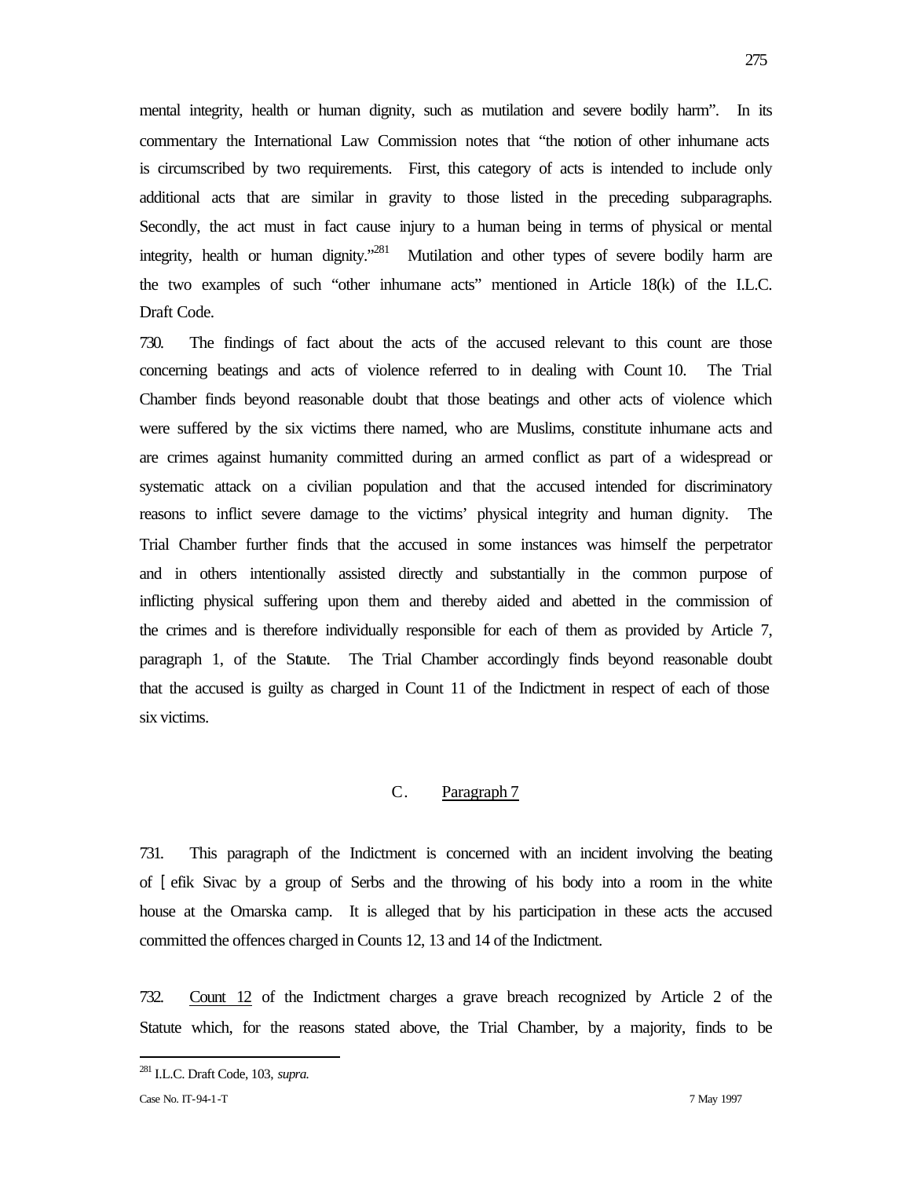mental integrity, health or human dignity, such as mutilation and severe bodily harm". In its commentary the International Law Commission notes that "the notion of other inhumane acts is circumscribed by two requirements. First, this category of acts is intended to include only additional acts that are similar in gravity to those listed in the preceding subparagraphs. Secondly, the act must in fact cause injury to a human being in terms of physical or mental integrity, health or human dignity."[281] Mutilation and other types of severe bodily harm are the two examples of such "other inhumane acts" mentioned in Article 18(k) of the I.L.C. Draft Code.

730. The findings of fact about the acts of the accused relevant to this count are those concerning beatings and acts of violence referred to in dealing with Count 10. The Trial Chamber finds beyond reasonable doubt that those beatings and other acts of violence which were suffered by the six victims there named, who are Muslims, constitute inhumane acts and are crimes against humanity committed during an armed conflict as part of a widespread or systematic attack on a civilian population and that the accused intended for discriminatory reasons to inflict severe damage to the victims' physical integrity and human dignity. The Trial Chamber further finds that the accused in some instances was himself the perpetrator and in others intentionally assisted directly and substantially in the common purpose of inflicting physical suffering upon them and thereby aided and abetted in the commission of the crimes and is therefore individually responsible for each of them as provided by Article 7, paragraph 1, of the Statute. The Trial Chamber accordingly finds beyond reasonable doubt that the accused is guilty as charged in Count 11 of the Indictment in respect of each of those six victims.

## C. Paragraph 7

731. This paragraph of the Indictment is concerned with an incident involving the beating of [ efik Sivac by a group of Serbs and the throwing of his body into a room in the white house at the Omarska camp. It is alleged that by his participation in these acts the accused committed the offences charged in Counts 12, 13 and 14 of the Indictment.

732. Count 12 of the Indictment charges a grave breach recognized by Article 2 of the Statute which, for the reasons stated above, the Trial Chamber, by a majority, finds to be

---

[281] I.L.C. Draft Code, 103, *supra.*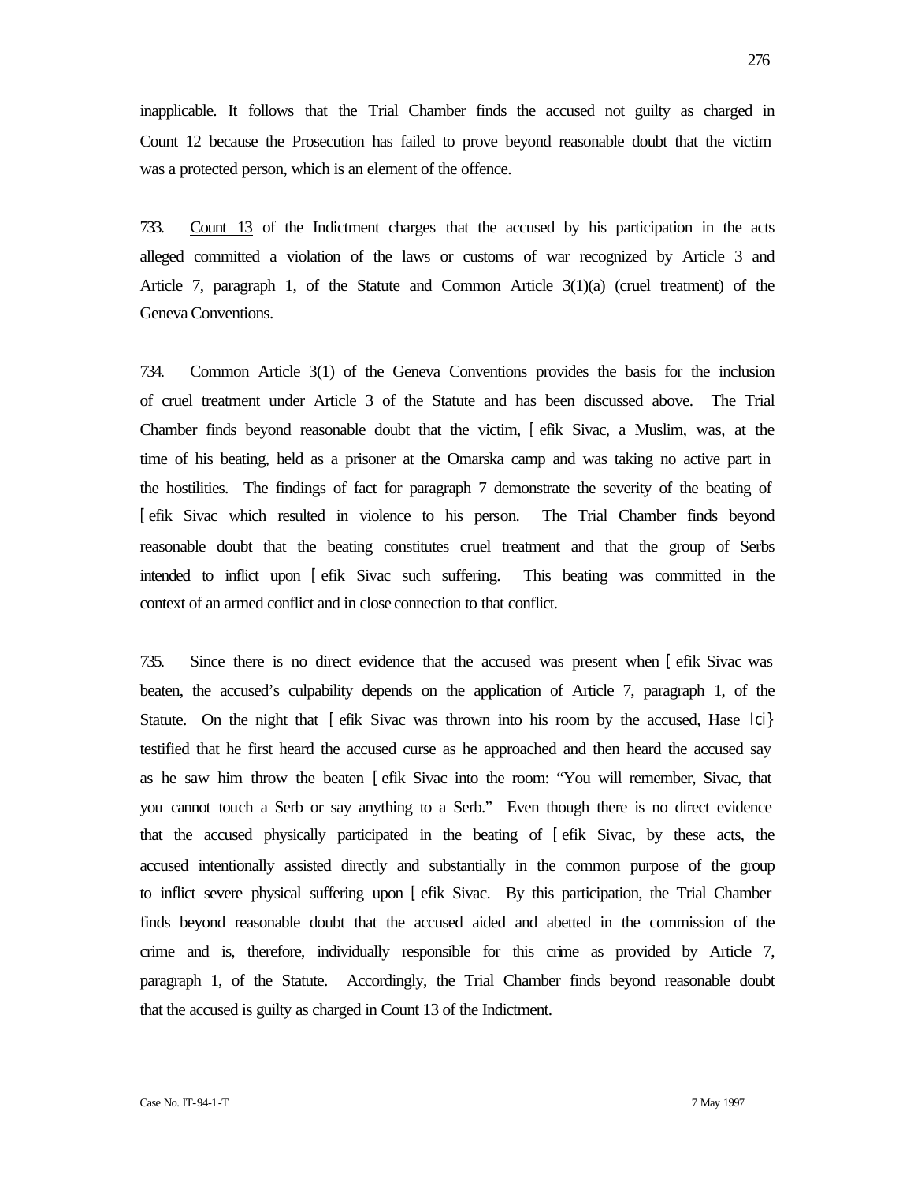inapplicable. It follows that the Trial Chamber finds the accused not guilty as charged in Count 12 because the Prosecution has failed to prove beyond reasonable doubt that the victim was a protected person, which is an element of the offence.

733. Count 13 of the Indictment charges that the accused by his participation in the acts alleged committed a violation of the laws or customs of war recognized by Article 3 and Article 7, paragraph 1, of the Statute and Common Article 3(1)(a) (cruel treatment) of the Geneva Conventions.

734. Common Article 3(1) of the Geneva Conventions provides the basis for the inclusion of cruel treatment under Article 3 of the Statute and has been discussed above. The Trial Chamber finds beyond reasonable doubt that the victim, [ efik Sivac, a Muslim, was, at the time of his beating, held as a prisoner at the Omarska camp and was taking no active part in the hostilities. The findings of fact for paragraph 7 demonstrate the severity of the beating of [ efik Sivac which resulted in violence to his person. The Trial Chamber finds beyond reasonable doubt that the beating constitutes cruel treatment and that the group of Serbs intended to inflict upon [ efik Sivac such suffering. This beating was committed in the context of an armed conflict and in close connection to that conflict.

735. Since there is no direct evidence that the accused was present when [ efik Sivac was beaten, the accused's culpability depends on the application of Article 7, paragraph 1, of the Statute. On the night that [ efik Sivac was thrown into his room by the accused, Hase Ici} testified that he first heard the accused curse as he approached and then heard the accused say as he saw him throw the beaten [ efik Sivac into the room: "You will remember, Sivac, that you cannot touch a Serb or say anything to a Serb." Even though there is no direct evidence that the accused physically participated in the beating of [ efik Sivac, by these acts, the accused intentionally assisted directly and substantially in the common purpose of the group to inflict severe physical suffering upon [ efik Sivac. By this participation, the Trial Chamber finds beyond reasonable doubt that the accused aided and abetted in the commission of the crime and is, therefore, individually responsible for this crime as provided by Article 7, paragraph 1, of the Statute. Accordingly, the Trial Chamber finds beyond reasonable doubt that the accused is guilty as charged in Count 13 of the Indictment.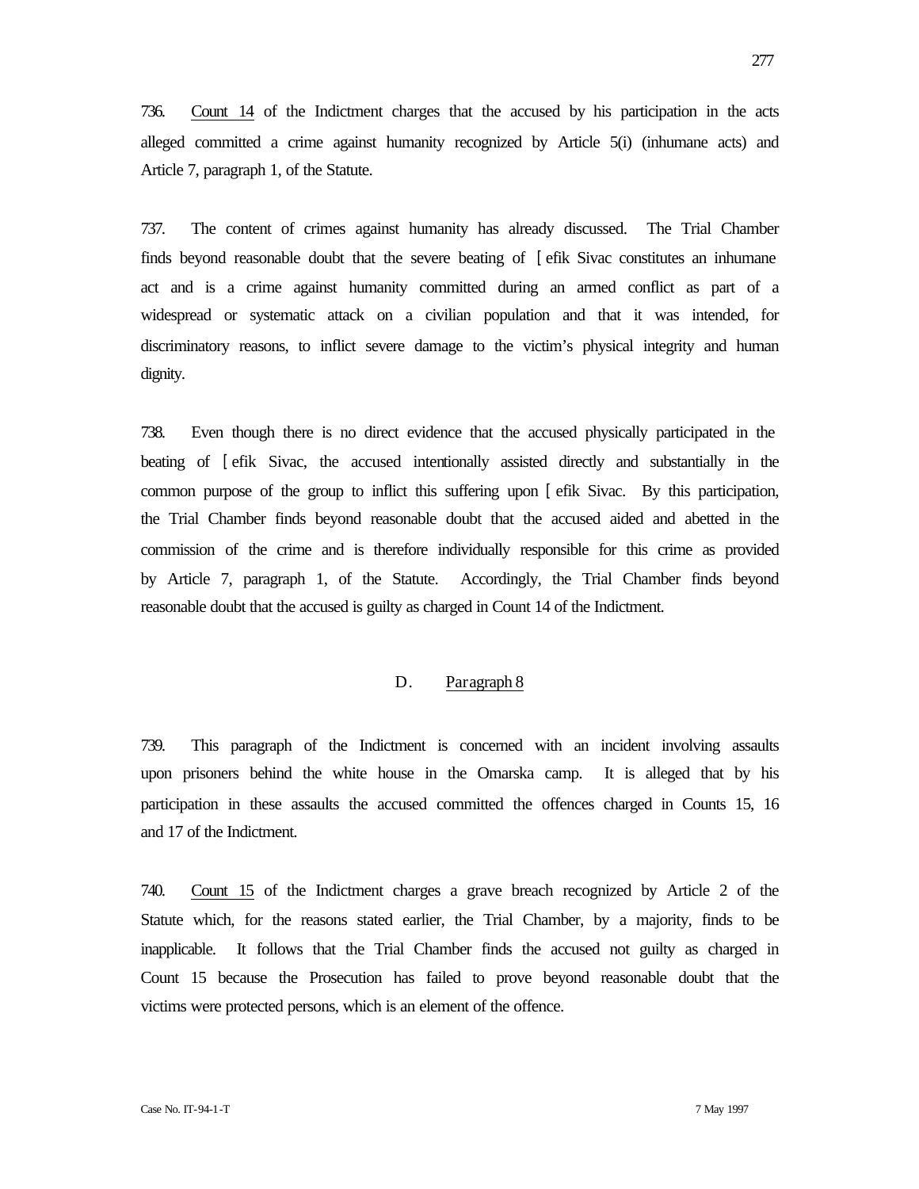736. Count 14 of the Indictment charges that the accused by his participation in the acts alleged committed a crime against humanity recognized by Article 5(i) (inhumane acts) and Article 7, paragraph 1, of the Statute.

737. The content of crimes against humanity has already discussed. The Trial Chamber finds beyond reasonable doubt that the severe beating of [ efik Sivac constitutes an inhumane act and is a crime against humanity committed during an armed conflict as part of a widespread or systematic attack on a civilian population and that it was intended, for discriminatory reasons, to inflict severe damage to the victim's physical integrity and human dignity.

738. Even though there is no direct evidence that the accused physically participated in the beating of [ efik Sivac, the accused intentionally assisted directly and substantially in the common purpose of the group to inflict this suffering upon [ efik Sivac. By this participation, the Trial Chamber finds beyond reasonable doubt that the accused aided and abetted in the commission of the crime and is therefore individually responsible for this crime as provided by Article 7, paragraph 1, of the Statute. Accordingly, the Trial Chamber finds beyond reasonable doubt that the accused is guilty as charged in Count 14 of the Indictment.

### D. Paragraph 8

739. This paragraph of the Indictment is concerned with an incident involving assaults upon prisoners behind the white house in the Omarska camp. It is alleged that by his participation in these assaults the accused committed the offences charged in Counts 15, 16 and 17 of the Indictment.

740. Count 15 of the Indictment charges a grave breach recognized by Article 2 of the Statute which, for the reasons stated earlier, the Trial Chamber, by a majority, finds to be inapplicable. It follows that the Trial Chamber finds the accused not guilty as charged in Count 15 because the Prosecution has failed to prove beyond reasonable doubt that the victims were protected persons, which is an element of the offence.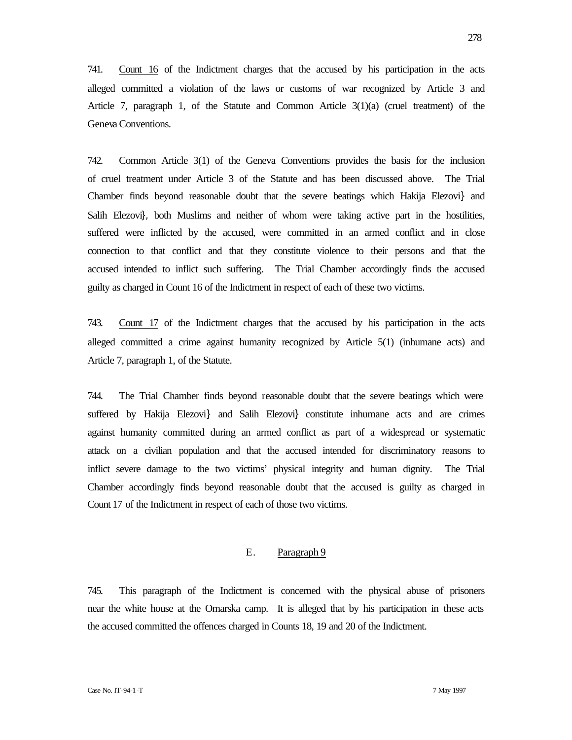741. Count 16 of the Indictment charges that the accused by his participation in the acts alleged committed a violation of the laws or customs of war recognized by Article 3 and Article 7, paragraph 1, of the Statute and Common Article 3(1)(a) (cruel treatment) of the Geneva Conventions.

742. Common Article 3(1) of the Geneva Conventions provides the basis for the inclusion of cruel treatment under Article 3 of the Statute and has been discussed above. The Trial Chamber finds beyond reasonable doubt that the severe beatings which Hakija Elezovi} and Salih Elezovi}, both Muslims and neither of whom were taking active part in the hostilities, suffered were inflicted by the accused, were committed in an armed conflict and in close connection to that conflict and that they constitute violence to their persons and that the accused intended to inflict such suffering. The Trial Chamber accordingly finds the accused guilty as charged in Count 16 of the Indictment in respect of each of these two victims.

743. Count 17 of the Indictment charges that the accused by his participation in the acts alleged committed a crime against humanity recognized by Article 5(1) (inhumane acts) and Article 7, paragraph 1, of the Statute.

744. The Trial Chamber finds beyond reasonable doubt that the severe beatings which were suffered by Hakija Elezovi} and Salih Elezovi} constitute inhumane acts and are crimes against humanity committed during an armed conflict as part of a widespread or systematic attack on a civilian population and that the accused intended for discriminatory reasons to inflict severe damage to the two victims' physical integrity and human dignity. The Trial Chamber accordingly finds beyond reasonable doubt that the accused is guilty as charged in Count 17 of the Indictment in respect of each of those two victims.

## E. Paragraph 9

745. This paragraph of the Indictment is concerned with the physical abuse of prisoners near the white house at the Omarska camp. It is alleged that by his participation in these acts the accused committed the offences charged in Counts 18, 19 and 20 of the Indictment.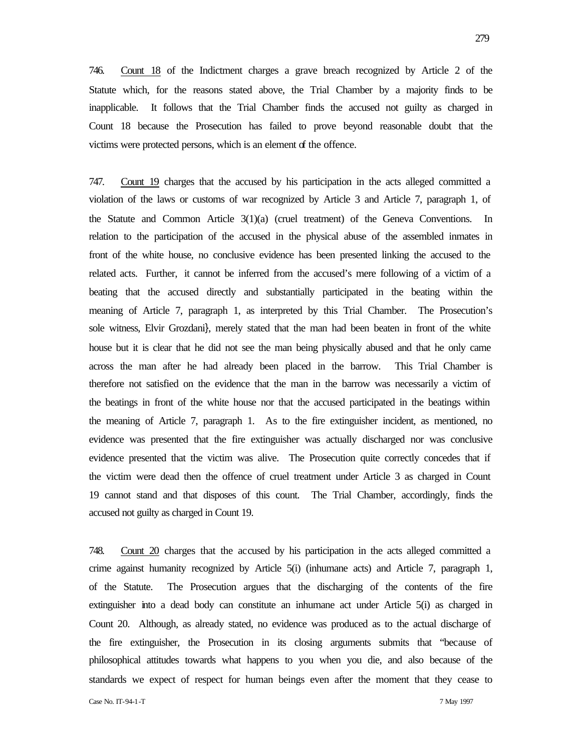746. Count 18 of the Indictment charges a grave breach recognized by Article 2 of the Statute which, for the reasons stated above, the Trial Chamber by a majority finds to be inapplicable. It follows that the Trial Chamber finds the accused not guilty as charged in Count 18 because the Prosecution has failed to prove beyond reasonable doubt that the victims were protected persons, which is an element of the offence.

747. Count 19 charges that the accused by his participation in the acts alleged committed a violation of the laws or customs of war recognized by Article 3 and Article 7, paragraph 1, of the Statute and Common Article 3(1)(a) (cruel treatment) of the Geneva Conventions. In relation to the participation of the accused in the physical abuse of the assembled inmates in front of the white house, no conclusive evidence has been presented linking the accused to the related acts. Further, it cannot be inferred from the accused's mere following of a victim of a beating that the accused directly and substantially participated in the beating within the meaning of Article 7, paragraph 1, as interpreted by this Trial Chamber. The Prosecution's sole witness, Elvir Grozdani}, merely stated that the man had been beaten in front of the white house but it is clear that he did not see the man being physically abused and that he only came across the man after he had already been placed in the barrow. This Trial Chamber is therefore not satisfied on the evidence that the man in the barrow was necessarily a victim of the beatings in front of the white house nor that the accused participated in the beatings within the meaning of Article 7, paragraph 1. As to the fire extinguisher incident, as mentioned, no evidence was presented that the fire extinguisher was actually discharged nor was conclusive evidence presented that the victim was alive. The Prosecution quite correctly concedes that if the victim were dead then the offence of cruel treatment under Article 3 as charged in Count 19 cannot stand and that disposes of this count. The Trial Chamber, accordingly, finds the accused not guilty as charged in Count 19.

748. Count 20 charges that the accused by his participation in the acts alleged committed a crime against humanity recognized by Article 5(i) (inhumane acts) and Article 7, paragraph 1, of the Statute. The Prosecution argues that the discharging of the contents of the fire extinguisher into a dead body can constitute an inhumane act under Article 5(i) as charged in Count 20. Although, as already stated, no evidence was produced as to the actual discharge of the fire extinguisher, the Prosecution in its closing arguments submits that "because of philosophical attitudes towards what happens to you when you die, and also because of the standards we expect of respect for human beings even after the moment that they cease to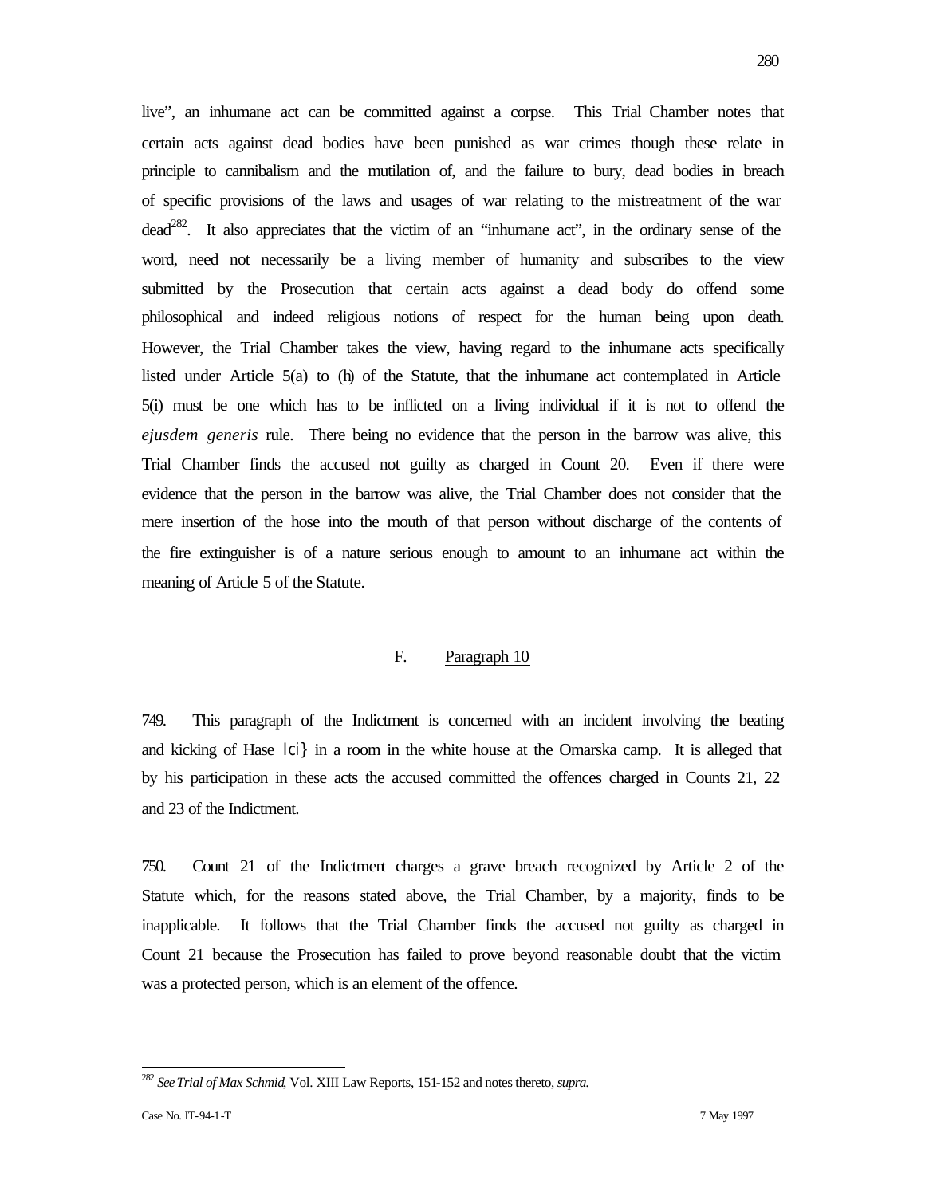live", an inhumane act can be committed against a corpse. This Trial Chamber notes that certain acts against dead bodies have been punished as war crimes though these relate in principle to cannibalism and the mutilation of, and the failure to bury, dead bodies in breach of specific provisions of the laws and usages of war relating to the mistreatment of the war dead[282]. It also appreciates that the victim of an "inhumane act", in the ordinary sense of the word, need not necessarily be a living member of humanity and subscribes to the view submitted by the Prosecution that certain acts against a dead body do offend some philosophical and indeed religious notions of respect for the human being upon death. However, the Trial Chamber takes the view, having regard to the inhumane acts specifically listed under Article 5(a) to (h) of the Statute, that the inhumane act contemplated in Article 5(i) must be one which has to be inflicted on a living individual if it is not to offend the *ejusdem generis* rule. There being no evidence that the person in the barrow was alive, this Trial Chamber finds the accused not guilty as charged in Count 20. Even if there were evidence that the person in the barrow was alive, the Trial Chamber does not consider that the mere insertion of the hose into the mouth of that person without discharge of the contents of the fire extinguisher is of a nature serious enough to amount to an inhumane act within the meaning of Article 5 of the Statute.

### F. Paragraph 10

749. This paragraph of the Indictment is concerned with an incident involving the beating and kicking of Hase Icić in a room in the white house at the Omarska camp. It is alleged that by his participation in these acts the accused committed the offences charged in Counts 21, 22 and 23 of the Indictment.

750. Count 21 of the Indictment charges a grave breach recognized by Article 2 of the Statute which, for the reasons stated above, the Trial Chamber, by a majority, finds to be inapplicable. It follows that the Trial Chamber finds the accused not guilty as charged in Count 21 because the Prosecution has failed to prove beyond reasonable doubt that the victim was a protected person, which is an element of the offence.

---

[282] *See Trial of Max Schmid*, Vol. XIII Law Reports, 151-152 and notes thereto, *supra.*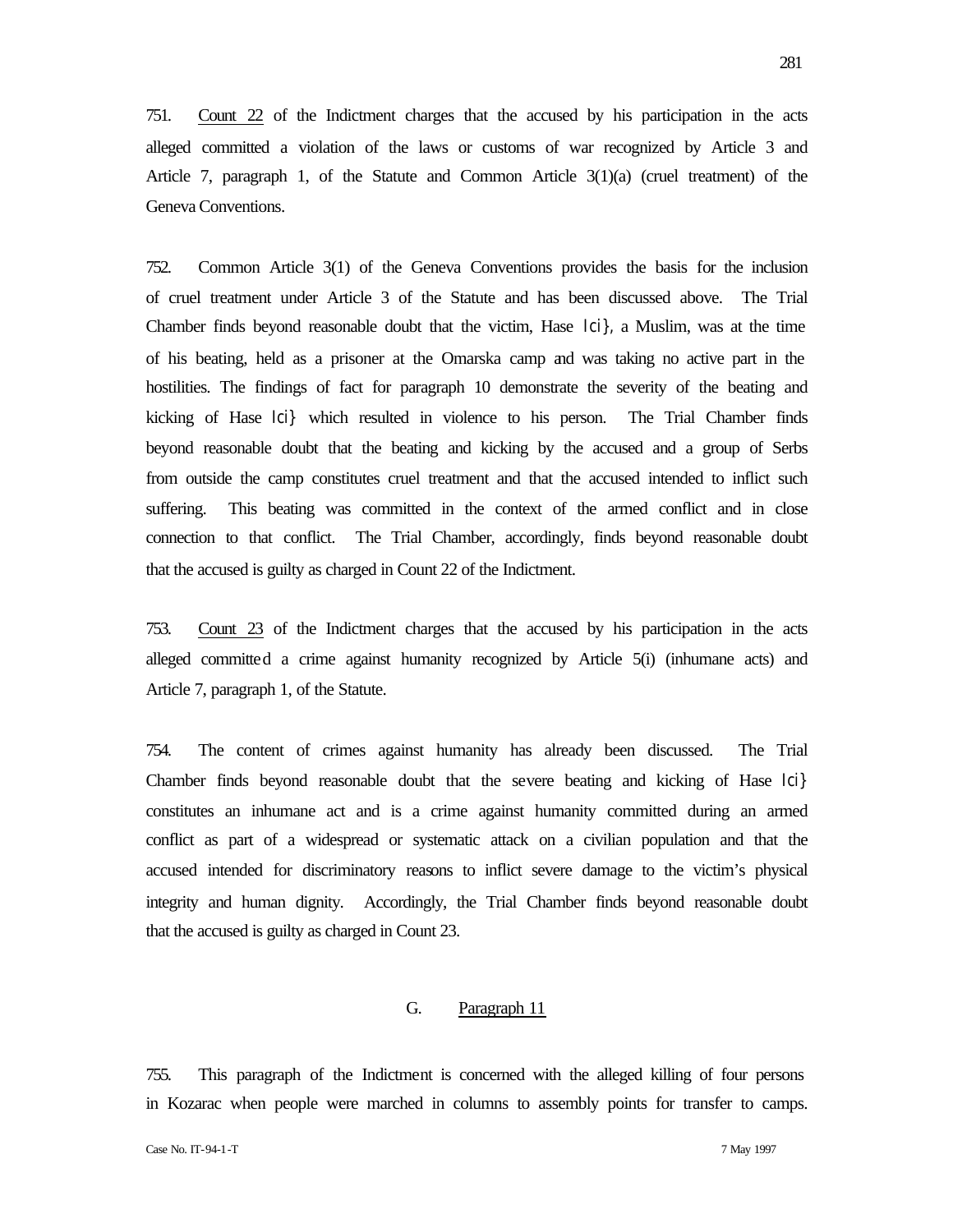751. Count 22 of the Indictment charges that the accused by his participation in the acts alleged committed a violation of the laws or customs of war recognized by Article 3 and Article 7, paragraph 1, of the Statute and Common Article 3(1)(a) (cruel treatment) of the Geneva Conventions.

752. Common Article 3(1) of the Geneva Conventions provides the basis for the inclusion of cruel treatment under Article 3 of the Statute and has been discussed above. The Trial Chamber finds beyond reasonable doubt that the victim, Hase lci}, a Muslim, was at the time of his beating, held as a prisoner at the Omarska camp and was taking no active part in the hostilities. The findings of fact for paragraph 10 demonstrate the severity of the beating and kicking of Hase lci} which resulted in violence to his person. The Trial Chamber finds beyond reasonable doubt that the beating and kicking by the accused and a group of Serbs from outside the camp constitutes cruel treatment and that the accused intended to inflict such suffering. This beating was committed in the context of the armed conflict and in close connection to that conflict. The Trial Chamber, accordingly, finds beyond reasonable doubt that the accused is guilty as charged in Count 22 of the Indictment.

753. Count 23 of the Indictment charges that the accused by his participation in the acts alleged committed a crime against humanity recognized by Article 5(i) (inhumane acts) and Article 7, paragraph 1, of the Statute.

754. The content of crimes against humanity has already been discussed. The Trial Chamber finds beyond reasonable doubt that the severe beating and kicking of Hase lci} constitutes an inhumane act and is a crime against humanity committed during an armed conflict as part of a widespread or systematic attack on a civilian population and that the accused intended for discriminatory reasons to inflict severe damage to the victim's physical integrity and human dignity. Accordingly, the Trial Chamber finds beyond reasonable doubt that the accused is guilty as charged in Count 23.

## G. Paragraph 11

755. This paragraph of the Indictment is concerned with the alleged killing of four persons in Kozarac when people were marched in columns to assembly points for transfer to camps.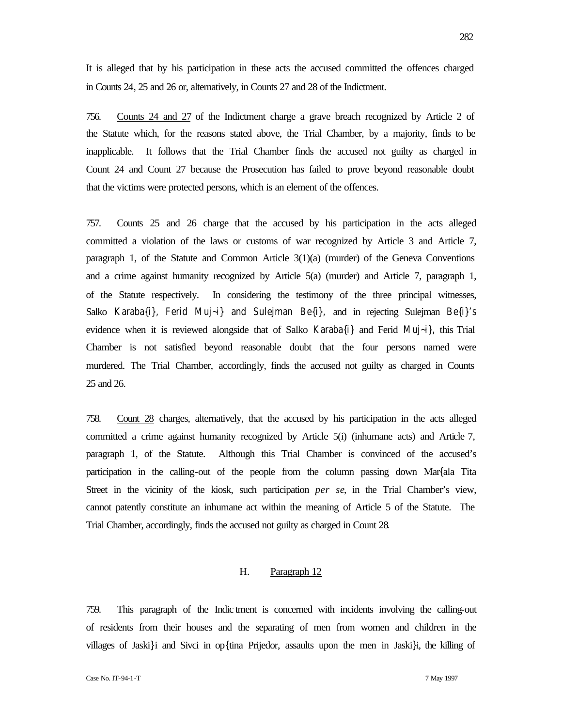It is alleged that by his participation in these acts the accused committed the offences charged in Counts 24, 25 and 26 or, alternatively, in Counts 27 and 28 of the Indictment.

756. Counts 24 and 27 of the Indictment charge a grave breach recognized by Article 2 of the Statute which, for the reasons stated above, the Trial Chamber, by a majority, finds to be inapplicable. It follows that the Trial Chamber finds the accused not guilty as charged in Count 24 and Count 27 because the Prosecution has failed to prove beyond reasonable doubt that the victims were protected persons, which is an element of the offences.

757. Counts 25 and 26 charge that the accused by his participation in the acts alleged committed a violation of the laws or customs of war recognized by Article 3 and Article 7, paragraph 1, of the Statute and Common Article 3(1)(a) (murder) of the Geneva Conventions and a crime against humanity recognized by Article 5(a) (murder) and Article 7, paragraph 1, of the Statute respectively. In considering the testimony of the three principal witnesses, Salko Karaba{i}, Ferid Muj~i} and Sulejman Be{i}, and in rejecting Sulejman Be{i}'s evidence when it is reviewed alongside that of Salko Karaba{i} and Ferid Muj~i}, this Trial Chamber is not satisfied beyond reasonable doubt that the four persons named were murdered. The Trial Chamber, accordingly, finds the accused not guilty as charged in Counts 25 and 26.

758. Count 28 charges, alternatively, that the accused by his participation in the acts alleged committed a crime against humanity recognized by Article 5(i) (inhumane acts) and Article 7, paragraph 1, of the Statute. Although this Trial Chamber is convinced of the accused's participation in the calling-out of the people from the column passing down Mar{ala Tita Street in the vicinity of the kiosk, such participation *per se*, in the Trial Chamber's view, cannot patently constitute an inhumane act within the meaning of Article 5 of the Statute. The Trial Chamber, accordingly, finds the accused not guilty as charged in Count 28.

## H. Paragraph 12

759. This paragraph of the Indictment is concerned with incidents involving the calling-out of residents from their houses and the separating of men from women and children in the villages of Jaski}i and Sivci in op{tina Prijedor, assaults upon the men in Jaski}i, the killing of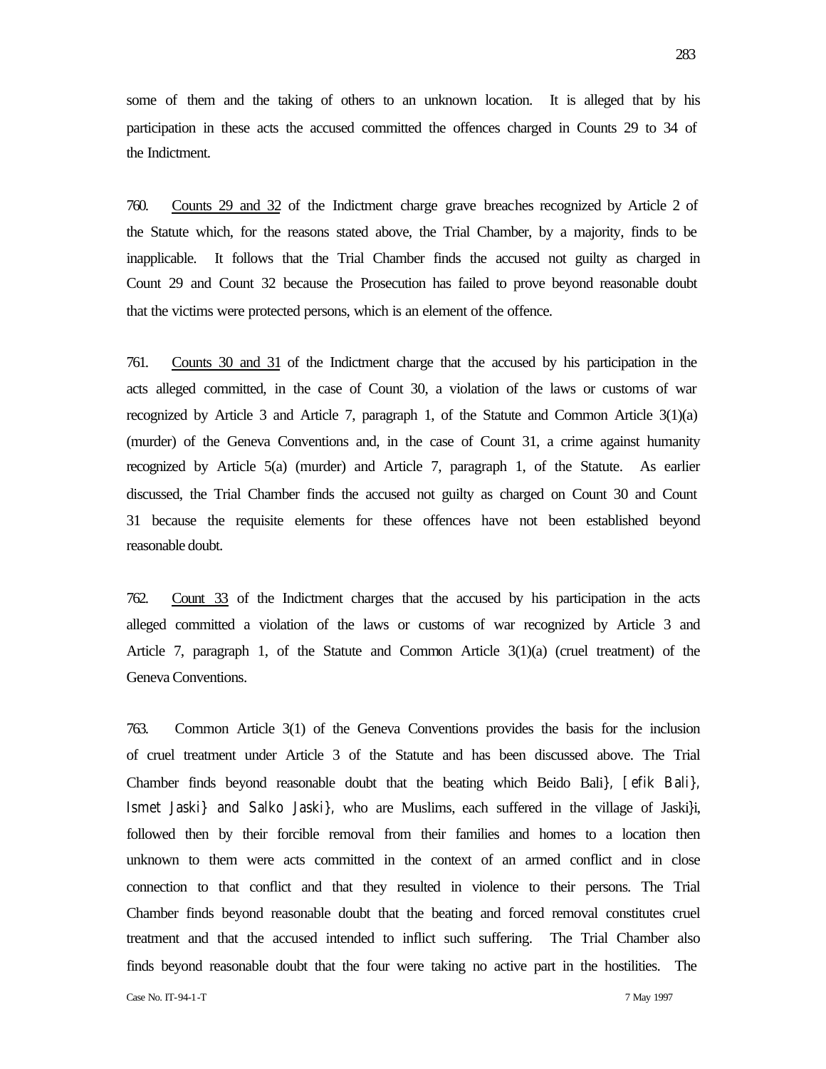some of them and the taking of others to an unknown location. It is alleged that by his participation in these acts the accused committed the offences charged in Counts 29 to 34 of the Indictment.

760. Counts 29 and 32 of the Indictment charge grave breaches recognized by Article 2 of the Statute which, for the reasons stated above, the Trial Chamber, by a majority, finds to be inapplicable. It follows that the Trial Chamber finds the accused not guilty as charged in Count 29 and Count 32 because the Prosecution has failed to prove beyond reasonable doubt that the victims were protected persons, which is an element of the offence.

761. Counts 30 and 31 of the Indictment charge that the accused by his participation in the acts alleged committed, in the case of Count 30, a violation of the laws or customs of war recognized by Article 3 and Article 7, paragraph 1, of the Statute and Common Article 3(1)(a) (murder) of the Geneva Conventions and, in the case of Count 31, a crime against humanity recognized by Article 5(a) (murder) and Article 7, paragraph 1, of the Statute. As earlier discussed, the Trial Chamber finds the accused not guilty as charged on Count 30 and Count 31 because the requisite elements for these offences have not been established beyond reasonable doubt.

762. Count 33 of the Indictment charges that the accused by his participation in the acts alleged committed a violation of the laws or customs of war recognized by Article 3 and Article 7, paragraph 1, of the Statute and Common Article 3(1)(a) (cruel treatment) of the Geneva Conventions.

763. Common Article 3(1) of the Geneva Conventions provides the basis for the inclusion of cruel treatment under Article 3 of the Statute and has been discussed above. The Trial Chamber finds beyond reasonable doubt that the beating which Beido Bali}, [efik Bali}, Ismet Jaski} and Salko Jaski}, who are Muslims, each suffered in the village of Jaski}i, followed then by their forcible removal from their families and homes to a location then unknown to them were acts committed in the context of an armed conflict and in close connection to that conflict and that they resulted in violence to their persons. The Trial Chamber finds beyond reasonable doubt that the beating and forced removal constitutes cruel treatment and that the accused intended to inflict such suffering. The Trial Chamber also finds beyond reasonable doubt that the four were taking no active part in the hostilities. The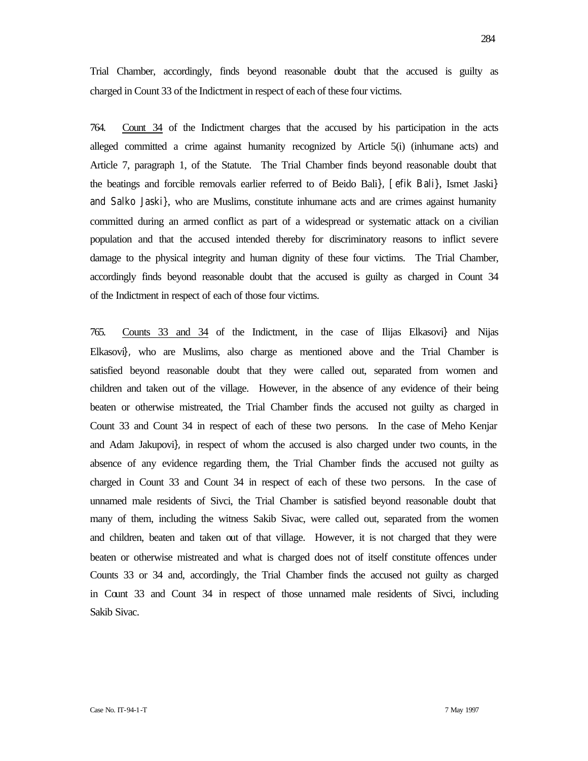Trial Chamber, accordingly, finds beyond reasonable doubt that the accused is guilty as charged in Count 33 of the Indictment in respect of each of these four victims.

764. Count 34 of the Indictment charges that the accused by his participation in the acts alleged committed a crime against humanity recognized by Article 5(i) (inhumane acts) and Article 7, paragraph 1, of the Statute. The Trial Chamber finds beyond reasonable doubt that the beatings and forcible removals earlier referred to of Beido Bali}, [efik Bali}, Ismet Jaski} and Salko Jaski}, who are Muslims, constitute inhumane acts and are crimes against humanity committed during an armed conflict as part of a widespread or systematic attack on a civilian population and that the accused intended thereby for discriminatory reasons to inflict severe damage to the physical integrity and human dignity of these four victims. The Trial Chamber, accordingly finds beyond reasonable doubt that the accused is guilty as charged in Count 34 of the Indictment in respect of each of those four victims.

765. Counts 33 and 34 of the Indictment, in the case of Ilijas Elkasovi} and Nijas Elkasovi}, who are Muslims, also charge as mentioned above and the Trial Chamber is satisfied beyond reasonable doubt that they were called out, separated from women and children and taken out of the village. However, in the absence of any evidence of their being beaten or otherwise mistreated, the Trial Chamber finds the accused not guilty as charged in Count 33 and Count 34 in respect of each of these two persons. In the case of Meho Kenjar and Adam Jakupovi}, in respect of whom the accused is also charged under two counts, in the absence of any evidence regarding them, the Trial Chamber finds the accused not guilty as charged in Count 33 and Count 34 in respect of each of these two persons. In the case of unnamed male residents of Sivci, the Trial Chamber is satisfied beyond reasonable doubt that many of them, including the witness Sakib Sivac, were called out, separated from the women and children, beaten and taken out of that village. However, it is not charged that they were beaten or otherwise mistreated and what is charged does not of itself constitute offences under Counts 33 or 34 and, accordingly, the Trial Chamber finds the accused not guilty as charged in Count 33 and Count 34 in respect of those unnamed male residents of Sivci, including Sakib Sivac.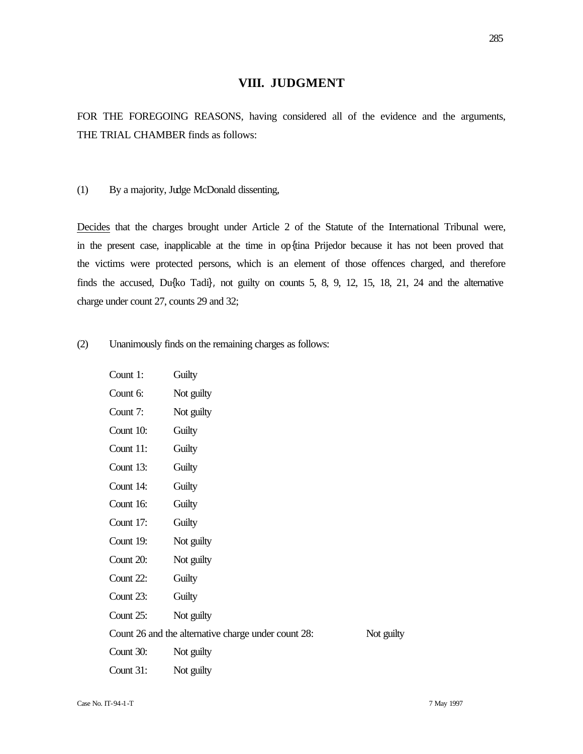# VIII. JUDGMENT

FOR THE FOREGOING REASONS, having considered all of the evidence and the arguments, THE TRIAL CHAMBER finds as follows:

(1) By a majority, Judge McDonald dissenting,

Decides that the charges brought under Article 2 of the Statute of the International Tribunal were, in the present case, inapplicable at the time in op{tina Prijedor because it has not been proved that the victims were protected persons, which is an element of those offences charged, and therefore finds the accused, Du{ko Tadi}, not guilty on counts 5, 8, 9, 12, 15, 18, 21, 24 and the alternative charge under count 27, counts 29 and 32;

(2) Unanimously finds on the remaining charges as follows:

Count 1: Guilty
Count 6: Not guilty
Count 7: Not guilty
Count 10: Guilty
Count 11: Guilty
Count 13: Guilty
Count 14: Guilty
Count 16: Guilty
Count 17: Guilty
Count 19: Not guilty
Count 20: Not guilty
Count 22: Guilty
Count 23: Guilty
Count 25: Not guilty
Count 26 and the alternative charge under count 28: Not guilty
Count 30: Not guilty
Count 31: Not guilty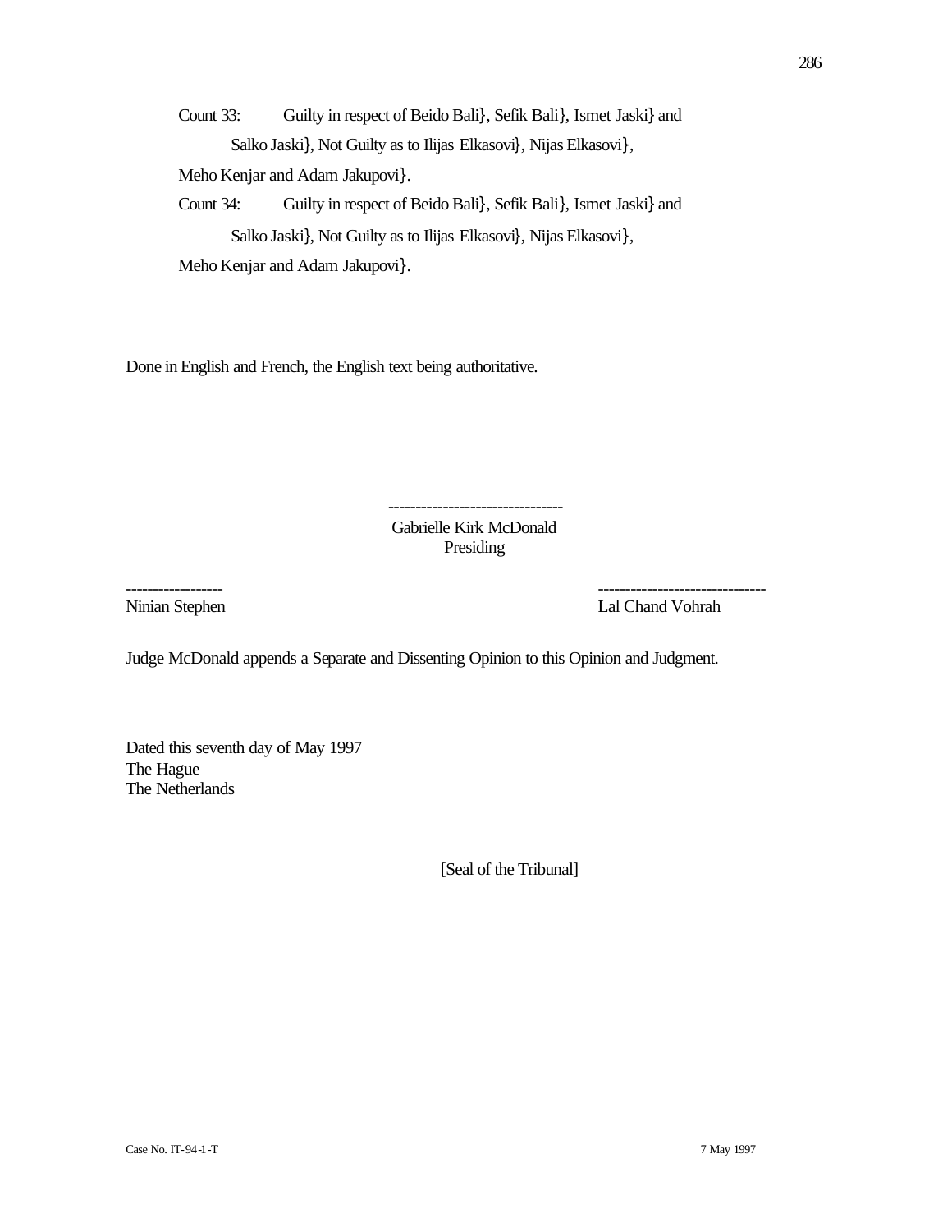Count 33: Guilty in respect of Beido Bali}, Sefik Bali}, Ismet Jaski} and Salko Jaski}, Not Guilty as to Ilijas Elkasovi}, Nijas Elkasovi}, Meho Kenjar and Adam Jakupovi}.

Count 34: Guilty in respect of Beido Bali}, Sefik Bali}, Ismet Jaski} and Salko Jaski}, Not Guilty as to Ilijas Elkasovi}, Nijas Elkasovi}, Meho Kenjar and Adam Jakupovi}.

Done in English and French, the English text being authoritative.

--------------------------------
Gabrielle Kirk McDonald
Presiding

------------------
Ninian Stephen

-------------------------------
Lal Chand Vohrah

Judge McDonald appends a Separate and Dissenting Opinion to this Opinion and Judgment.

Dated this seventh day of May 1997
The Hague
The Netherlands

[Seal of the Tribunal]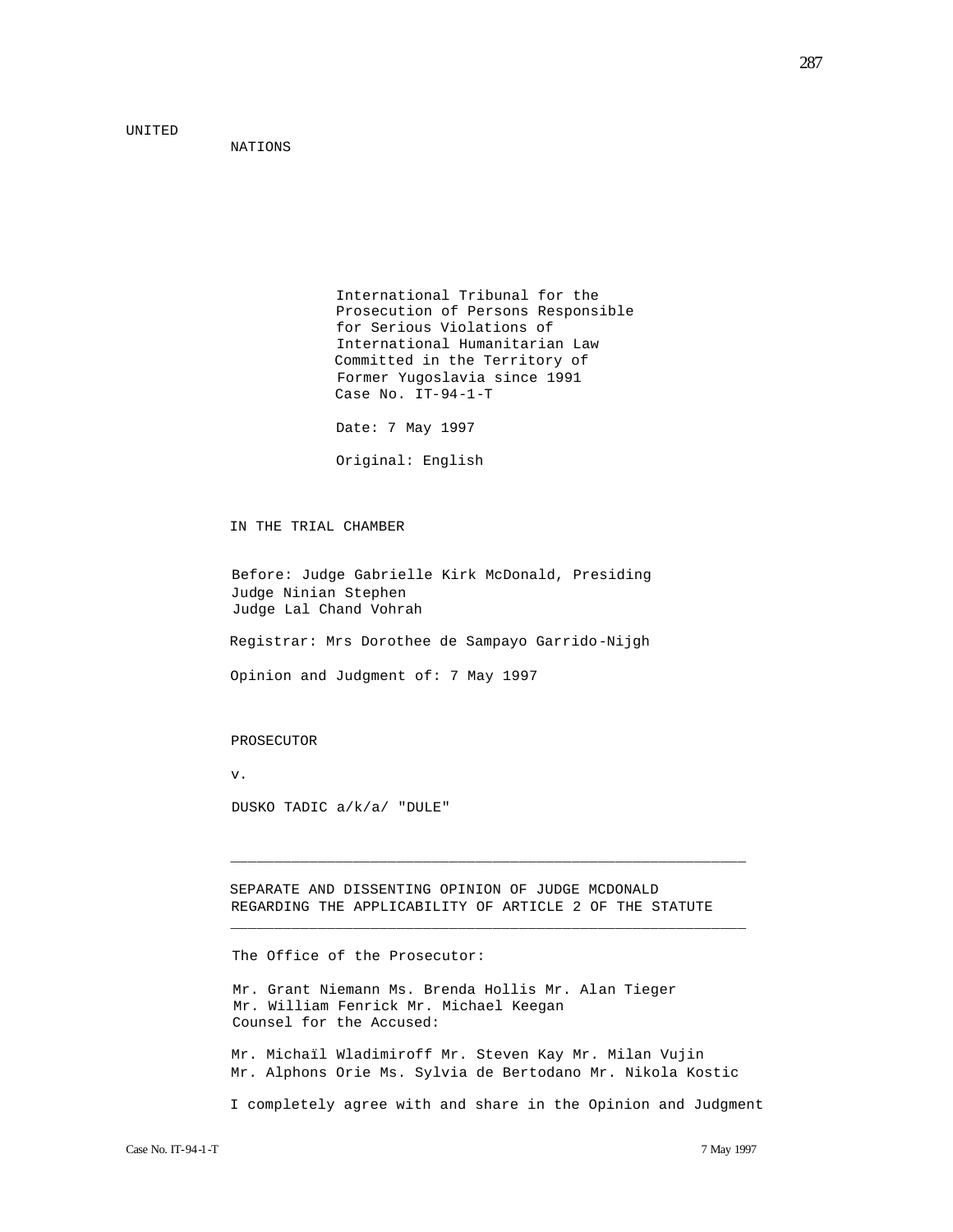UNITED
NATIONS

International Tribunal for the Prosecution of Persons Responsible for Serious Violations of International Humanitarian Law Committed in the Territory of Former Yugoslavia since 1991

Case No. IT-94-1-T

Date: 7 May 1997

Original: English

IN THE TRIAL CHAMBER

Before: Judge Gabrielle Kirk McDonald, Presiding
Judge Ninian Stephen
Judge Lal Chand Vohrah

Registrar: Mrs Dorothee de Sampayo Garrido-Nijgh

Opinion and Judgment of: 7 May 1997

PROSECUTOR

v.

DUSKO TADIC a/k/a/ "DULE"

---

SEPARATE AND DISSENTING OPINION OF JUDGE MCDONALD REGARDING THE APPLICABILITY OF ARTICLE 2 OF THE STATUTE

---

The Office of the Prosecutor:

Mr. Grant Niemann Ms. Brenda Hollis Mr. Alan Tieger
Mr. William Fenrick Mr. Michael Keegan

Counsel for the Accused:

Mr. Michaïl Wladimiroff Mr. Steven Kay Mr. Milan Vujin
Mr. Alphons Orie Ms. Sylvia de Bertodano Mr. Nikola Kostic

I completely agree with and share in the Opinion and Judgment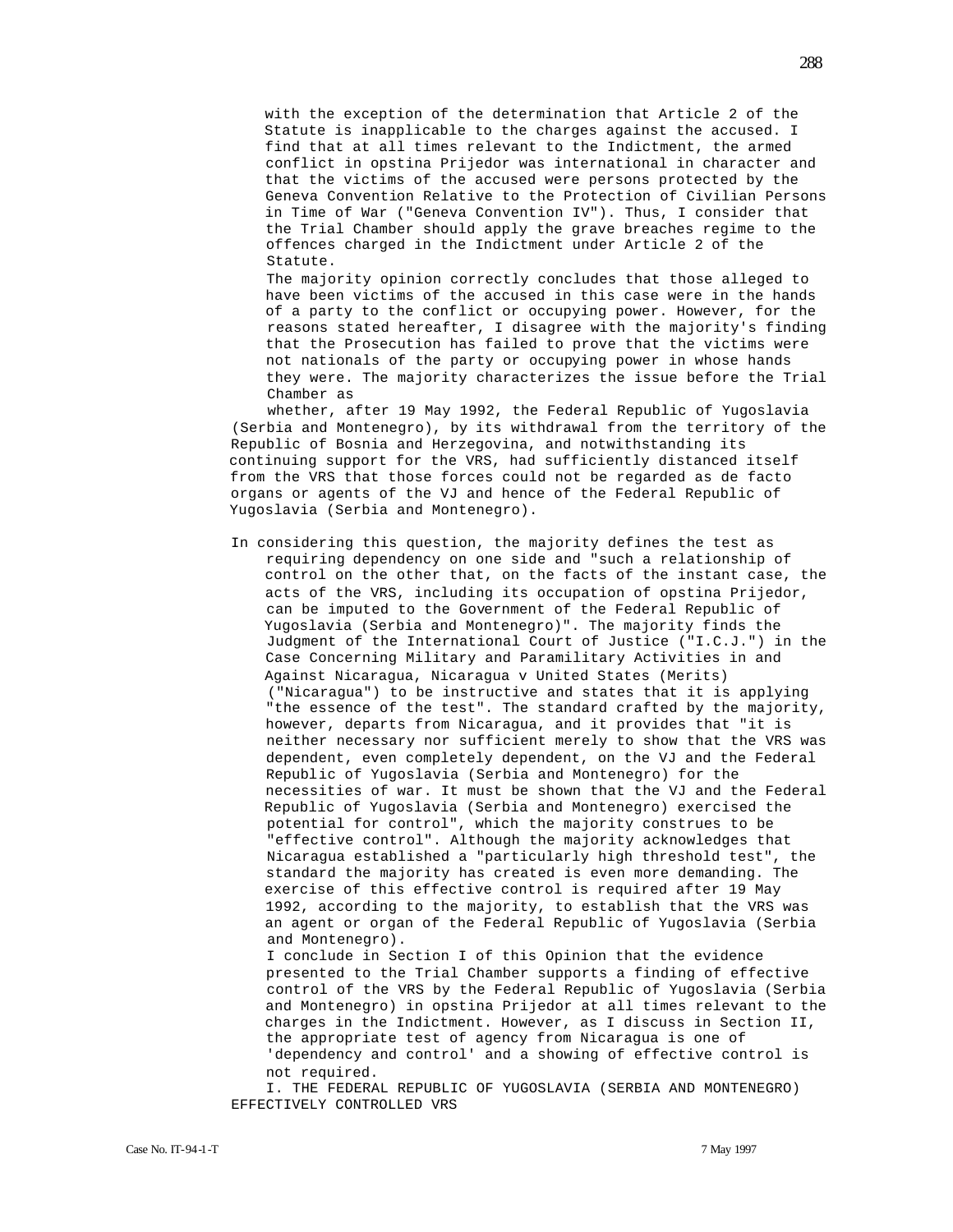with the exception of the determination that Article 2 of the Statute is inapplicable to the charges against the accused. I find that at all times relevant to the Indictment, the armed conflict in opstina Prijedor was international in character and that the victims of the accused were persons protected by the Geneva Convention Relative to the Protection of Civilian Persons in Time of War ("Geneva Convention IV"). Thus, I consider that the Trial Chamber should apply the grave breaches regime to the offences charged in the Indictment under Article 2 of the Statute.

The majority opinion correctly concludes that those alleged to have been victims of the accused in this case were in the hands of a party to the conflict or occupying power. However, for the reasons stated hereafter, I disagree with the majority's finding that the Prosecution has failed to prove that the victims were not nationals of the party or occupying power in whose hands they were. The majority characterizes the issue before the Trial Chamber as

> whether, after 19 May 1992, the Federal Republic of Yugoslavia (Serbia and Montenegro), by its withdrawal from the territory of the Republic of Bosnia and Herzegovina, and notwithstanding its continuing support for the VRS, had sufficiently distanced itself from the VRS that those forces could not be regarded as de facto organs or agents of the VJ and hence of the Federal Republic of Yugoslavia (Serbia and Montenegro).

In considering this question, the majority defines the test as requiring dependency on one side and "such a relationship of control on the other that, on the facts of the instant case, the acts of the VRS, including its occupation of opstina Prijedor, can be imputed to the Government of the Federal Republic of Yugoslavia (Serbia and Montenegro)". The majority finds the Judgment of the International Court of Justice ("I.C.J.") in the Case Concerning Military and Paramilitary Activities in and Against Nicaragua, Nicaragua v United States (Merits) ("Nicaragua") to be instructive and states that it is applying "the essence of the test". The standard crafted by the majority, however, departs from Nicaragua, and it provides that "it is neither necessary nor sufficient merely to show that the VRS was dependent, even completely dependent, on the VJ and the Federal Republic of Yugoslavia (Serbia and Montenegro) for the necessities of war. It must be shown that the VJ and the Federal Republic of Yugoslavia (Serbia and Montenegro) exercised the potential for control", which the majority construes to be "effective control". Although the majority acknowledges that Nicaragua established a "particularly high threshold test", the standard the majority has created is even more demanding. The exercise of this effective control is required after 19 May 1992, according to the majority, to establish that the VRS was an agent or organ of the Federal Republic of Yugoslavia (Serbia and Montenegro).

I conclude in Section I of this Opinion that the evidence presented to the Trial Chamber supports a finding of effective control of the VRS by the Federal Republic of Yugoslavia (Serbia and Montenegro) in opstina Prijedor at all times relevant to the charges in the Indictment. However, as I discuss in Section II, the appropriate test of agency from Nicaragua is one of 'dependency and control' and a showing of effective control is not required.

## I. THE FEDERAL REPUBLIC OF YUGOSLAVIA (SERBIA AND MONTENEGRO) EFFECTIVELY CONTROLLED VRS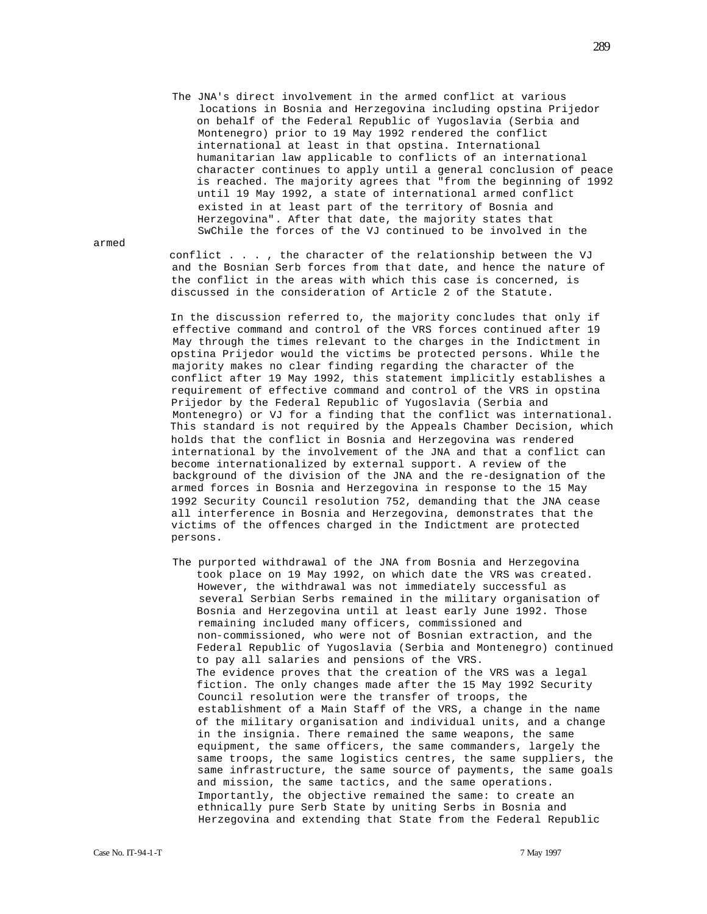The JNA's direct involvement in the armed conflict at various locations in Bosnia and Herzegovina including opstina Prijedor on behalf of the Federal Republic of Yugoslavia (Serbia and Montenegro) prior to 19 May 1992 rendered the conflict international at least in that opstina. International humanitarian law applicable to conflicts of an international character continues to apply until a general conclusion of peace is reached. The majority agrees that "from the beginning of 1992 until 19 May 1992, a state of international armed conflict existed in at least part of the territory of Bosnia and Herzegovina". After that date, the majority states that SwChile the forces of the VJ continued to be involved in the armed conflict . . . , the character of the relationship between the VJ and the Bosnian Serb forces from that date, and hence the nature of the conflict in the areas with which this case is concerned, is discussed in the consideration of Article 2 of the Statute.

In the discussion referred to, the majority concludes that only if effective command and control of the VRS forces continued after 19 May through the times relevant to the charges in the Indictment in opstina Prijedor would the victims be protected persons. While the majority makes no clear finding regarding the character of the conflict after 19 May 1992, this statement implicitly establishes a requirement of effective command and control of the VRS in opstina Prijedor by the Federal Republic of Yugoslavia (Serbia and Montenegro) or VJ for a finding that the conflict was international. This standard is not required by the Appeals Chamber Decision, which holds that the conflict in Bosnia and Herzegovina was rendered international by the involvement of the JNA and that a conflict can become internationalized by external support. A review of the background of the division of the JNA and the re-designation of the armed forces in Bosnia and Herzegovina in response to the 15 May 1992 Security Council resolution 752, demanding that the JNA cease all interference in Bosnia and Herzegovina, demonstrates that the victims of the offences charged in the Indictment are protected persons.

The purported withdrawal of the JNA from Bosnia and Herzegovina took place on 19 May 1992, on which date the VRS was created. However, the withdrawal was not immediately successful as several Serbian Serbs remained in the military organisation of Bosnia and Herzegovina until at least early June 1992. Those remaining included many officers, commissioned and non-commissioned, who were not of Bosnian extraction, and the Federal Republic of Yugoslavia (Serbia and Montenegro) continued to pay all salaries and pensions of the VRS. The evidence proves that the creation of the VRS was a legal fiction. The only changes made after the 15 May 1992 Security Council resolution were the transfer of troops, the establishment of a Main Staff of the VRS, a change in the name of the military organisation and individual units, and a change in the insignia. There remained the same weapons, the same equipment, the same officers, the same commanders, largely the same troops, the same logistics centres, the same suppliers, the same infrastructure, the same source of payments, the same goals and mission, the same tactics, and the same operations. Importantly, the objective remained the same: to create an ethnically pure Serb State by uniting Serbs in Bosnia and Herzegovina and extending that State from the Federal Republic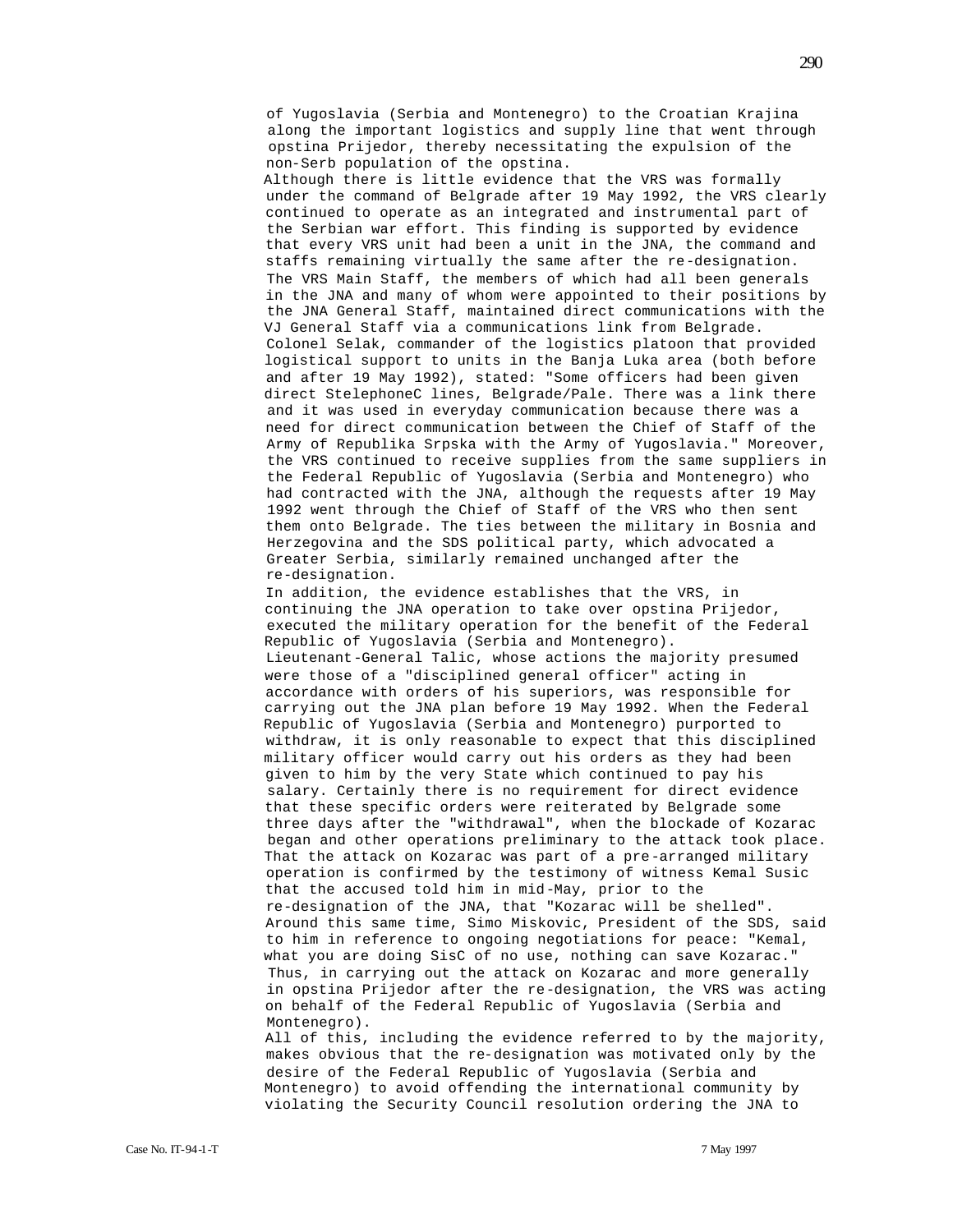of Yugoslavia (Serbia and Montenegro) to the Croatian Krajina along the important logistics and supply line that went through opstina Prijedor, thereby necessitating the expulsion of the non-Serb population of the opstina.

Although there is little evidence that the VRS was formally under the command of Belgrade after 19 May 1992, the VRS clearly continued to operate as an integrated and instrumental part of the Serbian war effort. This finding is supported by evidence that every VRS unit had been a unit in the JNA, the command and staffs remaining virtually the same after the re-designation. The VRS Main Staff, the members of which had all been generals in the JNA and many of whom were appointed to their positions by the JNA General Staff, maintained direct communications with the VJ General Staff via a communications link from Belgrade. Colonel Selak, commander of the logistics platoon that provided logistical support to units in the Banja Luka area (both before and after 19 May 1992), stated: "Some officers had been given direct StelephoneC lines, Belgrade/Pale. There was a link there and it was used in everyday communication because there was a need for direct communication between the Chief of Staff of the Army of Republika Srpska with the Army of Yugoslavia." Moreover, the VRS continued to receive supplies from the same suppliers in the Federal Republic of Yugoslavia (Serbia and Montenegro) who had contracted with the JNA, although the requests after 19 May 1992 went through the Chief of Staff of the VRS who then sent them onto Belgrade. The ties between the military in Bosnia and Herzegovina and the SDS political party, which advocated a Greater Serbia, similarly remained unchanged after the re-designation.

In addition, the evidence establishes that the VRS, in continuing the JNA operation to take over opstina Prijedor, executed the military operation for the benefit of the Federal Republic of Yugoslavia (Serbia and Montenegro). Lieutenant-General Talic, whose actions the majority presumed were those of a "disciplined general officer" acting in accordance with orders of his superiors, was responsible for carrying out the JNA plan before 19 May 1992. When the Federal Republic of Yugoslavia (Serbia and Montenegro) purported to withdraw, it is only reasonable to expect that this disciplined military officer would carry out his orders as they had been given to him by the very State which continued to pay his salary. Certainly there is no requirement for direct evidence that these specific orders were reiterated by Belgrade some three days after the "withdrawal", when the blockade of Kozarac began and other operations preliminary to the attack took place. That the attack on Kozarac was part of a pre-arranged military operation is confirmed by the testimony of witness Kemal Susic that the accused told him in mid-May, prior to the re-designation of the JNA, that "Kozarac will be shelled". Around this same time, Simo Miskovic, President of the SDS, said to him in reference to ongoing negotiations for peace: "Kemal, what you are doing SisC of no use, nothing can save Kozarac." Thus, in carrying out the attack on Kozarac and more generally in opstina Prijedor after the re-designation, the VRS was acting on behalf of the Federal Republic of Yugoslavia (Serbia and Montenegro).

All of this, including the evidence referred to by the majority, makes obvious that the re-designation was motivated only by the desire of the Federal Republic of Yugoslavia (Serbia and Montenegro) to avoid offending the international community by violating the Security Council resolution ordering the JNA to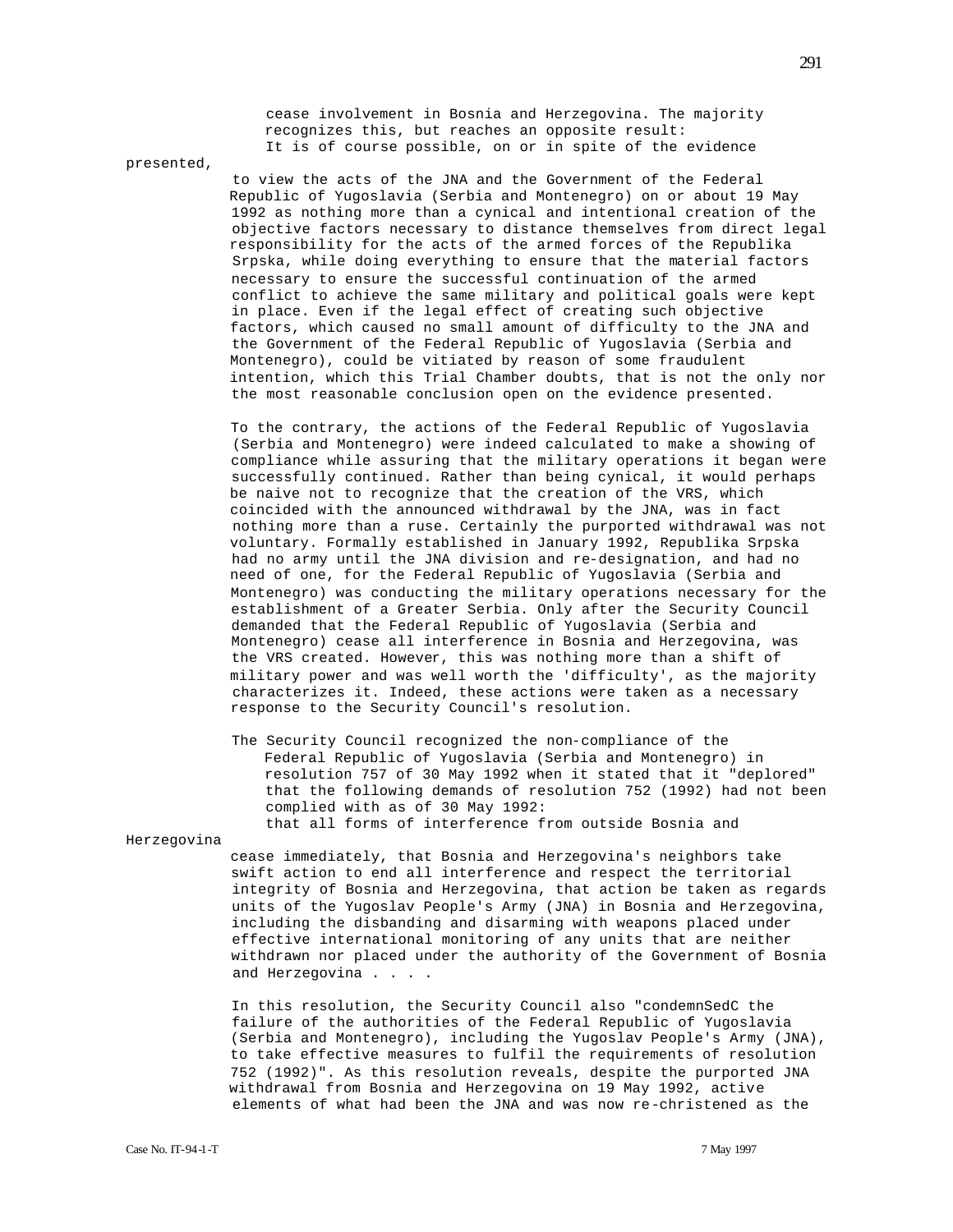cease involvement in Bosnia and Herzegovina. The majority recognizes this, but reaches an opposite result:

> It is of course possible, on or in spite of the evidence presented, to view the acts of the JNA and the Government of the Federal Republic of Yugoslavia (Serbia and Montenegro) on or about 19 May 1992 as nothing more than a cynical and intentional creation of the objective factors necessary to distance themselves from direct legal responsibility for the acts of the armed forces of the Republika Srpska, while doing everything to ensure that the material factors necessary to ensure the successful continuation of the armed conflict to achieve the same military and political goals were kept in place. Even if the legal effect of creating such objective factors, which caused no small amount of difficulty to the JNA and the Government of the Federal Republic of Yugoslavia (Serbia and Montenegro), could be vitiated by reason of some fraudulent intention, which this Trial Chamber doubts, that is not the only nor the most reasonable conclusion open on the evidence presented.

To the contrary, the actions of the Federal Republic of Yugoslavia (Serbia and Montenegro) were indeed calculated to make a showing of compliance while assuring that the military operations it began were successfully continued. Rather than being cynical, it would perhaps be naive not to recognize that the creation of the VRS, which coincided with the announced withdrawal by the JNA, was in fact nothing more than a ruse. Certainly the purported withdrawal was not voluntary. Formally established in January 1992, Republika Srpska had no army until the JNA division and re-designation, and had no need of one, for the Federal Republic of Yugoslavia (Serbia and Montenegro) was conducting the military operations necessary for the establishment of a Greater Serbia. Only after the Security Council demanded that the Federal Republic of Yugoslavia (Serbia and Montenegro) cease all interference in Bosnia and Herzegovina, was the VRS created. However, this was nothing more than a shift of military power and was well worth the 'difficulty', as the majority characterizes it. Indeed, these actions were taken as a necessary response to the Security Council's resolution.

The Security Council recognized the non-compliance of the Federal Republic of Yugoslavia (Serbia and Montenegro) in resolution 757 of 30 May 1992 when it stated that it "deplored" that the following demands of resolution 752 (1992) had not been complied with as of 30 May 1992:

> that all forms of interference from outside Bosnia and Herzegovina cease immediately, that Bosnia and Herzegovina's neighbors take swift action to end all interference and respect the territorial integrity of Bosnia and Herzegovina, that action be taken as regards units of the Yugoslav People's Army (JNA) in Bosnia and Herzegovina, including the disbanding and disarming with weapons placed under effective international monitoring of any units that are neither withdrawn nor placed under the authority of the Government of Bosnia and Herzegovina . . . .

In this resolution, the Security Council also "condemnSedC the failure of the authorities of the Federal Republic of Yugoslavia (Serbia and Montenegro), including the Yugoslav People's Army (JNA), to take effective measures to fulfil the requirements of resolution 752 (1992)". As this resolution reveals, despite the purported JNA withdrawal from Bosnia and Herzegovina on 19 May 1992, active elements of what had been the JNA and was now re-christened as the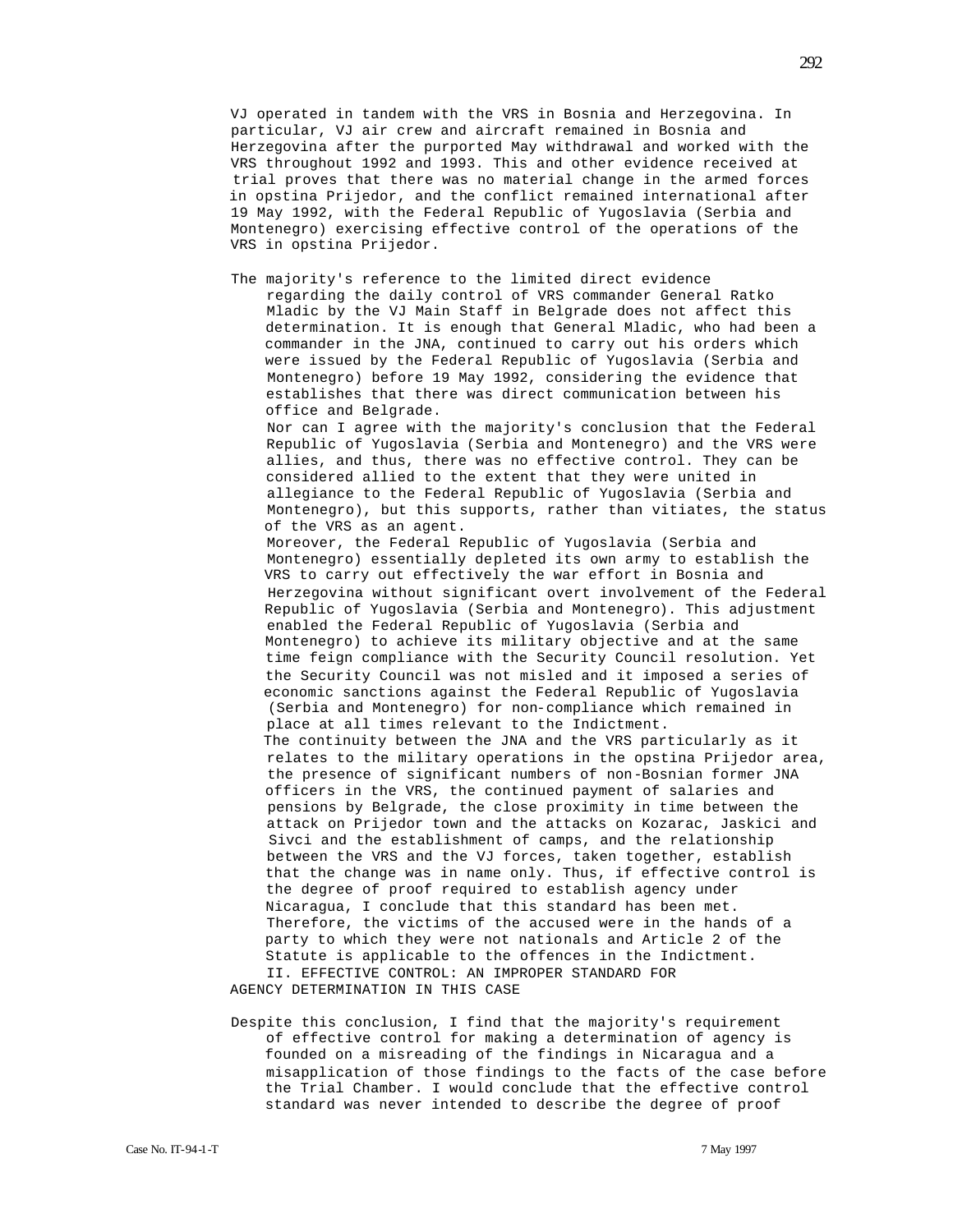VJ operated in tandem with the VRS in Bosnia and Herzegovina. In particular, VJ air crew and aircraft remained in Bosnia and Herzegovina after the purported May withdrawal and worked with the VRS throughout 1992 and 1993. This and other evidence received at trial proves that there was no material change in the armed forces in opstina Prijedor, and the conflict remained international after 19 May 1992, with the Federal Republic of Yugoslavia (Serbia and Montenegro) exercising effective control of the operations of the VRS in opstina Prijedor.

The majority's reference to the limited direct evidence regarding the daily control of VRS commander General Ratko Mladic by the VJ Main Staff in Belgrade does not affect this determination. It is enough that General Mladic, who had been a commander in the JNA, continued to carry out his orders which were issued by the Federal Republic of Yugoslavia (Serbia and Montenegro) before 19 May 1992, considering the evidence that establishes that there was direct communication between his office and Belgrade.

Nor can I agree with the majority's conclusion that the Federal Republic of Yugoslavia (Serbia and Montenegro) and the VRS were allies, and thus, there was no effective control. They can be considered allied to the extent that they were united in allegiance to the Federal Republic of Yugoslavia (Serbia and Montenegro), but this supports, rather than vitiates, the status of the VRS as an agent.

Moreover, the Federal Republic of Yugoslavia (Serbia and Montenegro) essentially depleted its own army to establish the VRS to carry out effectively the war effort in Bosnia and Herzegovina without significant overt involvement of the Federal Republic of Yugoslavia (Serbia and Montenegro). This adjustment enabled the Federal Republic of Yugoslavia (Serbia and Montenegro) to achieve its military objective and at the same time feign compliance with the Security Council resolution. Yet the Security Council was not misled and it imposed a series of economic sanctions against the Federal Republic of Yugoslavia (Serbia and Montenegro) for non-compliance which remained in place at all times relevant to the Indictment.

The continuity between the JNA and the VRS particularly as it relates to the military operations in the opstina Prijedor area, the presence of significant numbers of non-Bosnian former JNA officers in the VRS, the continued payment of salaries and pensions by Belgrade, the close proximity in time between the attack on Prijedor town and the attacks on Kozarac, Jaskici and Sivci and the establishment of camps, and the relationship between the VRS and the VJ forces, taken together, establish that the change was in name only. Thus, if effective control is the degree of proof required to establish agency under Nicaragua, I conclude that this standard has been met. Therefore, the victims of the accused were in the hands of a party to which they were not nationals and Article 2 of the Statute is applicable to the offences in the Indictment.

## II. EFFECTIVE CONTROL: AN IMPROPER STANDARD FOR AGENCY DETERMINATION IN THIS CASE

Despite this conclusion, I find that the majority's requirement of effective control for making a determination of agency is founded on a misreading of the findings in Nicaragua and a misapplication of those findings to the facts of the case before the Trial Chamber. I would conclude that the effective control standard was never intended to describe the degree of proof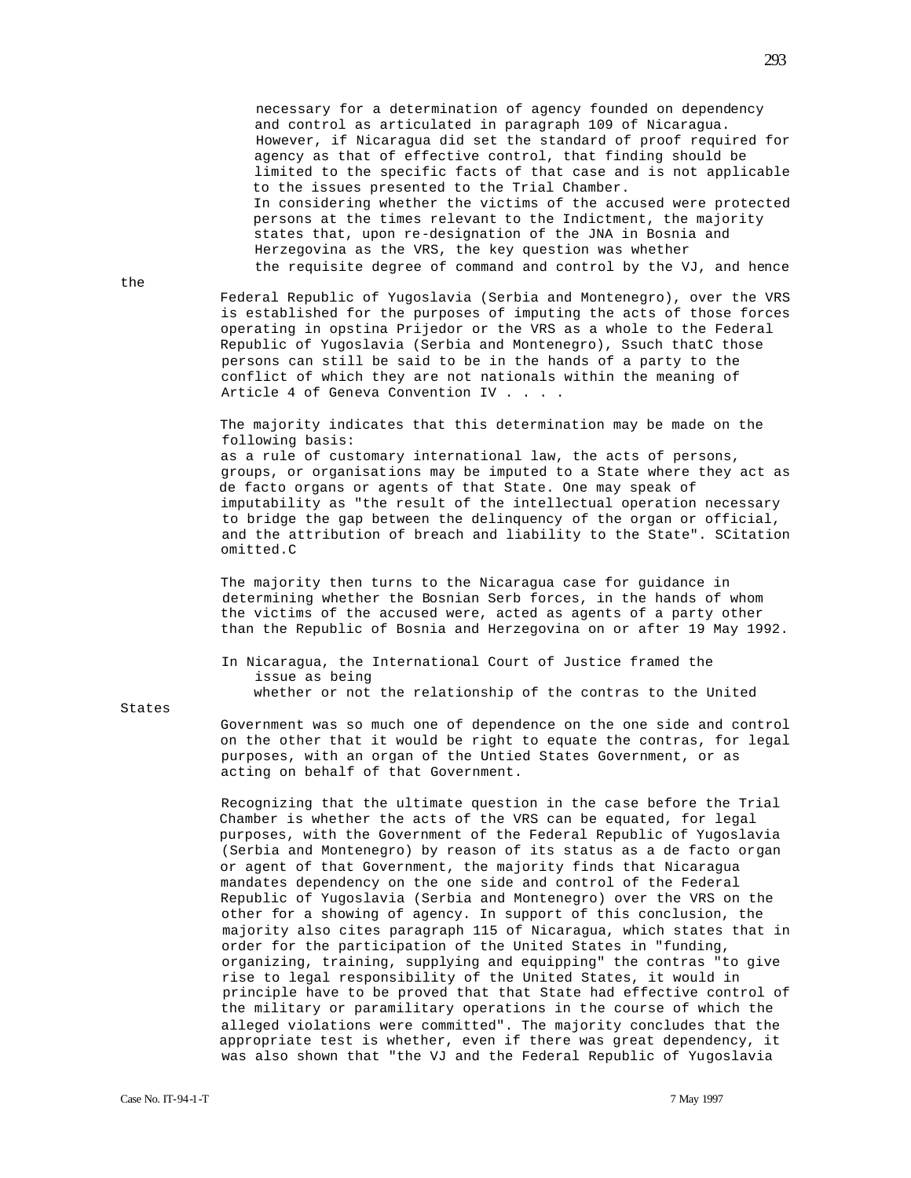necessary for a determination of agency founded on dependency and control as articulated in paragraph 109 of Nicaragua. However, if Nicaragua did set the standard of proof required for agency as that of effective control, that finding should be limited to the specific facts of that case and is not applicable to the issues presented to the Trial Chamber.

In considering whether the victims of the accused were protected persons at the times relevant to the Indictment, the majority states that, upon re-designation of the JNA in Bosnia and Herzegovina as the VRS, the key question was whether

> the requisite degree of command and control by the VJ, and hence the Federal Republic of Yugoslavia (Serbia and Montenegro), over the VRS is established for the purposes of imputing the acts of those forces operating in opstina Prijedor or the VRS as a whole to the Federal Republic of Yugoslavia (Serbia and Montenegro), Ssuch thatC those persons can still be said to be in the hands of a party to the conflict of which they are not nationals within the meaning of Article 4 of Geneva Convention IV . . . .

The majority indicates that this determination may be made on the following basis:

> as a rule of customary international law, the acts of persons, groups, or organisations may be imputed to a State where they act as de facto organs or agents of that State. One may speak of imputability as "the result of the intellectual operation necessary to bridge the gap between the delinquency of the organ or official, and the attribution of breach and liability to the State". SCitation omitted.C

The majority then turns to the Nicaragua case for guidance in determining whether the Bosnian Serb forces, in the hands of whom the victims of the accused were, acted as agents of a party other than the Republic of Bosnia and Herzegovina on or after 19 May 1992.

In Nicaragua, the International Court of Justice framed the issue as being

> whether or not the relationship of the contras to the United States Government was so much one of dependence on the one side and control on the other that it would be right to equate the contras, for legal purposes, with an organ of the Untied States Government, or as acting on behalf of that Government.

Recognizing that the ultimate question in the case before the Trial Chamber is whether the acts of the VRS can be equated, for legal purposes, with the Government of the Federal Republic of Yugoslavia (Serbia and Montenegro) by reason of its status as a de facto organ or agent of that Government, the majority finds that Nicaragua mandates dependency on the one side and control of the Federal Republic of Yugoslavia (Serbia and Montenegro) over the VRS on the other for a showing of agency. In support of this conclusion, the majority also cites paragraph 115 of Nicaragua, which states that in order for the participation of the United States in "funding, organizing, training, supplying and equipping" the contras "to give rise to legal responsibility of the United States, it would in principle have to be proved that that State had effective control of the military or paramilitary operations in the course of which the alleged violations were committed". The majority concludes that the appropriate test is whether, even if there was great dependency, it was also shown that "the VJ and the Federal Republic of Yugoslavia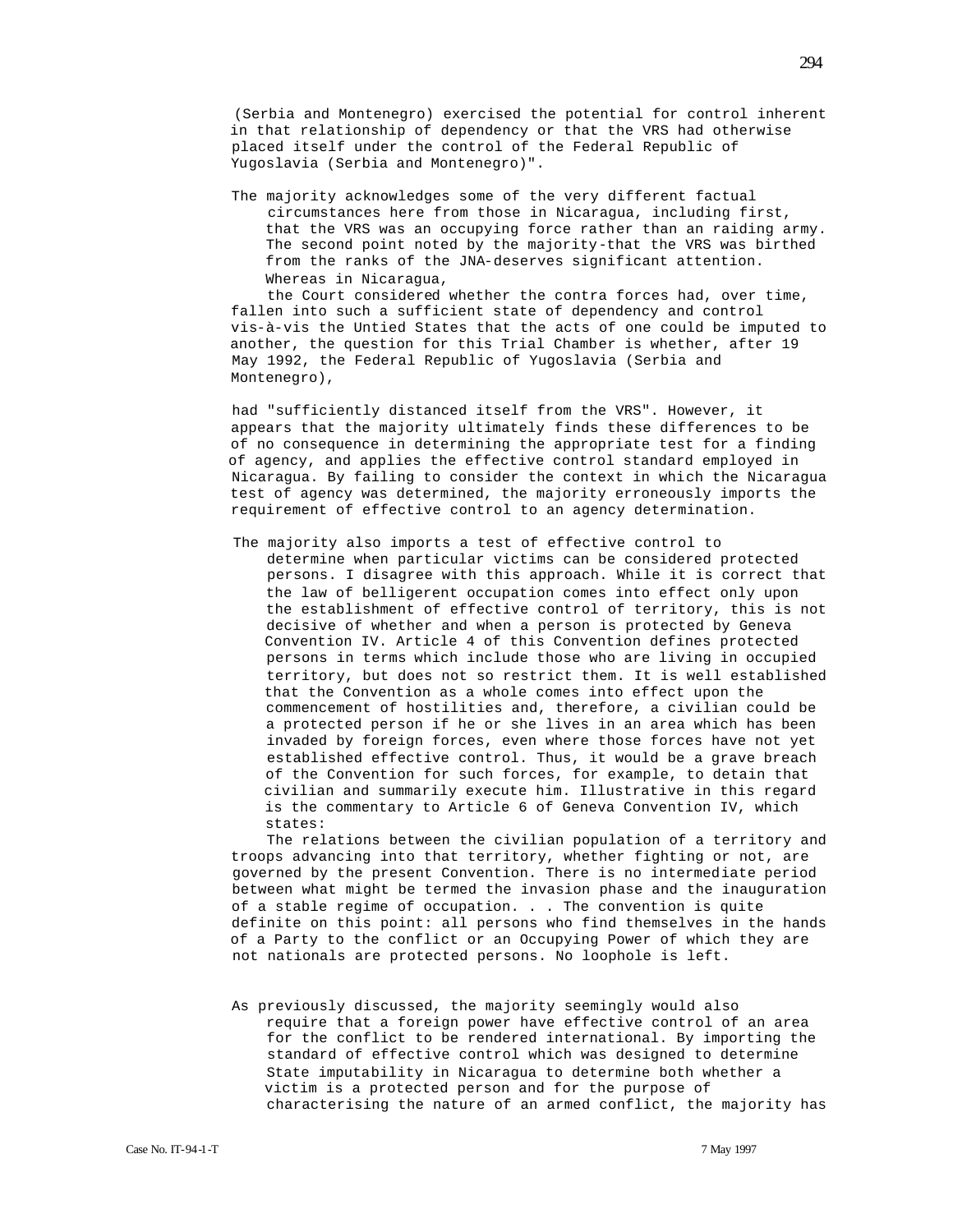(Serbia and Montenegro) exercised the potential for control inherent in that relationship of dependency or that the VRS had otherwise placed itself under the control of the Federal Republic of Yugoslavia (Serbia and Montenegro)".

The majority acknowledges some of the very different factual circumstances here from those in Nicaragua, including first, that the VRS was an occupying force rather than an raiding army. The second point noted by the majority-that the VRS was birthed from the ranks of the JNA-deserves significant attention. Whereas in Nicaragua,

the Court considered whether the contra forces had, over time, fallen into such a sufficient state of dependency and control vis-à-vis the Untied States that the acts of one could be imputed to another, the question for this Trial Chamber is whether, after 19 May 1992, the Federal Republic of Yugoslavia (Serbia and Montenegro),

had "sufficiently distanced itself from the VRS". However, it appears that the majority ultimately finds these differences to be of no consequence in determining the appropriate test for a finding of agency, and applies the effective control standard employed in Nicaragua. By failing to consider the context in which the Nicaragua test of agency was determined, the majority erroneously imports the requirement of effective control to an agency determination.

The majority also imports a test of effective control to determine when particular victims can be considered protected persons. I disagree with this approach. While it is correct that the law of belligerent occupation comes into effect only upon the establishment of effective control of territory, this is not decisive of whether and when a person is protected by Geneva Convention IV. Article 4 of this Convention defines protected persons in terms which include those who are living in occupied territory, but does not so restrict them. It is well established that the Convention as a whole comes into effect upon the commencement of hostilities and, therefore, a civilian could be a protected person if he or she lives in an area which has been invaded by foreign forces, even where those forces have not yet established effective control. Thus, it would be a grave breach of the Convention for such forces, for example, to detain that civilian and summarily execute him. Illustrative in this regard is the commentary to Article 6 of Geneva Convention IV, which states:

The relations between the civilian population of a territory and troops advancing into that territory, whether fighting or not, are governed by the present Convention. There is no intermediate period between what might be termed the invasion phase and the inauguration of a stable regime of occupation. . . The convention is quite definite on this point: all persons who find themselves in the hands of a Party to the conflict or an Occupying Power of which they are not nationals are protected persons. No loophole is left.

As previously discussed, the majority seemingly would also require that a foreign power have effective control of an area for the conflict to be rendered international. By importing the standard of effective control which was designed to determine State imputability in Nicaragua to determine both whether a victim is a protected person and for the purpose of characterising the nature of an armed conflict, the majority has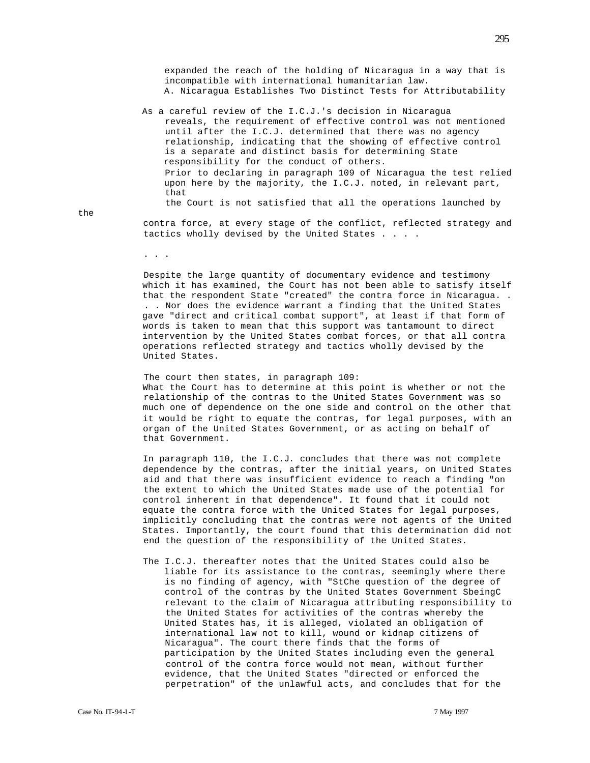expanded the reach of the holding of Nicaragua in a way that is incompatible with international humanitarian law.

A. Nicaragua Establishes Two Distinct Tests for Attributability

As a careful review of the I.C.J.'s decision in Nicaragua reveals, the requirement of effective control was not mentioned until after the I.C.J. determined that there was no agency relationship, indicating that the showing of effective control is a separate and distinct basis for determining State responsibility for the conduct of others.

Prior to declaring in paragraph 109 of Nicaragua the test relied upon here by the majority, the I.C.J. noted, in relevant part, that

> the Court is not satisfied that all the operations launched by the contra force, at every stage of the conflict, reflected strategy and tactics wholly devised by the United States . . . .
>
> . . .
>
> Despite the large quantity of documentary evidence and testimony which it has examined, the Court has not been able to satisfy itself that the respondent State "created" the contra force in Nicaragua. . . . Nor does the evidence warrant a finding that the United States gave "direct and critical combat support", at least if that form of words is taken to mean that this support was tantamount to direct intervention by the United States combat forces, or that all contra operations reflected strategy and tactics wholly devised by the United States.

The court then states, in paragraph 109:

> What the Court has to determine at this point is whether or not the relationship of the contras to the United States Government was so much one of dependence on the one side and control on the other that it would be right to equate the contras, for legal purposes, with an organ of the United States Government, or as acting on behalf of that Government.

In paragraph 110, the I.C.J. concludes that there was not complete dependence by the contras, after the initial years, on United States aid and that there was insufficient evidence to reach a finding "on the extent to which the United States made use of the potential for control inherent in that dependence". It found that it could not equate the contra force with the United States for legal purposes, implicitly concluding that the contras were not agents of the United States. Importantly, the court found that this determination did not end the question of the responsibility of the United States.

The I.C.J. thereafter notes that the United States could also be liable for its assistance to the contras, seemingly where there is no finding of agency, with "StChe question of the degree of control of the contras by the United States Government SbeingC relevant to the claim of Nicaragua attributing responsibility to the United States for activities of the contras whereby the United States has, it is alleged, violated an obligation of international law not to kill, wound or kidnap citizens of Nicaragua". The court there finds that the forms of participation by the United States including even the general control of the contra force would not mean, without further evidence, that the United States "directed or enforced the perpetration" of the unlawful acts, and concludes that for the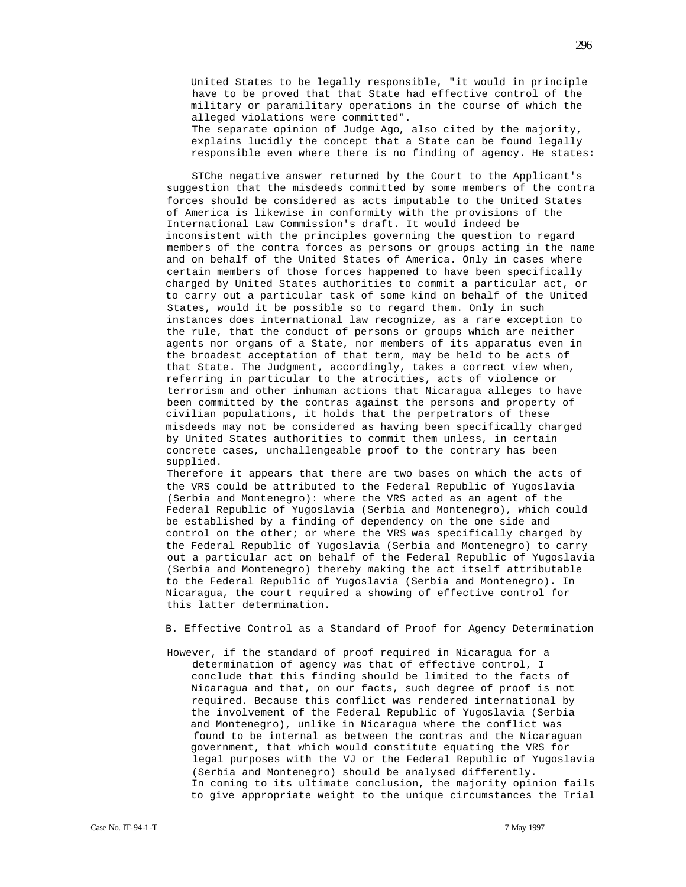United States to be legally responsible, "it would in principle have to be proved that that State had effective control of the military or paramilitary operations in the course of which the alleged violations were committed".

The separate opinion of Judge Ago, also cited by the majority, explains lucidly the concept that a State can be found legally responsible even where there is no finding of agency. He states:

> STChe negative answer returned by the Court to the Applicant's suggestion that the misdeeds committed by some members of the contra forces should be considered as acts imputable to the United States of America is likewise in conformity with the provisions of the International Law Commission's draft. It would indeed be inconsistent with the principles governing the question to regard members of the contra forces as persons or groups acting in the name and on behalf of the United States of America. Only in cases where certain members of those forces happened to have been specifically charged by United States authorities to commit a particular act, or to carry out a particular task of some kind on behalf of the United States, would it be possible so to regard them. Only in such instances does international law recognize, as a rare exception to the rule, that the conduct of persons or groups which are neither agents nor organs of a State, nor members of its apparatus even in the broadest acceptation of that term, may be held to be acts of that State. The Judgment, accordingly, takes a correct view when, referring in particular to the atrocities, acts of violence or terrorism and other inhuman actions that Nicaragua alleges to have been committed by the contras against the persons and property of civilian populations, it holds that the perpetrators of these misdeeds may not be considered as having been specifically charged by United States authorities to commit them unless, in certain concrete cases, unchallengeable proof to the contrary has been supplied.

Therefore it appears that there are two bases on which the acts of the VRS could be attributed to the Federal Republic of Yugoslavia (Serbia and Montenegro): where the VRS acted as an agent of the Federal Republic of Yugoslavia (Serbia and Montenegro), which could be established by a finding of dependency on the one side and control on the other; or where the VRS was specifically charged by the Federal Republic of Yugoslavia (Serbia and Montenegro) to carry out a particular act on behalf of the Federal Republic of Yugoslavia (Serbia and Montenegro) thereby making the act itself attributable to the Federal Republic of Yugoslavia (Serbia and Montenegro). In Nicaragua, the court required a showing of effective control for this latter determination.

## B. Effective Control as a Standard of Proof for Agency Determination

However, if the standard of proof required in Nicaragua for a determination of agency was that of effective control, I conclude that this finding should be limited to the facts of Nicaragua and that, on our facts, such degree of proof is not required. Because this conflict was rendered international by the involvement of the Federal Republic of Yugoslavia (Serbia and Montenegro), unlike in Nicaragua where the conflict was found to be internal as between the contras and the Nicaraguan government, that which would constitute equating the VRS for legal purposes with the VJ or the Federal Republic of Yugoslavia (Serbia and Montenegro) should be analysed differently.

In coming to its ultimate conclusion, the majority opinion fails to give appropriate weight to the unique circumstances the Trial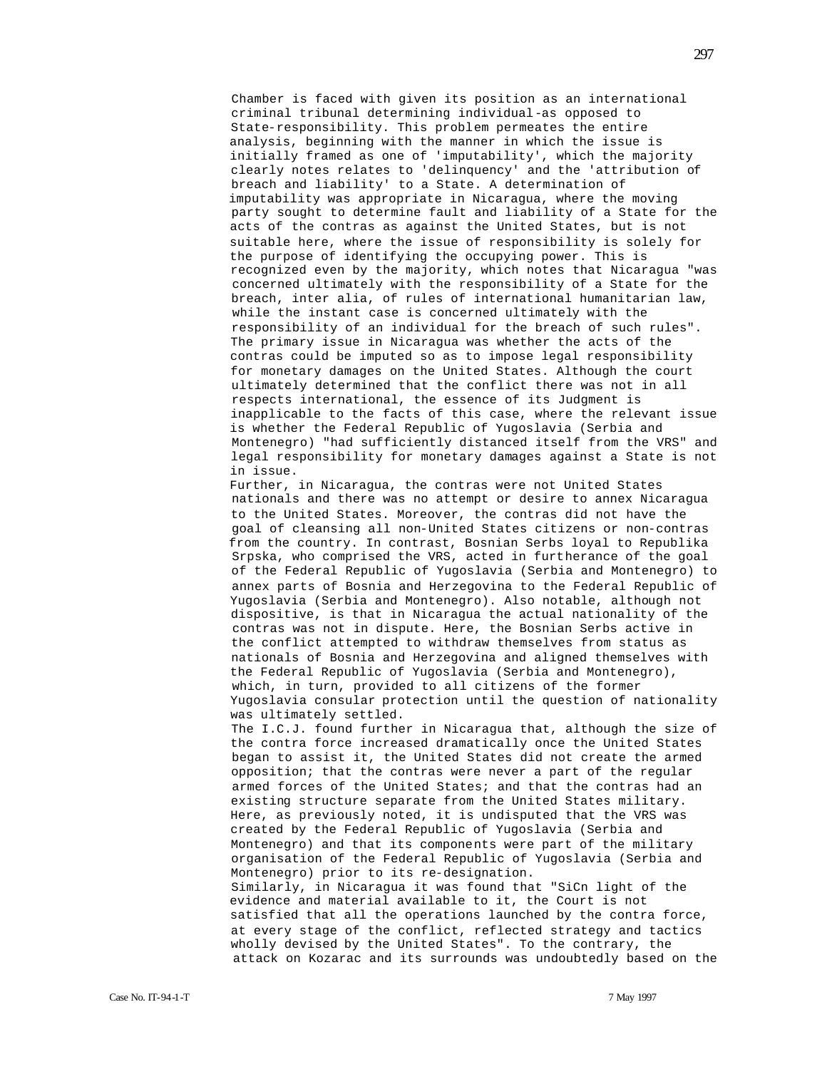Chamber is faced with given its position as an international criminal tribunal determining individual-as opposed to State-responsibility. This problem permeates the entire analysis, beginning with the manner in which the issue is initially framed as one of 'imputability', which the majority clearly notes relates to 'delinquency' and the 'attribution of breach and liability' to a State. A determination of imputability was appropriate in Nicaragua, where the moving party sought to determine fault and liability of a State for the acts of the contras as against the United States, but is not suitable here, where the issue of responsibility is solely for the purpose of identifying the occupying power. This is recognized even by the majority, which notes that Nicaragua "was concerned ultimately with the responsibility of a State for the breach, inter alia, of rules of international humanitarian law, while the instant case is concerned ultimately with the responsibility of an individual for the breach of such rules". The primary issue in Nicaragua was whether the acts of the contras could be imputed so as to impose legal responsibility for monetary damages on the United States. Although the court ultimately determined that the conflict there was not in all respects international, the essence of its Judgment is inapplicable to the facts of this case, where the relevant issue is whether the Federal Republic of Yugoslavia (Serbia and Montenegro) "had sufficiently distanced itself from the VRS" and legal responsibility for monetary damages against a State is not in issue.

Further, in Nicaragua, the contras were not United States nationals and there was no attempt or desire to annex Nicaragua to the United States. Moreover, the contras did not have the goal of cleansing all non-United States citizens or non-contras from the country. In contrast, Bosnian Serbs loyal to Republika Srpska, who comprised the VRS, acted in furtherance of the goal of the Federal Republic of Yugoslavia (Serbia and Montenegro) to annex parts of Bosnia and Herzegovina to the Federal Republic of Yugoslavia (Serbia and Montenegro). Also notable, although not dispositive, is that in Nicaragua the actual nationality of the contras was not in dispute. Here, the Bosnian Serbs active in the conflict attempted to withdraw themselves from status as nationals of Bosnia and Herzegovina and aligned themselves with the Federal Republic of Yugoslavia (Serbia and Montenegro), which, in turn, provided to all citizens of the former Yugoslavia consular protection until the question of nationality was ultimately settled.

The I.C.J. found further in Nicaragua that, although the size of the contra force increased dramatically once the United States began to assist it, the United States did not create the armed opposition; that the contras were never a part of the regular armed forces of the United States; and that the contras had an existing structure separate from the United States military. Here, as previously noted, it is undisputed that the VRS was created by the Federal Republic of Yugoslavia (Serbia and Montenegro) and that its components were part of the military organisation of the Federal Republic of Yugoslavia (Serbia and Montenegro) prior to its re-designation.

Similarly, in Nicaragua it was found that "SiCn light of the evidence and material available to it, the Court is not satisfied that all the operations launched by the contra force, at every stage of the conflict, reflected strategy and tactics wholly devised by the United States". To the contrary, the attack on Kozarac and its surrounds was undoubtedly based on the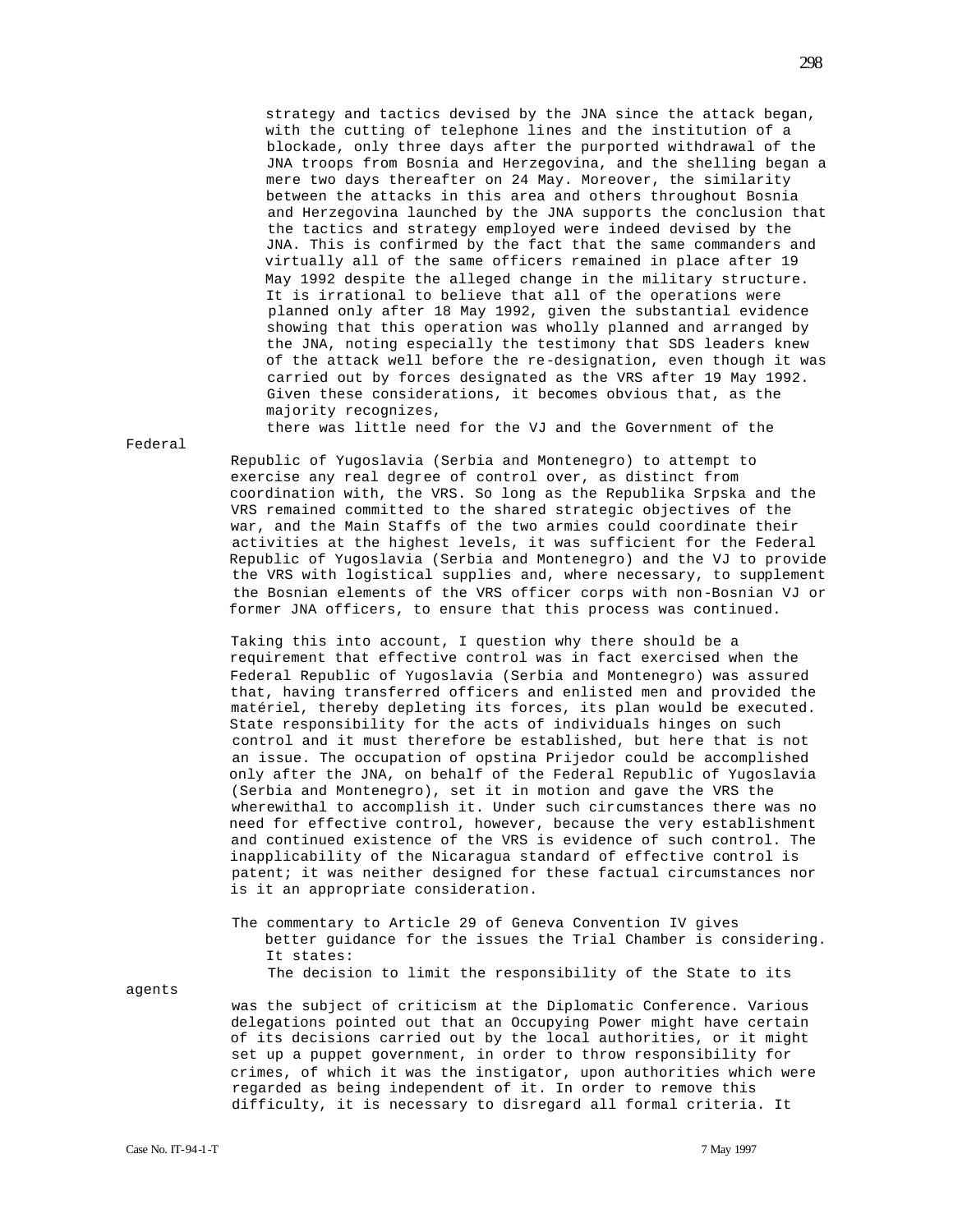strategy and tactics devised by the JNA since the attack began, with the cutting of telephone lines and the institution of a blockade, only three days after the purported withdrawal of the JNA troops from Bosnia and Herzegovina, and the shelling began a mere two days thereafter on 24 May. Moreover, the similarity between the attacks in this area and others throughout Bosnia and Herzegovina launched by the JNA supports the conclusion that the tactics and strategy employed were indeed devised by the JNA. This is confirmed by the fact that the same commanders and virtually all of the same officers remained in place after 19 May 1992 despite the alleged change in the military structure. It is irrational to believe that all of the operations were planned only after 18 May 1992, given the substantial evidence showing that this operation was wholly planned and arranged by the JNA, noting especially the testimony that SDS leaders knew of the attack well before the re-designation, even though it was carried out by forces designated as the VRS after 19 May 1992. Given these considerations, it becomes obvious that, as the majority recognizes,

> there was little need for the VJ and the Government of the Federal Republic of Yugoslavia (Serbia and Montenegro) to attempt to exercise any real degree of control over, as distinct from coordination with, the VRS. So long as the Republika Srpska and the VRS remained committed to the shared strategic objectives of the war, and the Main Staffs of the two armies could coordinate their activities at the highest levels, it was sufficient for the Federal Republic of Yugoslavia (Serbia and Montenegro) and the VJ to provide the VRS with logistical supplies and, where necessary, to supplement the Bosnian elements of the VRS officer corps with non-Bosnian VJ or former JNA officers, to ensure that this process was continued.

Taking this into account, I question why there should be a requirement that effective control was in fact exercised when the Federal Republic of Yugoslavia (Serbia and Montenegro) was assured that, having transferred officers and enlisted men and provided the matériel, thereby depleting its forces, its plan would be executed. State responsibility for the acts of individuals hinges on such control and it must therefore be established, but here that is not an issue. The occupation of opstina Prijedor could be accomplished only after the JNA, on behalf of the Federal Republic of Yugoslavia (Serbia and Montenegro), set it in motion and gave the VRS the wherewithal to accomplish it. Under such circumstances there was no need for effective control, however, because the very establishment and continued existence of the VRS is evidence of such control. The inapplicability of the Nicaragua standard of effective control is patent; it was neither designed for these factual circumstances nor is it an appropriate consideration.

The commentary to Article 29 of Geneva Convention IV gives better guidance for the issues the Trial Chamber is considering. It states:

> The decision to limit the responsibility of the State to its agents was the subject of criticism at the Diplomatic Conference. Various delegations pointed out that an Occupying Power might have certain of its decisions carried out by the local authorities, or it might set up a puppet government, in order to throw responsibility for crimes, of which it was the instigator, upon authorities which were regarded as being independent of it. In order to remove this difficulty, it is necessary to disregard all formal criteria. It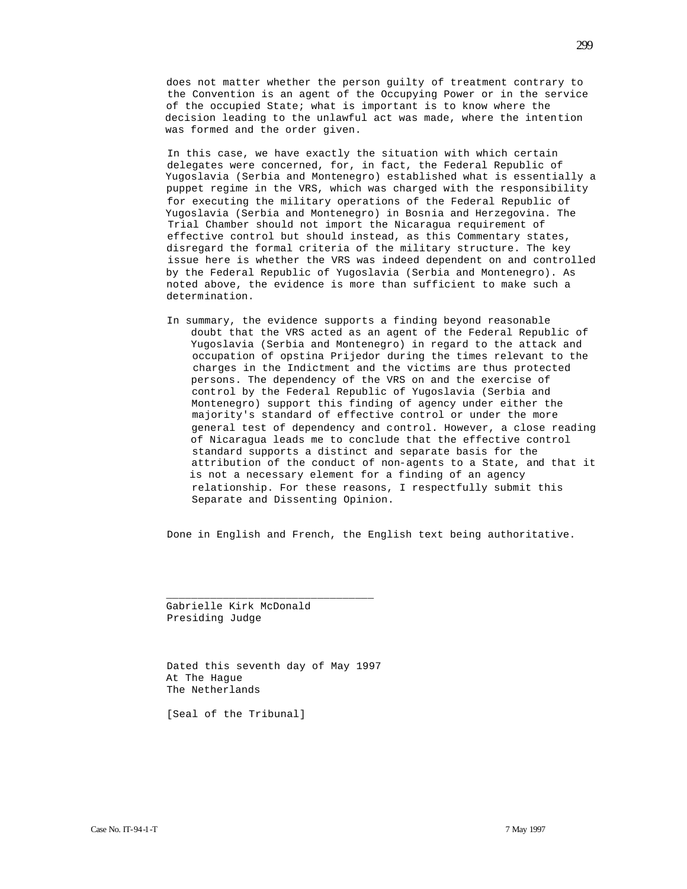does not matter whether the person guilty of treatment contrary to the Convention is an agent of the Occupying Power or in the service of the occupied State; what is important is to know where the decision leading to the unlawful act was made, where the intention was formed and the order given.

In this case, we have exactly the situation with which certain delegates were concerned, for, in fact, the Federal Republic of Yugoslavia (Serbia and Montenegro) established what is essentially a puppet regime in the VRS, which was charged with the responsibility for executing the military operations of the Federal Republic of Yugoslavia (Serbia and Montenegro) in Bosnia and Herzegovina. The Trial Chamber should not import the Nicaragua requirement of effective control but should instead, as this Commentary states, disregard the formal criteria of the military structure. The key issue here is whether the VRS was indeed dependent on and controlled by the Federal Republic of Yugoslavia (Serbia and Montenegro). As noted above, the evidence is more than sufficient to make such a determination.

In summary, the evidence supports a finding beyond reasonable doubt that the VRS acted as an agent of the Federal Republic of Yugoslavia (Serbia and Montenegro) in regard to the attack and occupation of opstina Prijedor during the times relevant to the charges in the Indictment and the victims are thus protected persons. The dependency of the VRS on and the exercise of control by the Federal Republic of Yugoslavia (Serbia and Montenegro) support this finding of agency under either the majority's standard of effective control or under the more general test of dependency and control. However, a close reading of Nicaragua leads me to conclude that the effective control standard supports a distinct and separate basis for the attribution of the conduct of non-agents to a State, and that it is not a necessary element for a finding of an agency relationship. For these reasons, I respectfully submit this Separate and Dissenting Opinion.

Done in English and French, the English text being authoritative.

________________________________

Gabrielle Kirk McDonald
Presiding Judge

Dated this seventh day of May 1997
At The Hague
The Netherlands

[Seal of the Tribunal]